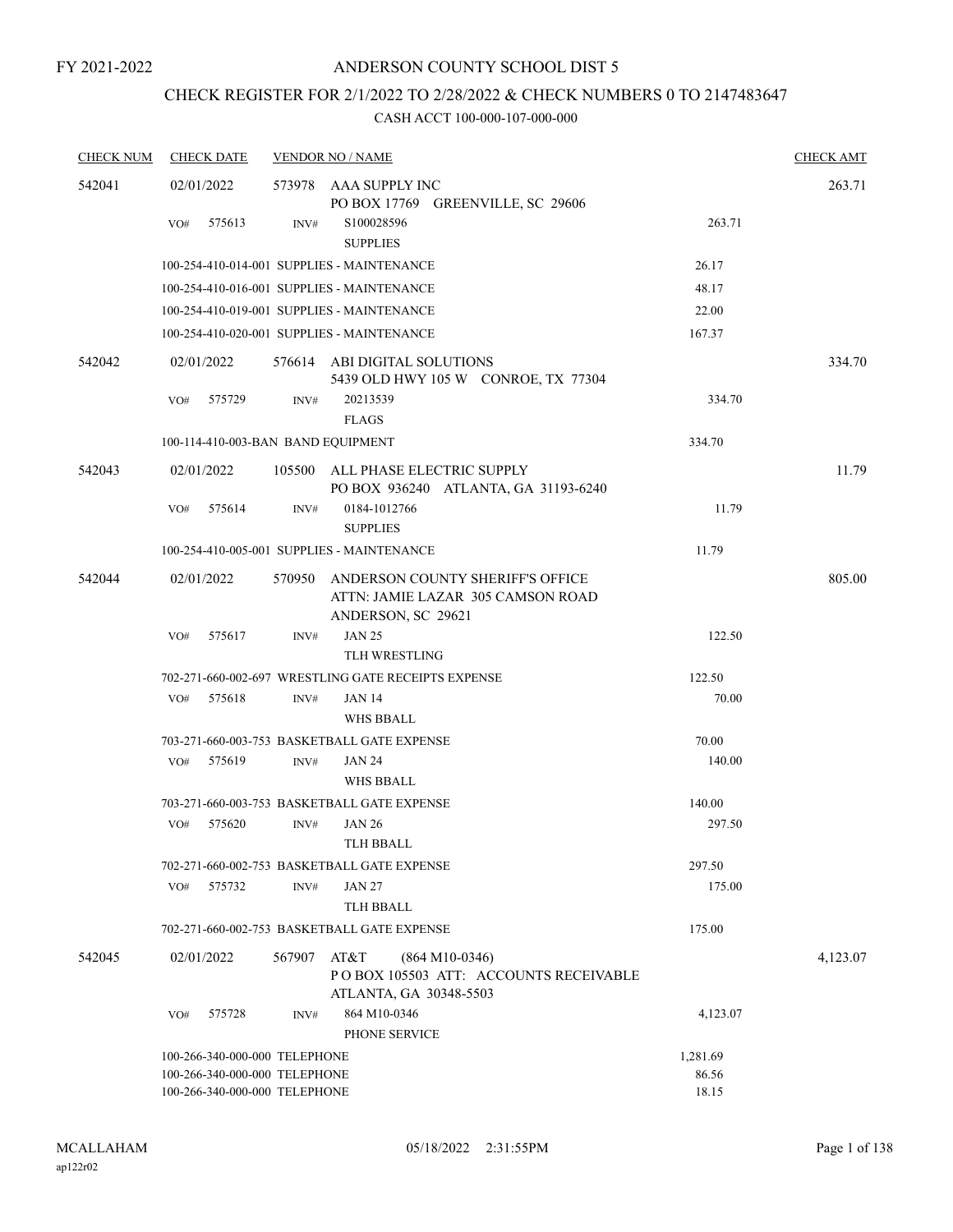FY 2021-2022

# ANDERSON COUNTY SCHOOL DIST 5

## CHECK REGISTER FOR 2/1/2022 TO 2/28/2022 & CHECK NUMBERS 0 TO 2147483647

### CASH ACCT 100-000-107-000-000

| CHECK NUM | CHECK DATE | VENDOR NO / NAME | | CHECK AMT |
|---|---|---|---|---|
| 542041 | 02/01/2022 | 573978 AAA SUPPLY INC<br>PO BOX 17769 GREENVILLE, SC 29606 | | 263.71 |
| | VO# 575613 | INV# S100028596<br>SUPPLIES | 263.71 | |
| | 100-254-410-014-001 SUPPLIES - MAINTENANCE | | 26.17 | |
| | 100-254-410-016-001 SUPPLIES - MAINTENANCE | | 48.17 | |
| | 100-254-410-019-001 SUPPLIES - MAINTENANCE | | 22.00 | |
| | 100-254-410-020-001 SUPPLIES - MAINTENANCE | | 167.37 | |
| 542042 | 02/01/2022 | 576614 ABI DIGITAL SOLUTIONS<br>5439 OLD HWY 105 W CONROE, TX 77304 | | 334.70 |
| | VO# 575729 | INV# 20213539<br>FLAGS | 334.70 | |
| | 100-114-410-003-BAN BAND EQUIPMENT | | 334.70 | |
| 542043 | 02/01/2022 | 105500 ALL PHASE ELECTRIC SUPPLY<br>PO BOX 936240 ATLANTA, GA 31193-6240 | | 11.79 |
| | VO# 575614 | INV# 0184-1012766<br>SUPPLIES | 11.79 | |
| | 100-254-410-005-001 SUPPLIES - MAINTENANCE | | 11.79 | |
| 542044 | 02/01/2022 | 570950 ANDERSON COUNTY SHERIFF'S OFFICE<br>ATTN: JAMIE LAZAR 305 CAMSON ROAD<br>ANDERSON, SC 29621 | | 805.00 |
| | VO# 575617 | INV# JAN 25<br>TLH WRESTLING | 122.50 | |
| | 702-271-660-002-697 WRESTLING GATE RECEIPTS EXPENSE | | 122.50 | |
| | VO# 575618 | INV# JAN 14<br>WHS BBALL | 70.00 | |
| | 703-271-660-003-753 BASKETBALL GATE EXPENSE | | 70.00 | |
| | VO# 575619 | INV# JAN 24<br>WHS BBALL | 140.00 | |
| | 703-271-660-003-753 BASKETBALL GATE EXPENSE | | 140.00 | |
| | VO# 575620 | INV# JAN 26<br>TLH BBALL | 297.50 | |
| | 702-271-660-002-753 BASKETBALL GATE EXPENSE | | 297.50 | |
| | VO# 575732 | INV# JAN 27<br>TLH BBALL | 175.00 | |
| | 702-271-660-002-753 BASKETBALL GATE EXPENSE | | 175.00 | |
| 542045 | 02/01/2022 | 567907 AT&T (864 M10-0346)<br>P O BOX 105503 ATT: ACCOUNTS RECEIVABLE<br>ATLANTA, GA 30348-5503 | | 4,123.07 |
| | VO# 575728 | INV# 864 M10-0346<br>PHONE SERVICE | 4,123.07 | |
| | 100-266-340-000-000 TELEPHONE | | 1,281.69 | |
| | 100-266-340-000-000 TELEPHONE | | 86.56 | |
| | 100-266-340-000-000 TELEPHONE | | 18.15 | |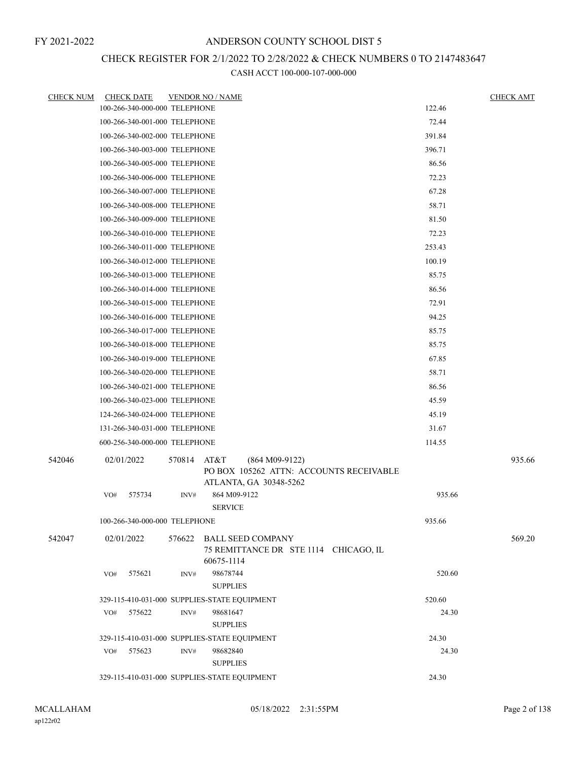FY 2021-2022

ANDERSON COUNTY SCHOOL DIST 5

CHECK REGISTER FOR 2/1/2022 TO 2/28/2022 & CHECK NUMBERS 0 TO 2147483647

CASH ACCT 100-000-107-000-000

| CHECK NUM | CHECK DATE | VENDOR NO / NAME | | CHECK AMT |
|---|---|---|---|---|
| | 100-266-340-000-000 TELEPHONE | | 122.46 | |
| | 100-266-340-001-000 TELEPHONE | | 72.44 | |
| | 100-266-340-002-000 TELEPHONE | | 391.84 | |
| | 100-266-340-003-000 TELEPHONE | | 396.71 | |
| | 100-266-340-005-000 TELEPHONE | | 86.56 | |
| | 100-266-340-006-000 TELEPHONE | | 72.23 | |
| | 100-266-340-007-000 TELEPHONE | | 67.28 | |
| | 100-266-340-008-000 TELEPHONE | | 58.71 | |
| | 100-266-340-009-000 TELEPHONE | | 81.50 | |
| | 100-266-340-010-000 TELEPHONE | | 72.23 | |
| | 100-266-340-011-000 TELEPHONE | | 253.43 | |
| | 100-266-340-012-000 TELEPHONE | | 100.19 | |
| | 100-266-340-013-000 TELEPHONE | | 85.75 | |
| | 100-266-340-014-000 TELEPHONE | | 86.56 | |
| | 100-266-340-015-000 TELEPHONE | | 72.91 | |
| | 100-266-340-016-000 TELEPHONE | | 94.25 | |
| | 100-266-340-017-000 TELEPHONE | | 85.75 | |
| | 100-266-340-018-000 TELEPHONE | | 85.75 | |
| | 100-266-340-019-000 TELEPHONE | | 67.85 | |
| | 100-266-340-020-000 TELEPHONE | | 58.71 | |
| | 100-266-340-021-000 TELEPHONE | | 86.56 | |
| | 100-266-340-023-000 TELEPHONE | | 45.59 | |
| | 124-266-340-024-000 TELEPHONE | | 45.19 | |
| | 131-266-340-031-000 TELEPHONE | | 31.67 | |
| | 600-256-340-000-000 TELEPHONE | | 114.55 | |
| 542046 | 02/01/2022 | 570814 AT&T (864 M09-9122)<br>PO BOX 105262 ATTN: ACCOUNTS RECEIVABLE<br>ATLANTA, GA 30348-5262 | | 935.66 |
| | VO# 575734 | INV# 864 M09-9122<br>SERVICE | 935.66 | |
| | 100-266-340-000-000 TELEPHONE | | 935.66 | |
| 542047 | 02/01/2022 | 576622 BALL SEED COMPANY<br>75 REMITTANCE DR STE 1114 CHICAGO, IL<br>60675-1114 | | 569.20 |
| | VO# 575621 | INV# 98678744<br>SUPPLIES | 520.60 | |
| | 329-115-410-031-000 SUPPLIES-STATE EQUIPMENT | | 520.60 | |
| | VO# 575622 | INV# 98681647<br>SUPPLIES | 24.30 | |
| | 329-115-410-031-000 SUPPLIES-STATE EQUIPMENT | | 24.30 | |
| | VO# 575623 | INV# 98682840<br>SUPPLIES | 24.30 | |
| | 329-115-410-031-000 SUPPLIES-STATE EQUIPMENT | | 24.30 | |

MCALLAHAM
ap122r02

05/18/2022 2:31:55PM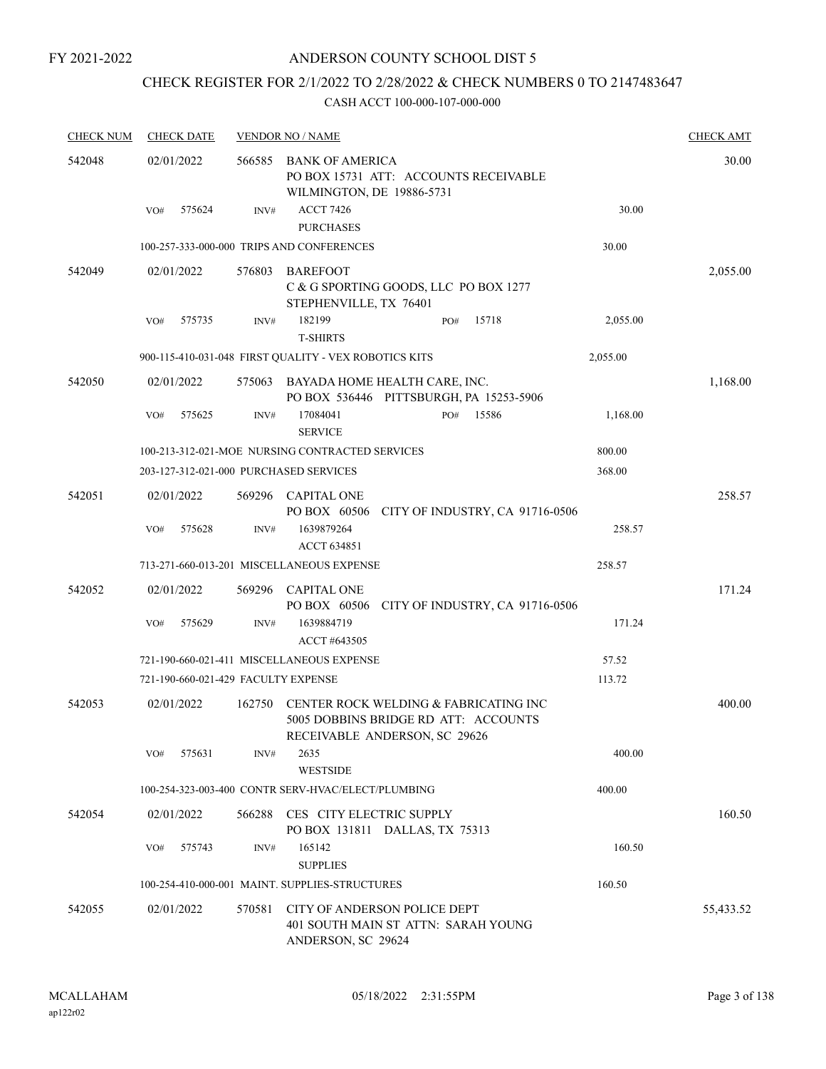FY 2021-2022

# ANDERSON COUNTY SCHOOL DIST 5

## CHECK REGISTER FOR 2/1/2022 TO 2/28/2022 & CHECK NUMBERS 0 TO 2147483647

CASH ACCT 100-000-107-000-000

| CHECK NUM | CHECK DATE | VENDOR NO / NAME | | CHECK AMT |
|---|---|---|---|---|
| 542048 | 02/01/2022 | 566585 BANK OF AMERICA<br>PO BOX 15731 ATT: ACCOUNTS RECEIVABLE<br>WILMINGTON, DE 19886-5731 | | 30.00 |
| | VO# 575624 | INV# ACCT 7426<br>PURCHASES | 30.00 | |
| | | 100-257-333-000-000 TRIPS AND CONFERENCES | 30.00 | |
| 542049 | 02/01/2022 | 576803 BAREFOOT<br>C & G SPORTING GOODS, LLC PO BOX 1277<br>STEPHENVILLE, TX 76401 | | 2,055.00 |
| | VO# 575735 | INV# 182199 PO# 15718<br>T-SHIRTS | 2,055.00 | |
| | | 900-115-410-031-048 FIRST QUALITY - VEX ROBOTICS KITS | 2,055.00 | |
| 542050 | 02/01/2022 | 575063 BAYADA HOME HEALTH CARE, INC.<br>PO BOX 536446 PITTSBURGH, PA 15253-5906 | | 1,168.00 |
| | VO# 575625 | INV# 17084041 PO# 15586<br>SERVICE | 1,168.00 | |
| | | 100-213-312-021-MOE NURSING CONTRACTED SERVICES | 800.00 | |
| | | 203-127-312-021-000 PURCHASED SERVICES | 368.00 | |
| 542051 | 02/01/2022 | 569296 CAPITAL ONE<br>PO BOX 60506 CITY OF INDUSTRY, CA 91716-0506 | | 258.57 |
| | VO# 575628 | INV# 1639879264<br>ACCT 634851 | 258.57 | |
| | | 713-271-660-013-201 MISCELLANEOUS EXPENSE | 258.57 | |
| 542052 | 02/01/2022 | 569296 CAPITAL ONE<br>PO BOX 60506 CITY OF INDUSTRY, CA 91716-0506 | | 171.24 |
| | VO# 575629 | INV# 1639884719<br>ACCT #643505 | 171.24 | |
| | | 721-190-660-021-411 MISCELLANEOUS EXPENSE | 57.52 | |
| | | 721-190-660-021-429 FACULTY EXPENSE | 113.72 | |
| 542053 | 02/01/2022 | 162750 CENTER ROCK WELDING & FABRICATING INC<br>5005 DOBBINS BRIDGE RD ATT: ACCOUNTS<br>RECEIVABLE ANDERSON, SC 29626 | | 400.00 |
| | VO# 575631 | INV# 2635<br>WESTSIDE | 400.00 | |
| | | 100-254-323-003-400 CONTR SERV-HVAC/ELECT/PLUMBING | 400.00 | |
| 542054 | 02/01/2022 | 566288 CES CITY ELECTRIC SUPPLY<br>PO BOX 131811 DALLAS, TX 75313 | | 160.50 |
| | VO# 575743 | INV# 165142<br>SUPPLIES | 160.50 | |
| | | 100-254-410-000-001 MAINT. SUPPLIES-STRUCTURES | 160.50 | |
| 542055 | 02/01/2022 | 570581 CITY OF ANDERSON POLICE DEPT<br>401 SOUTH MAIN ST ATTN: SARAH YOUNG<br>ANDERSON, SC 29624 | | 55,433.52 |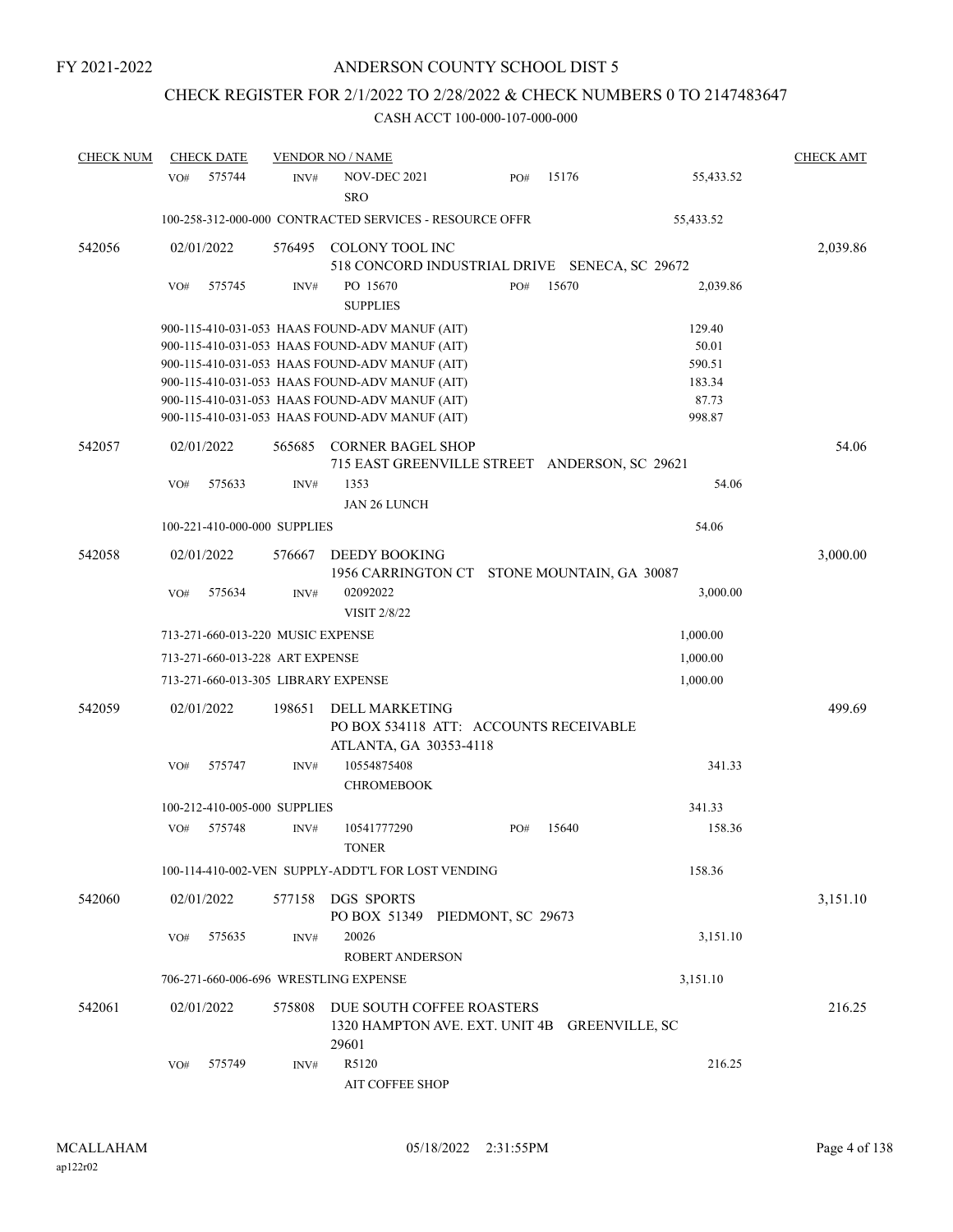FY 2021-2022

# ANDERSON COUNTY SCHOOL DIST 5

## CHECK REGISTER FOR 2/1/2022 TO 2/28/2022 & CHECK NUMBERS 0 TO 2147483647

### CASH ACCT 100-000-107-000-000

| CHECK NUM | CHECK DATE | VENDOR NO / NAME | | | CHECK AMT |
|---|---|---|---|---|---|
| | VO# 575744 | INV# NOV-DEC 2021 SRO | PO# 15176 | 55,433.52 | |
| | 100-258-312-000-000 CONTRACTED SERVICES - RESOURCE OFFR | | | 55,433.52 | |
| 542056 | 02/01/2022 | 576495 COLONY TOOL INC<br>518 CONCORD INDUSTRIAL DRIVE SENECA, SC 29672 | | | 2,039.86 |
| | VO# 575745 | INV# PO 15670 SUPPLIES | PO# 15670 | 2,039.86 | |
| | 900-115-410-031-053 HAAS FOUND-ADV MANUF (AIT) | | | 129.40 | |
| | 900-115-410-031-053 HAAS FOUND-ADV MANUF (AIT) | | | 50.01 | |
| | 900-115-410-031-053 HAAS FOUND-ADV MANUF (AIT) | | | 590.51 | |
| | 900-115-410-031-053 HAAS FOUND-ADV MANUF (AIT) | | | 183.34 | |
| | 900-115-410-031-053 HAAS FOUND-ADV MANUF (AIT) | | | 87.73 | |
| | 900-115-410-031-053 HAAS FOUND-ADV MANUF (AIT) | | | 998.87 | |
| 542057 | 02/01/2022 | 565685 CORNER BAGEL SHOP<br>715 EAST GREENVILLE STREET ANDERSON, SC 29621 | | | 54.06 |
| | VO# 575633 | INV# 1353 JAN 26 LUNCH | | 54.06 | |
| | 100-221-410-000-000 SUPPLIES | | | 54.06 | |
| 542058 | 02/01/2022 | 576667 DEEDY BOOKING<br>1956 CARRINGTON CT STONE MOUNTAIN, GA 30087 | | | 3,000.00 |
| | VO# 575634 | INV# 02092022 VISIT 2/8/22 | | 3,000.00 | |
| | 713-271-660-013-220 MUSIC EXPENSE | | | 1,000.00 | |
| | 713-271-660-013-228 ART EXPENSE | | | 1,000.00 | |
| | 713-271-660-013-305 LIBRARY EXPENSE | | | 1,000.00 | |
| 542059 | 02/01/2022 | 198651 DELL MARKETING<br>PO BOX 534118 ATT: ACCOUNTS RECEIVABLE<br>ATLANTA, GA 30353-4118 | | | 499.69 |
| | VO# 575747 | INV# 10554875408 CHROMEBOOK | | 341.33 | |
| | 100-212-410-005-000 SUPPLIES | | | 341.33 | |
| | VO# 575748 | INV# 10541777290 TONER | PO# 15640 | 158.36 | |
| | 100-114-410-002-VEN SUPPLY-ADDT'L FOR LOST VENDING | | | 158.36 | |
| 542060 | 02/01/2022 | 577158 DGS SPORTS<br>PO BOX 51349 PIEDMONT, SC 29673 | | | 3,151.10 |
| | VO# 575635 | INV# 20026 ROBERT ANDERSON | | 3,151.10 | |
| | 706-271-660-006-696 WRESTLING EXPENSE | | | 3,151.10 | |
| 542061 | 02/01/2022 | 575808 DUE SOUTH COFFEE ROASTERS<br>1320 HAMPTON AVE. EXT. UNIT 4B GREENVILLE, SC 29601 | | | 216.25 |
| | VO# 575749 | INV# R5120 AIT COFFEE SHOP | | 216.25 | |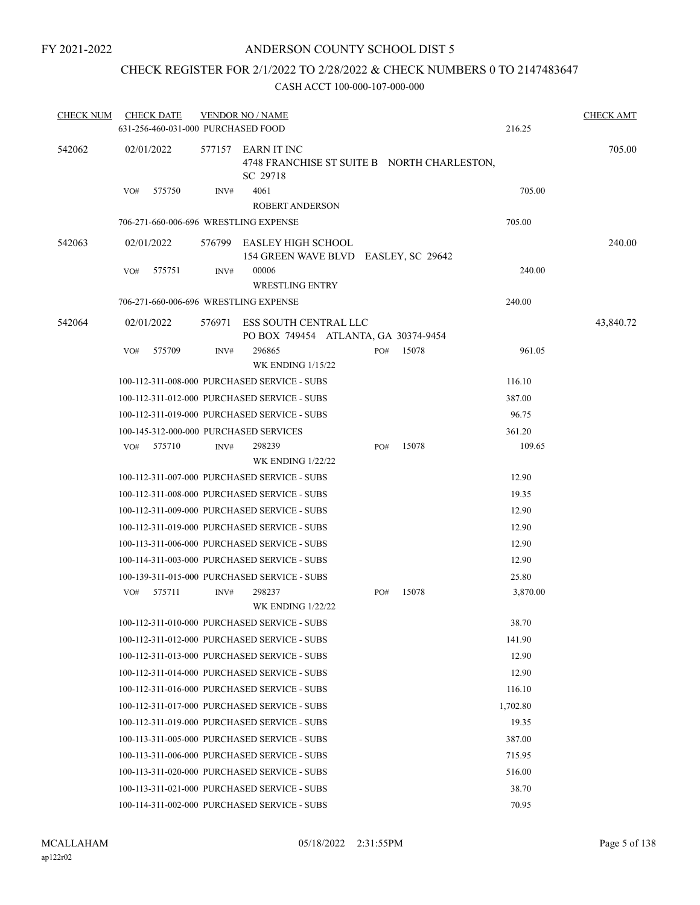FY 2021-2022

ANDERSON COUNTY SCHOOL DIST 5

CHECK REGISTER FOR 2/1/2022 TO 2/28/2022 & CHECK NUMBERS 0 TO 2147483647

CASH ACCT 100-000-107-000-000

| CHECK NUM | CHECK DATE | VENDOR NO / NAME | | CHECK AMT |
|---|---|---|---|---|
| | 631-256-460-031-000 PURCHASED FOOD | | 216.25 | |
| 542062 | 02/01/2022 | 577157 EARN IT INC<br>4748 FRANCHISE ST SUITE B NORTH CHARLESTON, SC 29718 | | 705.00 |
| | VO# 575750 | INV# 4061<br>ROBERT ANDERSON | 705.00 | |
| | 706-271-660-006-696 WRESTLING EXPENSE | | 705.00 | |
| 542063 | 02/01/2022 | 576799 EASLEY HIGH SCHOOL<br>154 GREEN WAVE BLVD EASLEY, SC 29642 | | 240.00 |
| | VO# 575751 | INV# 00006<br>WRESTLING ENTRY | 240.00 | |
| | 706-271-660-006-696 WRESTLING EXPENSE | | 240.00 | |
| 542064 | 02/01/2022 | 576971 ESS SOUTH CENTRAL LLC<br>PO BOX 749454 ATLANTA, GA 30374-9454 | | 43,840.72 |
| | VO# 575709 | INV# 296865 PO# 15078<br>WK ENDING 1/15/22 | 961.05 | |
| | 100-112-311-008-000 PURCHASED SERVICE - SUBS | | 116.10 | |
| | 100-112-311-012-000 PURCHASED SERVICE - SUBS | | 387.00 | |
| | 100-112-311-019-000 PURCHASED SERVICE - SUBS | | 96.75 | |
| | 100-145-312-000-000 PURCHASED SERVICES | | 361.20 | |
| | VO# 575710 | INV# 298239 PO# 15078<br>WK ENDING 1/22/22 | 109.65 | |
| | 100-112-311-007-000 PURCHASED SERVICE - SUBS | | 12.90 | |
| | 100-112-311-008-000 PURCHASED SERVICE - SUBS | | 19.35 | |
| | 100-112-311-009-000 PURCHASED SERVICE - SUBS | | 12.90 | |
| | 100-112-311-019-000 PURCHASED SERVICE - SUBS | | 12.90 | |
| | 100-113-311-006-000 PURCHASED SERVICE - SUBS | | 12.90 | |
| | 100-114-311-003-000 PURCHASED SERVICE - SUBS | | 12.90 | |
| | 100-139-311-015-000 PURCHASED SERVICE - SUBS | | 25.80 | |
| | VO# 575711 | INV# 298237 PO# 15078<br>WK ENDING 1/22/22 | 3,870.00 | |
| | 100-112-311-010-000 PURCHASED SERVICE - SUBS | | 38.70 | |
| | 100-112-311-012-000 PURCHASED SERVICE - SUBS | | 141.90 | |
| | 100-112-311-013-000 PURCHASED SERVICE - SUBS | | 12.90 | |
| | 100-112-311-014-000 PURCHASED SERVICE - SUBS | | 12.90 | |
| | 100-112-311-016-000 PURCHASED SERVICE - SUBS | | 116.10 | |
| | 100-112-311-017-000 PURCHASED SERVICE - SUBS | | 1,702.80 | |
| | 100-112-311-019-000 PURCHASED SERVICE - SUBS | | 19.35 | |
| | 100-113-311-005-000 PURCHASED SERVICE - SUBS | | 387.00 | |
| | 100-113-311-006-000 PURCHASED SERVICE - SUBS | | 715.95 | |
| | 100-113-311-020-000 PURCHASED SERVICE - SUBS | | 516.00 | |
| | 100-113-311-021-000 PURCHASED SERVICE - SUBS | | 38.70 | |
| | 100-114-311-002-000 PURCHASED SERVICE - SUBS | | 70.95 | |

MCALLAHAM 05/18/2022 2:31:55PM
ap122r02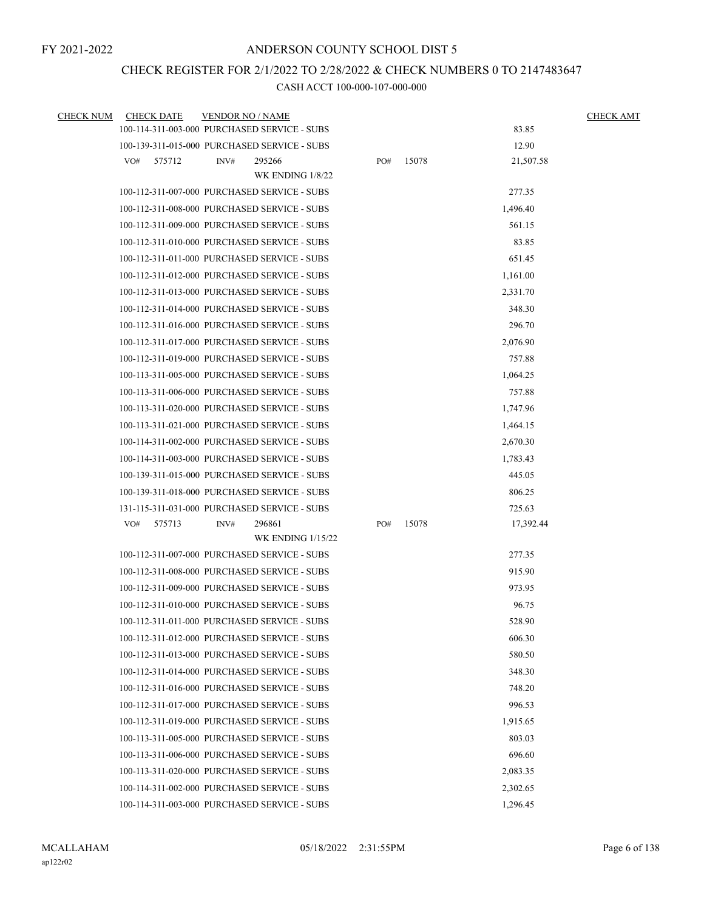FY 2021-2022

# ANDERSON COUNTY SCHOOL DIST 5

## CHECK REGISTER FOR 2/1/2022 TO 2/28/2022 & CHECK NUMBERS 0 TO 2147483647

### CASH ACCT 100-000-107-000-000

| CHECK NUM | CHECK DATE | VENDOR NO / NAME | | | CHECK AMT |
|---|---|---|---|---|---|
| | | 100-114-311-003-000 PURCHASED SERVICE - SUBS | | 83.85 | |
| | | 100-139-311-015-000 PURCHASED SERVICE - SUBS | | 12.90 | |
| | VO# 575712 | INV# 295266 | PO# 15078 | 21,507.58 | |
| | | WK ENDING 1/8/22 | | | |
| | | 100-112-311-007-000 PURCHASED SERVICE - SUBS | | 277.35 | |
| | | 100-112-311-008-000 PURCHASED SERVICE - SUBS | | 1,496.40 | |
| | | 100-112-311-009-000 PURCHASED SERVICE - SUBS | | 561.15 | |
| | | 100-112-311-010-000 PURCHASED SERVICE - SUBS | | 83.85 | |
| | | 100-112-311-011-000 PURCHASED SERVICE - SUBS | | 651.45 | |
| | | 100-112-311-012-000 PURCHASED SERVICE - SUBS | | 1,161.00 | |
| | | 100-112-311-013-000 PURCHASED SERVICE - SUBS | | 2,331.70 | |
| | | 100-112-311-014-000 PURCHASED SERVICE - SUBS | | 348.30 | |
| | | 100-112-311-016-000 PURCHASED SERVICE - SUBS | | 296.70 | |
| | | 100-112-311-017-000 PURCHASED SERVICE - SUBS | | 2,076.90 | |
| | | 100-112-311-019-000 PURCHASED SERVICE - SUBS | | 757.88 | |
| | | 100-113-311-005-000 PURCHASED SERVICE - SUBS | | 1,064.25 | |
| | | 100-113-311-006-000 PURCHASED SERVICE - SUBS | | 757.88 | |
| | | 100-113-311-020-000 PURCHASED SERVICE - SUBS | | 1,747.96 | |
| | | 100-113-311-021-000 PURCHASED SERVICE - SUBS | | 1,464.15 | |
| | | 100-114-311-002-000 PURCHASED SERVICE - SUBS | | 2,670.30 | |
| | | 100-114-311-003-000 PURCHASED SERVICE - SUBS | | 1,783.43 | |
| | | 100-139-311-015-000 PURCHASED SERVICE - SUBS | | 445.05 | |
| | | 100-139-311-018-000 PURCHASED SERVICE - SUBS | | 806.25 | |
| | | 131-115-311-031-000 PURCHASED SERVICE - SUBS | | 725.63 | |
| | VO# 575713 | INV# 296861 | PO# 15078 | 17,392.44 | |
| | | WK ENDING 1/15/22 | | | |
| | | 100-112-311-007-000 PURCHASED SERVICE - SUBS | | 277.35 | |
| | | 100-112-311-008-000 PURCHASED SERVICE - SUBS | | 915.90 | |
| | | 100-112-311-009-000 PURCHASED SERVICE - SUBS | | 973.95 | |
| | | 100-112-311-010-000 PURCHASED SERVICE - SUBS | | 96.75 | |
| | | 100-112-311-011-000 PURCHASED SERVICE - SUBS | | 528.90 | |
| | | 100-112-311-012-000 PURCHASED SERVICE - SUBS | | 606.30 | |
| | | 100-112-311-013-000 PURCHASED SERVICE - SUBS | | 580.50 | |
| | | 100-112-311-014-000 PURCHASED SERVICE - SUBS | | 348.30 | |
| | | 100-112-311-016-000 PURCHASED SERVICE - SUBS | | 748.20 | |
| | | 100-112-311-017-000 PURCHASED SERVICE - SUBS | | 996.53 | |
| | | 100-112-311-019-000 PURCHASED SERVICE - SUBS | | 1,915.65 | |
| | | 100-113-311-005-000 PURCHASED SERVICE - SUBS | | 803.03 | |
| | | 100-113-311-006-000 PURCHASED SERVICE - SUBS | | 696.60 | |
| | | 100-113-311-020-000 PURCHASED SERVICE - SUBS | | 2,083.35 | |
| | | 100-114-311-002-000 PURCHASED SERVICE - SUBS | | 2,302.65 | |
| | | 100-114-311-003-000 PURCHASED SERVICE - SUBS | | 1,296.45 | |

MCALLAHAM
ap122r02

05/18/2022 2:31:55PM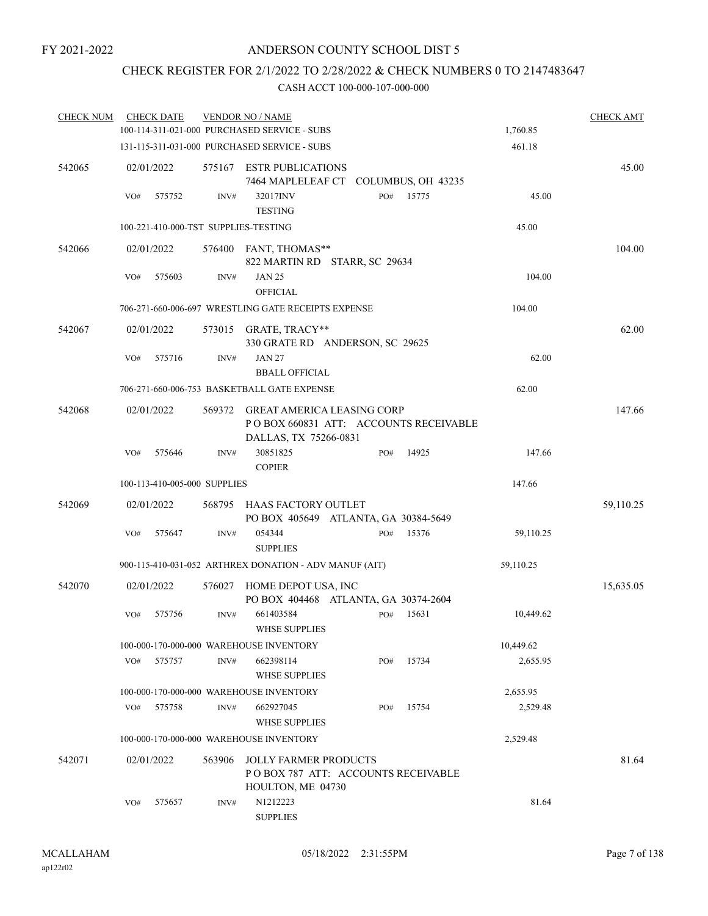FY 2021-2022

# ANDERSON COUNTY SCHOOL DIST 5

## CHECK REGISTER FOR 2/1/2022 TO 2/28/2022 & CHECK NUMBERS 0 TO 2147483647

CASH ACCT 100-000-107-000-000

| CHECK NUM | CHECK DATE | VENDOR NO / NAME | | | CHECK AMT |
|---|---|---|---|---|---|
| | 100-114-311-021-000 PURCHASED SERVICE - SUBS | | | 1,760.85 | |
| | 131-115-311-031-000 PURCHASED SERVICE - SUBS | | | 461.18 | |
| 542065 | 02/01/2022 | 575167 ESTR PUBLICATIONS<br>7464 MAPLELEAF CT COLUMBUS, OH 43235 | | | 45.00 |
| | VO# 575752 | INV# 32017INV<br>TESTING | PO# 15775 | 45.00 | |
| | 100-221-410-000-TST SUPPLIES-TESTING | | | 45.00 | |
| 542066 | 02/01/2022 | 576400 FANT, THOMAS**<br>822 MARTIN RD STARR, SC 29634 | | | 104.00 |
| | VO# 575603 | INV# JAN 25<br>OFFICIAL | | 104.00 | |
| | 706-271-660-006-697 WRESTLING GATE RECEIPTS EXPENSE | | | 104.00 | |
| 542067 | 02/01/2022 | 573015 GRATE, TRACY**<br>330 GRATE RD ANDERSON, SC 29625 | | | 62.00 |
| | VO# 575716 | INV# JAN 27<br>BBALL OFFICIAL | | 62.00 | |
| | 706-271-660-006-753 BASKETBALL GATE EXPENSE | | | 62.00 | |
| 542068 | 02/01/2022 | 569372 GREAT AMERICA LEASING CORP<br>P O BOX 660831 ATT: ACCOUNTS RECEIVABLE<br>DALLAS, TX 75266-0831 | | | 147.66 |
| | VO# 575646 | INV# 30851825<br>COPIER | PO# 14925 | 147.66 | |
| | 100-113-410-005-000 SUPPLIES | | | 147.66 | |
| 542069 | 02/01/2022 | 568795 HAAS FACTORY OUTLET<br>PO BOX 405649 ATLANTA, GA 30384-5649 | | | 59,110.25 |
| | VO# 575647 | INV# 054344<br>SUPPLIES | PO# 15376 | 59,110.25 | |
| | 900-115-410-031-052 ARTHREX DONATION - ADV MANUF (AIT) | | | 59,110.25 | |
| 542070 | 02/01/2022 | 576027 HOME DEPOT USA, INC<br>PO BOX 404468 ATLANTA, GA 30374-2604 | | | 15,635.05 |
| | VO# 575756 | INV# 661403584<br>WHSE SUPPLIES | PO# 15631 | 10,449.62 | |
| | 100-000-170-000-000 WAREHOUSE INVENTORY | | | 10,449.62 | |
| | VO# 575757 | INV# 662398114<br>WHSE SUPPLIES | PO# 15734 | 2,655.95 | |
| | 100-000-170-000-000 WAREHOUSE INVENTORY | | | 2,655.95 | |
| | VO# 575758 | INV# 662927045<br>WHSE SUPPLIES | PO# 15754 | 2,529.48 | |
| | 100-000-170-000-000 WAREHOUSE INVENTORY | | | 2,529.48 | |
| 542071 | 02/01/2022 | 563906 JOLLY FARMER PRODUCTS<br>P O BOX 787 ATT: ACCOUNTS RECEIVABLE<br>HOULTON, ME 04730 | | | 81.64 |
| | VO# 575657 | INV# N1212223<br>SUPPLIES | | 81.64 | |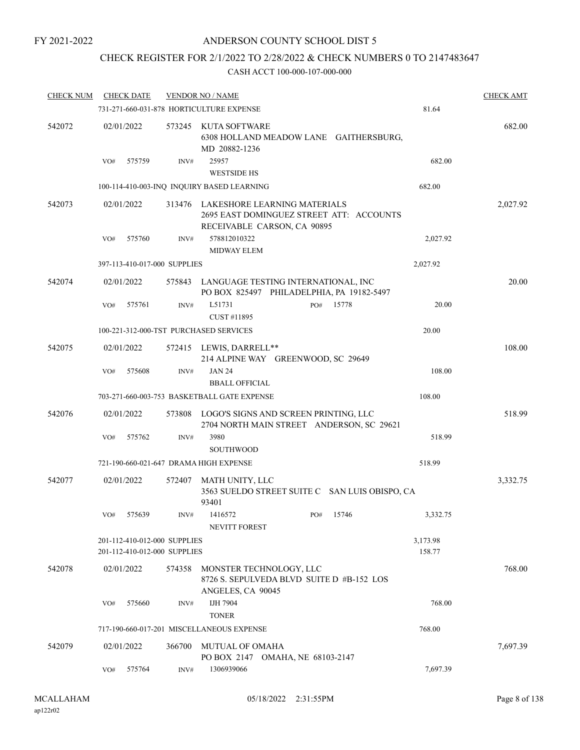FY 2021-2022

# ANDERSON COUNTY SCHOOL DIST 5

## CHECK REGISTER FOR 2/1/2022 TO 2/28/2022 & CHECK NUMBERS 0 TO 2147483647

CASH ACCT 100-000-107-000-000

| CHECK NUM | CHECK DATE | VENDOR NO / NAME | | CHECK AMT |
|---|---|---|---|---|
| | 731-271-660-031-878 HORTICULTURE EXPENSE | | 81.64 | |
| 542072 | 02/01/2022 | 573245 KUTA SOFTWARE 6308 HOLLAND MEADOW LANE GAITHERSBURG, MD 20882-1236 | | 682.00 |
| | VO# 575759 | INV# 25957 WESTSIDE HS | 682.00 | |
| | 100-114-410-003-INQ INQUIRY BASED LEARNING | | 682.00 | |
| 542073 | 02/01/2022 | 313476 LAKESHORE LEARNING MATERIALS 2695 EAST DOMINGUEZ STREET ATT: ACCOUNTS RECEIVABLE CARSON, CA 90895 | | 2,027.92 |
| | VO# 575760 | INV# 578812010322 MIDWAY ELEM | 2,027.92 | |
| | 397-113-410-017-000 SUPPLIES | | 2,027.92 | |
| 542074 | 02/01/2022 | 575843 LANGUAGE TESTING INTERNATIONAL, INC PO BOX 825497 PHILADELPHIA, PA 19182-5497 | | 20.00 |
| | VO# 575761 | INV# L51731 PO# 15778 CUST #11895 | 20.00 | |
| | 100-221-312-000-TST PURCHASED SERVICES | | 20.00 | |
| 542075 | 02/01/2022 | 572415 LEWIS, DARRELL** 214 ALPINE WAY GREENWOOD, SC 29649 | | 108.00 |
| | VO# 575608 | INV# JAN 24 BBALL OFFICIAL | 108.00 | |
| | 703-271-660-003-753 BASKETBALL GATE EXPENSE | | 108.00 | |
| 542076 | 02/01/2022 | 573808 LOGO'S SIGNS AND SCREEN PRINTING, LLC 2704 NORTH MAIN STREET ANDERSON, SC 29621 | | 518.99 |
| | VO# 575762 | INV# 3980 SOUTHWOOD | 518.99 | |
| | 721-190-660-021-647 DRAMA HIGH EXPENSE | | 518.99 | |
| 542077 | 02/01/2022 | 572407 MATH UNITY, LLC 3563 SUELDO STREET SUITE C SAN LUIS OBISPO, CA 93401 | | 3,332.75 |
| | VO# 575639 | INV# 1416572 PO# 15746 NEVITT FOREST | 3,332.75 | |
| | 201-112-410-012-000 SUPPLIES | | 3,173.98 | |
| | 201-112-410-012-000 SUPPLIES | | 158.77 | |
| 542078 | 02/01/2022 | 574358 MONSTER TECHNOLOGY, LLC 8726 S. SEPULVEDA BLVD SUITE D #B-152 LOS ANGELES, CA 90045 | | 768.00 |
| | VO# 575660 | INV# IJH 7904 TONER | 768.00 | |
| | 717-190-660-017-201 MISCELLANEOUS EXPENSE | | 768.00 | |
| 542079 | 02/01/2022 | 366700 MUTUAL OF OMAHA PO BOX 2147 OMAHA, NE 68103-2147 | | 7,697.39 |
| | VO# 575764 | INV# 1306939066 | 7,697.39 | |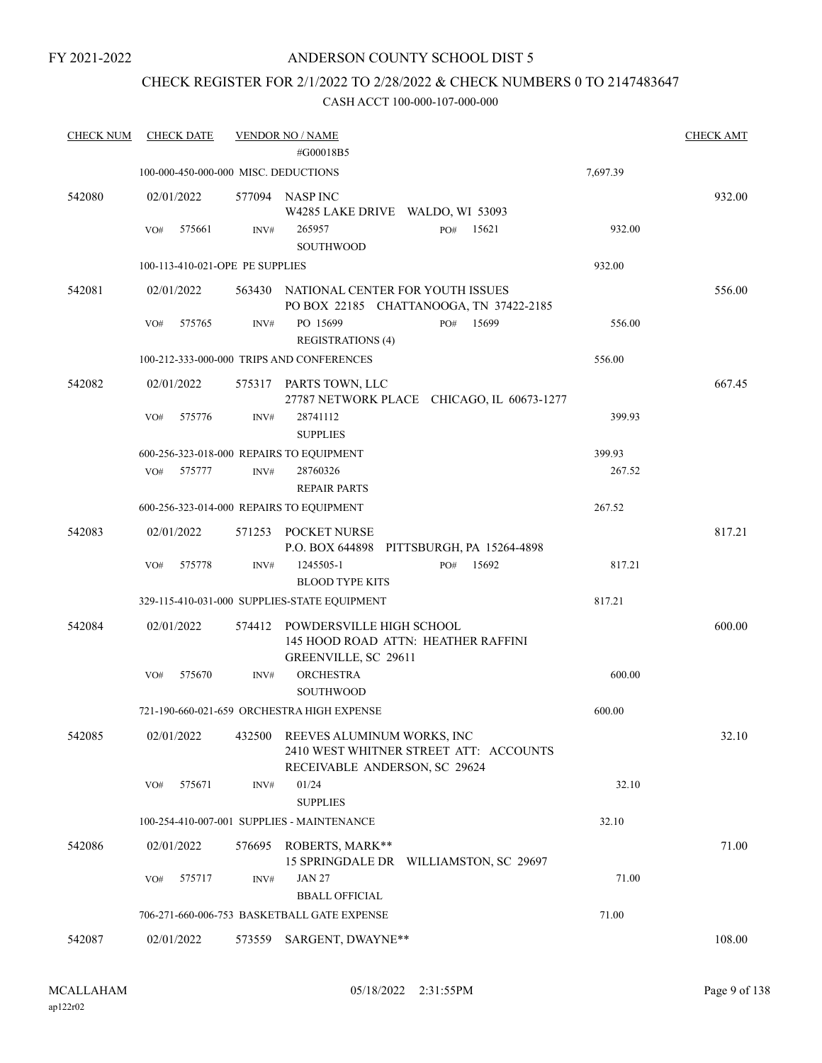FY 2021-2022

# ANDERSON COUNTY SCHOOL DIST 5

## CHECK REGISTER FOR 2/1/2022 TO 2/28/2022 & CHECK NUMBERS 0 TO 2147483647

CASH ACCT 100-000-107-000-000

| CHECK NUM | CHECK DATE | VENDOR NO / NAME | | CHECK AMT |
|---|---|---|---|---|
| | | #G00018B5 | | |
| | 100-000-450-000-000 MISC. DEDUCTIONS | | 7,697.39 | |
| 542080 | 02/01/2022 | 577094 NASP INC<br>W4285 LAKE DRIVE WALDO, WI 53093 | | 932.00 |
| | VO# 575661 | INV# 265957 PO# 15621<br>SOUTHWOOD | 932.00 | |
| | 100-113-410-021-OPE PE SUPPLIES | | 932.00 | |
| 542081 | 02/01/2022 | 563430 NATIONAL CENTER FOR YOUTH ISSUES<br>PO BOX 22185 CHATTANOOGA, TN 37422-2185 | | 556.00 |
| | VO# 575765 | INV# PO 15699 PO# 15699<br>REGISTRATIONS (4) | 556.00 | |
| | 100-212-333-000-000 TRIPS AND CONFERENCES | | 556.00 | |
| 542082 | 02/01/2022 | 575317 PARTS TOWN, LLC<br>27787 NETWORK PLACE CHICAGO, IL 60673-1277 | | 667.45 |
| | VO# 575776 | INV# 28741112<br>SUPPLIES | 399.93 | |
| | 600-256-323-018-000 REPAIRS TO EQUIPMENT | | 399.93 | |
| | VO# 575777 | INV# 28760326<br>REPAIR PARTS | 267.52 | |
| | 600-256-323-014-000 REPAIRS TO EQUIPMENT | | 267.52 | |
| 542083 | 02/01/2022 | 571253 POCKET NURSE<br>P.O. BOX 644898 PITTSBURGH, PA 15264-4898 | | 817.21 |
| | VO# 575778 | INV# 1245505-1 PO# 15692<br>BLOOD TYPE KITS | 817.21 | |
| | 329-115-410-031-000 SUPPLIES-STATE EQUIPMENT | | 817.21 | |
| 542084 | 02/01/2022 | 574412 POWDERSVILLE HIGH SCHOOL<br>145 HOOD ROAD ATTN: HEATHER RAFFINI<br>GREENVILLE, SC 29611 | | 600.00 |
| | VO# 575670 | INV# ORCHESTRA<br>SOUTHWOOD | 600.00 | |
| | 721-190-660-021-659 ORCHESTRA HIGH EXPENSE | | 600.00 | |
| 542085 | 02/01/2022 | 432500 REEVES ALUMINUM WORKS, INC<br>2410 WEST WHITNER STREET ATT: ACCOUNTS<br>RECEIVABLE ANDERSON, SC 29624 | | 32.10 |
| | VO# 575671 | INV# 01/24<br>SUPPLIES | 32.10 | |
| | 100-254-410-007-001 SUPPLIES - MAINTENANCE | | 32.10 | |
| 542086 | 02/01/2022 | 576695 ROBERTS, MARK**<br>15 SPRINGDALE DR WILLIAMSTON, SC 29697 | | 71.00 |
| | VO# 575717 | INV# JAN 27<br>BBALL OFFICIAL | 71.00 | |
| | 706-271-660-006-753 BASKETBALL GATE EXPENSE | | 71.00 | |
| 542087 | 02/01/2022 | 573559 SARGENT, DWAYNE** | | 108.00 |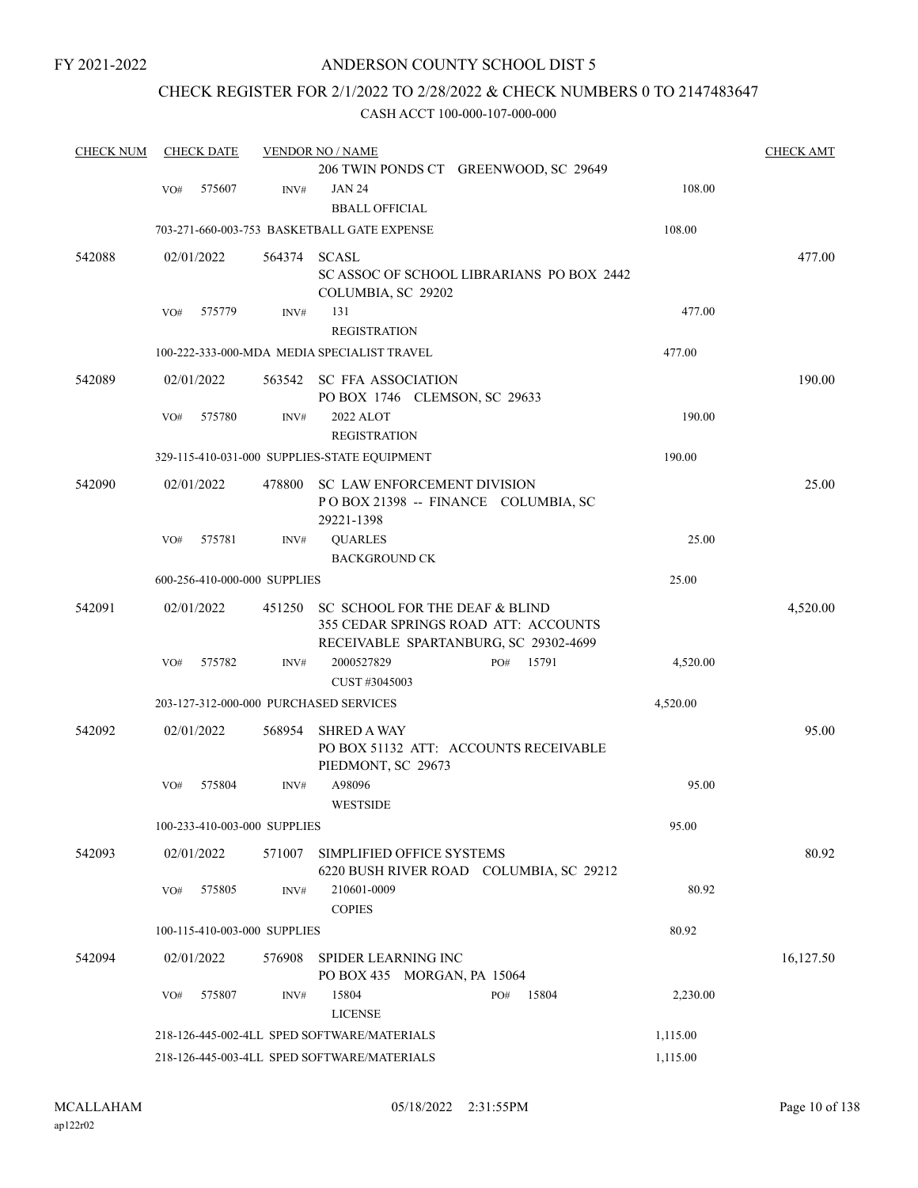FY 2021-2022

# ANDERSON COUNTY SCHOOL DIST 5

## CHECK REGISTER FOR 2/1/2022 TO 2/28/2022 & CHECK NUMBERS 0 TO 2147483647

### CASH ACCT 100-000-107-000-000

| CHECK NUM | CHECK DATE | VENDOR NO / NAME | | CHECK AMT |
|---|---|---|---|---|
| | | 206 TWIN PONDS CT GREENWOOD, SC 29649 | | |
| | VO# 575607 | INV# JAN 24<br>BBALL OFFICIAL | 108.00 | |
| | 703-271-660-003-753 BASKETBALL GATE EXPENSE | | 108.00 | |
| 542088 | 02/01/2022 | 564374 SCASL<br>SC ASSOC OF SCHOOL LIBRARIANS PO BOX 2442<br>COLUMBIA, SC 29202 | | 477.00 |
| | VO# 575779 | INV# 131<br>REGISTRATION | 477.00 | |
| | 100-222-333-000-MDA MEDIA SPECIALIST TRAVEL | | 477.00 | |
| 542089 | 02/01/2022 | 563542 SC FFA ASSOCIATION<br>PO BOX 1746 CLEMSON, SC 29633 | | 190.00 |
| | VO# 575780 | INV# 2022 ALOT<br>REGISTRATION | 190.00 | |
| | 329-115-410-031-000 SUPPLIES-STATE EQUIPMENT | | 190.00 | |
| 542090 | 02/01/2022 | 478800 SC LAW ENFORCEMENT DIVISION<br>P O BOX 21398 -- FINANCE COLUMBIA, SC<br>29221-1398 | | 25.00 |
| | VO# 575781 | INV# QUARLES<br>BACKGROUND CK | 25.00 | |
| | 600-256-410-000-000 SUPPLIES | | 25.00 | |
| 542091 | 02/01/2022 | 451250 SC SCHOOL FOR THE DEAF & BLIND<br>355 CEDAR SPRINGS ROAD ATT: ACCOUNTS<br>RECEIVABLE SPARTANBURG, SC 29302-4699 | | 4,520.00 |
| | VO# 575782 | INV# 2000527829 PO# 15791<br>CUST #3045003 | 4,520.00 | |
| | 203-127-312-000-000 PURCHASED SERVICES | | 4,520.00 | |
| 542092 | 02/01/2022 | 568954 SHRED A WAY<br>PO BOX 51132 ATT: ACCOUNTS RECEIVABLE<br>PIEDMONT, SC 29673 | | 95.00 |
| | VO# 575804 | INV# A98096<br>WESTSIDE | 95.00 | |
| | 100-233-410-003-000 SUPPLIES | | 95.00 | |
| 542093 | 02/01/2022 | 571007 SIMPLIFIED OFFICE SYSTEMS<br>6220 BUSH RIVER ROAD COLUMBIA, SC 29212 | | 80.92 |
| | VO# 575805 | INV# 210601-0009<br>COPIES | 80.92 | |
| | 100-115-410-003-000 SUPPLIES | | 80.92 | |
| 542094 | 02/01/2022 | 576908 SPIDER LEARNING INC<br>PO BOX 435 MORGAN, PA 15064 | | 16,127.50 |
| | VO# 575807 | INV# 15804 PO# 15804<br>LICENSE | 2,230.00 | |
| | 218-126-445-002-4LL SPED SOFTWARE/MATERIALS | | 1,115.00 | |
| | 218-126-445-003-4LL SPED SOFTWARE/MATERIALS | | 1,115.00 | |

MCALLAHAM
ap122r02

05/18/2022 2:31:55PM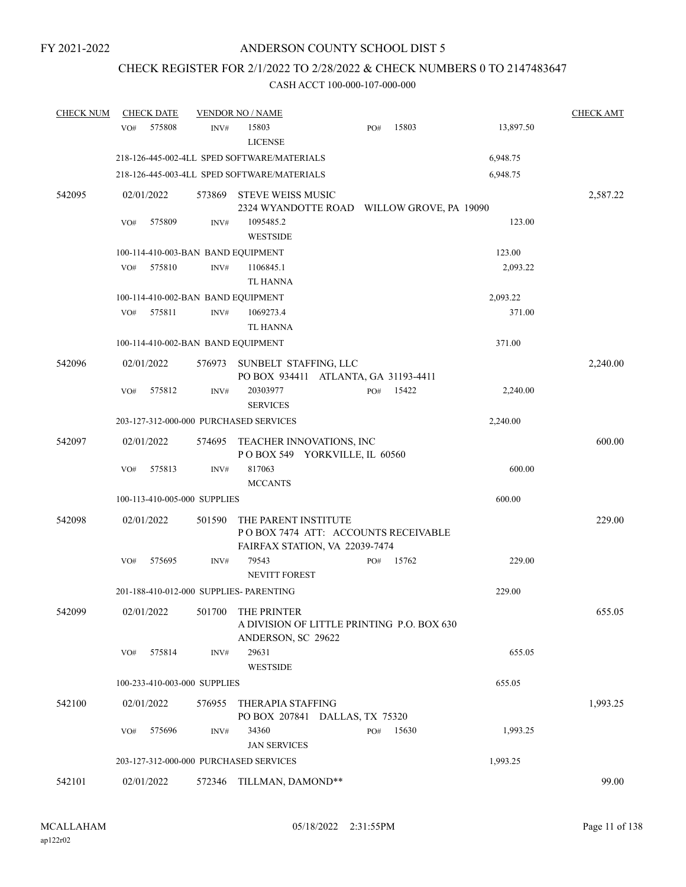FY 2021-2022

ANDERSON COUNTY SCHOOL DIST 5

CHECK REGISTER FOR 2/1/2022 TO 2/28/2022 & CHECK NUMBERS 0 TO 2147483647

CASH ACCT 100-000-107-000-000

| CHECK NUM | CHECK DATE | VENDOR NO / NAME | | CHECK AMT |
|---|---|---|---|---|
| | VO# 575808 | INV# 15803 LICENSE PO# 15803 | 13,897.50 | |
| | 218-126-445-002-4LL SPED SOFTWARE/MATERIALS | | 6,948.75 | |
| | 218-126-445-003-4LL SPED SOFTWARE/MATERIALS | | 6,948.75 | |
| 542095 | 02/01/2022 | 573869 STEVE WEISS MUSIC 2324 WYANDOTTE ROAD WILLOW GROVE, PA 19090 | | 2,587.22 |
| | VO# 575809 | INV# 1095485.2 WESTSIDE | 123.00 | |
| | 100-114-410-003-BAN BAND EQUIPMENT | | 123.00 | |
| | VO# 575810 | INV# 1106845.1 TL HANNA | 2,093.22 | |
| | 100-114-410-002-BAN BAND EQUIPMENT | | 2,093.22 | |
| | VO# 575811 | INV# 1069273.4 TL HANNA | 371.00 | |
| | 100-114-410-002-BAN BAND EQUIPMENT | | 371.00 | |
| 542096 | 02/01/2022 | 576973 SUNBELT STAFFING, LLC PO BOX 934411 ATLANTA, GA 31193-4411 | | 2,240.00 |
| | VO# 575812 | INV# 20303977 SERVICES PO# 15422 | 2,240.00 | |
| | 203-127-312-000-000 PURCHASED SERVICES | | 2,240.00 | |
| 542097 | 02/01/2022 | 574695 TEACHER INNOVATIONS, INC P O BOX 549 YORKVILLE, IL 60560 | | 600.00 |
| | VO# 575813 | INV# 817063 MCCANTS | 600.00 | |
| | 100-113-410-005-000 SUPPLIES | | 600.00 | |
| 542098 | 02/01/2022 | 501590 THE PARENT INSTITUTE P O BOX 7474 ATT: ACCOUNTS RECEIVABLE FAIRFAX STATION, VA 22039-7474 | | 229.00 |
| | VO# 575695 | INV# 79543 NEVITT FOREST PO# 15762 | 229.00 | |
| | 201-188-410-012-000 SUPPLIES- PARENTING | | 229.00 | |
| 542099 | 02/01/2022 | 501700 THE PRINTER A DIVISION OF LITTLE PRINTING P.O. BOX 630 ANDERSON, SC 29622 | | 655.05 |
| | VO# 575814 | INV# 29631 WESTSIDE | 655.05 | |
| | 100-233-410-003-000 SUPPLIES | | 655.05 | |
| 542100 | 02/01/2022 | 576955 THERAPIA STAFFING PO BOX 207841 DALLAS, TX 75320 | | 1,993.25 |
| | VO# 575696 | INV# 34360 JAN SERVICES PO# 15630 | 1,993.25 | |
| | 203-127-312-000-000 PURCHASED SERVICES | | 1,993.25 | |
| 542101 | 02/01/2022 | 572346 TILLMAN, DAMOND** | | 99.00 |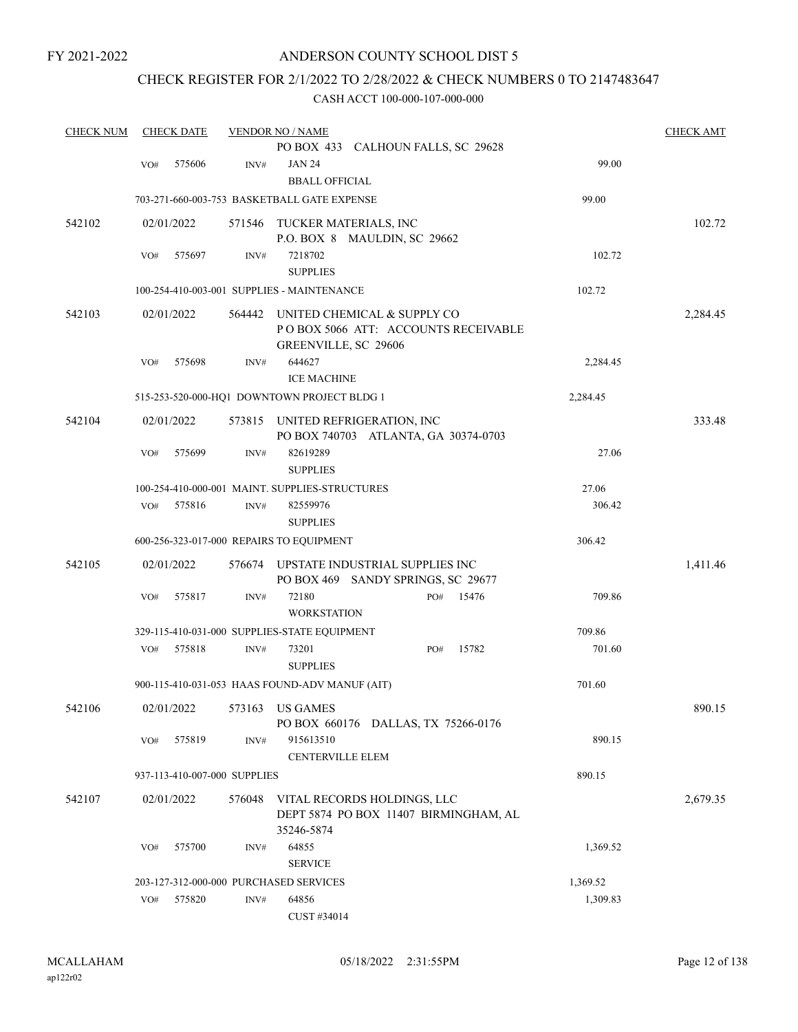FY 2021-2022

# ANDERSON COUNTY SCHOOL DIST 5

## CHECK REGISTER FOR 2/1/2022 TO 2/28/2022 & CHECK NUMBERS 0 TO 2147483647

### CASH ACCT 100-000-107-000-000

| CHECK NUM | CHECK DATE | VENDOR NO / NAME | | CHECK AMT |
|---|---|---|---|---|
| | | PO BOX 433 CALHOUN FALLS, SC 29628 | | |
| | VO# 575606 | INV# JAN 24<br>BBALL OFFICIAL | 99.00 | |
| | 703-271-660-003-753 BASKETBALL GATE EXPENSE | | 99.00 | |
| 542102 | 02/01/2022 | 571546 TUCKER MATERIALS, INC<br>P.O. BOX 8 MAULDIN, SC 29662 | | 102.72 |
| | VO# 575697 | INV# 7218702<br>SUPPLIES | 102.72 | |
| | 100-254-410-003-001 SUPPLIES - MAINTENANCE | | 102.72 | |
| 542103 | 02/01/2022 | 564442 UNITED CHEMICAL & SUPPLY CO<br>P O BOX 5066 ATT: ACCOUNTS RECEIVABLE<br>GREENVILLE, SC 29606 | | 2,284.45 |
| | VO# 575698 | INV# 644627<br>ICE MACHINE | 2,284.45 | |
| | 515-253-520-000-HQ1 DOWNTOWN PROJECT BLDG 1 | | 2,284.45 | |
| 542104 | 02/01/2022 | 573815 UNITED REFRIGERATION, INC<br>PO BOX 740703 ATLANTA, GA 30374-0703 | | 333.48 |
| | VO# 575699 | INV# 82619289<br>SUPPLIES | 27.06 | |
| | 100-254-410-000-001 MAINT. SUPPLIES-STRUCTURES | | 27.06 | |
| | VO# 575816 | INV# 82559976<br>SUPPLIES | 306.42 | |
| | 600-256-323-017-000 REPAIRS TO EQUIPMENT | | 306.42 | |
| 542105 | 02/01/2022 | 576674 UPSTATE INDUSTRIAL SUPPLIES INC<br>PO BOX 469 SANDY SPRINGS, SC 29677 | | 1,411.46 |
| | VO# 575817 | INV# 72180 PO# 15476<br>WORKSTATION | 709.86 | |
| | 329-115-410-031-000 SUPPLIES-STATE EQUIPMENT | | 709.86 | |
| | VO# 575818 | INV# 73201 PO# 15782<br>SUPPLIES | 701.60 | |
| | 900-115-410-031-053 HAAS FOUND-ADV MANUF (AIT) | | 701.60 | |
| 542106 | 02/01/2022 | 573163 US GAMES<br>PO BOX 660176 DALLAS, TX 75266-0176 | | 890.15 |
| | VO# 575819 | INV# 915613510<br>CENTERVILLE ELEM | 890.15 | |
| | 937-113-410-007-000 SUPPLIES | | 890.15 | |
| 542107 | 02/01/2022 | 576048 VITAL RECORDS HOLDINGS, LLC<br>DEPT 5874 PO BOX 11407 BIRMINGHAM, AL<br>35246-5874 | | 2,679.35 |
| | VO# 575700 | INV# 64855<br>SERVICE | 1,369.52 | |
| | 203-127-312-000-000 PURCHASED SERVICES | | 1,369.52 | |
| | VO# 575820 | INV# 64856<br>CUST #34014 | 1,309.83 | |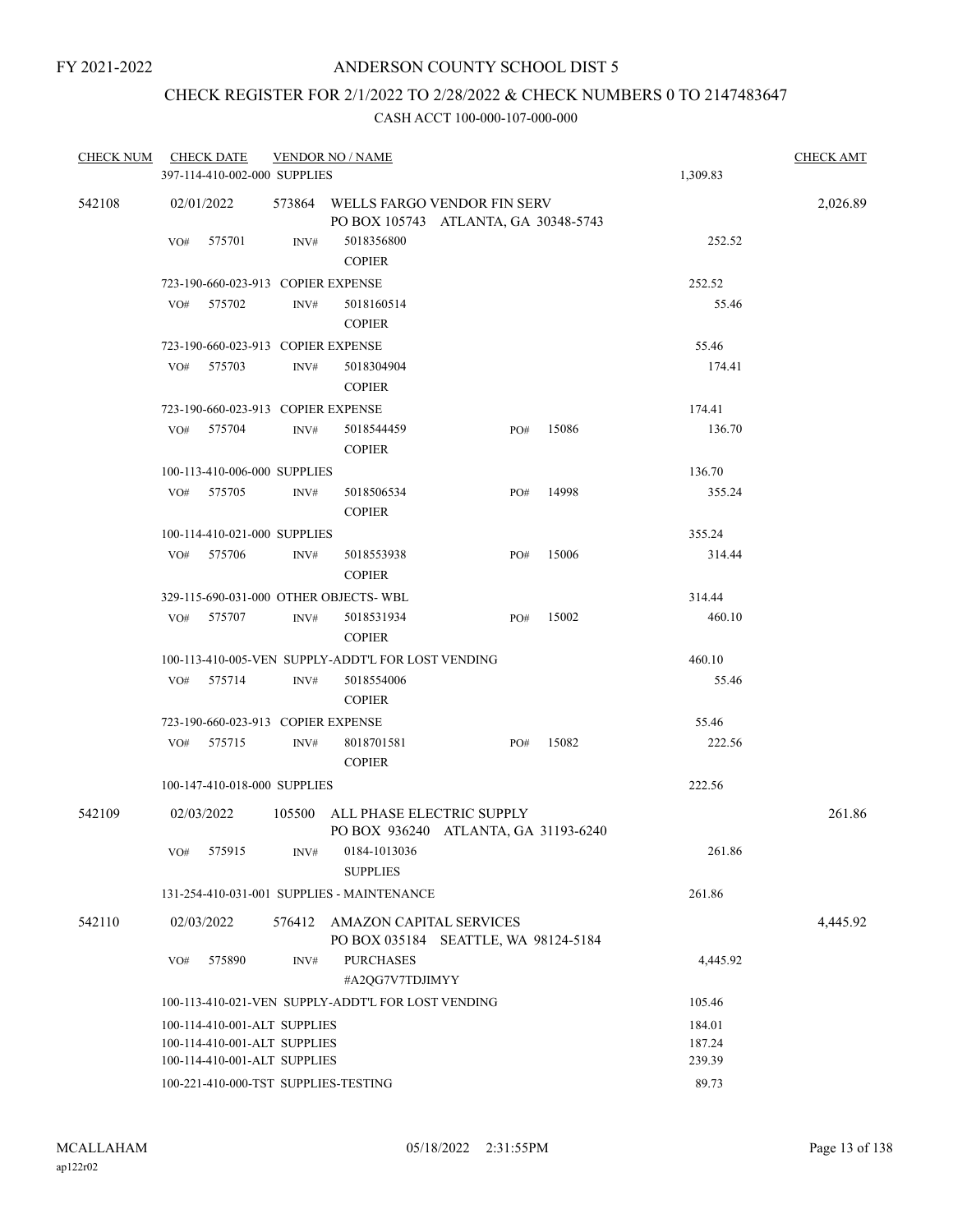FY 2021-2022

# ANDERSON COUNTY SCHOOL DIST 5

## CHECK REGISTER FOR 2/1/2022 TO 2/28/2022 & CHECK NUMBERS 0 TO 2147483647

### CASH ACCT 100-000-107-000-000

| CHECK NUM | CHECK DATE | VENDOR NO / NAME | | | CHECK AMT |
|---|---|---|---|---|---|
| | 397-114-410-002-000 SUPPLIES | | | 1,309.83 | |
| 542108 | 02/01/2022 | 573864 WELLS FARGO VENDOR FIN SERV<br>PO BOX 105743 ATLANTA, GA 30348-5743 | | | 2,026.89 |
| | VO# 575701 | INV# 5018356800<br>COPIER | | 252.52 | |
| | 723-190-660-023-913 COPIER EXPENSE | | | 252.52 | |
| | VO# 575702 | INV# 5018160514<br>COPIER | | 55.46 | |
| | 723-190-660-023-913 COPIER EXPENSE | | | 55.46 | |
| | VO# 575703 | INV# 5018304904<br>COPIER | | 174.41 | |
| | 723-190-660-023-913 COPIER EXPENSE | | | 174.41 | |
| | VO# 575704 | INV# 5018544459<br>COPIER | PO# 15086 | 136.70 | |
| | 100-113-410-006-000 SUPPLIES | | | 136.70 | |
| | VO# 575705 | INV# 5018506534<br>COPIER | PO# 14998 | 355.24 | |
| | 100-114-410-021-000 SUPPLIES | | | 355.24 | |
| | VO# 575706 | INV# 5018553938<br>COPIER | PO# 15006 | 314.44 | |
| | 329-115-690-031-000 OTHER OBJECTS- WBL | | | 314.44 | |
| | VO# 575707 | INV# 5018531934<br>COPIER | PO# 15002 | 460.10 | |
| | 100-113-410-005-VEN SUPPLY-ADDT'L FOR LOST VENDING | | | 460.10 | |
| | VO# 575714 | INV# 5018554006<br>COPIER | | 55.46 | |
| | 723-190-660-023-913 COPIER EXPENSE | | | 55.46 | |
| | VO# 575715 | INV# 8018701581<br>COPIER | PO# 15082 | 222.56 | |
| | 100-147-410-018-000 SUPPLIES | | | 222.56 | |
| 542109 | 02/03/2022 | 105500 ALL PHASE ELECTRIC SUPPLY<br>PO BOX 936240 ATLANTA, GA 31193-6240 | | | 261.86 |
| | VO# 575915 | INV# 0184-1013036<br>SUPPLIES | | 261.86 | |
| | 131-254-410-031-001 SUPPLIES - MAINTENANCE | | | 261.86 | |
| 542110 | 02/03/2022 | 576412 AMAZON CAPITAL SERVICES<br>PO BOX 035184 SEATTLE, WA 98124-5184 | | | 4,445.92 |
| | VO# 575890 | INV# PURCHASES<br>#A2QG7V7TDJIMYY | | 4,445.92 | |
| | 100-113-410-021-VEN SUPPLY-ADDT'L FOR LOST VENDING | | | 105.46 | |
| | 100-114-410-001-ALT SUPPLIES | | | 184.01 | |
| | 100-114-410-001-ALT SUPPLIES | | | 187.24 | |
| | 100-114-410-001-ALT SUPPLIES | | | 239.39 | |
| | 100-221-410-000-TST SUPPLIES-TESTING | | | 89.73 | |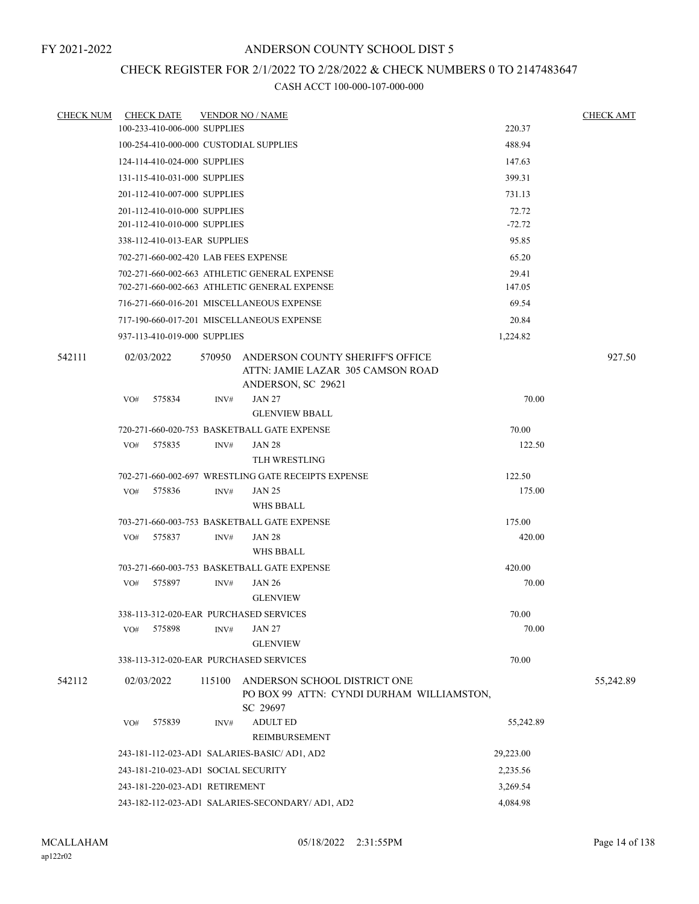FY 2021-2022

# ANDERSON COUNTY SCHOOL DIST 5

## CHECK REGISTER FOR 2/1/2022 TO 2/28/2022 & CHECK NUMBERS 0 TO 2147483647

### CASH ACCT 100-000-107-000-000

| CHECK NUM | CHECK DATE | VENDOR NO / NAME | | CHECK AMT |
|---|---|---|---|---|
| | 100-233-410-006-000 SUPPLIES | | 220.37 | |
| | 100-254-410-000-000 CUSTODIAL SUPPLIES | | 488.94 | |
| | 124-114-410-024-000 SUPPLIES | | 147.63 | |
| | 131-115-410-031-000 SUPPLIES | | 399.31 | |
| | 201-112-410-007-000 SUPPLIES | | 731.13 | |
| | 201-112-410-010-000 SUPPLIES | | 72.72 | |
| | 201-112-410-010-000 SUPPLIES | | -72.72 | |
| | 338-112-410-013-EAR SUPPLIES | | 95.85 | |
| | 702-271-660-002-420 LAB FEES EXPENSE | | 65.20 | |
| | 702-271-660-002-663 ATHLETIC GENERAL EXPENSE | | 29.41 | |
| | 702-271-660-002-663 ATHLETIC GENERAL EXPENSE | | 147.05 | |
| | 716-271-660-016-201 MISCELLANEOUS EXPENSE | | 69.54 | |
| | 717-190-660-017-201 MISCELLANEOUS EXPENSE | | 20.84 | |
| | 937-113-410-019-000 SUPPLIES | | 1,224.82 | |
| 542111 | 02/03/2022 | 570950 ANDERSON COUNTY SHERIFF'S OFFICE ATTN: JAMIE LAZAR 305 CAMSON ROAD ANDERSON, SC 29621 | | 927.50 |
| | VO# 575834 | INV# JAN 27 GLENVIEW BBALL | 70.00 | |
| | 720-271-660-020-753 BASKETBALL GATE EXPENSE | | 70.00 | |
| | VO# 575835 | INV# JAN 28 TLH WRESTLING | 122.50 | |
| | 702-271-660-002-697 WRESTLING GATE RECEIPTS EXPENSE | | 122.50 | |
| | VO# 575836 | INV# JAN 25 WHS BBALL | 175.00 | |
| | 703-271-660-003-753 BASKETBALL GATE EXPENSE | | 175.00 | |
| | VO# 575837 | INV# JAN 28 WHS BBALL | 420.00 | |
| | 703-271-660-003-753 BASKETBALL GATE EXPENSE | | 420.00 | |
| | VO# 575897 | INV# JAN 26 GLENVIEW | 70.00 | |
| | 338-113-312-020-EAR PURCHASED SERVICES | | 70.00 | |
| | VO# 575898 | INV# JAN 27 GLENVIEW | 70.00 | |
| | 338-113-312-020-EAR PURCHASED SERVICES | | 70.00 | |
| 542112 | 02/03/2022 | 115100 ANDERSON SCHOOL DISTRICT ONE PO BOX 99 ATTN: CYNDI DURHAM WILLIAMSTON, SC 29697 | | 55,242.89 |
| | VO# 575839 | INV# ADULT ED REIMBURSEMENT | 55,242.89 | |
| | 243-181-112-023-AD1 SALARIES-BASIC/ AD1, AD2 | | 29,223.00 | |
| | 243-181-210-023-AD1 SOCIAL SECURITY | | 2,235.56 | |
| | 243-181-220-023-AD1 RETIREMENT | | 3,269.54 | |
| | 243-182-112-023-AD1 SALARIES-SECONDARY/ AD1, AD2 | | 4,084.98 | |

MCALLAHAM
ap122r02

05/18/2022 2:31:55PM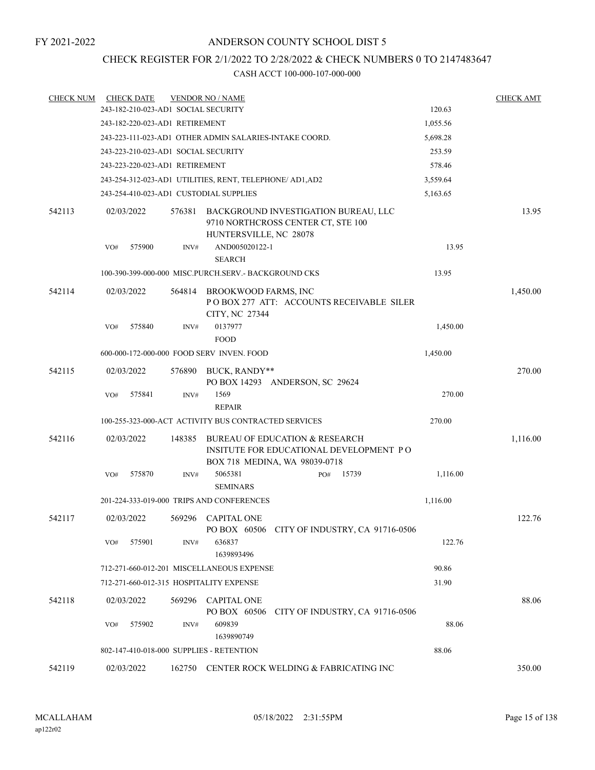FY 2021-2022

# ANDERSON COUNTY SCHOOL DIST 5

## CHECK REGISTER FOR 2/1/2022 TO 2/28/2022 & CHECK NUMBERS 0 TO 2147483647

### CASH ACCT 100-000-107-000-000

| CHECK NUM | CHECK DATE | VENDOR NO / NAME | | CHECK AMT |
|---|---|---|---|---|
| | 243-182-210-023-AD1 SOCIAL SECURITY | | 120.63 | |
| | 243-182-220-023-AD1 RETIREMENT | | 1,055.56 | |
| | 243-223-111-023-AD1 OTHER ADMIN SALARIES-INTAKE COORD. | | 5,698.28 | |
| | 243-223-210-023-AD1 SOCIAL SECURITY | | 253.59 | |
| | 243-223-220-023-AD1 RETIREMENT | | 578.46 | |
| | 243-254-312-023-AD1 UTILITIES, RENT, TELEPHONE/ AD1,AD2 | | 3,559.64 | |
| | 243-254-410-023-AD1 CUSTODIAL SUPPLIES | | 5,163.65 | |
| 542113 | 02/03/2022 | 576381 BACKGROUND INVESTIGATION BUREAU, LLC 9710 NORTHCROSS CENTER CT, STE 100 HUNTERSVILLE, NC 28078 | | 13.95 |
| | VO# 575900 | INV# AND005020122-1 SEARCH | 13.95 | |
| | 100-390-399-000-000 MISC.PURCH.SERV.- BACKGROUND CKS | | 13.95 | |
| 542114 | 02/03/2022 | 564814 BROOKWOOD FARMS, INC P O BOX 277 ATT: ACCOUNTS RECEIVABLE SILER CITY, NC 27344 | | 1,450.00 |
| | VO# 575840 | INV# 0137977 FOOD | 1,450.00 | |
| | 600-000-172-000-000 FOOD SERV INVEN. FOOD | | 1,450.00 | |
| 542115 | 02/03/2022 | 576890 BUCK, RANDY** PO BOX 14293 ANDERSON, SC 29624 | | 270.00 |
| | VO# 575841 | INV# 1569 REPAIR | 270.00 | |
| | 100-255-323-000-ACT ACTIVITY BUS CONTRACTED SERVICES | | 270.00 | |
| 542116 | 02/03/2022 | 148385 BUREAU OF EDUCATION & RESEARCH INSITUTE FOR EDUCATIONAL DEVELOPMENT P O BOX 718 MEDINA, WA 98039-0718 | | 1,116.00 |
| | VO# 575870 | INV# 5065381 PO# 15739 SEMINARS | 1,116.00 | |
| | 201-224-333-019-000 TRIPS AND CONFERENCES | | 1,116.00 | |
| 542117 | 02/03/2022 | 569296 CAPITAL ONE PO BOX 60506 CITY OF INDUSTRY, CA 91716-0506 | | 122.76 |
| | VO# 575901 | INV# 636837 1639893496 | 122.76 | |
| | 712-271-660-012-201 MISCELLANEOUS EXPENSE | | 90.86 | |
| | 712-271-660-012-315 HOSPITALITY EXPENSE | | 31.90 | |
| 542118 | 02/03/2022 | 569296 CAPITAL ONE PO BOX 60506 CITY OF INDUSTRY, CA 91716-0506 | | 88.06 |
| | VO# 575902 | INV# 609839 1639890749 | 88.06 | |
| | 802-147-410-018-000 SUPPLIES - RETENTION | | 88.06 | |
| 542119 | 02/03/2022 | 162750 CENTER ROCK WELDING & FABRICATING INC | | 350.00 |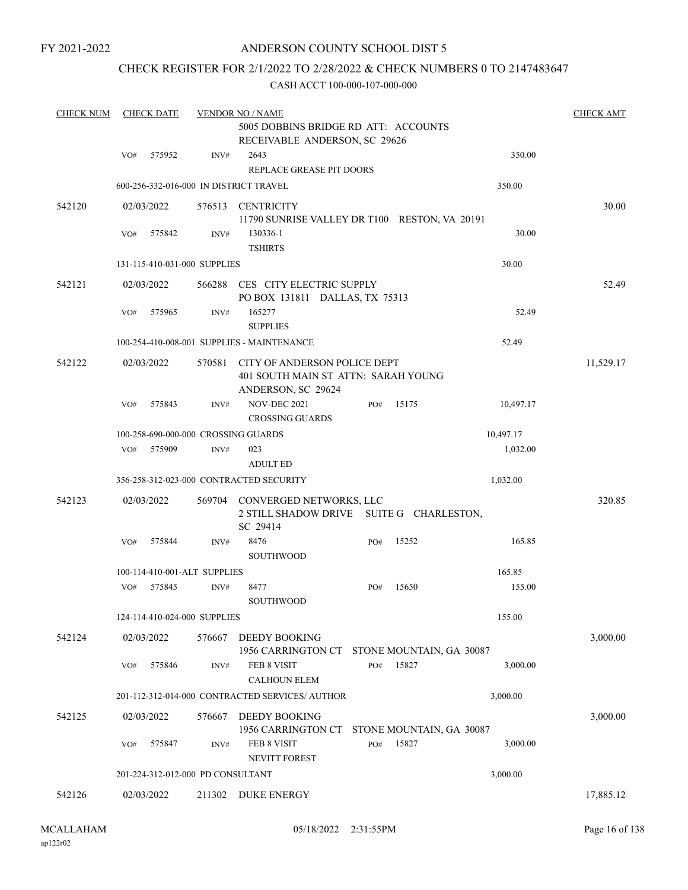FY 2021-2022

# ANDERSON COUNTY SCHOOL DIST 5

## CHECK REGISTER FOR 2/1/2022 TO 2/28/2022 & CHECK NUMBERS 0 TO 2147483647

CASH ACCT 100-000-107-000-000

| CHECK NUM | CHECK DATE | VENDOR NO / NAME | | | CHECK AMT |
|---|---|---|---|---|---|
| | | | 5005 DOBBINS BRIDGE RD ATT: ACCOUNTS RECEIVABLE ANDERSON, SC 29626 | | |
| | VO# 575952 | INV# | 2643<br>REPLACE GREASE PIT DOORS | 350.00 | |
| | 600-256-332-016-000 IN DISTRICT TRAVEL | | | 350.00 | |
| 542120 | 02/03/2022 | 576513 | CENTRICITY<br>11790 SUNRISE VALLEY DR T100 RESTON, VA 20191 | | 30.00 |
| | VO# 575842 | INV# | 130336-1<br>TSHIRTS | 30.00 | |
| | 131-115-410-031-000 SUPPLIES | | | 30.00 | |
| 542121 | 02/03/2022 | 566288 | CES CITY ELECTRIC SUPPLY<br>PO BOX 131811 DALLAS, TX 75313 | | 52.49 |
| | VO# 575965 | INV# | 165277<br>SUPPLIES | 52.49 | |
| | 100-254-410-008-001 SUPPLIES - MAINTENANCE | | | 52.49 | |
| 542122 | 02/03/2022 | 570581 | CITY OF ANDERSON POLICE DEPT<br>401 SOUTH MAIN ST ATTN: SARAH YOUNG<br>ANDERSON, SC 29624 | | 11,529.17 |
| | VO# 575843 | INV# | NOV-DEC 2021 PO# 15175<br>CROSSING GUARDS | 10,497.17 | |
| | 100-258-690-000-000 CROSSING GUARDS | | | 10,497.17 | |
| | VO# 575909 | INV# | 023<br>ADULT ED | 1,032.00 | |
| | 356-258-312-023-000 CONTRACTED SECURITY | | | 1,032.00 | |
| 542123 | 02/03/2022 | 569704 | CONVERGED NETWORKS, LLC<br>2 STILL SHADOW DRIVE SUITE G CHARLESTON, SC 29414 | | 320.85 |
| | VO# 575844 | INV# | 8476 PO# 15252<br>SOUTHWOOD | 165.85 | |
| | 100-114-410-001-ALT SUPPLIES | | | 165.85 | |
| | VO# 575845 | INV# | 8477 PO# 15650<br>SOUTHWOOD | 155.00 | |
| | 124-114-410-024-000 SUPPLIES | | | 155.00 | |
| 542124 | 02/03/2022 | 576667 | DEEDY BOOKING<br>1956 CARRINGTON CT STONE MOUNTAIN, GA 30087 | | 3,000.00 |
| | VO# 575846 | INV# | FEB 8 VISIT PO# 15827<br>CALHOUN ELEM | 3,000.00 | |
| | 201-112-312-014-000 CONTRACTED SERVICES/ AUTHOR | | | 3,000.00 | |
| 542125 | 02/03/2022 | 576667 | DEEDY BOOKING<br>1956 CARRINGTON CT STONE MOUNTAIN, GA 30087 | | 3,000.00 |
| | VO# 575847 | INV# | FEB 8 VISIT PO# 15827<br>NEVITT FOREST | 3,000.00 | |
| | 201-224-312-012-000 PD CONSULTANT | | | 3,000.00 | |
| 542126 | 02/03/2022 | 211302 | DUKE ENERGY | | 17,885.12 |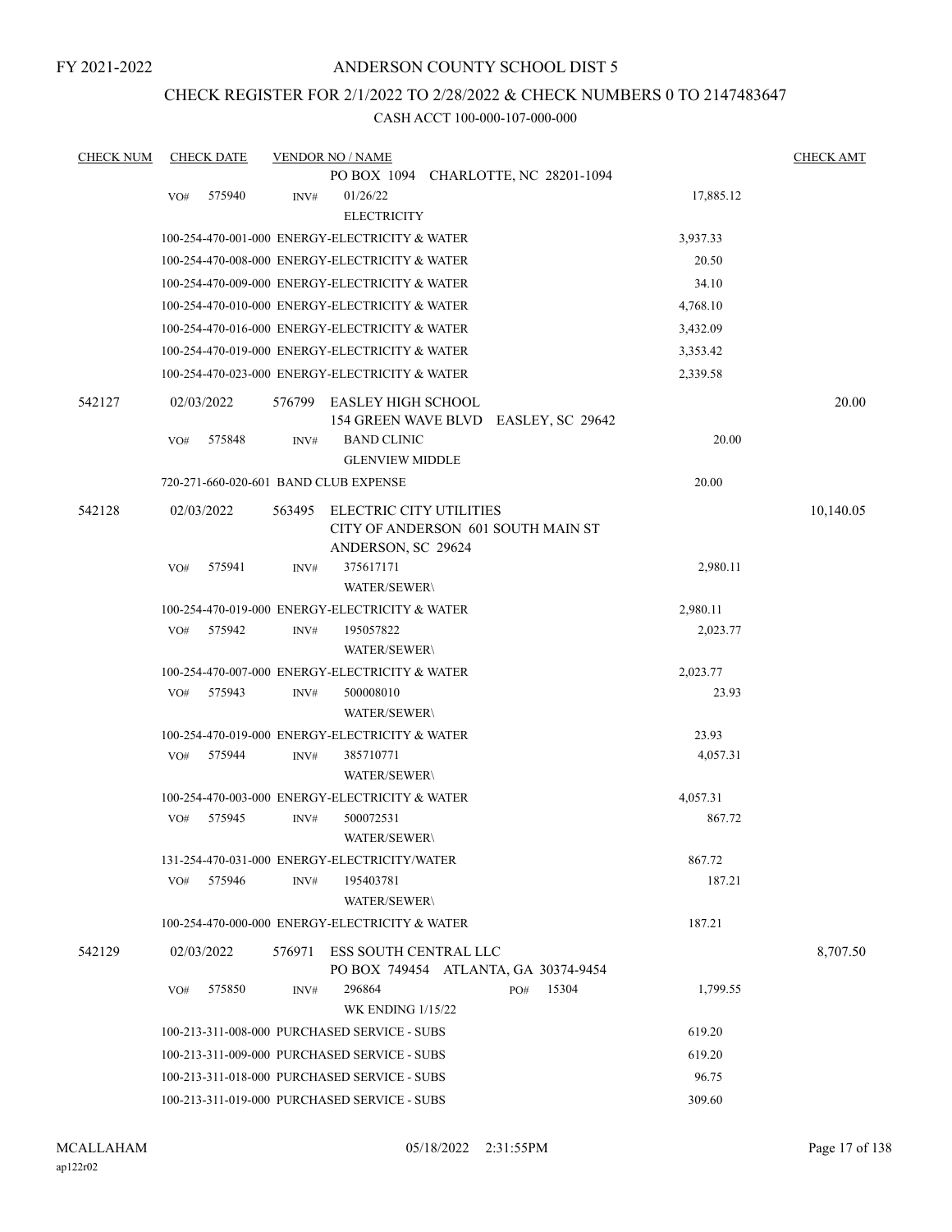FY 2021-2022

# ANDERSON COUNTY SCHOOL DIST 5

## CHECK REGISTER FOR 2/1/2022 TO 2/28/2022 & CHECK NUMBERS 0 TO 2147483647

CASH ACCT 100-000-107-000-000

| CHECK NUM | CHECK DATE | VENDOR NO / NAME | | CHECK AMT |
|---|---|---|---|---|
| | | PO BOX 1094 CHARLOTTE, NC 28201-1094 | | |
| | VO# 575940 | INV# 01/26/22 ELECTRICITY | 17,885.12 | |
| | | 100-254-470-001-000 ENERGY-ELECTRICITY & WATER | 3,937.33 | |
| | | 100-254-470-008-000 ENERGY-ELECTRICITY & WATER | 20.50 | |
| | | 100-254-470-009-000 ENERGY-ELECTRICITY & WATER | 34.10 | |
| | | 100-254-470-010-000 ENERGY-ELECTRICITY & WATER | 4,768.10 | |
| | | 100-254-470-016-000 ENERGY-ELECTRICITY & WATER | 3,432.09 | |
| | | 100-254-470-019-000 ENERGY-ELECTRICITY & WATER | 3,353.42 | |
| | | 100-254-470-023-000 ENERGY-ELECTRICITY & WATER | 2,339.58 | |
| 542127 | 02/03/2022 | 576799 EASLEY HIGH SCHOOL 154 GREEN WAVE BLVD EASLEY, SC 29642 | | 20.00 |
| | VO# 575848 | INV# BAND CLINIC GLENVIEW MIDDLE | 20.00 | |
| | | 720-271-660-020-601 BAND CLUB EXPENSE | 20.00 | |
| 542128 | 02/03/2022 | 563495 ELECTRIC CITY UTILITIES CITY OF ANDERSON 601 SOUTH MAIN ST ANDERSON, SC 29624 | | 10,140.05 |
| | VO# 575941 | INV# 375617171 WATER/SEWER\ | 2,980.11 | |
| | | 100-254-470-019-000 ENERGY-ELECTRICITY & WATER | 2,980.11 | |
| | VO# 575942 | INV# 195057822 WATER/SEWER\ | 2,023.77 | |
| | | 100-254-470-007-000 ENERGY-ELECTRICITY & WATER | 2,023.77 | |
| | VO# 575943 | INV# 500008010 WATER/SEWER\ | 23.93 | |
| | | 100-254-470-019-000 ENERGY-ELECTRICITY & WATER | 23.93 | |
| | VO# 575944 | INV# 385710771 WATER/SEWER\ | 4,057.31 | |
| | | 100-254-470-003-000 ENERGY-ELECTRICITY & WATER | 4,057.31 | |
| | VO# 575945 | INV# 500072531 WATER/SEWER\ | 867.72 | |
| | | 131-254-470-031-000 ENERGY-ELECTRICITY/WATER | 867.72 | |
| | VO# 575946 | INV# 195403781 WATER/SEWER\ | 187.21 | |
| | | 100-254-470-000-000 ENERGY-ELECTRICITY & WATER | 187.21 | |
| 542129 | 02/03/2022 | 576971 ESS SOUTH CENTRAL LLC PO BOX 749454 ATLANTA, GA 30374-9454 | | 8,707.50 |
| | VO# 575850 | INV# 296864 PO# 15304 WK ENDING 1/15/22 | 1,799.55 | |
| | | 100-213-311-008-000 PURCHASED SERVICE - SUBS | 619.20 | |
| | | 100-213-311-009-000 PURCHASED SERVICE - SUBS | 619.20 | |
| | | 100-213-311-018-000 PURCHASED SERVICE - SUBS | 96.75 | |
| | | 100-213-311-019-000 PURCHASED SERVICE - SUBS | 309.60 | |

MCALLAHAM ap122r02 05/18/2022 2:31:55PM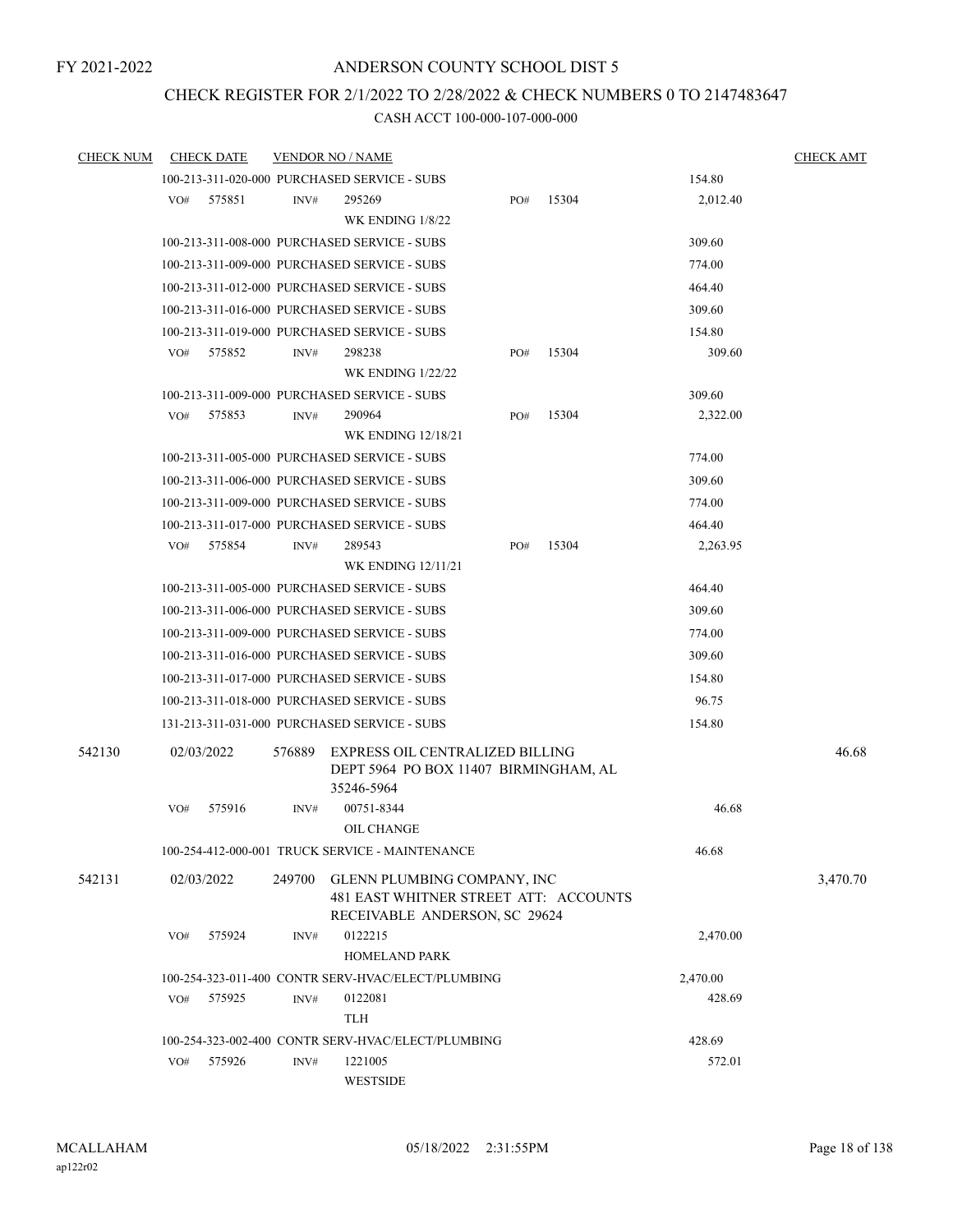FY 2021-2022

# ANDERSON COUNTY SCHOOL DIST 5

## CHECK REGISTER FOR 2/1/2022 TO 2/28/2022 & CHECK NUMBERS 0 TO 2147483647

### CASH ACCT 100-000-107-000-000

| CHECK NUM | CHECK DATE | VENDOR NO / NAME | | CHECK AMT |
|---|---|---|---|---|
| | | 100-213-311-020-000 PURCHASED SERVICE - SUBS | 154.80 | |
| | VO# 575851 | INV# 295269 PO# 15304 WK ENDING 1/8/22 | 2,012.40 | |
| | | 100-213-311-008-000 PURCHASED SERVICE - SUBS | 309.60 | |
| | | 100-213-311-009-000 PURCHASED SERVICE - SUBS | 774.00 | |
| | | 100-213-311-012-000 PURCHASED SERVICE - SUBS | 464.40 | |
| | | 100-213-311-016-000 PURCHASED SERVICE - SUBS | 309.60 | |
| | | 100-213-311-019-000 PURCHASED SERVICE - SUBS | 154.80 | |
| | VO# 575852 | INV# 298238 PO# 15304 WK ENDING 1/22/22 | 309.60 | |
| | | 100-213-311-009-000 PURCHASED SERVICE - SUBS | 309.60 | |
| | VO# 575853 | INV# 290964 PO# 15304 WK ENDING 12/18/21 | 2,322.00 | |
| | | 100-213-311-005-000 PURCHASED SERVICE - SUBS | 774.00 | |
| | | 100-213-311-006-000 PURCHASED SERVICE - SUBS | 309.60 | |
| | | 100-213-311-009-000 PURCHASED SERVICE - SUBS | 774.00 | |
| | | 100-213-311-017-000 PURCHASED SERVICE - SUBS | 464.40 | |
| | VO# 575854 | INV# 289543 PO# 15304 WK ENDING 12/11/21 | 2,263.95 | |
| | | 100-213-311-005-000 PURCHASED SERVICE - SUBS | 464.40 | |
| | | 100-213-311-006-000 PURCHASED SERVICE - SUBS | 309.60 | |
| | | 100-213-311-009-000 PURCHASED SERVICE - SUBS | 774.00 | |
| | | 100-213-311-016-000 PURCHASED SERVICE - SUBS | 309.60 | |
| | | 100-213-311-017-000 PURCHASED SERVICE - SUBS | 154.80 | |
| | | 100-213-311-018-000 PURCHASED SERVICE - SUBS | 96.75 | |
| | | 131-213-311-031-000 PURCHASED SERVICE - SUBS | 154.80 | |
| 542130 | 02/03/2022 | 576889 EXPRESS OIL CENTRALIZED BILLING DEPT 5964 PO BOX 11407 BIRMINGHAM, AL 35246-5964 | | 46.68 |
| | VO# 575916 | INV# 00751-8344 OIL CHANGE | 46.68 | |
| | | 100-254-412-000-001 TRUCK SERVICE - MAINTENANCE | 46.68 | |
| 542131 | 02/03/2022 | 249700 GLENN PLUMBING COMPANY, INC 481 EAST WHITNER STREET ATT: ACCOUNTS RECEIVABLE ANDERSON, SC 29624 | | 3,470.70 |
| | VO# 575924 | INV# 0122215 HOMELAND PARK | 2,470.00 | |
| | | 100-254-323-011-400 CONTR SERV-HVAC/ELECT/PLUMBING | 2,470.00 | |
| | VO# 575925 | INV# 0122081 TLH | 428.69 | |
| | | 100-254-323-002-400 CONTR SERV-HVAC/ELECT/PLUMBING | 428.69 | |
| | VO# 575926 | INV# 1221005 WESTSIDE | 572.01 | |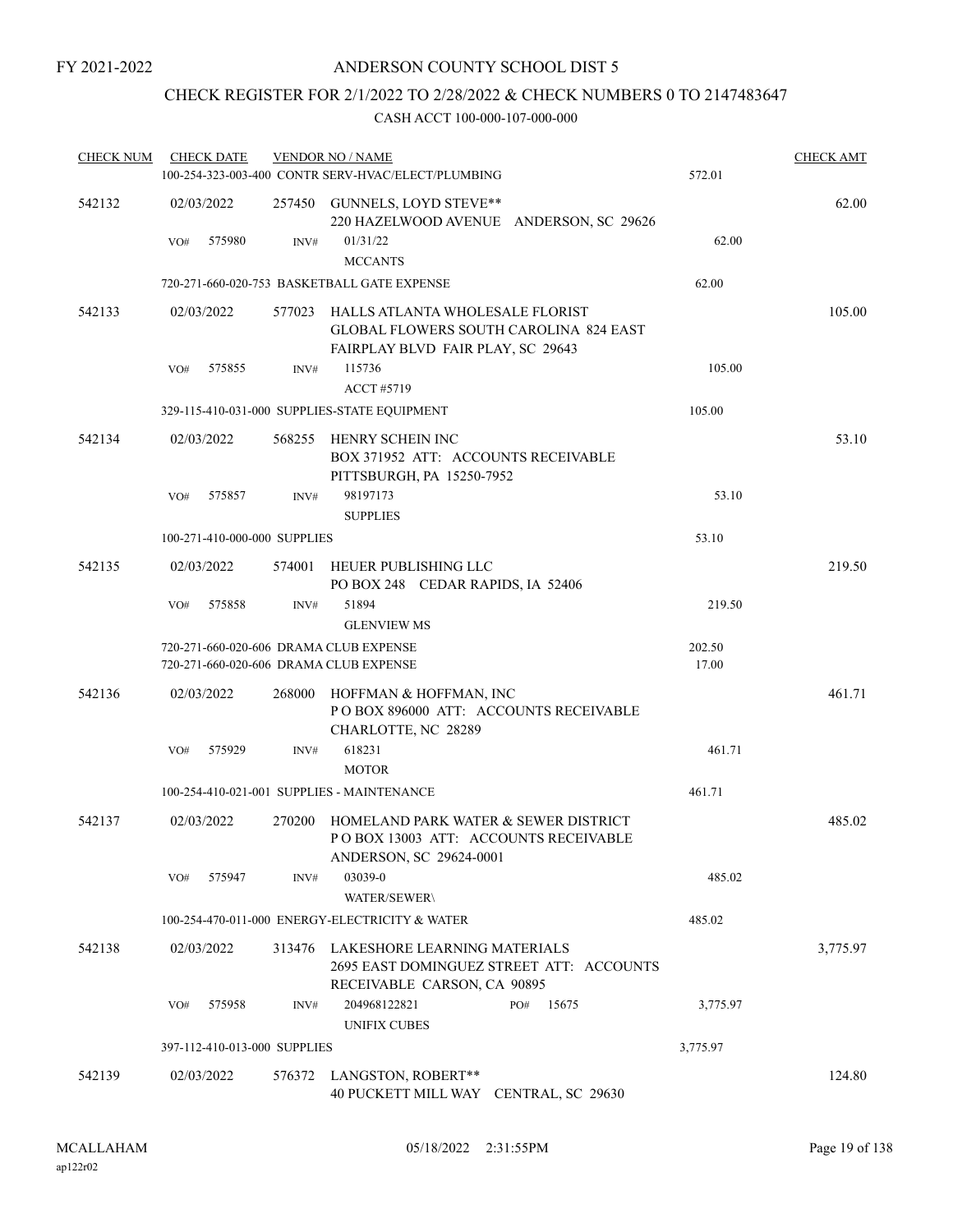FY 2021-2022

ANDERSON COUNTY SCHOOL DIST 5

CHECK REGISTER FOR 2/1/2022 TO 2/28/2022 & CHECK NUMBERS 0 TO 2147483647

CASH ACCT 100-000-107-000-000

| CHECK NUM | CHECK DATE | VENDOR NO / NAME | | CHECK AMT |
|---|---|---|---|---|
| | | 100-254-323-003-400 CONTR SERV-HVAC/ELECT/PLUMBING | 572.01 | |
| 542132 | 02/03/2022 | 257450 GUNNELS, LOYD STEVE** 220 HAZELWOOD AVENUE ANDERSON, SC 29626 | | 62.00 |
| | VO# 575980 | INV# 01/31/22 MCCANTS | 62.00 | |
| | | 720-271-660-020-753 BASKETBALL GATE EXPENSE | 62.00 | |
| 542133 | 02/03/2022 | 577023 HALLS ATLANTA WHOLESALE FLORIST GLOBAL FLOWERS SOUTH CAROLINA 824 EAST FAIRPLAY BLVD FAIR PLAY, SC 29643 | | 105.00 |
| | VO# 575855 | INV# 115736 ACCT #5719 | 105.00 | |
| | | 329-115-410-031-000 SUPPLIES-STATE EQUIPMENT | 105.00 | |
| 542134 | 02/03/2022 | 568255 HENRY SCHEIN INC BOX 371952 ATT: ACCOUNTS RECEIVABLE PITTSBURGH, PA 15250-7952 | | 53.10 |
| | VO# 575857 | INV# 98197173 SUPPLIES | 53.10 | |
| | | 100-271-410-000-000 SUPPLIES | 53.10 | |
| 542135 | 02/03/2022 | 574001 HEUER PUBLISHING LLC PO BOX 248 CEDAR RAPIDS, IA 52406 | | 219.50 |
| | VO# 575858 | INV# 51894 GLENVIEW MS | 219.50 | |
| | | 720-271-660-020-606 DRAMA CLUB EXPENSE | 202.50 | |
| | | 720-271-660-020-606 DRAMA CLUB EXPENSE | 17.00 | |
| 542136 | 02/03/2022 | 268000 HOFFMAN & HOFFMAN, INC P O BOX 896000 ATT: ACCOUNTS RECEIVABLE CHARLOTTE, NC 28289 | | 461.71 |
| | VO# 575929 | INV# 618231 MOTOR | 461.71 | |
| | | 100-254-410-021-001 SUPPLIES - MAINTENANCE | 461.71 | |
| 542137 | 02/03/2022 | 270200 HOMELAND PARK WATER & SEWER DISTRICT P O BOX 13003 ATT: ACCOUNTS RECEIVABLE ANDERSON, SC 29624-0001 | | 485.02 |
| | VO# 575947 | INV# 03039-0 WATER/SEWER\ | 485.02 | |
| | | 100-254-470-011-000 ENERGY-ELECTRICITY & WATER | 485.02 | |
| 542138 | 02/03/2022 | 313476 LAKESHORE LEARNING MATERIALS 2695 EAST DOMINGUEZ STREET ATT: ACCOUNTS RECEIVABLE CARSON, CA 90895 | | 3,775.97 |
| | VO# 575958 | INV# 204968122821 PO# 15675 UNIFIX CUBES | 3,775.97 | |
| | | 397-112-410-013-000 SUPPLIES | 3,775.97 | |
| 542139 | 02/03/2022 | 576372 LANGSTON, ROBERT** 40 PUCKETT MILL WAY CENTRAL, SC 29630 | | 124.80 |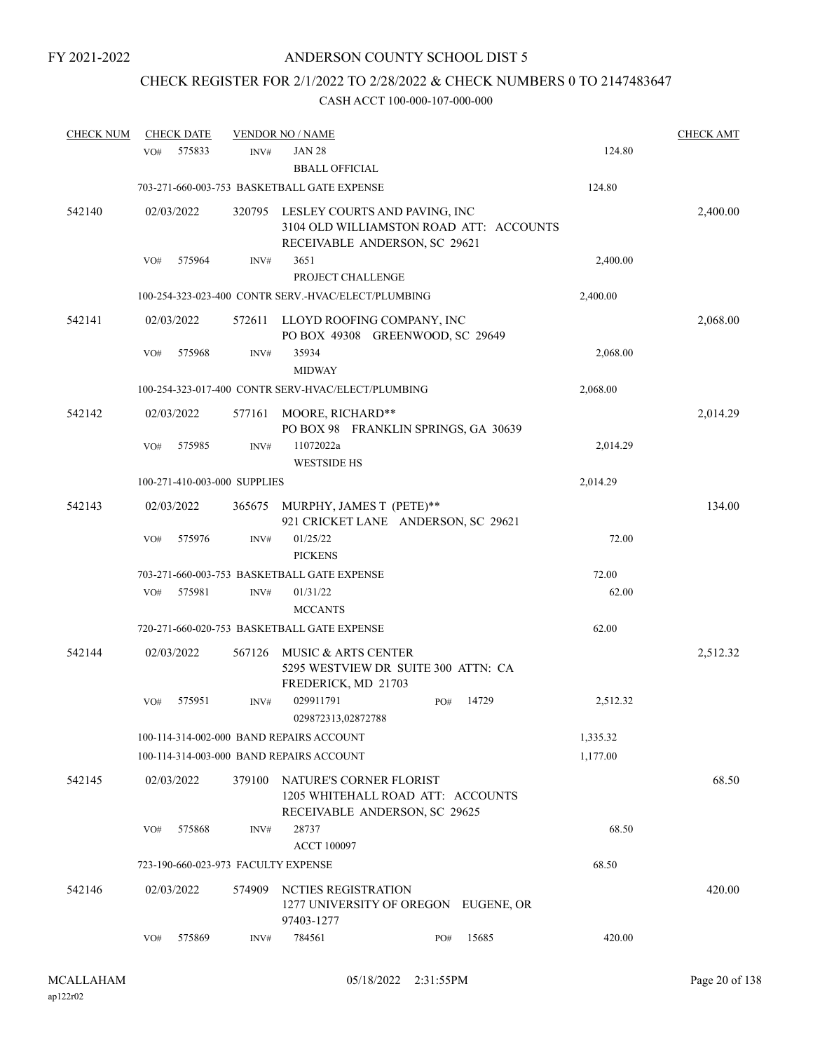FY 2021-2022

# ANDERSON COUNTY SCHOOL DIST 5

## CHECK REGISTER FOR 2/1/2022 TO 2/28/2022 & CHECK NUMBERS 0 TO 2147483647

### CASH ACCT 100-000-107-000-000

| CHECK NUM | CHECK DATE | VENDOR NO / NAME | | CHECK AMT |
|---|---|---|---|---|
| | VO# 575833 | INV# JAN 28<br>BBALL OFFICIAL | 124.80 | |
| | 703-271-660-003-753 BASKETBALL GATE EXPENSE | | 124.80 | |
| 542140 | 02/03/2022 | 320795 LESLEY COURTS AND PAVING, INC<br>3104 OLD WILLIAMSTON ROAD ATT: ACCOUNTS RECEIVABLE ANDERSON, SC 29621 | | 2,400.00 |
| | VO# 575964 | INV# 3651<br>PROJECT CHALLENGE | 2,400.00 | |
| | 100-254-323-023-400 CONTR SERV.-HVAC/ELECT/PLUMBING | | 2,400.00 | |
| 542141 | 02/03/2022 | 572611 LLOYD ROOFING COMPANY, INC<br>PO BOX 49308 GREENWOOD, SC 29649 | | 2,068.00 |
| | VO# 575968 | INV# 35934<br>MIDWAY | 2,068.00 | |
| | 100-254-323-017-400 CONTR SERV-HVAC/ELECT/PLUMBING | | 2,068.00 | |
| 542142 | 02/03/2022 | 577161 MOORE, RICHARD**<br>PO BOX 98 FRANKLIN SPRINGS, GA 30639 | | 2,014.29 |
| | VO# 575985 | INV# 11072022a<br>WESTSIDE HS | 2,014.29 | |
| | 100-271-410-003-000 SUPPLIES | | 2,014.29 | |
| 542143 | 02/03/2022 | 365675 MURPHY, JAMES T (PETE)**<br>921 CRICKET LANE ANDERSON, SC 29621 | | 134.00 |
| | VO# 575976 | INV# 01/25/22<br>PICKENS | 72.00 | |
| | 703-271-660-003-753 BASKETBALL GATE EXPENSE | | 72.00 | |
| | VO# 575981 | INV# 01/31/22<br>MCCANTS | 62.00 | |
| | 720-271-660-020-753 BASKETBALL GATE EXPENSE | | 62.00 | |
| 542144 | 02/03/2022 | 567126 MUSIC & ARTS CENTER<br>5295 WESTVIEW DR SUITE 300 ATTN: CA FREDERICK, MD 21703 | | 2,512.32 |
| | VO# 575951 | INV# 029911791 PO# 14729<br>029872313,02872788 | 2,512.32 | |
| | 100-114-314-002-000 BAND REPAIRS ACCOUNT | | 1,335.32 | |
| | 100-114-314-003-000 BAND REPAIRS ACCOUNT | | 1,177.00 | |
| 542145 | 02/03/2022 | 379100 NATURE'S CORNER FLORIST<br>1205 WHITEHALL ROAD ATT: ACCOUNTS RECEIVABLE ANDERSON, SC 29625 | | 68.50 |
| | VO# 575868 | INV# 28737<br>ACCT 100097 | 68.50 | |
| | 723-190-660-023-973 FACULTY EXPENSE | | 68.50 | |
| 542146 | 02/03/2022 | 574909 NCTIES REGISTRATION<br>1277 UNIVERSITY OF OREGON EUGENE, OR 97403-1277 | | 420.00 |
| | VO# 575869 | INV# 784561 PO# 15685 | 420.00 | |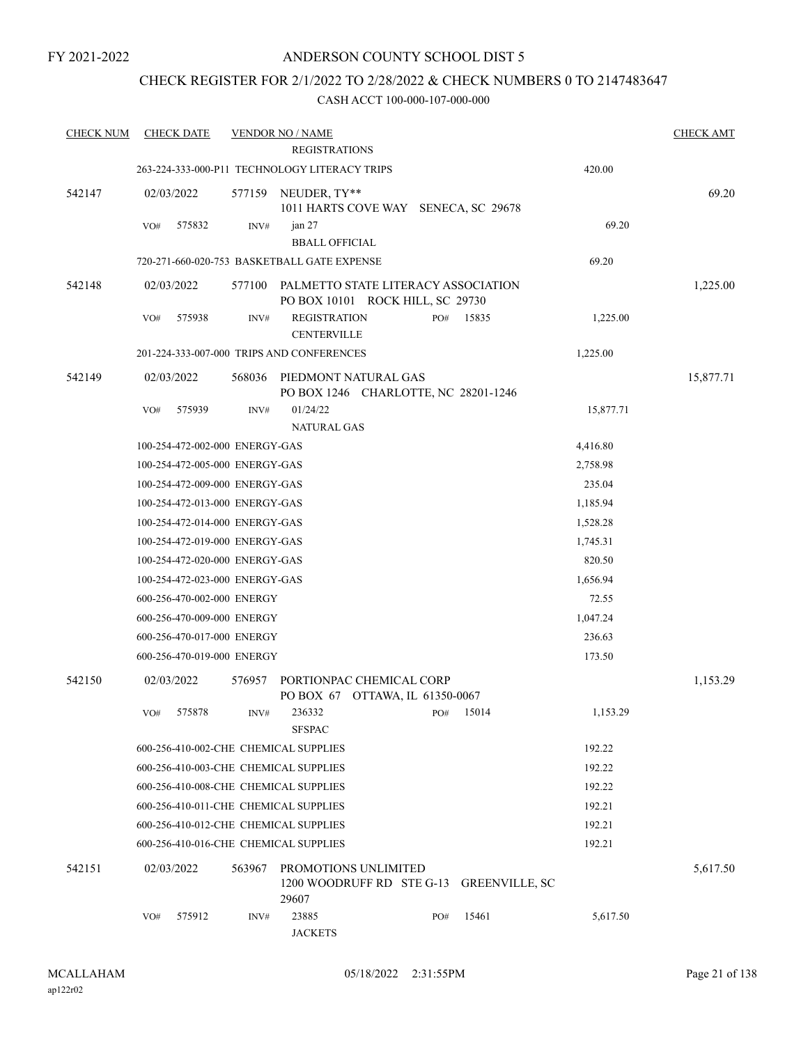FY 2021-2022

# ANDERSON COUNTY SCHOOL DIST 5

## CHECK REGISTER FOR 2/1/2022 TO 2/28/2022 & CHECK NUMBERS 0 TO 2147483647

### CASH ACCT 100-000-107-000-000

| CHECK NUM | CHECK DATE | VENDOR NO / NAME | | CHECK AMT |
|---|---|---|---|---|
| | | REGISTRATIONS | | |
| | 263-224-333-000-P11 TECHNOLOGY LITERACY TRIPS | | 420.00 | |
| 542147 | 02/03/2022 | 577159 NEUDER, TY** 1011 HARTS COVE WAY SENECA, SC 29678 | | 69.20 |
| | VO# 575832 | INV# jan 27 BBALL OFFICIAL | 69.20 | |
| | 720-271-660-020-753 BASKETBALL GATE EXPENSE | | 69.20 | |
| 542148 | 02/03/2022 | 577100 PALMETTO STATE LITERACY ASSOCIATION PO BOX 10101 ROCK HILL, SC 29730 | | 1,225.00 |
| | VO# 575938 | INV# REGISTRATION CENTERVILLE PO# 15835 | 1,225.00 | |
| | 201-224-333-007-000 TRIPS AND CONFERENCES | | 1,225.00 | |
| 542149 | 02/03/2022 | 568036 PIEDMONT NATURAL GAS PO BOX 1246 CHARLOTTE, NC 28201-1246 | | 15,877.71 |
| | VO# 575939 | INV# 01/24/22 NATURAL GAS | 15,877.71 | |
| | 100-254-472-002-000 ENERGY-GAS | | 4,416.80 | |
| | 100-254-472-005-000 ENERGY-GAS | | 2,758.98 | |
| | 100-254-472-009-000 ENERGY-GAS | | 235.04 | |
| | 100-254-472-013-000 ENERGY-GAS | | 1,185.94 | |
| | 100-254-472-014-000 ENERGY-GAS | | 1,528.28 | |
| | 100-254-472-019-000 ENERGY-GAS | | 1,745.31 | |
| | 100-254-472-020-000 ENERGY-GAS | | 820.50 | |
| | 100-254-472-023-000 ENERGY-GAS | | 1,656.94 | |
| | 600-256-470-002-000 ENERGY | | 72.55 | |
| | 600-256-470-009-000 ENERGY | | 1,047.24 | |
| | 600-256-470-017-000 ENERGY | | 236.63 | |
| | 600-256-470-019-000 ENERGY | | 173.50 | |
| 542150 | 02/03/2022 | 576957 PORTIONPAC CHEMICAL CORP PO BOX 67 OTTAWA, IL 61350-0067 | | 1,153.29 |
| | VO# 575878 | INV# 236332 SFSPAC PO# 15014 | 1,153.29 | |
| | 600-256-410-002-CHE CHEMICAL SUPPLIES | | 192.22 | |
| | 600-256-410-003-CHE CHEMICAL SUPPLIES | | 192.22 | |
| | 600-256-410-008-CHE CHEMICAL SUPPLIES | | 192.22 | |
| | 600-256-410-011-CHE CHEMICAL SUPPLIES | | 192.21 | |
| | 600-256-410-012-CHE CHEMICAL SUPPLIES | | 192.21 | |
| | 600-256-410-016-CHE CHEMICAL SUPPLIES | | 192.21 | |
| 542151 | 02/03/2022 | 563967 PROMOTIONS UNLIMITED 1200 WOODRUFF RD STE G-13 GREENVILLE, SC 29607 | | 5,617.50 |
| | VO# 575912 | INV# 23885 JACKETS PO# 15461 | 5,617.50 | |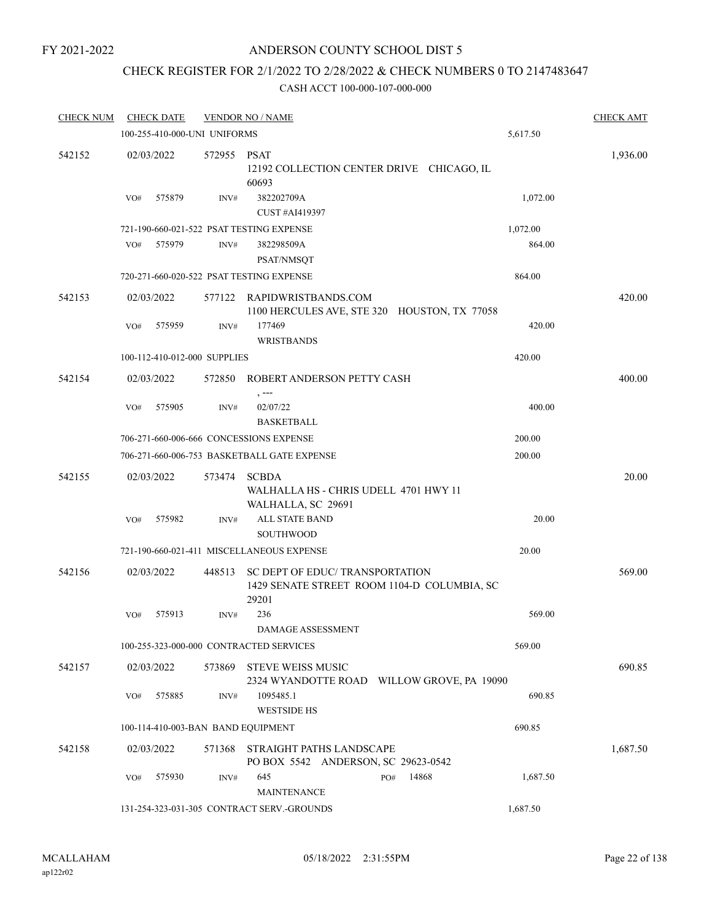FY 2021-2022

# ANDERSON COUNTY SCHOOL DIST 5

## CHECK REGISTER FOR 2/1/2022 TO 2/28/2022 & CHECK NUMBERS 0 TO 2147483647

### CASH ACCT 100-000-107-000-000

| CHECK NUM | CHECK DATE | VENDOR NO / NAME | | CHECK AMT |
|---|---|---|---|---|
| | 100-255-410-000-UNI UNIFORMS | | 5,617.50 | |
| 542152 | 02/03/2022 | 572955 PSAT<br>12192 COLLECTION CENTER DRIVE CHICAGO, IL 60693 | | 1,936.00 |
| | VO# 575879 | INV# 382202709A<br>CUST #AI419397 | 1,072.00 | |
| | 721-190-660-021-522 PSAT TESTING EXPENSE | | 1,072.00 | |
| | VO# 575979 | INV# 382298509A<br>PSAT/NMSQT | 864.00 | |
| | 720-271-660-020-522 PSAT TESTING EXPENSE | | 864.00 | |
| 542153 | 02/03/2022 | 577122 RAPIDWRISTBANDS.COM<br>1100 HERCULES AVE, STE 320 HOUSTON, TX 77058 | | 420.00 |
| | VO# 575959 | INV# 177469<br>WRISTBANDS | 420.00 | |
| | 100-112-410-012-000 SUPPLIES | | 420.00 | |
| 542154 | 02/03/2022 | 572850 ROBERT ANDERSON PETTY CASH<br>, --- | | 400.00 |
| | VO# 575905 | INV# 02/07/22<br>BASKETBALL | 400.00 | |
| | 706-271-660-006-666 CONCESSIONS EXPENSE | | 200.00 | |
| | 706-271-660-006-753 BASKETBALL GATE EXPENSE | | 200.00 | |
| 542155 | 02/03/2022 | 573474 SCBDA<br>WALHALLA HS - CHRIS UDELL 4701 HWY 11 WALHALLA, SC 29691 | | 20.00 |
| | VO# 575982 | INV# ALL STATE BAND<br>SOUTHWOOD | 20.00 | |
| | 721-190-660-021-411 MISCELLANEOUS EXPENSE | | 20.00 | |
| 542156 | 02/03/2022 | 448513 SC DEPT OF EDUC/ TRANSPORTATION<br>1429 SENATE STREET ROOM 1104-D COLUMBIA, SC 29201 | | 569.00 |
| | VO# 575913 | INV# 236<br>DAMAGE ASSESSMENT | 569.00 | |
| | 100-255-323-000-000 CONTRACTED SERVICES | | 569.00 | |
| 542157 | 02/03/2022 | 573869 STEVE WEISS MUSIC<br>2324 WYANDOTTE ROAD WILLOW GROVE, PA 19090 | | 690.85 |
| | VO# 575885 | INV# 1095485.1<br>WESTSIDE HS | 690.85 | |
| | 100-114-410-003-BAN BAND EQUIPMENT | | 690.85 | |
| 542158 | 02/03/2022 | 571368 STRAIGHT PATHS LANDSCAPE<br>PO BOX 5542 ANDERSON, SC 29623-0542 | | 1,687.50 |
| | VO# 575930 | INV# 645 PO# 14868<br>MAINTENANCE | 1,687.50 | |
| | 131-254-323-031-305 CONTRACT SERV.-GROUNDS | | 1,687.50 | |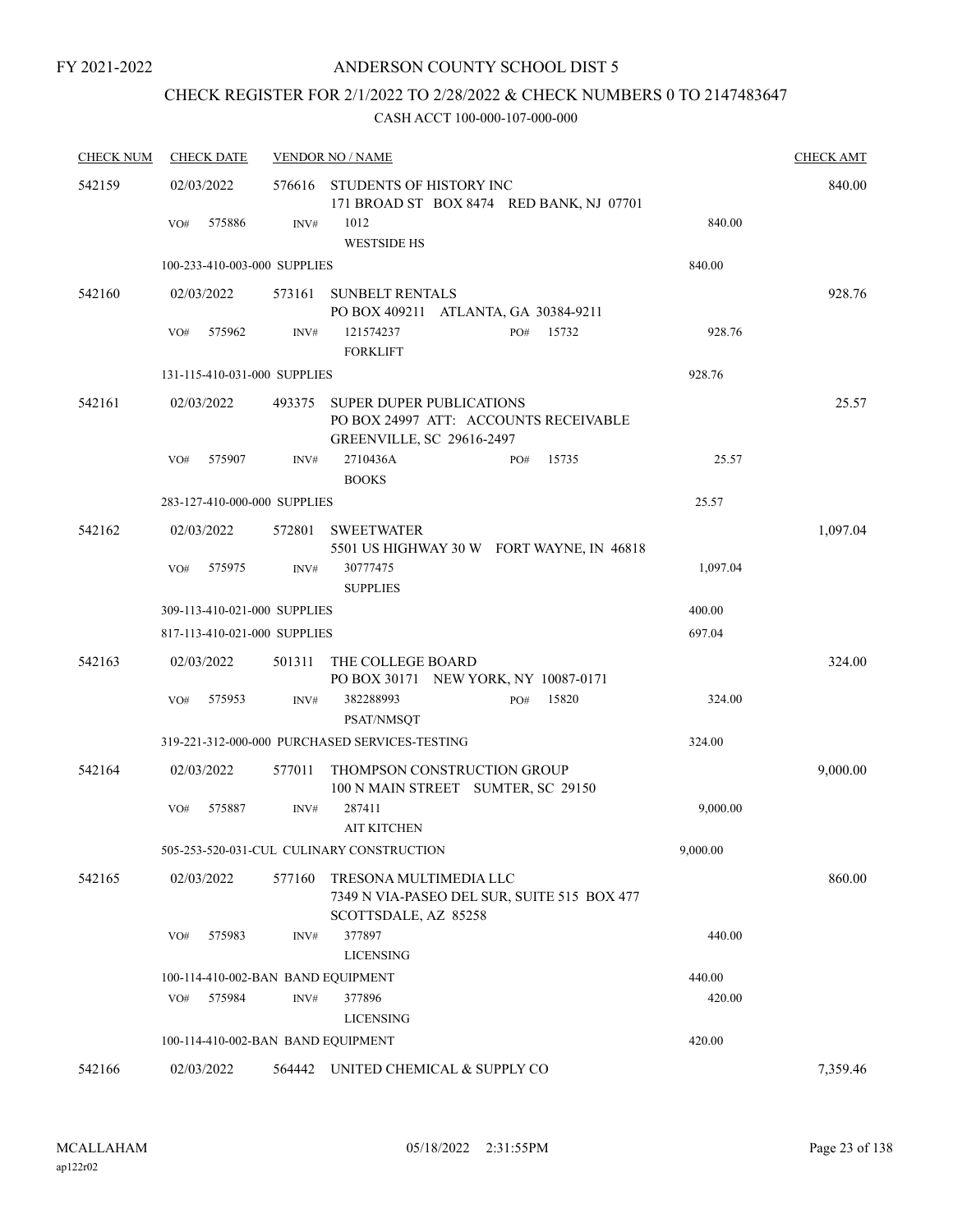FY 2021-2022

# ANDERSON COUNTY SCHOOL DIST 5

## CHECK REGISTER FOR 2/1/2022 TO 2/28/2022 & CHECK NUMBERS 0 TO 2147483647

CASH ACCT 100-000-107-000-000

| CHECK NUM | CHECK DATE | VENDOR NO / NAME | | CHECK AMT |
|---|---|---|---|---|
| 542159 | 02/03/2022 | 576616 STUDENTS OF HISTORY INC<br>171 BROAD ST BOX 8474 RED BANK, NJ 07701 | | 840.00 |
| | VO# 575886 | INV# 1012<br>WESTSIDE HS | 840.00 | |
| | 100-233-410-003-000 SUPPLIES | | 840.00 | |
| 542160 | 02/03/2022 | 573161 SUNBELT RENTALS<br>PO BOX 409211 ATLANTA, GA 30384-9211 | | 928.76 |
| | VO# 575962 | INV# 121574237 PO# 15732<br>FORKLIFT | 928.76 | |
| | 131-115-410-031-000 SUPPLIES | | 928.76 | |
| 542161 | 02/03/2022 | 493375 SUPER DUPER PUBLICATIONS<br>PO BOX 24997 ATT: ACCOUNTS RECEIVABLE<br>GREENVILLE, SC 29616-2497 | | 25.57 |
| | VO# 575907 | INV# 2710436A PO# 15735<br>BOOKS | 25.57 | |
| | 283-127-410-000-000 SUPPLIES | | 25.57 | |
| 542162 | 02/03/2022 | 572801 SWEETWATER<br>5501 US HIGHWAY 30 W FORT WAYNE, IN 46818 | | 1,097.04 |
| | VO# 575975 | INV# 30777475<br>SUPPLIES | 1,097.04 | |
| | 309-113-410-021-000 SUPPLIES | | 400.00 | |
| | 817-113-410-021-000 SUPPLIES | | 697.04 | |
| 542163 | 02/03/2022 | 501311 THE COLLEGE BOARD<br>PO BOX 30171 NEW YORK, NY 10087-0171 | | 324.00 |
| | VO# 575953 | INV# 382288993 PO# 15820<br>PSAT/NMSQT | 324.00 | |
| | 319-221-312-000-000 PURCHASED SERVICES-TESTING | | 324.00 | |
| 542164 | 02/03/2022 | 577011 THOMPSON CONSTRUCTION GROUP<br>100 N MAIN STREET SUMTER, SC 29150 | | 9,000.00 |
| | VO# 575887 | INV# 287411<br>AIT KITCHEN | 9,000.00 | |
| | 505-253-520-031-CUL CULINARY CONSTRUCTION | | 9,000.00 | |
| 542165 | 02/03/2022 | 577160 TRESONA MULTIMEDIA LLC<br>7349 N VIA-PASEO DEL SUR, SUITE 515 BOX 477<br>SCOTTSDALE, AZ 85258 | | 860.00 |
| | VO# 575983 | INV# 377897<br>LICENSING | 440.00 | |
| | 100-114-410-002-BAN BAND EQUIPMENT | | 440.00 | |
| | VO# 575984 | INV# 377896<br>LICENSING | 420.00 | |
| | 100-114-410-002-BAN BAND EQUIPMENT | | 420.00 | |
| 542166 | 02/03/2022 | 564442 UNITED CHEMICAL & SUPPLY CO | | 7,359.46 |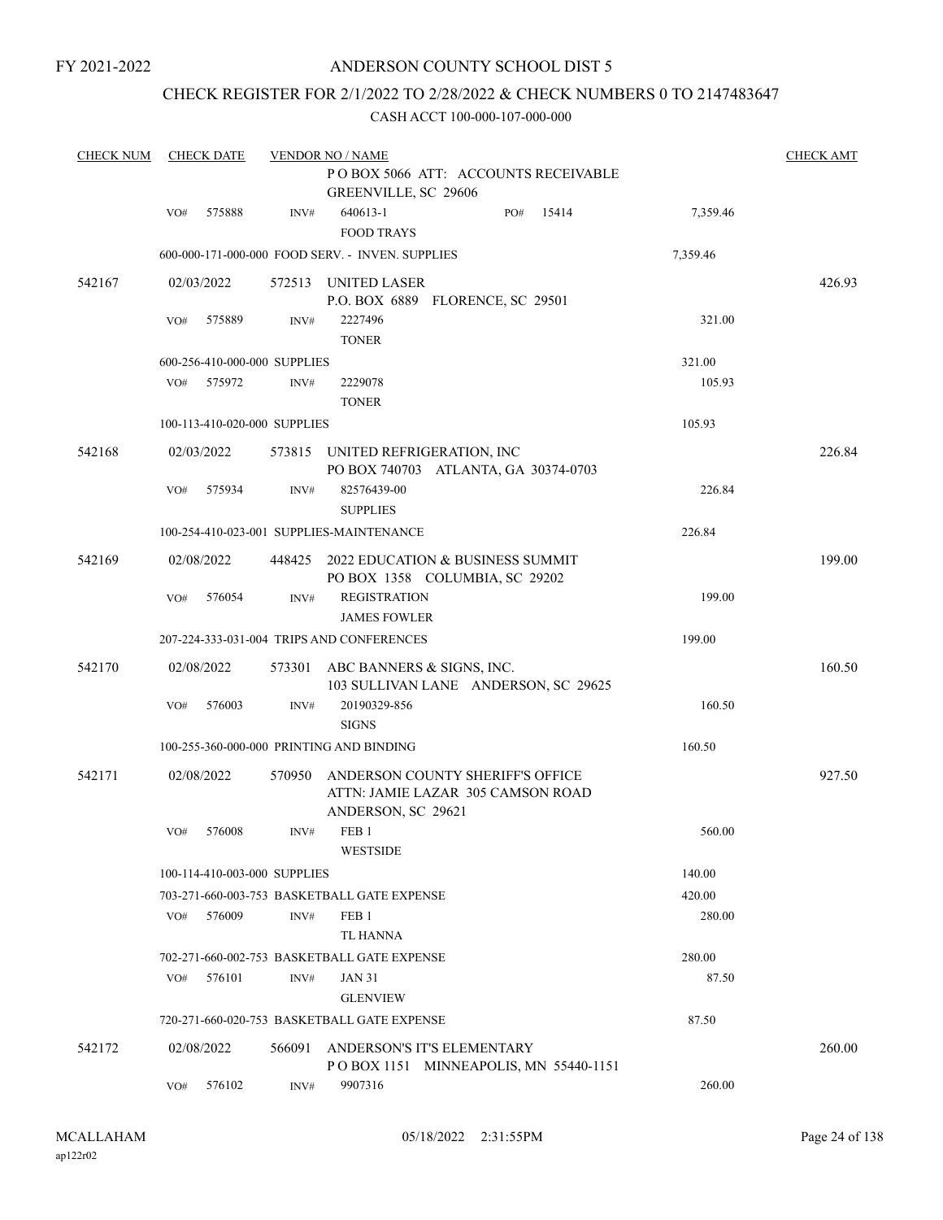FY 2021-2022

# ANDERSON COUNTY SCHOOL DIST 5

## CHECK REGISTER FOR 2/1/2022 TO 2/28/2022 & CHECK NUMBERS 0 TO 2147483647

CASH ACCT 100-000-107-000-000

| CHECK NUM | CHECK DATE | VENDOR NO / NAME | | CHECK AMT |
|---|---|---|---|---|
| | | P O BOX 5066 ATT: ACCOUNTS RECEIVABLE GREENVILLE, SC 29606 | | |
| | VO# 575888 | INV# 640613-1 PO# 15414 FOOD TRAYS | 7,359.46 | |
| | | 600-000-171-000-000 FOOD SERV. - INVEN. SUPPLIES | 7,359.46 | |
| 542167 | 02/03/2022 | 572513 UNITED LASER P.O. BOX 6889 FLORENCE, SC 29501 | | 426.93 |
| | VO# 575889 | INV# 2227496 TONER | 321.00 | |
| | | 600-256-410-000-000 SUPPLIES | 321.00 | |
| | VO# 575972 | INV# 2229078 TONER | 105.93 | |
| | | 100-113-410-020-000 SUPPLIES | 105.93 | |
| 542168 | 02/03/2022 | 573815 UNITED REFRIGERATION, INC PO BOX 740703 ATLANTA, GA 30374-0703 | | 226.84 |
| | VO# 575934 | INV# 82576439-00 SUPPLIES | 226.84 | |
| | | 100-254-410-023-001 SUPPLIES-MAINTENANCE | 226.84 | |
| 542169 | 02/08/2022 | 448425 2022 EDUCATION & BUSINESS SUMMIT PO BOX 1358 COLUMBIA, SC 29202 | | 199.00 |
| | VO# 576054 | INV# REGISTRATION JAMES FOWLER | 199.00 | |
| | | 207-224-333-031-004 TRIPS AND CONFERENCES | 199.00 | |
| 542170 | 02/08/2022 | 573301 ABC BANNERS & SIGNS, INC. 103 SULLIVAN LANE ANDERSON, SC 29625 | | 160.50 |
| | VO# 576003 | INV# 20190329-856 SIGNS | 160.50 | |
| | | 100-255-360-000-000 PRINTING AND BINDING | 160.50 | |
| 542171 | 02/08/2022 | 570950 ANDERSON COUNTY SHERIFF'S OFFICE ATTN: JAMIE LAZAR 305 CAMSON ROAD ANDERSON, SC 29621 | | 927.50 |
| | VO# 576008 | INV# FEB 1 WESTSIDE | 560.00 | |
| | | 100-114-410-003-000 SUPPLIES | 140.00 | |
| | | 703-271-660-003-753 BASKETBALL GATE EXPENSE | 420.00 | |
| | VO# 576009 | INV# FEB 1 TL HANNA | 280.00 | |
| | | 702-271-660-002-753 BASKETBALL GATE EXPENSE | 280.00 | |
| | VO# 576101 | INV# JAN 31 GLENVIEW | 87.50 | |
| | | 720-271-660-020-753 BASKETBALL GATE EXPENSE | 87.50 | |
| 542172 | 02/08/2022 | 566091 ANDERSON'S IT'S ELEMENTARY P O BOX 1151 MINNEAPOLIS, MN 55440-1151 | | 260.00 |
| | VO# 576102 | INV# 9907316 | 260.00 | |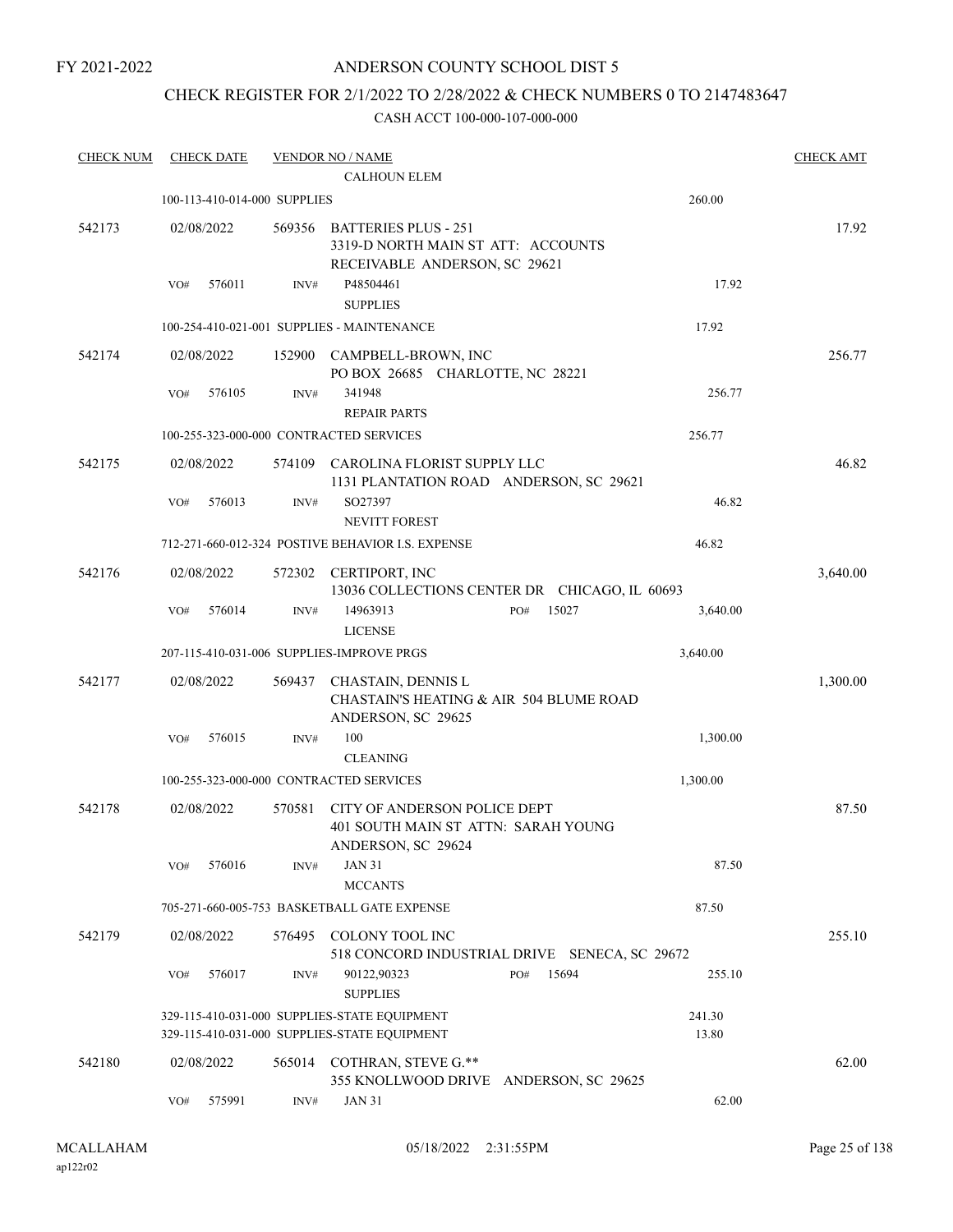FY 2021-2022

ANDERSON COUNTY SCHOOL DIST 5

CHECK REGISTER FOR 2/1/2022 TO 2/28/2022 & CHECK NUMBERS 0 TO 2147483647

CASH ACCT 100-000-107-000-000

| CHECK NUM | CHECK DATE | VENDOR NO / NAME | | CHECK AMT |
|---|---|---|---|---|
| | | CALHOUN ELEM | | |
| | 100-113-410-014-000 SUPPLIES | | 260.00 | |
| 542173 | 02/08/2022 | 569356 BATTERIES PLUS - 251<br>3319-D NORTH MAIN ST ATT: ACCOUNTS RECEIVABLE ANDERSON, SC 29621 | | 17.92 |
| | VO# 576011 | INV# P48504461<br>SUPPLIES | 17.92 | |
| | 100-254-410-021-001 SUPPLIES - MAINTENANCE | | 17.92 | |
| 542174 | 02/08/2022 | 152900 CAMPBELL-BROWN, INC<br>PO BOX 26685 CHARLOTTE, NC 28221 | | 256.77 |
| | VO# 576105 | INV# 341948<br>REPAIR PARTS | 256.77 | |
| | 100-255-323-000-000 CONTRACTED SERVICES | | 256.77 | |
| 542175 | 02/08/2022 | 574109 CAROLINA FLORIST SUPPLY LLC<br>1131 PLANTATION ROAD ANDERSON, SC 29621 | | 46.82 |
| | VO# 576013 | INV# SO27397<br>NEVITT FOREST | 46.82 | |
| | 712-271-660-012-324 POSTIVE BEHAVIOR I.S. EXPENSE | | 46.82 | |
| 542176 | 02/08/2022 | 572302 CERTIPORT, INC<br>13036 COLLECTIONS CENTER DR CHICAGO, IL 60693 | | 3,640.00 |
| | VO# 576014 | INV# 14963913 PO# 15027<br>LICENSE | 3,640.00 | |
| | 207-115-410-031-006 SUPPLIES-IMPROVE PRGS | | 3,640.00 | |
| 542177 | 02/08/2022 | 569437 CHASTAIN, DENNIS L<br>CHASTAIN'S HEATING & AIR 504 BLUME ROAD ANDERSON, SC 29625 | | 1,300.00 |
| | VO# 576015 | INV# 100<br>CLEANING | 1,300.00 | |
| | 100-255-323-000-000 CONTRACTED SERVICES | | 1,300.00 | |
| 542178 | 02/08/2022 | 570581 CITY OF ANDERSON POLICE DEPT<br>401 SOUTH MAIN ST ATTN: SARAH YOUNG ANDERSON, SC 29624 | | 87.50 |
| | VO# 576016 | INV# JAN 31<br>MCCANTS | 87.50 | |
| | 705-271-660-005-753 BASKETBALL GATE EXPENSE | | 87.50 | |
| 542179 | 02/08/2022 | 576495 COLONY TOOL INC<br>518 CONCORD INDUSTRIAL DRIVE SENECA, SC 29672 | | 255.10 |
| | VO# 576017 | INV# 90122,90323 PO# 15694<br>SUPPLIES | 255.10 | |
| | 329-115-410-031-000 SUPPLIES-STATE EQUIPMENT | | 241.30 | |
| | 329-115-410-031-000 SUPPLIES-STATE EQUIPMENT | | 13.80 | |
| 542180 | 02/08/2022 | 565014 COTHRAN, STEVE G.**<br>355 KNOLLWOOD DRIVE ANDERSON, SC 29625 | | 62.00 |
| | VO# 575991 | INV# JAN 31 | 62.00 | |

MCALLAHAM ap122r02 05/18/2022 2:31:55PM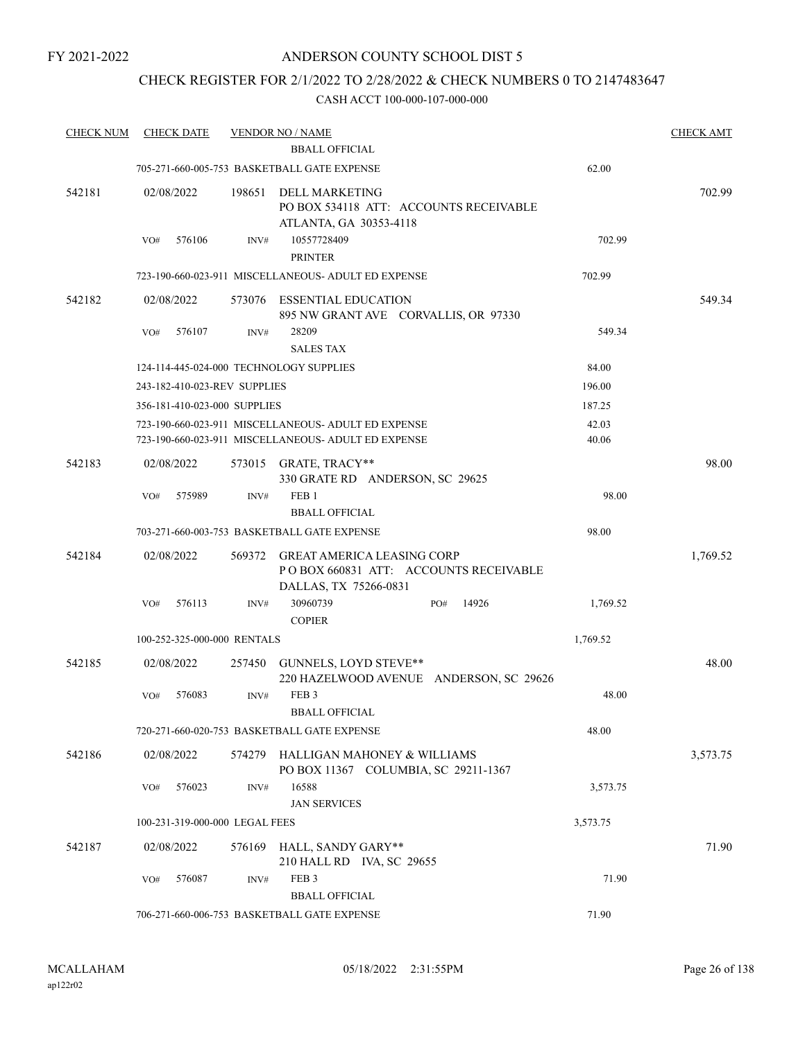FY 2021-2022

ANDERSON COUNTY SCHOOL DIST 5

CHECK REGISTER FOR 2/1/2022 TO 2/28/2022 & CHECK NUMBERS 0 TO 2147483647

CASH ACCT 100-000-107-000-000

| CHECK NUM | CHECK DATE | VENDOR NO / NAME | | CHECK AMT |
|---|---|---|---|---|
| | | BBALL OFFICIAL | | |
| | | 705-271-660-005-753 BASKETBALL GATE EXPENSE | 62.00 | |
| 542181 | 02/08/2022 | 198651 DELL MARKETING<br>PO BOX 534118 ATT: ACCOUNTS RECEIVABLE<br>ATLANTA, GA 30353-4118 | | 702.99 |
| | VO# 576106 | INV# 10557728409<br>PRINTER | 702.99 | |
| | | 723-190-660-023-911 MISCELLANEOUS- ADULT ED EXPENSE | 702.99 | |
| 542182 | 02/08/2022 | 573076 ESSENTIAL EDUCATION<br>895 NW GRANT AVE CORVALLIS, OR 97330 | | 549.34 |
| | VO# 576107 | INV# 28209<br>SALES TAX | 549.34 | |
| | | 124-114-445-024-000 TECHNOLOGY SUPPLIES | 84.00 | |
| | | 243-182-410-023-REV SUPPLIES | 196.00 | |
| | | 356-181-410-023-000 SUPPLIES | 187.25 | |
| | | 723-190-660-023-911 MISCELLANEOUS- ADULT ED EXPENSE | 42.03 | |
| | | 723-190-660-023-911 MISCELLANEOUS- ADULT ED EXPENSE | 40.06 | |
| 542183 | 02/08/2022 | 573015 GRATE, TRACY**<br>330 GRATE RD ANDERSON, SC 29625 | | 98.00 |
| | VO# 575989 | INV# FEB 1<br>BBALL OFFICIAL | 98.00 | |
| | | 703-271-660-003-753 BASKETBALL GATE EXPENSE | 98.00 | |
| 542184 | 02/08/2022 | 569372 GREAT AMERICA LEASING CORP<br>P O BOX 660831 ATT: ACCOUNTS RECEIVABLE<br>DALLAS, TX 75266-0831 | | 1,769.52 |
| | VO# 576113 | INV# 30960739 PO# 14926<br>COPIER | 1,769.52 | |
| | | 100-252-325-000-000 RENTALS | 1,769.52 | |
| 542185 | 02/08/2022 | 257450 GUNNELS, LOYD STEVE**<br>220 HAZELWOOD AVENUE ANDERSON, SC 29626 | | 48.00 |
| | VO# 576083 | INV# FEB 3<br>BBALL OFFICIAL | 48.00 | |
| | | 720-271-660-020-753 BASKETBALL GATE EXPENSE | 48.00 | |
| 542186 | 02/08/2022 | 574279 HALLIGAN MAHONEY & WILLIAMS<br>PO BOX 11367 COLUMBIA, SC 29211-1367 | | 3,573.75 |
| | VO# 576023 | INV# 16588<br>JAN SERVICES | 3,573.75 | |
| | | 100-231-319-000-000 LEGAL FEES | 3,573.75 | |
| 542187 | 02/08/2022 | 576169 HALL, SANDY GARY**<br>210 HALL RD IVA, SC 29655 | | 71.90 |
| | VO# 576087 | INV# FEB 3<br>BBALL OFFICIAL | 71.90 | |
| | | 706-271-660-006-753 BASKETBALL GATE EXPENSE | 71.90 | |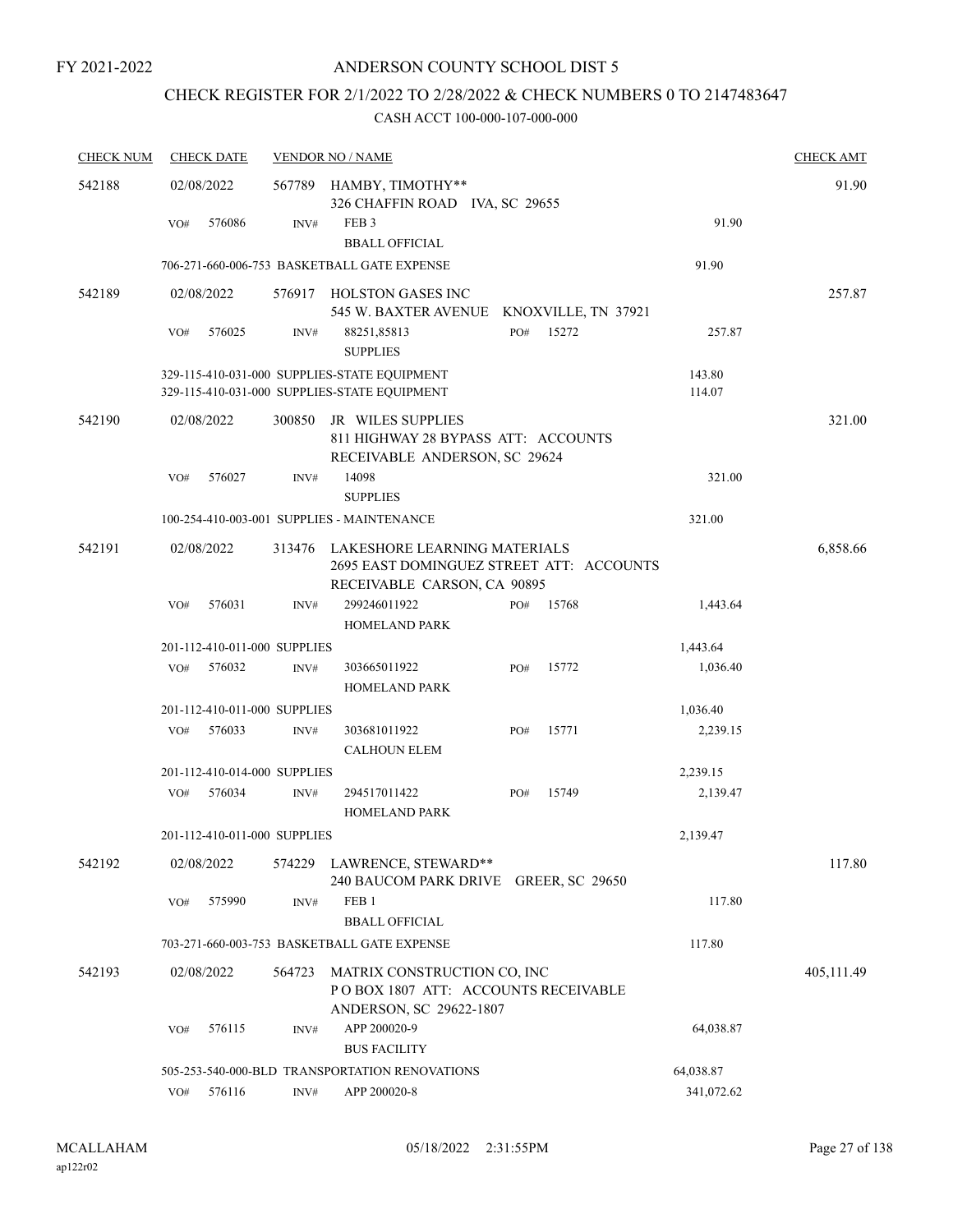FY 2021-2022

# ANDERSON COUNTY SCHOOL DIST 5

## CHECK REGISTER FOR 2/1/2022 TO 2/28/2022 & CHECK NUMBERS 0 TO 2147483647

### CASH ACCT 100-000-107-000-000

| CHECK NUM | CHECK DATE | VENDOR NO / NAME | | | CHECK AMT |
|---|---|---|---|---|---|
| 542188 | 02/08/2022 | 567789 HAMBY, TIMOTHY**<br>326 CHAFFIN ROAD IVA, SC 29655 | | | 91.90 |
| | VO# 576086 | INV# FEB 3<br>BBALL OFFICIAL | | 91.90 | |
| | 706-271-660-006-753 BASKETBALL GATE EXPENSE | | | 91.90 | |
| 542189 | 02/08/2022 | 576917 HOLSTON GASES INC<br>545 W. BAXTER AVENUE KNOXVILLE, TN 37921 | | | 257.87 |
| | VO# 576025 | INV# 88251,85813<br>SUPPLIES | PO# 15272 | 257.87 | |
| | 329-115-410-031-000 SUPPLIES-STATE EQUIPMENT | | | 143.80 | |
| | 329-115-410-031-000 SUPPLIES-STATE EQUIPMENT | | | 114.07 | |
| 542190 | 02/08/2022 | 300850 JR WILES SUPPLIES<br>811 HIGHWAY 28 BYPASS ATT: ACCOUNTS RECEIVABLE ANDERSON, SC 29624 | | | 321.00 |
| | VO# 576027 | INV# 14098<br>SUPPLIES | | 321.00 | |
| | 100-254-410-003-001 SUPPLIES - MAINTENANCE | | | 321.00 | |
| 542191 | 02/08/2022 | 313476 LAKESHORE LEARNING MATERIALS<br>2695 EAST DOMINGUEZ STREET ATT: ACCOUNTS RECEIVABLE CARSON, CA 90895 | | | 6,858.66 |
| | VO# 576031 | INV# 299246011922<br>HOMELAND PARK | PO# 15768 | 1,443.64 | |
| | 201-112-410-011-000 SUPPLIES | | | 1,443.64 | |
| | VO# 576032 | INV# 303665011922<br>HOMELAND PARK | PO# 15772 | 1,036.40 | |
| | 201-112-410-011-000 SUPPLIES | | | 1,036.40 | |
| | VO# 576033 | INV# 303681011922<br>CALHOUN ELEM | PO# 15771 | 2,239.15 | |
| | 201-112-410-014-000 SUPPLIES | | | 2,239.15 | |
| | VO# 576034 | INV# 294517011422<br>HOMELAND PARK | PO# 15749 | 2,139.47 | |
| | 201-112-410-011-000 SUPPLIES | | | 2,139.47 | |
| 542192 | 02/08/2022 | 574229 LAWRENCE, STEWARD**<br>240 BAUCOM PARK DRIVE GREER, SC 29650 | | | 117.80 |
| | VO# 575990 | INV# FEB 1<br>BBALL OFFICIAL | | 117.80 | |
| | 703-271-660-003-753 BASKETBALL GATE EXPENSE | | | 117.80 | |
| 542193 | 02/08/2022 | 564723 MATRIX CONSTRUCTION CO, INC<br>P O BOX 1807 ATT: ACCOUNTS RECEIVABLE ANDERSON, SC 29622-1807 | | | 405,111.49 |
| | VO# 576115 | INV# APP 200020-9<br>BUS FACILITY | | 64,038.87 | |
| | 505-253-540-000-BLD TRANSPORTATION RENOVATIONS | | | 64,038.87 | |
| | VO# 576116 | INV# APP 200020-8 | | 341,072.62 | |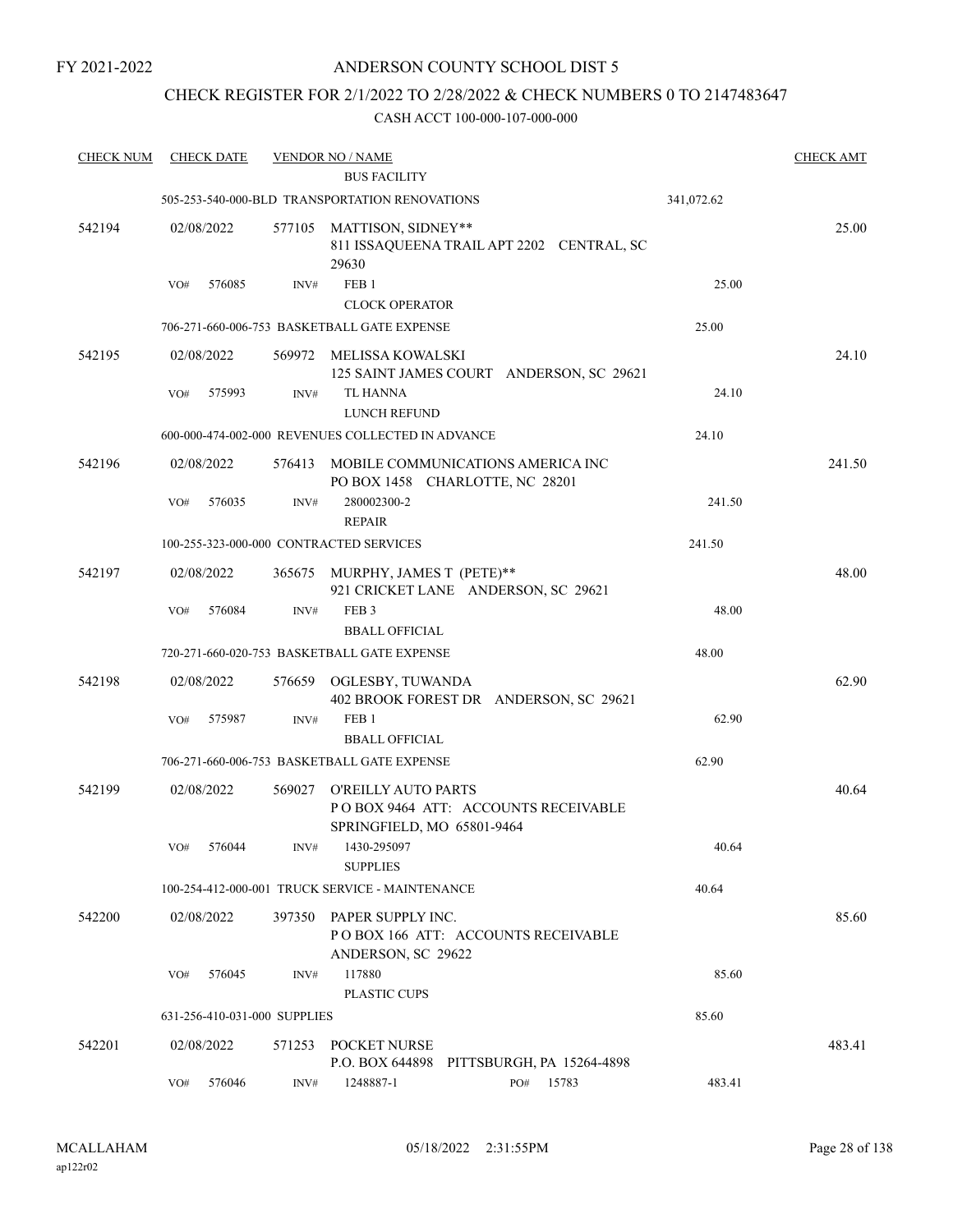FY 2021-2022

ANDERSON COUNTY SCHOOL DIST 5

CHECK REGISTER FOR 2/1/2022 TO 2/28/2022 & CHECK NUMBERS 0 TO 2147483647

CASH ACCT 100-000-107-000-000

| CHECK NUM | CHECK DATE | VENDOR NO / NAME | | CHECK AMT |
|---|---|---|---|---|
| | | BUS FACILITY | | |
| | | 505-253-540-000-BLD TRANSPORTATION RENOVATIONS | 341,072.62 | |
| 542194 | 02/08/2022 | 577105 MATTISON, SIDNEY** 811 ISSAQUEENA TRAIL APT 2202 CENTRAL, SC 29630 | | 25.00 |
| | VO# 576085 | INV# FEB 1 CLOCK OPERATOR | 25.00 | |
| | | 706-271-660-006-753 BASKETBALL GATE EXPENSE | 25.00 | |
| 542195 | 02/08/2022 | 569972 MELISSA KOWALSKI 125 SAINT JAMES COURT ANDERSON, SC 29621 | | 24.10 |
| | VO# 575993 | INV# TL HANNA LUNCH REFUND | 24.10 | |
| | | 600-000-474-002-000 REVENUES COLLECTED IN ADVANCE | 24.10 | |
| 542196 | 02/08/2022 | 576413 MOBILE COMMUNICATIONS AMERICA INC PO BOX 1458 CHARLOTTE, NC 28201 | | 241.50 |
| | VO# 576035 | INV# 280002300-2 REPAIR | 241.50 | |
| | | 100-255-323-000-000 CONTRACTED SERVICES | 241.50 | |
| 542197 | 02/08/2022 | 365675 MURPHY, JAMES T (PETE)** 921 CRICKET LANE ANDERSON, SC 29621 | | 48.00 |
| | VO# 576084 | INV# FEB 3 BBALL OFFICIAL | 48.00 | |
| | | 720-271-660-020-753 BASKETBALL GATE EXPENSE | 48.00 | |
| 542198 | 02/08/2022 | 576659 OGLESBY, TUWANDA 402 BROOK FOREST DR ANDERSON, SC 29621 | | 62.90 |
| | VO# 575987 | INV# FEB 1 BBALL OFFICIAL | 62.90 | |
| | | 706-271-660-006-753 BASKETBALL GATE EXPENSE | 62.90 | |
| 542199 | 02/08/2022 | 569027 O'REILLY AUTO PARTS P O BOX 9464 ATT: ACCOUNTS RECEIVABLE SPRINGFIELD, MO 65801-9464 | | 40.64 |
| | VO# 576044 | INV# 1430-295097 SUPPLIES | 40.64 | |
| | | 100-254-412-000-001 TRUCK SERVICE - MAINTENANCE | 40.64 | |
| 542200 | 02/08/2022 | 397350 PAPER SUPPLY INC. P O BOX 166 ATT: ACCOUNTS RECEIVABLE ANDERSON, SC 29622 | | 85.60 |
| | VO# 576045 | INV# 117880 PLASTIC CUPS | 85.60 | |
| | | 631-256-410-031-000 SUPPLIES | 85.60 | |
| 542201 | 02/08/2022 | 571253 POCKET NURSE P.O. BOX 644898 PITTSBURGH, PA 15264-4898 | | 483.41 |
| | VO# 576046 | INV# 1248887-1 PO# 15783 | 483.41 | |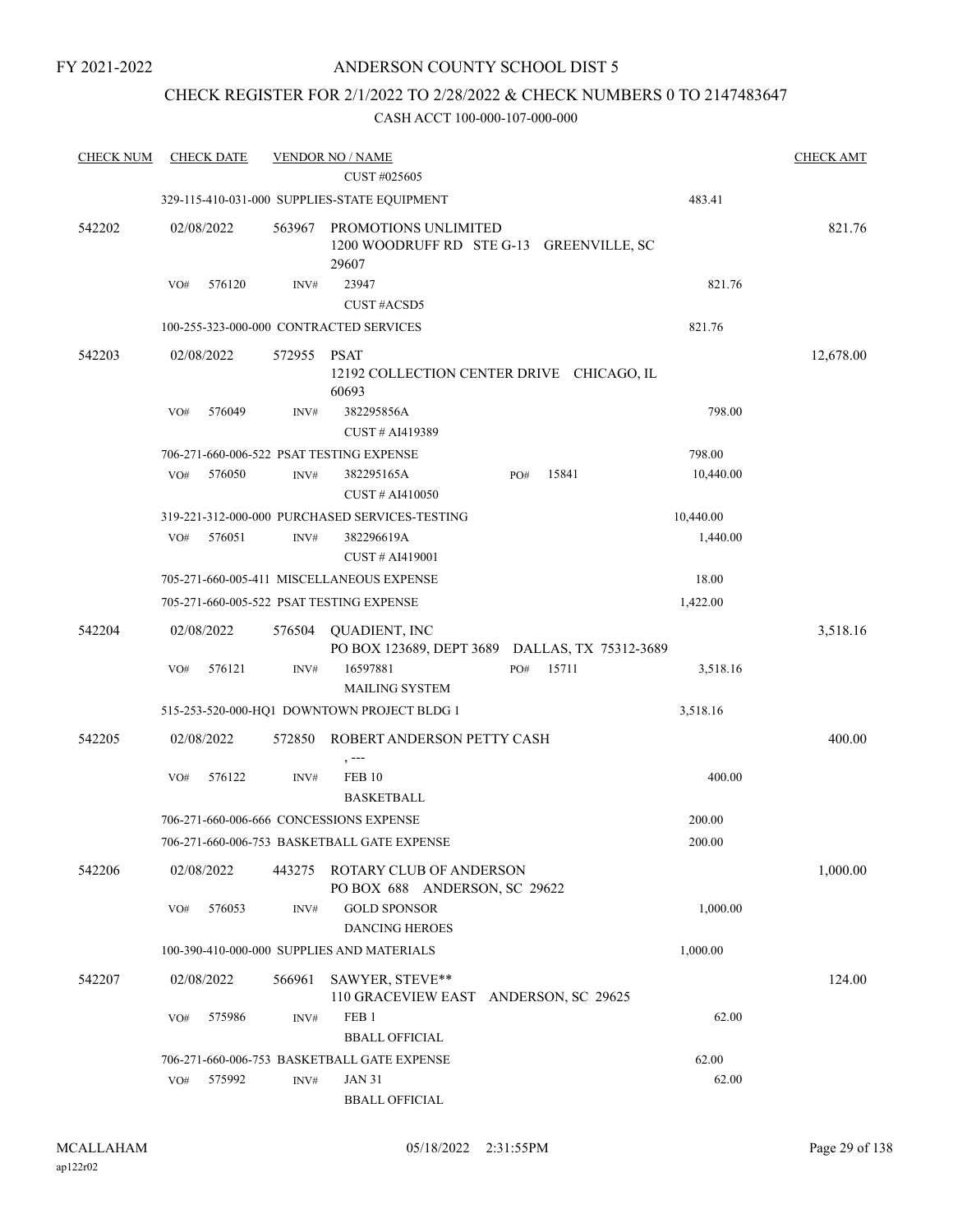FY 2021-2022

# ANDERSON COUNTY SCHOOL DIST 5

## CHECK REGISTER FOR 2/1/2022 TO 2/28/2022 & CHECK NUMBERS 0 TO 2147483647

### CASH ACCT 100-000-107-000-000

| CHECK NUM | CHECK DATE | VENDOR NO / NAME | | CHECK AMT |
|---|---|---|---|---|
| | | CUST #025605 | | |
| | | 329-115-410-031-000 SUPPLIES-STATE EQUIPMENT | 483.41 | |
| 542202 | 02/08/2022 | 563967 PROMOTIONS UNLIMITED<br>1200 WOODRUFF RD STE G-13 GREENVILLE, SC 29607 | | 821.76 |
| | VO# 576120 | INV# 23947<br>CUST #ACSD5 | 821.76 | |
| | | 100-255-323-000-000 CONTRACTED SERVICES | 821.76 | |
| 542203 | 02/08/2022 | 572955 PSAT<br>12192 COLLECTION CENTER DRIVE CHICAGO, IL 60693 | | 12,678.00 |
| | VO# 576049 | INV# 382295856A<br>CUST # AI419389 | 798.00 | |
| | | 706-271-660-006-522 PSAT TESTING EXPENSE | 798.00 | |
| | VO# 576050 | INV# 382295165A PO# 15841<br>CUST # AI410050 | 10,440.00 | |
| | | 319-221-312-000-000 PURCHASED SERVICES-TESTING | 10,440.00 | |
| | VO# 576051 | INV# 382296619A<br>CUST # AI419001 | 1,440.00 | |
| | | 705-271-660-005-411 MISCELLANEOUS EXPENSE | 18.00 | |
| | | 705-271-660-005-522 PSAT TESTING EXPENSE | 1,422.00 | |
| 542204 | 02/08/2022 | 576504 QUADIENT, INC<br>PO BOX 123689, DEPT 3689 DALLAS, TX 75312-3689 | | 3,518.16 |
| | VO# 576121 | INV# 16597881 PO# 15711<br>MAILING SYSTEM | 3,518.16 | |
| | | 515-253-520-000-HQ1 DOWNTOWN PROJECT BLDG 1 | 3,518.16 | |
| 542205 | 02/08/2022 | 572850 ROBERT ANDERSON PETTY CASH<br>, --- | | 400.00 |
| | VO# 576122 | INV# FEB 10<br>BASKETBALL | 400.00 | |
| | | 706-271-660-006-666 CONCESSIONS EXPENSE | 200.00 | |
| | | 706-271-660-006-753 BASKETBALL GATE EXPENSE | 200.00 | |
| 542206 | 02/08/2022 | 443275 ROTARY CLUB OF ANDERSON<br>PO BOX 688 ANDERSON, SC 29622 | | 1,000.00 |
| | VO# 576053 | INV# GOLD SPONSOR<br>DANCING HEROES | 1,000.00 | |
| | | 100-390-410-000-000 SUPPLIES AND MATERIALS | 1,000.00 | |
| 542207 | 02/08/2022 | 566961 SAWYER, STEVE**<br>110 GRACEVIEW EAST ANDERSON, SC 29625 | | 124.00 |
| | VO# 575986 | INV# FEB 1<br>BBALL OFFICIAL | 62.00 | |
| | | 706-271-660-006-753 BASKETBALL GATE EXPENSE | 62.00 | |
| | VO# 575992 | INV# JAN 31<br>BBALL OFFICIAL | 62.00 | |

MCALLAHAM ap122r02 05/18/2022 2:31:55PM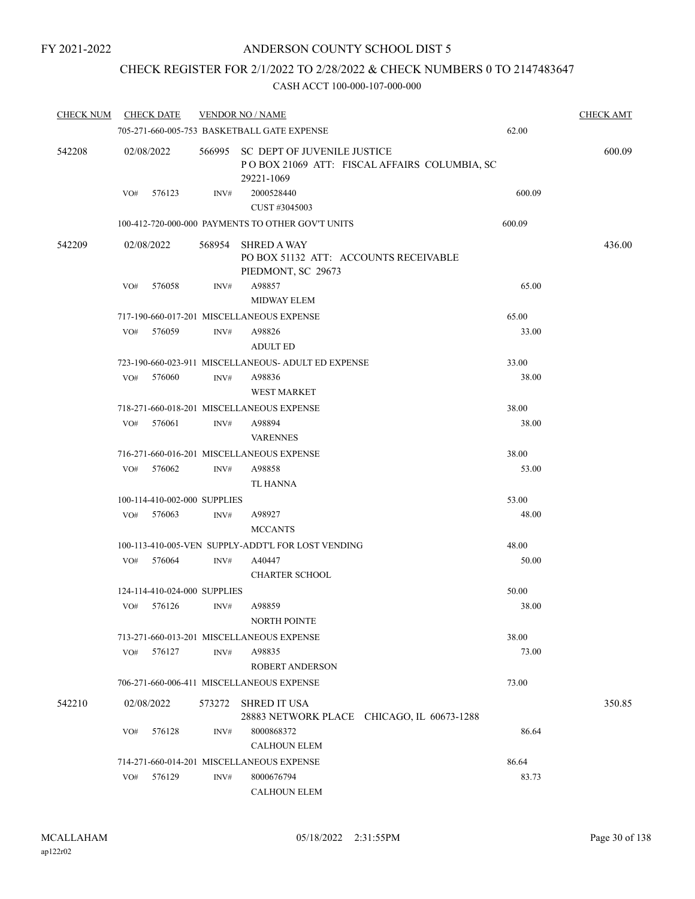FY 2021-2022

# ANDERSON COUNTY SCHOOL DIST 5

## CHECK REGISTER FOR 2/1/2022 TO 2/28/2022 & CHECK NUMBERS 0 TO 2147483647

### CASH ACCT 100-000-107-000-000

| CHECK NUM | CHECK DATE | VENDOR NO / NAME | | CHECK AMT |
|---|---|---|---|---|
| | 705-271-660-005-753 BASKETBALL GATE EXPENSE | | 62.00 | |
| 542208 | 02/08/2022 | 566995 SC DEPT OF JUVENILE JUSTICE<br>P O BOX 21069 ATT: FISCAL AFFAIRS COLUMBIA, SC 29221-1069 | | 600.09 |
| | VO# 576123 | INV# 2000528440<br>CUST #3045003 | 600.09 | |
| | 100-412-720-000-000 PAYMENTS TO OTHER GOV'T UNITS | | 600.09 | |
| 542209 | 02/08/2022 | 568954 SHRED A WAY<br>PO BOX 51132 ATT: ACCOUNTS RECEIVABLE PIEDMONT, SC 29673 | | 436.00 |
| | VO# 576058 | INV# A98857<br>MIDWAY ELEM | 65.00 | |
| | 717-190-660-017-201 MISCELLANEOUS EXPENSE | | 65.00 | |
| | VO# 576059 | INV# A98826<br>ADULT ED | 33.00 | |
| | 723-190-660-023-911 MISCELLANEOUS- ADULT ED EXPENSE | | 33.00 | |
| | VO# 576060 | INV# A98836<br>WEST MARKET | 38.00 | |
| | 718-271-660-018-201 MISCELLANEOUS EXPENSE | | 38.00 | |
| | VO# 576061 | INV# A98894<br>VARENNES | 38.00 | |
| | 716-271-660-016-201 MISCELLANEOUS EXPENSE | | 38.00 | |
| | VO# 576062 | INV# A98858<br>TL HANNA | 53.00 | |
| | 100-114-410-002-000 SUPPLIES | | 53.00 | |
| | VO# 576063 | INV# A98927<br>MCCANTS | 48.00 | |
| | 100-113-410-005-VEN SUPPLY-ADDT'L FOR LOST VENDING | | 48.00 | |
| | VO# 576064 | INV# A40447<br>CHARTER SCHOOL | 50.00 | |
| | 124-114-410-024-000 SUPPLIES | | 50.00 | |
| | VO# 576126 | INV# A98859<br>NORTH POINTE | 38.00 | |
| | 713-271-660-013-201 MISCELLANEOUS EXPENSE | | 38.00 | |
| | VO# 576127 | INV# A98835<br>ROBERT ANDERSON | 73.00 | |
| | 706-271-660-006-411 MISCELLANEOUS EXPENSE | | 73.00 | |
| 542210 | 02/08/2022 | 573272 SHRED IT USA<br>28883 NETWORK PLACE CHICAGO, IL 60673-1288 | | 350.85 |
| | VO# 576128 | INV# 8000868372<br>CALHOUN ELEM | 86.64 | |
| | 714-271-660-014-201 MISCELLANEOUS EXPENSE | | 86.64 | |
| | VO# 576129 | INV# 8000676794<br>CALHOUN ELEM | 83.73 | |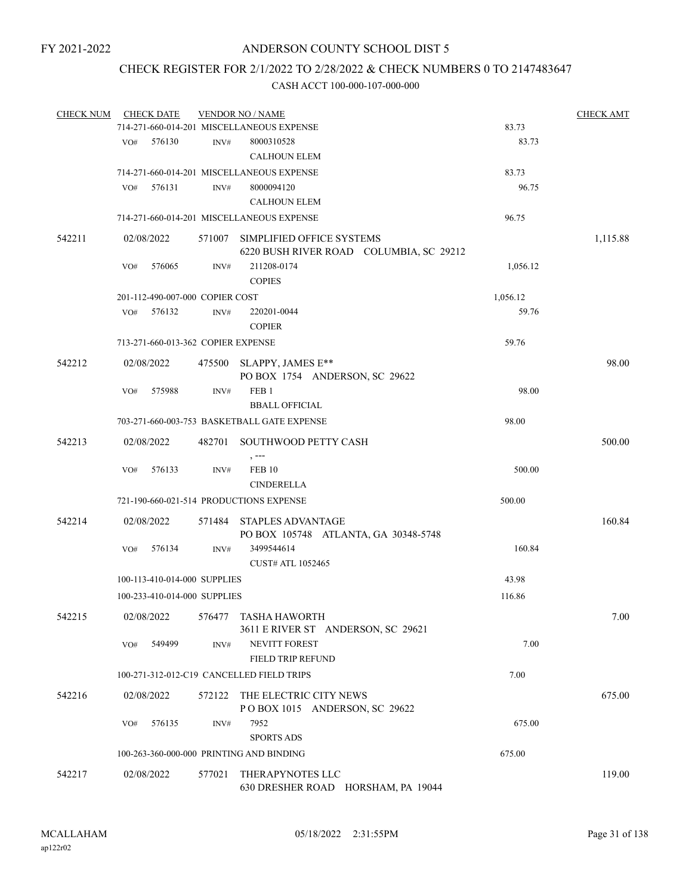FY 2021-2022

# ANDERSON COUNTY SCHOOL DIST 5

## CHECK REGISTER FOR 2/1/2022 TO 2/28/2022 & CHECK NUMBERS 0 TO 2147483647

CASH ACCT 100-000-107-000-000

| CHECK NUM | CHECK DATE | VENDOR NO / NAME | | CHECK AMT |
|---|---|---|---|---|
| | 714-271-660-014-201 MISCELLANEOUS EXPENSE | | 83.73 | |
| | VO# 576130 | INV# 8000310528 CALHOUN ELEM | 83.73 | |
| | 714-271-660-014-201 MISCELLANEOUS EXPENSE | | 83.73 | |
| | VO# 576131 | INV# 8000094120 CALHOUN ELEM | 96.75 | |
| | 714-271-660-014-201 MISCELLANEOUS EXPENSE | | 96.75 | |
| 542211 | 02/08/2022 | 571007 SIMPLIFIED OFFICE SYSTEMS 6220 BUSH RIVER ROAD COLUMBIA, SC 29212 | | 1,115.88 |
| | VO# 576065 | INV# 211208-0174 COPIES | 1,056.12 | |
| | 201-112-490-007-000 COPIER COST | | 1,056.12 | |
| | VO# 576132 | INV# 220201-0044 COPIER | 59.76 | |
| | 713-271-660-013-362 COPIER EXPENSE | | 59.76 | |
| 542212 | 02/08/2022 | 475500 SLAPPY, JAMES E** PO BOX 1754 ANDERSON, SC 29622 | | 98.00 |
| | VO# 575988 | INV# FEB 1 BBALL OFFICIAL | 98.00 | |
| | 703-271-660-003-753 BASKETBALL GATE EXPENSE | | 98.00 | |
| 542213 | 02/08/2022 | 482701 SOUTHWOOD PETTY CASH , --- | | 500.00 |
| | VO# 576133 | INV# FEB 10 CINDERELLA | 500.00 | |
| | 721-190-660-021-514 PRODUCTIONS EXPENSE | | 500.00 | |
| 542214 | 02/08/2022 | 571484 STAPLES ADVANTAGE PO BOX 105748 ATLANTA, GA 30348-5748 | | 160.84 |
| | VO# 576134 | INV# 3499544614 CUST# ATL 1052465 | 160.84 | |
| | 100-113-410-014-000 SUPPLIES | | 43.98 | |
| | 100-233-410-014-000 SUPPLIES | | 116.86 | |
| 542215 | 02/08/2022 | 576477 TASHA HAWORTH 3611 E RIVER ST ANDERSON, SC 29621 | | 7.00 |
| | VO# 549499 | INV# NEVITT FOREST FIELD TRIP REFUND | 7.00 | |
| | 100-271-312-012-C19 CANCELLED FIELD TRIPS | | 7.00 | |
| 542216 | 02/08/2022 | 572122 THE ELECTRIC CITY NEWS P O BOX 1015 ANDERSON, SC 29622 | | 675.00 |
| | VO# 576135 | INV# 7952 SPORTS ADS | 675.00 | |
| | 100-263-360-000-000 PRINTING AND BINDING | | 675.00 | |
| 542217 | 02/08/2022 | 577021 THERAPYNOTES LLC 630 DRESHER ROAD HORSHAM, PA 19044 | | 119.00 |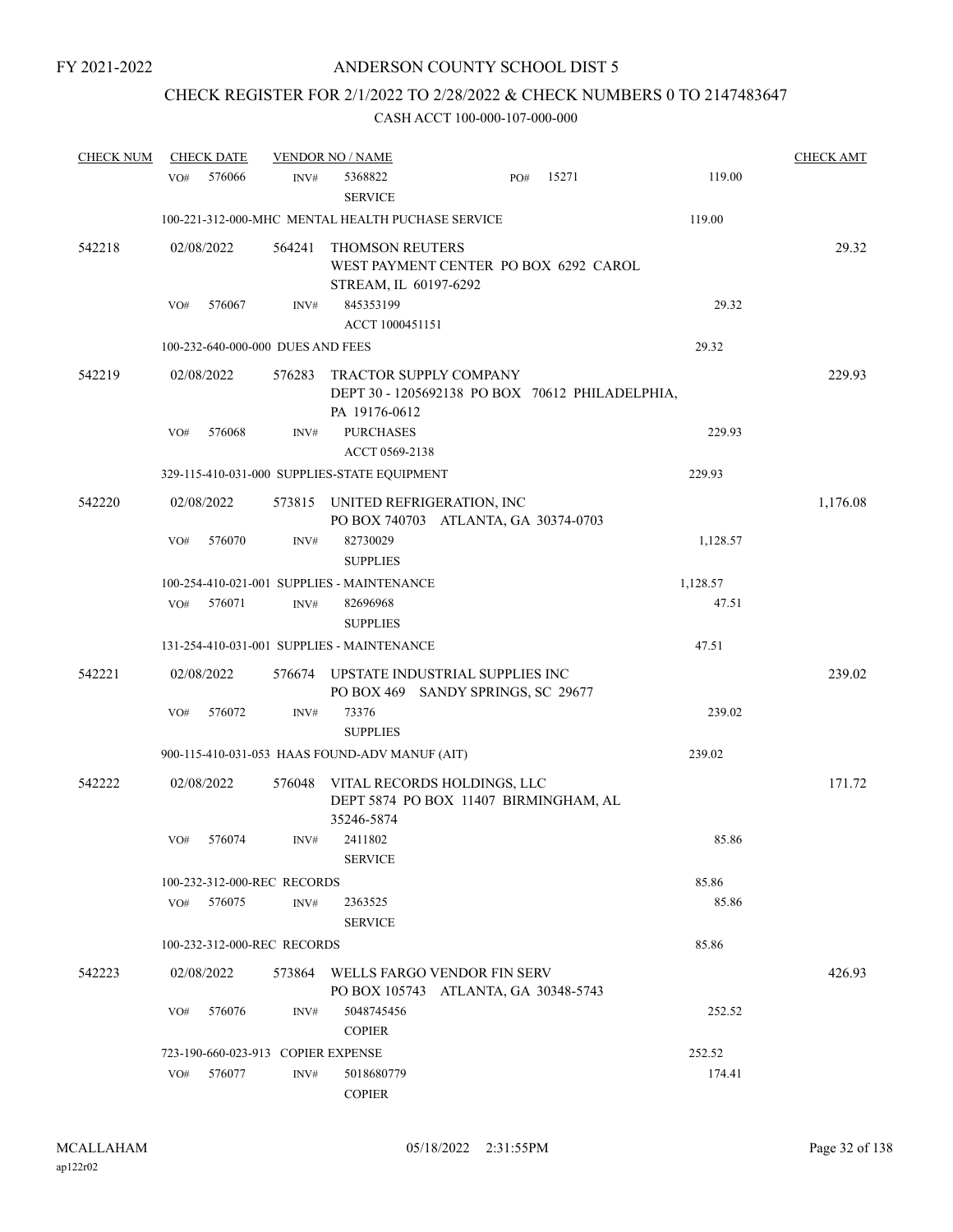FY 2021-2022

# ANDERSON COUNTY SCHOOL DIST 5

## CHECK REGISTER FOR 2/1/2022 TO 2/28/2022 & CHECK NUMBERS 0 TO 2147483647

CASH ACCT 100-000-107-000-000

| CHECK NUM | CHECK DATE | VENDOR NO / NAME | | | CHECK AMT |
|---|---|---|---|---|---|
| | VO# 576066 | INV# 5368822 SERVICE | PO# 15271 | 119.00 | |
| | 100-221-312-000-MHC MENTAL HEALTH PUCHASE SERVICE | | | 119.00 | |
| 542218 | 02/08/2022 | 564241 THOMSON REUTERS WEST PAYMENT CENTER PO BOX 6292 CAROL STREAM, IL 60197-6292 | | | 29.32 |
| | VO# 576067 | INV# 845353199 ACCT 1000451151 | | 29.32 | |
| | 100-232-640-000-000 DUES AND FEES | | | 29.32 | |
| 542219 | 02/08/2022 | 576283 TRACTOR SUPPLY COMPANY DEPT 30 - 1205692138 PO BOX 70612 PHILADELPHIA, PA 19176-0612 | | | 229.93 |
| | VO# 576068 | INV# PURCHASES ACCT 0569-2138 | | 229.93 | |
| | 329-115-410-031-000 SUPPLIES-STATE EQUIPMENT | | | 229.93 | |
| 542220 | 02/08/2022 | 573815 UNITED REFRIGERATION, INC PO BOX 740703 ATLANTA, GA 30374-0703 | | | 1,176.08 |
| | VO# 576070 | INV# 82730029 SUPPLIES | | 1,128.57 | |
| | 100-254-410-021-001 SUPPLIES - MAINTENANCE | | | 1,128.57 | |
| | VO# 576071 | INV# 82696968 SUPPLIES | | 47.51 | |
| | 131-254-410-031-001 SUPPLIES - MAINTENANCE | | | 47.51 | |
| 542221 | 02/08/2022 | 576674 UPSTATE INDUSTRIAL SUPPLIES INC PO BOX 469 SANDY SPRINGS, SC 29677 | | | 239.02 |
| | VO# 576072 | INV# 73376 SUPPLIES | | 239.02 | |
| | 900-115-410-031-053 HAAS FOUND-ADV MANUF (AIT) | | | 239.02 | |
| 542222 | 02/08/2022 | 576048 VITAL RECORDS HOLDINGS, LLC DEPT 5874 PO BOX 11407 BIRMINGHAM, AL 35246-5874 | | | 171.72 |
| | VO# 576074 | INV# 2411802 SERVICE | | 85.86 | |
| | 100-232-312-000-REC RECORDS | | | 85.86 | |
| | VO# 576075 | INV# 2363525 SERVICE | | 85.86 | |
| | 100-232-312-000-REC RECORDS | | | 85.86 | |
| 542223 | 02/08/2022 | 573864 WELLS FARGO VENDOR FIN SERV PO BOX 105743 ATLANTA, GA 30348-5743 | | | 426.93 |
| | VO# 576076 | INV# 5048745456 COPIER | | 252.52 | |
| | 723-190-660-023-913 COPIER EXPENSE | | | 252.52 | |
| | VO# 576077 | INV# 5018680779 COPIER | | 174.41 | |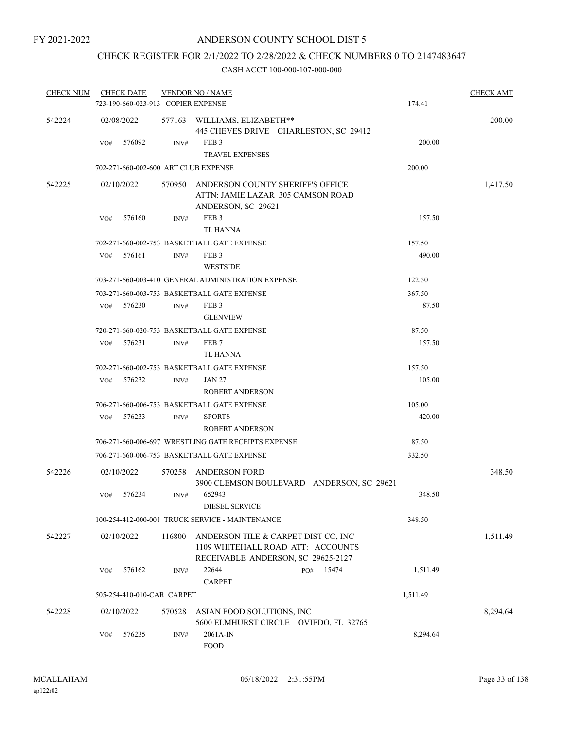FY 2021-2022

# ANDERSON COUNTY SCHOOL DIST 5

## CHECK REGISTER FOR 2/1/2022 TO 2/28/2022 & CHECK NUMBERS 0 TO 2147483647

### CASH ACCT 100-000-107-000-000

| CHECK NUM | CHECK DATE | VENDOR NO / NAME | | CHECK AMT |
|---|---|---|---|---|
| | 723-190-660-023-913 COPIER EXPENSE | | 174.41 | |
| 542224 | 02/08/2022 | 577163 WILLIAMS, ELIZABETH** 445 CHEVES DRIVE CHARLESTON, SC 29412 | | 200.00 |
| | VO# 576092 | INV# FEB 3 TRAVEL EXPENSES | 200.00 | |
| | 702-271-660-002-600 ART CLUB EXPENSE | | 200.00 | |
| 542225 | 02/10/2022 | 570950 ANDERSON COUNTY SHERIFF'S OFFICE ATTN: JAMIE LAZAR 305 CAMSON ROAD ANDERSON, SC 29621 | | 1,417.50 |
| | VO# 576160 | INV# FEB 3 TL HANNA | 157.50 | |
| | 702-271-660-002-753 BASKETBALL GATE EXPENSE | | 157.50 | |
| | VO# 576161 | INV# FEB 3 WESTSIDE | 490.00 | |
| | 703-271-660-003-410 GENERAL ADMINISTRATION EXPENSE | | 122.50 | |
| | 703-271-660-003-753 BASKETBALL GATE EXPENSE | | 367.50 | |
| | VO# 576230 | INV# FEB 3 GLENVIEW | 87.50 | |
| | 720-271-660-020-753 BASKETBALL GATE EXPENSE | | 87.50 | |
| | VO# 576231 | INV# FEB 7 TL HANNA | 157.50 | |
| | 702-271-660-002-753 BASKETBALL GATE EXPENSE | | 157.50 | |
| | VO# 576232 | INV# JAN 27 ROBERT ANDERSON | 105.00 | |
| | 706-271-660-006-753 BASKETBALL GATE EXPENSE | | 105.00 | |
| | VO# 576233 | INV# SPORTS ROBERT ANDERSON | 420.00 | |
| | 706-271-660-006-697 WRESTLING GATE RECEIPTS EXPENSE | | 87.50 | |
| | 706-271-660-006-753 BASKETBALL GATE EXPENSE | | 332.50 | |
| 542226 | 02/10/2022 | 570258 ANDERSON FORD 3900 CLEMSON BOULEVARD ANDERSON, SC 29621 | | 348.50 |
| | VO# 576234 | INV# 652943 DIESEL SERVICE | 348.50 | |
| | 100-254-412-000-001 TRUCK SERVICE - MAINTENANCE | | 348.50 | |
| 542227 | 02/10/2022 | 116800 ANDERSON TILE & CARPET DIST CO, INC 1109 WHITEHALL ROAD ATT: ACCOUNTS RECEIVABLE ANDERSON, SC 29625-2127 | | 1,511.49 |
| | VO# 576162 | INV# 22644 PO# 15474 CARPET | 1,511.49 | |
| | 505-254-410-010-CAR CARPET | | 1,511.49 | |
| 542228 | 02/10/2022 | 570528 ASIAN FOOD SOLUTIONS, INC 5600 ELMHURST CIRCLE OVIEDO, FL 32765 | | 8,294.64 |
| | VO# 576235 | INV# 2061A-IN FOOD | 8,294.64 | |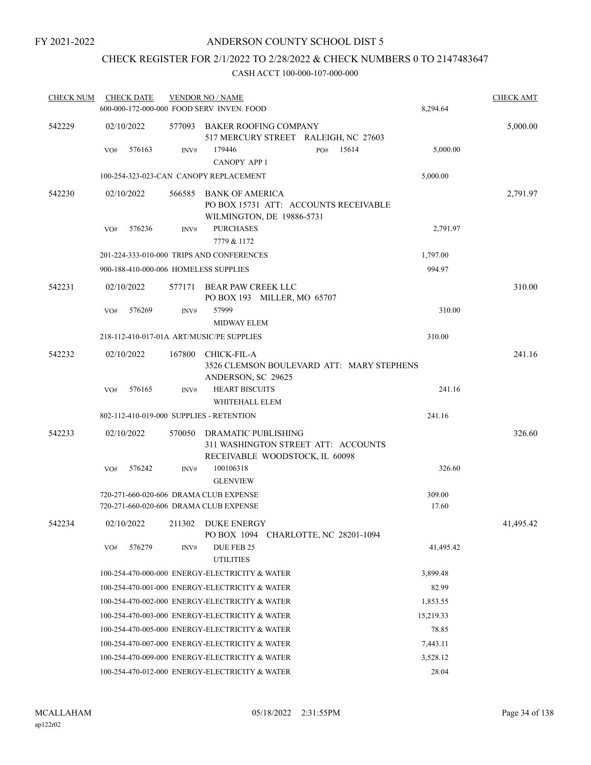FY 2021-2022

ANDERSON COUNTY SCHOOL DIST 5

CHECK REGISTER FOR 2/1/2022 TO 2/28/2022 & CHECK NUMBERS 0 TO 2147483647

CASH ACCT 100-000-107-000-000

| CHECK NUM | CHECK DATE | VENDOR NO / NAME | | CHECK AMT |
|---|---|---|---|---|
| | | 600-000-172-000-000 FOOD SERV INVEN. FOOD | 8,294.64 | |
| 542229 | 02/10/2022 | 577093 BAKER ROOFING COMPANY<br>517 MERCURY STREET RALEIGH, NC 27603 | | 5,000.00 |
| | VO# 576163 | INV# 179446 PO# 15614<br>CANOPY APP 1 | 5,000.00 | |
| | | 100-254-323-023-CAN CANOPY REPLACEMENT | 5,000.00 | |
| 542230 | 02/10/2022 | 566585 BANK OF AMERICA<br>PO BOX 15731 ATT: ACCOUNTS RECEIVABLE<br>WILMINGTON, DE 19886-5731 | | 2,791.97 |
| | VO# 576236 | INV# PURCHASES<br>7779 & 1172 | 2,791.97 | |
| | | 201-224-333-010-000 TRIPS AND CONFERENCES | 1,797.00 | |
| | | 900-188-410-000-006 HOMELESS SUPPLIES | 994.97 | |
| 542231 | 02/10/2022 | 577171 BEAR PAW CREEK LLC<br>PO BOX 193 MILLER, MO 65707 | | 310.00 |
| | VO# 576269 | INV# 57999<br>MIDWAY ELEM | 310.00 | |
| | | 218-112-410-017-01A ART/MUSIC/PE SUPPLIES | 310.00 | |
| 542232 | 02/10/2022 | 167800 CHICK-FIL-A<br>3526 CLEMSON BOULEVARD ATT: MARY STEPHENS<br>ANDERSON, SC 29625 | | 241.16 |
| | VO# 576165 | INV# HEART BISCUITS<br>WHITEHALL ELEM | 241.16 | |
| | | 802-112-410-019-000 SUPPLIES - RETENTION | 241.16 | |
| 542233 | 02/10/2022 | 570050 DRAMATIC PUBLISHING<br>311 WASHINGTON STREET ATT: ACCOUNTS<br>RECEIVABLE WOODSTOCK, IL 60098 | | 326.60 |
| | VO# 576242 | INV# 100106318<br>GLENVIEW | 326.60 | |
| | | 720-271-660-020-606 DRAMA CLUB EXPENSE | 309.00 | |
| | | 720-271-660-020-606 DRAMA CLUB EXPENSE | 17.60 | |
| 542234 | 02/10/2022 | 211302 DUKE ENERGY<br>PO BOX 1094 CHARLOTTE, NC 28201-1094 | | 41,495.42 |
| | VO# 576279 | INV# DUE FEB 25<br>UTILITIES | 41,495.42 | |
| | | 100-254-470-000-000 ENERGY-ELECTRICITY & WATER | 3,899.48 | |
| | | 100-254-470-001-000 ENERGY-ELECTRICITY & WATER | 82.99 | |
| | | 100-254-470-002-000 ENERGY-ELECTRICITY & WATER | 1,853.55 | |
| | | 100-254-470-003-000 ENERGY-ELECTRICITY & WATER | 15,219.33 | |
| | | 100-254-470-005-000 ENERGY-ELECTRICITY & WATER | 78.85 | |
| | | 100-254-470-007-000 ENERGY-ELECTRICITY & WATER | 7,443.11 | |
| | | 100-254-470-009-000 ENERGY-ELECTRICITY & WATER | 3,528.12 | |
| | | 100-254-470-012-000 ENERGY-ELECTRICITY & WATER | 28.04 | |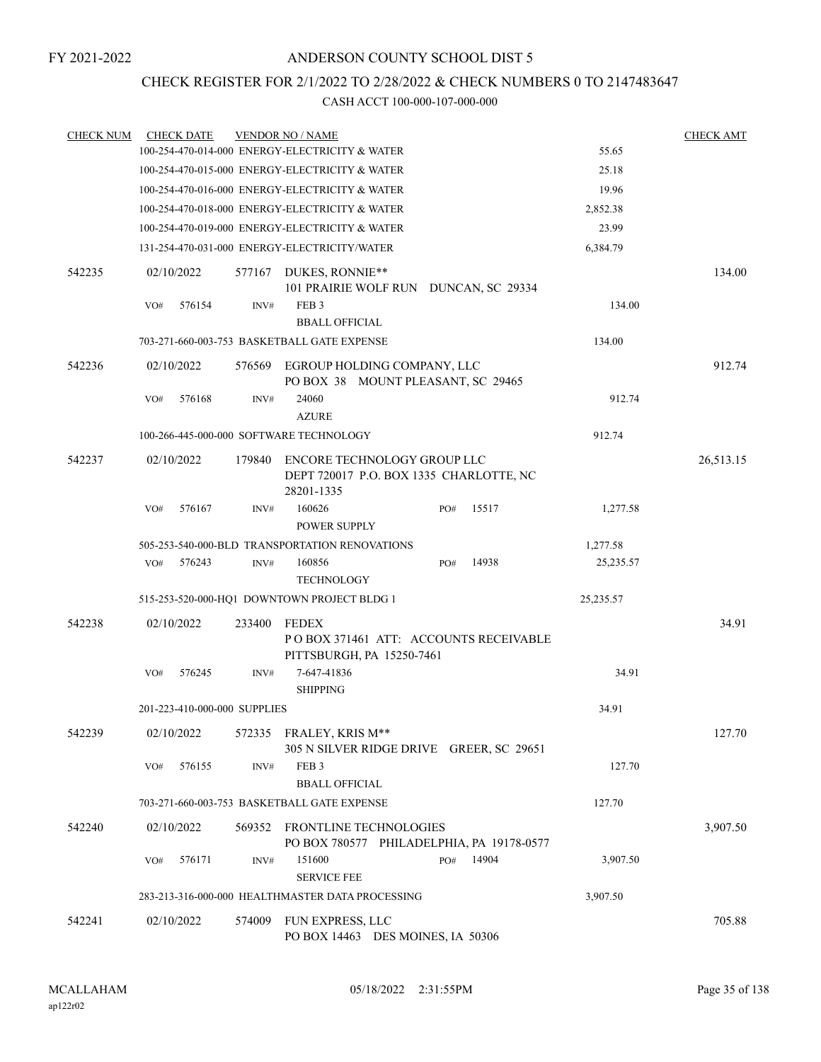FY 2021-2022

# ANDERSON COUNTY SCHOOL DIST 5

## CHECK REGISTER FOR 2/1/2022 TO 2/28/2022 & CHECK NUMBERS 0 TO 2147483647

### CASH ACCT 100-000-107-000-000

| CHECK NUM | CHECK DATE | VENDOR NO / NAME | | CHECK AMT |
|---|---|---|---|---|
| | | 100-254-470-014-000 ENERGY-ELECTRICITY & WATER | 55.65 | |
| | | 100-254-470-015-000 ENERGY-ELECTRICITY & WATER | 25.18 | |
| | | 100-254-470-016-000 ENERGY-ELECTRICITY & WATER | 19.96 | |
| | | 100-254-470-018-000 ENERGY-ELECTRICITY & WATER | 2,852.38 | |
| | | 100-254-470-019-000 ENERGY-ELECTRICITY & WATER | 23.99 | |
| | | 131-254-470-031-000 ENERGY-ELECTRICITY/WATER | 6,384.79 | |
| 542235 | 02/10/2022 | 577167 DUKES, RONNIE** 101 PRAIRIE WOLF RUN DUNCAN, SC 29334 | | 134.00 |
| | VO# 576154 | INV# FEB 3 BBALL OFFICIAL | 134.00 | |
| | | 703-271-660-003-753 BASKETBALL GATE EXPENSE | 134.00 | |
| 542236 | 02/10/2022 | 576569 EGROUP HOLDING COMPANY, LLC PO BOX 38 MOUNT PLEASANT, SC 29465 | | 912.74 |
| | VO# 576168 | INV# 24060 AZURE | 912.74 | |
| | | 100-266-445-000-000 SOFTWARE TECHNOLOGY | 912.74 | |
| 542237 | 02/10/2022 | 179840 ENCORE TECHNOLOGY GROUP LLC DEPT 720017 P.O. BOX 1335 CHARLOTTE, NC 28201-1335 | | 26,513.15 |
| | VO# 576167 | INV# 160626 PO# 15517 POWER SUPPLY | 1,277.58 | |
| | | 505-253-540-000-BLD TRANSPORTATION RENOVATIONS | 1,277.58 | |
| | VO# 576243 | INV# 160856 PO# 14938 TECHNOLOGY | 25,235.57 | |
| | | 515-253-520-000-HQ1 DOWNTOWN PROJECT BLDG 1 | 25,235.57 | |
| 542238 | 02/10/2022 | 233400 FEDEX P O BOX 371461 ATT: ACCOUNTS RECEIVABLE PITTSBURGH, PA 15250-7461 | | 34.91 |
| | VO# 576245 | INV# 7-647-41836 SHIPPING | 34.91 | |
| | | 201-223-410-000-000 SUPPLIES | 34.91 | |
| 542239 | 02/10/2022 | 572335 FRALEY, KRIS M** 305 N SILVER RIDGE DRIVE GREER, SC 29651 | | 127.70 |
| | VO# 576155 | INV# FEB 3 BBALL OFFICIAL | 127.70 | |
| | | 703-271-660-003-753 BASKETBALL GATE EXPENSE | 127.70 | |
| 542240 | 02/10/2022 | 569352 FRONTLINE TECHNOLOGIES PO BOX 780577 PHILADELPHIA, PA 19178-0577 | | 3,907.50 |
| | VO# 576171 | INV# 151600 PO# 14904 SERVICE FEE | 3,907.50 | |
| | | 283-213-316-000-000 HEALTHMASTER DATA PROCESSING | 3,907.50 | |
| 542241 | 02/10/2022 | 574009 FUN EXPRESS, LLC PO BOX 14463 DES MOINES, IA 50306 | | 705.88 |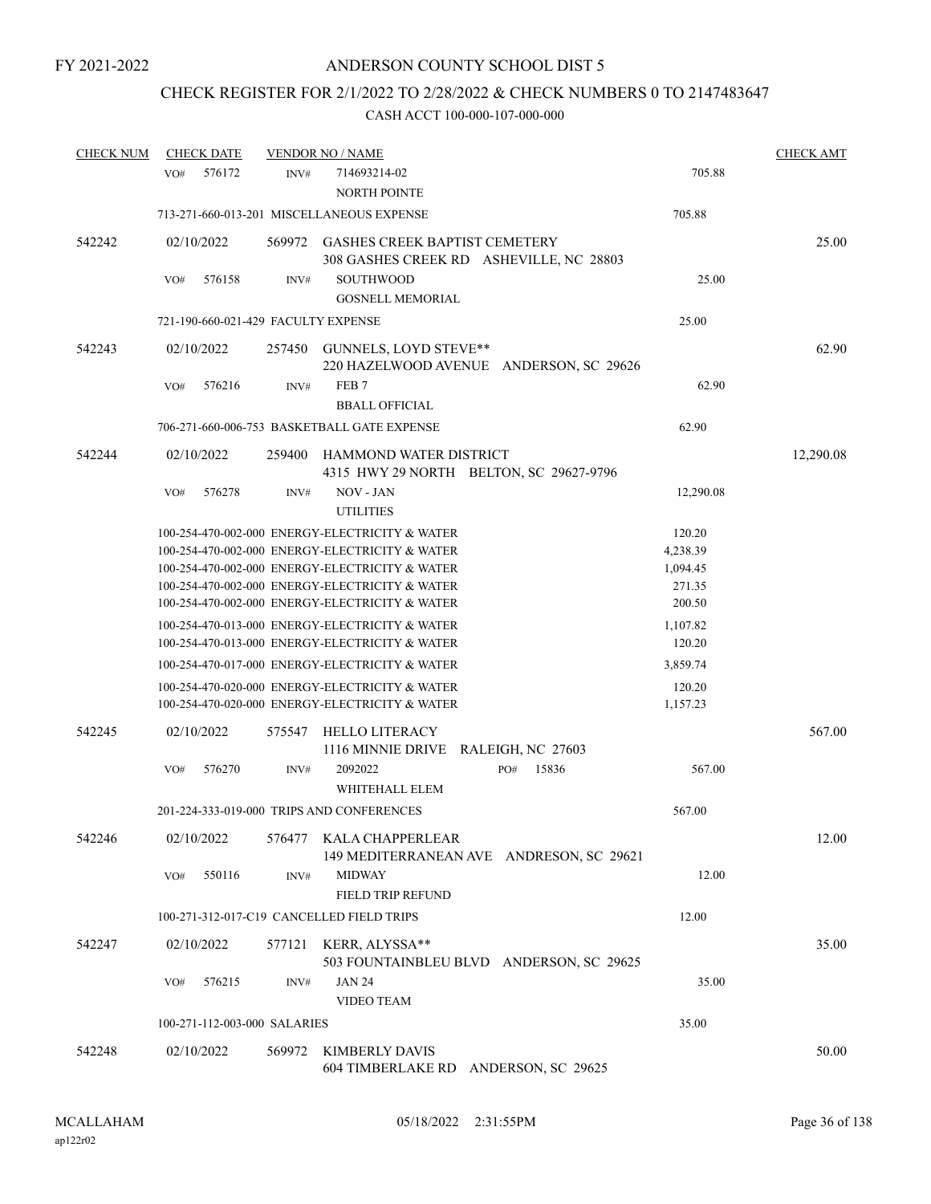FY 2021-2022

# ANDERSON COUNTY SCHOOL DIST 5

## CHECK REGISTER FOR 2/1/2022 TO 2/28/2022 & CHECK NUMBERS 0 TO 2147483647

### CASH ACCT 100-000-107-000-000

| CHECK NUM | CHECK DATE | VENDOR NO / NAME | | CHECK AMT |
|---|---|---|---|---|
| | VO# 576172 | INV# 714693214-02 NORTH POINTE | 705.88 | |
| | | 713-271-660-013-201 MISCELLANEOUS EXPENSE | 705.88 | |
| 542242 | 02/10/2022 | 569972 GASHES CREEK BAPTIST CEMETERY 308 GASHES CREEK RD ASHEVILLE, NC 28803 | | 25.00 |
| | VO# 576158 | INV# SOUTHWOOD GOSNELL MEMORIAL | 25.00 | |
| | | 721-190-660-021-429 FACULTY EXPENSE | 25.00 | |
| 542243 | 02/10/2022 | 257450 GUNNELS, LOYD STEVE** 220 HAZELWOOD AVENUE ANDERSON, SC 29626 | | 62.90 |
| | VO# 576216 | INV# FEB 7 BBALL OFFICIAL | 62.90 | |
| | | 706-271-660-006-753 BASKETBALL GATE EXPENSE | 62.90 | |
| 542244 | 02/10/2022 | 259400 HAMMOND WATER DISTRICT 4315 HWY 29 NORTH BELTON, SC 29627-9796 | | 12,290.08 |
| | VO# 576278 | INV# NOV - JAN UTILITIES | 12,290.08 | |
| | | 100-254-470-002-000 ENERGY-ELECTRICITY & WATER | 120.20 | |
| | | 100-254-470-002-000 ENERGY-ELECTRICITY & WATER | 4,238.39 | |
| | | 100-254-470-002-000 ENERGY-ELECTRICITY & WATER | 1,094.45 | |
| | | 100-254-470-002-000 ENERGY-ELECTRICITY & WATER | 271.35 | |
| | | 100-254-470-002-000 ENERGY-ELECTRICITY & WATER | 200.50 | |
| | | 100-254-470-013-000 ENERGY-ELECTRICITY & WATER | 1,107.82 | |
| | | 100-254-470-013-000 ENERGY-ELECTRICITY & WATER | 120.20 | |
| | | 100-254-470-017-000 ENERGY-ELECTRICITY & WATER | 3,859.74 | |
| | | 100-254-470-020-000 ENERGY-ELECTRICITY & WATER | 120.20 | |
| | | 100-254-470-020-000 ENERGY-ELECTRICITY & WATER | 1,157.23 | |
| 542245 | 02/10/2022 | 575547 HELLO LITERACY 1116 MINNIE DRIVE RALEIGH, NC 27603 | | 567.00 |
| | VO# 576270 | INV# 2092022 PO# 15836 WHITEHALL ELEM | 567.00 | |
| | | 201-224-333-019-000 TRIPS AND CONFERENCES | 567.00 | |
| 542246 | 02/10/2022 | 576477 KALA CHAPPERLEAR 149 MEDITERRANEAN AVE ANDRESON, SC 29621 | | 12.00 |
| | VO# 550116 | INV# MIDWAY FIELD TRIP REFUND | 12.00 | |
| | | 100-271-312-017-C19 CANCELLED FIELD TRIPS | 12.00 | |
| 542247 | 02/10/2022 | 577121 KERR, ALYSSA** 503 FOUNTAINBLEU BLVD ANDERSON, SC 29625 | | 35.00 |
| | VO# 576215 | INV# JAN 24 VIDEO TEAM | 35.00 | |
| | | 100-271-112-003-000 SALARIES | 35.00 | |
| 542248 | 02/10/2022 | 569972 KIMBERLY DAVIS 604 TIMBERLAKE RD ANDERSON, SC 29625 | | 50.00 |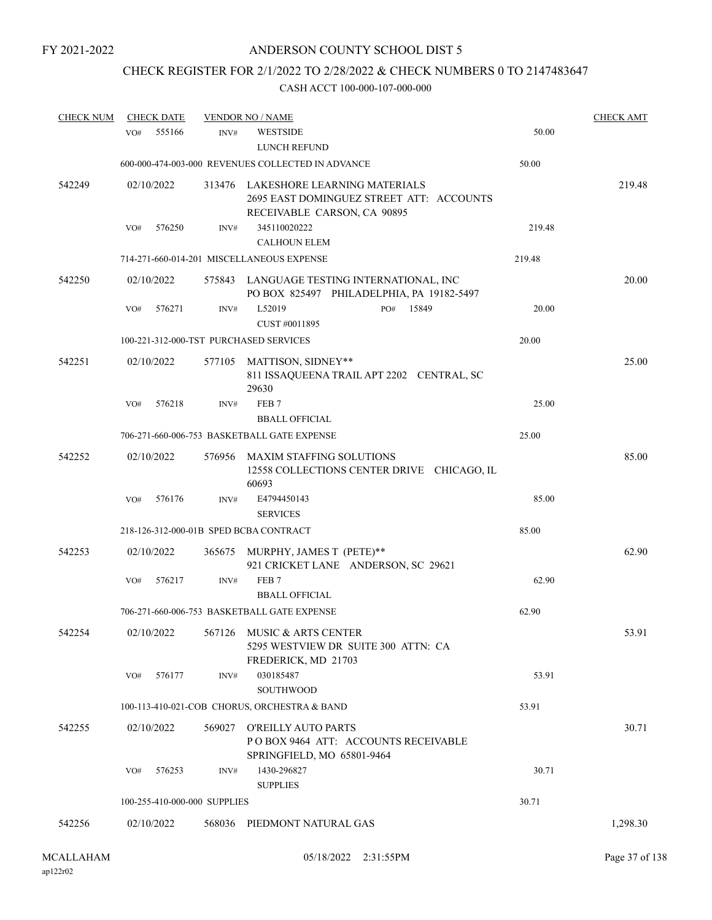FY 2021-2022

# ANDERSON COUNTY SCHOOL DIST 5

## CHECK REGISTER FOR 2/1/2022 TO 2/28/2022 & CHECK NUMBERS 0 TO 2147483647

### CASH ACCT 100-000-107-000-000

| CHECK NUM | CHECK DATE | VENDOR NO / NAME | | CHECK AMT |
|---|---|---|---|---|
| | VO# 555166 | INV# WESTSIDE<br>LUNCH REFUND | 50.00 | |
| | | 600-000-474-003-000 REVENUES COLLECTED IN ADVANCE | 50.00 | |
| 542249 | 02/10/2022 | 313476 LAKESHORE LEARNING MATERIALS<br>2695 EAST DOMINGUEZ STREET ATT: ACCOUNTS RECEIVABLE CARSON, CA 90895 | | 219.48 |
| | VO# 576250 | INV# 345110020222<br>CALHOUN ELEM | 219.48 | |
| | | 714-271-660-014-201 MISCELLANEOUS EXPENSE | 219.48 | |
| 542250 | 02/10/2022 | 575843 LANGUAGE TESTING INTERNATIONAL, INC<br>PO BOX 825497 PHILADELPHIA, PA 19182-5497 | | 20.00 |
| | VO# 576271 | INV# L52019 PO# 15849<br>CUST #0011895 | 20.00 | |
| | | 100-221-312-000-TST PURCHASED SERVICES | 20.00 | |
| 542251 | 02/10/2022 | 577105 MATTISON, SIDNEY**<br>811 ISSAQUEENA TRAIL APT 2202 CENTRAL, SC 29630 | | 25.00 |
| | VO# 576218 | INV# FEB 7<br>BBALL OFFICIAL | 25.00 | |
| | | 706-271-660-006-753 BASKETBALL GATE EXPENSE | 25.00 | |
| 542252 | 02/10/2022 | 576956 MAXIM STAFFING SOLUTIONS<br>12558 COLLECTIONS CENTER DRIVE CHICAGO, IL 60693 | | 85.00 |
| | VO# 576176 | INV# E4794450143<br>SERVICES | 85.00 | |
| | | 218-126-312-000-01B SPED BCBA CONTRACT | 85.00 | |
| 542253 | 02/10/2022 | 365675 MURPHY, JAMES T (PETE)**<br>921 CRICKET LANE ANDERSON, SC 29621 | | 62.90 |
| | VO# 576217 | INV# FEB 7<br>BBALL OFFICIAL | 62.90 | |
| | | 706-271-660-006-753 BASKETBALL GATE EXPENSE | 62.90 | |
| 542254 | 02/10/2022 | 567126 MUSIC & ARTS CENTER<br>5295 WESTVIEW DR SUITE 300 ATTN: CA FREDERICK, MD 21703 | | 53.91 |
| | VO# 576177 | INV# 030185487<br>SOUTHWOOD | 53.91 | |
| | | 100-113-410-021-COB CHORUS, ORCHESTRA & BAND | 53.91 | |
| 542255 | 02/10/2022 | 569027 O'REILLY AUTO PARTS<br>P O BOX 9464 ATT: ACCOUNTS RECEIVABLE SPRINGFIELD, MO 65801-9464 | | 30.71 |
| | VO# 576253 | INV# 1430-296827<br>SUPPLIES | 30.71 | |
| | | 100-255-410-000-000 SUPPLIES | 30.71 | |
| 542256 | 02/10/2022 | 568036 PIEDMONT NATURAL GAS | | 1,298.30 |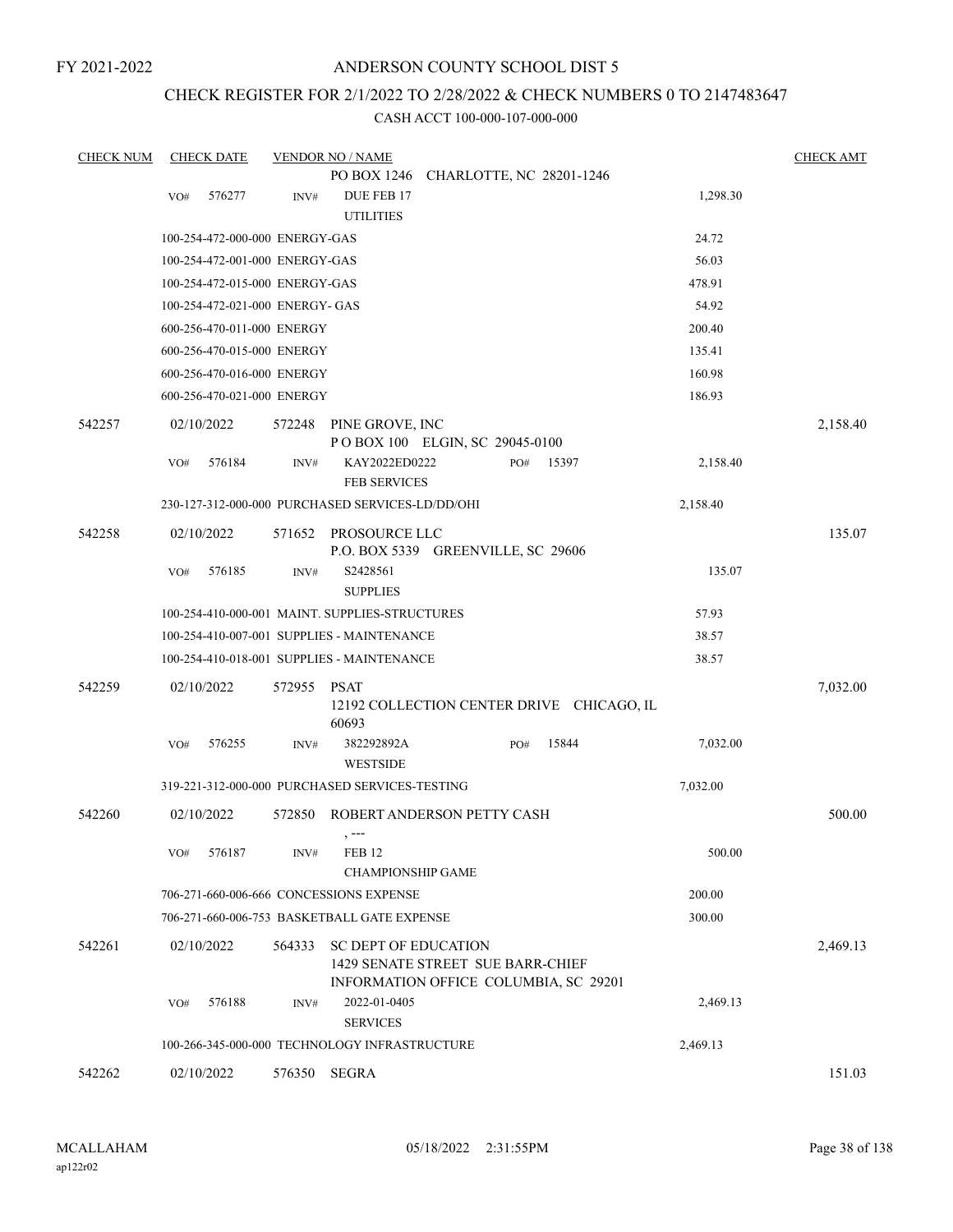FY 2021-2022

# ANDERSON COUNTY SCHOOL DIST 5

## CHECK REGISTER FOR 2/1/2022 TO 2/28/2022 & CHECK NUMBERS 0 TO 2147483647

### CASH ACCT 100-000-107-000-000

| CHECK NUM | CHECK DATE | VENDOR NO / NAME | | CHECK AMT |
|---|---|---|---|---|
| | | PO BOX 1246 CHARLOTTE, NC 28201-1246 | | |
| | VO# 576277 | INV# DUE FEB 17 UTILITIES | 1,298.30 | |
| | 100-254-472-000-000 ENERGY-GAS | | 24.72 | |
| | 100-254-472-001-000 ENERGY-GAS | | 56.03 | |
| | 100-254-472-015-000 ENERGY-GAS | | 478.91 | |
| | 100-254-472-021-000 ENERGY- GAS | | 54.92 | |
| | 600-256-470-011-000 ENERGY | | 200.40 | |
| | 600-256-470-015-000 ENERGY | | 135.41 | |
| | 600-256-470-016-000 ENERGY | | 160.98 | |
| | 600-256-470-021-000 ENERGY | | 186.93 | |
| 542257 | 02/10/2022 | 572248 PINE GROVE, INC P O BOX 100 ELGIN, SC 29045-0100 | | 2,158.40 |
| | VO# 576184 | INV# KAY2022ED0222 PO# 15397 FEB SERVICES | 2,158.40 | |
| | 230-127-312-000-000 PURCHASED SERVICES-LD/DD/OHI | | 2,158.40 | |
| 542258 | 02/10/2022 | 571652 PROSOURCE LLC P.O. BOX 5339 GREENVILLE, SC 29606 | | 135.07 |
| | VO# 576185 | INV# S2428561 SUPPLIES | 135.07 | |
| | 100-254-410-000-001 MAINT. SUPPLIES-STRUCTURES | | 57.93 | |
| | 100-254-410-007-001 SUPPLIES - MAINTENANCE | | 38.57 | |
| | 100-254-410-018-001 SUPPLIES - MAINTENANCE | | 38.57 | |
| 542259 | 02/10/2022 | 572955 PSAT 12192 COLLECTION CENTER DRIVE CHICAGO, IL 60693 | | 7,032.00 |
| | VO# 576255 | INV# 382292892A PO# 15844 WESTSIDE | 7,032.00 | |
| | 319-221-312-000-000 PURCHASED SERVICES-TESTING | | 7,032.00 | |
| 542260 | 02/10/2022 | 572850 ROBERT ANDERSON PETTY CASH , --- | | 500.00 |
| | VO# 576187 | INV# FEB 12 CHAMPIONSHIP GAME | 500.00 | |
| | 706-271-660-006-666 CONCESSIONS EXPENSE | | 200.00 | |
| | 706-271-660-006-753 BASKETBALL GATE EXPENSE | | 300.00 | |
| 542261 | 02/10/2022 | 564333 SC DEPT OF EDUCATION 1429 SENATE STREET SUE BARR-CHIEF INFORMATION OFFICE COLUMBIA, SC 29201 | | 2,469.13 |
| | VO# 576188 | INV# 2022-01-0405 SERVICES | 2,469.13 | |
| | 100-266-345-000-000 TECHNOLOGY INFRASTRUCTURE | | 2,469.13 | |
| 542262 | 02/10/2022 | 576350 SEGRA | | 151.03 |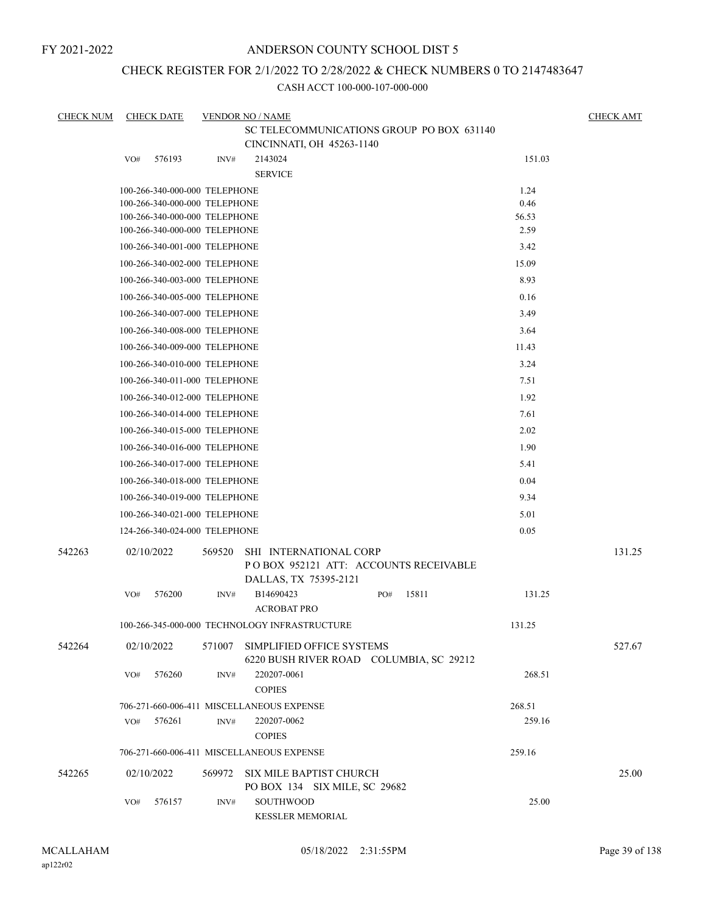FY 2021-2022

# ANDERSON COUNTY SCHOOL DIST 5

## CHECK REGISTER FOR 2/1/2022 TO 2/28/2022 & CHECK NUMBERS 0 TO 2147483647

CASH ACCT 100-000-107-000-000

| CHECK NUM | CHECK DATE | VENDOR NO / NAME | | CHECK AMT |
|---|---|---|---|---|
| | | SC TELECOMMUNICATIONS GROUP PO BOX 631140 CINCINNATI, OH 45263-1140 | | |
| | VO# 576193 | INV# 2143024 SERVICE | 151.03 | |
| | 100-266-340-000-000 TELEPHONE | | 1.24 | |
| | 100-266-340-000-000 TELEPHONE | | 0.46 | |
| | 100-266-340-000-000 TELEPHONE | | 56.53 | |
| | 100-266-340-000-000 TELEPHONE | | 2.59 | |
| | 100-266-340-001-000 TELEPHONE | | 3.42 | |
| | 100-266-340-002-000 TELEPHONE | | 15.09 | |
| | 100-266-340-003-000 TELEPHONE | | 8.93 | |
| | 100-266-340-005-000 TELEPHONE | | 0.16 | |
| | 100-266-340-007-000 TELEPHONE | | 3.49 | |
| | 100-266-340-008-000 TELEPHONE | | 3.64 | |
| | 100-266-340-009-000 TELEPHONE | | 11.43 | |
| | 100-266-340-010-000 TELEPHONE | | 3.24 | |
| | 100-266-340-011-000 TELEPHONE | | 7.51 | |
| | 100-266-340-012-000 TELEPHONE | | 1.92 | |
| | 100-266-340-014-000 TELEPHONE | | 7.61 | |
| | 100-266-340-015-000 TELEPHONE | | 2.02 | |
| | 100-266-340-016-000 TELEPHONE | | 1.90 | |
| | 100-266-340-017-000 TELEPHONE | | 5.41 | |
| | 100-266-340-018-000 TELEPHONE | | 0.04 | |
| | 100-266-340-019-000 TELEPHONE | | 9.34 | |
| | 100-266-340-021-000 TELEPHONE | | 5.01 | |
| | 124-266-340-024-000 TELEPHONE | | 0.05 | |
| 542263 | 02/10/2022 | 569520 SHI INTERNATIONAL CORP P O BOX 952121 ATT: ACCOUNTS RECEIVABLE DALLAS, TX 75395-2121 | | 131.25 |
| | VO# 576200 | INV# B14690423 PO# 15811 ACROBAT PRO | 131.25 | |
| | 100-266-345-000-000 TECHNOLOGY INFRASTRUCTURE | | 131.25 | |
| 542264 | 02/10/2022 | 571007 SIMPLIFIED OFFICE SYSTEMS 6220 BUSH RIVER ROAD COLUMBIA, SC 29212 | | 527.67 |
| | VO# 576260 | INV# 220207-0061 COPIES | 268.51 | |
| | 706-271-660-006-411 MISCELLANEOUS EXPENSE | | 268.51 | |
| | VO# 576261 | INV# 220207-0062 COPIES | 259.16 | |
| | 706-271-660-006-411 MISCELLANEOUS EXPENSE | | 259.16 | |
| 542265 | 02/10/2022 | 569972 SIX MILE BAPTIST CHURCH PO BOX 134 SIX MILE, SC 29682 | | 25.00 |
| | VO# 576157 | INV# SOUTHWOOD KESSLER MEMORIAL | 25.00 | |

MCALLAHAM ap122r02 05/18/2022 2:31:55PM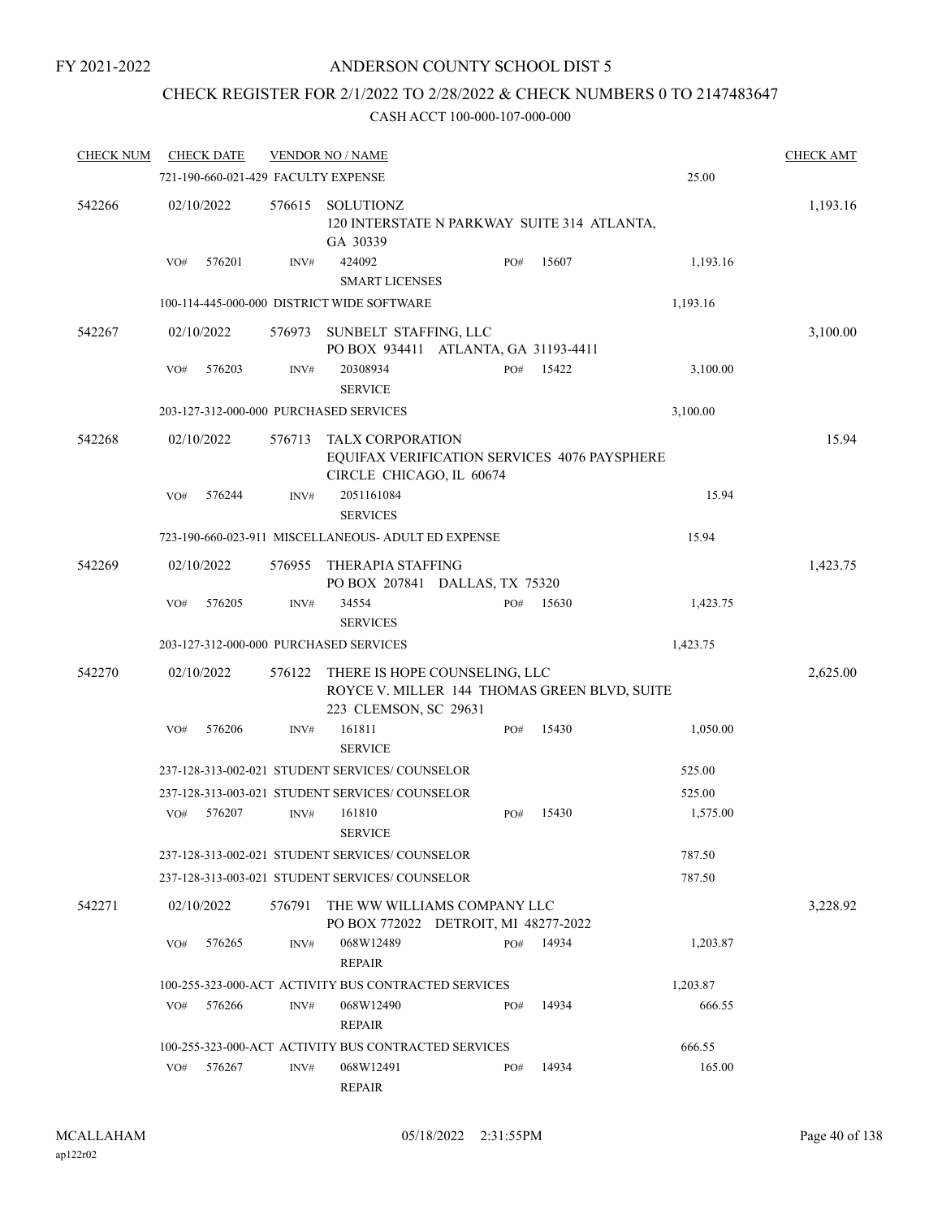FY 2021-2022

# ANDERSON COUNTY SCHOOL DIST 5

## CHECK REGISTER FOR 2/1/2022 TO 2/28/2022 & CHECK NUMBERS 0 TO 2147483647

CASH ACCT 100-000-107-000-000

| CHECK NUM | CHECK DATE | VENDOR NO / NAME | | | CHECK AMT |
|---|---|---|---|---|---|
| | 721-190-660-021-429 FACULTY EXPENSE | | | 25.00 | |
| 542266 | 02/10/2022 | 576615 SOLUTIONZ<br>120 INTERSTATE N PARKWAY SUITE 314 ATLANTA, GA 30339 | | | 1,193.16 |
| | VO# 576201 | INV# 424092<br>SMART LICENSES | PO# 15607 | 1,193.16 | |
| | 100-114-445-000-000 DISTRICT WIDE SOFTWARE | | | 1,193.16 | |
| 542267 | 02/10/2022 | 576973 SUNBELT STAFFING, LLC<br>PO BOX 934411 ATLANTA, GA 31193-4411 | | | 3,100.00 |
| | VO# 576203 | INV# 20308934<br>SERVICE | PO# 15422 | 3,100.00 | |
| | 203-127-312-000-000 PURCHASED SERVICES | | | 3,100.00 | |
| 542268 | 02/10/2022 | 576713 TALX CORPORATION<br>EQUIFAX VERIFICATION SERVICES 4076 PAYSPHERE CIRCLE CHICAGO, IL 60674 | | | 15.94 |
| | VO# 576244 | INV# 2051161084<br>SERVICES | | 15.94 | |
| | 723-190-660-023-911 MISCELLANEOUS- ADULT ED EXPENSE | | | 15.94 | |
| 542269 | 02/10/2022 | 576955 THERAPIA STAFFING<br>PO BOX 207841 DALLAS, TX 75320 | | | 1,423.75 |
| | VO# 576205 | INV# 34554<br>SERVICES | PO# 15630 | 1,423.75 | |
| | 203-127-312-000-000 PURCHASED SERVICES | | | 1,423.75 | |
| 542270 | 02/10/2022 | 576122 THERE IS HOPE COUNSELING, LLC<br>ROYCE V. MILLER 144 THOMAS GREEN BLVD, SUITE 223 CLEMSON, SC 29631 | | | 2,625.00 |
| | VO# 576206 | INV# 161811<br>SERVICE | PO# 15430 | 1,050.00 | |
| | 237-128-313-002-021 STUDENT SERVICES/ COUNSELOR | | | 525.00 | |
| | 237-128-313-003-021 STUDENT SERVICES/ COUNSELOR | | | 525.00 | |
| | VO# 576207 | INV# 161810<br>SERVICE | PO# 15430 | 1,575.00 | |
| | 237-128-313-002-021 STUDENT SERVICES/ COUNSELOR | | | 787.50 | |
| | 237-128-313-003-021 STUDENT SERVICES/ COUNSELOR | | | 787.50 | |
| 542271 | 02/10/2022 | 576791 THE WW WILLIAMS COMPANY LLC<br>PO BOX 772022 DETROIT, MI 48277-2022 | | | 3,228.92 |
| | VO# 576265 | INV# 068W12489<br>REPAIR | PO# 14934 | 1,203.87 | |
| | 100-255-323-000-ACT ACTIVITY BUS CONTRACTED SERVICES | | | 1,203.87 | |
| | VO# 576266 | INV# 068W12490<br>REPAIR | PO# 14934 | 666.55 | |
| | 100-255-323-000-ACT ACTIVITY BUS CONTRACTED SERVICES | | | 666.55 | |
| | VO# 576267 | INV# 068W12491<br>REPAIR | PO# 14934 | 165.00 | |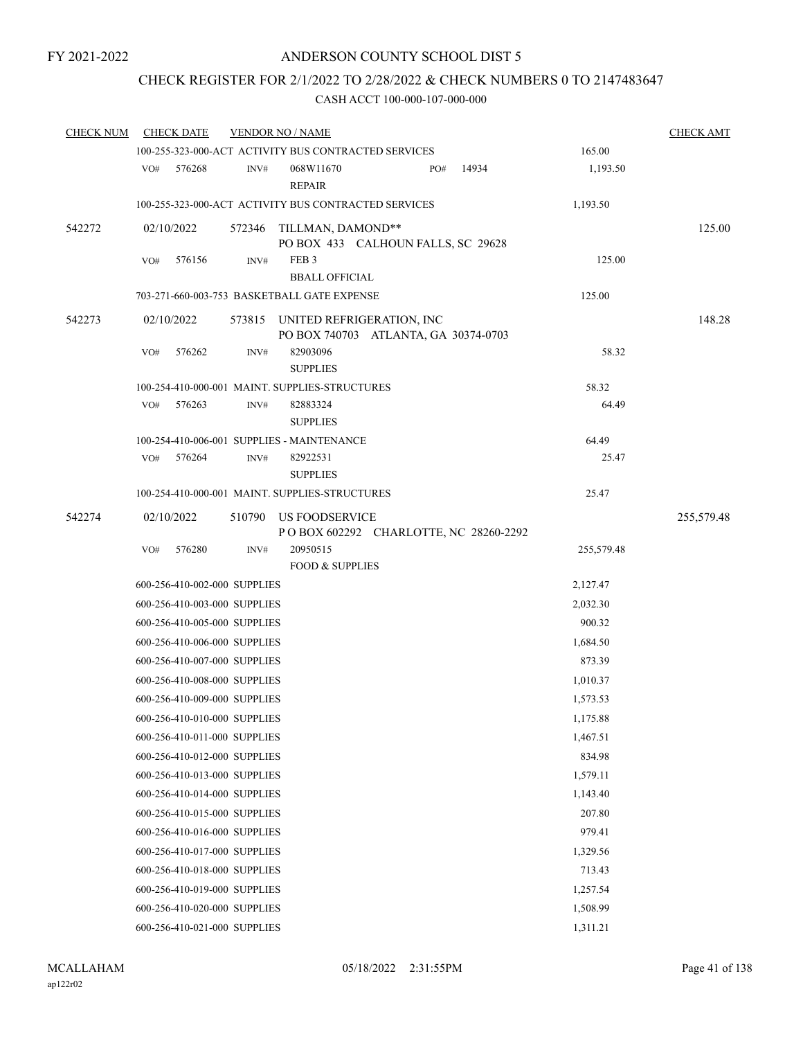FY 2021-2022

# ANDERSON COUNTY SCHOOL DIST 5

## CHECK REGISTER FOR 2/1/2022 TO 2/28/2022 & CHECK NUMBERS 0 TO 2147483647

### CASH ACCT 100-000-107-000-000

| CHECK NUM | CHECK DATE | VENDOR NO / NAME | | CHECK AMT |
|---|---|---|---|---|
| | 100-255-323-000-ACT ACTIVITY BUS CONTRACTED SERVICES | | 165.00 | |
| | VO# 576268 | INV# 068W11670 REPAIR PO# 14934 | 1,193.50 | |
| | 100-255-323-000-ACT ACTIVITY BUS CONTRACTED SERVICES | | 1,193.50 | |
| 542272 | 02/10/2022 | 572346 TILLMAN, DAMOND** PO BOX 433 CALHOUN FALLS, SC 29628 | | 125.00 |
| | VO# 576156 | INV# FEB 3 BBALL OFFICIAL | 125.00 | |
| | 703-271-660-003-753 BASKETBALL GATE EXPENSE | | 125.00 | |
| 542273 | 02/10/2022 | 573815 UNITED REFRIGERATION, INC PO BOX 740703 ATLANTA, GA 30374-0703 | | 148.28 |
| | VO# 576262 | INV# 82903096 SUPPLIES | 58.32 | |
| | 100-254-410-000-001 MAINT. SUPPLIES-STRUCTURES | | 58.32 | |
| | VO# 576263 | INV# 82883324 SUPPLIES | 64.49 | |
| | 100-254-410-006-001 SUPPLIES - MAINTENANCE | | 64.49 | |
| | VO# 576264 | INV# 82922531 SUPPLIES | 25.47 | |
| | 100-254-410-000-001 MAINT. SUPPLIES-STRUCTURES | | 25.47 | |
| 542274 | 02/10/2022 | 510790 US FOODSERVICE P O BOX 602292 CHARLOTTE, NC 28260-2292 | | 255,579.48 |
| | VO# 576280 | INV# 20950515 FOOD & SUPPLIES | 255,579.48 | |
| | 600-256-410-002-000 SUPPLIES | | 2,127.47 | |
| | 600-256-410-003-000 SUPPLIES | | 2,032.30 | |
| | 600-256-410-005-000 SUPPLIES | | 900.32 | |
| | 600-256-410-006-000 SUPPLIES | | 1,684.50 | |
| | 600-256-410-007-000 SUPPLIES | | 873.39 | |
| | 600-256-410-008-000 SUPPLIES | | 1,010.37 | |
| | 600-256-410-009-000 SUPPLIES | | 1,573.53 | |
| | 600-256-410-010-000 SUPPLIES | | 1,175.88 | |
| | 600-256-410-011-000 SUPPLIES | | 1,467.51 | |
| | 600-256-410-012-000 SUPPLIES | | 834.98 | |
| | 600-256-410-013-000 SUPPLIES | | 1,579.11 | |
| | 600-256-410-014-000 SUPPLIES | | 1,143.40 | |
| | 600-256-410-015-000 SUPPLIES | | 207.80 | |
| | 600-256-410-016-000 SUPPLIES | | 979.41 | |
| | 600-256-410-017-000 SUPPLIES | | 1,329.56 | |
| | 600-256-410-018-000 SUPPLIES | | 713.43 | |
| | 600-256-410-019-000 SUPPLIES | | 1,257.54 | |
| | 600-256-410-020-000 SUPPLIES | | 1,508.99 | |
| | 600-256-410-021-000 SUPPLIES | | 1,311.21 | |

MCALLAHAM
ap122r02

05/18/2022 2:31:55PM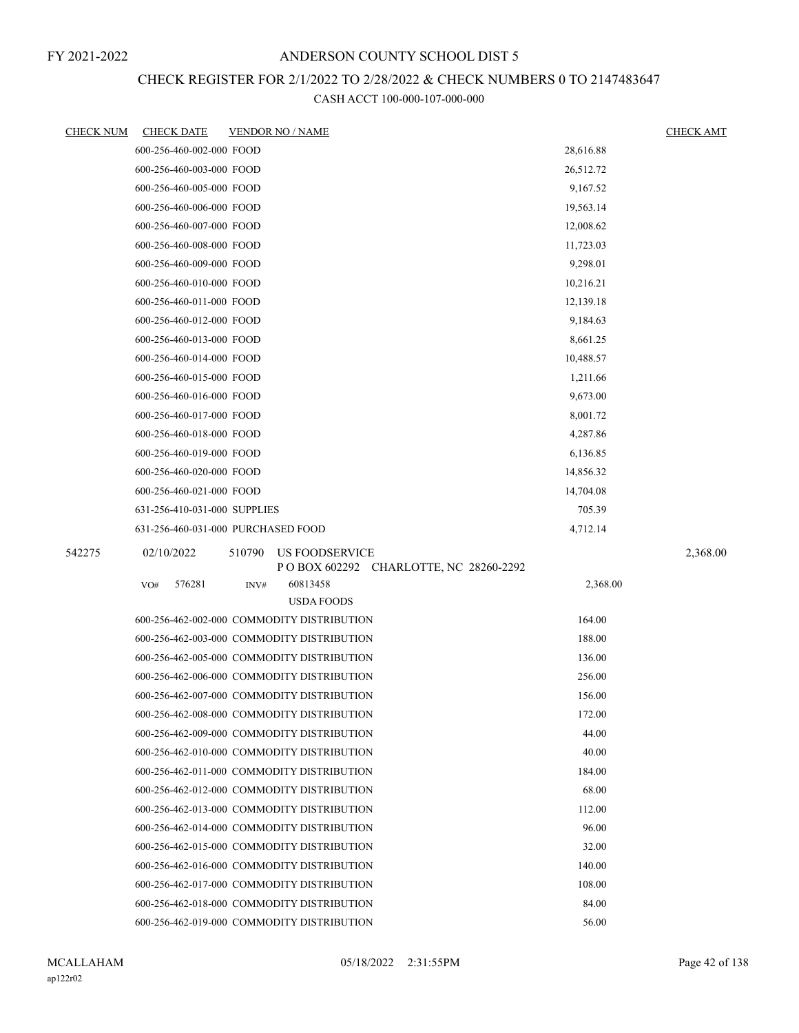FY 2021-2022

ANDERSON COUNTY SCHOOL DIST 5

CHECK REGISTER FOR 2/1/2022 TO 2/28/2022 & CHECK NUMBERS 0 TO 2147483647

CASH ACCT 100-000-107-000-000

| CHECK NUM | CHECK DATE | VENDOR NO / NAME | | CHECK AMT |
|---|---|---|---|---|
| | 600-256-460-002-000 FOOD | | 28,616.88 | |
| | 600-256-460-003-000 FOOD | | 26,512.72 | |
| | 600-256-460-005-000 FOOD | | 9,167.52 | |
| | 600-256-460-006-000 FOOD | | 19,563.14 | |
| | 600-256-460-007-000 FOOD | | 12,008.62 | |
| | 600-256-460-008-000 FOOD | | 11,723.03 | |
| | 600-256-460-009-000 FOOD | | 9,298.01 | |
| | 600-256-460-010-000 FOOD | | 10,216.21 | |
| | 600-256-460-011-000 FOOD | | 12,139.18 | |
| | 600-256-460-012-000 FOOD | | 9,184.63 | |
| | 600-256-460-013-000 FOOD | | 8,661.25 | |
| | 600-256-460-014-000 FOOD | | 10,488.57 | |
| | 600-256-460-015-000 FOOD | | 1,211.66 | |
| | 600-256-460-016-000 FOOD | | 9,673.00 | |
| | 600-256-460-017-000 FOOD | | 8,001.72 | |
| | 600-256-460-018-000 FOOD | | 4,287.86 | |
| | 600-256-460-019-000 FOOD | | 6,136.85 | |
| | 600-256-460-020-000 FOOD | | 14,856.32 | |
| | 600-256-460-021-000 FOOD | | 14,704.08 | |
| | 631-256-410-031-000 SUPPLIES | | 705.39 | |
| | 631-256-460-031-000 PURCHASED FOOD | | 4,712.14 | |
| 542275 | 02/10/2022 | 510790 US FOODSERVICE<br>P O BOX 602292 CHARLOTTE, NC 28260-2292 | | 2,368.00 |
| | VO# 576281 | INV# 60813458<br>USDA FOODS | 2,368.00 | |
| | 600-256-462-002-000 COMMODITY DISTRIBUTION | | 164.00 | |
| | 600-256-462-003-000 COMMODITY DISTRIBUTION | | 188.00 | |
| | 600-256-462-005-000 COMMODITY DISTRIBUTION | | 136.00 | |
| | 600-256-462-006-000 COMMODITY DISTRIBUTION | | 256.00 | |
| | 600-256-462-007-000 COMMODITY DISTRIBUTION | | 156.00 | |
| | 600-256-462-008-000 COMMODITY DISTRIBUTION | | 172.00 | |
| | 600-256-462-009-000 COMMODITY DISTRIBUTION | | 44.00 | |
| | 600-256-462-010-000 COMMODITY DISTRIBUTION | | 40.00 | |
| | 600-256-462-011-000 COMMODITY DISTRIBUTION | | 184.00 | |
| | 600-256-462-012-000 COMMODITY DISTRIBUTION | | 68.00 | |
| | 600-256-462-013-000 COMMODITY DISTRIBUTION | | 112.00 | |
| | 600-256-462-014-000 COMMODITY DISTRIBUTION | | 96.00 | |
| | 600-256-462-015-000 COMMODITY DISTRIBUTION | | 32.00 | |
| | 600-256-462-016-000 COMMODITY DISTRIBUTION | | 140.00 | |
| | 600-256-462-017-000 COMMODITY DISTRIBUTION | | 108.00 | |
| | 600-256-462-018-000 COMMODITY DISTRIBUTION | | 84.00 | |
| | 600-256-462-019-000 COMMODITY DISTRIBUTION | | 56.00 | |

MCALLAHAM
ap122r02

05/18/2022 2:31:55PM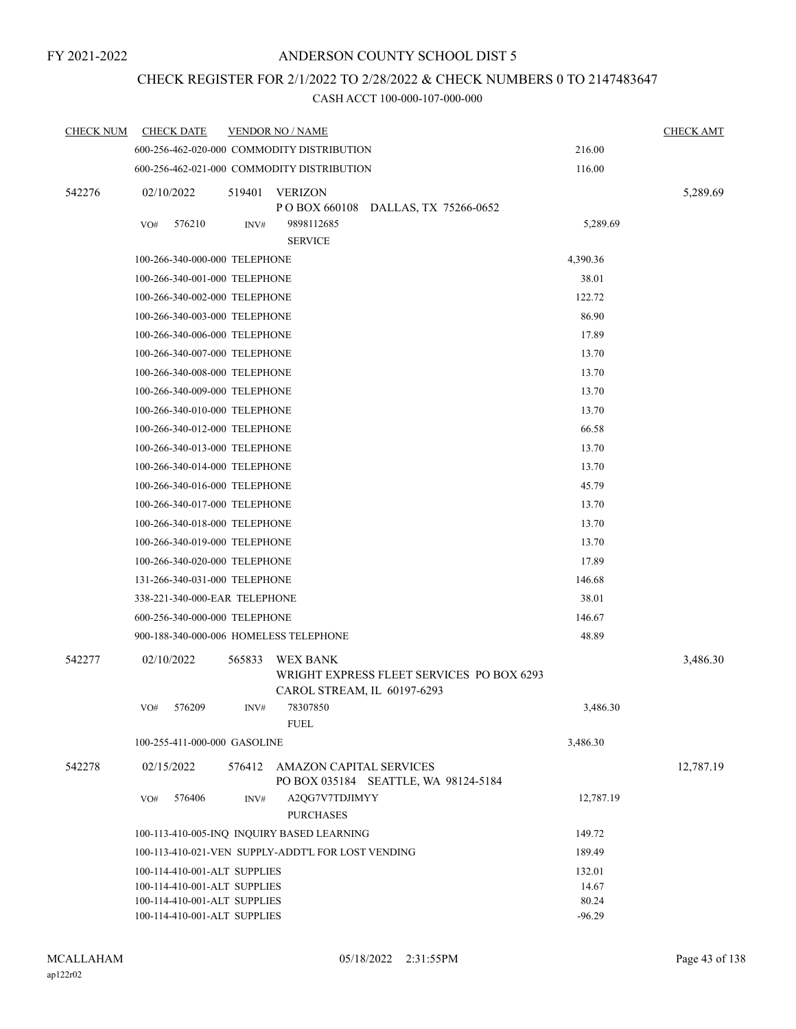FY 2021-2022

ANDERSON COUNTY SCHOOL DIST 5

CHECK REGISTER FOR 2/1/2022 TO 2/28/2022 & CHECK NUMBERS 0 TO 2147483647

CASH ACCT 100-000-107-000-000

| CHECK NUM | CHECK DATE | VENDOR NO / NAME | | CHECK AMT |
|---|---|---|---|---|
| | 600-256-462-020-000 COMMODITY DISTRIBUTION | | 216.00 | |
| | 600-256-462-021-000 COMMODITY DISTRIBUTION | | 116.00 | |
| 542276 | 02/10/2022 | 519401 VERIZON<br>P O BOX 660108 DALLAS, TX 75266-0652 | | 5,289.69 |
| | VO# 576210 | INV# 9898112685<br>SERVICE | 5,289.69 | |
| | 100-266-340-000-000 TELEPHONE | | 4,390.36 | |
| | 100-266-340-001-000 TELEPHONE | | 38.01 | |
| | 100-266-340-002-000 TELEPHONE | | 122.72 | |
| | 100-266-340-003-000 TELEPHONE | | 86.90 | |
| | 100-266-340-006-000 TELEPHONE | | 17.89 | |
| | 100-266-340-007-000 TELEPHONE | | 13.70 | |
| | 100-266-340-008-000 TELEPHONE | | 13.70 | |
| | 100-266-340-009-000 TELEPHONE | | 13.70 | |
| | 100-266-340-010-000 TELEPHONE | | 13.70 | |
| | 100-266-340-012-000 TELEPHONE | | 66.58 | |
| | 100-266-340-013-000 TELEPHONE | | 13.70 | |
| | 100-266-340-014-000 TELEPHONE | | 13.70 | |
| | 100-266-340-016-000 TELEPHONE | | 45.79 | |
| | 100-266-340-017-000 TELEPHONE | | 13.70 | |
| | 100-266-340-018-000 TELEPHONE | | 13.70 | |
| | 100-266-340-019-000 TELEPHONE | | 13.70 | |
| | 100-266-340-020-000 TELEPHONE | | 17.89 | |
| | 131-266-340-031-000 TELEPHONE | | 146.68 | |
| | 338-221-340-000-EAR TELEPHONE | | 38.01 | |
| | 600-256-340-000-000 TELEPHONE | | 146.67 | |
| | 900-188-340-000-006 HOMELESS TELEPHONE | | 48.89 | |
| 542277 | 02/10/2022 | 565833 WEX BANK<br>WRIGHT EXPRESS FLEET SERVICES PO BOX 6293<br>CAROL STREAM, IL 60197-6293 | | 3,486.30 |
| | VO# 576209 | INV# 78307850<br>FUEL | 3,486.30 | |
| | 100-255-411-000-000 GASOLINE | | 3,486.30 | |
| 542278 | 02/15/2022 | 576412 AMAZON CAPITAL SERVICES<br>PO BOX 035184 SEATTLE, WA 98124-5184 | | 12,787.19 |
| | VO# 576406 | INV# A2QG7V7TDJIMYY<br>PURCHASES | 12,787.19 | |
| | 100-113-410-005-INQ INQUIRY BASED LEARNING | | 149.72 | |
| | 100-113-410-021-VEN SUPPLY-ADDT'L FOR LOST VENDING | | 189.49 | |
| | 100-114-410-001-ALT SUPPLIES | | 132.01 | |
| | 100-114-410-001-ALT SUPPLIES | | 14.67 | |
| | 100-114-410-001-ALT SUPPLIES | | 80.24 | |
| | 100-114-410-001-ALT SUPPLIES | | -96.29 | |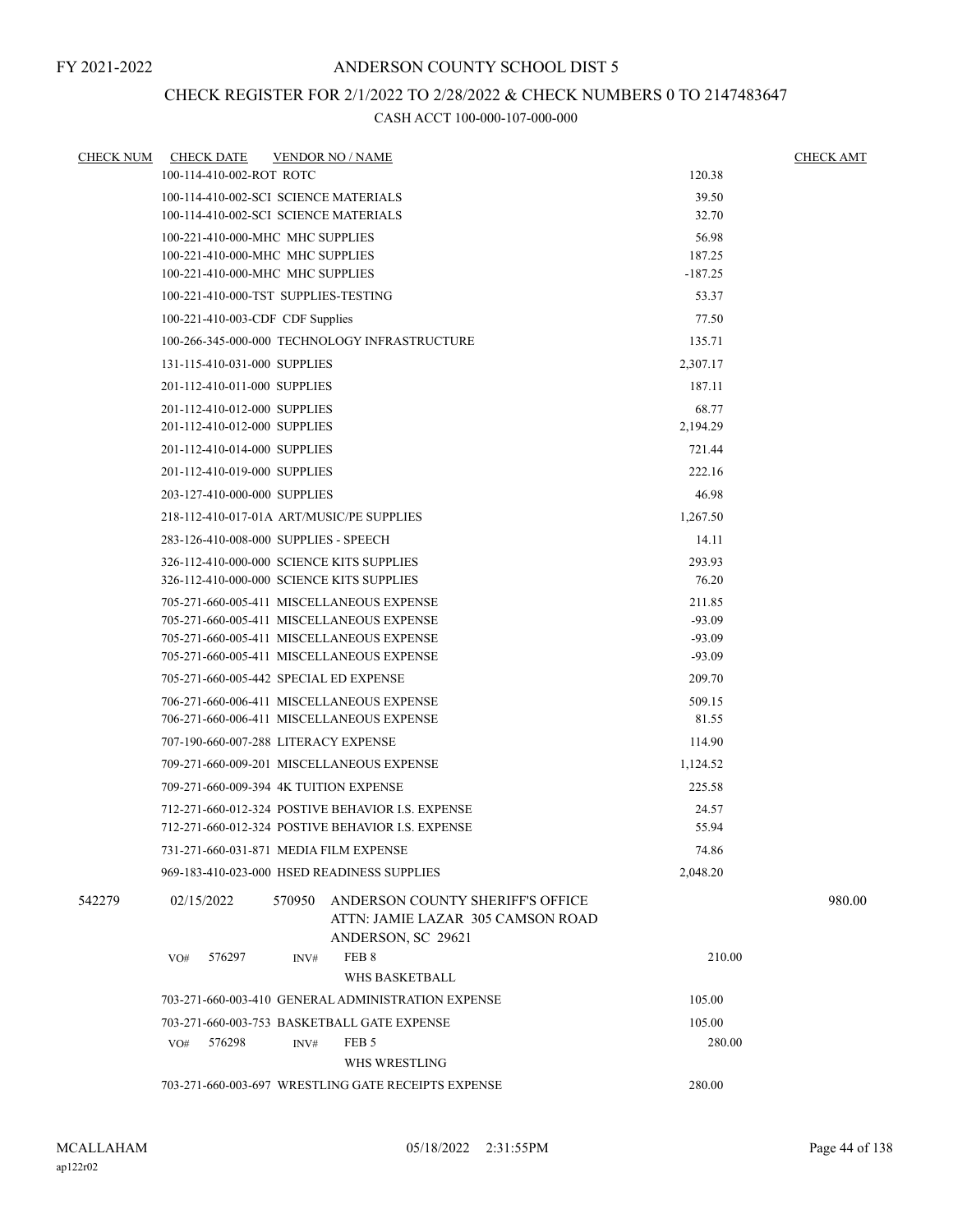FY 2021-2022

# ANDERSON COUNTY SCHOOL DIST 5

## CHECK REGISTER FOR 2/1/2022 TO 2/28/2022 & CHECK NUMBERS 0 TO 2147483647

### CASH ACCT 100-000-107-000-000

| CHECK NUM | CHECK DATE | VENDOR NO / NAME | | CHECK AMT |
|---|---|---|---|---|
| | 100-114-410-002-ROT ROTC | | 120.38 | |
| | 100-114-410-002-SCI SCIENCE MATERIALS | | 39.50 | |
| | 100-114-410-002-SCI SCIENCE MATERIALS | | 32.70 | |
| | 100-221-410-000-MHC MHC SUPPLIES | | 56.98 | |
| | 100-221-410-000-MHC MHC SUPPLIES | | 187.25 | |
| | 100-221-410-000-MHC MHC SUPPLIES | | -187.25 | |
| | 100-221-410-000-TST SUPPLIES-TESTING | | 53.37 | |
| | 100-221-410-003-CDF CDF Supplies | | 77.50 | |
| | 100-266-345-000-000 TECHNOLOGY INFRASTRUCTURE | | 135.71 | |
| | 131-115-410-031-000 SUPPLIES | | 2,307.17 | |
| | 201-112-410-011-000 SUPPLIES | | 187.11 | |
| | 201-112-410-012-000 SUPPLIES | | 68.77 | |
| | 201-112-410-012-000 SUPPLIES | | 2,194.29 | |
| | 201-112-410-014-000 SUPPLIES | | 721.44 | |
| | 201-112-410-019-000 SUPPLIES | | 222.16 | |
| | 203-127-410-000-000 SUPPLIES | | 46.98 | |
| | 218-112-410-017-01A ART/MUSIC/PE SUPPLIES | | 1,267.50 | |
| | 283-126-410-008-000 SUPPLIES - SPEECH | | 14.11 | |
| | 326-112-410-000-000 SCIENCE KITS SUPPLIES | | 293.93 | |
| | 326-112-410-000-000 SCIENCE KITS SUPPLIES | | 76.20 | |
| | 705-271-660-005-411 MISCELLANEOUS EXPENSE | | 211.85 | |
| | 705-271-660-005-411 MISCELLANEOUS EXPENSE | | -93.09 | |
| | 705-271-660-005-411 MISCELLANEOUS EXPENSE | | -93.09 | |
| | 705-271-660-005-411 MISCELLANEOUS EXPENSE | | -93.09 | |
| | 705-271-660-005-442 SPECIAL ED EXPENSE | | 209.70 | |
| | 706-271-660-006-411 MISCELLANEOUS EXPENSE | | 509.15 | |
| | 706-271-660-006-411 MISCELLANEOUS EXPENSE | | 81.55 | |
| | 707-190-660-007-288 LITERACY EXPENSE | | 114.90 | |
| | 709-271-660-009-201 MISCELLANEOUS EXPENSE | | 1,124.52 | |
| | 709-271-660-009-394 4K TUITION EXPENSE | | 225.58 | |
| | 712-271-660-012-324 POSTIVE BEHAVIOR I.S. EXPENSE | | 24.57 | |
| | 712-271-660-012-324 POSTIVE BEHAVIOR I.S. EXPENSE | | 55.94 | |
| | 731-271-660-031-871 MEDIA FILM EXPENSE | | 74.86 | |
| | 969-183-410-023-000 HSED READINESS SUPPLIES | | 2,048.20 | |
| 542279 | 02/15/2022 | 570950 ANDERSON COUNTY SHERIFF'S OFFICE<br>ATTN: JAMIE LAZAR 305 CAMSON ROAD<br>ANDERSON, SC 29621 | | 980.00 |
| | VO# 576297 | INV# FEB 8<br>WHS BASKETBALL | 210.00 | |
| | 703-271-660-003-410 GENERAL ADMINISTRATION EXPENSE | | 105.00 | |
| | 703-271-660-003-753 BASKETBALL GATE EXPENSE | | 105.00 | |
| | VO# 576298 | INV# FEB 5<br>WHS WRESTLING | 280.00 | |
| | 703-271-660-003-697 WRESTLING GATE RECEIPTS EXPENSE | | 280.00 | |

MCALLAHAM
ap122r02
05/18/2022 2:31:55PM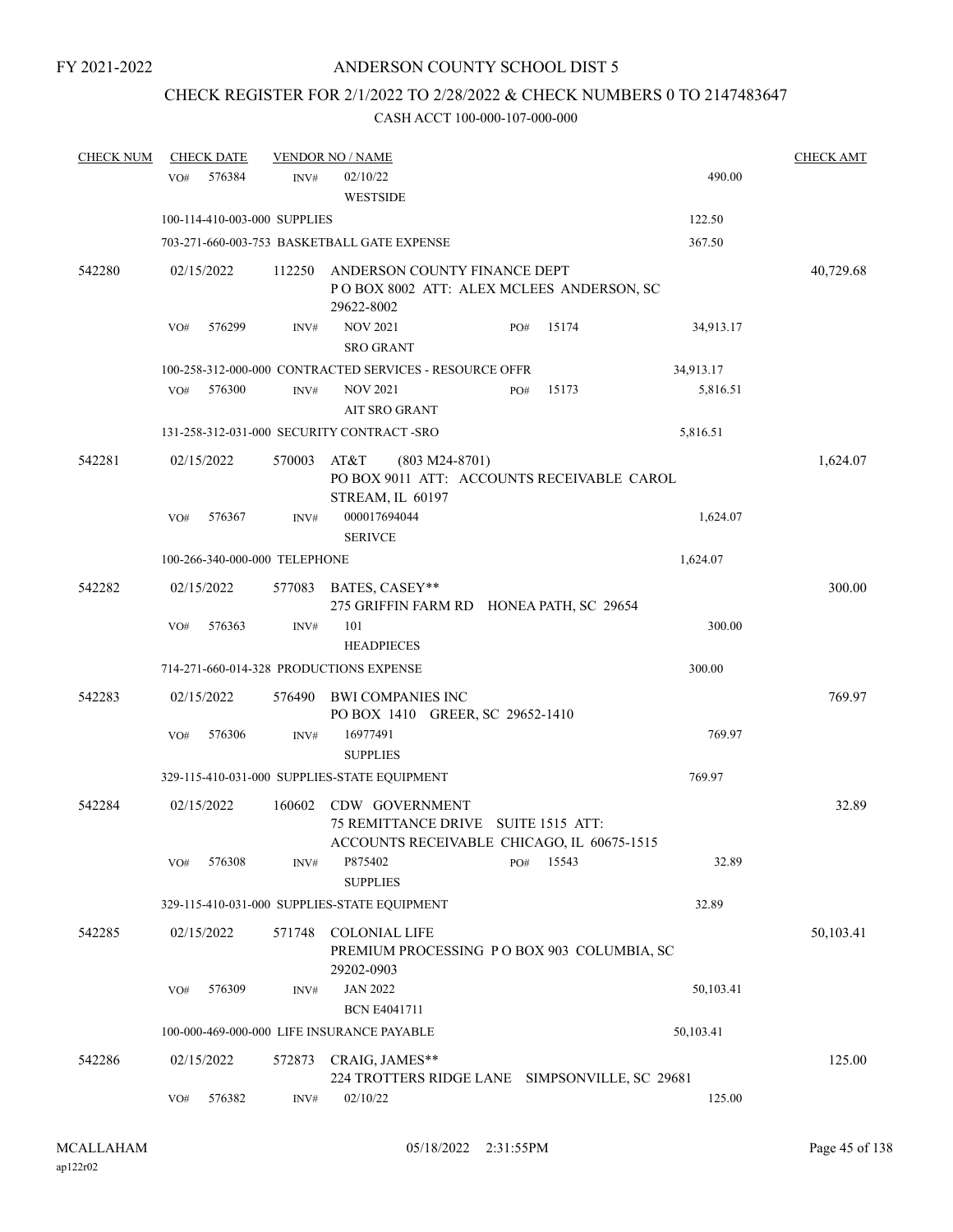FY 2021-2022

# ANDERSON COUNTY SCHOOL DIST 5

## CHECK REGISTER FOR 2/1/2022 TO 2/28/2022 & CHECK NUMBERS 0 TO 2147483647

### CASH ACCT 100-000-107-000-000

| CHECK NUM | CHECK DATE | VENDOR NO / NAME | | | CHECK AMT |
|---|---|---|---|---|---|
| | VO# 576384 | INV# 02/10/22<br>WESTSIDE | | 490.00 | |
| | 100-114-410-003-000 SUPPLIES | | | 122.50 | |
| | 703-271-660-003-753 BASKETBALL GATE EXPENSE | | | 367.50 | |
| 542280 | 02/15/2022 | 112250 ANDERSON COUNTY FINANCE DEPT<br>P O BOX 8002 ATT: ALEX MCLEES ANDERSON, SC 29622-8002 | | | 40,729.68 |
| | VO# 576299 | INV# NOV 2021<br>SRO GRANT | PO# 15174 | 34,913.17 | |
| | 100-258-312-000-000 CONTRACTED SERVICES - RESOURCE OFFR | | | 34,913.17 | |
| | VO# 576300 | INV# NOV 2021<br>AIT SRO GRANT | PO# 15173 | 5,816.51 | |
| | 131-258-312-031-000 SECURITY CONTRACT -SRO | | | 5,816.51 | |
| 542281 | 02/15/2022 | 570003 AT&T (803 M24-8701)<br>PO BOX 9011 ATT: ACCOUNTS RECEIVABLE CAROL STREAM, IL 60197 | | | 1,624.07 |
| | VO# 576367 | INV# 000017694044<br>SERIVCE | | 1,624.07 | |
| | 100-266-340-000-000 TELEPHONE | | | 1,624.07 | |
| 542282 | 02/15/2022 | 577083 BATES, CASEY**<br>275 GRIFFIN FARM RD HONEA PATH, SC 29654 | | | 300.00 |
| | VO# 576363 | INV# 101<br>HEADPIECES | | 300.00 | |
| | 714-271-660-014-328 PRODUCTIONS EXPENSE | | | 300.00 | |
| 542283 | 02/15/2022 | 576490 BWI COMPANIES INC<br>PO BOX 1410 GREER, SC 29652-1410 | | | 769.97 |
| | VO# 576306 | INV# 16977491<br>SUPPLIES | | 769.97 | |
| | 329-115-410-031-000 SUPPLIES-STATE EQUIPMENT | | | 769.97 | |
| 542284 | 02/15/2022 | 160602 CDW GOVERNMENT<br>75 REMITTANCE DRIVE SUITE 1515 ATT: ACCOUNTS RECEIVABLE CHICAGO, IL 60675-1515 | | | 32.89 |
| | VO# 576308 | INV# P875402<br>SUPPLIES | PO# 15543 | 32.89 | |
| | 329-115-410-031-000 SUPPLIES-STATE EQUIPMENT | | | 32.89 | |
| 542285 | 02/15/2022 | 571748 COLONIAL LIFE<br>PREMIUM PROCESSING P O BOX 903 COLUMBIA, SC 29202-0903 | | | 50,103.41 |
| | VO# 576309 | INV# JAN 2022<br>BCN E4041711 | | 50,103.41 | |
| | 100-000-469-000-000 LIFE INSURANCE PAYABLE | | | 50,103.41 | |
| 542286 | 02/15/2022 | 572873 CRAIG, JAMES**<br>224 TROTTERS RIDGE LANE SIMPSONVILLE, SC 29681 | | | 125.00 |
| | VO# 576382 | INV# 02/10/22 | | 125.00 | |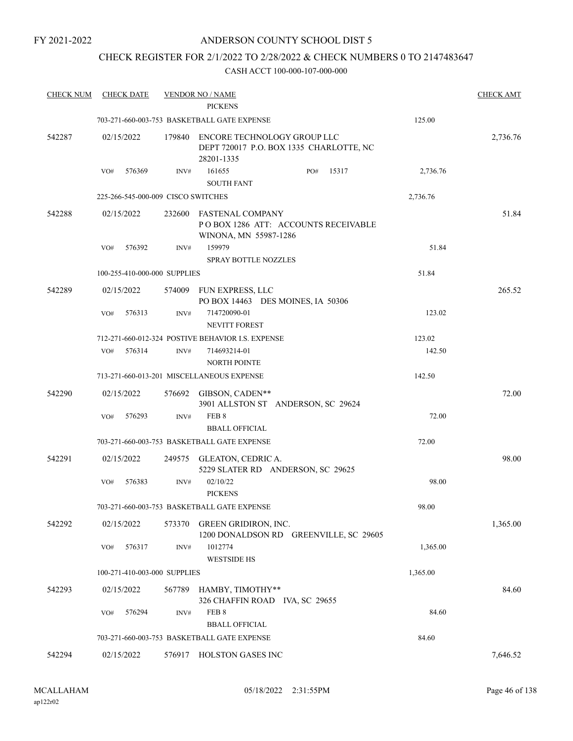FY 2021-2022

# ANDERSON COUNTY SCHOOL DIST 5

## CHECK REGISTER FOR 2/1/2022 TO 2/28/2022 & CHECK NUMBERS 0 TO 2147483647

CASH ACCT 100-000-107-000-000

| CHECK NUM | CHECK DATE | VENDOR NO / NAME | | CHECK AMT |
|---|---|---|---|---|
| | | PICKENS | | |
| | | 703-271-660-003-753 BASKETBALL GATE EXPENSE | 125.00 | |
| 542287 | 02/15/2022 | 179840 ENCORE TECHNOLOGY GROUP LLC<br>DEPT 720017 P.O. BOX 1335 CHARLOTTE, NC 28201-1335 | | 2,736.76 |
| | VO# 576369 | INV# 161655 PO# 15317<br>SOUTH FANT | 2,736.76 | |
| | | 225-266-545-000-009 CISCO SWITCHES | 2,736.76 | |
| 542288 | 02/15/2022 | 232600 FASTENAL COMPANY<br>P O BOX 1286 ATT: ACCOUNTS RECEIVABLE<br>WINONA, MN 55987-1286 | | 51.84 |
| | VO# 576392 | INV# 159979<br>SPRAY BOTTLE NOZZLES | 51.84 | |
| | | 100-255-410-000-000 SUPPLIES | 51.84 | |
| 542289 | 02/15/2022 | 574009 FUN EXPRESS, LLC<br>PO BOX 14463 DES MOINES, IA 50306 | | 265.52 |
| | VO# 576313 | INV# 714720090-01<br>NEVITT FOREST | 123.02 | |
| | | 712-271-660-012-324 POSTIVE BEHAVIOR I.S. EXPENSE | 123.02 | |
| | VO# 576314 | INV# 714693214-01<br>NORTH POINTE | 142.50 | |
| | | 713-271-660-013-201 MISCELLANEOUS EXPENSE | 142.50 | |
| 542290 | 02/15/2022 | 576692 GIBSON, CADEN**<br>3901 ALLSTON ST ANDERSON, SC 29624 | | 72.00 |
| | VO# 576293 | INV# FEB 8<br>BBALL OFFICIAL | 72.00 | |
| | | 703-271-660-003-753 BASKETBALL GATE EXPENSE | 72.00 | |
| 542291 | 02/15/2022 | 249575 GLEATON, CEDRIC A.<br>5229 SLATER RD ANDERSON, SC 29625 | | 98.00 |
| | VO# 576383 | INV# 02/10/22<br>PICKENS | 98.00 | |
| | | 703-271-660-003-753 BASKETBALL GATE EXPENSE | 98.00 | |
| 542292 | 02/15/2022 | 573370 GREEN GRIDIRON, INC.<br>1200 DONALDSON RD GREENVILLE, SC 29605 | | 1,365.00 |
| | VO# 576317 | INV# 1012774<br>WESTSIDE HS | 1,365.00 | |
| | | 100-271-410-003-000 SUPPLIES | 1,365.00 | |
| 542293 | 02/15/2022 | 567789 HAMBY, TIMOTHY**<br>326 CHAFFIN ROAD IVA, SC 29655 | | 84.60 |
| | VO# 576294 | INV# FEB 8<br>BBALL OFFICIAL | 84.60 | |
| | | 703-271-660-003-753 BASKETBALL GATE EXPENSE | 84.60 | |
| 542294 | 02/15/2022 | 576917 HOLSTON GASES INC | | 7,646.52 |

MCALLAHAM
ap122r02

05/18/2022 2:31:55PM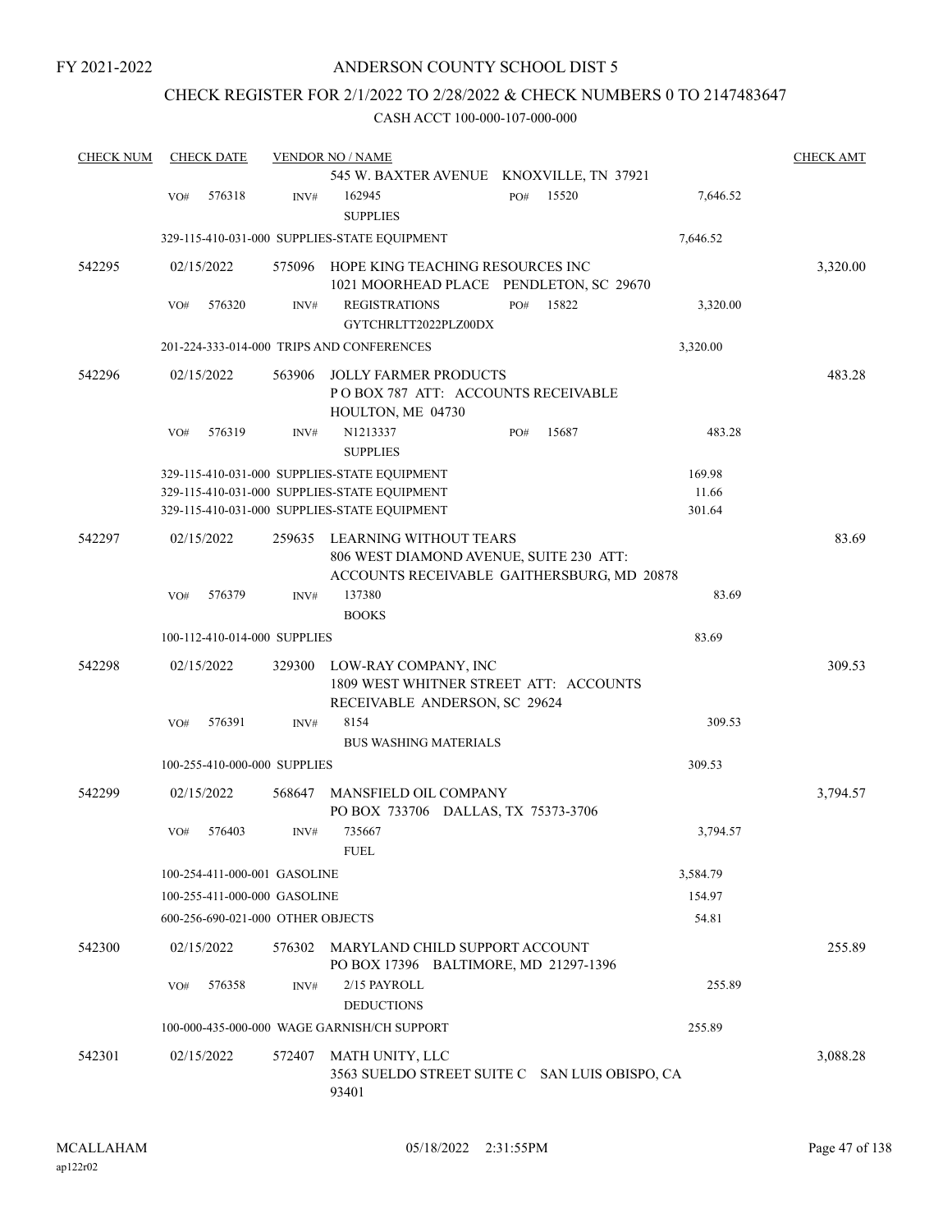FY 2021-2022

# ANDERSON COUNTY SCHOOL DIST 5

## CHECK REGISTER FOR 2/1/2022 TO 2/28/2022 & CHECK NUMBERS 0 TO 2147483647

CASH ACCT 100-000-107-000-000

| CHECK NUM | CHECK DATE | VENDOR NO / NAME | | | CHECK AMT |
|---|---|---|---|---|---|
| | | | 545 W. BAXTER AVENUE KNOXVILLE, TN 37921 | | |
| | VO# 576318 | INV# | 162945 SUPPLIES | PO# 15520 7,646.52 | |
| | | 329-115-410-031-000 SUPPLIES-STATE EQUIPMENT | | 7,646.52 | |
| 542295 | 02/15/2022 | 575096 | HOPE KING TEACHING RESOURCES INC 1021 MOORHEAD PLACE PENDLETON, SC 29670 | | 3,320.00 |
| | VO# 576320 | INV# | REGISTRATIONS GYTCHRLTT2022PLZ00DX | PO# 15822 3,320.00 | |
| | | 201-224-333-014-000 TRIPS AND CONFERENCES | | 3,320.00 | |
| 542296 | 02/15/2022 | 563906 | JOLLY FARMER PRODUCTS P O BOX 787 ATT: ACCOUNTS RECEIVABLE HOULTON, ME 04730 | | 483.28 |
| | VO# 576319 | INV# | N1213337 SUPPLIES | PO# 15687 483.28 | |
| | | 329-115-410-031-000 SUPPLIES-STATE EQUIPMENT | | 169.98 | |
| | | 329-115-410-031-000 SUPPLIES-STATE EQUIPMENT | | 11.66 | |
| | | 329-115-410-031-000 SUPPLIES-STATE EQUIPMENT | | 301.64 | |
| 542297 | 02/15/2022 | 259635 | LEARNING WITHOUT TEARS 806 WEST DIAMOND AVENUE, SUITE 230 ATT: ACCOUNTS RECEIVABLE GAITHERSBURG, MD 20878 | | 83.69 |
| | VO# 576379 | INV# | 137380 BOOKS | 83.69 | |
| | | 100-112-410-014-000 SUPPLIES | | 83.69 | |
| 542298 | 02/15/2022 | 329300 | LOW-RAY COMPANY, INC 1809 WEST WHITNER STREET ATT: ACCOUNTS RECEIVABLE ANDERSON, SC 29624 | | 309.53 |
| | VO# 576391 | INV# | 8154 BUS WASHING MATERIALS | 309.53 | |
| | | 100-255-410-000-000 SUPPLIES | | 309.53 | |
| 542299 | 02/15/2022 | 568647 | MANSFIELD OIL COMPANY PO BOX 733706 DALLAS, TX 75373-3706 | | 3,794.57 |
| | VO# 576403 | INV# | 735667 FUEL | 3,794.57 | |
| | | 100-254-411-000-001 GASOLINE | | 3,584.79 | |
| | | 100-255-411-000-000 GASOLINE | | 154.97 | |
| | | 600-256-690-021-000 OTHER OBJECTS | | 54.81 | |
| 542300 | 02/15/2022 | 576302 | MARYLAND CHILD SUPPORT ACCOUNT PO BOX 17396 BALTIMORE, MD 21297-1396 | | 255.89 |
| | VO# 576358 | INV# | 2/15 PAYROLL DEDUCTIONS | 255.89 | |
| | | 100-000-435-000-000 WAGE GARNISH/CH SUPPORT | | 255.89 | |
| 542301 | 02/15/2022 | 572407 | MATH UNITY, LLC 3563 SUELDO STREET SUITE C SAN LUIS OBISPO, CA 93401 | | 3,088.28 |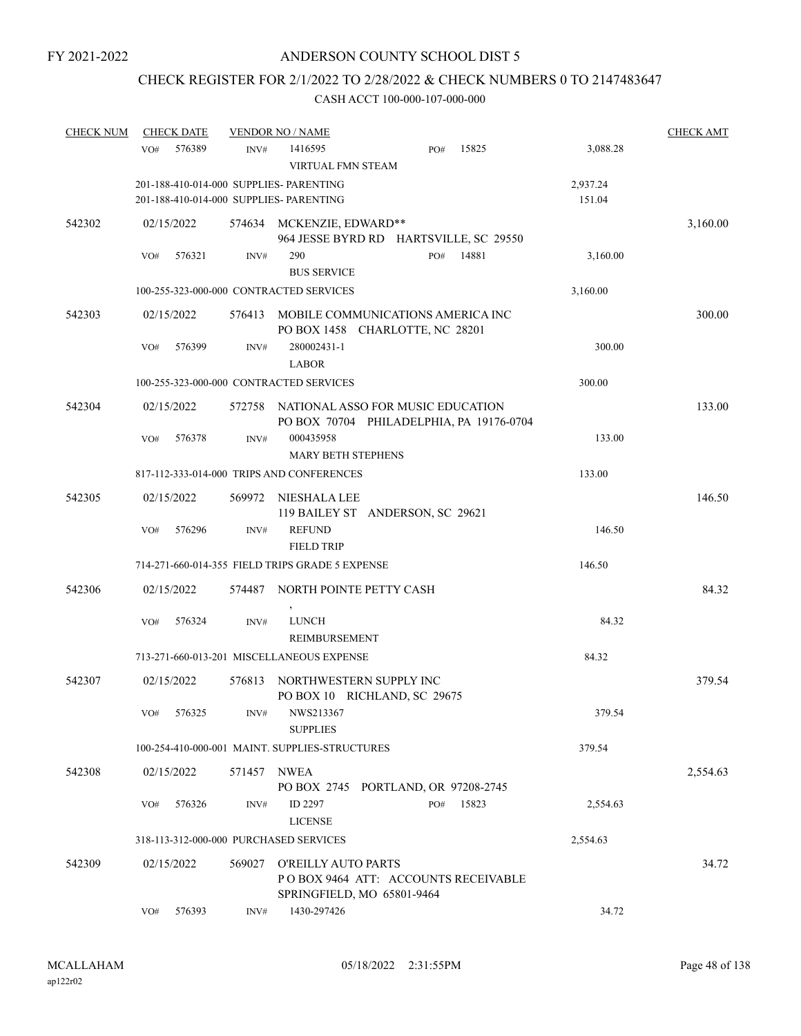FY 2021-2022

# ANDERSON COUNTY SCHOOL DIST 5

## CHECK REGISTER FOR 2/1/2022 TO 2/28/2022 & CHECK NUMBERS 0 TO 2147483647

### CASH ACCT 100-000-107-000-000

| CHECK NUM | CHECK DATE | VENDOR NO / NAME | | | CHECK AMT |
|---|---|---|---|---|---|
| | VO# 576389 | INV# 1416595 VIRTUAL FMN STEAM | PO# 15825 | 3,088.28 | |
| | | 201-188-410-014-000 SUPPLIES- PARENTING | | 2,937.24 | |
| | | 201-188-410-014-000 SUPPLIES- PARENTING | | 151.04 | |
| 542302 | 02/15/2022 | 574634 MCKENZIE, EDWARD** 964 JESSE BYRD RD HARTSVILLE, SC 29550 | | | 3,160.00 |
| | VO# 576321 | INV# 290 BUS SERVICE | PO# 14881 | 3,160.00 | |
| | | 100-255-323-000-000 CONTRACTED SERVICES | | 3,160.00 | |
| 542303 | 02/15/2022 | 576413 MOBILE COMMUNICATIONS AMERICA INC PO BOX 1458 CHARLOTTE, NC 28201 | | | 300.00 |
| | VO# 576399 | INV# 280002431-1 LABOR | | 300.00 | |
| | | 100-255-323-000-000 CONTRACTED SERVICES | | 300.00 | |
| 542304 | 02/15/2022 | 572758 NATIONAL ASSO FOR MUSIC EDUCATION PO BOX 70704 PHILADELPHIA, PA 19176-0704 | | | 133.00 |
| | VO# 576378 | INV# 000435958 MARY BETH STEPHENS | | 133.00 | |
| | | 817-112-333-014-000 TRIPS AND CONFERENCES | | 133.00 | |
| 542305 | 02/15/2022 | 569972 NIESHALA LEE 119 BAILEY ST ANDERSON, SC 29621 | | | 146.50 |
| | VO# 576296 | INV# REFUND FIELD TRIP | | 146.50 | |
| | | 714-271-660-014-355 FIELD TRIPS GRADE 5 EXPENSE | | 146.50 | |
| 542306 | 02/15/2022 | 574487 NORTH POINTE PETTY CASH , | | | 84.32 |
| | VO# 576324 | INV# LUNCH REIMBURSEMENT | | 84.32 | |
| | | 713-271-660-013-201 MISCELLANEOUS EXPENSE | | 84.32 | |
| 542307 | 02/15/2022 | 576813 NORTHWESTERN SUPPLY INC PO BOX 10 RICHLAND, SC 29675 | | | 379.54 |
| | VO# 576325 | INV# NWS213367 SUPPLIES | | 379.54 | |
| | | 100-254-410-000-001 MAINT. SUPPLIES-STRUCTURES | | 379.54 | |
| 542308 | 02/15/2022 | 571457 NWEA PO BOX 2745 PORTLAND, OR 97208-2745 | | | 2,554.63 |
| | VO# 576326 | INV# ID 2297 LICENSE | PO# 15823 | 2,554.63 | |
| | | 318-113-312-000-000 PURCHASED SERVICES | | 2,554.63 | |
| 542309 | 02/15/2022 | 569027 O'REILLY AUTO PARTS P O BOX 9464 ATT: ACCOUNTS RECEIVABLE SPRINGFIELD, MO 65801-9464 | | | 34.72 |
| | VO# 576393 | INV# 1430-297426 | | 34.72 | |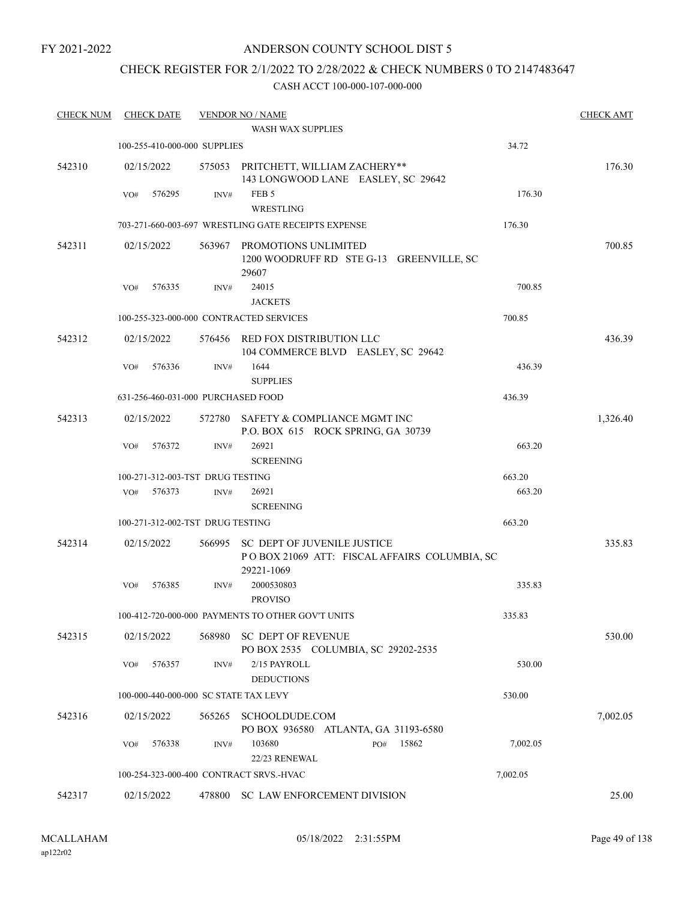FY 2021-2022

# ANDERSON COUNTY SCHOOL DIST 5

## CHECK REGISTER FOR 2/1/2022 TO 2/28/2022 & CHECK NUMBERS 0 TO 2147483647

CASH ACCT 100-000-107-000-000

| CHECK NUM | CHECK DATE | VENDOR NO / NAME | | CHECK AMT |
|---|---|---|---|---|
| | | WASH WAX SUPPLIES | | |
| | 100-255-410-000-000 SUPPLIES | | 34.72 | |
| 542310 | 02/15/2022 | 575053 PRITCHETT, WILLIAM ZACHERY** 143 LONGWOOD LANE EASLEY, SC 29642 | | 176.30 |
| | VO# 576295 | INV# FEB 5 WRESTLING | 176.30 | |
| | 703-271-660-003-697 WRESTLING GATE RECEIPTS EXPENSE | | 176.30 | |
| 542311 | 02/15/2022 | 563967 PROMOTIONS UNLIMITED 1200 WOODRUFF RD STE G-13 GREENVILLE, SC 29607 | | 700.85 |
| | VO# 576335 | INV# 24015 JACKETS | 700.85 | |
| | 100-255-323-000-000 CONTRACTED SERVICES | | 700.85 | |
| 542312 | 02/15/2022 | 576456 RED FOX DISTRIBUTION LLC 104 COMMERCE BLVD EASLEY, SC 29642 | | 436.39 |
| | VO# 576336 | INV# 1644 SUPPLIES | 436.39 | |
| | 631-256-460-031-000 PURCHASED FOOD | | 436.39 | |
| 542313 | 02/15/2022 | 572780 SAFETY & COMPLIANCE MGMT INC P.O. BOX 615 ROCK SPRING, GA 30739 | | 1,326.40 |
| | VO# 576372 | INV# 26921 SCREENING | 663.20 | |
| | 100-271-312-003-TST DRUG TESTING | | 663.20 | |
| | VO# 576373 | INV# 26921 SCREENING | 663.20 | |
| | 100-271-312-002-TST DRUG TESTING | | 663.20 | |
| 542314 | 02/15/2022 | 566995 SC DEPT OF JUVENILE JUSTICE P O BOX 21069 ATT: FISCAL AFFAIRS COLUMBIA, SC 29221-1069 | | 335.83 |
| | VO# 576385 | INV# 2000530803 PROVISO | 335.83 | |
| | 100-412-720-000-000 PAYMENTS TO OTHER GOV'T UNITS | | 335.83 | |
| 542315 | 02/15/2022 | 568980 SC DEPT OF REVENUE PO BOX 2535 COLUMBIA, SC 29202-2535 | | 530.00 |
| | VO# 576357 | INV# 2/15 PAYROLL DEDUCTIONS | 530.00 | |
| | 100-000-440-000-000 SC STATE TAX LEVY | | 530.00 | |
| 542316 | 02/15/2022 | 565265 SCHOOLDUDE.COM PO BOX 936580 ATLANTA, GA 31193-6580 | | 7,002.05 |
| | VO# 576338 | INV# 103680 PO# 15862 22/23 RENEWAL | 7,002.05 | |
| | 100-254-323-000-400 CONTRACT SRVS.-HVAC | | 7,002.05 | |
| 542317 | 02/15/2022 | 478800 SC LAW ENFORCEMENT DIVISION | | 25.00 |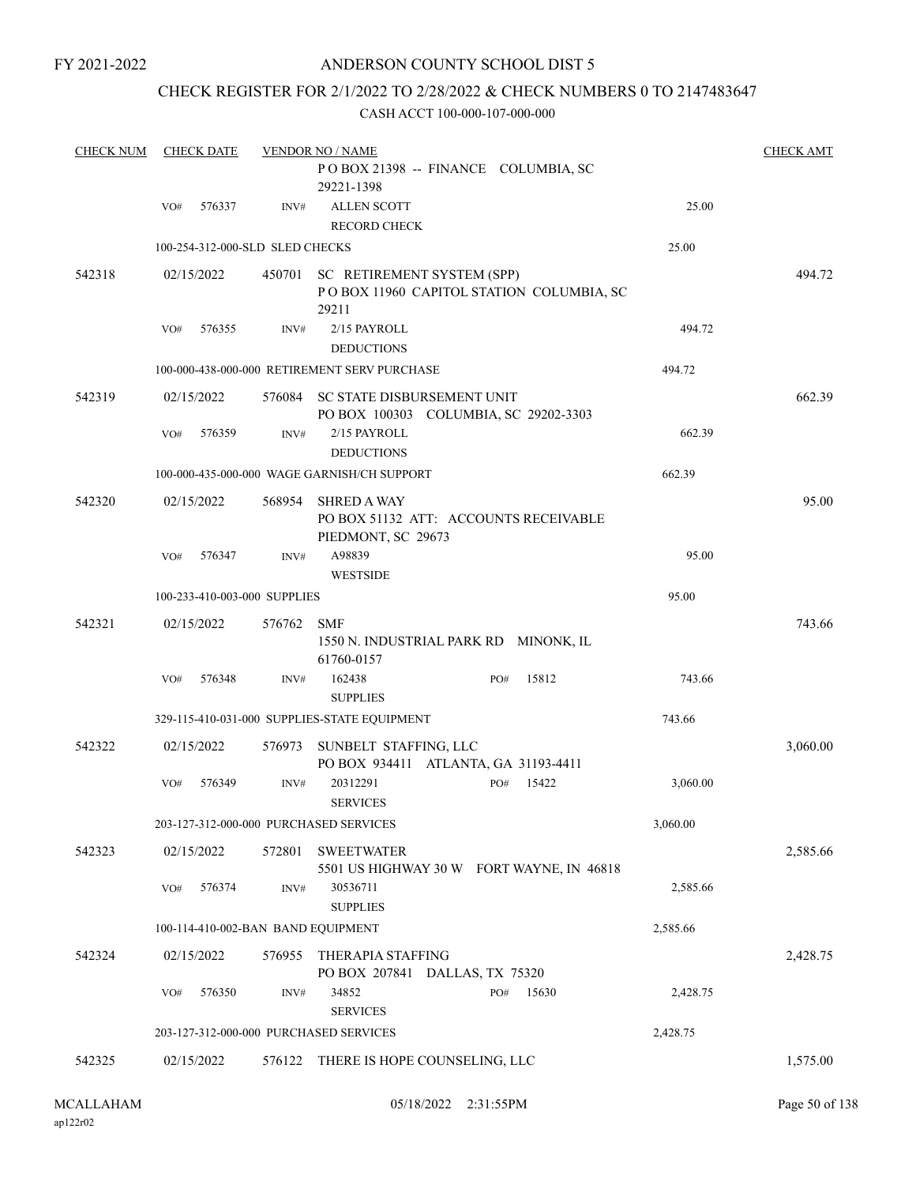FY 2021-2022

ANDERSON COUNTY SCHOOL DIST 5

CHECK REGISTER FOR 2/1/2022 TO 2/28/2022 & CHECK NUMBERS 0 TO 2147483647

CASH ACCT 100-000-107-000-000

| CHECK NUM | CHECK DATE | VENDOR NO / NAME | | CHECK AMT |
|---|---|---|---|---|
| | | P O BOX 21398 -- FINANCE COLUMBIA, SC 29221-1398 | | |
| | VO# 576337 | INV# ALLEN SCOTT RECORD CHECK | 25.00 | |
| | 100-254-312-000-SLD SLED CHECKS | | 25.00 | |
| 542318 | 02/15/2022 | 450701 SC RETIREMENT SYSTEM (SPP) P O BOX 11960 CAPITOL STATION COLUMBIA, SC 29211 | | 494.72 |
| | VO# 576355 | INV# 2/15 PAYROLL DEDUCTIONS | 494.72 | |
| | 100-000-438-000-000 RETIREMENT SERV PURCHASE | | 494.72 | |
| 542319 | 02/15/2022 | 576084 SC STATE DISBURSEMENT UNIT PO BOX 100303 COLUMBIA, SC 29202-3303 | | 662.39 |
| | VO# 576359 | INV# 2/15 PAYROLL DEDUCTIONS | 662.39 | |
| | 100-000-435-000-000 WAGE GARNISH/CH SUPPORT | | 662.39 | |
| 542320 | 02/15/2022 | 568954 SHRED A WAY PO BOX 51132 ATT: ACCOUNTS RECEIVABLE PIEDMONT, SC 29673 | | 95.00 |
| | VO# 576347 | INV# A98839 WESTSIDE | 95.00 | |
| | 100-233-410-003-000 SUPPLIES | | 95.00 | |
| 542321 | 02/15/2022 | 576762 SMF 1550 N. INDUSTRIAL PARK RD MINONK, IL 61760-0157 | | 743.66 |
| | VO# 576348 | INV# 162438 SUPPLIES PO# 15812 | 743.66 | |
| | 329-115-410-031-000 SUPPLIES-STATE EQUIPMENT | | 743.66 | |
| 542322 | 02/15/2022 | 576973 SUNBELT STAFFING, LLC PO BOX 934411 ATLANTA, GA 31193-4411 | | 3,060.00 |
| | VO# 576349 | INV# 20312291 SERVICES PO# 15422 | 3,060.00 | |
| | 203-127-312-000-000 PURCHASED SERVICES | | 3,060.00 | |
| 542323 | 02/15/2022 | 572801 SWEETWATER 5501 US HIGHWAY 30 W FORT WAYNE, IN 46818 | | 2,585.66 |
| | VO# 576374 | INV# 30536711 SUPPLIES | 2,585.66 | |
| | 100-114-410-002-BAN BAND EQUIPMENT | | 2,585.66 | |
| 542324 | 02/15/2022 | 576955 THERAPIA STAFFING PO BOX 207841 DALLAS, TX 75320 | | 2,428.75 |
| | VO# 576350 | INV# 34852 SERVICES PO# 15630 | 2,428.75 | |
| | 203-127-312-000-000 PURCHASED SERVICES | | 2,428.75 | |
| 542325 | 02/15/2022 | 576122 THERE IS HOPE COUNSELING, LLC | | 1,575.00 |

MCALLAHAM
ap122r02

05/18/2022 2:31:55PM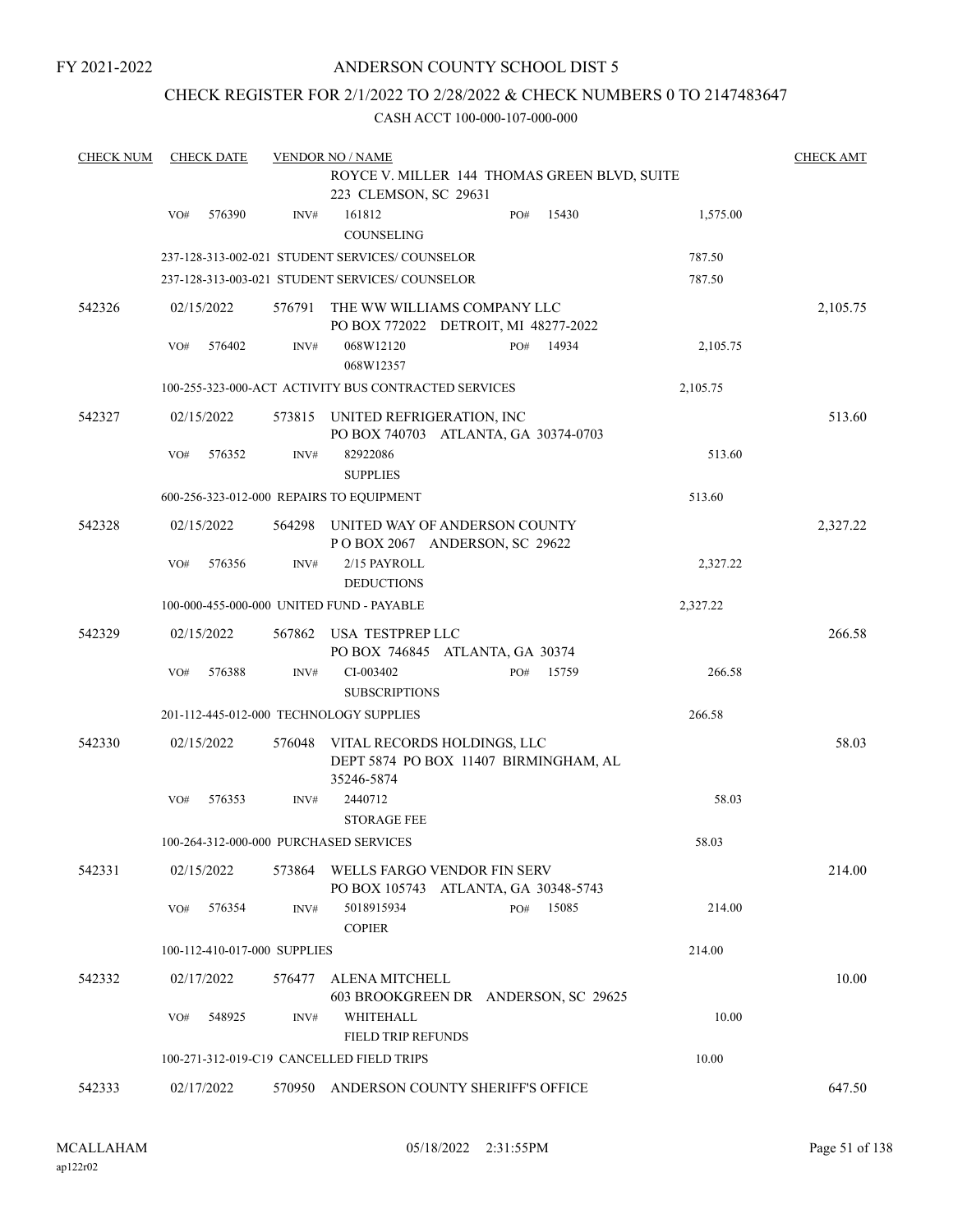FY 2021-2022

# ANDERSON COUNTY SCHOOL DIST 5

## CHECK REGISTER FOR 2/1/2022 TO 2/28/2022 & CHECK NUMBERS 0 TO 2147483647

CASH ACCT 100-000-107-000-000

| CHECK NUM | CHECK DATE | VENDOR NO / NAME | | | CHECK AMT |
|---|---|---|---|---|---|
| | | ROYCE V. MILLER 144 THOMAS GREEN BLVD, SUITE 223 CLEMSON, SC 29631 | | | |
| | VO# 576390 | INV# 161812 COUNSELING | PO# 15430 | 1,575.00 | |
| | | 237-128-313-002-021 STUDENT SERVICES/ COUNSELOR | | 787.50 | |
| | | 237-128-313-003-021 STUDENT SERVICES/ COUNSELOR | | 787.50 | |
| 542326 | 02/15/2022 | 576791 THE WW WILLIAMS COMPANY LLC PO BOX 772022 DETROIT, MI 48277-2022 | | | 2,105.75 |
| | VO# 576402 | INV# 068W12120 068W12357 | PO# 14934 | 2,105.75 | |
| | | 100-255-323-000-ACT ACTIVITY BUS CONTRACTED SERVICES | | 2,105.75 | |
| 542327 | 02/15/2022 | 573815 UNITED REFRIGERATION, INC PO BOX 740703 ATLANTA, GA 30374-0703 | | | 513.60 |
| | VO# 576352 | INV# 82922086 SUPPLIES | | 513.60 | |
| | | 600-256-323-012-000 REPAIRS TO EQUIPMENT | | 513.60 | |
| 542328 | 02/15/2022 | 564298 UNITED WAY OF ANDERSON COUNTY P O BOX 2067 ANDERSON, SC 29622 | | | 2,327.22 |
| | VO# 576356 | INV# 2/15 PAYROLL DEDUCTIONS | | 2,327.22 | |
| | | 100-000-455-000-000 UNITED FUND - PAYABLE | | 2,327.22 | |
| 542329 | 02/15/2022 | 567862 USA TESTPREP LLC PO BOX 746845 ATLANTA, GA 30374 | | | 266.58 |
| | VO# 576388 | INV# CI-003402 SUBSCRIPTIONS | PO# 15759 | 266.58 | |
| | | 201-112-445-012-000 TECHNOLOGY SUPPLIES | | 266.58 | |
| 542330 | 02/15/2022 | 576048 VITAL RECORDS HOLDINGS, LLC DEPT 5874 PO BOX 11407 BIRMINGHAM, AL 35246-5874 | | | 58.03 |
| | VO# 576353 | INV# 2440712 STORAGE FEE | | 58.03 | |
| | | 100-264-312-000-000 PURCHASED SERVICES | | 58.03 | |
| 542331 | 02/15/2022 | 573864 WELLS FARGO VENDOR FIN SERV PO BOX 105743 ATLANTA, GA 30348-5743 | | | 214.00 |
| | VO# 576354 | INV# 5018915934 COPIER | PO# 15085 | 214.00 | |
| | | 100-112-410-017-000 SUPPLIES | | 214.00 | |
| 542332 | 02/17/2022 | 576477 ALENA MITCHELL 603 BROOKGREEN DR ANDERSON, SC 29625 | | | 10.00 |
| | VO# 548925 | INV# WHITEHALL FIELD TRIP REFUNDS | | 10.00 | |
| | | 100-271-312-019-C19 CANCELLED FIELD TRIPS | | 10.00 | |
| 542333 | 02/17/2022 | 570950 ANDERSON COUNTY SHERIFF'S OFFICE | | | 647.50 |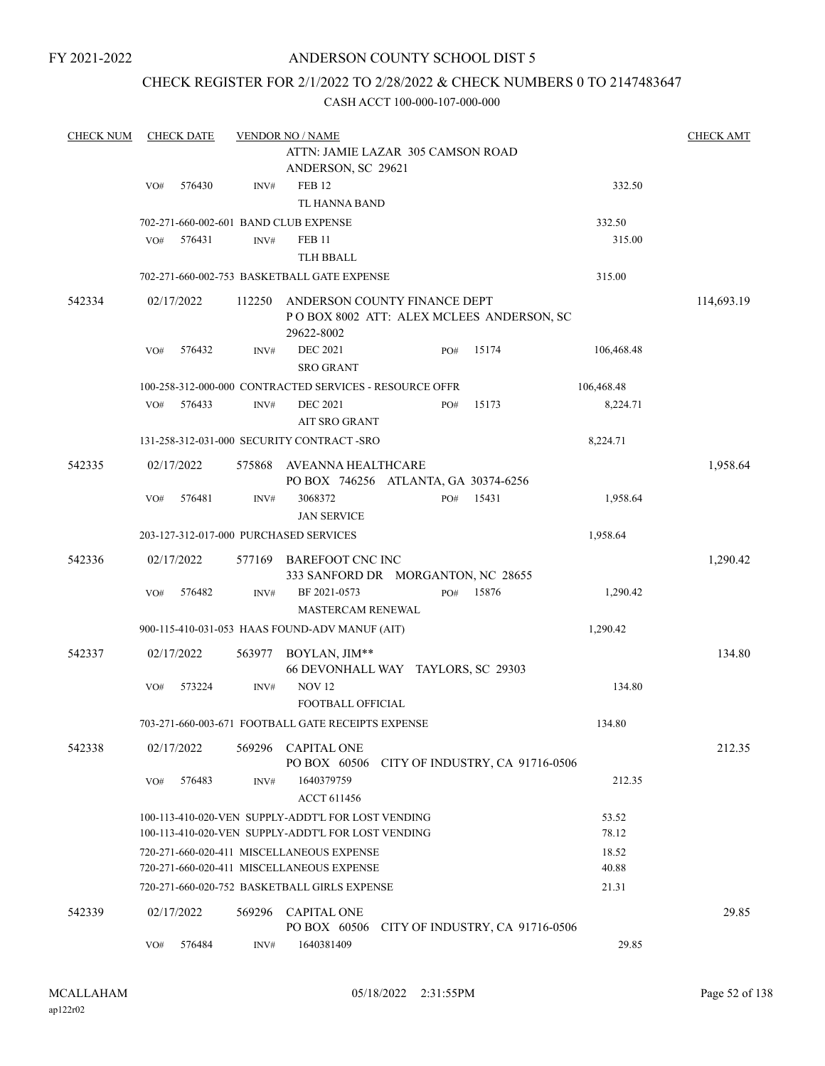FY 2021-2022

# ANDERSON COUNTY SCHOOL DIST 5

## CHECK REGISTER FOR 2/1/2022 TO 2/28/2022 & CHECK NUMBERS 0 TO 2147483647

CASH ACCT 100-000-107-000-000

| CHECK NUM | CHECK DATE | VENDOR NO / NAME | | | | CHECK AMT |
|---|---|---|---|---|---|---|
| | | ATTN: JAMIE LAZAR 305 CAMSON ROAD ANDERSON, SC 29621 | | | | |
| | VO# 576430 | INV# FEB 12 TL HANNA BAND | | | 332.50 | |
| | | 702-271-660-002-601 BAND CLUB EXPENSE | | | 332.50 | |
| | VO# 576431 | INV# FEB 11 TLH BBALL | | | 315.00 | |
| | | 702-271-660-002-753 BASKETBALL GATE EXPENSE | | | 315.00 | |
| 542334 | 02/17/2022 | 112250 ANDERSON COUNTY FINANCE DEPT P O BOX 8002 ATT: ALEX MCLEES ANDERSON, SC 29622-8002 | | | | 114,693.19 |
| | VO# 576432 | INV# DEC 2021 SRO GRANT | PO# 15174 | | 106,468.48 | |
| | | 100-258-312-000-000 CONTRACTED SERVICES - RESOURCE OFFR | | | 106,468.48 | |
| | VO# 576433 | INV# DEC 2021 AIT SRO GRANT | PO# 15173 | | 8,224.71 | |
| | | 131-258-312-031-000 SECURITY CONTRACT -SRO | | | 8,224.71 | |
| 542335 | 02/17/2022 | 575868 AVEANNA HEALTHCARE PO BOX 746256 ATLANTA, GA 30374-6256 | | | | 1,958.64 |
| | VO# 576481 | INV# 3068372 JAN SERVICE | PO# 15431 | | 1,958.64 | |
| | | 203-127-312-017-000 PURCHASED SERVICES | | | 1,958.64 | |
| 542336 | 02/17/2022 | 577169 BAREFOOT CNC INC 333 SANFORD DR MORGANTON, NC 28655 | | | | 1,290.42 |
| | VO# 576482 | INV# BF 2021-0573 MASTERCAM RENEWAL | PO# 15876 | | 1,290.42 | |
| | | 900-115-410-031-053 HAAS FOUND-ADV MANUF (AIT) | | | 1,290.42 | |
| 542337 | 02/17/2022 | 563977 BOYLAN, JIM** 66 DEVONHALL WAY TAYLORS, SC 29303 | | | | 134.80 |
| | VO# 573224 | INV# NOV 12 FOOTBALL OFFICIAL | | | 134.80 | |
| | | 703-271-660-003-671 FOOTBALL GATE RECEIPTS EXPENSE | | | 134.80 | |
| 542338 | 02/17/2022 | 569296 CAPITAL ONE PO BOX 60506 CITY OF INDUSTRY, CA 91716-0506 | | | | 212.35 |
| | VO# 576483 | INV# 1640379759 ACCT 611456 | | | 212.35 | |
| | | 100-113-410-020-VEN SUPPLY-ADDT'L FOR LOST VENDING | | | 53.52 | |
| | | 100-113-410-020-VEN SUPPLY-ADDT'L FOR LOST VENDING | | | 78.12 | |
| | | 720-271-660-020-411 MISCELLANEOUS EXPENSE | | | 18.52 | |
| | | 720-271-660-020-411 MISCELLANEOUS EXPENSE | | | 40.88 | |
| | | 720-271-660-020-752 BASKETBALL GIRLS EXPENSE | | | 21.31 | |
| 542339 | 02/17/2022 | 569296 CAPITAL ONE PO BOX 60506 CITY OF INDUSTRY, CA 91716-0506 | | | | 29.85 |
| | VO# 576484 | INV# 1640381409 | | | 29.85 | |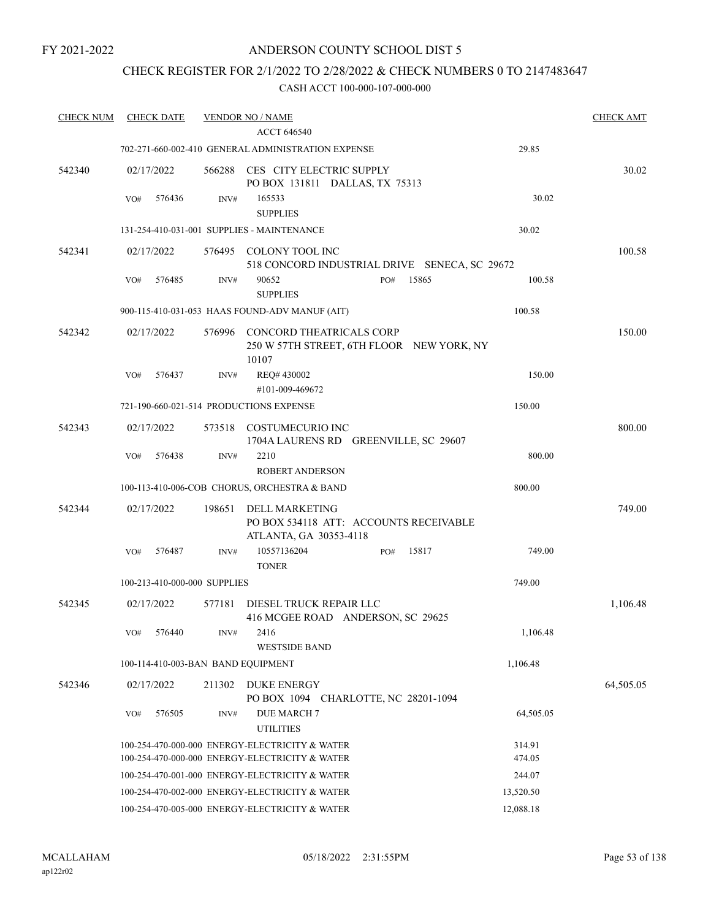FY 2021-2022

ANDERSON COUNTY SCHOOL DIST 5

CHECK REGISTER FOR 2/1/2022 TO 2/28/2022 & CHECK NUMBERS 0 TO 2147483647

CASH ACCT 100-000-107-000-000

| CHECK NUM | CHECK DATE | VENDOR NO / NAME | | CHECK AMT |
|---|---|---|---|---|
| | | ACCT 646540 | | |
| | | 702-271-660-002-410 GENERAL ADMINISTRATION EXPENSE | 29.85 | |
| 542340 | 02/17/2022 | 566288 CES CITY ELECTRIC SUPPLY<br>PO BOX 131811 DALLAS, TX 75313 | | 30.02 |
| | VO# 576436 | INV# 165533<br>SUPPLIES | 30.02 | |
| | | 131-254-410-031-001 SUPPLIES - MAINTENANCE | 30.02 | |
| 542341 | 02/17/2022 | 576495 COLONY TOOL INC<br>518 CONCORD INDUSTRIAL DRIVE SENECA, SC 29672 | | 100.58 |
| | VO# 576485 | INV# 90652 PO# 15865<br>SUPPLIES | 100.58 | |
| | | 900-115-410-031-053 HAAS FOUND-ADV MANUF (AIT) | 100.58 | |
| 542342 | 02/17/2022 | 576996 CONCORD THEATRICALS CORP<br>250 W 57TH STREET, 6TH FLOOR NEW YORK, NY 10107 | | 150.00 |
| | VO# 576437 | INV# REQ# 430002<br>#101-009-469672 | 150.00 | |
| | | 721-190-660-021-514 PRODUCTIONS EXPENSE | 150.00 | |
| 542343 | 02/17/2022 | 573518 COSTUMECURIO INC<br>1704A LAURENS RD GREENVILLE, SC 29607 | | 800.00 |
| | VO# 576438 | INV# 2210<br>ROBERT ANDERSON | 800.00 | |
| | | 100-113-410-006-COB CHORUS, ORCHESTRA & BAND | 800.00 | |
| 542344 | 02/17/2022 | 198651 DELL MARKETING<br>PO BOX 534118 ATT: ACCOUNTS RECEIVABLE ATLANTA, GA 30353-4118 | | 749.00 |
| | VO# 576487 | INV# 10557136204 PO# 15817<br>TONER | 749.00 | |
| | | 100-213-410-000-000 SUPPLIES | 749.00 | |
| 542345 | 02/17/2022 | 577181 DIESEL TRUCK REPAIR LLC<br>416 MCGEE ROAD ANDERSON, SC 29625 | | 1,106.48 |
| | VO# 576440 | INV# 2416<br>WESTSIDE BAND | 1,106.48 | |
| | | 100-114-410-003-BAN BAND EQUIPMENT | 1,106.48 | |
| 542346 | 02/17/2022 | 211302 DUKE ENERGY<br>PO BOX 1094 CHARLOTTE, NC 28201-1094 | | 64,505.05 |
| | VO# 576505 | INV# DUE MARCH 7<br>UTILITIES | 64,505.05 | |
| | | 100-254-470-000-000 ENERGY-ELECTRICITY & WATER | 314.91 | |
| | | 100-254-470-000-000 ENERGY-ELECTRICITY & WATER | 474.05 | |
| | | 100-254-470-001-000 ENERGY-ELECTRICITY & WATER | 244.07 | |
| | | 100-254-470-002-000 ENERGY-ELECTRICITY & WATER | 13,520.50 | |
| | | 100-254-470-005-000 ENERGY-ELECTRICITY & WATER | 12,088.18 | |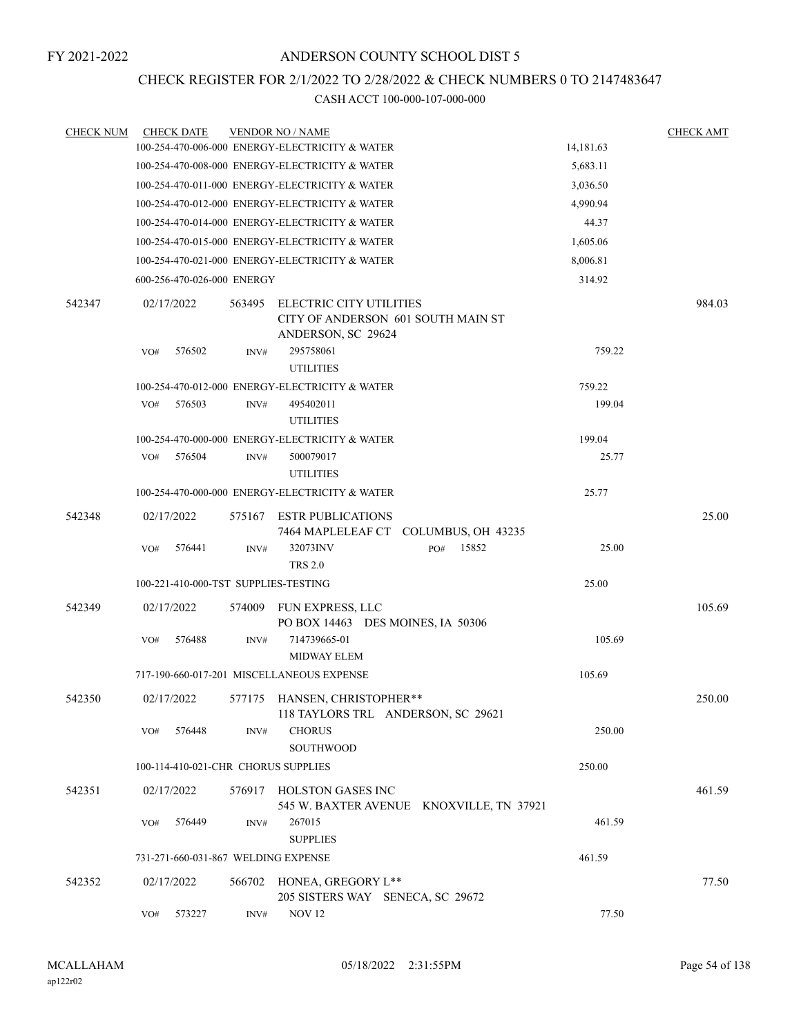FY 2021-2022

# ANDERSON COUNTY SCHOOL DIST 5

## CHECK REGISTER FOR 2/1/2022 TO 2/28/2022 & CHECK NUMBERS 0 TO 2147483647

CASH ACCT 100-000-107-000-000

| CHECK NUM | CHECK DATE | VENDOR NO / NAME | | CHECK AMT |
|---|---|---|---|---|
| | | 100-254-470-006-000 ENERGY-ELECTRICITY & WATER | 14,181.63 | |
| | | 100-254-470-008-000 ENERGY-ELECTRICITY & WATER | 5,683.11 | |
| | | 100-254-470-011-000 ENERGY-ELECTRICITY & WATER | 3,036.50 | |
| | | 100-254-470-012-000 ENERGY-ELECTRICITY & WATER | 4,990.94 | |
| | | 100-254-470-014-000 ENERGY-ELECTRICITY & WATER | 44.37 | |
| | | 100-254-470-015-000 ENERGY-ELECTRICITY & WATER | 1,605.06 | |
| | | 100-254-470-021-000 ENERGY-ELECTRICITY & WATER | 8,006.81 | |
| | | 600-256-470-026-000 ENERGY | 314.92 | |
| 542347 | 02/17/2022 | 563495 ELECTRIC CITY UTILITIES<br>CITY OF ANDERSON 601 SOUTH MAIN ST<br>ANDERSON, SC 29624 | | 984.03 |
| | | VO# 576502 INV# 295758061<br>UTILITIES | 759.22 | |
| | | 100-254-470-012-000 ENERGY-ELECTRICITY & WATER | 759.22 | |
| | | VO# 576503 INV# 495402011<br>UTILITIES | 199.04 | |
| | | 100-254-470-000-000 ENERGY-ELECTRICITY & WATER | 199.04 | |
| | | VO# 576504 INV# 500079017<br>UTILITIES | 25.77 | |
| | | 100-254-470-000-000 ENERGY-ELECTRICITY & WATER | 25.77 | |
| 542348 | 02/17/2022 | 575167 ESTR PUBLICATIONS<br>7464 MAPLELEAF CT COLUMBUS, OH 43235 | | 25.00 |
| | | VO# 576441 INV# 32073INV PO# 15852<br>TRS 2.0 | 25.00 | |
| | | 100-221-410-000-TST SUPPLIES-TESTING | 25.00 | |
| 542349 | 02/17/2022 | 574009 FUN EXPRESS, LLC<br>PO BOX 14463 DES MOINES, IA 50306 | | 105.69 |
| | | VO# 576488 INV# 714739665-01<br>MIDWAY ELEM | 105.69 | |
| | | 717-190-660-017-201 MISCELLANEOUS EXPENSE | 105.69 | |
| 542350 | 02/17/2022 | 577175 HANSEN, CHRISTOPHER**<br>118 TAYLORS TRL ANDERSON, SC 29621 | | 250.00 |
| | | VO# 576448 INV# CHORUS<br>SOUTHWOOD | 250.00 | |
| | | 100-114-410-021-CHR CHORUS SUPPLIES | 250.00 | |
| 542351 | 02/17/2022 | 576917 HOLSTON GASES INC<br>545 W. BAXTER AVENUE KNOXVILLE, TN 37921 | | 461.59 |
| | | VO# 576449 INV# 267015<br>SUPPLIES | 461.59 | |
| | | 731-271-660-031-867 WELDING EXPENSE | 461.59 | |
| 542352 | 02/17/2022 | 566702 HONEA, GREGORY L**<br>205 SISTERS WAY SENECA, SC 29672 | | 77.50 |
| | | VO# 573227 INV# NOV 12 | 77.50 | |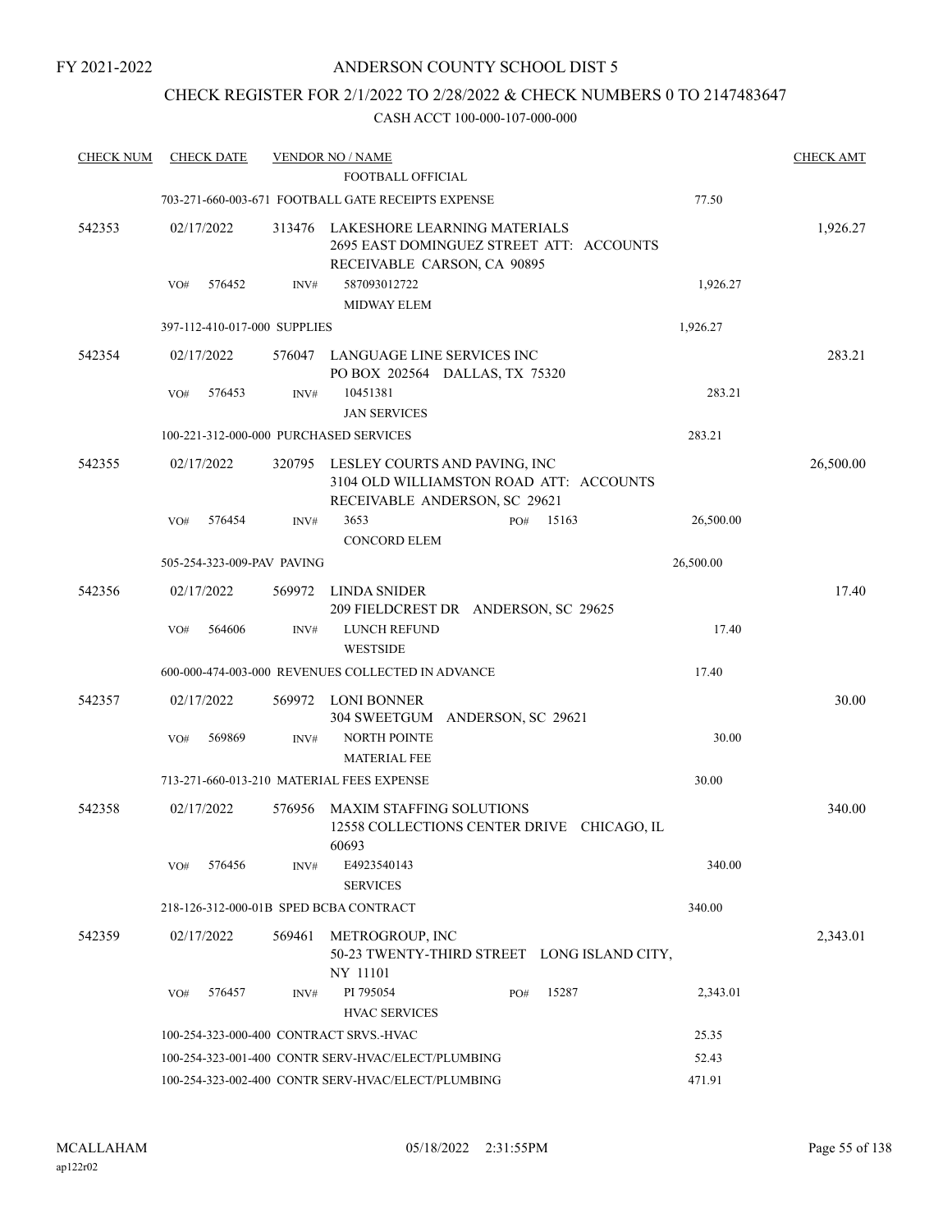FY 2021-2022

# ANDERSON COUNTY SCHOOL DIST 5

## CHECK REGISTER FOR 2/1/2022 TO 2/28/2022 & CHECK NUMBERS 0 TO 2147483647

### CASH ACCT 100-000-107-000-000

| CHECK NUM | CHECK DATE | VENDOR NO / NAME | | CHECK AMT |
|---|---|---|---|---|
| | | FOOTBALL OFFICIAL | | |
| | | 703-271-660-003-671 FOOTBALL GATE RECEIPTS EXPENSE | 77.50 | |
| 542353 | 02/17/2022 | 313476 LAKESHORE LEARNING MATERIALS 2695 EAST DOMINGUEZ STREET ATT: ACCOUNTS RECEIVABLE CARSON, CA 90895 | | 1,926.27 |
| | VO# 576452 | INV# 587093012722 MIDWAY ELEM | 1,926.27 | |
| | | 397-112-410-017-000 SUPPLIES | 1,926.27 | |
| 542354 | 02/17/2022 | 576047 LANGUAGE LINE SERVICES INC PO BOX 202564 DALLAS, TX 75320 | | 283.21 |
| | VO# 576453 | INV# 10451381 JAN SERVICES | 283.21 | |
| | | 100-221-312-000-000 PURCHASED SERVICES | 283.21 | |
| 542355 | 02/17/2022 | 320795 LESLEY COURTS AND PAVING, INC 3104 OLD WILLIAMSTON ROAD ATT: ACCOUNTS RECEIVABLE ANDERSON, SC 29621 | | 26,500.00 |
| | VO# 576454 | INV# 3653 PO# 15163 CONCORD ELEM | 26,500.00 | |
| | | 505-254-323-009-PAV PAVING | 26,500.00 | |
| 542356 | 02/17/2022 | 569972 LINDA SNIDER 209 FIELDCREST DR ANDERSON, SC 29625 | | 17.40 |
| | VO# 564606 | INV# LUNCH REFUND WESTSIDE | 17.40 | |
| | | 600-000-474-003-000 REVENUES COLLECTED IN ADVANCE | 17.40 | |
| 542357 | 02/17/2022 | 569972 LONI BONNER 304 SWEETGUM ANDERSON, SC 29621 | | 30.00 |
| | VO# 569869 | INV# NORTH POINTE MATERIAL FEE | 30.00 | |
| | | 713-271-660-013-210 MATERIAL FEES EXPENSE | 30.00 | |
| 542358 | 02/17/2022 | 576956 MAXIM STAFFING SOLUTIONS 12558 COLLECTIONS CENTER DRIVE CHICAGO, IL 60693 | | 340.00 |
| | VO# 576456 | INV# E4923540143 SERVICES | 340.00 | |
| | | 218-126-312-000-01B SPED BCBA CONTRACT | 340.00 | |
| 542359 | 02/17/2022 | 569461 METROGROUP, INC 50-23 TWENTY-THIRD STREET LONG ISLAND CITY, NY 11101 | | 2,343.01 |
| | VO# 576457 | INV# PI 795054 PO# 15287 HVAC SERVICES | 2,343.01 | |
| | | 100-254-323-000-400 CONTRACT SRVS.-HVAC | 25.35 | |
| | | 100-254-323-001-400 CONTR SERV-HVAC/ELECT/PLUMBING | 52.43 | |
| | | 100-254-323-002-400 CONTR SERV-HVAC/ELECT/PLUMBING | 471.91 | |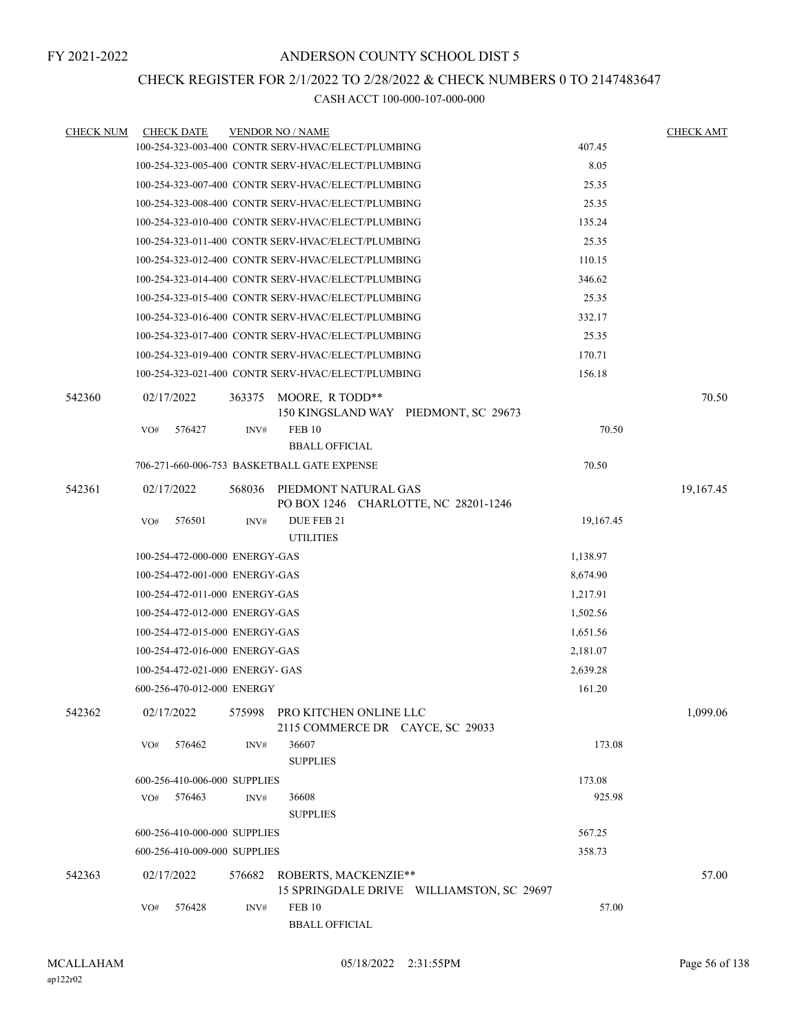FY 2021-2022

# ANDERSON COUNTY SCHOOL DIST 5

## CHECK REGISTER FOR 2/1/2022 TO 2/28/2022 & CHECK NUMBERS 0 TO 2147483647

### CASH ACCT 100-000-107-000-000

| CHECK NUM | CHECK DATE | VENDOR NO / NAME | | CHECK AMT |
|---|---|---|---|---|
| | | 100-254-323-003-400 CONTR SERV-HVAC/ELECT/PLUMBING | 407.45 | |
| | | 100-254-323-005-400 CONTR SERV-HVAC/ELECT/PLUMBING | 8.05 | |
| | | 100-254-323-007-400 CONTR SERV-HVAC/ELECT/PLUMBING | 25.35 | |
| | | 100-254-323-008-400 CONTR SERV-HVAC/ELECT/PLUMBING | 25.35 | |
| | | 100-254-323-010-400 CONTR SERV-HVAC/ELECT/PLUMBING | 135.24 | |
| | | 100-254-323-011-400 CONTR SERV-HVAC/ELECT/PLUMBING | 25.35 | |
| | | 100-254-323-012-400 CONTR SERV-HVAC/ELECT/PLUMBING | 110.15 | |
| | | 100-254-323-014-400 CONTR SERV-HVAC/ELECT/PLUMBING | 346.62 | |
| | | 100-254-323-015-400 CONTR SERV-HVAC/ELECT/PLUMBING | 25.35 | |
| | | 100-254-323-016-400 CONTR SERV-HVAC/ELECT/PLUMBING | 332.17 | |
| | | 100-254-323-017-400 CONTR SERV-HVAC/ELECT/PLUMBING | 25.35 | |
| | | 100-254-323-019-400 CONTR SERV-HVAC/ELECT/PLUMBING | 170.71 | |
| | | 100-254-323-021-400 CONTR SERV-HVAC/ELECT/PLUMBING | 156.18 | |
| 542360 | 02/17/2022 | 363375 MOORE, R TODD** 150 KINGSLAND WAY PIEDMONT, SC 29673 | | 70.50 |
| | VO# 576427 | INV# FEB 10 BBALL OFFICIAL | 70.50 | |
| | | 706-271-660-006-753 BASKETBALL GATE EXPENSE | 70.50 | |
| 542361 | 02/17/2022 | 568036 PIEDMONT NATURAL GAS PO BOX 1246 CHARLOTTE, NC 28201-1246 | | 19,167.45 |
| | VO# 576501 | INV# DUE FEB 21 UTILITIES | 19,167.45 | |
| | | 100-254-472-000-000 ENERGY-GAS | 1,138.97 | |
| | | 100-254-472-001-000 ENERGY-GAS | 8,674.90 | |
| | | 100-254-472-011-000 ENERGY-GAS | 1,217.91 | |
| | | 100-254-472-012-000 ENERGY-GAS | 1,502.56 | |
| | | 100-254-472-015-000 ENERGY-GAS | 1,651.56 | |
| | | 100-254-472-016-000 ENERGY-GAS | 2,181.07 | |
| | | 100-254-472-021-000 ENERGY- GAS | 2,639.28 | |
| | | 600-256-470-012-000 ENERGY | 161.20 | |
| 542362 | 02/17/2022 | 575998 PRO KITCHEN ONLINE LLC 2115 COMMERCE DR CAYCE, SC 29033 | | 1,099.06 |
| | VO# 576462 | INV# 36607 SUPPLIES | 173.08 | |
| | | 600-256-410-006-000 SUPPLIES | 173.08 | |
| | VO# 576463 | INV# 36608 SUPPLIES | 925.98 | |
| | | 600-256-410-000-000 SUPPLIES | 567.25 | |
| | | 600-256-410-009-000 SUPPLIES | 358.73 | |
| 542363 | 02/17/2022 | 576682 ROBERTS, MACKENZIE** 15 SPRINGDALE DRIVE WILLIAMSTON, SC 29697 | | 57.00 |
| | VO# 576428 | INV# FEB 10 BBALL OFFICIAL | 57.00 | |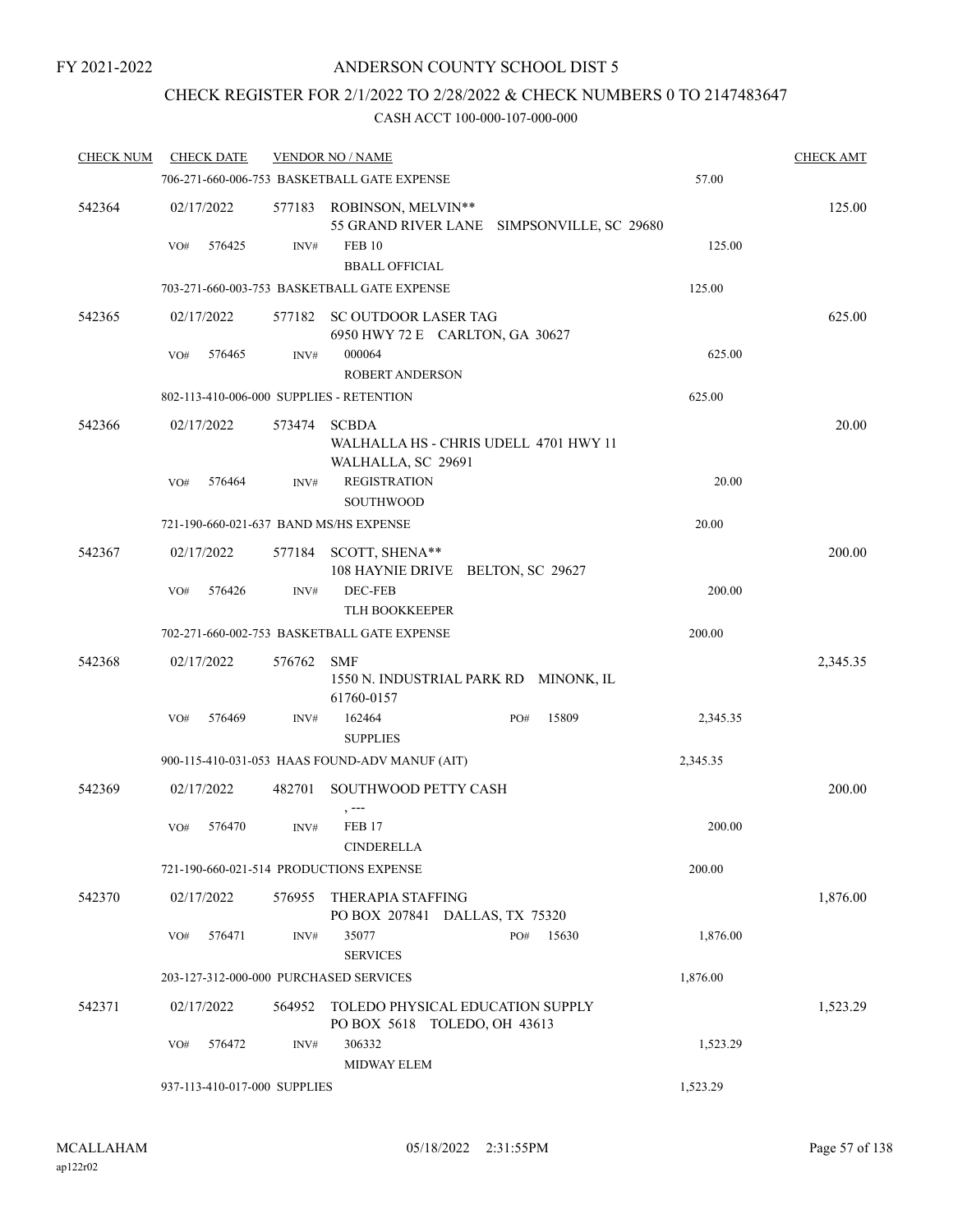FY 2021-2022

# ANDERSON COUNTY SCHOOL DIST 5

## CHECK REGISTER FOR 2/1/2022 TO 2/28/2022 & CHECK NUMBERS 0 TO 2147483647

### CASH ACCT 100-000-107-000-000

| CHECK NUM | CHECK DATE | VENDOR NO / NAME | | CHECK AMT |
|---|---|---|---|---|
| | 706-271-660-006-753 BASKETBALL GATE EXPENSE | | 57.00 | |
| 542364 | 02/17/2022 | 577183 ROBINSON, MELVIN** 55 GRAND RIVER LANE SIMPSONVILLE, SC 29680 | | 125.00 |
| | VO# 576425 | INV# FEB 10 BBALL OFFICIAL | 125.00 | |
| | 703-271-660-003-753 BASKETBALL GATE EXPENSE | | 125.00 | |
| 542365 | 02/17/2022 | 577182 SC OUTDOOR LASER TAG 6950 HWY 72 E CARLTON, GA 30627 | | 625.00 |
| | VO# 576465 | INV# 000064 ROBERT ANDERSON | 625.00 | |
| | 802-113-410-006-000 SUPPLIES - RETENTION | | 625.00 | |
| 542366 | 02/17/2022 | 573474 SCBDA WALHALLA HS - CHRIS UDELL 4701 HWY 11 WALHALLA, SC 29691 | | 20.00 |
| | VO# 576464 | INV# REGISTRATION SOUTHWOOD | 20.00 | |
| | 721-190-660-021-637 BAND MS/HS EXPENSE | | 20.00 | |
| 542367 | 02/17/2022 | 577184 SCOTT, SHENA** 108 HAYNIE DRIVE BELTON, SC 29627 | | 200.00 |
| | VO# 576426 | INV# DEC-FEB TLH BOOKKEEPER | 200.00 | |
| | 702-271-660-002-753 BASKETBALL GATE EXPENSE | | 200.00 | |
| 542368 | 02/17/2022 | 576762 SMF 1550 N. INDUSTRIAL PARK RD MINONK, IL 61760-0157 | | 2,345.35 |
| | VO# 576469 | INV# 162464 PO# 15809 SUPPLIES | 2,345.35 | |
| | 900-115-410-031-053 HAAS FOUND-ADV MANUF (AIT) | | 2,345.35 | |
| 542369 | 02/17/2022 | 482701 SOUTHWOOD PETTY CASH , --- | | 200.00 |
| | VO# 576470 | INV# FEB 17 CINDERELLA | 200.00 | |
| | 721-190-660-021-514 PRODUCTIONS EXPENSE | | 200.00 | |
| 542370 | 02/17/2022 | 576955 THERAPIA STAFFING PO BOX 207841 DALLAS, TX 75320 | | 1,876.00 |
| | VO# 576471 | INV# 35077 PO# 15630 SERVICES | 1,876.00 | |
| | 203-127-312-000-000 PURCHASED SERVICES | | 1,876.00 | |
| 542371 | 02/17/2022 | 564952 TOLEDO PHYSICAL EDUCATION SUPPLY PO BOX 5618 TOLEDO, OH 43613 | | 1,523.29 |
| | VO# 576472 | INV# 306332 MIDWAY ELEM | 1,523.29 | |
| | 937-113-410-017-000 SUPPLIES | | 1,523.29 | |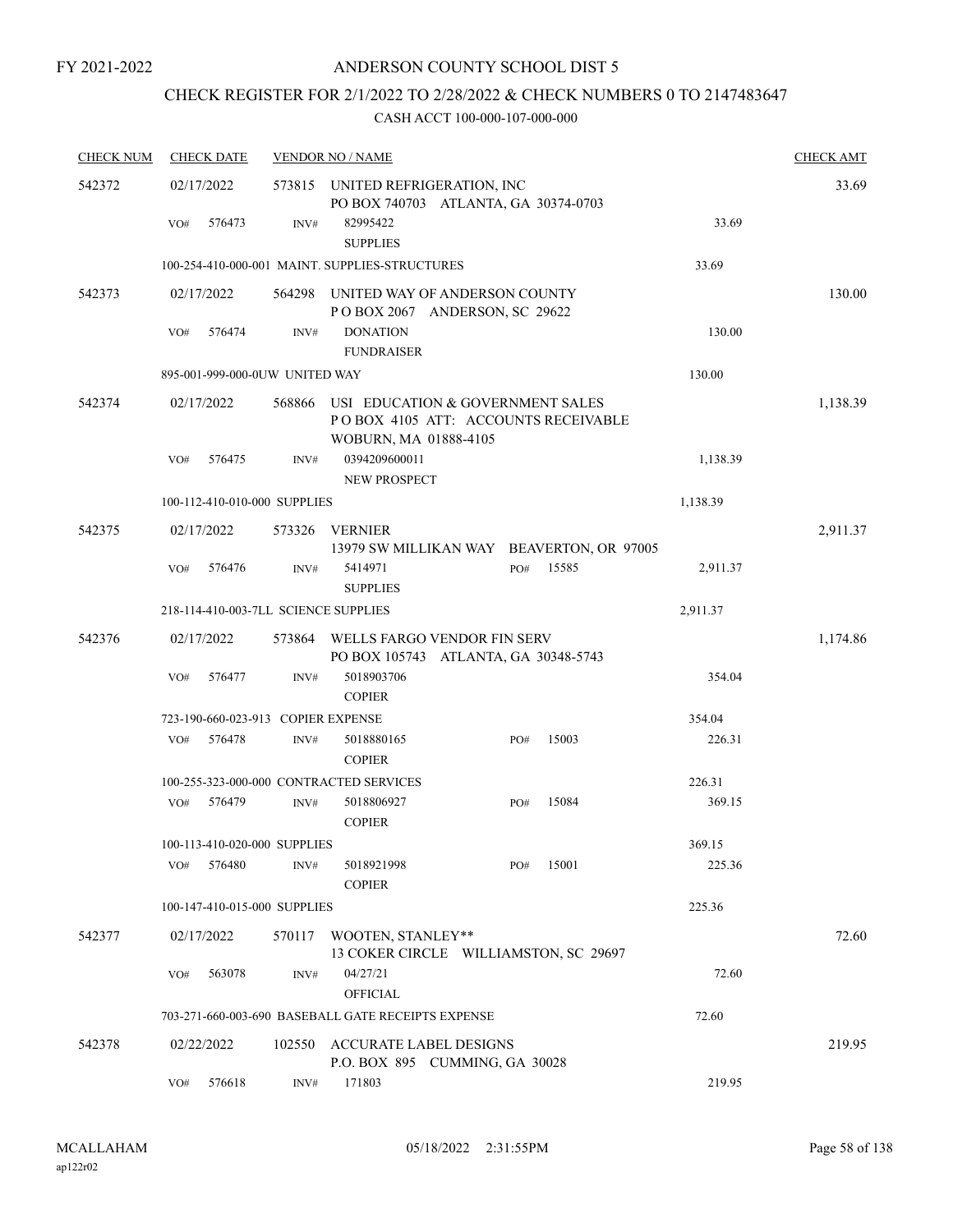FY 2021-2022

ANDERSON COUNTY SCHOOL DIST 5

CHECK REGISTER FOR 2/1/2022 TO 2/28/2022 & CHECK NUMBERS 0 TO 2147483647

CASH ACCT 100-000-107-000-000

| CHECK NUM | CHECK DATE | VENDOR NO / NAME | | CHECK AMT |
|---|---|---|---|---|
| 542372 | 02/17/2022 | 573815 UNITED REFRIGERATION, INC<br>PO BOX 740703 ATLANTA, GA 30374-0703 | | 33.69 |
| | VO# 576473 | INV# 82995422<br>SUPPLIES | 33.69 | |
| | 100-254-410-000-001 MAINT. SUPPLIES-STRUCTURES | | 33.69 | |
| 542373 | 02/17/2022 | 564298 UNITED WAY OF ANDERSON COUNTY<br>P O BOX 2067 ANDERSON, SC 29622 | | 130.00 |
| | VO# 576474 | INV# DONATION<br>FUNDRAISER | 130.00 | |
| | 895-001-999-000-0UW UNITED WAY | | 130.00 | |
| 542374 | 02/17/2022 | 568866 USI EDUCATION & GOVERNMENT SALES<br>P O BOX 4105 ATT: ACCOUNTS RECEIVABLE<br>WOBURN, MA 01888-4105 | | 1,138.39 |
| | VO# 576475 | INV# 0394209600011<br>NEW PROSPECT | 1,138.39 | |
| | 100-112-410-010-000 SUPPLIES | | 1,138.39 | |
| 542375 | 02/17/2022 | 573326 VERNIER<br>13979 SW MILLIKAN WAY BEAVERTON, OR 97005 | | 2,911.37 |
| | VO# 576476 | INV# 5414971 PO# 15585<br>SUPPLIES | 2,911.37 | |
| | 218-114-410-003-7LL SCIENCE SUPPLIES | | 2,911.37 | |
| 542376 | 02/17/2022 | 573864 WELLS FARGO VENDOR FIN SERV<br>PO BOX 105743 ATLANTA, GA 30348-5743 | | 1,174.86 |
| | VO# 576477 | INV# 5018903706<br>COPIER | 354.04 | |
| | 723-190-660-023-913 COPIER EXPENSE | | 354.04 | |
| | VO# 576478 | INV# 5018880165 PO# 15003<br>COPIER | 226.31 | |
| | 100-255-323-000-000 CONTRACTED SERVICES | | 226.31 | |
| | VO# 576479 | INV# 5018806927 PO# 15084<br>COPIER | 369.15 | |
| | 100-113-410-020-000 SUPPLIES | | 369.15 | |
| | VO# 576480 | INV# 5018921998 PO# 15001<br>COPIER | 225.36 | |
| | 100-147-410-015-000 SUPPLIES | | 225.36 | |
| 542377 | 02/17/2022 | 570117 WOOTEN, STANLEY**<br>13 COKER CIRCLE WILLIAMSTON, SC 29697 | | 72.60 |
| | VO# 563078 | INV# 04/27/21<br>OFFICIAL | 72.60 | |
| | 703-271-660-003-690 BASEBALL GATE RECEIPTS EXPENSE | | 72.60 | |
| 542378 | 02/22/2022 | 102550 ACCURATE LABEL DESIGNS<br>P.O. BOX 895 CUMMING, GA 30028 | | 219.95 |
| | VO# 576618 | INV# 171803 | 219.95 | |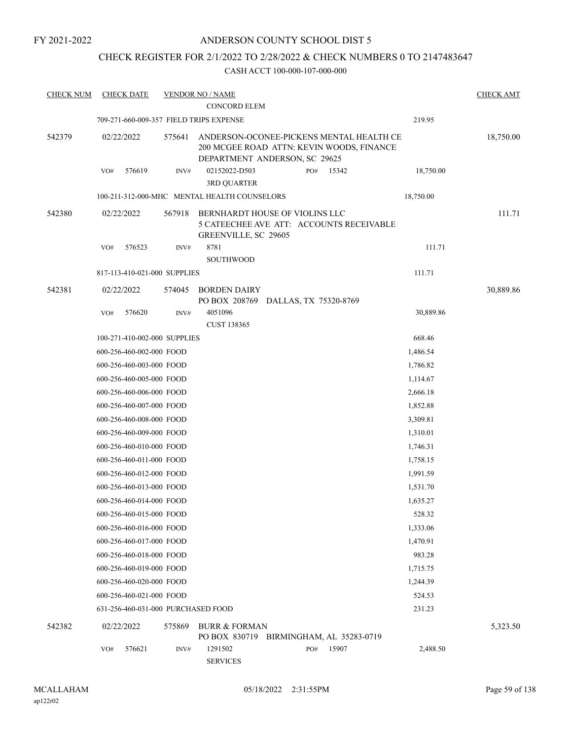FY 2021-2022

# ANDERSON COUNTY SCHOOL DIST 5

## CHECK REGISTER FOR 2/1/2022 TO 2/28/2022 & CHECK NUMBERS 0 TO 2147483647

### CASH ACCT 100-000-107-000-000

| CHECK NUM | CHECK DATE | VENDOR NO / NAME | | CHECK AMT |
|---|---|---|---|---|
| | | CONCORD ELEM | | |
| | 709-271-660-009-357 FIELD TRIPS EXPENSE | | 219.95 | |
| 542379 | 02/22/2022 | 575641 ANDERSON-OCONEE-PICKENS MENTAL HEALTH CE 200 MCGEE ROAD ATTN: KEVIN WOODS, FINANCE DEPARTMENT ANDERSON, SC 29625 | | 18,750.00 |
| | VO# 576619 | INV# 02152022-D503 PO# 15342 3RD QUARTER | 18,750.00 | |
| | 100-211-312-000-MHC MENTAL HEALTH COUNSELORS | | 18,750.00 | |
| 542380 | 02/22/2022 | 567918 BERNHARDT HOUSE OF VIOLINS LLC 5 CATEECHEE AVE ATT: ACCOUNTS RECEIVABLE GREENVILLE, SC 29605 | | 111.71 |
| | VO# 576523 | INV# 8781 SOUTHWOOD | 111.71 | |
| | 817-113-410-021-000 SUPPLIES | | 111.71 | |
| 542381 | 02/22/2022 | 574045 BORDEN DAIRY PO BOX 208769 DALLAS, TX 75320-8769 | | 30,889.86 |
| | VO# 576620 | INV# 4051096 CUST 138365 | 30,889.86 | |
| | 100-271-410-002-000 SUPPLIES | | 668.46 | |
| | 600-256-460-002-000 FOOD | | 1,486.54 | |
| | 600-256-460-003-000 FOOD | | 1,786.82 | |
| | 600-256-460-005-000 FOOD | | 1,114.67 | |
| | 600-256-460-006-000 FOOD | | 2,666.18 | |
| | 600-256-460-007-000 FOOD | | 1,852.88 | |
| | 600-256-460-008-000 FOOD | | 3,309.81 | |
| | 600-256-460-009-000 FOOD | | 1,310.01 | |
| | 600-256-460-010-000 FOOD | | 1,746.31 | |
| | 600-256-460-011-000 FOOD | | 1,758.15 | |
| | 600-256-460-012-000 FOOD | | 1,991.59 | |
| | 600-256-460-013-000 FOOD | | 1,531.70 | |
| | 600-256-460-014-000 FOOD | | 1,635.27 | |
| | 600-256-460-015-000 FOOD | | 528.32 | |
| | 600-256-460-016-000 FOOD | | 1,333.06 | |
| | 600-256-460-017-000 FOOD | | 1,470.91 | |
| | 600-256-460-018-000 FOOD | | 983.28 | |
| | 600-256-460-019-000 FOOD | | 1,715.75 | |
| | 600-256-460-020-000 FOOD | | 1,244.39 | |
| | 600-256-460-021-000 FOOD | | 524.53 | |
| | 631-256-460-031-000 PURCHASED FOOD | | 231.23 | |
| 542382 | 02/22/2022 | 575869 BURR & FORMAN PO BOX 830719 BIRMINGHAM, AL 35283-0719 | | 5,323.50 |
| | VO# 576621 | INV# 1291502 PO# 15907 SERVICES | 2,488.50 | |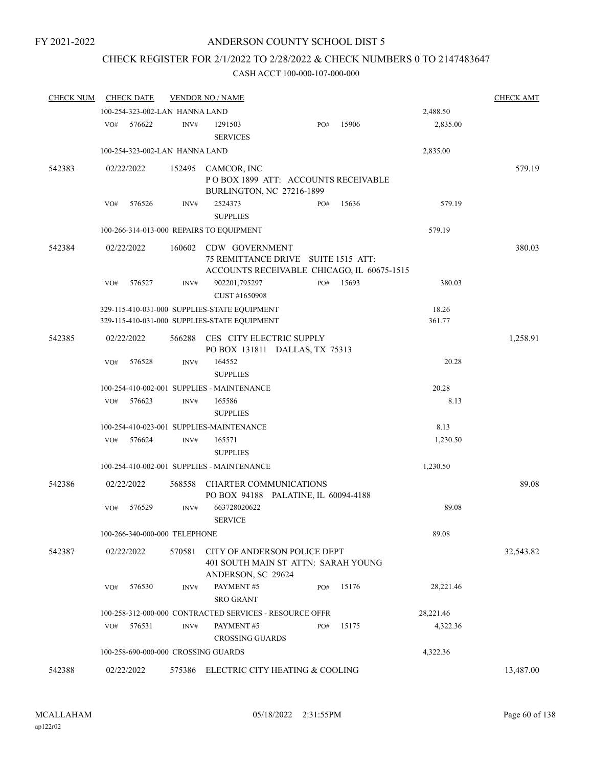FY 2021-2022

# ANDERSON COUNTY SCHOOL DIST 5

## CHECK REGISTER FOR 2/1/2022 TO 2/28/2022 & CHECK NUMBERS 0 TO 2147483647

CASH ACCT 100-000-107-000-000

| CHECK NUM | CHECK DATE | VENDOR NO / NAME | | CHECK AMT |
|---|---|---|---|---|
| | 100-254-323-002-LAN HANNA LAND | | 2,488.50 | |
| | VO# 576622 | INV# 1291503 SERVICES PO# 15906 | 2,835.00 | |
| | 100-254-323-002-LAN HANNA LAND | | 2,835.00 | |
| 542383 | 02/22/2022 | 152495 CAMCOR, INC P O BOX 1899 ATT: ACCOUNTS RECEIVABLE BURLINGTON, NC 27216-1899 | | 579.19 |
| | VO# 576526 | INV# 2524373 SUPPLIES PO# 15636 | 579.19 | |
| | 100-266-314-013-000 REPAIRS TO EQUIPMENT | | 579.19 | |
| 542384 | 02/22/2022 | 160602 CDW GOVERNMENT 75 REMITTANCE DRIVE SUITE 1515 ATT: ACCOUNTS RECEIVABLE CHICAGO, IL 60675-1515 | | 380.03 |
| | VO# 576527 | INV# 902201,795297 CUST #1650908 PO# 15693 | 380.03 | |
| | 329-115-410-031-000 SUPPLIES-STATE EQUIPMENT | | 18.26 | |
| | 329-115-410-031-000 SUPPLIES-STATE EQUIPMENT | | 361.77 | |
| 542385 | 02/22/2022 | 566288 CES CITY ELECTRIC SUPPLY PO BOX 131811 DALLAS, TX 75313 | | 1,258.91 |
| | VO# 576528 | INV# 164552 SUPPLIES | 20.28 | |
| | 100-254-410-002-001 SUPPLIES - MAINTENANCE | | 20.28 | |
| | VO# 576623 | INV# 165586 SUPPLIES | 8.13 | |
| | 100-254-410-023-001 SUPPLIES-MAINTENANCE | | 8.13 | |
| | VO# 576624 | INV# 165571 SUPPLIES | 1,230.50 | |
| | 100-254-410-002-001 SUPPLIES - MAINTENANCE | | 1,230.50 | |
| 542386 | 02/22/2022 | 568558 CHARTER COMMUNICATIONS PO BOX 94188 PALATINE, IL 60094-4188 | | 89.08 |
| | VO# 576529 | INV# 663728020622 SERVICE | 89.08 | |
| | 100-266-340-000-000 TELEPHONE | | 89.08 | |
| 542387 | 02/22/2022 | 570581 CITY OF ANDERSON POLICE DEPT 401 SOUTH MAIN ST ATTN: SARAH YOUNG ANDERSON, SC 29624 | | 32,543.82 |
| | VO# 576530 | INV# PAYMENT #5 SRO GRANT PO# 15176 | 28,221.46 | |
| | 100-258-312-000-000 CONTRACTED SERVICES - RESOURCE OFFR | | 28,221.46 | |
| | VO# 576531 | INV# PAYMENT #5 CROSSING GUARDS PO# 15175 | 4,322.36 | |
| | 100-258-690-000-000 CROSSING GUARDS | | 4,322.36 | |
| 542388 | 02/22/2022 | 575386 ELECTRIC CITY HEATING & COOLING | | 13,487.00 |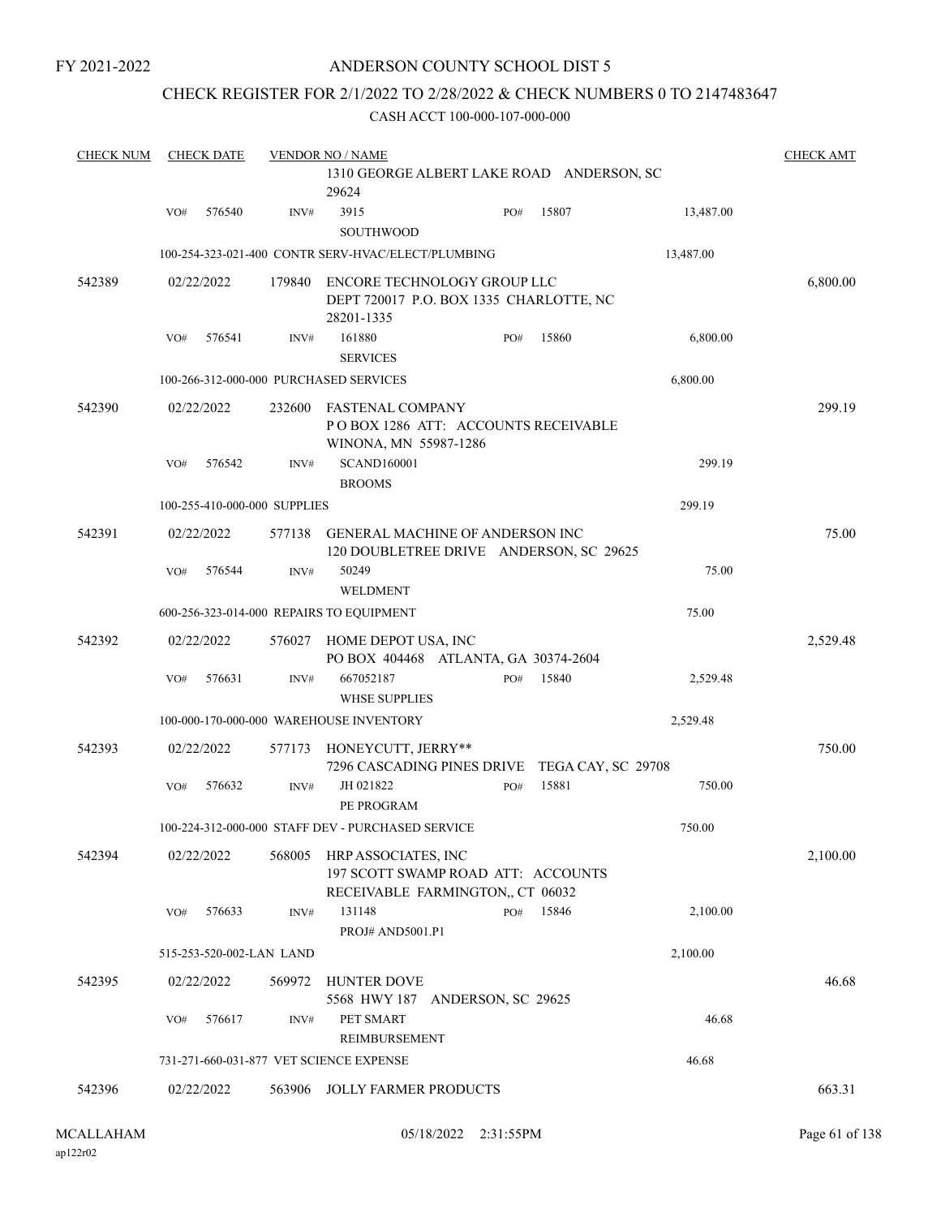FY 2021-2022

# ANDERSON COUNTY SCHOOL DIST 5

## CHECK REGISTER FOR 2/1/2022 TO 2/28/2022 & CHECK NUMBERS 0 TO 2147483647

CASH ACCT 100-000-107-000-000

| CHECK NUM | CHECK DATE | VENDOR NO / NAME | | | | CHECK AMT |
|---|---|---|---|---|---|---|
| | | 1310 GEORGE ALBERT LAKE ROAD ANDERSON, SC 29624 | | | | |
| | VO# 576540 | INV# 3915 SOUTHWOOD | PO# 15807 | | 13,487.00 | |
| | 100-254-323-021-400 CONTR SERV-HVAC/ELECT/PLUMBING | | | | 13,487.00 | |
| 542389 | 02/22/2022 | 179840 ENCORE TECHNOLOGY GROUP LLC DEPT 720017 P.O. BOX 1335 CHARLOTTE, NC 28201-1335 | | | | 6,800.00 |
| | VO# 576541 | INV# 161880 SERVICES | PO# 15860 | | 6,800.00 | |
| | 100-266-312-000-000 PURCHASED SERVICES | | | | 6,800.00 | |
| 542390 | 02/22/2022 | 232600 FASTENAL COMPANY P O BOX 1286 ATT: ACCOUNTS RECEIVABLE WINONA, MN 55987-1286 | | | | 299.19 |
| | VO# 576542 | INV# SCAND160001 BROOMS | | | 299.19 | |
| | 100-255-410-000-000 SUPPLIES | | | | 299.19 | |
| 542391 | 02/22/2022 | 577138 GENERAL MACHINE OF ANDERSON INC 120 DOUBLETREE DRIVE ANDERSON, SC 29625 | | | | 75.00 |
| | VO# 576544 | INV# 50249 WELDMENT | | | 75.00 | |
| | 600-256-323-014-000 REPAIRS TO EQUIPMENT | | | | 75.00 | |
| 542392 | 02/22/2022 | 576027 HOME DEPOT USA, INC PO BOX 404468 ATLANTA, GA 30374-2604 | | | | 2,529.48 |
| | VO# 576631 | INV# 667052187 WHSE SUPPLIES | PO# 15840 | | 2,529.48 | |
| | 100-000-170-000-000 WAREHOUSE INVENTORY | | | | 2,529.48 | |
| 542393 | 02/22/2022 | 577173 HONEYCUTT, JERRY** 7296 CASCADING PINES DRIVE TEGA CAY, SC 29708 | | | | 750.00 |
| | VO# 576632 | INV# JH 021822 PE PROGRAM | PO# 15881 | | 750.00 | |
| | 100-224-312-000-000 STAFF DEV - PURCHASED SERVICE | | | | 750.00 | |
| 542394 | 02/22/2022 | 568005 HRP ASSOCIATES, INC 197 SCOTT SWAMP ROAD ATT: ACCOUNTS RECEIVABLE FARMINGTON,, CT 06032 | | | | 2,100.00 |
| | VO# 576633 | INV# 131148 PROJ# AND5001.P1 | PO# 15846 | | 2,100.00 | |
| | 515-253-520-002-LAN LAND | | | | 2,100.00 | |
| 542395 | 02/22/2022 | 569972 HUNTER DOVE 5568 HWY 187 ANDERSON, SC 29625 | | | | 46.68 |
| | VO# 576617 | INV# PET SMART REIMBURSEMENT | | | 46.68 | |
| | 731-271-660-031-877 VET SCIENCE EXPENSE | | | | 46.68 | |
| 542396 | 02/22/2022 | 563906 JOLLY FARMER PRODUCTS | | | | 663.31 |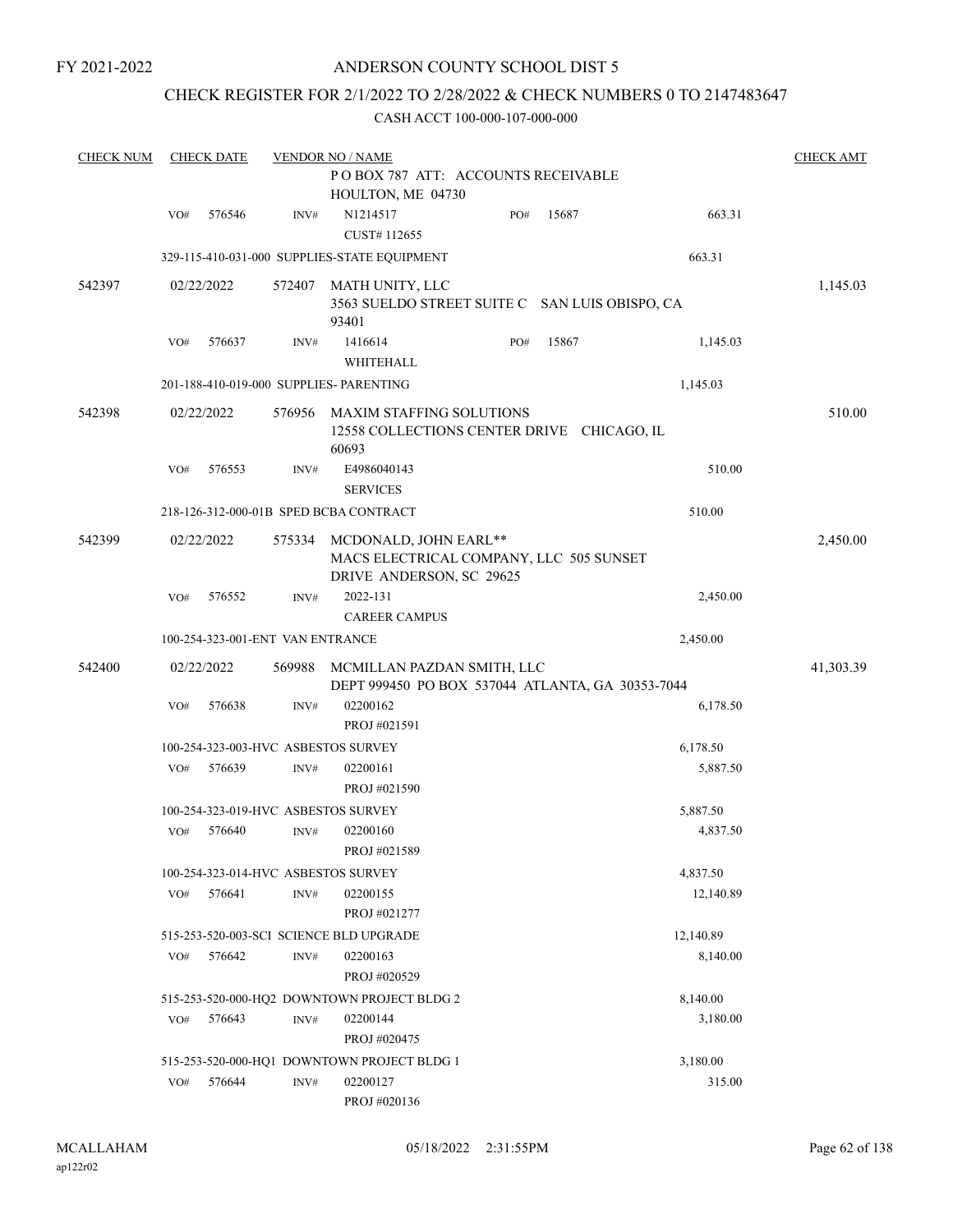FY 2021-2022

# ANDERSON COUNTY SCHOOL DIST 5

## CHECK REGISTER FOR 2/1/2022 TO 2/28/2022 & CHECK NUMBERS 0 TO 2147483647

CASH ACCT 100-000-107-000-000

| CHECK NUM | CHECK DATE | VENDOR NO / NAME | | | CHECK AMT |
|---|---|---|---|---|---|
| | | | P O BOX 787 ATT: ACCOUNTS RECEIVABLE HOULTON, ME 04730 | | |
| | VO# 576546 | INV# | N1214517 CUST# 112655 PO# 15687 | 663.31 | |
| | | 329-115-410-031-000 SUPPLIES-STATE EQUIPMENT | | 663.31 | |
| 542397 | 02/22/2022 | 572407 | MATH UNITY, LLC 3563 SUELDO STREET SUITE C SAN LUIS OBISPO, CA 93401 | | 1,145.03 |
| | VO# 576637 | INV# | 1416614 WHITEHALL PO# 15867 | 1,145.03 | |
| | | 201-188-410-019-000 SUPPLIES- PARENTING | | 1,145.03 | |
| 542398 | 02/22/2022 | 576956 | MAXIM STAFFING SOLUTIONS 12558 COLLECTIONS CENTER DRIVE CHICAGO, IL 60693 | | 510.00 |
| | VO# 576553 | INV# | E4986040143 SERVICES | 510.00 | |
| | | 218-126-312-000-01B SPED BCBA CONTRACT | | 510.00 | |
| 542399 | 02/22/2022 | 575334 | MCDONALD, JOHN EARL** MACS ELECTRICAL COMPANY, LLC 505 SUNSET DRIVE ANDERSON, SC 29625 | | 2,450.00 |
| | VO# 576552 | INV# | 2022-131 CAREER CAMPUS | 2,450.00 | |
| | | 100-254-323-001-ENT VAN ENTRANCE | | 2,450.00 | |
| 542400 | 02/22/2022 | 569988 | MCMILLAN PAZDAN SMITH, LLC DEPT 999450 PO BOX 537044 ATLANTA, GA 30353-7044 | | 41,303.39 |
| | VO# 576638 | INV# | 02200162 PROJ #021591 | 6,178.50 | |
| | | 100-254-323-003-HVC ASBESTOS SURVEY | | 6,178.50 | |
| | VO# 576639 | INV# | 02200161 PROJ #021590 | 5,887.50 | |
| | | 100-254-323-019-HVC ASBESTOS SURVEY | | 5,887.50 | |
| | VO# 576640 | INV# | 02200160 PROJ #021589 | 4,837.50 | |
| | | 100-254-323-014-HVC ASBESTOS SURVEY | | 4,837.50 | |
| | VO# 576641 | INV# | 02200155 PROJ #021277 | 12,140.89 | |
| | | 515-253-520-003-SCI SCIENCE BLD UPGRADE | | 12,140.89 | |
| | VO# 576642 | INV# | 02200163 PROJ #020529 | 8,140.00 | |
| | | 515-253-520-000-HQ2 DOWNTOWN PROJECT BLDG 2 | | 8,140.00 | |
| | VO# 576643 | INV# | 02200144 PROJ #020475 | 3,180.00 | |
| | | 515-253-520-000-HQ1 DOWNTOWN PROJECT BLDG 1 | | 3,180.00 | |
| | VO# 576644 | INV# | 02200127 PROJ #020136 | 315.00 | |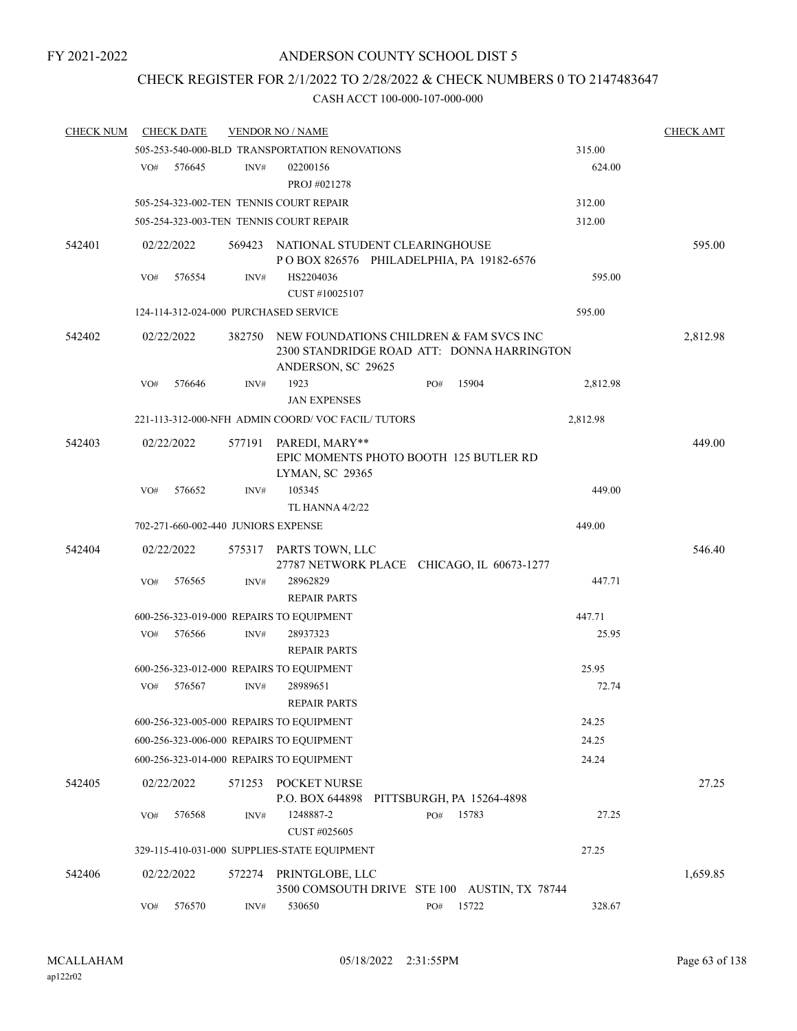FY 2021-2022

# ANDERSON COUNTY SCHOOL DIST 5

## CHECK REGISTER FOR 2/1/2022 TO 2/28/2022 & CHECK NUMBERS 0 TO 2147483647

### CASH ACCT 100-000-107-000-000

| CHECK NUM | CHECK DATE | VENDOR NO / NAME | | CHECK AMT |
|---|---|---|---|---|
| | 505-253-540-000-BLD TRANSPORTATION RENOVATIONS | | 315.00 | |
| | VO# 576645 | INV# 02200156 PROJ #021278 | 624.00 | |
| | 505-254-323-002-TEN TENNIS COURT REPAIR | | 312.00 | |
| | 505-254-323-003-TEN TENNIS COURT REPAIR | | 312.00 | |
| 542401 | 02/22/2022 | 569423 NATIONAL STUDENT CLEARINGHOUSE P O BOX 826576 PHILADELPHIA, PA 19182-6576 | | 595.00 |
| | VO# 576554 | INV# HS2204036 CUST #10025107 | 595.00 | |
| | 124-114-312-024-000 PURCHASED SERVICE | | 595.00 | |
| 542402 | 02/22/2022 | 382750 NEW FOUNDATIONS CHILDREN & FAM SVCS INC 2300 STANDRIDGE ROAD ATT: DONNA HARRINGTON ANDERSON, SC 29625 | | 2,812.98 |
| | VO# 576646 | INV# 1923 PO# 15904 JAN EXPENSES | 2,812.98 | |
| | 221-113-312-000-NFH ADMIN COORD/ VOC FACIL/ TUTORS | | 2,812.98 | |
| 542403 | 02/22/2022 | 577191 PAREDI, MARY** EPIC MOMENTS PHOTO BOOTH 125 BUTLER RD LYMAN, SC 29365 | | 449.00 |
| | VO# 576652 | INV# 105345 TL HANNA 4/2/22 | 449.00 | |
| | 702-271-660-002-440 JUNIORS EXPENSE | | 449.00 | |
| 542404 | 02/22/2022 | 575317 PARTS TOWN, LLC 27787 NETWORK PLACE CHICAGO, IL 60673-1277 | | 546.40 |
| | VO# 576565 | INV# 28962829 REPAIR PARTS | 447.71 | |
| | 600-256-323-019-000 REPAIRS TO EQUIPMENT | | 447.71 | |
| | VO# 576566 | INV# 28937323 REPAIR PARTS | 25.95 | |
| | 600-256-323-012-000 REPAIRS TO EQUIPMENT | | 25.95 | |
| | VO# 576567 | INV# 28989651 REPAIR PARTS | 72.74 | |
| | 600-256-323-005-000 REPAIRS TO EQUIPMENT | | 24.25 | |
| | 600-256-323-006-000 REPAIRS TO EQUIPMENT | | 24.25 | |
| | 600-256-323-014-000 REPAIRS TO EQUIPMENT | | 24.24 | |
| 542405 | 02/22/2022 | 571253 POCKET NURSE P.O. BOX 644898 PITTSBURGH, PA 15264-4898 | | 27.25 |
| | VO# 576568 | INV# 1248887-2 PO# 15783 CUST #025605 | 27.25 | |
| | 329-115-410-031-000 SUPPLIES-STATE EQUIPMENT | | 27.25 | |
| 542406 | 02/22/2022 | 572274 PRINTGLOBE, LLC 3500 COMSOUTH DRIVE STE 100 AUSTIN, TX 78744 | | 1,659.85 |
| | VO# 576570 | INV# 530650 PO# 15722 | 328.67 | |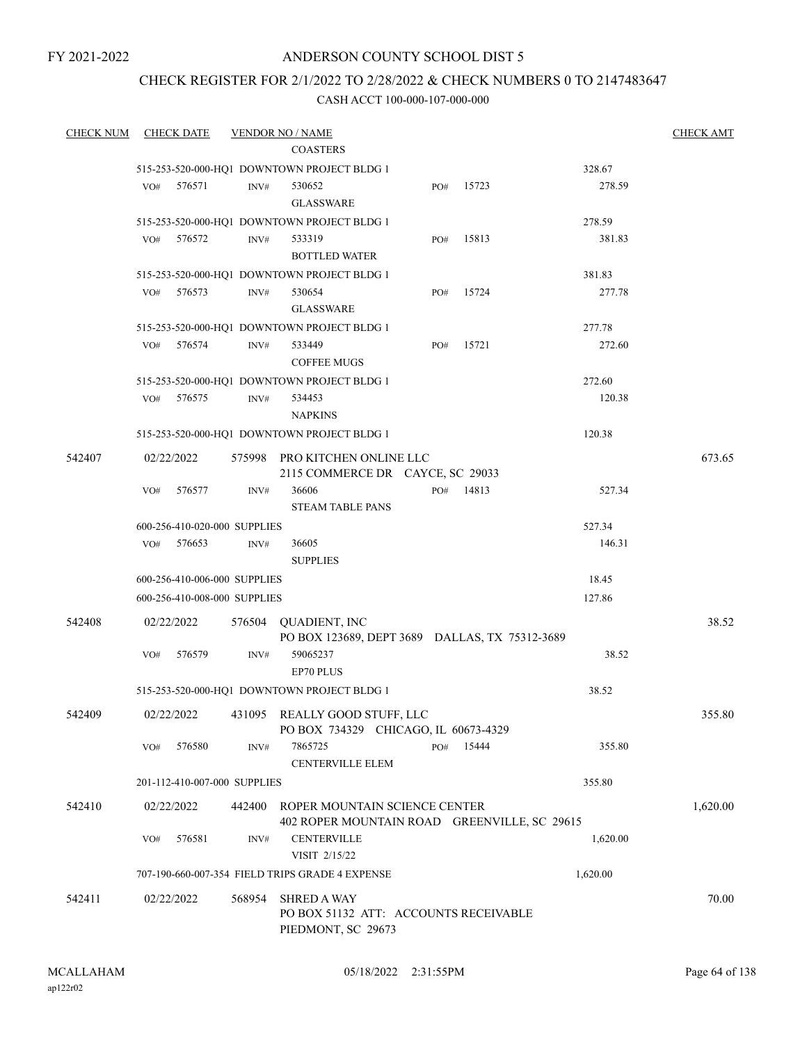# ANDERSON COUNTY SCHOOL DIST 5

## CHECK REGISTER FOR 2/1/2022 TO 2/28/2022 & CHECK NUMBERS 0 TO 2147483647

CASH ACCT 100-000-107-000-000

| CHECK NUM | CHECK DATE | VENDOR NO / NAME | | | CHECK AMT |
|---|---|---|---|---|---|
| | | COASTERS | | | |
| | 515-253-520-000-HQ1 DOWNTOWN PROJECT BLDG 1 | | | 328.67 | |
| | VO# 576571 | INV# 530652 GLASSWARE | PO# 15723 | 278.59 | |
| | 515-253-520-000-HQ1 DOWNTOWN PROJECT BLDG 1 | | | 278.59 | |
| | VO# 576572 | INV# 533319 BOTTLED WATER | PO# 15813 | 381.83 | |
| | 515-253-520-000-HQ1 DOWNTOWN PROJECT BLDG 1 | | | 381.83 | |
| | VO# 576573 | INV# 530654 GLASSWARE | PO# 15724 | 277.78 | |
| | 515-253-520-000-HQ1 DOWNTOWN PROJECT BLDG 1 | | | 277.78 | |
| | VO# 576574 | INV# 533449 COFFEE MUGS | PO# 15721 | 272.60 | |
| | 515-253-520-000-HQ1 DOWNTOWN PROJECT BLDG 1 | | | 272.60 | |
| | VO# 576575 | INV# 534453 NAPKINS | | 120.38 | |
| | 515-253-520-000-HQ1 DOWNTOWN PROJECT BLDG 1 | | | 120.38 | |
| 542407 | 02/22/2022 | 575998 PRO KITCHEN ONLINE LLC 2115 COMMERCE DR CAYCE, SC 29033 | | | 673.65 |
| | VO# 576577 | INV# 36606 STEAM TABLE PANS | PO# 14813 | 527.34 | |
| | 600-256-410-020-000 SUPPLIES | | | 527.34 | |
| | VO# 576653 | INV# 36605 SUPPLIES | | 146.31 | |
| | 600-256-410-006-000 SUPPLIES | | | 18.45 | |
| | 600-256-410-008-000 SUPPLIES | | | 127.86 | |
| 542408 | 02/22/2022 | 576504 QUADIENT, INC PO BOX 123689, DEPT 3689 DALLAS, TX 75312-3689 | | | 38.52 |
| | VO# 576579 | INV# 59065237 EP70 PLUS | | 38.52 | |
| | 515-253-520-000-HQ1 DOWNTOWN PROJECT BLDG 1 | | | 38.52 | |
| 542409 | 02/22/2022 | 431095 REALLY GOOD STUFF, LLC PO BOX 734329 CHICAGO, IL 60673-4329 | | | 355.80 |
| | VO# 576580 | INV# 7865725 CENTERVILLE ELEM | PO# 15444 | 355.80 | |
| | 201-112-410-007-000 SUPPLIES | | | 355.80 | |
| 542410 | 02/22/2022 | 442400 ROPER MOUNTAIN SCIENCE CENTER 402 ROPER MOUNTAIN ROAD GREENVILLE, SC 29615 | | | 1,620.00 |
| | VO# 576581 | INV# CENTERVILLE VISIT 2/15/22 | | 1,620.00 | |
| | 707-190-660-007-354 FIELD TRIPS GRADE 4 EXPENSE | | | 1,620.00 | |
| 542411 | 02/22/2022 | 568954 SHRED A WAY PO BOX 51132 ATT: ACCOUNTS RECEIVABLE PIEDMONT, SC 29673 | | | 70.00 |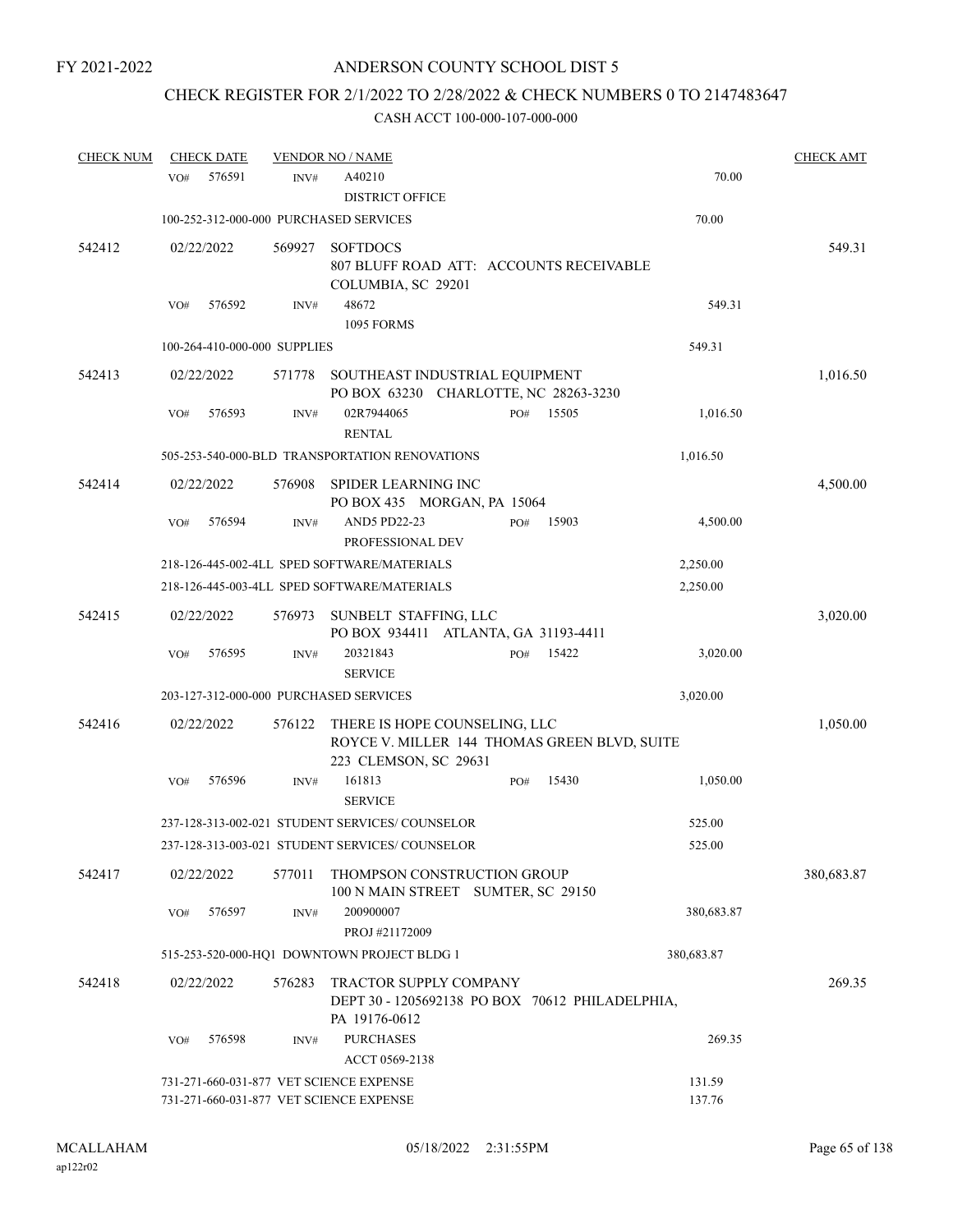FY 2021-2022

# ANDERSON COUNTY SCHOOL DIST 5

## CHECK REGISTER FOR 2/1/2022 TO 2/28/2022 & CHECK NUMBERS 0 TO 2147483647

### CASH ACCT 100-000-107-000-000

| CHECK NUM | CHECK DATE | VENDOR NO / NAME | | CHECK AMT |
|---|---|---|---|---|
| | VO# 576591 | INV# A40210<br>DISTRICT OFFICE | 70.00 | |
| | 100-252-312-000-000 PURCHASED SERVICES | | 70.00 | |
| 542412 | 02/22/2022 | 569927 SOFTDOCS<br>807 BLUFF ROAD ATT: ACCOUNTS RECEIVABLE<br>COLUMBIA, SC 29201 | | 549.31 |
| | VO# 576592 | INV# 48672<br>1095 FORMS | 549.31 | |
| | 100-264-410-000-000 SUPPLIES | | 549.31 | |
| 542413 | 02/22/2022 | 571778 SOUTHEAST INDUSTRIAL EQUIPMENT<br>PO BOX 63230 CHARLOTTE, NC 28263-3230 | | 1,016.50 |
| | VO# 576593 | INV# 02R7944065 PO# 15505<br>RENTAL | 1,016.50 | |
| | 505-253-540-000-BLD TRANSPORTATION RENOVATIONS | | 1,016.50 | |
| 542414 | 02/22/2022 | 576908 SPIDER LEARNING INC<br>PO BOX 435 MORGAN, PA 15064 | | 4,500.00 |
| | VO# 576594 | INV# AND5 PD22-23 PO# 15903<br>PROFESSIONAL DEV | 4,500.00 | |
| | 218-126-445-002-4LL SPED SOFTWARE/MATERIALS | | 2,250.00 | |
| | 218-126-445-003-4LL SPED SOFTWARE/MATERIALS | | 2,250.00 | |
| 542415 | 02/22/2022 | 576973 SUNBELT STAFFING, LLC<br>PO BOX 934411 ATLANTA, GA 31193-4411 | | 3,020.00 |
| | VO# 576595 | INV# 20321843 PO# 15422<br>SERVICE | 3,020.00 | |
| | 203-127-312-000-000 PURCHASED SERVICES | | 3,020.00 | |
| 542416 | 02/22/2022 | 576122 THERE IS HOPE COUNSELING, LLC<br>ROYCE V. MILLER 144 THOMAS GREEN BLVD, SUITE<br>223 CLEMSON, SC 29631 | | 1,050.00 |
| | VO# 576596 | INV# 161813 PO# 15430<br>SERVICE | 1,050.00 | |
| | 237-128-313-002-021 STUDENT SERVICES/ COUNSELOR | | 525.00 | |
| | 237-128-313-003-021 STUDENT SERVICES/ COUNSELOR | | 525.00 | |
| 542417 | 02/22/2022 | 577011 THOMPSON CONSTRUCTION GROUP<br>100 N MAIN STREET SUMTER, SC 29150 | | 380,683.87 |
| | VO# 576597 | INV# 200900007<br>PROJ #21172009 | 380,683.87 | |
| | 515-253-520-000-HQ1 DOWNTOWN PROJECT BLDG 1 | | 380,683.87 | |
| 542418 | 02/22/2022 | 576283 TRACTOR SUPPLY COMPANY<br>DEPT 30 - 1205692138 PO BOX 70612 PHILADELPHIA,<br>PA 19176-0612 | | 269.35 |
| | VO# 576598 | INV# PURCHASES<br>ACCT 0569-2138 | 269.35 | |
| | 731-271-660-031-877 VET SCIENCE EXPENSE | | 131.59 | |
| | 731-271-660-031-877 VET SCIENCE EXPENSE | | 137.76 | |

MCALLAHAM
ap122r02
05/18/2022 2:31:55PM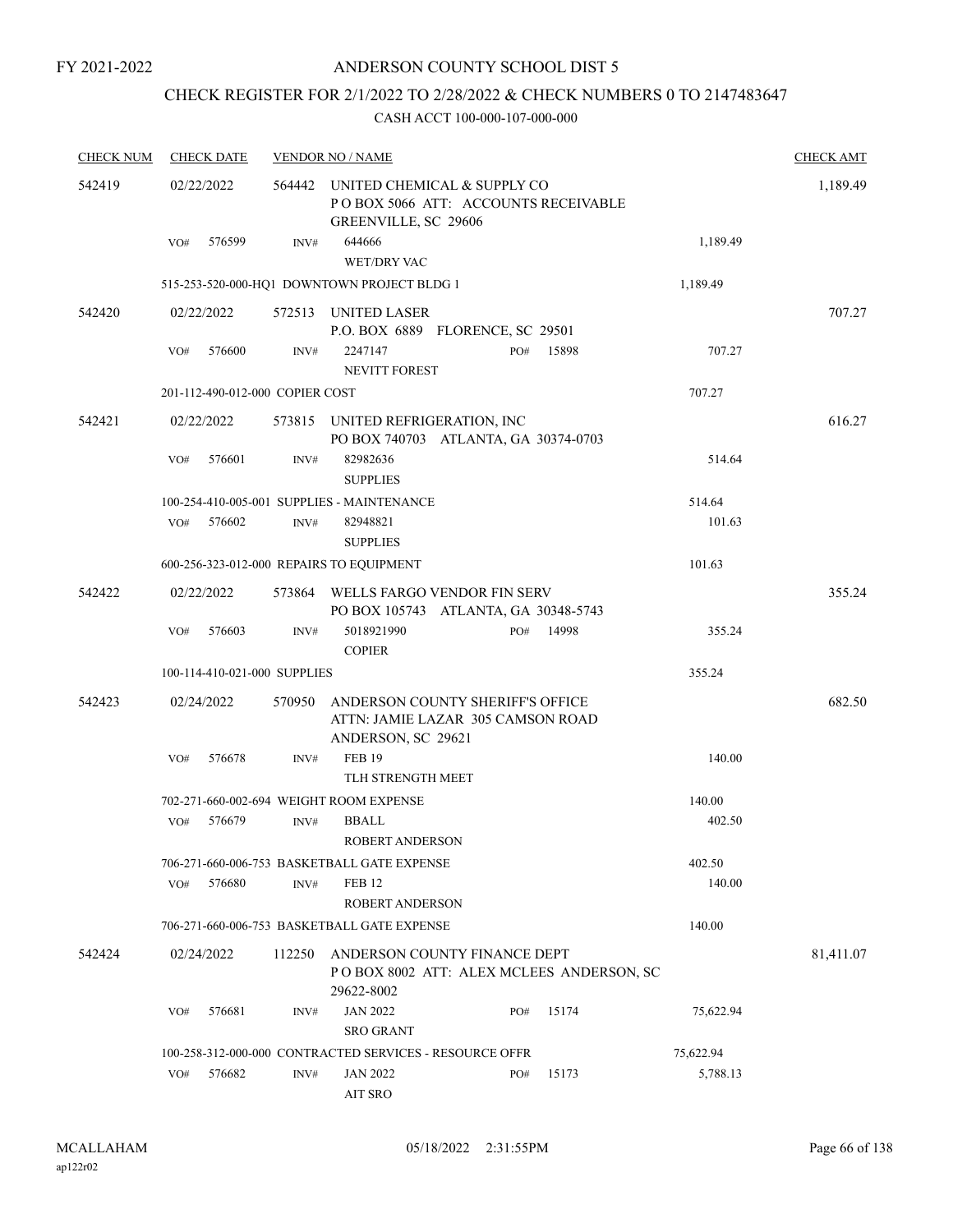FY 2021-2022

ANDERSON COUNTY SCHOOL DIST 5

CHECK REGISTER FOR 2/1/2022 TO 2/28/2022 & CHECK NUMBERS 0 TO 2147483647

CASH ACCT 100-000-107-000-000

| CHECK NUM | CHECK DATE | VENDOR NO / NAME | | CHECK AMT |
|---|---|---|---|---|
| 542419 | 02/22/2022 | 564442 UNITED CHEMICAL & SUPPLY CO<br>P O BOX 5066 ATT: ACCOUNTS RECEIVABLE<br>GREENVILLE, SC 29606 | | 1,189.49 |
| | VO# 576599 | INV# 644666<br>WET/DRY VAC | 1,189.49 | |
| | | 515-253-520-000-HQ1 DOWNTOWN PROJECT BLDG 1 | 1,189.49 | |
| 542420 | 02/22/2022 | 572513 UNITED LASER<br>P.O. BOX 6889 FLORENCE, SC 29501 | | 707.27 |
| | VO# 576600 | INV# 2247147 PO# 15898<br>NEVITT FOREST | 707.27 | |
| | | 201-112-490-012-000 COPIER COST | 707.27 | |
| 542421 | 02/22/2022 | 573815 UNITED REFRIGERATION, INC<br>PO BOX 740703 ATLANTA, GA 30374-0703 | | 616.27 |
| | VO# 576601 | INV# 82982636<br>SUPPLIES | 514.64 | |
| | | 100-254-410-005-001 SUPPLIES - MAINTENANCE | 514.64 | |
| | VO# 576602 | INV# 82948821<br>SUPPLIES | 101.63 | |
| | | 600-256-323-012-000 REPAIRS TO EQUIPMENT | 101.63 | |
| 542422 | 02/22/2022 | 573864 WELLS FARGO VENDOR FIN SERV<br>PO BOX 105743 ATLANTA, GA 30348-5743 | | 355.24 |
| | VO# 576603 | INV# 5018921990 PO# 14998<br>COPIER | 355.24 | |
| | | 100-114-410-021-000 SUPPLIES | 355.24 | |
| 542423 | 02/24/2022 | 570950 ANDERSON COUNTY SHERIFF'S OFFICE<br>ATTN: JAMIE LAZAR 305 CAMSON ROAD<br>ANDERSON, SC 29621 | | 682.50 |
| | VO# 576678 | INV# FEB 19<br>TLH STRENGTH MEET | 140.00 | |
| | | 702-271-660-002-694 WEIGHT ROOM EXPENSE | 140.00 | |
| | VO# 576679 | INV# BBALL<br>ROBERT ANDERSON | 402.50 | |
| | | 706-271-660-006-753 BASKETBALL GATE EXPENSE | 402.50 | |
| | VO# 576680 | INV# FEB 12<br>ROBERT ANDERSON | 140.00 | |
| | | 706-271-660-006-753 BASKETBALL GATE EXPENSE | 140.00 | |
| 542424 | 02/24/2022 | 112250 ANDERSON COUNTY FINANCE DEPT<br>P O BOX 8002 ATT: ALEX MCLEES ANDERSON, SC<br>29622-8002 | | 81,411.07 |
| | VO# 576681 | INV# JAN 2022 PO# 15174<br>SRO GRANT | 75,622.94 | |
| | | 100-258-312-000-000 CONTRACTED SERVICES - RESOURCE OFFR | 75,622.94 | |
| | VO# 576682 | INV# JAN 2022 PO# 15173<br>AIT SRO | 5,788.13 | |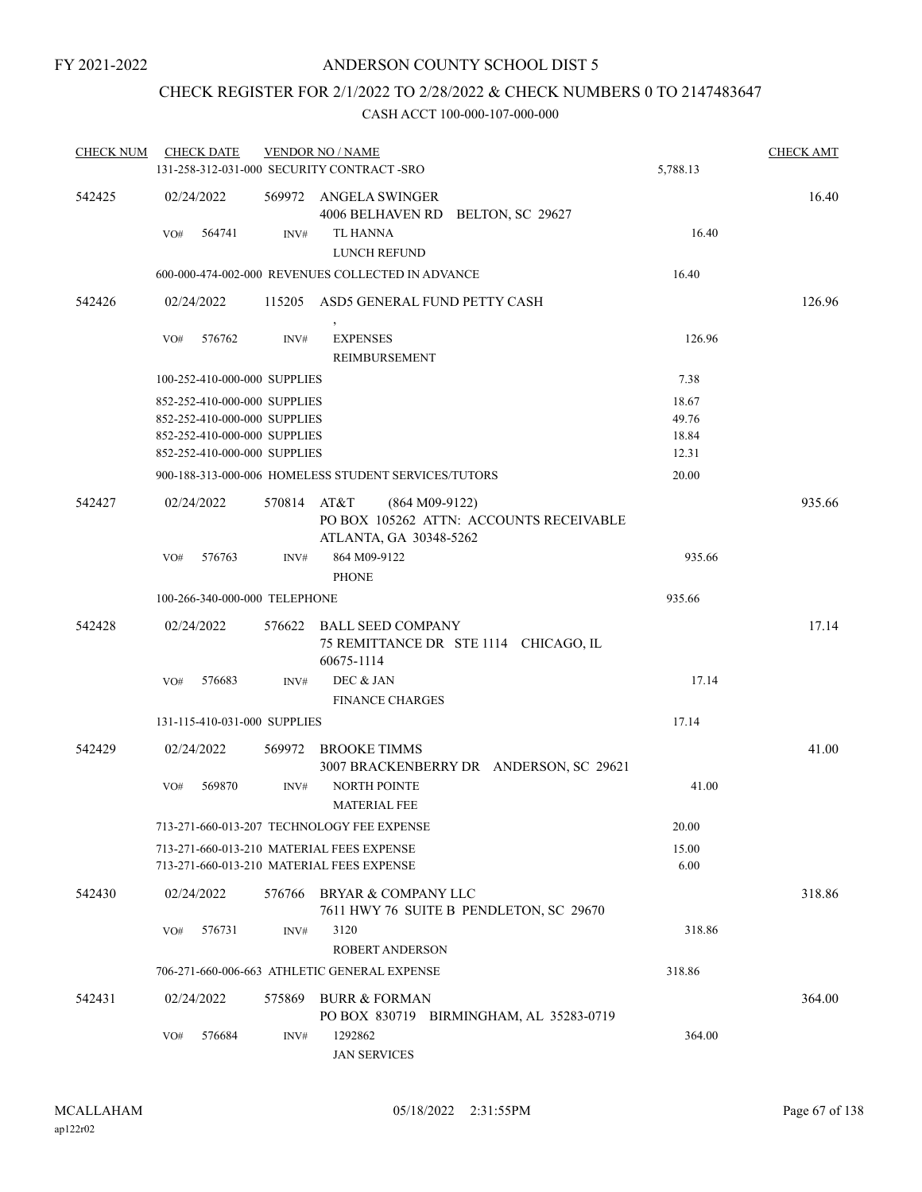FY 2021-2022

ANDERSON COUNTY SCHOOL DIST 5

CHECK REGISTER FOR 2/1/2022 TO 2/28/2022 & CHECK NUMBERS 0 TO 2147483647

CASH ACCT 100-000-107-000-000

| CHECK NUM | CHECK DATE | VENDOR NO / NAME | | CHECK AMT |
|---|---|---|---|---|
| | 131-258-312-031-000 SECURITY CONTRACT -SRO | | 5,788.13 | |
| 542425 | 02/24/2022 | 569972 ANGELA SWINGER<br>4006 BELHAVEN RD BELTON, SC 29627 | | 16.40 |
| | VO# 564741 INV# | TL HANNA<br>LUNCH REFUND | 16.40 | |
| | 600-000-474-002-000 REVENUES COLLECTED IN ADVANCE | | 16.40 | |
| 542426 | 02/24/2022 | 115205 ASD5 GENERAL FUND PETTY CASH<br>, | | 126.96 |
| | VO# 576762 INV# | EXPENSES<br>REIMBURSEMENT | 126.96 | |
| | 100-252-410-000-000 SUPPLIES | | 7.38 | |
| | 852-252-410-000-000 SUPPLIES | | 18.67 | |
| | 852-252-410-000-000 SUPPLIES | | 49.76 | |
| | 852-252-410-000-000 SUPPLIES | | 18.84 | |
| | 852-252-410-000-000 SUPPLIES | | 12.31 | |
| | 900-188-313-000-006 HOMELESS STUDENT SERVICES/TUTORS | | 20.00 | |
| 542427 | 02/24/2022 | 570814 AT&T (864 M09-9122)<br>PO BOX 105262 ATTN: ACCOUNTS RECEIVABLE<br>ATLANTA, GA 30348-5262 | | 935.66 |
| | VO# 576763 INV# | 864 M09-9122<br>PHONE | 935.66 | |
| | 100-266-340-000-000 TELEPHONE | | 935.66 | |
| 542428 | 02/24/2022 | 576622 BALL SEED COMPANY<br>75 REMITTANCE DR STE 1114 CHICAGO, IL<br>60675-1114 | | 17.14 |
| | VO# 576683 INV# | DEC & JAN<br>FINANCE CHARGES | 17.14 | |
| | 131-115-410-031-000 SUPPLIES | | 17.14 | |
| 542429 | 02/24/2022 | 569972 BROOKE TIMMS<br>3007 BRACKENBERRY DR ANDERSON, SC 29621 | | 41.00 |
| | VO# 569870 INV# | NORTH POINTE<br>MATERIAL FEE | 41.00 | |
| | 713-271-660-013-207 TECHNOLOGY FEE EXPENSE | | 20.00 | |
| | 713-271-660-013-210 MATERIAL FEES EXPENSE | | 15.00 | |
| | 713-271-660-013-210 MATERIAL FEES EXPENSE | | 6.00 | |
| 542430 | 02/24/2022 | 576766 BRYAR & COMPANY LLC<br>7611 HWY 76 SUITE B PENDLETON, SC 29670 | | 318.86 |
| | VO# 576731 INV# | 3120<br>ROBERT ANDERSON | 318.86 | |
| | 706-271-660-006-663 ATHLETIC GENERAL EXPENSE | | 318.86 | |
| 542431 | 02/24/2022 | 575869 BURR & FORMAN<br>PO BOX 830719 BIRMINGHAM, AL 35283-0719 | | 364.00 |
| | VO# 576684 INV# | 1292862<br>JAN SERVICES | 364.00 | |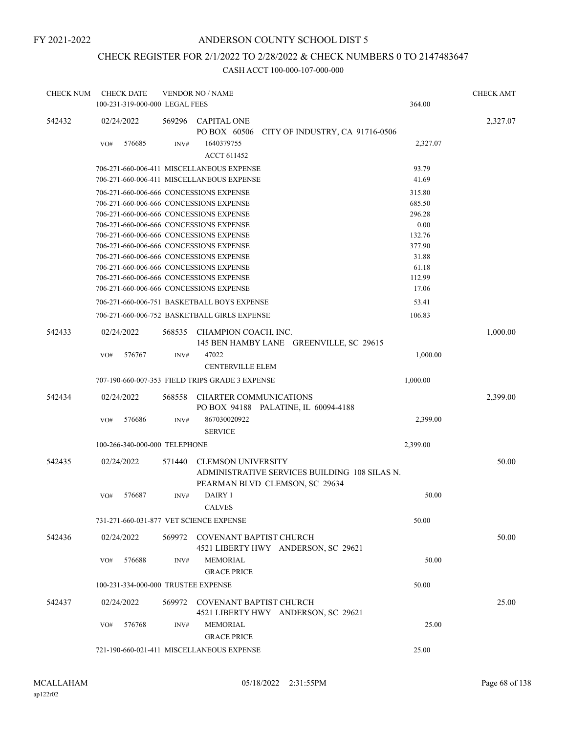FY 2021-2022

ANDERSON COUNTY SCHOOL DIST 5

CHECK REGISTER FOR 2/1/2022 TO 2/28/2022 & CHECK NUMBERS 0 TO 2147483647

CASH ACCT 100-000-107-000-000

| CHECK NUM | CHECK DATE | VENDOR NO / NAME | | CHECK AMT |
|---|---|---|---|---|
| | 100-231-319-000-000 LEGAL FEES | | 364.00 | |
| 542432 | 02/24/2022 | 569296 CAPITAL ONE<br>PO BOX 60506 CITY OF INDUSTRY, CA 91716-0506 | | 2,327.07 |
| | VO# 576685 | INV# 1640379755<br>ACCT 611452 | 2,327.07 | |
| | 706-271-660-006-411 MISCELLANEOUS EXPENSE | | 93.79 | |
| | 706-271-660-006-411 MISCELLANEOUS EXPENSE | | 41.69 | |
| | 706-271-660-006-666 CONCESSIONS EXPENSE | | 315.80 | |
| | 706-271-660-006-666 CONCESSIONS EXPENSE | | 685.50 | |
| | 706-271-660-006-666 CONCESSIONS EXPENSE | | 296.28 | |
| | 706-271-660-006-666 CONCESSIONS EXPENSE | | 0.00 | |
| | 706-271-660-006-666 CONCESSIONS EXPENSE | | 132.76 | |
| | 706-271-660-006-666 CONCESSIONS EXPENSE | | 377.90 | |
| | 706-271-660-006-666 CONCESSIONS EXPENSE | | 31.88 | |
| | 706-271-660-006-666 CONCESSIONS EXPENSE | | 61.18 | |
| | 706-271-660-006-666 CONCESSIONS EXPENSE | | 112.99 | |
| | 706-271-660-006-666 CONCESSIONS EXPENSE | | 17.06 | |
| | 706-271-660-006-751 BASKETBALL BOYS EXPENSE | | 53.41 | |
| | 706-271-660-006-752 BASKETBALL GIRLS EXPENSE | | 106.83 | |
| 542433 | 02/24/2022 | 568535 CHAMPION COACH, INC.<br>145 BEN HAMBY LANE GREENVILLE, SC 29615 | | 1,000.00 |
| | VO# 576767 | INV# 47022<br>CENTERVILLE ELEM | 1,000.00 | |
| | 707-190-660-007-353 FIELD TRIPS GRADE 3 EXPENSE | | 1,000.00 | |
| 542434 | 02/24/2022 | 568558 CHARTER COMMUNICATIONS<br>PO BOX 94188 PALATINE, IL 60094-4188 | | 2,399.00 |
| | VO# 576686 | INV# 867030020922<br>SERVICE | 2,399.00 | |
| | 100-266-340-000-000 TELEPHONE | | 2,399.00 | |
| 542435 | 02/24/2022 | 571440 CLEMSON UNIVERSITY<br>ADMINISTRATIVE SERVICES BUILDING 108 SILAS N. PEARMAN BLVD CLEMSON, SC 29634 | | 50.00 |
| | VO# 576687 | INV# DAIRY 1<br>CALVES | 50.00 | |
| | 731-271-660-031-877 VET SCIENCE EXPENSE | | 50.00 | |
| 542436 | 02/24/2022 | 569972 COVENANT BAPTIST CHURCH<br>4521 LIBERTY HWY ANDERSON, SC 29621 | | 50.00 |
| | VO# 576688 | INV# MEMORIAL<br>GRACE PRICE | 50.00 | |
| | 100-231-334-000-000 TRUSTEE EXPENSE | | 50.00 | |
| 542437 | 02/24/2022 | 569972 COVENANT BAPTIST CHURCH<br>4521 LIBERTY HWY ANDERSON, SC 29621 | | 25.00 |
| | VO# 576768 | INV# MEMORIAL<br>GRACE PRICE | 25.00 | |
| | 721-190-660-021-411 MISCELLANEOUS EXPENSE | | 25.00 | |

MCALLAHAM
ap122r02
05/18/2022 2:31:55PM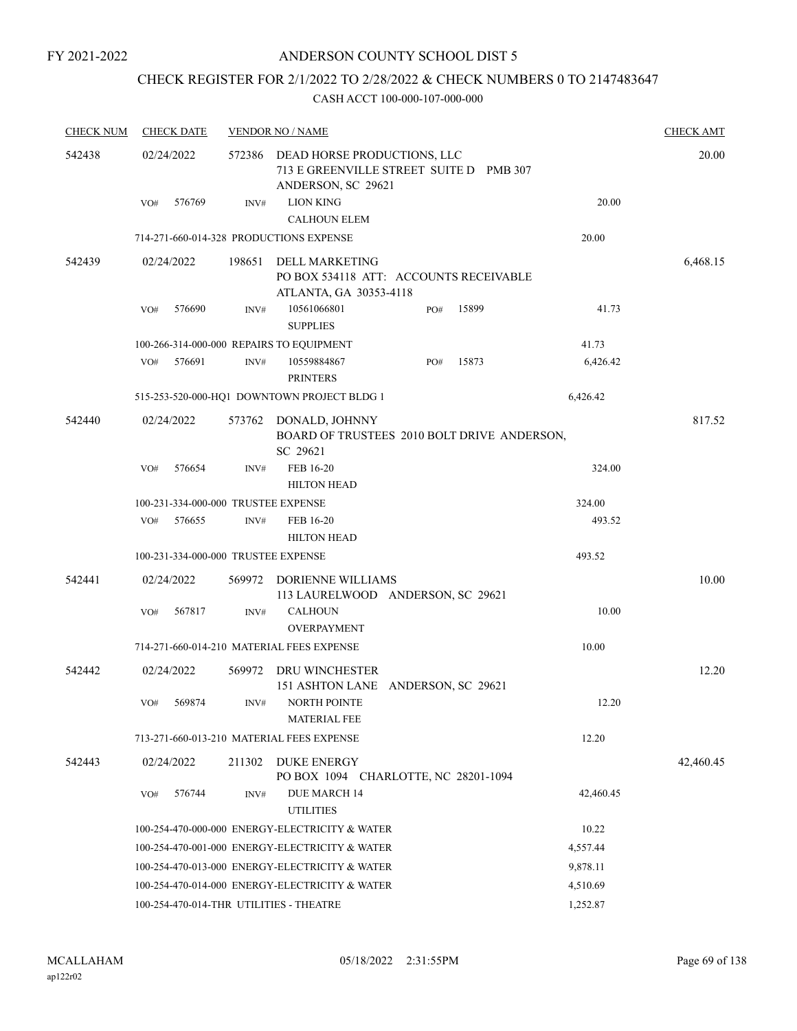FY 2021-2022

# ANDERSON COUNTY SCHOOL DIST 5

## CHECK REGISTER FOR 2/1/2022 TO 2/28/2022 & CHECK NUMBERS 0 TO 2147483647

CASH ACCT 100-000-107-000-000

| CHECK NUM | CHECK DATE | VENDOR NO / NAME | | | CHECK AMT |
|---|---|---|---|---|---|
| 542438 | 02/24/2022 | 572386 DEAD HORSE PRODUCTIONS, LLC<br>713 E GREENVILLE STREET SUITE D PMB 307<br>ANDERSON, SC 29621 | | | 20.00 |
| | VO# 576769 | INV# LION KING<br>CALHOUN ELEM | | 20.00 | |
| | 714-271-660-014-328 PRODUCTIONS EXPENSE | | | 20.00 | |
| 542439 | 02/24/2022 | 198651 DELL MARKETING<br>PO BOX 534118 ATT: ACCOUNTS RECEIVABLE<br>ATLANTA, GA 30353-4118 | | | 6,468.15 |
| | VO# 576690 | INV# 10561066801<br>SUPPLIES | PO# 15899 | 41.73 | |
| | 100-266-314-000-000 REPAIRS TO EQUIPMENT | | | 41.73 | |
| | VO# 576691 | INV# 10559884867<br>PRINTERS | PO# 15873 | 6,426.42 | |
| | 515-253-520-000-HQ1 DOWNTOWN PROJECT BLDG 1 | | | 6,426.42 | |
| 542440 | 02/24/2022 | 573762 DONALD, JOHNNY<br>BOARD OF TRUSTEES 2010 BOLT DRIVE ANDERSON, SC 29621 | | | 817.52 |
| | VO# 576654 | INV# FEB 16-20<br>HILTON HEAD | | 324.00 | |
| | 100-231-334-000-000 TRUSTEE EXPENSE | | | 324.00 | |
| | VO# 576655 | INV# FEB 16-20<br>HILTON HEAD | | 493.52 | |
| | 100-231-334-000-000 TRUSTEE EXPENSE | | | 493.52 | |
| 542441 | 02/24/2022 | 569972 DORIENNE WILLIAMS<br>113 LAURELWOOD ANDERSON, SC 29621 | | | 10.00 |
| | VO# 567817 | INV# CALHOUN<br>OVERPAYMENT | | 10.00 | |
| | 714-271-660-014-210 MATERIAL FEES EXPENSE | | | 10.00 | |
| 542442 | 02/24/2022 | 569972 DRU WINCHESTER<br>151 ASHTON LANE ANDERSON, SC 29621 | | | 12.20 |
| | VO# 569874 | INV# NORTH POINTE<br>MATERIAL FEE | | 12.20 | |
| | 713-271-660-013-210 MATERIAL FEES EXPENSE | | | 12.20 | |
| 542443 | 02/24/2022 | 211302 DUKE ENERGY<br>PO BOX 1094 CHARLOTTE, NC 28201-1094 | | | 42,460.45 |
| | VO# 576744 | INV# DUE MARCH 14<br>UTILITIES | | 42,460.45 | |
| | 100-254-470-000-000 ENERGY-ELECTRICITY & WATER | | | 10.22 | |
| | 100-254-470-001-000 ENERGY-ELECTRICITY & WATER | | | 4,557.44 | |
| | 100-254-470-013-000 ENERGY-ELECTRICITY & WATER | | | 9,878.11 | |
| | 100-254-470-014-000 ENERGY-ELECTRICITY & WATER | | | 4,510.69 | |
| | 100-254-470-014-THR UTILITIES - THEATRE | | | 1,252.87 | |

MCALLAHAM
ap122r02

05/18/2022 2:31:55PM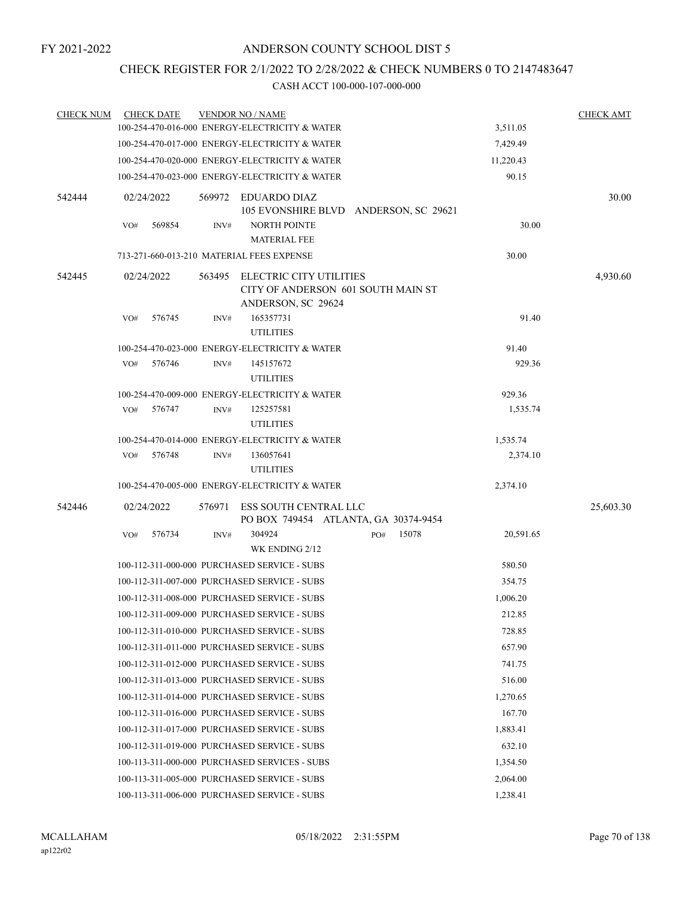FY 2021-2022

ANDERSON COUNTY SCHOOL DIST 5

CHECK REGISTER FOR 2/1/2022 TO 2/28/2022 & CHECK NUMBERS 0 TO 2147483647

CASH ACCT 100-000-107-000-000

| CHECK NUM | CHECK DATE | VENDOR NO / NAME | | CHECK AMT |
|---|---|---|---|---|
| | 100-254-470-016-000 ENERGY-ELECTRICITY & WATER | | 3,511.05 | |
| | 100-254-470-017-000 ENERGY-ELECTRICITY & WATER | | 7,429.49 | |
| | 100-254-470-020-000 ENERGY-ELECTRICITY & WATER | | 11,220.43 | |
| | 100-254-470-023-000 ENERGY-ELECTRICITY & WATER | | 90.15 | |
| 542444 | 02/24/2022 | 569972 EDUARDO DIAZ<br>105 EVONSHIRE BLVD ANDERSON, SC 29621 | | 30.00 |
| | VO# 569854 | INV# NORTH POINTE<br>MATERIAL FEE | 30.00 | |
| | 713-271-660-013-210 MATERIAL FEES EXPENSE | | 30.00 | |
| 542445 | 02/24/2022 | 563495 ELECTRIC CITY UTILITIES<br>CITY OF ANDERSON 601 SOUTH MAIN ST<br>ANDERSON, SC 29624 | | 4,930.60 |
| | VO# 576745 | INV# 165357731<br>UTILITIES | 91.40 | |
| | 100-254-470-023-000 ENERGY-ELECTRICITY & WATER | | 91.40 | |
| | VO# 576746 | INV# 145157672<br>UTILITIES | 929.36 | |
| | 100-254-470-009-000 ENERGY-ELECTRICITY & WATER | | 929.36 | |
| | VO# 576747 | INV# 125257581<br>UTILITIES | 1,535.74 | |
| | 100-254-470-014-000 ENERGY-ELECTRICITY & WATER | | 1,535.74 | |
| | VO# 576748 | INV# 136057641<br>UTILITIES | 2,374.10 | |
| | 100-254-470-005-000 ENERGY-ELECTRICITY & WATER | | 2,374.10 | |
| 542446 | 02/24/2022 | 576971 ESS SOUTH CENTRAL LLC<br>PO BOX 749454 ATLANTA, GA 30374-9454 | | 25,603.30 |
| | VO# 576734 | INV# 304924 PO# 15078<br>WK ENDING 2/12 | 20,591.65 | |
| | 100-112-311-000-000 PURCHASED SERVICE - SUBS | | 580.50 | |
| | 100-112-311-007-000 PURCHASED SERVICE - SUBS | | 354.75 | |
| | 100-112-311-008-000 PURCHASED SERVICE - SUBS | | 1,006.20 | |
| | 100-112-311-009-000 PURCHASED SERVICE - SUBS | | 212.85 | |
| | 100-112-311-010-000 PURCHASED SERVICE - SUBS | | 728.85 | |
| | 100-112-311-011-000 PURCHASED SERVICE - SUBS | | 657.90 | |
| | 100-112-311-012-000 PURCHASED SERVICE - SUBS | | 741.75 | |
| | 100-112-311-013-000 PURCHASED SERVICE - SUBS | | 516.00 | |
| | 100-112-311-014-000 PURCHASED SERVICE - SUBS | | 1,270.65 | |
| | 100-112-311-016-000 PURCHASED SERVICE - SUBS | | 167.70 | |
| | 100-112-311-017-000 PURCHASED SERVICE - SUBS | | 1,883.41 | |
| | 100-112-311-019-000 PURCHASED SERVICE - SUBS | | 632.10 | |
| | 100-113-311-000-000 PURCHASED SERVICES - SUBS | | 1,354.50 | |
| | 100-113-311-005-000 PURCHASED SERVICE - SUBS | | 2,064.00 | |
| | 100-113-311-006-000 PURCHASED SERVICE - SUBS | | 1,238.41 | |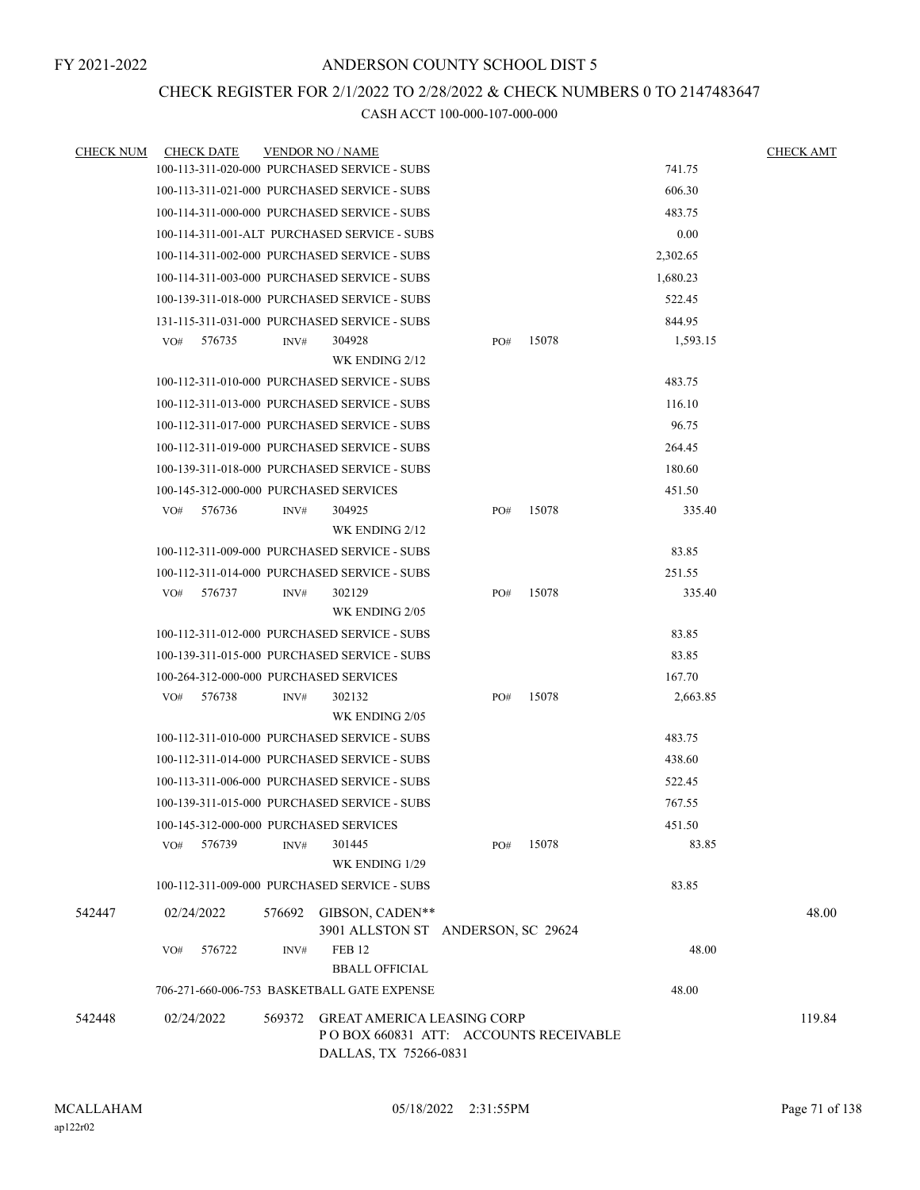FY 2021-2022

# ANDERSON COUNTY SCHOOL DIST 5

## CHECK REGISTER FOR 2/1/2022 TO 2/28/2022 & CHECK NUMBERS 0 TO 2147483647

CASH ACCT 100-000-107-000-000

| CHECK NUM | CHECK DATE | VENDOR NO / NAME | | CHECK AMT |
|---|---|---|---|---|
| | 100-113-311-020-000 PURCHASED SERVICE - SUBS | | 741.75 | |
| | 100-113-311-021-000 PURCHASED SERVICE - SUBS | | 606.30 | |
| | 100-114-311-000-000 PURCHASED SERVICE - SUBS | | 483.75 | |
| | 100-114-311-001-ALT PURCHASED SERVICE - SUBS | | 0.00 | |
| | 100-114-311-002-000 PURCHASED SERVICE - SUBS | | 2,302.65 | |
| | 100-114-311-003-000 PURCHASED SERVICE - SUBS | | 1,680.23 | |
| | 100-139-311-018-000 PURCHASED SERVICE - SUBS | | 522.45 | |
| | 131-115-311-031-000 PURCHASED SERVICE - SUBS | | 844.95 | |
| | VO# 576735 INV# 304928 PO# 15078 | WK ENDING 2/12 | 1,593.15 | |
| | 100-112-311-010-000 PURCHASED SERVICE - SUBS | | 483.75 | |
| | 100-112-311-013-000 PURCHASED SERVICE - SUBS | | 116.10 | |
| | 100-112-311-017-000 PURCHASED SERVICE - SUBS | | 96.75 | |
| | 100-112-311-019-000 PURCHASED SERVICE - SUBS | | 264.45 | |
| | 100-139-311-018-000 PURCHASED SERVICE - SUBS | | 180.60 | |
| | 100-145-312-000-000 PURCHASED SERVICES | | 451.50 | |
| | VO# 576736 INV# 304925 PO# 15078 | WK ENDING 2/12 | 335.40 | |
| | 100-112-311-009-000 PURCHASED SERVICE - SUBS | | 83.85 | |
| | 100-112-311-014-000 PURCHASED SERVICE - SUBS | | 251.55 | |
| | VO# 576737 INV# 302129 PO# 15078 | WK ENDING 2/05 | 335.40 | |
| | 100-112-311-012-000 PURCHASED SERVICE - SUBS | | 83.85 | |
| | 100-139-311-015-000 PURCHASED SERVICE - SUBS | | 83.85 | |
| | 100-264-312-000-000 PURCHASED SERVICES | | 167.70 | |
| | VO# 576738 INV# 302132 PO# 15078 | WK ENDING 2/05 | 2,663.85 | |
| | 100-112-311-010-000 PURCHASED SERVICE - SUBS | | 483.75 | |
| | 100-112-311-014-000 PURCHASED SERVICE - SUBS | | 438.60 | |
| | 100-113-311-006-000 PURCHASED SERVICE - SUBS | | 522.45 | |
| | 100-139-311-015-000 PURCHASED SERVICE - SUBS | | 767.55 | |
| | 100-145-312-000-000 PURCHASED SERVICES | | 451.50 | |
| | VO# 576739 INV# 301445 PO# 15078 | WK ENDING 1/29 | 83.85 | |
| | 100-112-311-009-000 PURCHASED SERVICE - SUBS | | 83.85 | |
| 542447 | 02/24/2022 | 576692 GIBSON, CADEN** 3901 ALLSTON ST ANDERSON, SC 29624 | | 48.00 |
| | VO# 576722 INV# FEB 12 | BBALL OFFICIAL | 48.00 | |
| | 706-271-660-006-753 BASKETBALL GATE EXPENSE | | 48.00 | |
| 542448 | 02/24/2022 | 569372 GREAT AMERICA LEASING CORP P O BOX 660831 ATT: ACCOUNTS RECEIVABLE DALLAS, TX 75266-0831 | | 119.84 |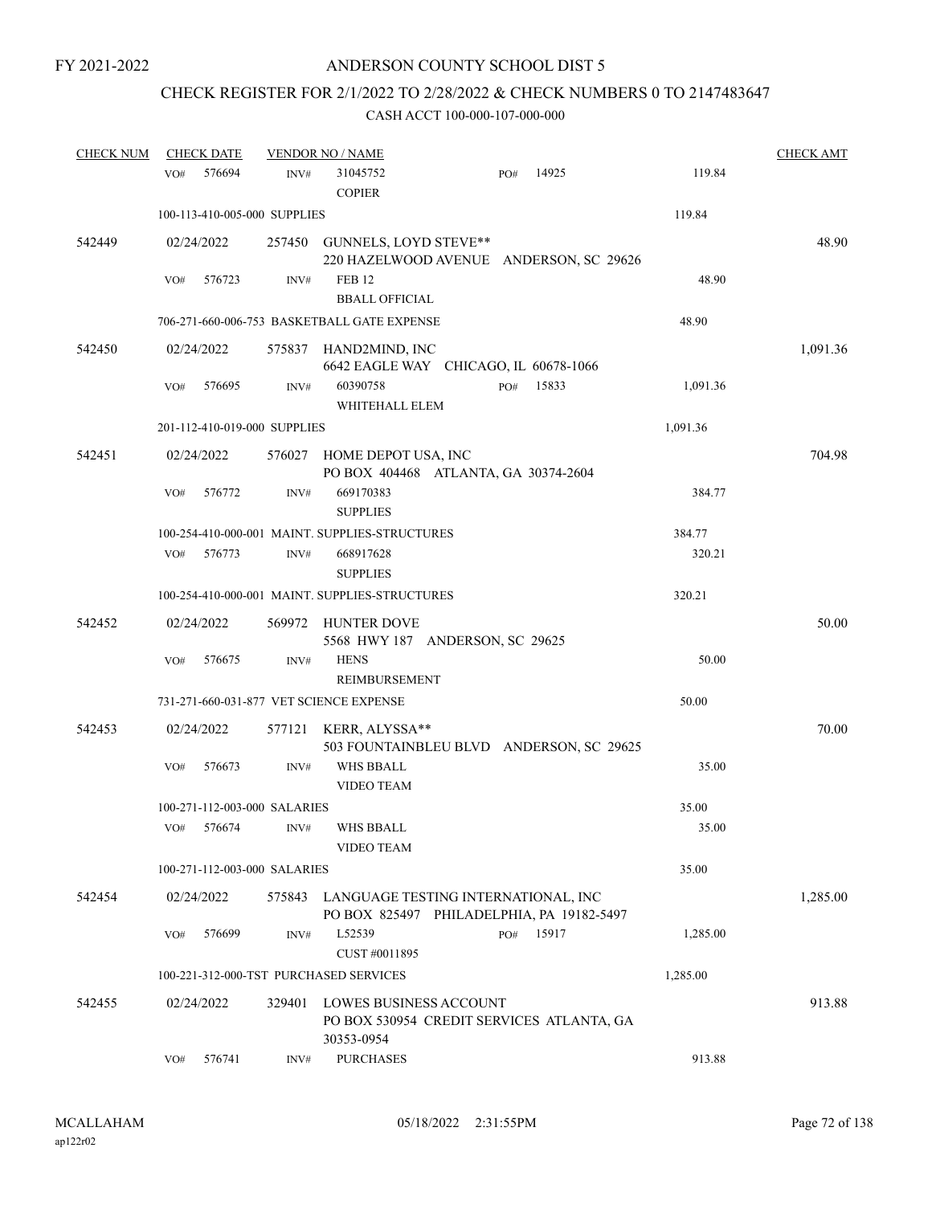FY 2021-2022

ANDERSON COUNTY SCHOOL DIST 5

CHECK REGISTER FOR 2/1/2022 TO 2/28/2022 & CHECK NUMBERS 0 TO 2147483647

CASH ACCT 100-000-107-000-000

| CHECK NUM | CHECK DATE | VENDOR NO / NAME | | CHECK AMT |
|---|---|---|---|---|
| | VO# 576694 | INV# 31045752 PO# 14925<br>COPIER | 119.84 | |
| | 100-113-410-005-000 SUPPLIES | | 119.84 | |
| 542449 | 02/24/2022 | 257450 GUNNELS, LOYD STEVE**<br>220 HAZELWOOD AVENUE ANDERSON, SC 29626 | | 48.90 |
| | VO# 576723 | INV# FEB 12<br>BBALL OFFICIAL | 48.90 | |
| | 706-271-660-006-753 BASKETBALL GATE EXPENSE | | 48.90 | |
| 542450 | 02/24/2022 | 575837 HAND2MIND, INC<br>6642 EAGLE WAY CHICAGO, IL 60678-1066 | | 1,091.36 |
| | VO# 576695 | INV# 60390758 PO# 15833<br>WHITEHALL ELEM | 1,091.36 | |
| | 201-112-410-019-000 SUPPLIES | | 1,091.36 | |
| 542451 | 02/24/2022 | 576027 HOME DEPOT USA, INC<br>PO BOX 404468 ATLANTA, GA 30374-2604 | | 704.98 |
| | VO# 576772 | INV# 669170383<br>SUPPLIES | 384.77 | |
| | 100-254-410-000-001 MAINT. SUPPLIES-STRUCTURES | | 384.77 | |
| | VO# 576773 | INV# 668917628<br>SUPPLIES | 320.21 | |
| | 100-254-410-000-001 MAINT. SUPPLIES-STRUCTURES | | 320.21 | |
| 542452 | 02/24/2022 | 569972 HUNTER DOVE<br>5568 HWY 187 ANDERSON, SC 29625 | | 50.00 |
| | VO# 576675 | INV# HENS<br>REIMBURSEMENT | 50.00 | |
| | 731-271-660-031-877 VET SCIENCE EXPENSE | | 50.00 | |
| 542453 | 02/24/2022 | 577121 KERR, ALYSSA**<br>503 FOUNTAINBLEU BLVD ANDERSON, SC 29625 | | 70.00 |
| | VO# 576673 | INV# WHS BBALL<br>VIDEO TEAM | 35.00 | |
| | 100-271-112-003-000 SALARIES | | 35.00 | |
| | VO# 576674 | INV# WHS BBALL<br>VIDEO TEAM | 35.00 | |
| | 100-271-112-003-000 SALARIES | | 35.00 | |
| 542454 | 02/24/2022 | 575843 LANGUAGE TESTING INTERNATIONAL, INC<br>PO BOX 825497 PHILADELPHIA, PA 19182-5497 | | 1,285.00 |
| | VO# 576699 | INV# L52539 PO# 15917<br>CUST #0011895 | 1,285.00 | |
| | 100-221-312-000-TST PURCHASED SERVICES | | 1,285.00 | |
| 542455 | 02/24/2022 | 329401 LOWES BUSINESS ACCOUNT<br>PO BOX 530954 CREDIT SERVICES ATLANTA, GA 30353-0954 | | 913.88 |
| | VO# 576741 | INV# PURCHASES | 913.88 | |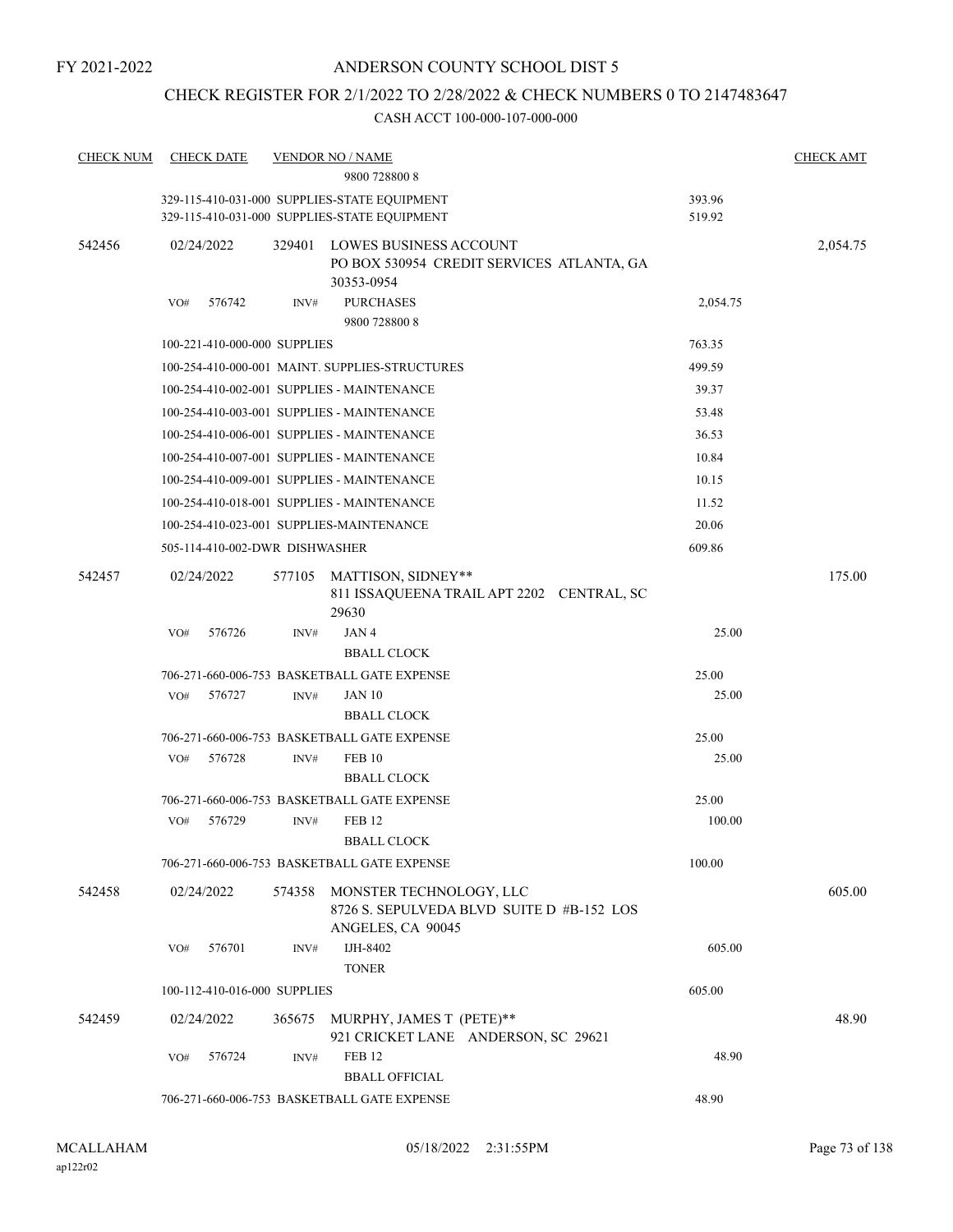FY 2021-2022

# ANDERSON COUNTY SCHOOL DIST 5

## CHECK REGISTER FOR 2/1/2022 TO 2/28/2022 & CHECK NUMBERS 0 TO 2147483647

### CASH ACCT 100-000-107-000-000

| CHECK NUM | CHECK DATE | VENDOR NO / NAME | | CHECK AMT |
|---|---|---|---|---|
| | | 9800 728800 8 | | |
| | | 329-115-410-031-000 SUPPLIES-STATE EQUIPMENT | 393.96 | |
| | | 329-115-410-031-000 SUPPLIES-STATE EQUIPMENT | 519.92 | |
| 542456 | 02/24/2022 | 329401 LOWES BUSINESS ACCOUNT<br>PO BOX 530954 CREDIT SERVICES ATLANTA, GA 30353-0954 | | 2,054.75 |
| | VO# 576742 | INV# PURCHASES<br>9800 728800 8 | 2,054.75 | |
| | | 100-221-410-000-000 SUPPLIES | 763.35 | |
| | | 100-254-410-000-001 MAINT. SUPPLIES-STRUCTURES | 499.59 | |
| | | 100-254-410-002-001 SUPPLIES - MAINTENANCE | 39.37 | |
| | | 100-254-410-003-001 SUPPLIES - MAINTENANCE | 53.48 | |
| | | 100-254-410-006-001 SUPPLIES - MAINTENANCE | 36.53 | |
| | | 100-254-410-007-001 SUPPLIES - MAINTENANCE | 10.84 | |
| | | 100-254-410-009-001 SUPPLIES - MAINTENANCE | 10.15 | |
| | | 100-254-410-018-001 SUPPLIES - MAINTENANCE | 11.52 | |
| | | 100-254-410-023-001 SUPPLIES-MAINTENANCE | 20.06 | |
| | | 505-114-410-002-DWR DISHWASHER | 609.86 | |
| 542457 | 02/24/2022 | 577105 MATTISON, SIDNEY**<br>811 ISSAQUEENA TRAIL APT 2202 CENTRAL, SC 29630 | | 175.00 |
| | VO# 576726 | INV# JAN 4<br>BBALL CLOCK | 25.00 | |
| | | 706-271-660-006-753 BASKETBALL GATE EXPENSE | 25.00 | |
| | VO# 576727 | INV# JAN 10<br>BBALL CLOCK | 25.00 | |
| | | 706-271-660-006-753 BASKETBALL GATE EXPENSE | 25.00 | |
| | VO# 576728 | INV# FEB 10<br>BBALL CLOCK | 25.00 | |
| | | 706-271-660-006-753 BASKETBALL GATE EXPENSE | 25.00 | |
| | VO# 576729 | INV# FEB 12<br>BBALL CLOCK | 100.00 | |
| | | 706-271-660-006-753 BASKETBALL GATE EXPENSE | 100.00 | |
| 542458 | 02/24/2022 | 574358 MONSTER TECHNOLOGY, LLC<br>8726 S. SEPULVEDA BLVD SUITE D #B-152 LOS ANGELES, CA 90045 | | 605.00 |
| | VO# 576701 | INV# IJH-8402<br>TONER | 605.00 | |
| | | 100-112-410-016-000 SUPPLIES | 605.00 | |
| 542459 | 02/24/2022 | 365675 MURPHY, JAMES T (PETE)**<br>921 CRICKET LANE ANDERSON, SC 29621 | | 48.90 |
| | VO# 576724 | INV# FEB 12<br>BBALL OFFICIAL | 48.90 | |
| | | 706-271-660-006-753 BASKETBALL GATE EXPENSE | 48.90 | |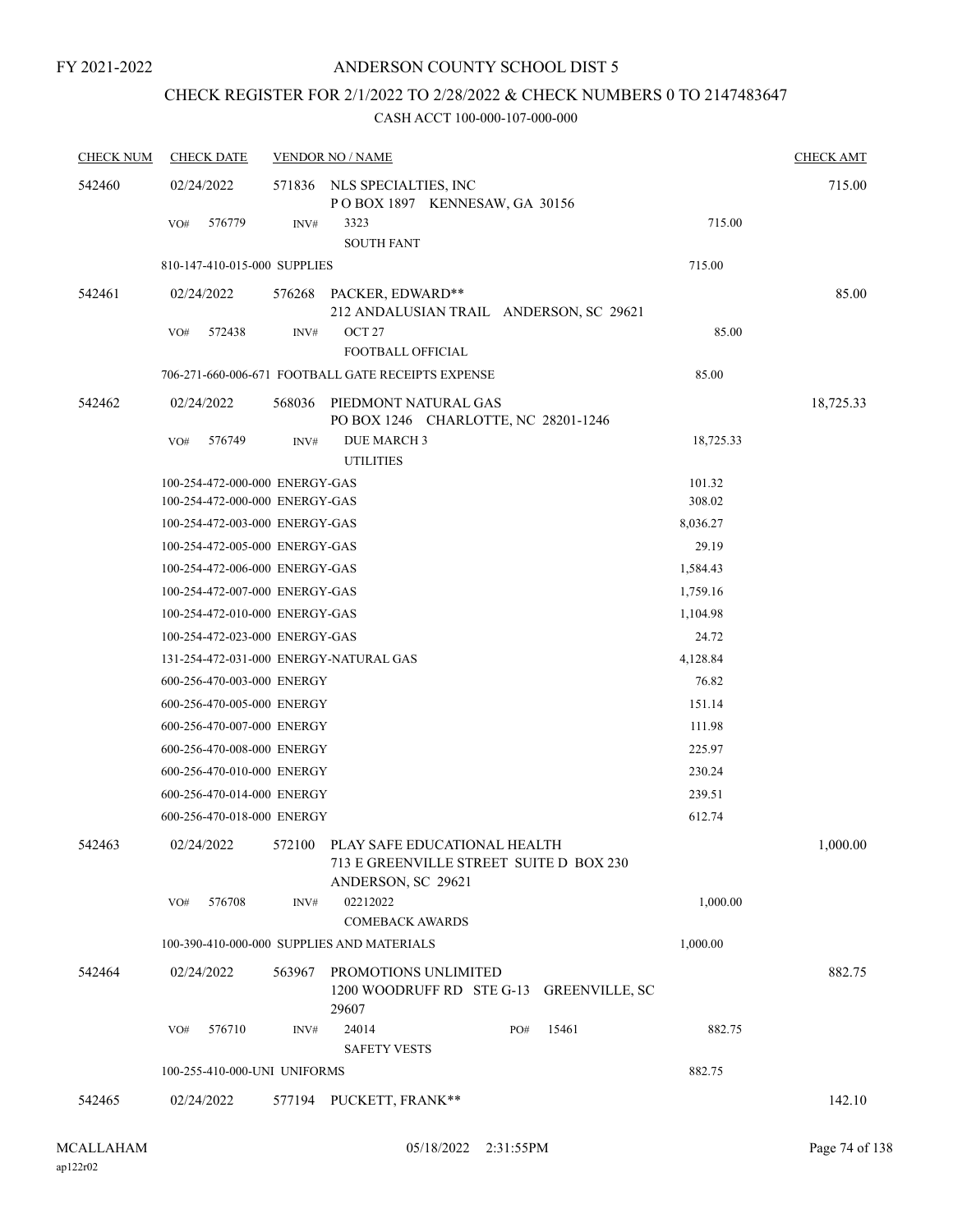FY 2021-2022

# ANDERSON COUNTY SCHOOL DIST 5

## CHECK REGISTER FOR 2/1/2022 TO 2/28/2022 & CHECK NUMBERS 0 TO 2147483647

### CASH ACCT 100-000-107-000-000

| CHECK NUM | CHECK DATE | VENDOR NO / NAME | | CHECK AMT |
|---|---|---|---|---|
| 542460 | 02/24/2022 | 571836 NLS SPECIALTIES, INC<br>P O BOX 1897 KENNESAW, GA 30156 | | 715.00 |
| | VO# 576779 | INV# 3323<br>SOUTH FANT | 715.00 | |
| | 810-147-410-015-000 SUPPLIES | | 715.00 | |
| 542461 | 02/24/2022 | 576268 PACKER, EDWARD**<br>212 ANDALUSIAN TRAIL ANDERSON, SC 29621 | | 85.00 |
| | VO# 572438 | INV# OCT 27<br>FOOTBALL OFFICIAL | 85.00 | |
| | 706-271-660-006-671 FOOTBALL GATE RECEIPTS EXPENSE | | 85.00 | |
| 542462 | 02/24/2022 | 568036 PIEDMONT NATURAL GAS<br>PO BOX 1246 CHARLOTTE, NC 28201-1246 | | 18,725.33 |
| | VO# 576749 | INV# DUE MARCH 3<br>UTILITIES | 18,725.33 | |
| | 100-254-472-000-000 ENERGY-GAS | | 101.32 | |
| | 100-254-472-000-000 ENERGY-GAS | | 308.02 | |
| | 100-254-472-003-000 ENERGY-GAS | | 8,036.27 | |
| | 100-254-472-005-000 ENERGY-GAS | | 29.19 | |
| | 100-254-472-006-000 ENERGY-GAS | | 1,584.43 | |
| | 100-254-472-007-000 ENERGY-GAS | | 1,759.16 | |
| | 100-254-472-010-000 ENERGY-GAS | | 1,104.98 | |
| | 100-254-472-023-000 ENERGY-GAS | | 24.72 | |
| | 131-254-472-031-000 ENERGY-NATURAL GAS | | 4,128.84 | |
| | 600-256-470-003-000 ENERGY | | 76.82 | |
| | 600-256-470-005-000 ENERGY | | 151.14 | |
| | 600-256-470-007-000 ENERGY | | 111.98 | |
| | 600-256-470-008-000 ENERGY | | 225.97 | |
| | 600-256-470-010-000 ENERGY | | 230.24 | |
| | 600-256-470-014-000 ENERGY | | 239.51 | |
| | 600-256-470-018-000 ENERGY | | 612.74 | |
| 542463 | 02/24/2022 | 572100 PLAY SAFE EDUCATIONAL HEALTH<br>713 E GREENVILLE STREET SUITE D BOX 230<br>ANDERSON, SC 29621 | | 1,000.00 |
| | VO# 576708 | INV# 02212022<br>COMEBACK AWARDS | 1,000.00 | |
| | 100-390-410-000-000 SUPPLIES AND MATERIALS | | 1,000.00 | |
| 542464 | 02/24/2022 | 563967 PROMOTIONS UNLIMITED<br>1200 WOODRUFF RD STE G-13 GREENVILLE, SC<br>29607 | | 882.75 |
| | VO# 576710 | INV# 24014 PO# 15461<br>SAFETY VESTS | 882.75 | |
| | 100-255-410-000-UNI UNIFORMS | | 882.75 | |
| 542465 | 02/24/2022 | 577194 PUCKETT, FRANK** | | 142.10 |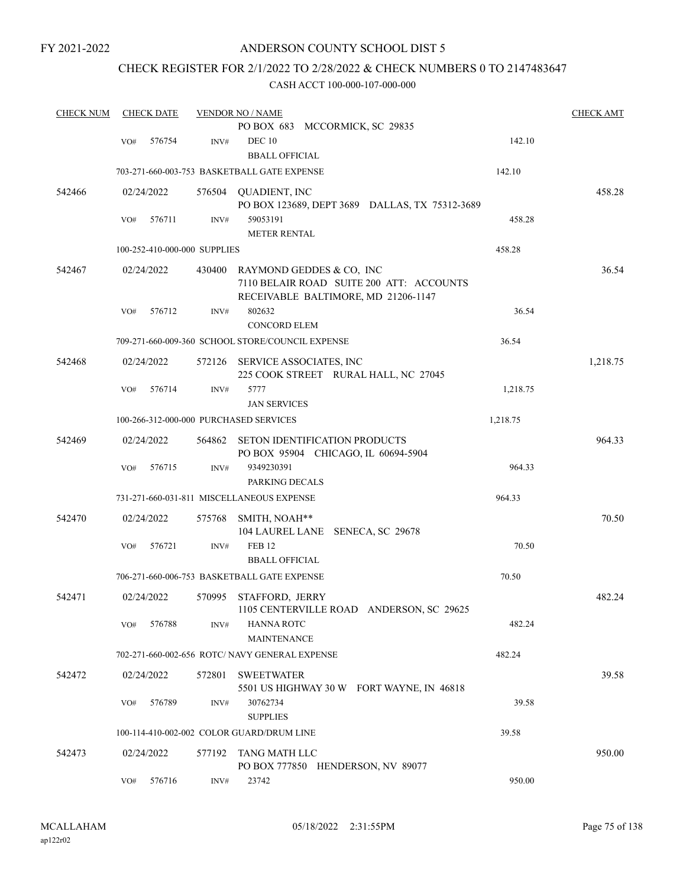FY 2021-2022

# ANDERSON COUNTY SCHOOL DIST 5

## CHECK REGISTER FOR 2/1/2022 TO 2/28/2022 & CHECK NUMBERS 0 TO 2147483647

### CASH ACCT 100-000-107-000-000

| CHECK NUM | CHECK DATE | VENDOR NO / NAME | | CHECK AMT |
|---|---|---|---|---|
| | | PO BOX 683 MCCORMICK, SC 29835 | | |
| | VO# 576754 | INV# DEC 10<br>BBALL OFFICIAL | 142.10 | |
| | | 703-271-660-003-753 BASKETBALL GATE EXPENSE | 142.10 | |
| 542466 | 02/24/2022 | 576504 QUADIENT, INC<br>PO BOX 123689, DEPT 3689 DALLAS, TX 75312-3689 | | 458.28 |
| | VO# 576711 | INV# 59053191<br>METER RENTAL | 458.28 | |
| | | 100-252-410-000-000 SUPPLIES | 458.28 | |
| 542467 | 02/24/2022 | 430400 RAYMOND GEDDES & CO, INC<br>7110 BELAIR ROAD SUITE 200 ATT: ACCOUNTS RECEIVABLE BALTIMORE, MD 21206-1147 | | 36.54 |
| | VO# 576712 | INV# 802632<br>CONCORD ELEM | 36.54 | |
| | | 709-271-660-009-360 SCHOOL STORE/COUNCIL EXPENSE | 36.54 | |
| 542468 | 02/24/2022 | 572126 SERVICE ASSOCIATES, INC<br>225 COOK STREET RURAL HALL, NC 27045 | | 1,218.75 |
| | VO# 576714 | INV# 5777<br>JAN SERVICES | 1,218.75 | |
| | | 100-266-312-000-000 PURCHASED SERVICES | 1,218.75 | |
| 542469 | 02/24/2022 | 564862 SETON IDENTIFICATION PRODUCTS<br>PO BOX 95904 CHICAGO, IL 60694-5904 | | 964.33 |
| | VO# 576715 | INV# 9349230391<br>PARKING DECALS | 964.33 | |
| | | 731-271-660-031-811 MISCELLANEOUS EXPENSE | 964.33 | |
| 542470 | 02/24/2022 | 575768 SMITH, NOAH**<br>104 LAUREL LANE SENECA, SC 29678 | | 70.50 |
| | VO# 576721 | INV# FEB 12<br>BBALL OFFICIAL | 70.50 | |
| | | 706-271-660-006-753 BASKETBALL GATE EXPENSE | 70.50 | |
| 542471 | 02/24/2022 | 570995 STAFFORD, JERRY<br>1105 CENTERVILLE ROAD ANDERSON, SC 29625 | | 482.24 |
| | VO# 576788 | INV# HANNA ROTC<br>MAINTENANCE | 482.24 | |
| | | 702-271-660-002-656 ROTC/ NAVY GENERAL EXPENSE | 482.24 | |
| 542472 | 02/24/2022 | 572801 SWEETWATER<br>5501 US HIGHWAY 30 W FORT WAYNE, IN 46818 | | 39.58 |
| | VO# 576789 | INV# 30762734<br>SUPPLIES | 39.58 | |
| | | 100-114-410-002-002 COLOR GUARD/DRUM LINE | 39.58 | |
| 542473 | 02/24/2022 | 577192 TANG MATH LLC<br>PO BOX 777850 HENDERSON, NV 89077 | | 950.00 |
| | VO# 576716 | INV# 23742 | 950.00 | |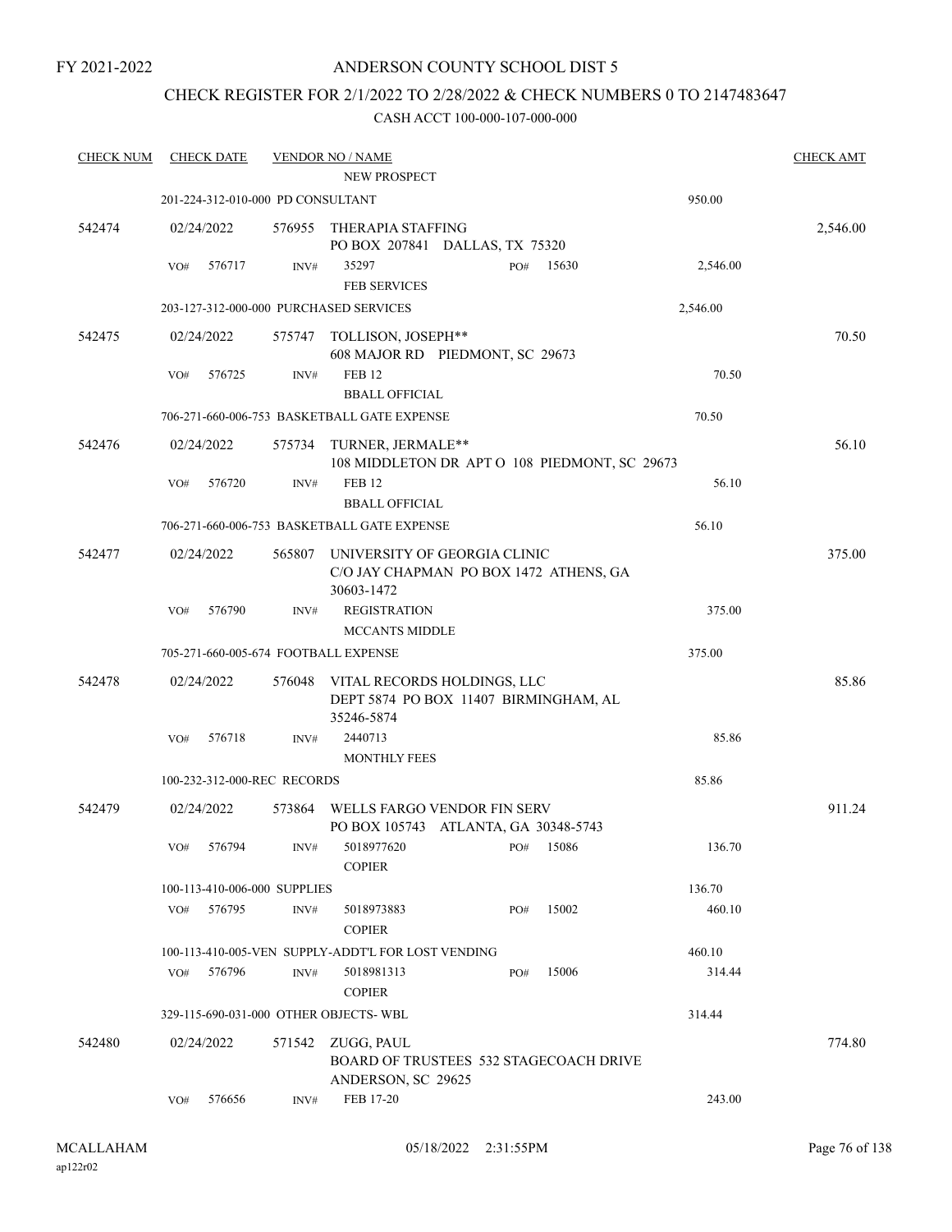FY 2021-2022

ANDERSON COUNTY SCHOOL DIST 5

CHECK REGISTER FOR 2/1/2022 TO 2/28/2022 & CHECK NUMBERS 0 TO 2147483647

CASH ACCT 100-000-107-000-000

| CHECK NUM | CHECK DATE | VENDOR NO / NAME | | CHECK AMT |
|---|---|---|---|---|
| | | NEW PROSPECT | | |
| | 201-224-312-010-000 PD CONSULTANT | | 950.00 | |
| 542474 | 02/24/2022 | 576955 THERAPIA STAFFING<br>PO BOX 207841 DALLAS, TX 75320 | | 2,546.00 |
| | VO# 576717 | INV# 35297 PO# 15630<br>FEB SERVICES | 2,546.00 | |
| | 203-127-312-000-000 PURCHASED SERVICES | | 2,546.00 | |
| 542475 | 02/24/2022 | 575747 TOLLISON, JOSEPH**<br>608 MAJOR RD PIEDMONT, SC 29673 | | 70.50 |
| | VO# 576725 | INV# FEB 12<br>BBALL OFFICIAL | 70.50 | |
| | 706-271-660-006-753 BASKETBALL GATE EXPENSE | | 70.50 | |
| 542476 | 02/24/2022 | 575734 TURNER, JERMALE**<br>108 MIDDLETON DR APT O 108 PIEDMONT, SC 29673 | | 56.10 |
| | VO# 576720 | INV# FEB 12<br>BBALL OFFICIAL | 56.10 | |
| | 706-271-660-006-753 BASKETBALL GATE EXPENSE | | 56.10 | |
| 542477 | 02/24/2022 | 565807 UNIVERSITY OF GEORGIA CLINIC<br>C/O JAY CHAPMAN PO BOX 1472 ATHENS, GA 30603-1472 | | 375.00 |
| | VO# 576790 | INV# REGISTRATION<br>MCCANTS MIDDLE | 375.00 | |
| | 705-271-660-005-674 FOOTBALL EXPENSE | | 375.00 | |
| 542478 | 02/24/2022 | 576048 VITAL RECORDS HOLDINGS, LLC<br>DEPT 5874 PO BOX 11407 BIRMINGHAM, AL 35246-5874 | | 85.86 |
| | VO# 576718 | INV# 2440713<br>MONTHLY FEES | 85.86 | |
| | 100-232-312-000-REC RECORDS | | 85.86 | |
| 542479 | 02/24/2022 | 573864 WELLS FARGO VENDOR FIN SERV<br>PO BOX 105743 ATLANTA, GA 30348-5743 | | 911.24 |
| | VO# 576794 | INV# 5018977620 PO# 15086<br>COPIER | 136.70 | |
| | 100-113-410-006-000 SUPPLIES | | 136.70 | |
| | VO# 576795 | INV# 5018973883 PO# 15002<br>COPIER | 460.10 | |
| | 100-113-410-005-VEN SUPPLY-ADDT'L FOR LOST VENDING | | 460.10 | |
| | VO# 576796 | INV# 5018981313 PO# 15006<br>COPIER | 314.44 | |
| | 329-115-690-031-000 OTHER OBJECTS- WBL | | 314.44 | |
| 542480 | 02/24/2022 | 571542 ZUGG, PAUL<br>BOARD OF TRUSTEES 532 STAGECOACH DRIVE ANDERSON, SC 29625 | | 774.80 |
| | VO# 576656 | INV# FEB 17-20 | 243.00 | |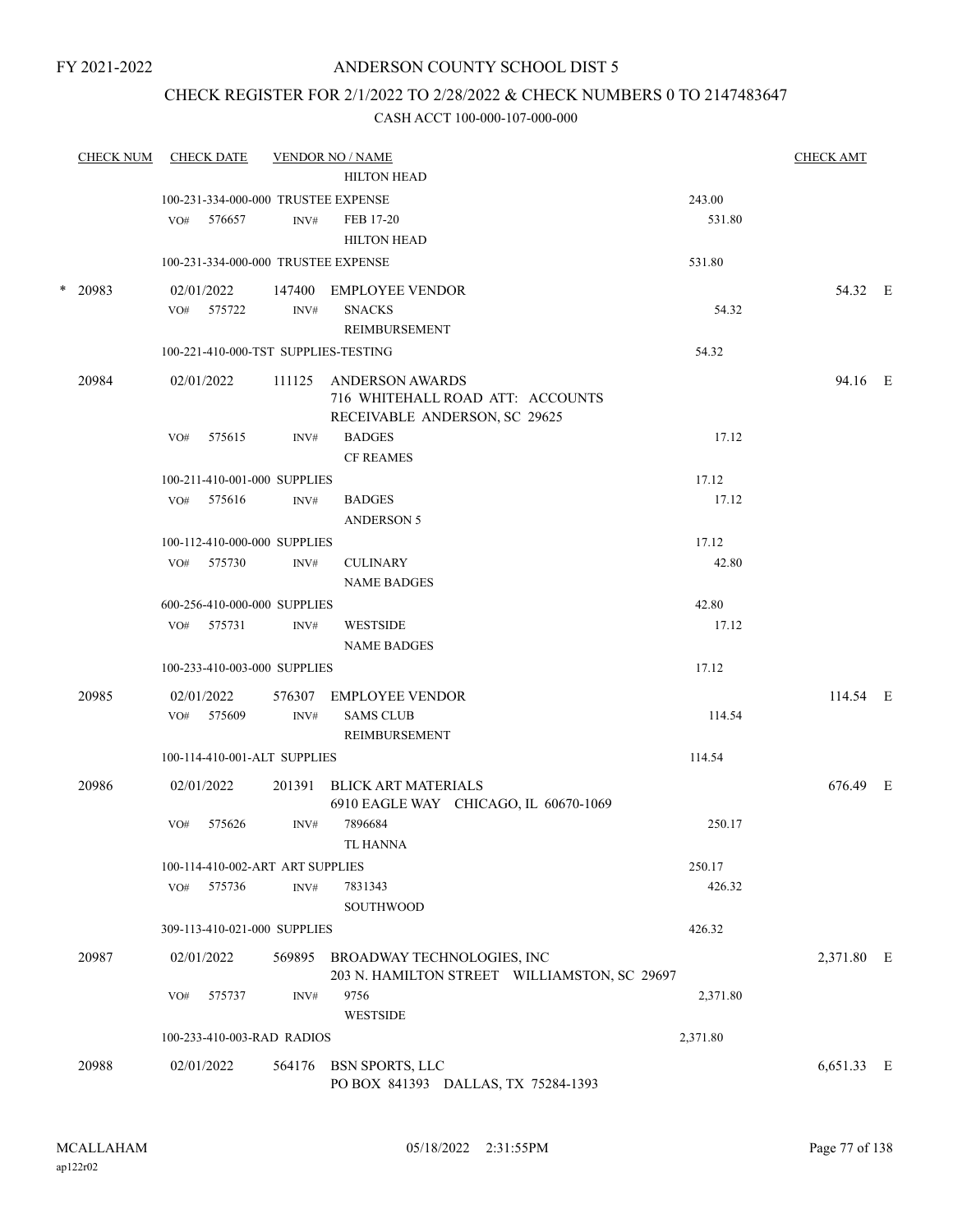FY 2021-2022

# ANDERSON COUNTY SCHOOL DIST 5

## CHECK REGISTER FOR 2/1/2022 TO 2/28/2022 & CHECK NUMBERS 0 TO 2147483647

### CASH ACCT 100-000-107-000-000

| CHECK NUM | CHECK DATE | VENDOR NO / NAME | | CHECK AMT | |
|---|---|---|---|---|---|
| | | HILTON HEAD | | | |
| | 100-231-334-000-000 TRUSTEE EXPENSE | | 243.00 | | |
| | VO# 576657 INV# | FEB 17-20<br>HILTON HEAD | 531.80 | | |
| | 100-231-334-000-000 TRUSTEE EXPENSE | | 531.80 | | |
| * 20983 | 02/01/2022 | 147400 EMPLOYEE VENDOR | | 54.32 | E |
| | VO# 575722 INV# | SNACKS<br>REIMBURSEMENT | 54.32 | | |
| | 100-221-410-000-TST SUPPLIES-TESTING | | 54.32 | | |
| 20984 | 02/01/2022 | 111125 ANDERSON AWARDS<br>716 WHITEHALL ROAD ATT: ACCOUNTS RECEIVABLE ANDERSON, SC 29625 | | 94.16 | E |
| | VO# 575615 INV# | BADGES<br>CF REAMES | 17.12 | | |
| | 100-211-410-001-000 SUPPLIES | | 17.12 | | |
| | VO# 575616 INV# | BADGES<br>ANDERSON 5 | 17.12 | | |
| | 100-112-410-000-000 SUPPLIES | | 17.12 | | |
| | VO# 575730 INV# | CULINARY<br>NAME BADGES | 42.80 | | |
| | 600-256-410-000-000 SUPPLIES | | 42.80 | | |
| | VO# 575731 INV# | WESTSIDE<br>NAME BADGES | 17.12 | | |
| | 100-233-410-003-000 SUPPLIES | | 17.12 | | |
| 20985 | 02/01/2022 | 576307 EMPLOYEE VENDOR | | 114.54 | E |
| | VO# 575609 INV# | SAMS CLUB<br>REIMBURSEMENT | 114.54 | | |
| | 100-114-410-001-ALT SUPPLIES | | 114.54 | | |
| 20986 | 02/01/2022 | 201391 BLICK ART MATERIALS<br>6910 EAGLE WAY CHICAGO, IL 60670-1069 | | 676.49 | E |
| | VO# 575626 INV# | 7896684<br>TL HANNA | 250.17 | | |
| | 100-114-410-002-ART ART SUPPLIES | | 250.17 | | |
| | VO# 575736 INV# | 7831343<br>SOUTHWOOD | 426.32 | | |
| | 309-113-410-021-000 SUPPLIES | | 426.32 | | |
| 20987 | 02/01/2022 | 569895 BROADWAY TECHNOLOGIES, INC<br>203 N. HAMILTON STREET WILLIAMSTON, SC 29697 | | 2,371.80 | E |
| | VO# 575737 INV# | 9756<br>WESTSIDE | 2,371.80 | | |
| | 100-233-410-003-RAD RADIOS | | 2,371.80 | | |
| 20988 | 02/01/2022 | 564176 BSN SPORTS, LLC<br>PO BOX 841393 DALLAS, TX 75284-1393 | | 6,651.33 | E |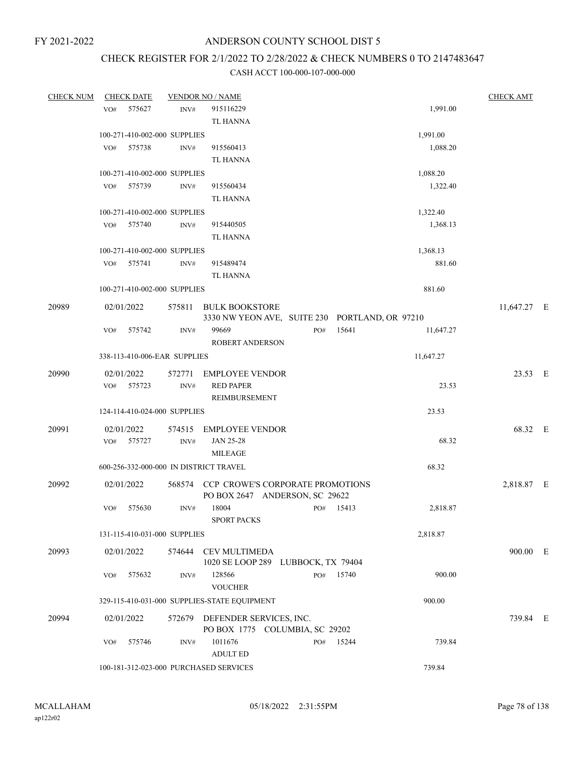FY 2021-2022

# ANDERSON COUNTY SCHOOL DIST 5

## CHECK REGISTER FOR 2/1/2022 TO 2/28/2022 & CHECK NUMBERS 0 TO 2147483647

### CASH ACCT 100-000-107-000-000

| CHECK NUM | CHECK DATE | VENDOR NO / NAME | | | CHECK AMT |
|---|---|---|---|---|---|
| | VO# 575627 | INV# 915116229 TL HANNA | | 1,991.00 | |
| | 100-271-410-002-000 SUPPLIES | | | 1,991.00 | |
| | VO# 575738 | INV# 915560413 TL HANNA | | 1,088.20 | |
| | 100-271-410-002-000 SUPPLIES | | | 1,088.20 | |
| | VO# 575739 | INV# 915560434 TL HANNA | | 1,322.40 | |
| | 100-271-410-002-000 SUPPLIES | | | 1,322.40 | |
| | VO# 575740 | INV# 915440505 TL HANNA | | 1,368.13 | |
| | 100-271-410-002-000 SUPPLIES | | | 1,368.13 | |
| | VO# 575741 | INV# 915489474 TL HANNA | | 881.60 | |
| | 100-271-410-002-000 SUPPLIES | | | 881.60 | |
| 20989 | 02/01/2022 | 575811 BULK BOOKSTORE 3330 NW YEON AVE, SUITE 230 PORTLAND, OR 97210 | | | 11,647.27 E |
| | VO# 575742 | INV# 99669 ROBERT ANDERSON | PO# 15641 | 11,647.27 | |
| | 338-113-410-006-EAR SUPPLIES | | | 11,647.27 | |
| 20990 | 02/01/2022 | 572771 EMPLOYEE VENDOR | | | 23.53 E |
| | VO# 575723 | INV# RED PAPER REIMBURSEMENT | | 23.53 | |
| | 124-114-410-024-000 SUPPLIES | | | 23.53 | |
| 20991 | 02/01/2022 | 574515 EMPLOYEE VENDOR | | | 68.32 E |
| | VO# 575727 | INV# JAN 25-28 MILEAGE | | 68.32 | |
| | 600-256-332-000-000 IN DISTRICT TRAVEL | | | 68.32 | |
| 20992 | 02/01/2022 | 568574 CCP CROWE'S CORPORATE PROMOTIONS PO BOX 2647 ANDERSON, SC 29622 | | | 2,818.87 E |
| | VO# 575630 | INV# 18004 SPORT PACKS | PO# 15413 | 2,818.87 | |
| | 131-115-410-031-000 SUPPLIES | | | 2,818.87 | |
| 20993 | 02/01/2022 | 574644 CEV MULTIMEDA 1020 SE LOOP 289 LUBBOCK, TX 79404 | | | 900.00 E |
| | VO# 575632 | INV# 128566 VOUCHER | PO# 15740 | 900.00 | |
| | 329-115-410-031-000 SUPPLIES-STATE EQUIPMENT | | | 900.00 | |
| 20994 | 02/01/2022 | 572679 DEFENDER SERVICES, INC. PO BOX 1775 COLUMBIA, SC 29202 | | | 739.84 E |
| | VO# 575746 | INV# 1011676 ADULT ED | PO# 15244 | 739.84 | |
| | 100-181-312-023-000 PURCHASED SERVICES | | | 739.84 | |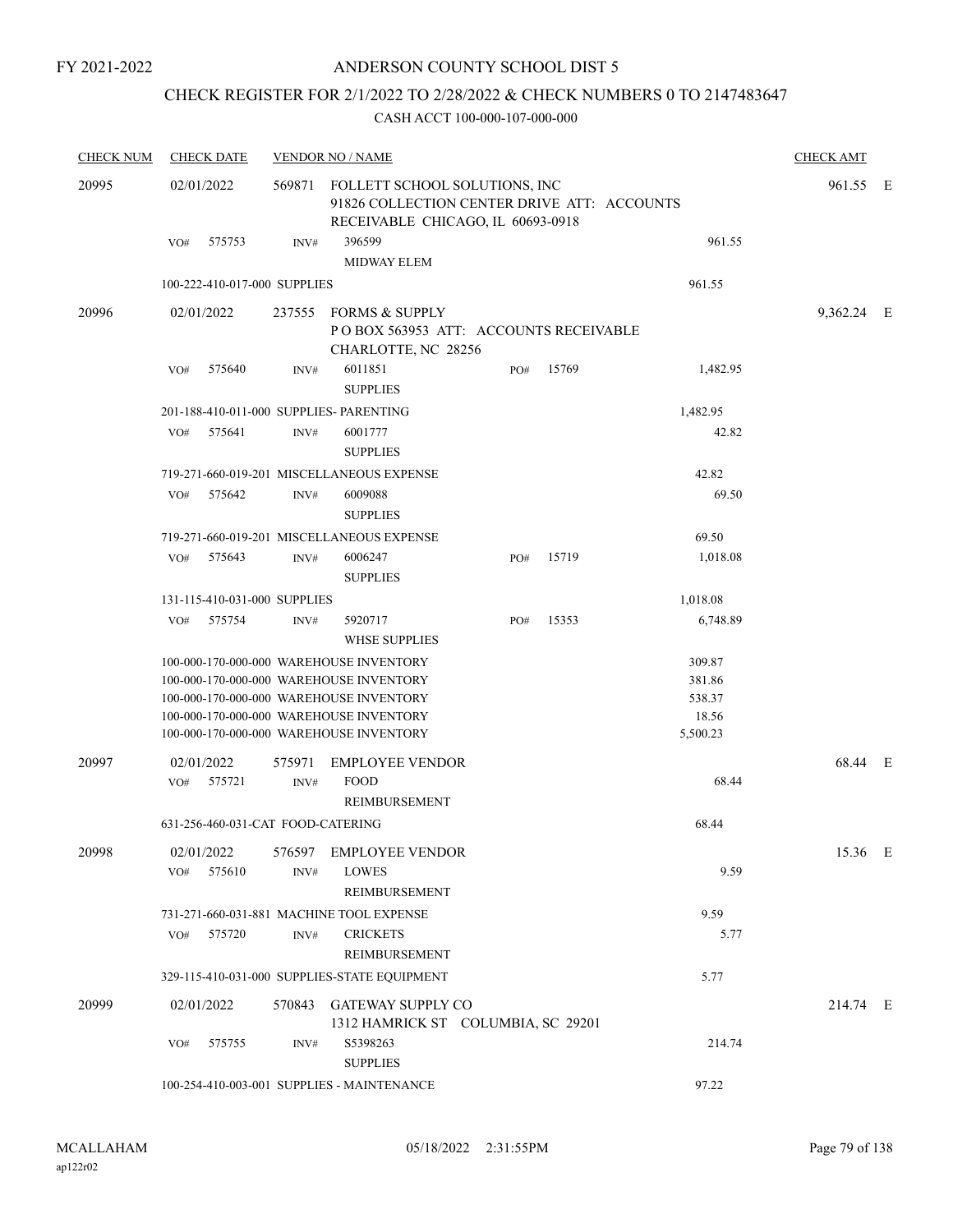FY 2021-2022

# ANDERSON COUNTY SCHOOL DIST 5

## CHECK REGISTER FOR 2/1/2022 TO 2/28/2022 & CHECK NUMBERS 0 TO 2147483647

CASH ACCT 100-000-107-000-000

| CHECK NUM | CHECK DATE | VENDOR NO / NAME | | | | CHECK AMT | |
|---|---|---|---|---|---|---|---|
| 20995 | 02/01/2022 | 569871 FOLLETT SCHOOL SOLUTIONS, INC<br>91826 COLLECTION CENTER DRIVE ATT: ACCOUNTS RECEIVABLE CHICAGO, IL 60693-0918 | | | | 961.55 | E |
| | VO# 575753 | INV# 396599<br>MIDWAY ELEM | | | 961.55 | | |
| | 100-222-410-017-000 SUPPLIES | | | | 961.55 | | |
| 20996 | 02/01/2022 | 237555 FORMS & SUPPLY<br>P O BOX 563953 ATT: ACCOUNTS RECEIVABLE CHARLOTTE, NC 28256 | | | | 9,362.24 | E |
| | VO# 575640 | INV# 6011851<br>SUPPLIES | PO# | 15769 | 1,482.95 | | |
| | 201-188-410-011-000 SUPPLIES- PARENTING | | | | 1,482.95 | | |
| | VO# 575641 | INV# 6001777<br>SUPPLIES | | | 42.82 | | |
| | 719-271-660-019-201 MISCELLANEOUS EXPENSE | | | | 42.82 | | |
| | VO# 575642 | INV# 6009088<br>SUPPLIES | | | 69.50 | | |
| | 719-271-660-019-201 MISCELLANEOUS EXPENSE | | | | 69.50 | | |
| | VO# 575643 | INV# 6006247<br>SUPPLIES | PO# | 15719 | 1,018.08 | | |
| | 131-115-410-031-000 SUPPLIES | | | | 1,018.08 | | |
| | VO# 575754 | INV# 5920717<br>WHSE SUPPLIES | PO# | 15353 | 6,748.89 | | |
| | 100-000-170-000-000 WAREHOUSE INVENTORY | | | | 309.87 | | |
| | 100-000-170-000-000 WAREHOUSE INVENTORY | | | | 381.86 | | |
| | 100-000-170-000-000 WAREHOUSE INVENTORY | | | | 538.37 | | |
| | 100-000-170-000-000 WAREHOUSE INVENTORY | | | | 18.56 | | |
| | 100-000-170-000-000 WAREHOUSE INVENTORY | | | | 5,500.23 | | |
| 20997 | 02/01/2022 | 575971 EMPLOYEE VENDOR | | | | 68.44 | E |
| | VO# 575721 | INV# FOOD<br>REIMBURSEMENT | | | 68.44 | | |
| | 631-256-460-031-CAT FOOD-CATERING | | | | 68.44 | | |
| 20998 | 02/01/2022 | 576597 EMPLOYEE VENDOR | | | | 15.36 | E |
| | VO# 575610 | INV# LOWES<br>REIMBURSEMENT | | | 9.59 | | |
| | 731-271-660-031-881 MACHINE TOOL EXPENSE | | | | 9.59 | | |
| | VO# 575720 | INV# CRICKETS<br>REIMBURSEMENT | | | 5.77 | | |
| | 329-115-410-031-000 SUPPLIES-STATE EQUIPMENT | | | | 5.77 | | |
| 20999 | 02/01/2022 | 570843 GATEWAY SUPPLY CO<br>1312 HAMRICK ST COLUMBIA, SC 29201 | | | | 214.74 | E |
| | VO# 575755 | INV# S5398263<br>SUPPLIES | | | 214.74 | | |
| | 100-254-410-003-001 SUPPLIES - MAINTENANCE | | | | 97.22 | | |

MCALLAHAM
ap122r02

05/18/2022 2:31:55PM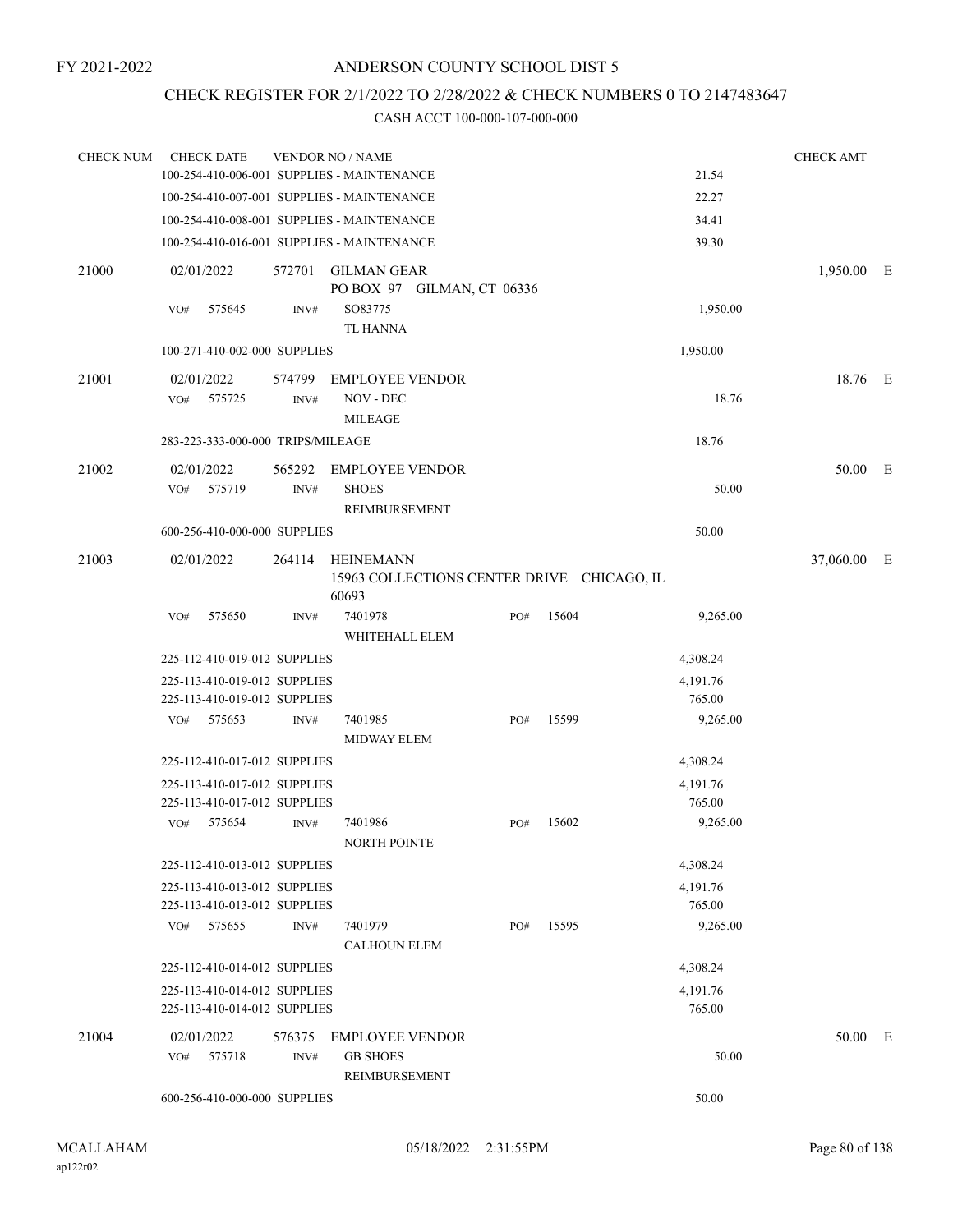FY 2021-2022

# ANDERSON COUNTY SCHOOL DIST 5

## CHECK REGISTER FOR 2/1/2022 TO 2/28/2022 & CHECK NUMBERS 0 TO 2147483647

### CASH ACCT 100-000-107-000-000

| CHECK NUM | CHECK DATE | VENDOR NO / NAME | | | CHECK AMT |
|---|---|---|---|---|---|
| | 100-254-410-006-001 SUPPLIES - MAINTENANCE | | | 21.54 | |
| | 100-254-410-007-001 SUPPLIES - MAINTENANCE | | | 22.27 | |
| | 100-254-410-008-001 SUPPLIES - MAINTENANCE | | | 34.41 | |
| | 100-254-410-016-001 SUPPLIES - MAINTENANCE | | | 39.30 | |
| 21000 | 02/01/2022 | 572701 GILMAN GEAR<br>PO BOX 97 GILMAN, CT 06336 | | | 1,950.00 E |
| | VO# 575645 | INV# SO83775<br>TL HANNA | | 1,950.00 | |
| | 100-271-410-002-000 SUPPLIES | | | 1,950.00 | |
| 21001 | 02/01/2022 | 574799 EMPLOYEE VENDOR | | | 18.76 E |
| | VO# 575725 | INV# NOV - DEC<br>MILEAGE | | 18.76 | |
| | 283-223-333-000-000 TRIPS/MILEAGE | | | 18.76 | |
| 21002 | 02/01/2022 | 565292 EMPLOYEE VENDOR | | | 50.00 E |
| | VO# 575719 | INV# SHOES<br>REIMBURSEMENT | | 50.00 | |
| | 600-256-410-000-000 SUPPLIES | | | 50.00 | |
| 21003 | 02/01/2022 | 264114 HEINEMANN<br>15963 COLLECTIONS CENTER DRIVE CHICAGO, IL 60693 | | | 37,060.00 E |
| | VO# 575650 | INV# 7401978<br>WHITEHALL ELEM | PO# 15604 | 9,265.00 | |
| | 225-112-410-019-012 SUPPLIES | | | 4,308.24 | |
| | 225-113-410-019-012 SUPPLIES | | | 4,191.76 | |
| | 225-113-410-019-012 SUPPLIES | | | 765.00 | |
| | VO# 575653 | INV# 7401985<br>MIDWAY ELEM | PO# 15599 | 9,265.00 | |
| | 225-112-410-017-012 SUPPLIES | | | 4,308.24 | |
| | 225-113-410-017-012 SUPPLIES | | | 4,191.76 | |
| | 225-113-410-017-012 SUPPLIES | | | 765.00 | |
| | VO# 575654 | INV# 7401986<br>NORTH POINTE | PO# 15602 | 9,265.00 | |
| | 225-112-410-013-012 SUPPLIES | | | 4,308.24 | |
| | 225-113-410-013-012 SUPPLIES | | | 4,191.76 | |
| | 225-113-410-013-012 SUPPLIES | | | 765.00 | |
| | VO# 575655 | INV# 7401979<br>CALHOUN ELEM | PO# 15595 | 9,265.00 | |
| | 225-112-410-014-012 SUPPLIES | | | 4,308.24 | |
| | 225-113-410-014-012 SUPPLIES | | | 4,191.76 | |
| | 225-113-410-014-012 SUPPLIES | | | 765.00 | |
| 21004 | 02/01/2022 | 576375 EMPLOYEE VENDOR | | | 50.00 E |
| | VO# 575718 | INV# GB SHOES<br>REIMBURSEMENT | | 50.00 | |
| | 600-256-410-000-000 SUPPLIES | | | 50.00 | |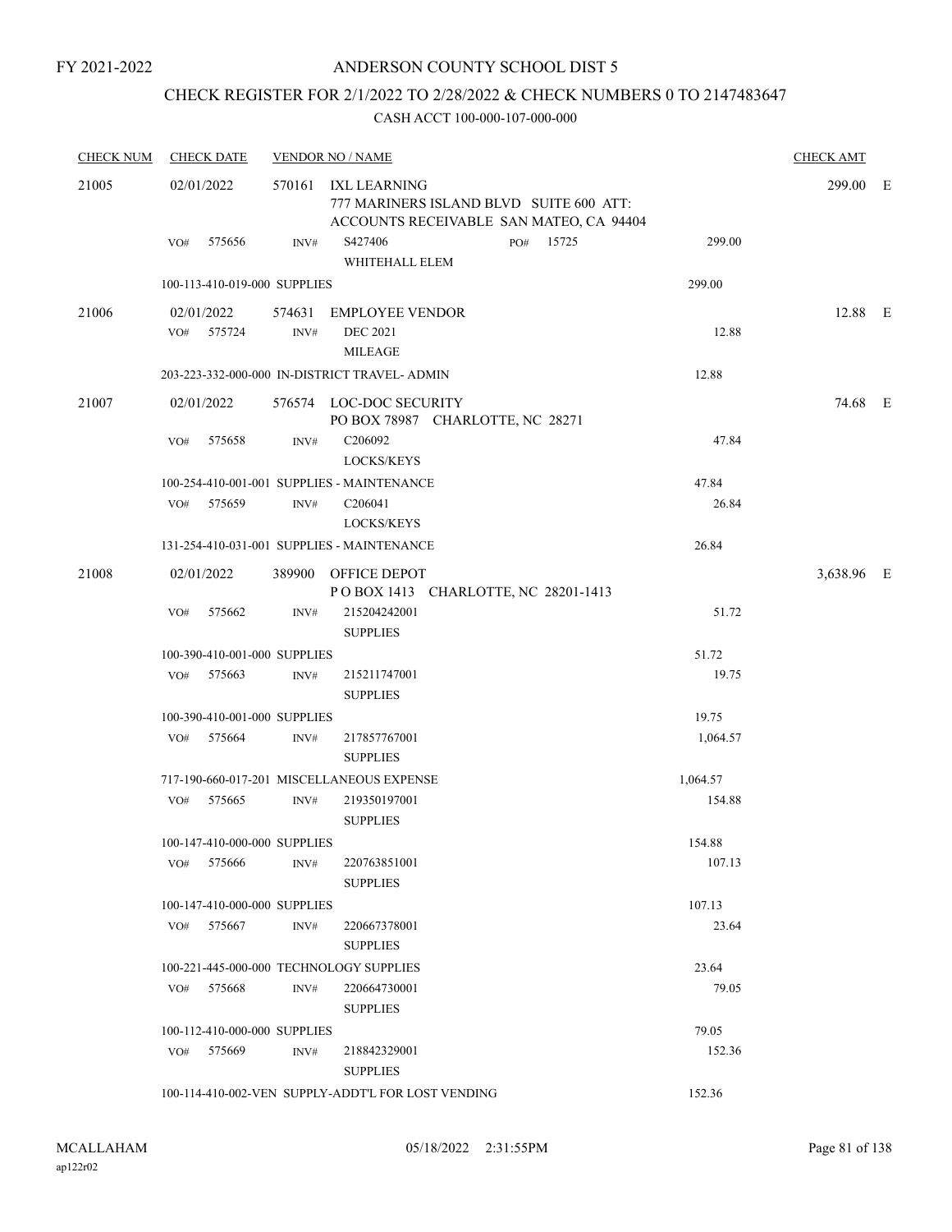FY 2021-2022

# ANDERSON COUNTY SCHOOL DIST 5

## CHECK REGISTER FOR 2/1/2022 TO 2/28/2022 & CHECK NUMBERS 0 TO 2147483647

### CASH ACCT 100-000-107-000-000

| CHECK NUM | CHECK DATE | VENDOR NO / NAME | | CHECK AMT | |
|---|---|---|---|---|---|
| 21005 | 02/01/2022 | 570161 IXL LEARNING<br>777 MARINERS ISLAND BLVD SUITE 600 ATT:<br>ACCOUNTS RECEIVABLE SAN MATEO, CA 94404 | | 299.00 | E |
| | VO# 575656 | INV# S427406 PO# 15725<br>WHITEHALL ELEM | 299.00 | | |
| | 100-113-410-019-000 SUPPLIES | | 299.00 | | |
| 21006 | 02/01/2022 | 574631 EMPLOYEE VENDOR | | 12.88 | E |
| | VO# 575724 | INV# DEC 2021<br>MILEAGE | 12.88 | | |
| | 203-223-332-000-000 IN-DISTRICT TRAVEL- ADMIN | | 12.88 | | |
| 21007 | 02/01/2022 | 576574 LOC-DOC SECURITY<br>PO BOX 78987 CHARLOTTE, NC 28271 | | 74.68 | E |
| | VO# 575658 | INV# C206092<br>LOCKS/KEYS | 47.84 | | |
| | 100-254-410-001-001 SUPPLIES - MAINTENANCE | | 47.84 | | |
| | VO# 575659 | INV# C206041<br>LOCKS/KEYS | 26.84 | | |
| | 131-254-410-031-001 SUPPLIES - MAINTENANCE | | 26.84 | | |
| 21008 | 02/01/2022 | 389900 OFFICE DEPOT<br>P O BOX 1413 CHARLOTTE, NC 28201-1413 | | 3,638.96 | E |
| | VO# 575662 | INV# 215204242001<br>SUPPLIES | 51.72 | | |
| | 100-390-410-001-000 SUPPLIES | | 51.72 | | |
| | VO# 575663 | INV# 215211747001<br>SUPPLIES | 19.75 | | |
| | 100-390-410-001-000 SUPPLIES | | 19.75 | | |
| | VO# 575664 | INV# 217857767001<br>SUPPLIES | 1,064.57 | | |
| | 717-190-660-017-201 MISCELLANEOUS EXPENSE | | 1,064.57 | | |
| | VO# 575665 | INV# 219350197001<br>SUPPLIES | 154.88 | | |
| | 100-147-410-000-000 SUPPLIES | | 154.88 | | |
| | VO# 575666 | INV# 220763851001<br>SUPPLIES | 107.13 | | |
| | 100-147-410-000-000 SUPPLIES | | 107.13 | | |
| | VO# 575667 | INV# 220667378001<br>SUPPLIES | 23.64 | | |
| | 100-221-445-000-000 TECHNOLOGY SUPPLIES | | 23.64 | | |
| | VO# 575668 | INV# 220664730001<br>SUPPLIES | 79.05 | | |
| | 100-112-410-000-000 SUPPLIES | | 79.05 | | |
| | VO# 575669 | INV# 218842329001<br>SUPPLIES | 152.36 | | |
| | 100-114-410-002-VEN SUPPLY-ADDT'L FOR LOST VENDING | | 152.36 | | |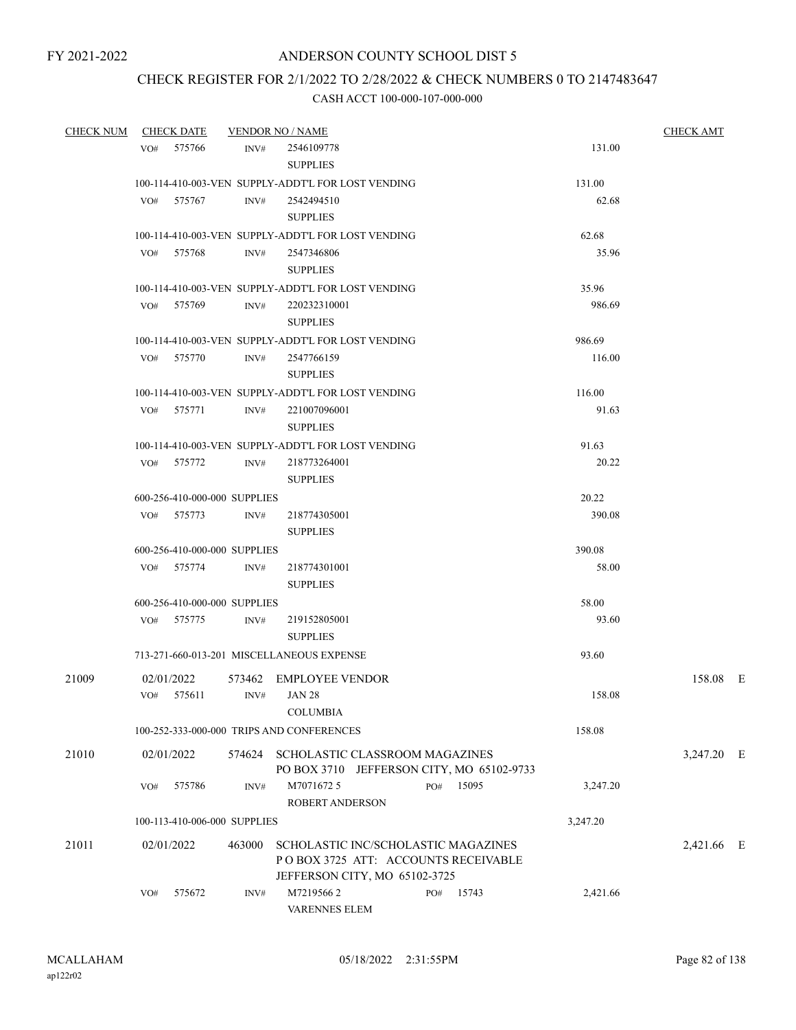FY 2021-2022

# ANDERSON COUNTY SCHOOL DIST 5

## CHECK REGISTER FOR 2/1/2022 TO 2/28/2022 & CHECK NUMBERS 0 TO 2147483647

### CASH ACCT 100-000-107-000-000

| CHECK NUM | CHECK DATE | VENDOR NO / NAME | | CHECK AMT |
|---|---|---|---|---|
| | VO# 575766 | INV# 2546109778 SUPPLIES | 131.00 | |
| | 100-114-410-003-VEN SUPPLY-ADDT'L FOR LOST VENDING | | 131.00 | |
| | VO# 575767 | INV# 2542494510 SUPPLIES | 62.68 | |
| | 100-114-410-003-VEN SUPPLY-ADDT'L FOR LOST VENDING | | 62.68 | |
| | VO# 575768 | INV# 2547346806 SUPPLIES | 35.96 | |
| | 100-114-410-003-VEN SUPPLY-ADDT'L FOR LOST VENDING | | 35.96 | |
| | VO# 575769 | INV# 220232310001 SUPPLIES | 986.69 | |
| | 100-114-410-003-VEN SUPPLY-ADDT'L FOR LOST VENDING | | 986.69 | |
| | VO# 575770 | INV# 2547766159 SUPPLIES | 116.00 | |
| | 100-114-410-003-VEN SUPPLY-ADDT'L FOR LOST VENDING | | 116.00 | |
| | VO# 575771 | INV# 221007096001 SUPPLIES | 91.63 | |
| | 100-114-410-003-VEN SUPPLY-ADDT'L FOR LOST VENDING | | 91.63 | |
| | VO# 575772 | INV# 218773264001 SUPPLIES | 20.22 | |
| | 600-256-410-000-000 SUPPLIES | | 20.22 | |
| | VO# 575773 | INV# 218774305001 SUPPLIES | 390.08 | |
| | 600-256-410-000-000 SUPPLIES | | 390.08 | |
| | VO# 575774 | INV# 218774301001 SUPPLIES | 58.00 | |
| | 600-256-410-000-000 SUPPLIES | | 58.00 | |
| | VO# 575775 | INV# 219152805001 SUPPLIES | 93.60 | |
| | 713-271-660-013-201 MISCELLANEOUS EXPENSE | | 93.60 | |
| 21009 | 02/01/2022 | 573462 EMPLOYEE VENDOR | | 158.08 E |
| | VO# 575611 | INV# JAN 28 COLUMBIA | 158.08 | |
| | 100-252-333-000-000 TRIPS AND CONFERENCES | | 158.08 | |
| 21010 | 02/01/2022 | 574624 SCHOLASTIC CLASSROOM MAGAZINES PO BOX 3710 JEFFERSON CITY, MO 65102-9733 | | 3,247.20 E |
| | VO# 575786 | INV# M7071672 5 PO# 15095 ROBERT ANDERSON | 3,247.20 | |
| | 100-113-410-006-000 SUPPLIES | | 3,247.20 | |
| 21011 | 02/01/2022 | 463000 SCHOLASTIC INC/SCHOLASTIC MAGAZINES P O BOX 3725 ATT: ACCOUNTS RECEIVABLE JEFFERSON CITY, MO 65102-3725 | | 2,421.66 E |
| | VO# 575672 | INV# M7219566 2 PO# 15743 VARENNES ELEM | 2,421.66 | |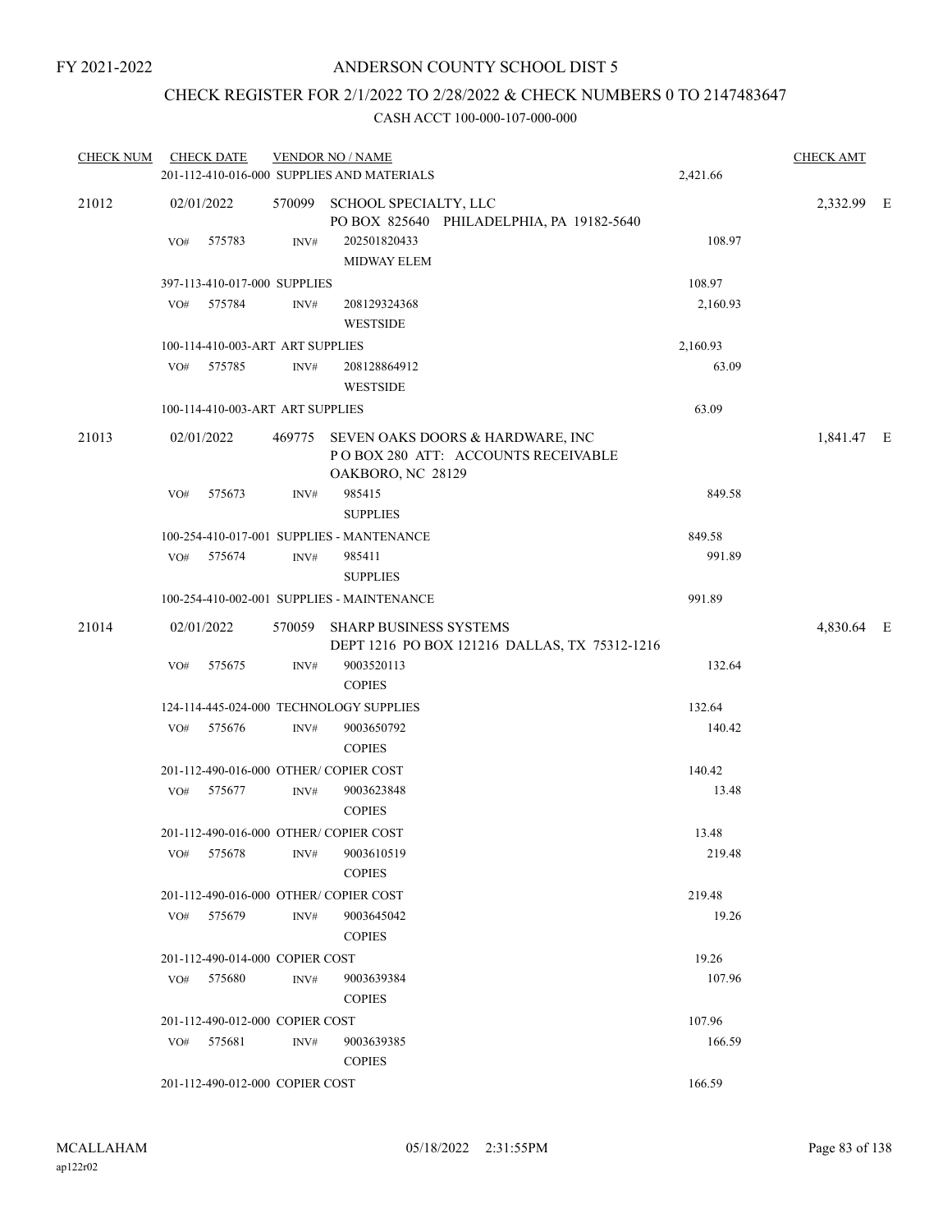FY 2021-2022

# ANDERSON COUNTY SCHOOL DIST 5

## CHECK REGISTER FOR 2/1/2022 TO 2/28/2022 & CHECK NUMBERS 0 TO 2147483647

### CASH ACCT 100-000-107-000-000

| CHECK NUM | CHECK DATE | VENDOR NO / NAME | | CHECK AMT | |
|---|---|---|---|---|---|
| | 201-112-410-016-000 SUPPLIES AND MATERIALS | | 2,421.66 | | |
| 21012 | 02/01/2022 | 570099 SCHOOL SPECIALTY, LLC<br>PO BOX 825640 PHILADELPHIA, PA 19182-5640 | | 2,332.99 | E |
| | VO# 575783 | INV# 202501820433<br>MIDWAY ELEM | 108.97 | | |
| | 397-113-410-017-000 SUPPLIES | | 108.97 | | |
| | VO# 575784 | INV# 208129324368<br>WESTSIDE | 2,160.93 | | |
| | 100-114-410-003-ART ART SUPPLIES | | 2,160.93 | | |
| | VO# 575785 | INV# 208128864912<br>WESTSIDE | 63.09 | | |
| | 100-114-410-003-ART ART SUPPLIES | | 63.09 | | |
| 21013 | 02/01/2022 | 469775 SEVEN OAKS DOORS & HARDWARE, INC<br>P O BOX 280 ATT: ACCOUNTS RECEIVABLE<br>OAKBORO, NC 28129 | | 1,841.47 | E |
| | VO# 575673 | INV# 985415<br>SUPPLIES | 849.58 | | |
| | 100-254-410-017-001 SUPPLIES - MANTENANCE | | 849.58 | | |
| | VO# 575674 | INV# 985411<br>SUPPLIES | 991.89 | | |
| | 100-254-410-002-001 SUPPLIES - MAINTENANCE | | 991.89 | | |
| 21014 | 02/01/2022 | 570059 SHARP BUSINESS SYSTEMS<br>DEPT 1216 PO BOX 121216 DALLAS, TX 75312-1216 | | 4,830.64 | E |
| | VO# 575675 | INV# 9003520113<br>COPIES | 132.64 | | |
| | 124-114-445-024-000 TECHNOLOGY SUPPLIES | | 132.64 | | |
| | VO# 575676 | INV# 9003650792<br>COPIES | 140.42 | | |
| | 201-112-490-016-000 OTHER/ COPIER COST | | 140.42 | | |
| | VO# 575677 | INV# 9003623848<br>COPIES | 13.48 | | |
| | 201-112-490-016-000 OTHER/ COPIER COST | | 13.48 | | |
| | VO# 575678 | INV# 9003610519<br>COPIES | 219.48 | | |
| | 201-112-490-016-000 OTHER/ COPIER COST | | 219.48 | | |
| | VO# 575679 | INV# 9003645042<br>COPIES | 19.26 | | |
| | 201-112-490-014-000 COPIER COST | | 19.26 | | |
| | VO# 575680 | INV# 9003639384<br>COPIES | 107.96 | | |
| | 201-112-490-012-000 COPIER COST | | 107.96 | | |
| | VO# 575681 | INV# 9003639385<br>COPIES | 166.59 | | |
| | 201-112-490-012-000 COPIER COST | | 166.59 | | |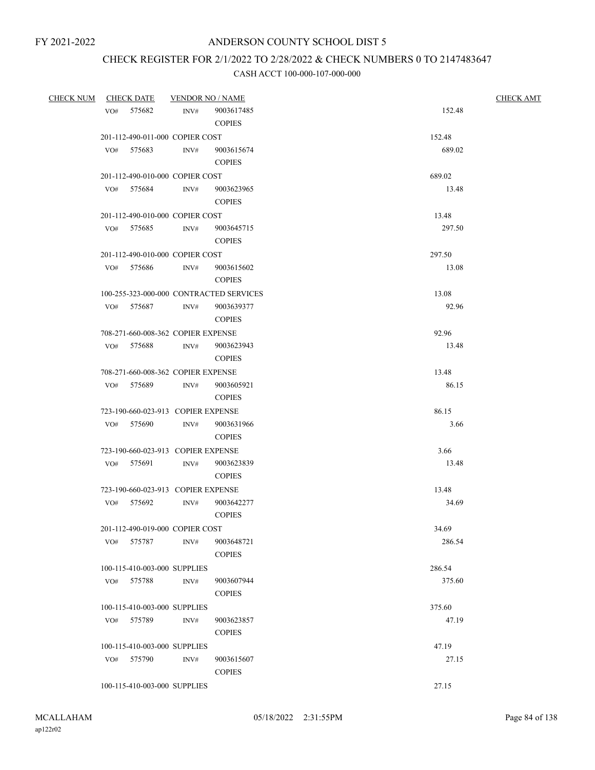FY 2021-2022

# ANDERSON COUNTY SCHOOL DIST 5

## CHECK REGISTER FOR 2/1/2022 TO 2/28/2022 & CHECK NUMBERS 0 TO 2147483647

### CASH ACCT 100-000-107-000-000

| CHECK NUM | CHECK DATE | VENDOR NO / NAME | | CHECK AMT |
|---|---|---|---|---|
| | VO# 575682 | INV# 9003617485 COPIES | 152.48 | |
| | 201-112-490-011-000 COPIER COST | | 152.48 | |
| | VO# 575683 | INV# 9003615674 COPIES | 689.02 | |
| | 201-112-490-010-000 COPIER COST | | 689.02 | |
| | VO# 575684 | INV# 9003623965 COPIES | 13.48 | |
| | 201-112-490-010-000 COPIER COST | | 13.48 | |
| | VO# 575685 | INV# 9003645715 COPIES | 297.50 | |
| | 201-112-490-010-000 COPIER COST | | 297.50 | |
| | VO# 575686 | INV# 9003615602 COPIES | 13.08 | |
| | 100-255-323-000-000 CONTRACTED SERVICES | | 13.08 | |
| | VO# 575687 | INV# 9003639377 COPIES | 92.96 | |
| | 708-271-660-008-362 COPIER EXPENSE | | 92.96 | |
| | VO# 575688 | INV# 9003623943 COPIES | 13.48 | |
| | 708-271-660-008-362 COPIER EXPENSE | | 13.48 | |
| | VO# 575689 | INV# 9003605921 COPIES | 86.15 | |
| | 723-190-660-023-913 COPIER EXPENSE | | 86.15 | |
| | VO# 575690 | INV# 9003631966 COPIES | 3.66 | |
| | 723-190-660-023-913 COPIER EXPENSE | | 3.66 | |
| | VO# 575691 | INV# 9003623839 COPIES | 13.48 | |
| | 723-190-660-023-913 COPIER EXPENSE | | 13.48 | |
| | VO# 575692 | INV# 9003642277 COPIES | 34.69 | |
| | 201-112-490-019-000 COPIER COST | | 34.69 | |
| | VO# 575787 | INV# 9003648721 COPIES | 286.54 | |
| | 100-115-410-003-000 SUPPLIES | | 286.54 | |
| | VO# 575788 | INV# 9003607944 COPIES | 375.60 | |
| | 100-115-410-003-000 SUPPLIES | | 375.60 | |
| | VO# 575789 | INV# 9003623857 COPIES | 47.19 | |
| | 100-115-410-003-000 SUPPLIES | | 47.19 | |
| | VO# 575790 | INV# 9003615607 COPIES | 27.15 | |
| | 100-115-410-003-000 SUPPLIES | | 27.15 | |

MCALLAHAM
ap122r02
05/18/2022 2:31:55PM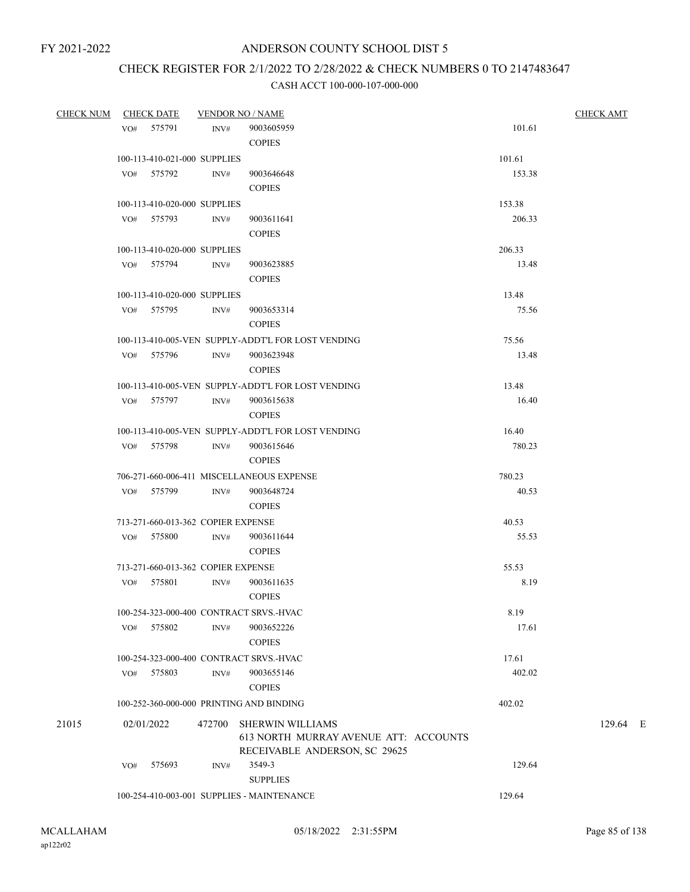FY 2021-2022

# ANDERSON COUNTY SCHOOL DIST 5

## CHECK REGISTER FOR 2/1/2022 TO 2/28/2022 & CHECK NUMBERS 0 TO 2147483647

### CASH ACCT 100-000-107-000-000

| CHECK NUM | CHECK DATE | VENDOR NO / NAME | | CHECK AMT |
|---|---|---|---|---|
| | VO# 575791 | INV# 9003605959 COPIES | 101.61 | |
| | 100-113-410-021-000 SUPPLIES | | 101.61 | |
| | VO# 575792 | INV# 9003646648 COPIES | 153.38 | |
| | 100-113-410-020-000 SUPPLIES | | 153.38 | |
| | VO# 575793 | INV# 9003611641 COPIES | 206.33 | |
| | 100-113-410-020-000 SUPPLIES | | 206.33 | |
| | VO# 575794 | INV# 9003623885 COPIES | 13.48 | |
| | 100-113-410-020-000 SUPPLIES | | 13.48 | |
| | VO# 575795 | INV# 9003653314 COPIES | 75.56 | |
| | 100-113-410-005-VEN SUPPLY-ADDT'L FOR LOST VENDING | | 75.56 | |
| | VO# 575796 | INV# 9003623948 COPIES | 13.48 | |
| | 100-113-410-005-VEN SUPPLY-ADDT'L FOR LOST VENDING | | 13.48 | |
| | VO# 575797 | INV# 9003615638 COPIES | 16.40 | |
| | 100-113-410-005-VEN SUPPLY-ADDT'L FOR LOST VENDING | | 16.40 | |
| | VO# 575798 | INV# 9003615646 COPIES | 780.23 | |
| | 706-271-660-006-411 MISCELLANEOUS EXPENSE | | 780.23 | |
| | VO# 575799 | INV# 9003648724 COPIES | 40.53 | |
| | 713-271-660-013-362 COPIER EXPENSE | | 40.53 | |
| | VO# 575800 | INV# 9003611644 COPIES | 55.53 | |
| | 713-271-660-013-362 COPIER EXPENSE | | 55.53 | |
| | VO# 575801 | INV# 9003611635 COPIES | 8.19 | |
| | 100-254-323-000-400 CONTRACT SRVS.-HVAC | | 8.19 | |
| | VO# 575802 | INV# 9003652226 COPIES | 17.61 | |
| | 100-254-323-000-400 CONTRACT SRVS.-HVAC | | 17.61 | |
| | VO# 575803 | INV# 9003655146 COPIES | 402.02 | |
| | 100-252-360-000-000 PRINTING AND BINDING | | 402.02 | |
| 21015 | 02/01/2022 | 472700 SHERWIN WILLIAMS 613 NORTH MURRAY AVENUE ATT: ACCOUNTS RECEIVABLE ANDERSON, SC 29625 | | 129.64 E |
| | VO# 575693 | INV# 3549-3 SUPPLIES | 129.64 | |
| | 100-254-410-003-001 SUPPLIES - MAINTENANCE | | 129.64 | |

MCALLAHAM
ap122r02
05/18/2022 2:31:55PM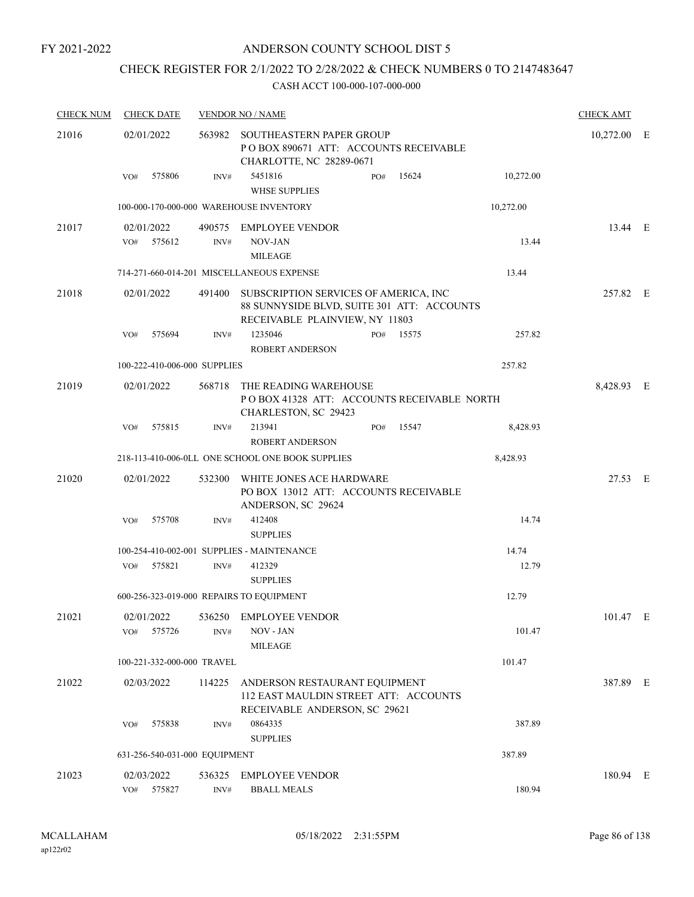FY 2021-2022

# ANDERSON COUNTY SCHOOL DIST 5

## CHECK REGISTER FOR 2/1/2022 TO 2/28/2022 & CHECK NUMBERS 0 TO 2147483647

### CASH ACCT 100-000-107-000-000

| CHECK NUM | CHECK DATE | VENDOR NO / NAME | | | CHECK AMT |
|---|---|---|---|---|---|
| 21016 | 02/01/2022 | 563982 SOUTHEASTERN PAPER GROUP<br>P O BOX 890671 ATT: ACCOUNTS RECEIVABLE<br>CHARLOTTE, NC 28289-0671 | | | 10,272.00 E |
| | VO# 575806 | INV# 5451816<br>WHSE SUPPLIES | PO# 15624 | 10,272.00 | |
| | 100-000-170-000-000 WAREHOUSE INVENTORY | | | 10,272.00 | |
| 21017 | 02/01/2022 | 490575 EMPLOYEE VENDOR | | | 13.44 E |
| | VO# 575612 | INV# NOV-JAN<br>MILEAGE | | 13.44 | |
| | 714-271-660-014-201 MISCELLANEOUS EXPENSE | | | 13.44 | |
| 21018 | 02/01/2022 | 491400 SUBSCRIPTION SERVICES OF AMERICA, INC<br>88 SUNNYSIDE BLVD, SUITE 301 ATT: ACCOUNTS<br>RECEIVABLE PLAINVIEW, NY 11803 | | | 257.82 E |
| | VO# 575694 | INV# 1235046<br>ROBERT ANDERSON | PO# 15575 | 257.82 | |
| | 100-222-410-006-000 SUPPLIES | | | 257.82 | |
| 21019 | 02/01/2022 | 568718 THE READING WAREHOUSE<br>P O BOX 41328 ATT: ACCOUNTS RECEIVABLE NORTH<br>CHARLESTON, SC 29423 | | | 8,428.93 E |
| | VO# 575815 | INV# 213941<br>ROBERT ANDERSON | PO# 15547 | 8,428.93 | |
| | 218-113-410-006-0LL ONE SCHOOL ONE BOOK SUPPLIES | | | 8,428.93 | |
| 21020 | 02/01/2022 | 532300 WHITE JONES ACE HARDWARE<br>PO BOX 13012 ATT: ACCOUNTS RECEIVABLE<br>ANDERSON, SC 29624 | | | 27.53 E |
| | VO# 575708 | INV# 412408<br>SUPPLIES | | 14.74 | |
| | 100-254-410-002-001 SUPPLIES - MAINTENANCE | | | 14.74 | |
| | VO# 575821 | INV# 412329<br>SUPPLIES | | 12.79 | |
| | 600-256-323-019-000 REPAIRS TO EQUIPMENT | | | 12.79 | |
| 21021 | 02/01/2022 | 536250 EMPLOYEE VENDOR | | | 101.47 E |
| | VO# 575726 | INV# NOV - JAN<br>MILEAGE | | 101.47 | |
| | 100-221-332-000-000 TRAVEL | | | 101.47 | |
| 21022 | 02/03/2022 | 114225 ANDERSON RESTAURANT EQUIPMENT<br>112 EAST MAULDIN STREET ATT: ACCOUNTS<br>RECEIVABLE ANDERSON, SC 29621 | | | 387.89 E |
| | VO# 575838 | INV# 0864335<br>SUPPLIES | | 387.89 | |
| | 631-256-540-031-000 EQUIPMENT | | | 387.89 | |
| 21023 | 02/03/2022 | 536325 EMPLOYEE VENDOR | | | 180.94 E |
| | VO# 575827 | INV# BBALL MEALS | | 180.94 | |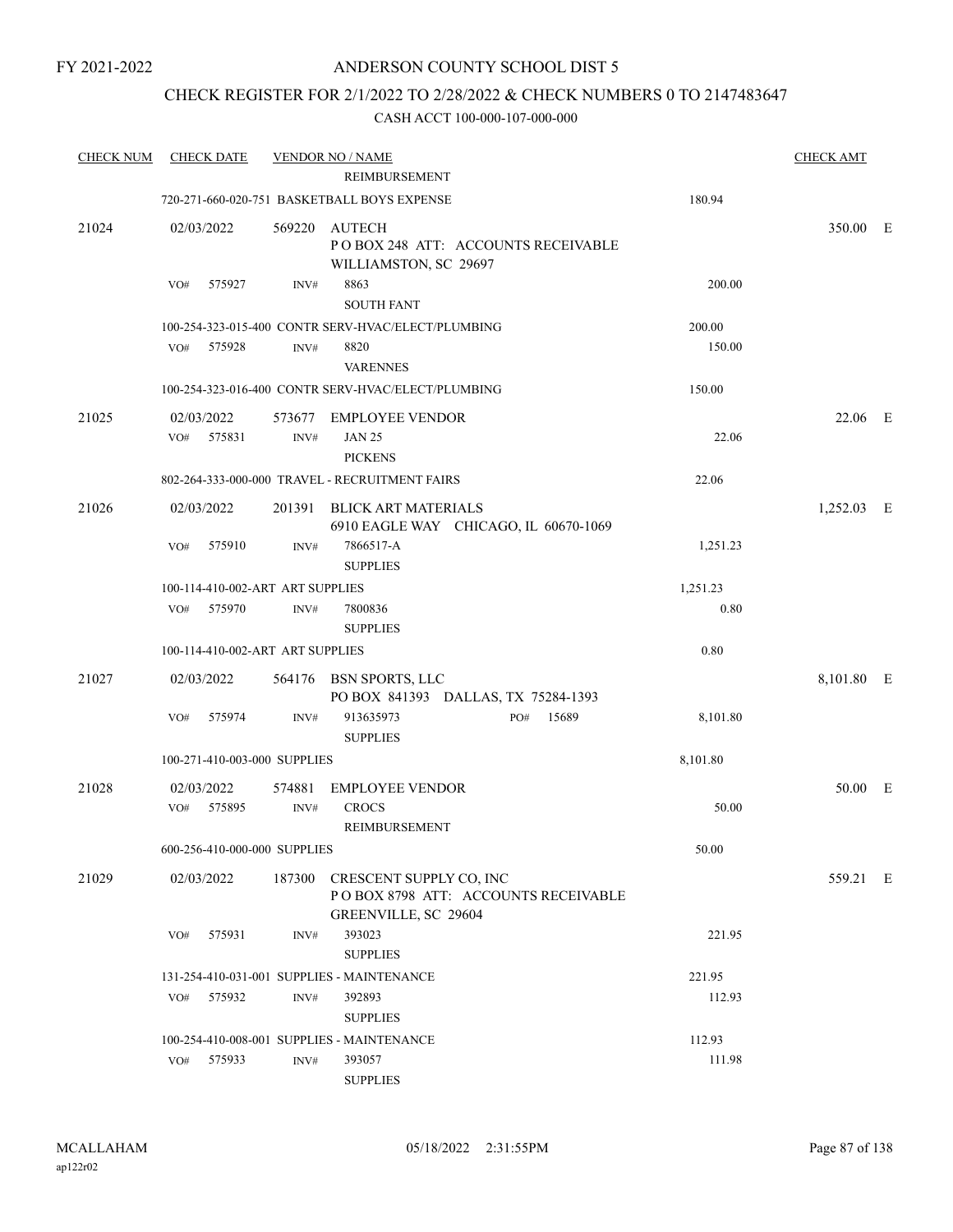FY 2021-2022

# ANDERSON COUNTY SCHOOL DIST 5

## CHECK REGISTER FOR 2/1/2022 TO 2/28/2022 & CHECK NUMBERS 0 TO 2147483647

### CASH ACCT 100-000-107-000-000

| CHECK NUM | CHECK DATE | VENDOR NO / NAME | | CHECK AMT | |
|---|---|---|---|---|---|
| | | REIMBURSEMENT | | | |
| | | 720-271-660-020-751 BASKETBALL BOYS EXPENSE | 180.94 | | |
| 21024 | 02/03/2022 | 569220 AUTECH<br>P O BOX 248 ATT: ACCOUNTS RECEIVABLE<br>WILLIAMSTON, SC 29697 | | 350.00 | E |
| | VO# 575927 | INV# 8863<br>SOUTH FANT | 200.00 | | |
| | | 100-254-323-015-400 CONTR SERV-HVAC/ELECT/PLUMBING | 200.00 | | |
| | VO# 575928 | INV# 8820<br>VARENNES | 150.00 | | |
| | | 100-254-323-016-400 CONTR SERV-HVAC/ELECT/PLUMBING | 150.00 | | |
| 21025 | 02/03/2022 | 573677 EMPLOYEE VENDOR | | 22.06 | E |
| | VO# 575831 | INV# JAN 25<br>PICKENS | 22.06 | | |
| | | 802-264-333-000-000 TRAVEL - RECRUITMENT FAIRS | 22.06 | | |
| 21026 | 02/03/2022 | 201391 BLICK ART MATERIALS<br>6910 EAGLE WAY CHICAGO, IL 60670-1069 | | 1,252.03 | E |
| | VO# 575910 | INV# 7866517-A<br>SUPPLIES | 1,251.23 | | |
| | | 100-114-410-002-ART ART SUPPLIES | 1,251.23 | | |
| | VO# 575970 | INV# 7800836<br>SUPPLIES | 0.80 | | |
| | | 100-114-410-002-ART ART SUPPLIES | 0.80 | | |
| 21027 | 02/03/2022 | 564176 BSN SPORTS, LLC<br>PO BOX 841393 DALLAS, TX 75284-1393 | | 8,101.80 | E |
| | VO# 575974 | INV# 913635973 PO# 15689<br>SUPPLIES | 8,101.80 | | |
| | | 100-271-410-003-000 SUPPLIES | 8,101.80 | | |
| 21028 | 02/03/2022 | 574881 EMPLOYEE VENDOR | | 50.00 | E |
| | VO# 575895 | INV# CROCS<br>REIMBURSEMENT | 50.00 | | |
| | | 600-256-410-000-000 SUPPLIES | 50.00 | | |
| 21029 | 02/03/2022 | 187300 CRESCENT SUPPLY CO, INC<br>P O BOX 8798 ATT: ACCOUNTS RECEIVABLE<br>GREENVILLE, SC 29604 | | 559.21 | E |
| | VO# 575931 | INV# 393023<br>SUPPLIES | 221.95 | | |
| | | 131-254-410-031-001 SUPPLIES - MAINTENANCE | 221.95 | | |
| | VO# 575932 | INV# 392893<br>SUPPLIES | 112.93 | | |
| | | 100-254-410-008-001 SUPPLIES - MAINTENANCE | 112.93 | | |
| | VO# 575933 | INV# 393057<br>SUPPLIES | 111.98 | | |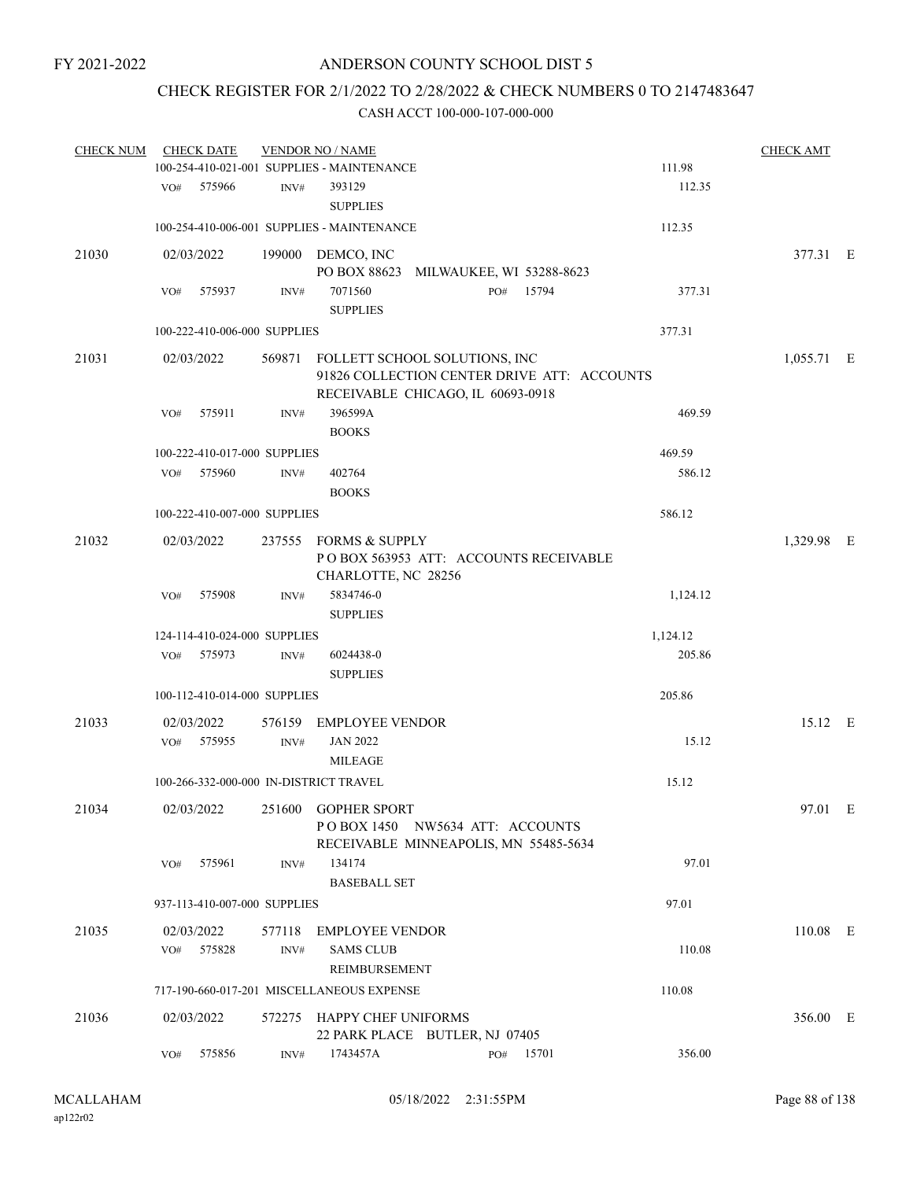FY 2021-2022

# ANDERSON COUNTY SCHOOL DIST 5

## CHECK REGISTER FOR 2/1/2022 TO 2/28/2022 & CHECK NUMBERS 0 TO 2147483647

CASH ACCT 100-000-107-000-000

| CHECK NUM | CHECK DATE | VENDOR NO / NAME | | CHECK AMT |
|---|---|---|---|---|
| | 100-254-410-021-001 SUPPLIES - MAINTENANCE | | 111.98 | |
| | VO# 575966 | INV# 393129 SUPPLIES | 112.35 | |
| | 100-254-410-006-001 SUPPLIES - MAINTENANCE | | 112.35 | |
| 21030 | 02/03/2022 | 199000 DEMCO, INC PO BOX 88623 MILWAUKEE, WI 53288-8623 | | 377.31 E |
| | VO# 575937 | INV# 7071560 PO# 15794 SUPPLIES | 377.31 | |
| | 100-222-410-006-000 SUPPLIES | | 377.31 | |
| 21031 | 02/03/2022 | 569871 FOLLETT SCHOOL SOLUTIONS, INC 91826 COLLECTION CENTER DRIVE ATT: ACCOUNTS RECEIVABLE CHICAGO, IL 60693-0918 | | 1,055.71 E |
| | VO# 575911 | INV# 396599A BOOKS | 469.59 | |
| | 100-222-410-017-000 SUPPLIES | | 469.59 | |
| | VO# 575960 | INV# 402764 BOOKS | 586.12 | |
| | 100-222-410-007-000 SUPPLIES | | 586.12 | |
| 21032 | 02/03/2022 | 237555 FORMS & SUPPLY P O BOX 563953 ATT: ACCOUNTS RECEIVABLE CHARLOTTE, NC 28256 | | 1,329.98 E |
| | VO# 575908 | INV# 5834746-0 SUPPLIES | 1,124.12 | |
| | 124-114-410-024-000 SUPPLIES | | 1,124.12 | |
| | VO# 575973 | INV# 6024438-0 SUPPLIES | 205.86 | |
| | 100-112-410-014-000 SUPPLIES | | 205.86 | |
| 21033 | 02/03/2022 | 576159 EMPLOYEE VENDOR | | 15.12 E |
| | VO# 575955 | INV# JAN 2022 MILEAGE | 15.12 | |
| | 100-266-332-000-000 IN-DISTRICT TRAVEL | | 15.12 | |
| 21034 | 02/03/2022 | 251600 GOPHER SPORT P O BOX 1450 NW5634 ATT: ACCOUNTS RECEIVABLE MINNEAPOLIS, MN 55485-5634 | | 97.01 E |
| | VO# 575961 | INV# 134174 BASEBALL SET | 97.01 | |
| | 937-113-410-007-000 SUPPLIES | | 97.01 | |
| 21035 | 02/03/2022 | 577118 EMPLOYEE VENDOR | | 110.08 E |
| | VO# 575828 | INV# SAMS CLUB REIMBURSEMENT | 110.08 | |
| | 717-190-660-017-201 MISCELLANEOUS EXPENSE | | 110.08 | |
| 21036 | 02/03/2022 | 572275 HAPPY CHEF UNIFORMS 22 PARK PLACE BUTLER, NJ 07405 | | 356.00 E |
| | VO# 575856 | INV# 1743457A PO# 15701 | 356.00 | |

MCALLAHAM ap122r02 05/18/2022 2:31:55PM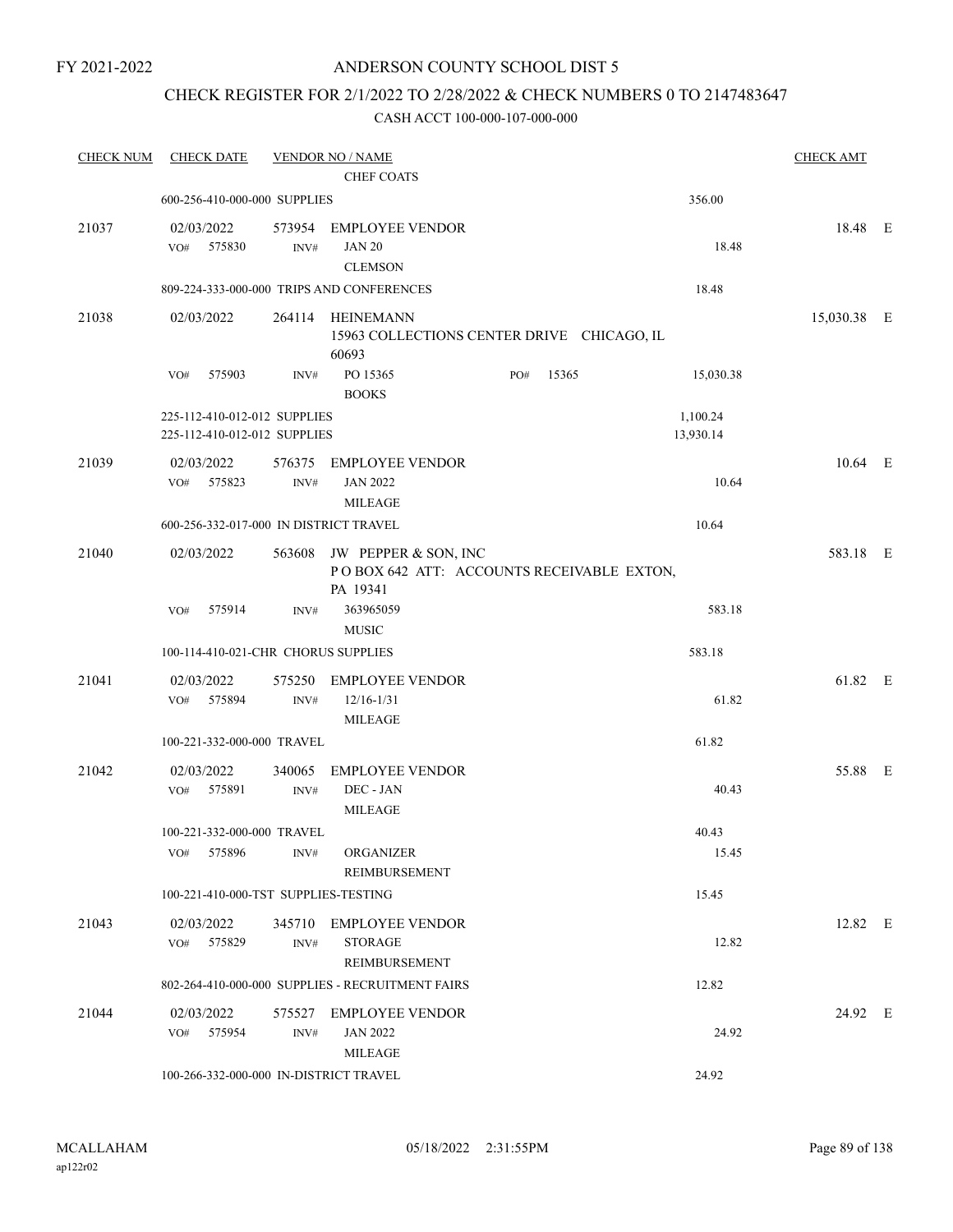FY 2021-2022

ANDERSON COUNTY SCHOOL DIST 5

CHECK REGISTER FOR 2/1/2022 TO 2/28/2022 & CHECK NUMBERS 0 TO 2147483647

CASH ACCT 100-000-107-000-000

| CHECK NUM | CHECK DATE | VENDOR NO / NAME | | CHECK AMT | |
|---|---|---|---|---|---|
| | | CHEF COATS | | | |
| | 600-256-410-000-000 SUPPLIES | | 356.00 | | |
| 21037 | 02/03/2022 | 573954 EMPLOYEE VENDOR | | 18.48 | E |
| | VO# 575830 INV# | JAN 20<br>CLEMSON | 18.48 | | |
| | 809-224-333-000-000 TRIPS AND CONFERENCES | | 18.48 | | |
| 21038 | 02/03/2022 | 264114 HEINEMANN<br>15963 COLLECTIONS CENTER DRIVE CHICAGO, IL 60693 | | 15,030.38 | E |
| | VO# 575903 INV# | PO 15365 PO# 15365<br>BOOKS | 15,030.38 | | |
| | 225-112-410-012-012 SUPPLIES | | 1,100.24 | | |
| | 225-112-410-012-012 SUPPLIES | | 13,930.14 | | |
| 21039 | 02/03/2022 | 576375 EMPLOYEE VENDOR | | 10.64 | E |
| | VO# 575823 INV# | JAN 2022<br>MILEAGE | 10.64 | | |
| | 600-256-332-017-000 IN DISTRICT TRAVEL | | 10.64 | | |
| 21040 | 02/03/2022 | 563608 JW PEPPER & SON, INC<br>P O BOX 642 ATT: ACCOUNTS RECEIVABLE EXTON, PA 19341 | | 583.18 | E |
| | VO# 575914 INV# | 363965059<br>MUSIC | 583.18 | | |
| | 100-114-410-021-CHR CHORUS SUPPLIES | | 583.18 | | |
| 21041 | 02/03/2022 | 575250 EMPLOYEE VENDOR | | 61.82 | E |
| | VO# 575894 INV# | 12/16-1/31<br>MILEAGE | 61.82 | | |
| | 100-221-332-000-000 TRAVEL | | 61.82 | | |
| 21042 | 02/03/2022 | 340065 EMPLOYEE VENDOR | | 55.88 | E |
| | VO# 575891 INV# | DEC - JAN<br>MILEAGE | 40.43 | | |
| | 100-221-332-000-000 TRAVEL | | 40.43 | | |
| | VO# 575896 INV# | ORGANIZER<br>REIMBURSEMENT | 15.45 | | |
| | 100-221-410-000-TST SUPPLIES-TESTING | | 15.45 | | |
| 21043 | 02/03/2022 | 345710 EMPLOYEE VENDOR | | 12.82 | E |
| | VO# 575829 INV# | STORAGE<br>REIMBURSEMENT | 12.82 | | |
| | 802-264-410-000-000 SUPPLIES - RECRUITMENT FAIRS | | 12.82 | | |
| 21044 | 02/03/2022 | 575527 EMPLOYEE VENDOR | | 24.92 | E |
| | VO# 575954 INV# | JAN 2022<br>MILEAGE | 24.92 | | |
| | 100-266-332-000-000 IN-DISTRICT TRAVEL | | 24.92 | | |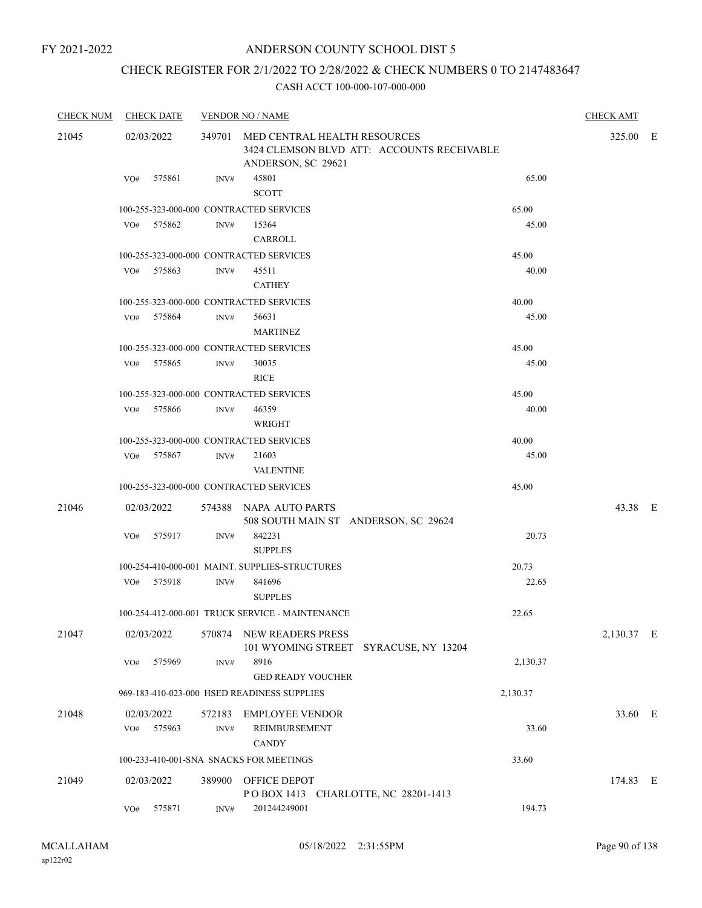FY 2021-2022

# ANDERSON COUNTY SCHOOL DIST 5

## CHECK REGISTER FOR 2/1/2022 TO 2/28/2022 & CHECK NUMBERS 0 TO 2147483647

### CASH ACCT 100-000-107-000-000

| CHECK NUM | CHECK DATE | VENDOR NO / NAME | | CHECK AMT | |
|---|---|---|---|---|---|
| 21045 | 02/03/2022 | 349701 MED CENTRAL HEALTH RESOURCES<br>3424 CLEMSON BLVD ATT: ACCOUNTS RECEIVABLE<br>ANDERSON, SC 29621 | | 325.00 | E |
| | VO# 575861 | INV# 45801<br>SCOTT | 65.00 | | |
| | | 100-255-323-000-000 CONTRACTED SERVICES | 65.00 | | |
| | VO# 575862 | INV# 15364<br>CARROLL | 45.00 | | |
| | | 100-255-323-000-000 CONTRACTED SERVICES | 45.00 | | |
| | VO# 575863 | INV# 45511<br>CATHEY | 40.00 | | |
| | | 100-255-323-000-000 CONTRACTED SERVICES | 40.00 | | |
| | VO# 575864 | INV# 56631<br>MARTINEZ | 45.00 | | |
| | | 100-255-323-000-000 CONTRACTED SERVICES | 45.00 | | |
| | VO# 575865 | INV# 30035<br>RICE | 45.00 | | |
| | | 100-255-323-000-000 CONTRACTED SERVICES | 45.00 | | |
| | VO# 575866 | INV# 46359<br>WRIGHT | 40.00 | | |
| | | 100-255-323-000-000 CONTRACTED SERVICES | 40.00 | | |
| | VO# 575867 | INV# 21603<br>VALENTINE | 45.00 | | |
| | | 100-255-323-000-000 CONTRACTED SERVICES | 45.00 | | |
| 21046 | 02/03/2022 | 574388 NAPA AUTO PARTS<br>508 SOUTH MAIN ST ANDERSON, SC 29624 | | 43.38 | E |
| | VO# 575917 | INV# 842231<br>SUPPLES | 20.73 | | |
| | | 100-254-410-000-001 MAINT. SUPPLIES-STRUCTURES | 20.73 | | |
| | VO# 575918 | INV# 841696<br>SUPPLES | 22.65 | | |
| | | 100-254-412-000-001 TRUCK SERVICE - MAINTENANCE | 22.65 | | |
| 21047 | 02/03/2022 | 570874 NEW READERS PRESS<br>101 WYOMING STREET SYRACUSE, NY 13204 | | 2,130.37 | E |
| | VO# 575969 | INV# 8916<br>GED READY VOUCHER | 2,130.37 | | |
| | | 969-183-410-023-000 HSED READINESS SUPPLIES | 2,130.37 | | |
| 21048 | 02/03/2022 | 572183 EMPLOYEE VENDOR | | 33.60 | E |
| | VO# 575963 | INV# REIMBURSEMENT<br>CANDY | 33.60 | | |
| | | 100-233-410-001-SNA SNACKS FOR MEETINGS | 33.60 | | |
| 21049 | 02/03/2022 | 389900 OFFICE DEPOT<br>P O BOX 1413 CHARLOTTE, NC 28201-1413 | | 174.83 | E |
| | VO# 575871 | INV# 201244249001 | 194.73 | | |

MCALLAHAM
ap122r02

05/18/2022 2:31:55PM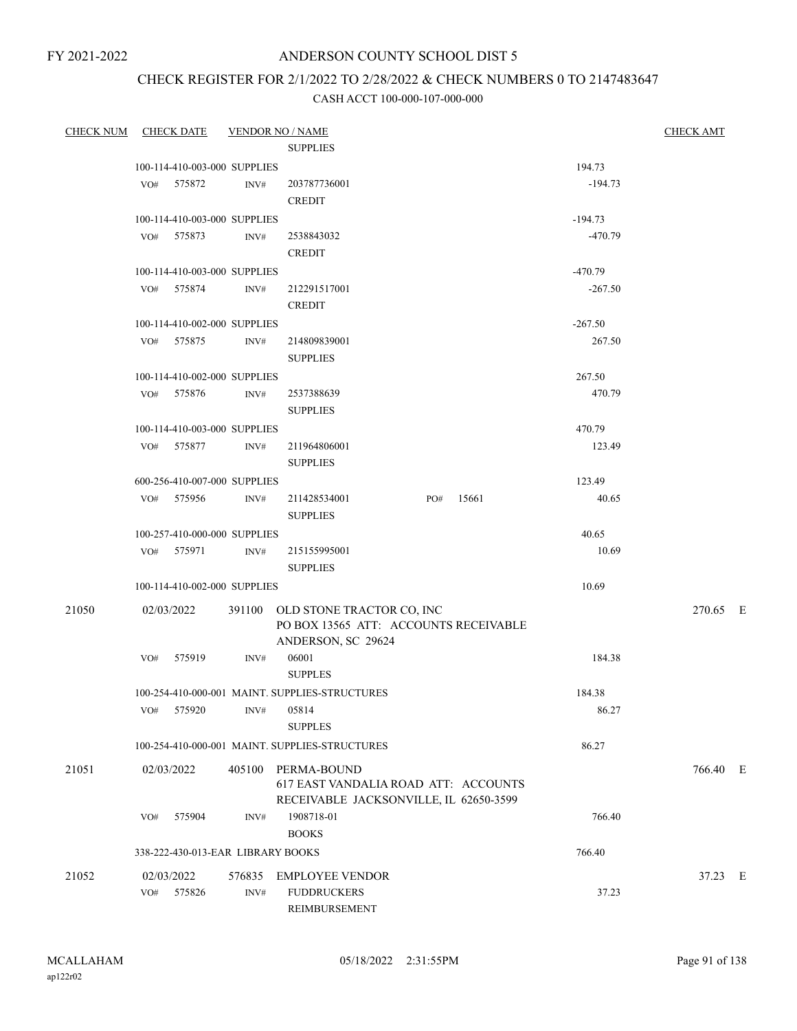FY 2021-2022

# ANDERSON COUNTY SCHOOL DIST 5

## CHECK REGISTER FOR 2/1/2022 TO 2/28/2022 & CHECK NUMBERS 0 TO 2147483647

CASH ACCT 100-000-107-000-000

| CHECK NUM | CHECK DATE | VENDOR NO / NAME | | CHECK AMT |
|---|---|---|---|---|
| | | SUPPLIES | | |
| | 100-114-410-003-000 SUPPLIES | | 194.73 | |
| | VO# 575872 | INV# 203787736001 CREDIT | -194.73 | |
| | 100-114-410-003-000 SUPPLIES | | -194.73 | |
| | VO# 575873 | INV# 2538843032 CREDIT | -470.79 | |
| | 100-114-410-003-000 SUPPLIES | | -470.79 | |
| | VO# 575874 | INV# 212291517001 CREDIT | -267.50 | |
| | 100-114-410-002-000 SUPPLIES | | -267.50 | |
| | VO# 575875 | INV# 214809839001 SUPPLIES | 267.50 | |
| | 100-114-410-002-000 SUPPLIES | | 267.50 | |
| | VO# 575876 | INV# 2537388639 SUPPLIES | 470.79 | |
| | 100-114-410-003-000 SUPPLIES | | 470.79 | |
| | VO# 575877 | INV# 211964806001 SUPPLIES | 123.49 | |
| | 600-256-410-007-000 SUPPLIES | | 123.49 | |
| | VO# 575956 | INV# 211428534001 PO# 15661 SUPPLIES | 40.65 | |
| | 100-257-410-000-000 SUPPLIES | | 40.65 | |
| | VO# 575971 | INV# 215155995001 SUPPLIES | 10.69 | |
| | 100-114-410-002-000 SUPPLIES | | 10.69 | |
| 21050 | 02/03/2022 | 391100 OLD STONE TRACTOR CO, INC PO BOX 13565 ATT: ACCOUNTS RECEIVABLE ANDERSON, SC 29624 | | 270.65 E |
| | VO# 575919 | INV# 06001 SUPPLES | 184.38 | |
| | 100-254-410-000-001 MAINT. SUPPLIES-STRUCTURES | | 184.38 | |
| | VO# 575920 | INV# 05814 SUPPLES | 86.27 | |
| | 100-254-410-000-001 MAINT. SUPPLIES-STRUCTURES | | 86.27 | |
| 21051 | 02/03/2022 | 405100 PERMA-BOUND 617 EAST VANDALIA ROAD ATT: ACCOUNTS RECEIVABLE JACKSONVILLE, IL 62650-3599 | | 766.40 E |
| | VO# 575904 | INV# 1908718-01 BOOKS | 766.40 | |
| | 338-222-430-013-EAR LIBRARY BOOKS | | 766.40 | |
| 21052 | 02/03/2022 | 576835 EMPLOYEE VENDOR | | 37.23 E |
| | VO# 575826 | INV# FUDDRUCKERS REIMBURSEMENT | 37.23 | |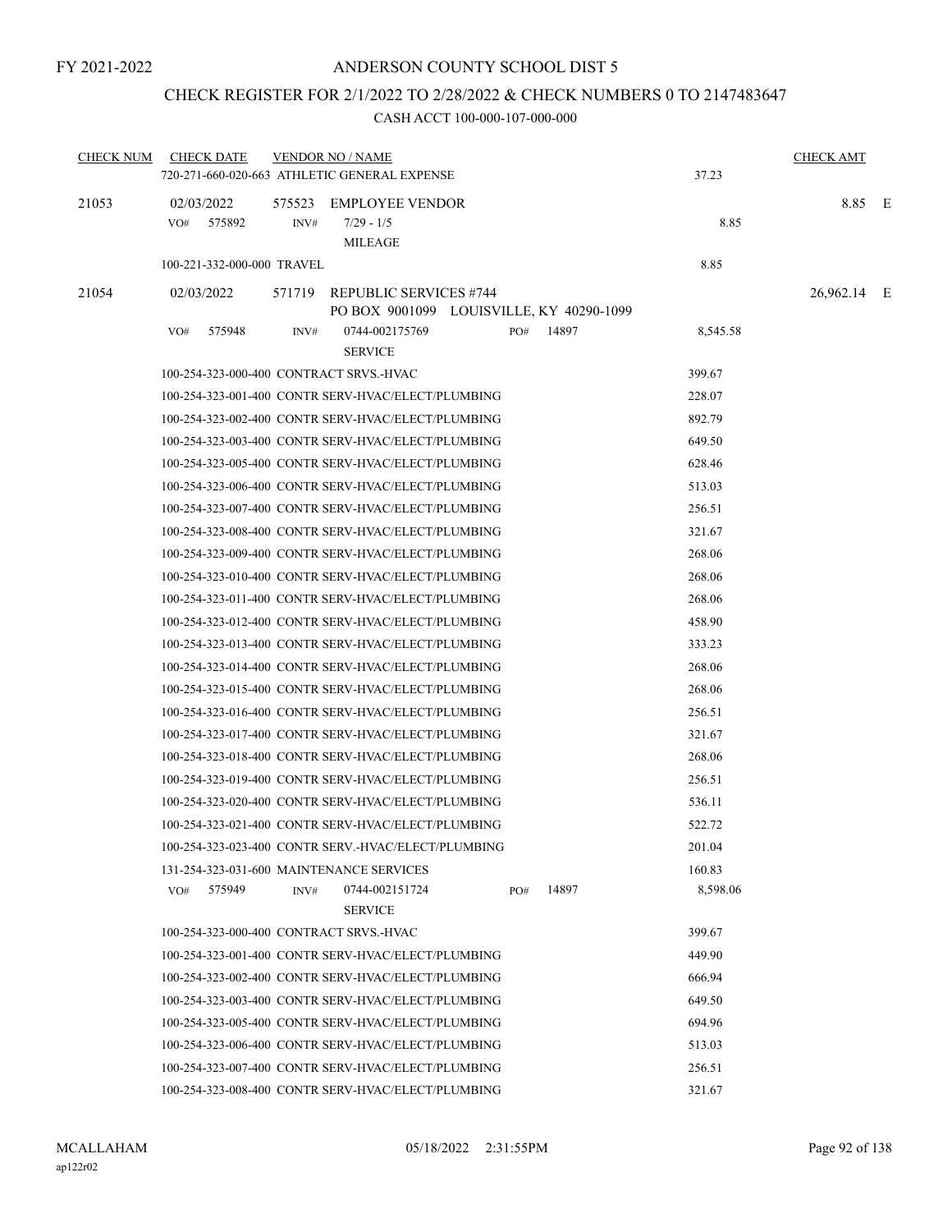FY 2021-2022

ANDERSON COUNTY SCHOOL DIST 5

CHECK REGISTER FOR 2/1/2022 TO 2/28/2022 & CHECK NUMBERS 0 TO 2147483647

CASH ACCT 100-000-107-000-000

| CHECK NUM | CHECK DATE | VENDOR NO / NAME | | CHECK AMT | |
|---|---|---|---|---|---|
| | 720-271-660-020-663 ATHLETIC GENERAL EXPENSE | | 37.23 | | |
| 21053 | 02/03/2022 | 575523 EMPLOYEE VENDOR | | 8.85 | E |
| | VO# 575892 | INV# 7/29 - 1/5 MILEAGE | 8.85 | | |
| | 100-221-332-000-000 TRAVEL | | 8.85 | | |
| 21054 | 02/03/2022 | 571719 REPUBLIC SERVICES #744 PO BOX 9001099 LOUISVILLE, KY 40290-1099 | | 26,962.14 | E |
| | VO# 575948 | INV# 0744-002175769 PO# 14897 SERVICE | 8,545.58 | | |
| | 100-254-323-000-400 CONTRACT SRVS.-HVAC | | 399.67 | | |
| | 100-254-323-001-400 CONTR SERV-HVAC/ELECT/PLUMBING | | 228.07 | | |
| | 100-254-323-002-400 CONTR SERV-HVAC/ELECT/PLUMBING | | 892.79 | | |
| | 100-254-323-003-400 CONTR SERV-HVAC/ELECT/PLUMBING | | 649.50 | | |
| | 100-254-323-005-400 CONTR SERV-HVAC/ELECT/PLUMBING | | 628.46 | | |
| | 100-254-323-006-400 CONTR SERV-HVAC/ELECT/PLUMBING | | 513.03 | | |
| | 100-254-323-007-400 CONTR SERV-HVAC/ELECT/PLUMBING | | 256.51 | | |
| | 100-254-323-008-400 CONTR SERV-HVAC/ELECT/PLUMBING | | 321.67 | | |
| | 100-254-323-009-400 CONTR SERV-HVAC/ELECT/PLUMBING | | 268.06 | | |
| | 100-254-323-010-400 CONTR SERV-HVAC/ELECT/PLUMBING | | 268.06 | | |
| | 100-254-323-011-400 CONTR SERV-HVAC/ELECT/PLUMBING | | 268.06 | | |
| | 100-254-323-012-400 CONTR SERV-HVAC/ELECT/PLUMBING | | 458.90 | | |
| | 100-254-323-013-400 CONTR SERV-HVAC/ELECT/PLUMBING | | 333.23 | | |
| | 100-254-323-014-400 CONTR SERV-HVAC/ELECT/PLUMBING | | 268.06 | | |
| | 100-254-323-015-400 CONTR SERV-HVAC/ELECT/PLUMBING | | 268.06 | | |
| | 100-254-323-016-400 CONTR SERV-HVAC/ELECT/PLUMBING | | 256.51 | | |
| | 100-254-323-017-400 CONTR SERV-HVAC/ELECT/PLUMBING | | 321.67 | | |
| | 100-254-323-018-400 CONTR SERV-HVAC/ELECT/PLUMBING | | 268.06 | | |
| | 100-254-323-019-400 CONTR SERV-HVAC/ELECT/PLUMBING | | 256.51 | | |
| | 100-254-323-020-400 CONTR SERV-HVAC/ELECT/PLUMBING | | 536.11 | | |
| | 100-254-323-021-400 CONTR SERV-HVAC/ELECT/PLUMBING | | 522.72 | | |
| | 100-254-323-023-400 CONTR SERV.-HVAC/ELECT/PLUMBING | | 201.04 | | |
| | 131-254-323-031-600 MAINTENANCE SERVICES | | 160.83 | | |
| | VO# 575949 | INV# 0744-002151724 PO# 14897 SERVICE | 8,598.06 | | |
| | 100-254-323-000-400 CONTRACT SRVS.-HVAC | | 399.67 | | |
| | 100-254-323-001-400 CONTR SERV-HVAC/ELECT/PLUMBING | | 449.90 | | |
| | 100-254-323-002-400 CONTR SERV-HVAC/ELECT/PLUMBING | | 666.94 | | |
| | 100-254-323-003-400 CONTR SERV-HVAC/ELECT/PLUMBING | | 649.50 | | |
| | 100-254-323-005-400 CONTR SERV-HVAC/ELECT/PLUMBING | | 694.96 | | |
| | 100-254-323-006-400 CONTR SERV-HVAC/ELECT/PLUMBING | | 513.03 | | |
| | 100-254-323-007-400 CONTR SERV-HVAC/ELECT/PLUMBING | | 256.51 | | |
| | 100-254-323-008-400 CONTR SERV-HVAC/ELECT/PLUMBING | | 321.67 | | |

MCALLAHAM
ap122r02

05/18/2022 2:31:55PM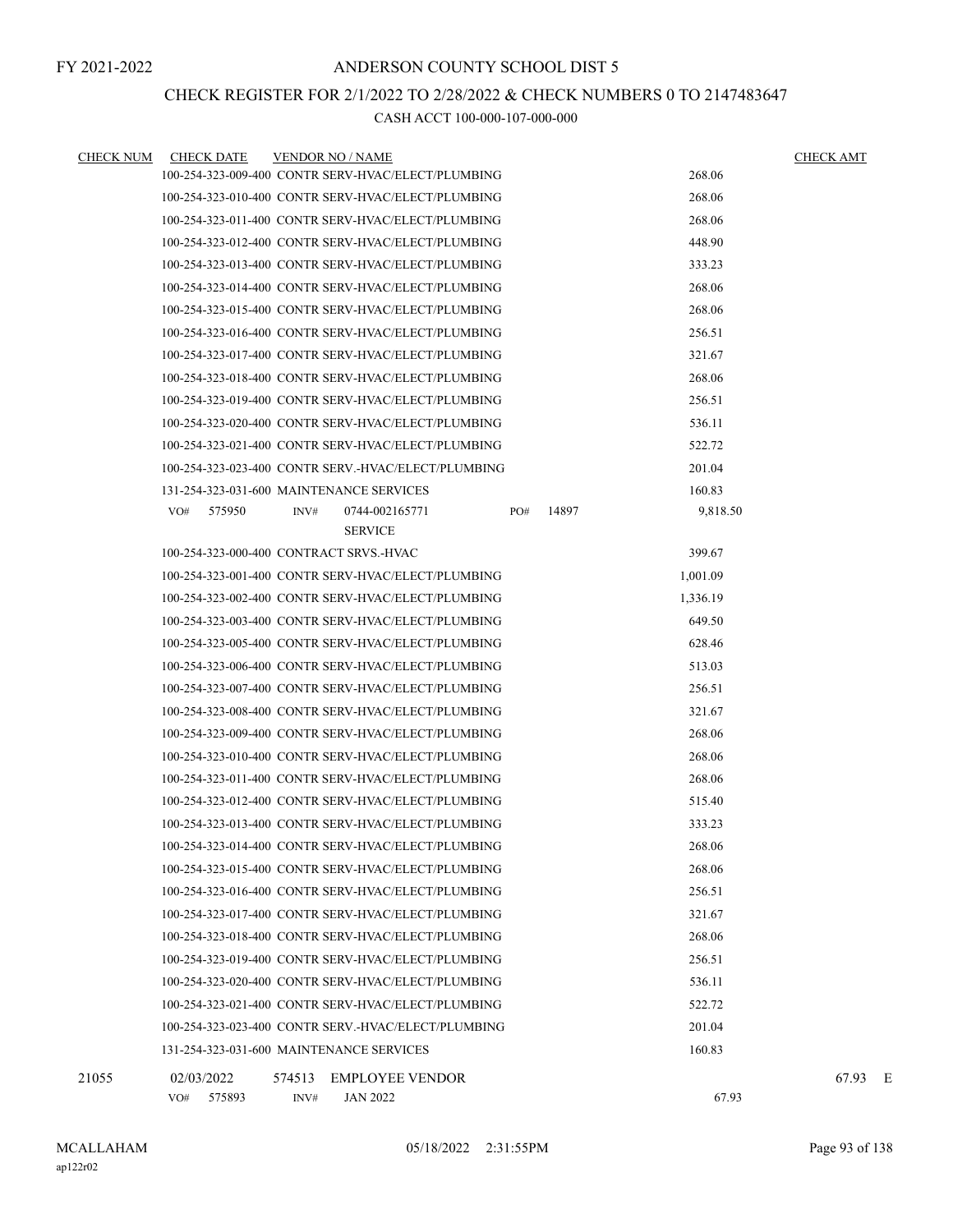FY 2021-2022

# ANDERSON COUNTY SCHOOL DIST 5

## CHECK REGISTER FOR 2/1/2022 TO 2/28/2022 & CHECK NUMBERS 0 TO 2147483647

### CASH ACCT 100-000-107-000-000

| CHECK NUM | CHECK DATE | VENDOR NO / NAME | | CHECK AMT |
|---|---|---|---|---|
| | 100-254-323-009-400 CONTR SERV-HVAC/ELECT/PLUMBING | | 268.06 | |
| | 100-254-323-010-400 CONTR SERV-HVAC/ELECT/PLUMBING | | 268.06 | |
| | 100-254-323-011-400 CONTR SERV-HVAC/ELECT/PLUMBING | | 268.06 | |
| | 100-254-323-012-400 CONTR SERV-HVAC/ELECT/PLUMBING | | 448.90 | |
| | 100-254-323-013-400 CONTR SERV-HVAC/ELECT/PLUMBING | | 333.23 | |
| | 100-254-323-014-400 CONTR SERV-HVAC/ELECT/PLUMBING | | 268.06 | |
| | 100-254-323-015-400 CONTR SERV-HVAC/ELECT/PLUMBING | | 268.06 | |
| | 100-254-323-016-400 CONTR SERV-HVAC/ELECT/PLUMBING | | 256.51 | |
| | 100-254-323-017-400 CONTR SERV-HVAC/ELECT/PLUMBING | | 321.67 | |
| | 100-254-323-018-400 CONTR SERV-HVAC/ELECT/PLUMBING | | 268.06 | |
| | 100-254-323-019-400 CONTR SERV-HVAC/ELECT/PLUMBING | | 256.51 | |
| | 100-254-323-020-400 CONTR SERV-HVAC/ELECT/PLUMBING | | 536.11 | |
| | 100-254-323-021-400 CONTR SERV-HVAC/ELECT/PLUMBING | | 522.72 | |
| | 100-254-323-023-400 CONTR SERV.-HVAC/ELECT/PLUMBING | | 201.04 | |
| | 131-254-323-031-600 MAINTENANCE SERVICES | | 160.83 | |
| | VO# 575950 | INV# 0744-002165771 SERVICE PO# 14897 | 9,818.50 | |
| | 100-254-323-000-400 CONTRACT SRVS.-HVAC | | 399.67 | |
| | 100-254-323-001-400 CONTR SERV-HVAC/ELECT/PLUMBING | | 1,001.09 | |
| | 100-254-323-002-400 CONTR SERV-HVAC/ELECT/PLUMBING | | 1,336.19 | |
| | 100-254-323-003-400 CONTR SERV-HVAC/ELECT/PLUMBING | | 649.50 | |
| | 100-254-323-005-400 CONTR SERV-HVAC/ELECT/PLUMBING | | 628.46 | |
| | 100-254-323-006-400 CONTR SERV-HVAC/ELECT/PLUMBING | | 513.03 | |
| | 100-254-323-007-400 CONTR SERV-HVAC/ELECT/PLUMBING | | 256.51 | |
| | 100-254-323-008-400 CONTR SERV-HVAC/ELECT/PLUMBING | | 321.67 | |
| | 100-254-323-009-400 CONTR SERV-HVAC/ELECT/PLUMBING | | 268.06 | |
| | 100-254-323-010-400 CONTR SERV-HVAC/ELECT/PLUMBING | | 268.06 | |
| | 100-254-323-011-400 CONTR SERV-HVAC/ELECT/PLUMBING | | 268.06 | |
| | 100-254-323-012-400 CONTR SERV-HVAC/ELECT/PLUMBING | | 515.40 | |
| | 100-254-323-013-400 CONTR SERV-HVAC/ELECT/PLUMBING | | 333.23 | |
| | 100-254-323-014-400 CONTR SERV-HVAC/ELECT/PLUMBING | | 268.06 | |
| | 100-254-323-015-400 CONTR SERV-HVAC/ELECT/PLUMBING | | 268.06 | |
| | 100-254-323-016-400 CONTR SERV-HVAC/ELECT/PLUMBING | | 256.51 | |
| | 100-254-323-017-400 CONTR SERV-HVAC/ELECT/PLUMBING | | 321.67 | |
| | 100-254-323-018-400 CONTR SERV-HVAC/ELECT/PLUMBING | | 268.06 | |
| | 100-254-323-019-400 CONTR SERV-HVAC/ELECT/PLUMBING | | 256.51 | |
| | 100-254-323-020-400 CONTR SERV-HVAC/ELECT/PLUMBING | | 536.11 | |
| | 100-254-323-021-400 CONTR SERV-HVAC/ELECT/PLUMBING | | 522.72 | |
| | 100-254-323-023-400 CONTR SERV.-HVAC/ELECT/PLUMBING | | 201.04 | |
| | 131-254-323-031-600 MAINTENANCE SERVICES | | 160.83 | |
| 21055 | 02/03/2022 | 574513 EMPLOYEE VENDOR | | 67.93 E |
| | VO# 575893 | INV# JAN 2022 | 67.93 | |

MCALLAHAM
ap122r02

05/18/2022 2:31:55PM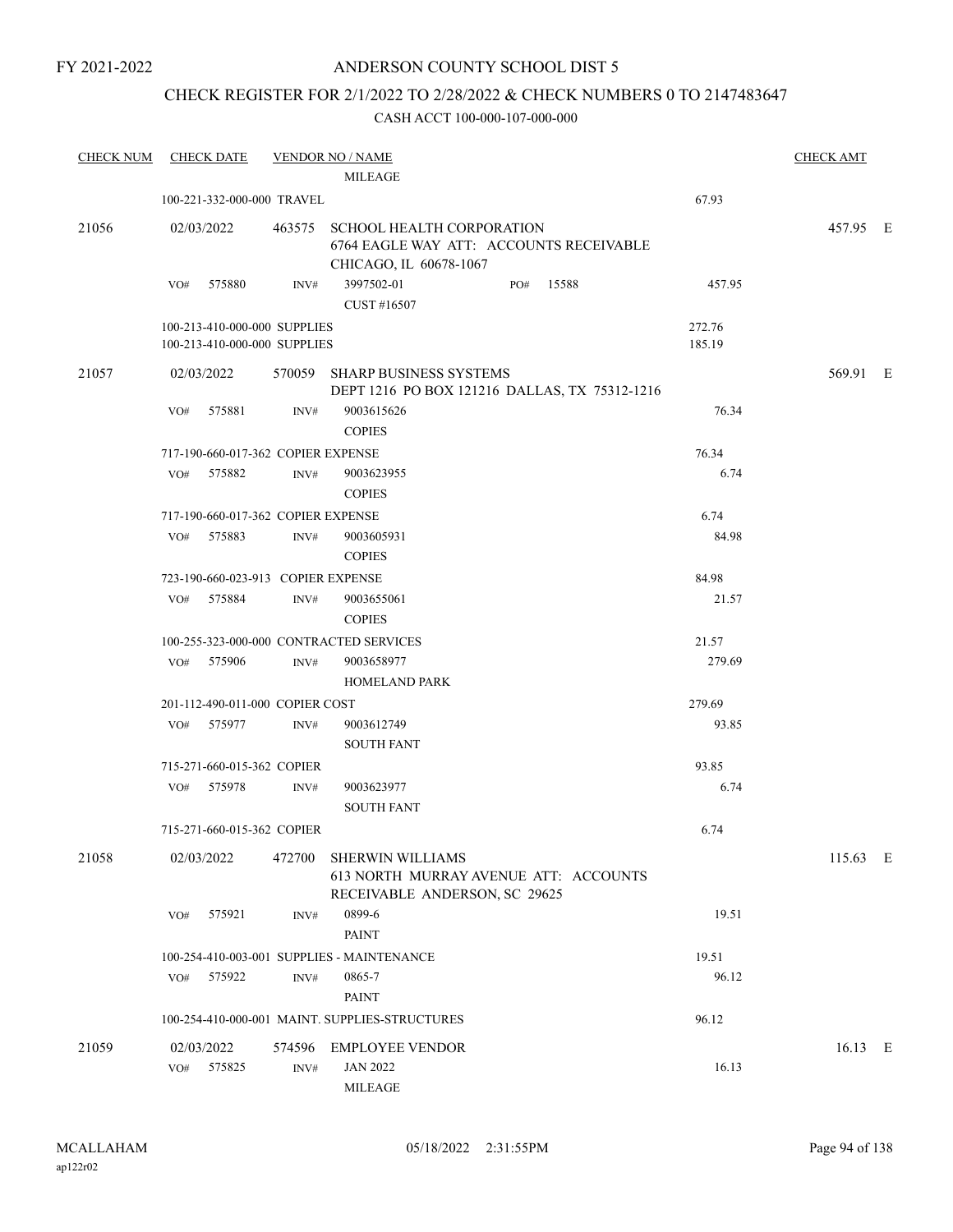FY 2021-2022

# ANDERSON COUNTY SCHOOL DIST 5

## CHECK REGISTER FOR 2/1/2022 TO 2/28/2022 & CHECK NUMBERS 0 TO 2147483647

CASH ACCT 100-000-107-000-000

| CHECK NUM | CHECK DATE | VENDOR NO / NAME | | CHECK AMT | |
|---|---|---|---|---|---|
| | | MILEAGE | | | |
| | 100-221-332-000-000 TRAVEL | | 67.93 | | |
| 21056 | 02/03/2022 | 463575 SCHOOL HEALTH CORPORATION<br>6764 EAGLE WAY ATT: ACCOUNTS RECEIVABLE<br>CHICAGO, IL 60678-1067 | | 457.95 | E |
| | VO# 575880 | INV# 3997502-01 PO# 15588<br>CUST #16507 | 457.95 | | |
| | 100-213-410-000-000 SUPPLIES | | 272.76 | | |
| | 100-213-410-000-000 SUPPLIES | | 185.19 | | |
| 21057 | 02/03/2022 | 570059 SHARP BUSINESS SYSTEMS<br>DEPT 1216 PO BOX 121216 DALLAS, TX 75312-1216 | | 569.91 | E |
| | VO# 575881 | INV# 9003615626<br>COPIES | 76.34 | | |
| | 717-190-660-017-362 COPIER EXPENSE | | 76.34 | | |
| | VO# 575882 | INV# 9003623955<br>COPIES | 6.74 | | |
| | 717-190-660-017-362 COPIER EXPENSE | | 6.74 | | |
| | VO# 575883 | INV# 9003605931<br>COPIES | 84.98 | | |
| | 723-190-660-023-913 COPIER EXPENSE | | 84.98 | | |
| | VO# 575884 | INV# 9003655061<br>COPIES | 21.57 | | |
| | 100-255-323-000-000 CONTRACTED SERVICES | | 21.57 | | |
| | VO# 575906 | INV# 9003658977<br>HOMELAND PARK | 279.69 | | |
| | 201-112-490-011-000 COPIER COST | | 279.69 | | |
| | VO# 575977 | INV# 9003612749<br>SOUTH FANT | 93.85 | | |
| | 715-271-660-015-362 COPIER | | 93.85 | | |
| | VO# 575978 | INV# 9003623977<br>SOUTH FANT | 6.74 | | |
| | 715-271-660-015-362 COPIER | | 6.74 | | |
| 21058 | 02/03/2022 | 472700 SHERWIN WILLIAMS<br>613 NORTH MURRAY AVENUE ATT: ACCOUNTS<br>RECEIVABLE ANDERSON, SC 29625 | | 115.63 | E |
| | VO# 575921 | INV# 0899-6<br>PAINT | 19.51 | | |
| | 100-254-410-003-001 SUPPLIES - MAINTENANCE | | 19.51 | | |
| | VO# 575922 | INV# 0865-7<br>PAINT | 96.12 | | |
| | 100-254-410-000-001 MAINT. SUPPLIES-STRUCTURES | | 96.12 | | |
| 21059 | 02/03/2022 | 574596 EMPLOYEE VENDOR | | 16.13 | E |
| | VO# 575825 | INV# JAN 2022<br>MILEAGE | 16.13 | | |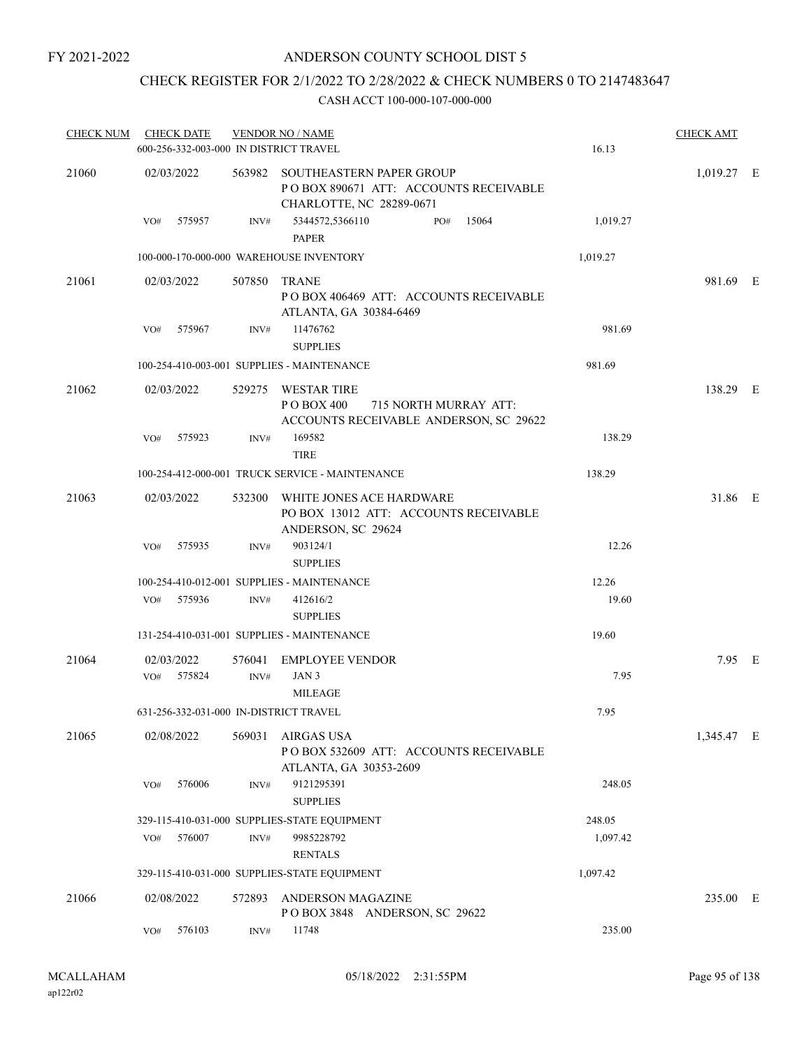FY 2021-2022

# ANDERSON COUNTY SCHOOL DIST 5

## CHECK REGISTER FOR 2/1/2022 TO 2/28/2022 & CHECK NUMBERS 0 TO 2147483647

CASH ACCT 100-000-107-000-000

| CHECK NUM | CHECK DATE | VENDOR NO / NAME | | CHECK AMT | |
|---|---|---|---|---|---|
| | 600-256-332-003-000 IN DISTRICT TRAVEL | | 16.13 | | |
| 21060 | 02/03/2022 | 563982 SOUTHEASTERN PAPER GROUP<br>P O BOX 890671 ATT: ACCOUNTS RECEIVABLE<br>CHARLOTTE, NC 28289-0671 | | 1,019.27 | E |
| | VO# 575957 | INV# 5344572,5366110 PO# 15064<br>PAPER | 1,019.27 | | |
| | 100-000-170-000-000 WAREHOUSE INVENTORY | | 1,019.27 | | |
| 21061 | 02/03/2022 | 507850 TRANE<br>P O BOX 406469 ATT: ACCOUNTS RECEIVABLE<br>ATLANTA, GA 30384-6469 | | 981.69 | E |
| | VO# 575967 | INV# 11476762<br>SUPPLIES | 981.69 | | |
| | 100-254-410-003-001 SUPPLIES - MAINTENANCE | | 981.69 | | |
| 21062 | 02/03/2022 | 529275 WESTAR TIRE<br>P O BOX 400 715 NORTH MURRAY ATT:<br>ACCOUNTS RECEIVABLE ANDERSON, SC 29622 | | 138.29 | E |
| | VO# 575923 | INV# 169582<br>TIRE | 138.29 | | |
| | 100-254-412-000-001 TRUCK SERVICE - MAINTENANCE | | 138.29 | | |
| 21063 | 02/03/2022 | 532300 WHITE JONES ACE HARDWARE<br>PO BOX 13012 ATT: ACCOUNTS RECEIVABLE<br>ANDERSON, SC 29624 | | 31.86 | E |
| | VO# 575935 | INV# 903124/1<br>SUPPLIES | 12.26 | | |
| | 100-254-410-012-001 SUPPLIES - MAINTENANCE | | 12.26 | | |
| | VO# 575936 | INV# 412616/2<br>SUPPLIES | 19.60 | | |
| | 131-254-410-031-001 SUPPLIES - MAINTENANCE | | 19.60 | | |
| 21064 | 02/03/2022 | 576041 EMPLOYEE VENDOR | | 7.95 | E |
| | VO# 575824 | INV# JAN 3<br>MILEAGE | 7.95 | | |
| | 631-256-332-031-000 IN-DISTRICT TRAVEL | | 7.95 | | |
| 21065 | 02/08/2022 | 569031 AIRGAS USA<br>P O BOX 532609 ATT: ACCOUNTS RECEIVABLE<br>ATLANTA, GA 30353-2609 | | 1,345.47 | E |
| | VO# 576006 | INV# 9121295391<br>SUPPLIES | 248.05 | | |
| | 329-115-410-031-000 SUPPLIES-STATE EQUIPMENT | | 248.05 | | |
| | VO# 576007 | INV# 9985228792<br>RENTALS | 1,097.42 | | |
| | 329-115-410-031-000 SUPPLIES-STATE EQUIPMENT | | 1,097.42 | | |
| 21066 | 02/08/2022 | 572893 ANDERSON MAGAZINE<br>P O BOX 3848 ANDERSON, SC 29622 | | 235.00 | E |
| | VO# 576103 | INV# 11748 | 235.00 | | |

MCALLAHAM
ap122r02

05/18/2022 2:31:55PM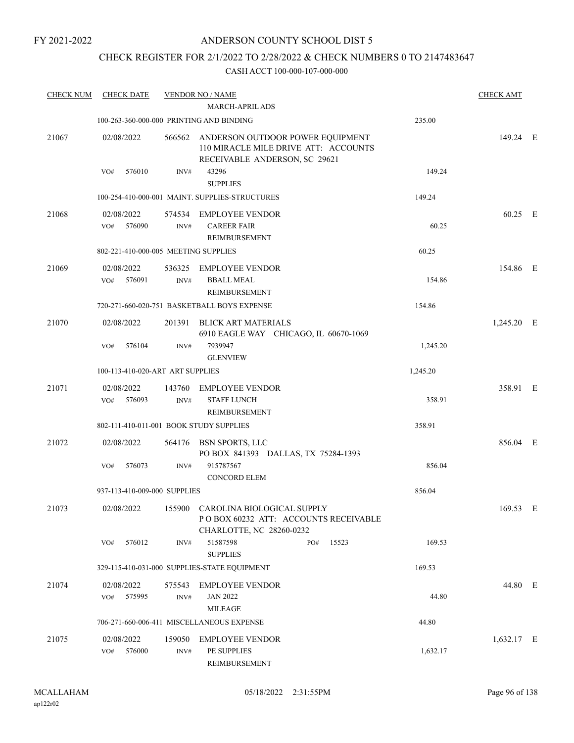FY 2021-2022

# ANDERSON COUNTY SCHOOL DIST 5

## CHECK REGISTER FOR 2/1/2022 TO 2/28/2022 & CHECK NUMBERS 0 TO 2147483647

### CASH ACCT 100-000-107-000-000

| CHECK NUM | CHECK DATE | VENDOR NO / NAME | | CHECK AMT | |
|---|---|---|---|---|---|
| | | MARCH-APRIL ADS | | | |
| | | 100-263-360-000-000 PRINTING AND BINDING | 235.00 | | |
| 21067 | 02/08/2022 | 566562 ANDERSON OUTDOOR POWER EQUIPMENT 110 MIRACLE MILE DRIVE ATT: ACCOUNTS RECEIVABLE ANDERSON, SC 29621 | | 149.24 | E |
| | VO# 576010 | INV# 43296 SUPPLIES | 149.24 | | |
| | | 100-254-410-000-001 MAINT. SUPPLIES-STRUCTURES | 149.24 | | |
| 21068 | 02/08/2022 | 574534 EMPLOYEE VENDOR | | 60.25 | E |
| | VO# 576090 | INV# CAREER FAIR REIMBURSEMENT | 60.25 | | |
| | | 802-221-410-000-005 MEETING SUPPLIES | 60.25 | | |
| 21069 | 02/08/2022 | 536325 EMPLOYEE VENDOR | | 154.86 | E |
| | VO# 576091 | INV# BBALL MEAL REIMBURSEMENT | 154.86 | | |
| | | 720-271-660-020-751 BASKETBALL BOYS EXPENSE | 154.86 | | |
| 21070 | 02/08/2022 | 201391 BLICK ART MATERIALS 6910 EAGLE WAY CHICAGO, IL 60670-1069 | | 1,245.20 | E |
| | VO# 576104 | INV# 7939947 GLENVIEW | 1,245.20 | | |
| | | 100-113-410-020-ART ART SUPPLIES | 1,245.20 | | |
| 21071 | 02/08/2022 | 143760 EMPLOYEE VENDOR | | 358.91 | E |
| | VO# 576093 | INV# STAFF LUNCH REIMBURSEMENT | 358.91 | | |
| | | 802-111-410-011-001 BOOK STUDY SUPPLIES | 358.91 | | |
| 21072 | 02/08/2022 | 564176 BSN SPORTS, LLC PO BOX 841393 DALLAS, TX 75284-1393 | | 856.04 | E |
| | VO# 576073 | INV# 915787567 CONCORD ELEM | 856.04 | | |
| | | 937-113-410-009-000 SUPPLIES | 856.04 | | |
| 21073 | 02/08/2022 | 155900 CAROLINA BIOLOGICAL SUPPLY P O BOX 60232 ATT: ACCOUNTS RECEIVABLE CHARLOTTE, NC 28260-0232 | | 169.53 | E |
| | VO# 576012 | INV# 51587598 PO# 15523 SUPPLIES | 169.53 | | |
| | | 329-115-410-031-000 SUPPLIES-STATE EQUIPMENT | 169.53 | | |
| 21074 | 02/08/2022 | 575543 EMPLOYEE VENDOR | | 44.80 | E |
| | VO# 575995 | INV# JAN 2022 MILEAGE | 44.80 | | |
| | | 706-271-660-006-411 MISCELLANEOUS EXPENSE | 44.80 | | |
| 21075 | 02/08/2022 | 159050 EMPLOYEE VENDOR | | 1,632.17 | E |
| | VO# 576000 | INV# PE SUPPLIES REIMBURSEMENT | 1,632.17 | | |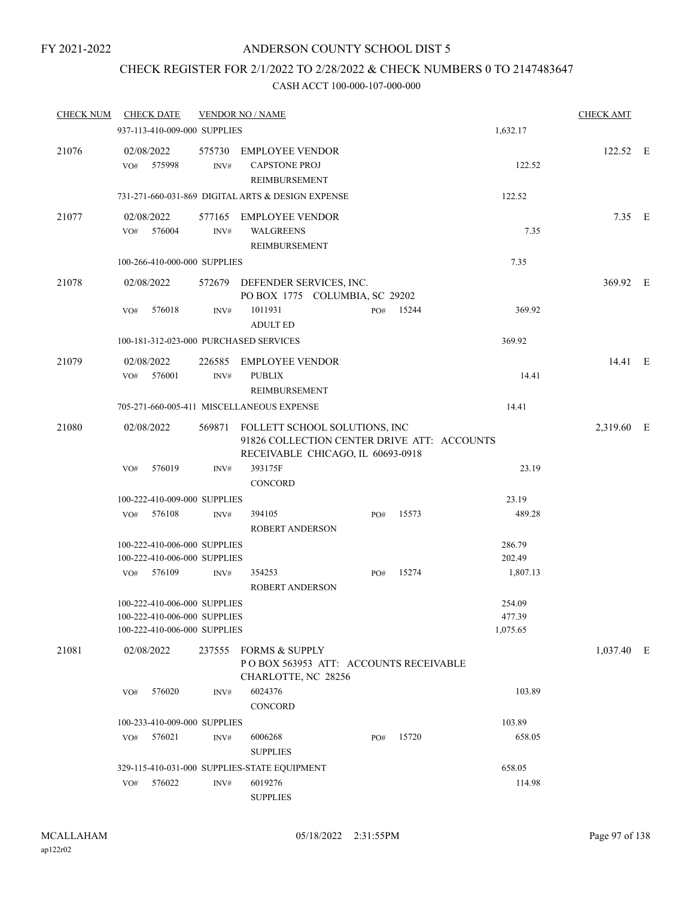FY 2021-2022

ANDERSON COUNTY SCHOOL DIST 5

CHECK REGISTER FOR 2/1/2022 TO 2/28/2022 & CHECK NUMBERS 0 TO 2147483647

CASH ACCT 100-000-107-000-000

| CHECK NUM | CHECK DATE | VENDOR NO / NAME | | CHECK AMT | |
|---|---|---|---|---|---|
| | 937-113-410-009-000 SUPPLIES | | 1,632.17 | | |
| 21076 | 02/08/2022 | 575730 EMPLOYEE VENDOR | | 122.52 | E |
| | VO# 575998 INV# | CAPSTONE PROJ REIMBURSEMENT | 122.52 | | |
| | 731-271-660-031-869 DIGITAL ARTS & DESIGN EXPENSE | | 122.52 | | |
| 21077 | 02/08/2022 | 577165 EMPLOYEE VENDOR | | 7.35 | E |
| | VO# 576004 INV# | WALGREENS REIMBURSEMENT | 7.35 | | |
| | 100-266-410-000-000 SUPPLIES | | 7.35 | | |
| 21078 | 02/08/2022 | 572679 DEFENDER SERVICES, INC. PO BOX 1775 COLUMBIA, SC 29202 | | 369.92 | E |
| | VO# 576018 INV# | 1011931 PO# 15244 ADULT ED | 369.92 | | |
| | 100-181-312-023-000 PURCHASED SERVICES | | 369.92 | | |
| 21079 | 02/08/2022 | 226585 EMPLOYEE VENDOR | | 14.41 | E |
| | VO# 576001 INV# | PUBLIX REIMBURSEMENT | 14.41 | | |
| | 705-271-660-005-411 MISCELLANEOUS EXPENSE | | 14.41 | | |
| 21080 | 02/08/2022 | 569871 FOLLETT SCHOOL SOLUTIONS, INC 91826 COLLECTION CENTER DRIVE ATT: ACCOUNTS RECEIVABLE CHICAGO, IL 60693-0918 | | 2,319.60 | E |
| | VO# 576019 INV# | 393175F CONCORD | 23.19 | | |
| | 100-222-410-009-000 SUPPLIES | | 23.19 | | |
| | VO# 576108 INV# | 394105 PO# 15573 ROBERT ANDERSON | 489.28 | | |
| | 100-222-410-006-000 SUPPLIES | | 286.79 | | |
| | 100-222-410-006-000 SUPPLIES | | 202.49 | | |
| | VO# 576109 INV# | 354253 PO# 15274 ROBERT ANDERSON | 1,807.13 | | |
| | 100-222-410-006-000 SUPPLIES | | 254.09 | | |
| | 100-222-410-006-000 SUPPLIES | | 477.39 | | |
| | 100-222-410-006-000 SUPPLIES | | 1,075.65 | | |
| 21081 | 02/08/2022 | 237555 FORMS & SUPPLY P O BOX 563953 ATT: ACCOUNTS RECEIVABLE CHARLOTTE, NC 28256 | | 1,037.40 | E |
| | VO# 576020 INV# | 6024376 CONCORD | 103.89 | | |
| | 100-233-410-009-000 SUPPLIES | | 103.89 | | |
| | VO# 576021 INV# | 6006268 PO# 15720 SUPPLIES | 658.05 | | |
| | 329-115-410-031-000 SUPPLIES-STATE EQUIPMENT | | 658.05 | | |
| | VO# 576022 INV# | 6019276 SUPPLIES | 114.98 | | |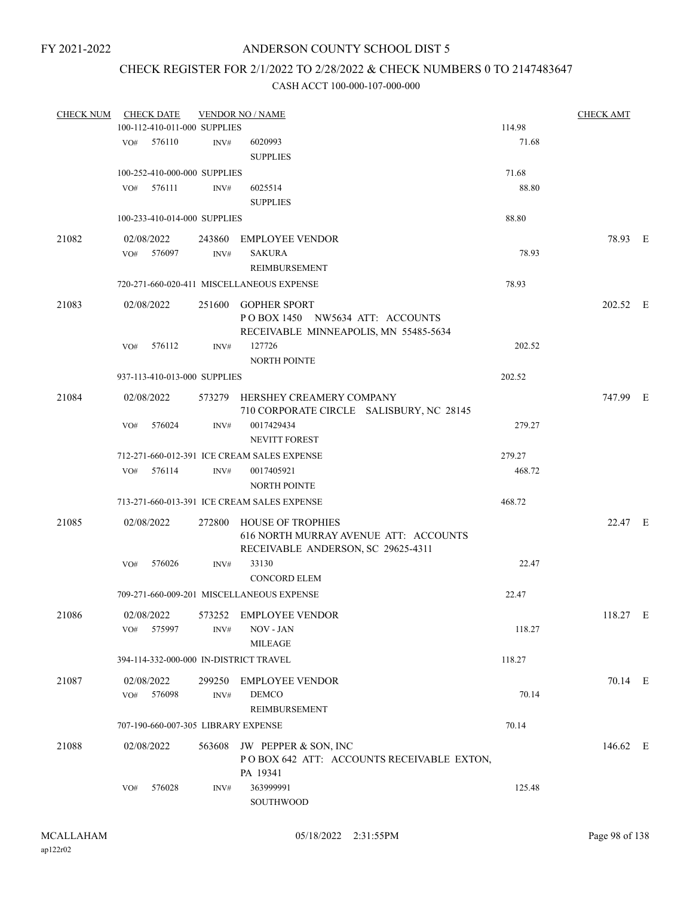FY 2021-2022

# ANDERSON COUNTY SCHOOL DIST 5

## CHECK REGISTER FOR 2/1/2022 TO 2/28/2022 & CHECK NUMBERS 0 TO 2147483647

CASH ACCT 100-000-107-000-000

| CHECK NUM | CHECK DATE | VENDOR NO / NAME | | CHECK AMT |
|---|---|---|---|---|
| | 100-112-410-011-000 SUPPLIES | | 114.98 | |
| | VO# 576110 INV# | 6020993 SUPPLIES | 71.68 | |
| | 100-252-410-000-000 SUPPLIES | | 71.68 | |
| | VO# 576111 INV# | 6025514 SUPPLIES | 88.80 | |
| | 100-233-410-014-000 SUPPLIES | | 88.80 | |
| 21082 | 02/08/2022 | 243860 EMPLOYEE VENDOR | | 78.93 E |
| | VO# 576097 INV# | SAKURA REIMBURSEMENT | 78.93 | |
| | 720-271-660-020-411 MISCELLANEOUS EXPENSE | | 78.93 | |
| 21083 | 02/08/2022 | 251600 GOPHER SPORT P O BOX 1450 NW5634 ATT: ACCOUNTS RECEIVABLE MINNEAPOLIS, MN 55485-5634 | | 202.52 E |
| | VO# 576112 INV# | 127726 NORTH POINTE | 202.52 | |
| | 937-113-410-013-000 SUPPLIES | | 202.52 | |
| 21084 | 02/08/2022 | 573279 HERSHEY CREAMERY COMPANY 710 CORPORATE CIRCLE SALISBURY, NC 28145 | | 747.99 E |
| | VO# 576024 INV# | 0017429434 NEVITT FOREST | 279.27 | |
| | 712-271-660-012-391 ICE CREAM SALES EXPENSE | | 279.27 | |
| | VO# 576114 INV# | 0017405921 NORTH POINTE | 468.72 | |
| | 713-271-660-013-391 ICE CREAM SALES EXPENSE | | 468.72 | |
| 21085 | 02/08/2022 | 272800 HOUSE OF TROPHIES 616 NORTH MURRAY AVENUE ATT: ACCOUNTS RECEIVABLE ANDERSON, SC 29625-4311 | | 22.47 E |
| | VO# 576026 INV# | 33130 CONCORD ELEM | 22.47 | |
| | 709-271-660-009-201 MISCELLANEOUS EXPENSE | | 22.47 | |
| 21086 | 02/08/2022 | 573252 EMPLOYEE VENDOR | | 118.27 E |
| | VO# 575997 INV# | NOV - JAN MILEAGE | 118.27 | |
| | 394-114-332-000-000 IN-DISTRICT TRAVEL | | 118.27 | |
| 21087 | 02/08/2022 | 299250 EMPLOYEE VENDOR | | 70.14 E |
| | VO# 576098 INV# | DEMCO REIMBURSEMENT | 70.14 | |
| | 707-190-660-007-305 LIBRARY EXPENSE | | 70.14 | |
| 21088 | 02/08/2022 | 563608 JW PEPPER & SON, INC P O BOX 642 ATT: ACCOUNTS RECEIVABLE EXTON, PA 19341 | | 146.62 E |
| | VO# 576028 INV# | 363999991 SOUTHWOOD | 125.48 | |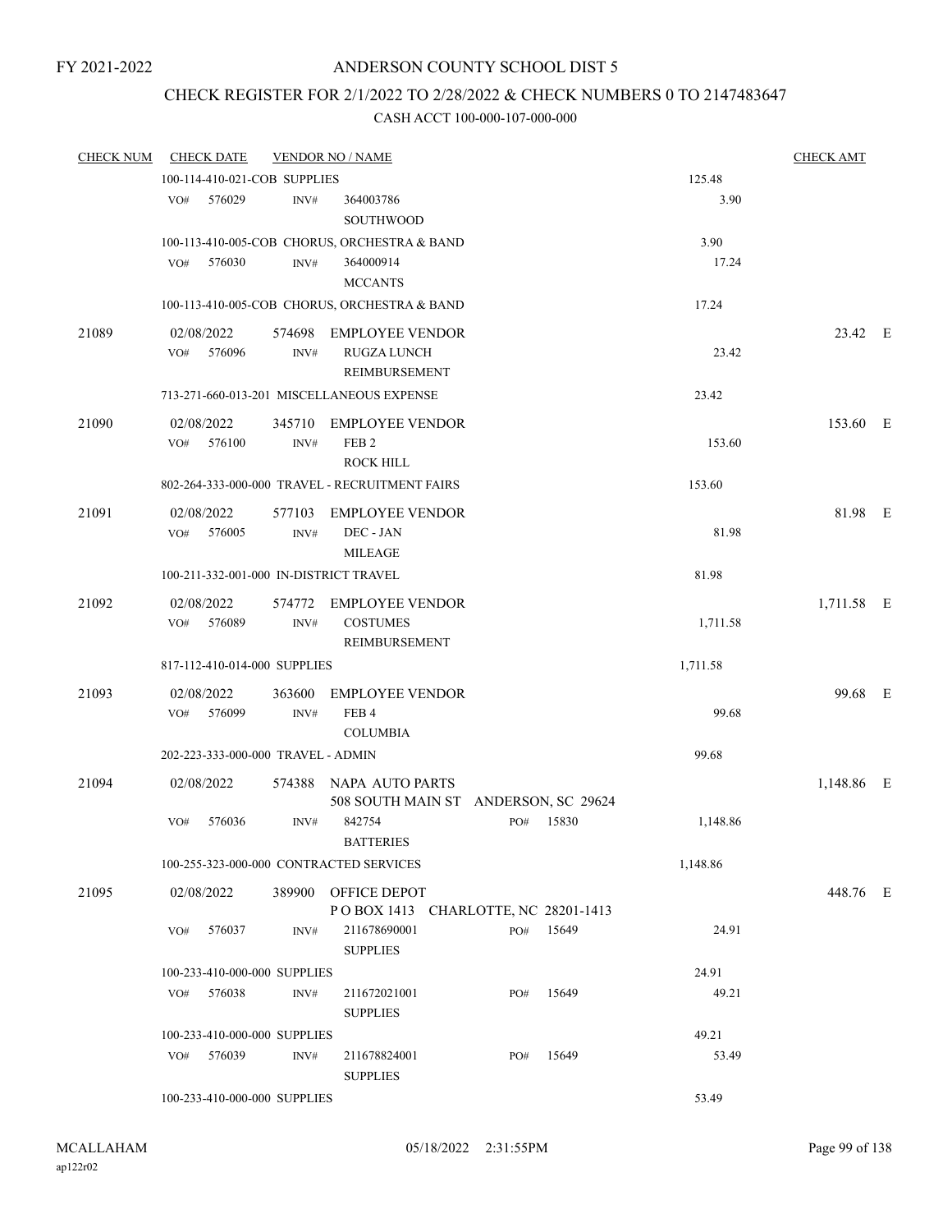FY 2021-2022

# ANDERSON COUNTY SCHOOL DIST 5

## CHECK REGISTER FOR 2/1/2022 TO 2/28/2022 & CHECK NUMBERS 0 TO 2147483647

### CASH ACCT 100-000-107-000-000

| CHECK NUM | CHECK DATE | VENDOR NO / NAME | | | CHECK AMT | |
|---|---|---|---|---|---|---|
| | 100-114-410-021-COB SUPPLIES | | | 125.48 | | |
| | VO# 576029 | INV# 364003786 SOUTHWOOD | | 3.90 | | |
| | 100-113-410-005-COB CHORUS, ORCHESTRA & BAND | | | 3.90 | | |
| | VO# 576030 | INV# 364000914 MCCANTS | | 17.24 | | |
| | 100-113-410-005-COB CHORUS, ORCHESTRA & BAND | | | 17.24 | | |
| 21089 | 02/08/2022 | 574698 EMPLOYEE VENDOR | | | 23.42 | E |
| | VO# 576096 | INV# RUGZA LUNCH REIMBURSEMENT | | 23.42 | | |
| | 713-271-660-013-201 MISCELLANEOUS EXPENSE | | | 23.42 | | |
| 21090 | 02/08/2022 | 345710 EMPLOYEE VENDOR | | | 153.60 | E |
| | VO# 576100 | INV# FEB 2 ROCK HILL | | 153.60 | | |
| | 802-264-333-000-000 TRAVEL - RECRUITMENT FAIRS | | | 153.60 | | |
| 21091 | 02/08/2022 | 577103 EMPLOYEE VENDOR | | | 81.98 | E |
| | VO# 576005 | INV# DEC - JAN MILEAGE | | 81.98 | | |
| | 100-211-332-001-000 IN-DISTRICT TRAVEL | | | 81.98 | | |
| 21092 | 02/08/2022 | 574772 EMPLOYEE VENDOR | | | 1,711.58 | E |
| | VO# 576089 | INV# COSTUMES REIMBURSEMENT | | 1,711.58 | | |
| | 817-112-410-014-000 SUPPLIES | | | 1,711.58 | | |
| 21093 | 02/08/2022 | 363600 EMPLOYEE VENDOR | | | 99.68 | E |
| | VO# 576099 | INV# FEB 4 COLUMBIA | | 99.68 | | |
| | 202-223-333-000-000 TRAVEL - ADMIN | | | 99.68 | | |
| 21094 | 02/08/2022 | 574388 NAPA AUTO PARTS 508 SOUTH MAIN ST ANDERSON, SC 29624 | | | 1,148.86 | E |
| | VO# 576036 | INV# 842754 BATTERIES | PO# 15830 | 1,148.86 | | |
| | 100-255-323-000-000 CONTRACTED SERVICES | | | 1,148.86 | | |
| 21095 | 02/08/2022 | 389900 OFFICE DEPOT P O BOX 1413 CHARLOTTE, NC 28201-1413 | | | 448.76 | E |
| | VO# 576037 | INV# 211678690001 SUPPLIES | PO# 15649 | 24.91 | | |
| | 100-233-410-000-000 SUPPLIES | | | 24.91 | | |
| | VO# 576038 | INV# 211672021001 SUPPLIES | PO# 15649 | 49.21 | | |
| | 100-233-410-000-000 SUPPLIES | | | 49.21 | | |
| | VO# 576039 | INV# 211678824001 SUPPLIES | PO# 15649 | 53.49 | | |
| | 100-233-410-000-000 SUPPLIES | | | 53.49 | | |

MCALLAHAM
ap122r02

05/18/2022 2:31:55PM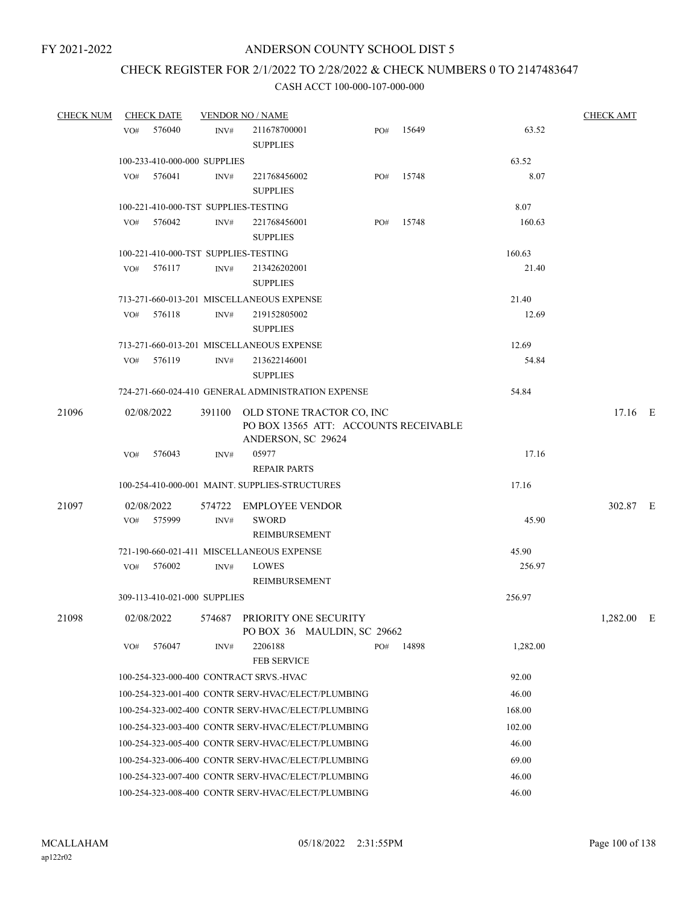FY 2021-2022

# ANDERSON COUNTY SCHOOL DIST 5

## CHECK REGISTER FOR 2/1/2022 TO 2/28/2022 & CHECK NUMBERS 0 TO 2147483647

### CASH ACCT 100-000-107-000-000

| CHECK NUM | CHECK DATE | VENDOR NO / NAME | | | CHECK AMT |
|---|---|---|---|---|---|
| | VO# 576040 | INV# 211678700001 SUPPLIES | PO# 15649 | 63.52 | |
| | 100-233-410-000-000 SUPPLIES | | | 63.52 | |
| | VO# 576041 | INV# 221768456002 SUPPLIES | PO# 15748 | 8.07 | |
| | 100-221-410-000-TST SUPPLIES-TESTING | | | 8.07 | |
| | VO# 576042 | INV# 221768456001 SUPPLIES | PO# 15748 | 160.63 | |
| | 100-221-410-000-TST SUPPLIES-TESTING | | | 160.63 | |
| | VO# 576117 | INV# 213426202001 SUPPLIES | | 21.40 | |
| | 713-271-660-013-201 MISCELLANEOUS EXPENSE | | | 21.40 | |
| | VO# 576118 | INV# 219152805002 SUPPLIES | | 12.69 | |
| | 713-271-660-013-201 MISCELLANEOUS EXPENSE | | | 12.69 | |
| | VO# 576119 | INV# 213622146001 SUPPLIES | | 54.84 | |
| | 724-271-660-024-410 GENERAL ADMINISTRATION EXPENSE | | | 54.84 | |
| 21096 | 02/08/2022 | 391100 OLD STONE TRACTOR CO, INC PO BOX 13565 ATT: ACCOUNTS RECEIVABLE ANDERSON, SC 29624 | | | 17.16 E |
| | VO# 576043 | INV# 05977 REPAIR PARTS | | 17.16 | |
| | 100-254-410-000-001 MAINT. SUPPLIES-STRUCTURES | | | 17.16 | |
| 21097 | 02/08/2022 | 574722 EMPLOYEE VENDOR | | | 302.87 E |
| | VO# 575999 | INV# SWORD REIMBURSEMENT | | 45.90 | |
| | 721-190-660-021-411 MISCELLANEOUS EXPENSE | | | 45.90 | |
| | VO# 576002 | INV# LOWES REIMBURSEMENT | | 256.97 | |
| | 309-113-410-021-000 SUPPLIES | | | 256.97 | |
| 21098 | 02/08/2022 | 574687 PRIORITY ONE SECURITY PO BOX 36 MAULDIN, SC 29662 | | | 1,282.00 E |
| | VO# 576047 | INV# 2206188 FEB SERVICE | PO# 14898 | 1,282.00 | |
| | 100-254-323-000-400 CONTRACT SRVS.-HVAC | | | 92.00 | |
| | 100-254-323-001-400 CONTR SERV-HVAC/ELECT/PLUMBING | | | 46.00 | |
| | 100-254-323-002-400 CONTR SERV-HVAC/ELECT/PLUMBING | | | 168.00 | |
| | 100-254-323-003-400 CONTR SERV-HVAC/ELECT/PLUMBING | | | 102.00 | |
| | 100-254-323-005-400 CONTR SERV-HVAC/ELECT/PLUMBING | | | 46.00 | |
| | 100-254-323-006-400 CONTR SERV-HVAC/ELECT/PLUMBING | | | 69.00 | |
| | 100-254-323-007-400 CONTR SERV-HVAC/ELECT/PLUMBING | | | 46.00 | |
| | 100-254-323-008-400 CONTR SERV-HVAC/ELECT/PLUMBING | | | 46.00 | |

MCALLAHAM ap122r02 05/18/2022 2:31:55PM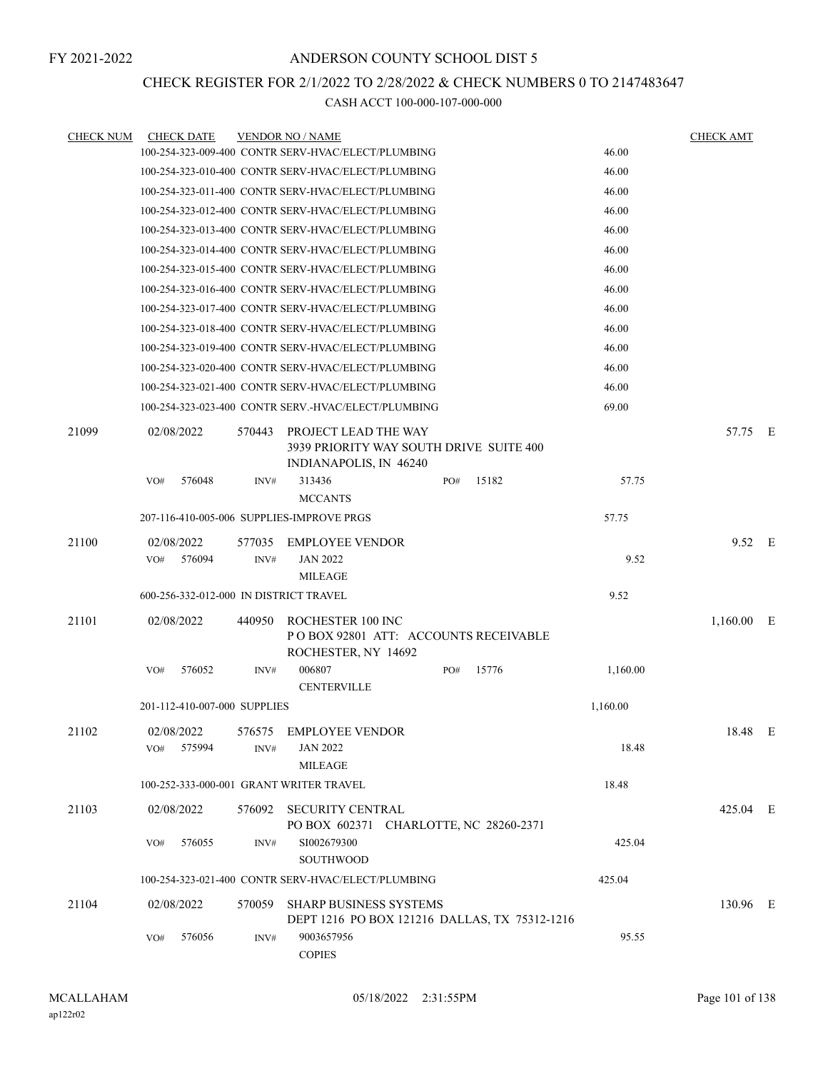FY 2021-2022

# ANDERSON COUNTY SCHOOL DIST 5

## CHECK REGISTER FOR 2/1/2022 TO 2/28/2022 & CHECK NUMBERS 0 TO 2147483647

### CASH ACCT 100-000-107-000-000

| CHECK NUM | CHECK DATE | VENDOR NO / NAME | | CHECK AMT | |
|---|---|---|---|---|---|
| | 100-254-323-009-400 CONTR SERV-HVAC/ELECT/PLUMBING | | 46.00 | | |
| | 100-254-323-010-400 CONTR SERV-HVAC/ELECT/PLUMBING | | 46.00 | | |
| | 100-254-323-011-400 CONTR SERV-HVAC/ELECT/PLUMBING | | 46.00 | | |
| | 100-254-323-012-400 CONTR SERV-HVAC/ELECT/PLUMBING | | 46.00 | | |
| | 100-254-323-013-400 CONTR SERV-HVAC/ELECT/PLUMBING | | 46.00 | | |
| | 100-254-323-014-400 CONTR SERV-HVAC/ELECT/PLUMBING | | 46.00 | | |
| | 100-254-323-015-400 CONTR SERV-HVAC/ELECT/PLUMBING | | 46.00 | | |
| | 100-254-323-016-400 CONTR SERV-HVAC/ELECT/PLUMBING | | 46.00 | | |
| | 100-254-323-017-400 CONTR SERV-HVAC/ELECT/PLUMBING | | 46.00 | | |
| | 100-254-323-018-400 CONTR SERV-HVAC/ELECT/PLUMBING | | 46.00 | | |
| | 100-254-323-019-400 CONTR SERV-HVAC/ELECT/PLUMBING | | 46.00 | | |
| | 100-254-323-020-400 CONTR SERV-HVAC/ELECT/PLUMBING | | 46.00 | | |
| | 100-254-323-021-400 CONTR SERV-HVAC/ELECT/PLUMBING | | 46.00 | | |
| | 100-254-323-023-400 CONTR SERV.-HVAC/ELECT/PLUMBING | | 69.00 | | |
| 21099 | 02/08/2022 | 570443 PROJECT LEAD THE WAY<br>3939 PRIORITY WAY SOUTH DRIVE SUITE 400<br>INDIANAPOLIS, IN 46240 | | 57.75 | E |
| | VO# 576048 | INV# 313436<br>MCCANTS | PO# 15182 | 57.75 | |
| | 207-116-410-005-006 SUPPLIES-IMPROVE PRGS | | 57.75 | | |
| 21100 | 02/08/2022 | 577035 EMPLOYEE VENDOR | | 9.52 | E |
| | VO# 576094 | INV# JAN 2022<br>MILEAGE | | 9.52 | |
| | 600-256-332-012-000 IN DISTRICT TRAVEL | | 9.52 | | |
| 21101 | 02/08/2022 | 440950 ROCHESTER 100 INC<br>P O BOX 92801 ATT: ACCOUNTS RECEIVABLE<br>ROCHESTER, NY 14692 | | 1,160.00 | E |
| | VO# 576052 | INV# 006807<br>CENTERVILLE | PO# 15776 | 1,160.00 | |
| | 201-112-410-007-000 SUPPLIES | | 1,160.00 | | |
| 21102 | 02/08/2022 | 576575 EMPLOYEE VENDOR | | 18.48 | E |
| | VO# 575994 | INV# JAN 2022<br>MILEAGE | | 18.48 | |
| | 100-252-333-000-001 GRANT WRITER TRAVEL | | 18.48 | | |
| 21103 | 02/08/2022 | 576092 SECURITY CENTRAL<br>PO BOX 602371 CHARLOTTE, NC 28260-2371 | | 425.04 | E |
| | VO# 576055 | INV# SI002679300<br>SOUTHWOOD | | 425.04 | |
| | 100-254-323-021-400 CONTR SERV-HVAC/ELECT/PLUMBING | | 425.04 | | |
| 21104 | 02/08/2022 | 570059 SHARP BUSINESS SYSTEMS<br>DEPT 1216 PO BOX 121216 DALLAS, TX 75312-1216 | | 130.96 | E |
| | VO# 576056 | INV# 9003657956<br>COPIES | | 95.55 | |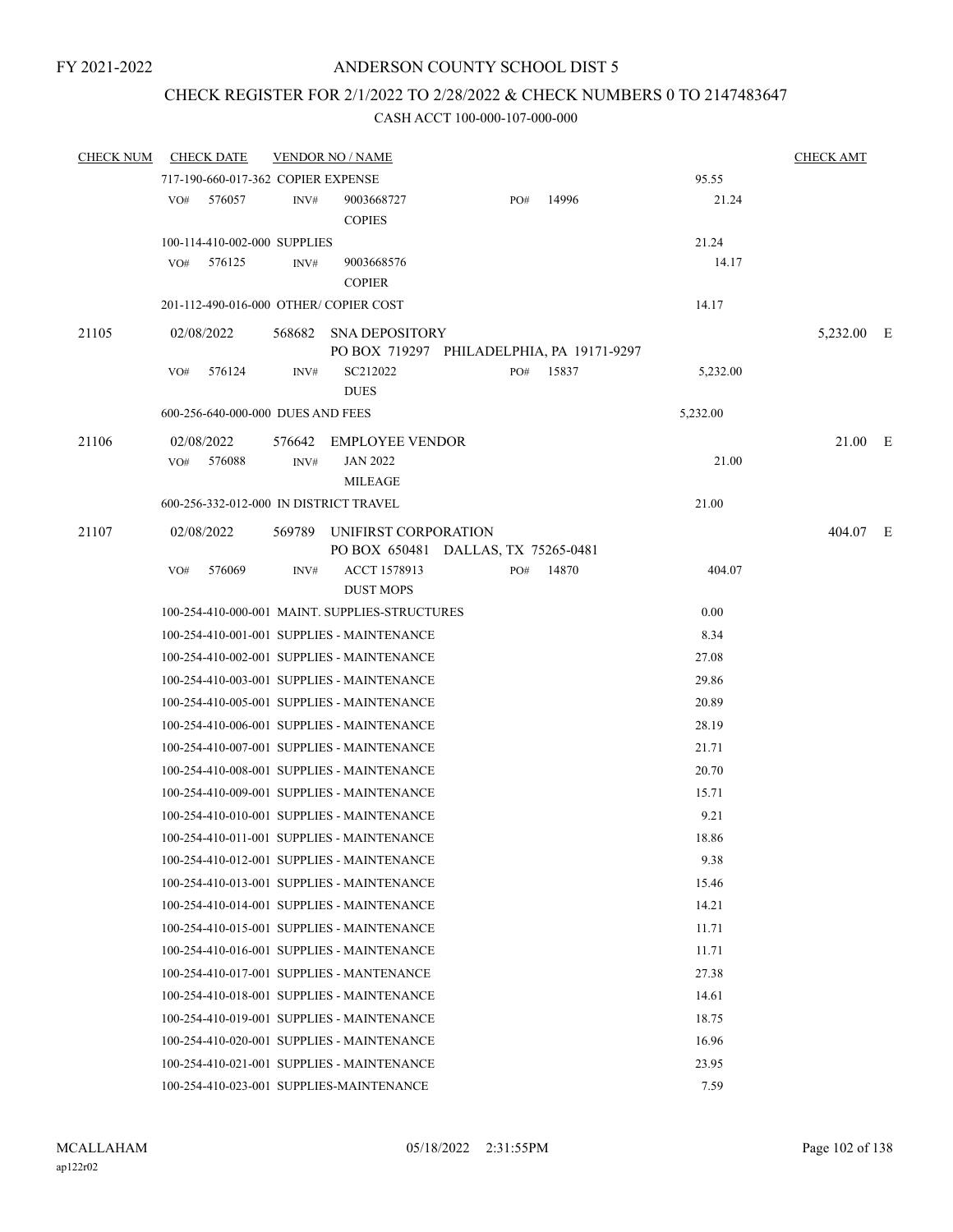FY 2021-2022

# ANDERSON COUNTY SCHOOL DIST 5

## CHECK REGISTER FOR 2/1/2022 TO 2/28/2022 & CHECK NUMBERS 0 TO 2147483647

### CASH ACCT 100-000-107-000-000

| CHECK NUM | CHECK DATE | VENDOR NO / NAME | | | CHECK AMT | |
|---|---|---|---|---|---|---|
| | 717-190-660-017-362 COPIER EXPENSE | | | 95.55 | | |
| | VO# 576057 | INV# 9003668727 COPIES | PO# 14996 | 21.24 | | |
| | 100-114-410-002-000 SUPPLIES | | | 21.24 | | |
| | VO# 576125 | INV# 9003668576 COPIER | | 14.17 | | |
| | 201-112-490-016-000 OTHER/ COPIER COST | | | 14.17 | | |
| 21105 | 02/08/2022 | 568682 SNA DEPOSITORY PO BOX 719297 PHILADELPHIA, PA 19171-9297 | | | 5,232.00 | E |
| | VO# 576124 | INV# SC212022 DUES | PO# 15837 | 5,232.00 | | |
| | 600-256-640-000-000 DUES AND FEES | | | 5,232.00 | | |
| 21106 | 02/08/2022 | 576642 EMPLOYEE VENDOR | | | 21.00 | E |
| | VO# 576088 | INV# JAN 2022 MILEAGE | | 21.00 | | |
| | 600-256-332-012-000 IN DISTRICT TRAVEL | | | 21.00 | | |
| 21107 | 02/08/2022 | 569789 UNIFIRST CORPORATION PO BOX 650481 DALLAS, TX 75265-0481 | | | 404.07 | E |
| | VO# 576069 | INV# ACCT 1578913 DUST MOPS | PO# 14870 | 404.07 | | |
| | 100-254-410-000-001 MAINT. SUPPLIES-STRUCTURES | | | 0.00 | | |
| | 100-254-410-001-001 SUPPLIES - MAINTENANCE | | | 8.34 | | |
| | 100-254-410-002-001 SUPPLIES - MAINTENANCE | | | 27.08 | | |
| | 100-254-410-003-001 SUPPLIES - MAINTENANCE | | | 29.86 | | |
| | 100-254-410-005-001 SUPPLIES - MAINTENANCE | | | 20.89 | | |
| | 100-254-410-006-001 SUPPLIES - MAINTENANCE | | | 28.19 | | |
| | 100-254-410-007-001 SUPPLIES - MAINTENANCE | | | 21.71 | | |
| | 100-254-410-008-001 SUPPLIES - MAINTENANCE | | | 20.70 | | |
| | 100-254-410-009-001 SUPPLIES - MAINTENANCE | | | 15.71 | | |
| | 100-254-410-010-001 SUPPLIES - MAINTENANCE | | | 9.21 | | |
| | 100-254-410-011-001 SUPPLIES - MAINTENANCE | | | 18.86 | | |
| | 100-254-410-012-001 SUPPLIES - MAINTENANCE | | | 9.38 | | |
| | 100-254-410-013-001 SUPPLIES - MAINTENANCE | | | 15.46 | | |
| | 100-254-410-014-001 SUPPLIES - MAINTENANCE | | | 14.21 | | |
| | 100-254-410-015-001 SUPPLIES - MAINTENANCE | | | 11.71 | | |
| | 100-254-410-016-001 SUPPLIES - MAINTENANCE | | | 11.71 | | |
| | 100-254-410-017-001 SUPPLIES - MANTENANCE | | | 27.38 | | |
| | 100-254-410-018-001 SUPPLIES - MAINTENANCE | | | 14.61 | | |
| | 100-254-410-019-001 SUPPLIES - MAINTENANCE | | | 18.75 | | |
| | 100-254-410-020-001 SUPPLIES - MAINTENANCE | | | 16.96 | | |
| | 100-254-410-021-001 SUPPLIES - MAINTENANCE | | | 23.95 | | |
| | 100-254-410-023-001 SUPPLIES-MAINTENANCE | | | 7.59 | | |

MCALLAHAM
ap122r02

05/18/2022 2:31:55PM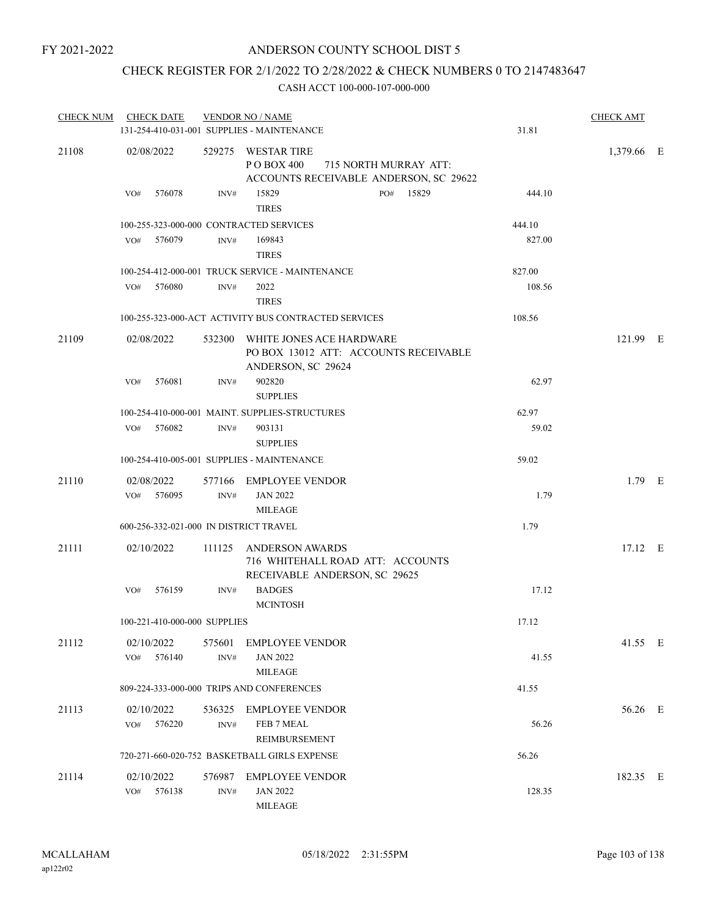FY 2021-2022

# ANDERSON COUNTY SCHOOL DIST 5

## CHECK REGISTER FOR 2/1/2022 TO 2/28/2022 & CHECK NUMBERS 0 TO 2147483647

CASH ACCT 100-000-107-000-000

| CHECK NUM | CHECK DATE | VENDOR NO / NAME | | CHECK AMT | |
|---|---|---|---|---|---|
| | 131-254-410-031-001 SUPPLIES - MAINTENANCE | | 31.81 | | |
| 21108 | 02/08/2022 | 529275 WESTAR TIRE<br>P O BOX 400 715 NORTH MURRAY ATT: ACCOUNTS RECEIVABLE ANDERSON, SC 29622 | | 1,379.66 | E |
| | VO# 576078 | INV# 15829 PO# 15829<br>TIRES | 444.10 | | |
| | 100-255-323-000-000 CONTRACTED SERVICES | | 444.10 | | |
| | VO# 576079 | INV# 169843<br>TIRES | 827.00 | | |
| | 100-254-412-000-001 TRUCK SERVICE - MAINTENANCE | | 827.00 | | |
| | VO# 576080 | INV# 2022<br>TIRES | 108.56 | | |
| | 100-255-323-000-ACT ACTIVITY BUS CONTRACTED SERVICES | | 108.56 | | |
| 21109 | 02/08/2022 | 532300 WHITE JONES ACE HARDWARE<br>PO BOX 13012 ATT: ACCOUNTS RECEIVABLE ANDERSON, SC 29624 | | 121.99 | E |
| | VO# 576081 | INV# 902820<br>SUPPLIES | 62.97 | | |
| | 100-254-410-000-001 MAINT. SUPPLIES-STRUCTURES | | 62.97 | | |
| | VO# 576082 | INV# 903131<br>SUPPLIES | 59.02 | | |
| | 100-254-410-005-001 SUPPLIES - MAINTENANCE | | 59.02 | | |
| 21110 | 02/08/2022 | 577166 EMPLOYEE VENDOR | | 1.79 | E |
| | VO# 576095 | INV# JAN 2022<br>MILEAGE | 1.79 | | |
| | 600-256-332-021-000 IN DISTRICT TRAVEL | | 1.79 | | |
| 21111 | 02/10/2022 | 111125 ANDERSON AWARDS<br>716 WHITEHALL ROAD ATT: ACCOUNTS RECEIVABLE ANDERSON, SC 29625 | | 17.12 | E |
| | VO# 576159 | INV# BADGES<br>MCINTOSH | 17.12 | | |
| | 100-221-410-000-000 SUPPLIES | | 17.12 | | |
| 21112 | 02/10/2022 | 575601 EMPLOYEE VENDOR | | 41.55 | E |
| | VO# 576140 | INV# JAN 2022<br>MILEAGE | 41.55 | | |
| | 809-224-333-000-000 TRIPS AND CONFERENCES | | 41.55 | | |
| 21113 | 02/10/2022 | 536325 EMPLOYEE VENDOR | | 56.26 | E |
| | VO# 576220 | INV# FEB 7 MEAL<br>REIMBURSEMENT | 56.26 | | |
| | 720-271-660-020-752 BASKETBALL GIRLS EXPENSE | | 56.26 | | |
| 21114 | 02/10/2022 | 576987 EMPLOYEE VENDOR | | 182.35 | E |
| | VO# 576138 | INV# JAN 2022<br>MILEAGE | 128.35 | | |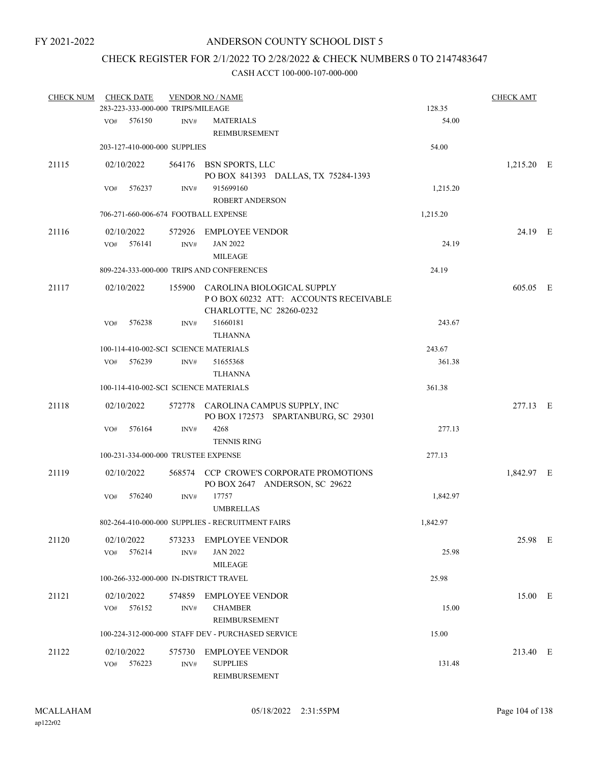FY 2021-2022

ANDERSON COUNTY SCHOOL DIST 5

CHECK REGISTER FOR 2/1/2022 TO 2/28/2022 & CHECK NUMBERS 0 TO 2147483647

CASH ACCT 100-000-107-000-000

| CHECK NUM | CHECK DATE | VENDOR NO / NAME | | CHECK AMT |
|---|---|---|---|---|
| | 283-223-333-000-000 TRIPS/MILEAGE | | 128.35 | |
| | VO# 576150 INV# | MATERIALS<br>REIMBURSEMENT | 54.00 | |
| | 203-127-410-000-000 SUPPLIES | | 54.00 | |
| 21115 | 02/10/2022 | 564176 BSN SPORTS, LLC<br>PO BOX 841393 DALLAS, TX 75284-1393 | | 1,215.20 E |
| | VO# 576237 INV# | 915699160<br>ROBERT ANDERSON | 1,215.20 | |
| | 706-271-660-006-674 FOOTBALL EXPENSE | | 1,215.20 | |
| 21116 | 02/10/2022 | 572926 EMPLOYEE VENDOR | | 24.19 E |
| | VO# 576141 INV# | JAN 2022<br>MILEAGE | 24.19 | |
| | 809-224-333-000-000 TRIPS AND CONFERENCES | | 24.19 | |
| 21117 | 02/10/2022 | 155900 CAROLINA BIOLOGICAL SUPPLY<br>P O BOX 60232 ATT: ACCOUNTS RECEIVABLE<br>CHARLOTTE, NC 28260-0232 | | 605.05 E |
| | VO# 576238 INV# | 51660181<br>TLHANNA | 243.67 | |
| | 100-114-410-002-SCI SCIENCE MATERIALS | | 243.67 | |
| | VO# 576239 INV# | 51655368<br>TLHANNA | 361.38 | |
| | 100-114-410-002-SCI SCIENCE MATERIALS | | 361.38 | |
| 21118 | 02/10/2022 | 572778 CAROLINA CAMPUS SUPPLY, INC<br>PO BOX 172573 SPARTANBURG, SC 29301 | | 277.13 E |
| | VO# 576164 INV# | 4268<br>TENNIS RING | 277.13 | |
| | 100-231-334-000-000 TRUSTEE EXPENSE | | 277.13 | |
| 21119 | 02/10/2022 | 568574 CCP CROWE'S CORPORATE PROMOTIONS<br>PO BOX 2647 ANDERSON, SC 29622 | | 1,842.97 E |
| | VO# 576240 INV# | 17757<br>UMBRELLAS | 1,842.97 | |
| | 802-264-410-000-000 SUPPLIES - RECRUITMENT FAIRS | | 1,842.97 | |
| 21120 | 02/10/2022 | 573233 EMPLOYEE VENDOR | | 25.98 E |
| | VO# 576214 INV# | JAN 2022<br>MILEAGE | 25.98 | |
| | 100-266-332-000-000 IN-DISTRICT TRAVEL | | 25.98 | |
| 21121 | 02/10/2022 | 574859 EMPLOYEE VENDOR | | 15.00 E |
| | VO# 576152 INV# | CHAMBER<br>REIMBURSEMENT | 15.00 | |
| | 100-224-312-000-000 STAFF DEV - PURCHASED SERVICE | | 15.00 | |
| 21122 | 02/10/2022 | 575730 EMPLOYEE VENDOR | | 213.40 E |
| | VO# 576223 INV# | SUPPLIES<br>REIMBURSEMENT | 131.48 | |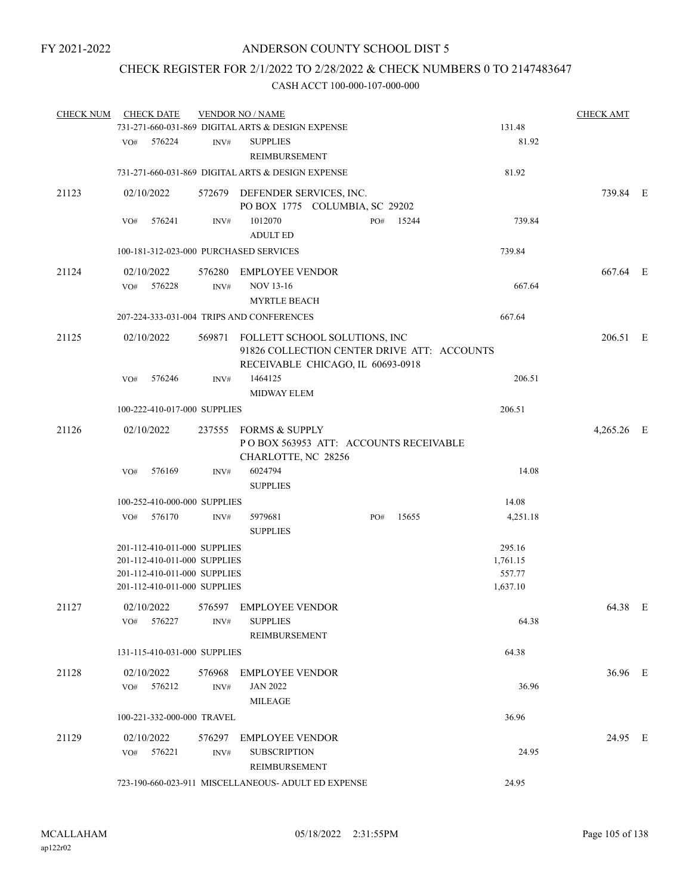FY 2021-2022

# ANDERSON COUNTY SCHOOL DIST 5

## CHECK REGISTER FOR 2/1/2022 TO 2/28/2022 & CHECK NUMBERS 0 TO 2147483647

### CASH ACCT 100-000-107-000-000

| CHECK NUM | CHECK DATE | VENDOR NO / NAME | | | CHECK AMT |
|---|---|---|---|---|---|
| | 731-271-660-031-869 DIGITAL ARTS & DESIGN EXPENSE | | | 131.48 | |
| | VO# 576224 | INV# | SUPPLIES REIMBURSEMENT | 81.92 | |
| | 731-271-660-031-869 DIGITAL ARTS & DESIGN EXPENSE | | | 81.92 | |
| 21123 | 02/10/2022 | 572679 | DEFENDER SERVICES, INC. PO BOX 1775 COLUMBIA, SC 29202 | | 739.84 E |
| | VO# 576241 | INV# | 1012070 ADULT ED PO# 15244 | 739.84 | |
| | 100-181-312-023-000 PURCHASED SERVICES | | | 739.84 | |
| 21124 | 02/10/2022 | 576280 | EMPLOYEE VENDOR | | 667.64 E |
| | VO# 576228 | INV# | NOV 13-16 MYRTLE BEACH | 667.64 | |
| | 207-224-333-031-004 TRIPS AND CONFERENCES | | | 667.64 | |
| 21125 | 02/10/2022 | 569871 | FOLLETT SCHOOL SOLUTIONS, INC 91826 COLLECTION CENTER DRIVE ATT: ACCOUNTS RECEIVABLE CHICAGO, IL 60693-0918 | | 206.51 E |
| | VO# 576246 | INV# | 1464125 MIDWAY ELEM | 206.51 | |
| | 100-222-410-017-000 SUPPLIES | | | 206.51 | |
| 21126 | 02/10/2022 | 237555 | FORMS & SUPPLY P O BOX 563953 ATT: ACCOUNTS RECEIVABLE CHARLOTTE, NC 28256 | | 4,265.26 E |
| | VO# 576169 | INV# | 6024794 SUPPLIES | 14.08 | |
| | 100-252-410-000-000 SUPPLIES | | | 14.08 | |
| | VO# 576170 | INV# | 5979681 SUPPLIES PO# 15655 | 4,251.18 | |
| | 201-112-410-011-000 SUPPLIES | | | 295.16 | |
| | 201-112-410-011-000 SUPPLIES | | | 1,761.15 | |
| | 201-112-410-011-000 SUPPLIES | | | 557.77 | |
| | 201-112-410-011-000 SUPPLIES | | | 1,637.10 | |
| 21127 | 02/10/2022 | 576597 | EMPLOYEE VENDOR | | 64.38 E |
| | VO# 576227 | INV# | SUPPLIES REIMBURSEMENT | 64.38 | |
| | 131-115-410-031-000 SUPPLIES | | | 64.38 | |
| 21128 | 02/10/2022 | 576968 | EMPLOYEE VENDOR | | 36.96 E |
| | VO# 576212 | INV# | JAN 2022 MILEAGE | 36.96 | |
| | 100-221-332-000-000 TRAVEL | | | 36.96 | |
| 21129 | 02/10/2022 | 576297 | EMPLOYEE VENDOR | | 24.95 E |
| | VO# 576221 | INV# | SUBSCRIPTION REIMBURSEMENT | 24.95 | |
| | 723-190-660-023-911 MISCELLANEOUS- ADULT ED EXPENSE | | | 24.95 | |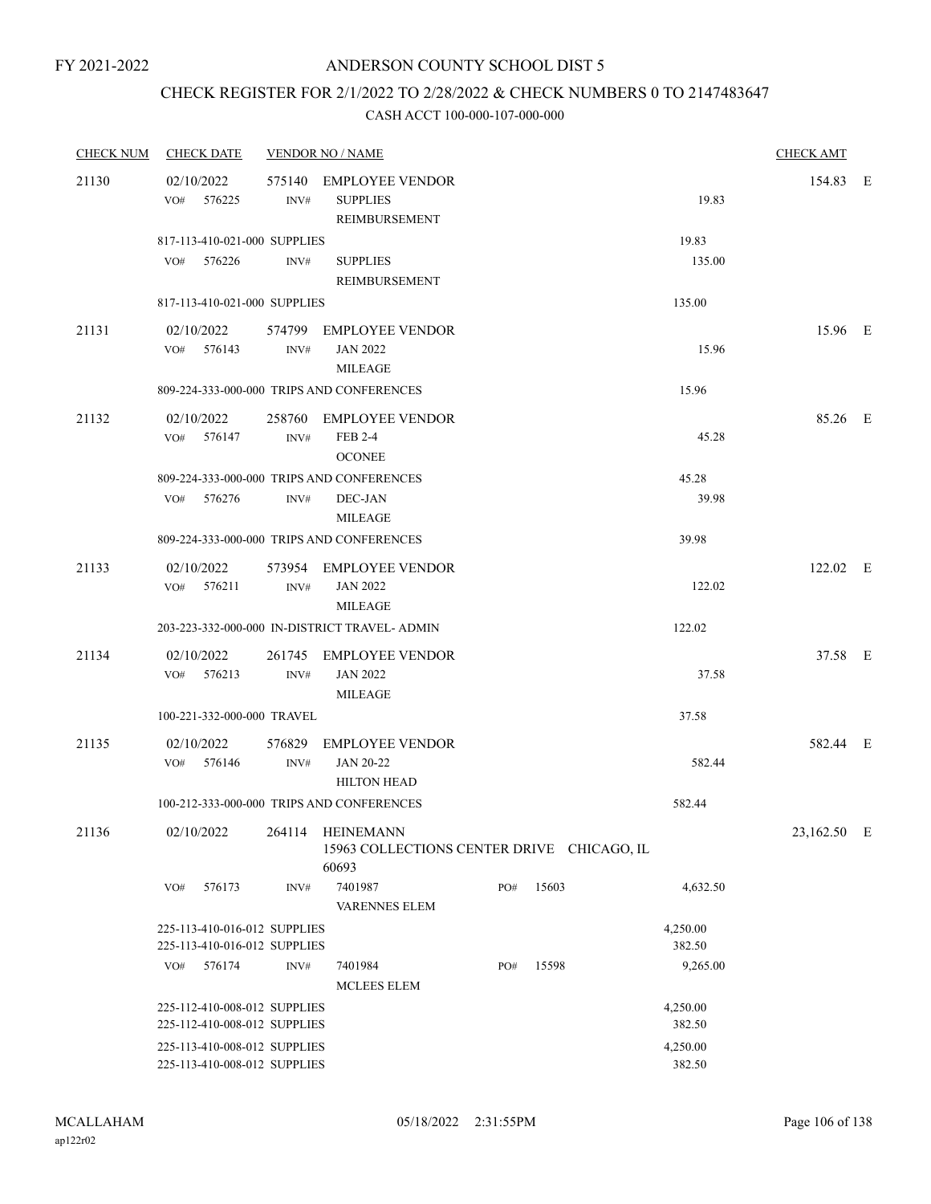FY 2021-2022

# ANDERSON COUNTY SCHOOL DIST 5

## CHECK REGISTER FOR 2/1/2022 TO 2/28/2022 & CHECK NUMBERS 0 TO 2147483647

### CASH ACCT 100-000-107-000-000

| CHECK NUM | CHECK DATE | VENDOR NO / NAME | | | | CHECK AMT | |
|---|---|---|---|---|---|---|---|
| 21130 | 02/10/2022 | 575140 EMPLOYEE VENDOR | | | | 154.83 | E |
| | VO# 576225 | INV# SUPPLIES REIMBURSEMENT | | | 19.83 | | |
| | 817-113-410-021-000 SUPPLIES | | | | 19.83 | | |
| | VO# 576226 | INV# SUPPLIES REIMBURSEMENT | | | 135.00 | | |
| | 817-113-410-021-000 SUPPLIES | | | | 135.00 | | |
| 21131 | 02/10/2022 | 574799 EMPLOYEE VENDOR | | | | 15.96 | E |
| | VO# 576143 | INV# JAN 2022 MILEAGE | | | 15.96 | | |
| | 809-224-333-000-000 TRIPS AND CONFERENCES | | | | 15.96 | | |
| 21132 | 02/10/2022 | 258760 EMPLOYEE VENDOR | | | | 85.26 | E |
| | VO# 576147 | INV# FEB 2-4 OCONEE | | | 45.28 | | |
| | 809-224-333-000-000 TRIPS AND CONFERENCES | | | | 45.28 | | |
| | VO# 576276 | INV# DEC-JAN MILEAGE | | | 39.98 | | |
| | 809-224-333-000-000 TRIPS AND CONFERENCES | | | | 39.98 | | |
| 21133 | 02/10/2022 | 573954 EMPLOYEE VENDOR | | | | 122.02 | E |
| | VO# 576211 | INV# JAN 2022 MILEAGE | | | 122.02 | | |
| | 203-223-332-000-000 IN-DISTRICT TRAVEL- ADMIN | | | | 122.02 | | |
| 21134 | 02/10/2022 | 261745 EMPLOYEE VENDOR | | | | 37.58 | E |
| | VO# 576213 | INV# JAN 2022 MILEAGE | | | 37.58 | | |
| | 100-221-332-000-000 TRAVEL | | | | 37.58 | | |
| 21135 | 02/10/2022 | 576829 EMPLOYEE VENDOR | | | | 582.44 | E |
| | VO# 576146 | INV# JAN 20-22 HILTON HEAD | | | 582.44 | | |
| | 100-212-333-000-000 TRIPS AND CONFERENCES | | | | 582.44 | | |
| 21136 | 02/10/2022 | 264114 HEINEMANN 15963 COLLECTIONS CENTER DRIVE CHICAGO, IL 60693 | | | | 23,162.50 | E |
| | VO# 576173 | INV# 7401987 VARENNES ELEM | PO# | 15603 | 4,632.50 | | |
| | 225-113-410-016-012 SUPPLIES | | | | 4,250.00 | | |
| | 225-113-410-016-012 SUPPLIES | | | | 382.50 | | |
| | VO# 576174 | INV# 7401984 MCLEES ELEM | PO# | 15598 | 9,265.00 | | |
| | 225-112-410-008-012 SUPPLIES | | | | 4,250.00 | | |
| | 225-112-410-008-012 SUPPLIES | | | | 382.50 | | |
| | 225-113-410-008-012 SUPPLIES | | | | 4,250.00 | | |
| | 225-113-410-008-012 SUPPLIES | | | | 382.50 | | |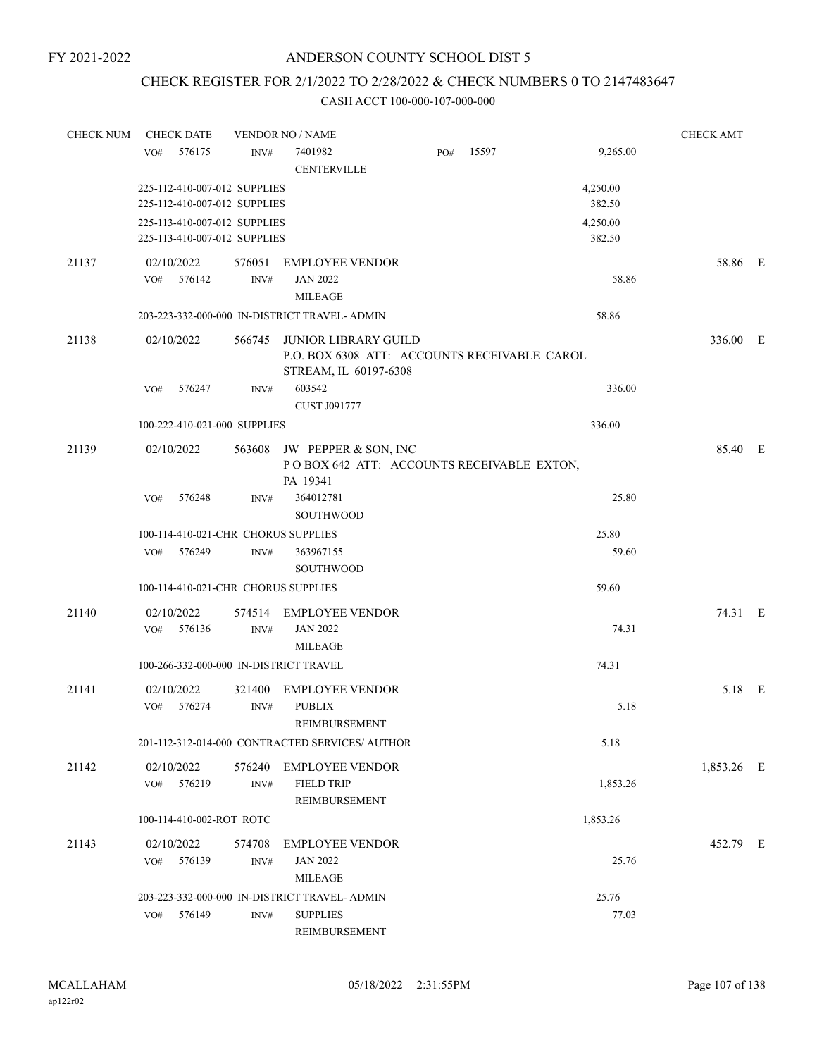FY 2021-2022

# ANDERSON COUNTY SCHOOL DIST 5

## CHECK REGISTER FOR 2/1/2022 TO 2/28/2022 & CHECK NUMBERS 0 TO 2147483647

### CASH ACCT 100-000-107-000-000

| CHECK NUM | CHECK DATE | VENDOR NO / NAME | | CHECK AMT | |
|---|---|---|---|---|---|
| | VO# 576175 | INV# 7401982 CENTERVILLE PO# 15597 | 9,265.00 | | |
| | 225-112-410-007-012 SUPPLIES | | 4,250.00 | | |
| | 225-112-410-007-012 SUPPLIES | | 382.50 | | |
| | 225-113-410-007-012 SUPPLIES | | 4,250.00 | | |
| | 225-113-410-007-012 SUPPLIES | | 382.50 | | |
| 21137 | 02/10/2022 | 576051 EMPLOYEE VENDOR | | 58.86 | E |
| | VO# 576142 | INV# JAN 2022 MILEAGE | 58.86 | | |
| | 203-223-332-000-000 IN-DISTRICT TRAVEL- ADMIN | | 58.86 | | |
| 21138 | 02/10/2022 | 566745 JUNIOR LIBRARY GUILD P.O. BOX 6308 ATT: ACCOUNTS RECEIVABLE CAROL STREAM, IL 60197-6308 | | 336.00 | E |
| | VO# 576247 | INV# 603542 CUST J091777 | 336.00 | | |
| | 100-222-410-021-000 SUPPLIES | | 336.00 | | |
| 21139 | 02/10/2022 | 563608 JW PEPPER & SON, INC P O BOX 642 ATT: ACCOUNTS RECEIVABLE EXTON, PA 19341 | | 85.40 | E |
| | VO# 576248 | INV# 364012781 SOUTHWOOD | 25.80 | | |
| | 100-114-410-021-CHR CHORUS SUPPLIES | | 25.80 | | |
| | VO# 576249 | INV# 363967155 SOUTHWOOD | 59.60 | | |
| | 100-114-410-021-CHR CHORUS SUPPLIES | | 59.60 | | |
| 21140 | 02/10/2022 | 574514 EMPLOYEE VENDOR | | 74.31 | E |
| | VO# 576136 | INV# JAN 2022 MILEAGE | 74.31 | | |
| | 100-266-332-000-000 IN-DISTRICT TRAVEL | | 74.31 | | |
| 21141 | 02/10/2022 | 321400 EMPLOYEE VENDOR | | 5.18 | E |
| | VO# 576274 | INV# PUBLIX REIMBURSEMENT | 5.18 | | |
| | 201-112-312-014-000 CONTRACTED SERVICES/ AUTHOR | | 5.18 | | |
| 21142 | 02/10/2022 | 576240 EMPLOYEE VENDOR | | 1,853.26 | E |
| | VO# 576219 | INV# FIELD TRIP REIMBURSEMENT | 1,853.26 | | |
| | 100-114-410-002-ROT ROTC | | 1,853.26 | | |
| 21143 | 02/10/2022 | 574708 EMPLOYEE VENDOR | | 452.79 | E |
| | VO# 576139 | INV# JAN 2022 MILEAGE | 25.76 | | |
| | 203-223-332-000-000 IN-DISTRICT TRAVEL- ADMIN | | 25.76 | | |
| | VO# 576149 | INV# SUPPLIES REIMBURSEMENT | 77.03 | | |

MCALLAHAM
ap122r02

05/18/2022 2:31:55PM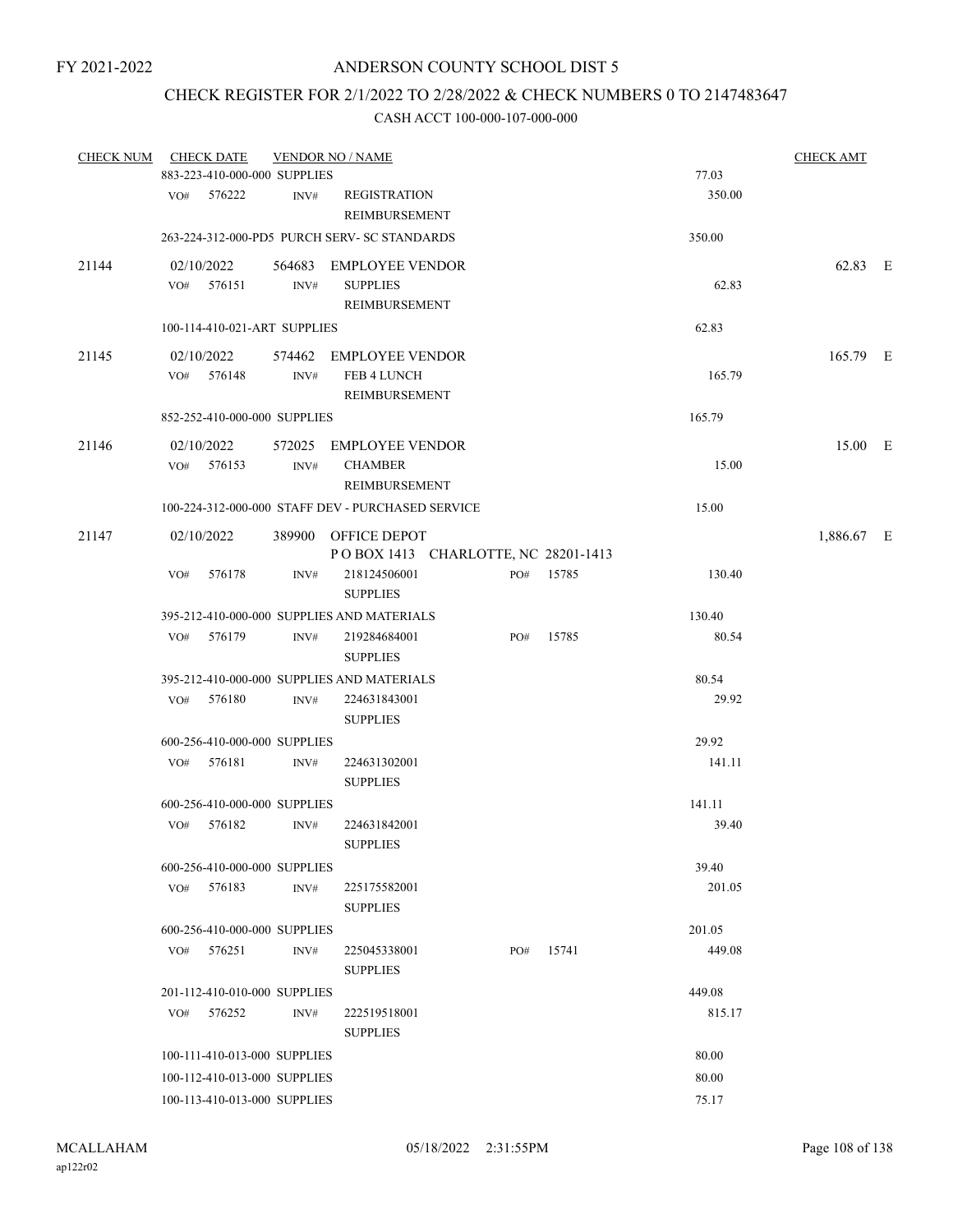FY 2021-2022

# ANDERSON COUNTY SCHOOL DIST 5

## CHECK REGISTER FOR 2/1/2022 TO 2/28/2022 & CHECK NUMBERS 0 TO 2147483647

### CASH ACCT 100-000-107-000-000

| CHECK NUM | CHECK DATE | VENDOR NO / NAME | | CHECK AMT | |
|---|---|---|---|---|---|
| | 883-223-410-000-000 SUPPLIES | | 77.03 | | |
| | VO# 576222 | INV# REGISTRATION REIMBURSEMENT | 350.00 | | |
| | 263-224-312-000-PD5 PURCH SERV- SC STANDARDS | | 350.00 | | |
| 21144 | 02/10/2022 | 564683 EMPLOYEE VENDOR | | 62.83 | E |
| | VO# 576151 | INV# SUPPLIES REIMBURSEMENT | 62.83 | | |
| | 100-114-410-021-ART SUPPLIES | | 62.83 | | |
| 21145 | 02/10/2022 | 574462 EMPLOYEE VENDOR | | 165.79 | E |
| | VO# 576148 | INV# FEB 4 LUNCH REIMBURSEMENT | 165.79 | | |
| | 852-252-410-000-000 SUPPLIES | | 165.79 | | |
| 21146 | 02/10/2022 | 572025 EMPLOYEE VENDOR | | 15.00 | E |
| | VO# 576153 | INV# CHAMBER REIMBURSEMENT | 15.00 | | |
| | 100-224-312-000-000 STAFF DEV - PURCHASED SERVICE | | 15.00 | | |
| 21147 | 02/10/2022 | 389900 OFFICE DEPOT<br>P O BOX 1413 CHARLOTTE, NC 28201-1413 | | 1,886.67 | E |
| | VO# 576178 | INV# 218124506001 SUPPLIES PO# 15785 | 130.40 | | |
| | 395-212-410-000-000 SUPPLIES AND MATERIALS | | 130.40 | | |
| | VO# 576179 | INV# 219284684001 SUPPLIES PO# 15785 | 80.54 | | |
| | 395-212-410-000-000 SUPPLIES AND MATERIALS | | 80.54 | | |
| | VO# 576180 | INV# 224631843001 SUPPLIES | 29.92 | | |
| | 600-256-410-000-000 SUPPLIES | | 29.92 | | |
| | VO# 576181 | INV# 224631302001 SUPPLIES | 141.11 | | |
| | 600-256-410-000-000 SUPPLIES | | 141.11 | | |
| | VO# 576182 | INV# 224631842001 SUPPLIES | 39.40 | | |
| | 600-256-410-000-000 SUPPLIES | | 39.40 | | |
| | VO# 576183 | INV# 225175582001 SUPPLIES | 201.05 | | |
| | 600-256-410-000-000 SUPPLIES | | 201.05 | | |
| | VO# 576251 | INV# 225045338001 SUPPLIES PO# 15741 | 449.08 | | |
| | 201-112-410-010-000 SUPPLIES | | 449.08 | | |
| | VO# 576252 | INV# 222519518001 SUPPLIES | 815.17 | | |
| | 100-111-410-013-000 SUPPLIES | | 80.00 | | |
| | 100-112-410-013-000 SUPPLIES | | 80.00 | | |
| | 100-113-410-013-000 SUPPLIES | | 75.17 | | |

MCALLAHAM
ap122r02
05/18/2022 2:31:55PM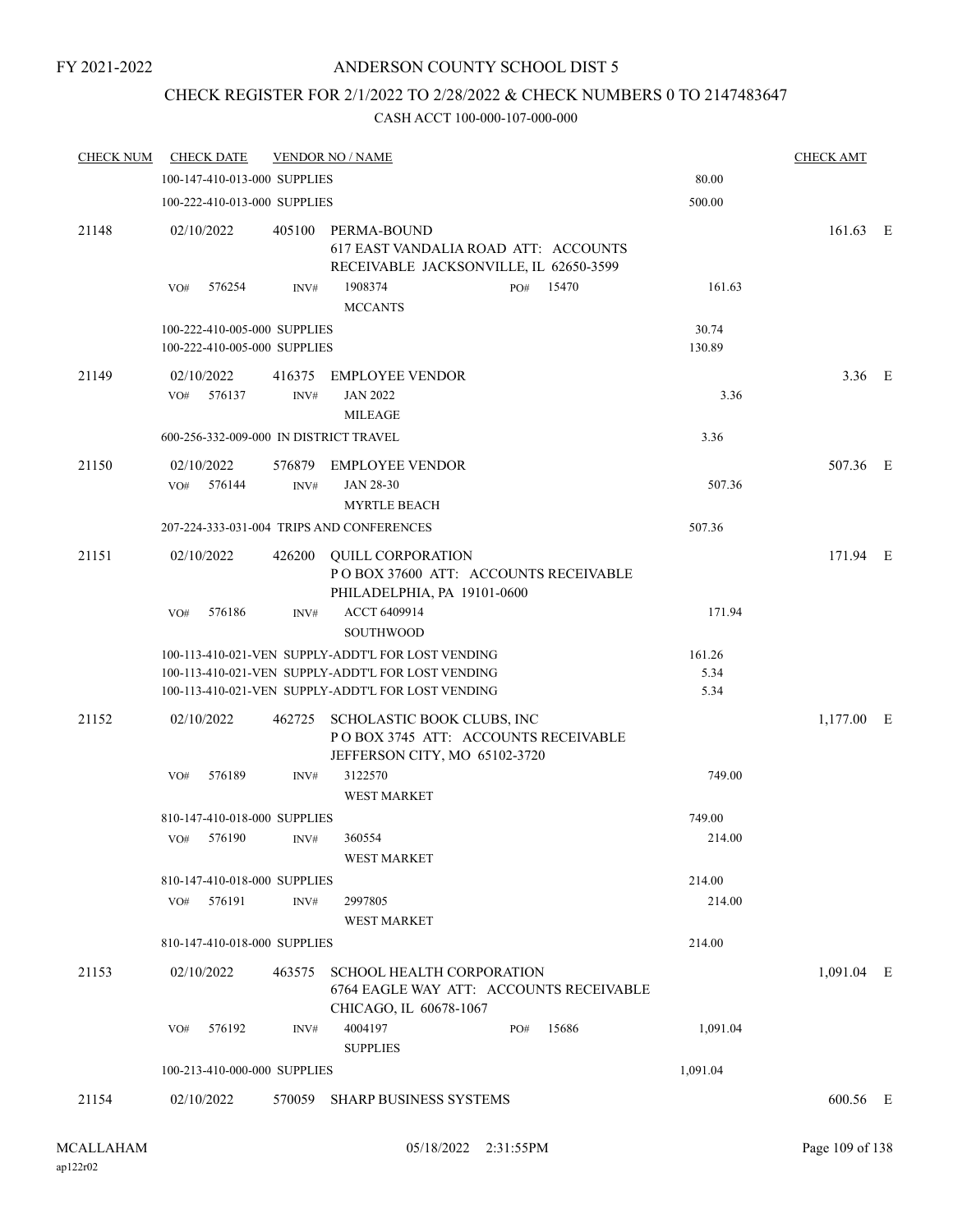FY 2021-2022

# ANDERSON COUNTY SCHOOL DIST 5

## CHECK REGISTER FOR 2/1/2022 TO 2/28/2022 & CHECK NUMBERS 0 TO 2147483647

### CASH ACCT 100-000-107-000-000

| CHECK NUM | CHECK DATE | VENDOR NO / NAME | | CHECK AMT |
|---|---|---|---|---|
| | 100-147-410-013-000 SUPPLIES | | 80.00 | |
| | 100-222-410-013-000 SUPPLIES | | 500.00 | |
| 21148 | 02/10/2022 | 405100 PERMA-BOUND<br>617 EAST VANDALIA ROAD ATT: ACCOUNTS RECEIVABLE JACKSONVILLE, IL 62650-3599 | | 161.63 E |
| | VO# 576254 | INV# 1908374 PO# 15470<br>MCCANTS | 161.63 | |
| | 100-222-410-005-000 SUPPLIES | | 30.74 | |
| | 100-222-410-005-000 SUPPLIES | | 130.89 | |
| 21149 | 02/10/2022 | 416375 EMPLOYEE VENDOR | | 3.36 E |
| | VO# 576137 | INV# JAN 2022<br>MILEAGE | 3.36 | |
| | 600-256-332-009-000 IN DISTRICT TRAVEL | | 3.36 | |
| 21150 | 02/10/2022 | 576879 EMPLOYEE VENDOR | | 507.36 E |
| | VO# 576144 | INV# JAN 28-30<br>MYRTLE BEACH | 507.36 | |
| | 207-224-333-031-004 TRIPS AND CONFERENCES | | 507.36 | |
| 21151 | 02/10/2022 | 426200 QUILL CORPORATION<br>P O BOX 37600 ATT: ACCOUNTS RECEIVABLE PHILADELPHIA, PA 19101-0600 | | 171.94 E |
| | VO# 576186 | INV# ACCT 6409914<br>SOUTHWOOD | 171.94 | |
| | 100-113-410-021-VEN SUPPLY-ADDT'L FOR LOST VENDING | | 161.26 | |
| | 100-113-410-021-VEN SUPPLY-ADDT'L FOR LOST VENDING | | 5.34 | |
| | 100-113-410-021-VEN SUPPLY-ADDT'L FOR LOST VENDING | | 5.34 | |
| 21152 | 02/10/2022 | 462725 SCHOLASTIC BOOK CLUBS, INC<br>P O BOX 3745 ATT: ACCOUNTS RECEIVABLE JEFFERSON CITY, MO 65102-3720 | | 1,177.00 E |
| | VO# 576189 | INV# 3122570<br>WEST MARKET | 749.00 | |
| | 810-147-410-018-000 SUPPLIES | | 749.00 | |
| | VO# 576190 | INV# 360554<br>WEST MARKET | 214.00 | |
| | 810-147-410-018-000 SUPPLIES | | 214.00 | |
| | VO# 576191 | INV# 2997805<br>WEST MARKET | 214.00 | |
| | 810-147-410-018-000 SUPPLIES | | 214.00 | |
| 21153 | 02/10/2022 | 463575 SCHOOL HEALTH CORPORATION<br>6764 EAGLE WAY ATT: ACCOUNTS RECEIVABLE CHICAGO, IL 60678-1067 | | 1,091.04 E |
| | VO# 576192 | INV# 4004197 PO# 15686<br>SUPPLIES | 1,091.04 | |
| | 100-213-410-000-000 SUPPLIES | | 1,091.04 | |
| 21154 | 02/10/2022 | 570059 SHARP BUSINESS SYSTEMS | | 600.56 E |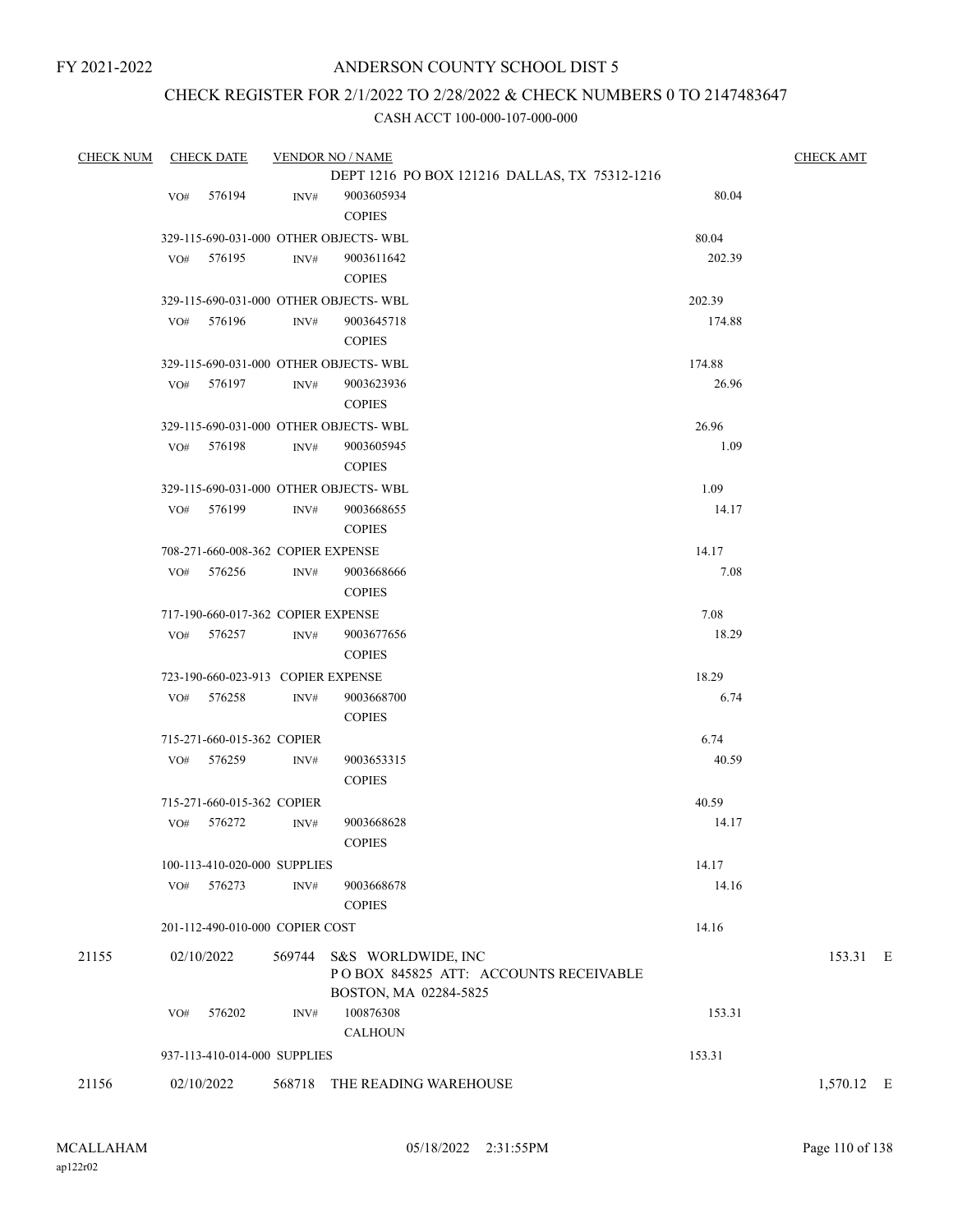FY 2021-2022

ANDERSON COUNTY SCHOOL DIST 5

CHECK REGISTER FOR 2/1/2022 TO 2/28/2022 & CHECK NUMBERS 0 TO 2147483647

CASH ACCT 100-000-107-000-000

| CHECK NUM | CHECK DATE | VENDOR NO / NAME | | CHECK AMT |
|---|---|---|---|---|
| | | DEPT 1216 PO BOX 121216 DALLAS, TX 75312-1216 | | |
| | VO# 576194 | INV# 9003605934 COPIES | 80.04 | |
| | 329-115-690-031-000 OTHER OBJECTS- WBL | | 80.04 | |
| | VO# 576195 | INV# 9003611642 COPIES | 202.39 | |
| | 329-115-690-031-000 OTHER OBJECTS- WBL | | 202.39 | |
| | VO# 576196 | INV# 9003645718 COPIES | 174.88 | |
| | 329-115-690-031-000 OTHER OBJECTS- WBL | | 174.88 | |
| | VO# 576197 | INV# 9003623936 COPIES | 26.96 | |
| | 329-115-690-031-000 OTHER OBJECTS- WBL | | 26.96 | |
| | VO# 576198 | INV# 9003605945 COPIES | 1.09 | |
| | 329-115-690-031-000 OTHER OBJECTS- WBL | | 1.09 | |
| | VO# 576199 | INV# 9003668655 COPIES | 14.17 | |
| | 708-271-660-008-362 COPIER EXPENSE | | 14.17 | |
| | VO# 576256 | INV# 9003668666 COPIES | 7.08 | |
| | 717-190-660-017-362 COPIER EXPENSE | | 7.08 | |
| | VO# 576257 | INV# 9003677656 COPIES | 18.29 | |
| | 723-190-660-023-913 COPIER EXPENSE | | 18.29 | |
| | VO# 576258 | INV# 9003668700 COPIES | 6.74 | |
| | 715-271-660-015-362 COPIER | | 6.74 | |
| | VO# 576259 | INV# 9003653315 COPIES | 40.59 | |
| | 715-271-660-015-362 COPIER | | 40.59 | |
| | VO# 576272 | INV# 9003668628 COPIES | 14.17 | |
| | 100-113-410-020-000 SUPPLIES | | 14.17 | |
| | VO# 576273 | INV# 9003668678 COPIES | 14.16 | |
| | 201-112-490-010-000 COPIER COST | | 14.16 | |
| 21155 | 02/10/2022 | 569744 S&S WORLDWIDE, INC P O BOX 845825 ATT: ACCOUNTS RECEIVABLE BOSTON, MA 02284-5825 | | 153.31 E |
| | VO# 576202 | INV# 100876308 CALHOUN | 153.31 | |
| | 937-113-410-014-000 SUPPLIES | | 153.31 | |
| 21156 | 02/10/2022 | 568718 THE READING WAREHOUSE | | 1,570.12 E |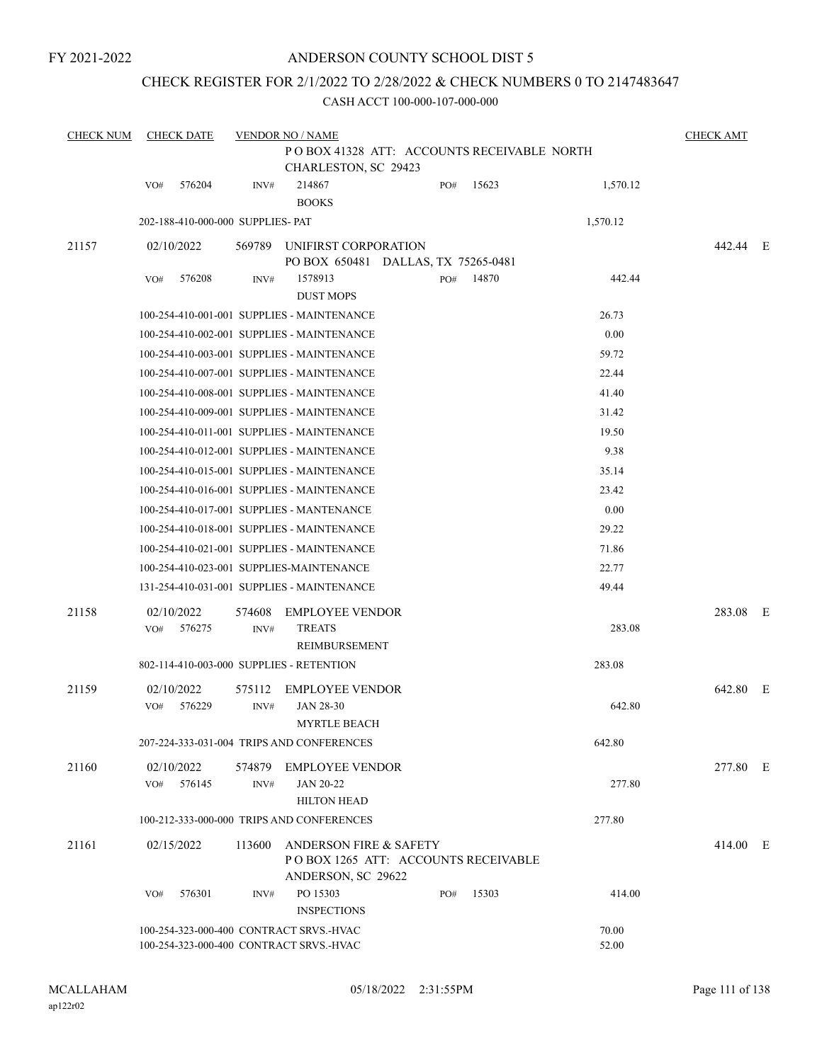FY 2021-2022

# ANDERSON COUNTY SCHOOL DIST 5

## CHECK REGISTER FOR 2/1/2022 TO 2/28/2022 & CHECK NUMBERS 0 TO 2147483647

CASH ACCT 100-000-107-000-000

| CHECK NUM | CHECK DATE | VENDOR NO / NAME | | | CHECK AMT |
|---|---|---|---|---|---|
| | | P O BOX 41328 ATT: ACCOUNTS RECEIVABLE NORTH CHARLESTON, SC 29423 | | | |
| | VO# 576204 | INV# 214867 BOOKS | PO# 15623 | 1,570.12 | |
| | 202-188-410-000-000 SUPPLIES- PAT | | | 1,570.12 | |
| 21157 | 02/10/2022 | 569789 UNIFIRST CORPORATION PO BOX 650481 DALLAS, TX 75265-0481 | | | 442.44 E |
| | VO# 576208 | INV# 1578913 DUST MOPS | PO# 14870 | 442.44 | |
| | 100-254-410-001-001 SUPPLIES - MAINTENANCE | | | 26.73 | |
| | 100-254-410-002-001 SUPPLIES - MAINTENANCE | | | 0.00 | |
| | 100-254-410-003-001 SUPPLIES - MAINTENANCE | | | 59.72 | |
| | 100-254-410-007-001 SUPPLIES - MAINTENANCE | | | 22.44 | |
| | 100-254-410-008-001 SUPPLIES - MAINTENANCE | | | 41.40 | |
| | 100-254-410-009-001 SUPPLIES - MAINTENANCE | | | 31.42 | |
| | 100-254-410-011-001 SUPPLIES - MAINTENANCE | | | 19.50 | |
| | 100-254-410-012-001 SUPPLIES - MAINTENANCE | | | 9.38 | |
| | 100-254-410-015-001 SUPPLIES - MAINTENANCE | | | 35.14 | |
| | 100-254-410-016-001 SUPPLIES - MAINTENANCE | | | 23.42 | |
| | 100-254-410-017-001 SUPPLIES - MANTENANCE | | | 0.00 | |
| | 100-254-410-018-001 SUPPLIES - MAINTENANCE | | | 29.22 | |
| | 100-254-410-021-001 SUPPLIES - MAINTENANCE | | | 71.86 | |
| | 100-254-410-023-001 SUPPLIES-MAINTENANCE | | | 22.77 | |
| | 131-254-410-031-001 SUPPLIES - MAINTENANCE | | | 49.44 | |
| 21158 | 02/10/2022 | 574608 EMPLOYEE VENDOR | | | 283.08 E |
| | VO# 576275 | INV# TREATS REIMBURSEMENT | | 283.08 | |
| | 802-114-410-003-000 SUPPLIES - RETENTION | | | 283.08 | |
| 21159 | 02/10/2022 | 575112 EMPLOYEE VENDOR | | | 642.80 E |
| | VO# 576229 | INV# JAN 28-30 MYRTLE BEACH | | 642.80 | |
| | 207-224-333-031-004 TRIPS AND CONFERENCES | | | 642.80 | |
| 21160 | 02/10/2022 | 574879 EMPLOYEE VENDOR | | | 277.80 E |
| | VO# 576145 | INV# JAN 20-22 HILTON HEAD | | 277.80 | |
| | 100-212-333-000-000 TRIPS AND CONFERENCES | | | 277.80 | |
| 21161 | 02/15/2022 | 113600 ANDERSON FIRE & SAFETY P O BOX 1265 ATT: ACCOUNTS RECEIVABLE ANDERSON, SC 29622 | | | 414.00 E |
| | VO# 576301 | INV# PO 15303 INSPECTIONS | PO# 15303 | 414.00 | |
| | 100-254-323-000-400 CONTRACT SRVS.-HVAC | | | 70.00 | |
| | 100-254-323-000-400 CONTRACT SRVS.-HVAC | | | 52.00 | |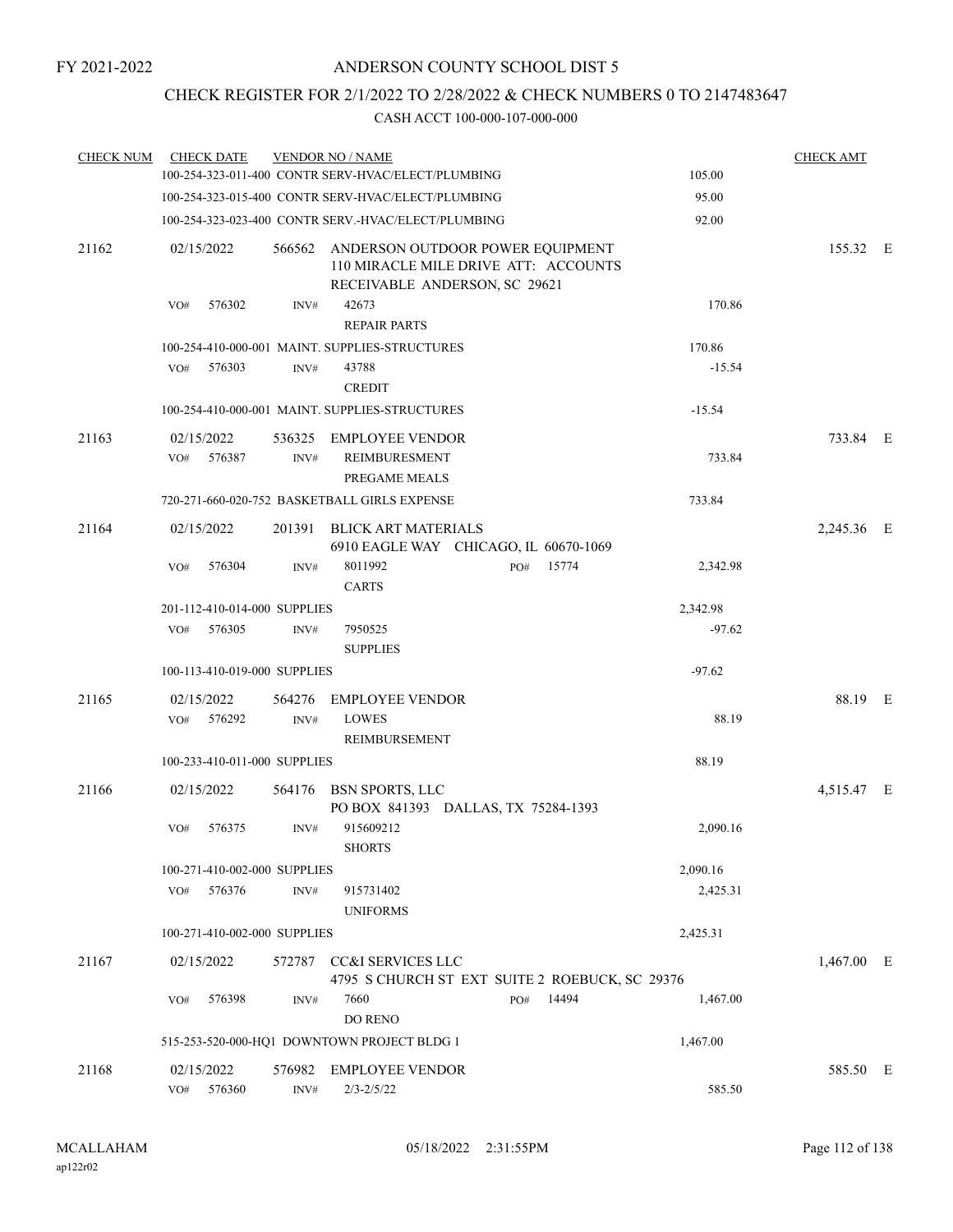FY 2021-2022

# ANDERSON COUNTY SCHOOL DIST 5

## CHECK REGISTER FOR 2/1/2022 TO 2/28/2022 & CHECK NUMBERS 0 TO 2147483647

CASH ACCT 100-000-107-000-000

| CHECK NUM | CHECK DATE | VENDOR NO / NAME | | CHECK AMT | |
|---|---|---|---|---|---|
| | | 100-254-323-011-400 CONTR SERV-HVAC/ELECT/PLUMBING | 105.00 | | |
| | | 100-254-323-015-400 CONTR SERV-HVAC/ELECT/PLUMBING | 95.00 | | |
| | | 100-254-323-023-400 CONTR SERV.-HVAC/ELECT/PLUMBING | 92.00 | | |
| 21162 | 02/15/2022 | 566562 ANDERSON OUTDOOR POWER EQUIPMENT 110 MIRACLE MILE DRIVE ATT: ACCOUNTS RECEIVABLE ANDERSON, SC 29621 | | 155.32 | E |
| | VO# 576302 | INV# 42673 REPAIR PARTS | 170.86 | | |
| | | 100-254-410-000-001 MAINT. SUPPLIES-STRUCTURES | 170.86 | | |
| | VO# 576303 | INV# 43788 CREDIT | -15.54 | | |
| | | 100-254-410-000-001 MAINT. SUPPLIES-STRUCTURES | -15.54 | | |
| 21163 | 02/15/2022 | 536325 EMPLOYEE VENDOR | | 733.84 | E |
| | VO# 576387 | INV# REIMBURESMENT PREGAME MEALS | 733.84 | | |
| | | 720-271-660-020-752 BASKETBALL GIRLS EXPENSE | 733.84 | | |
| 21164 | 02/15/2022 | 201391 BLICK ART MATERIALS 6910 EAGLE WAY CHICAGO, IL 60670-1069 | | 2,245.36 | E |
| | VO# 576304 | INV# 8011992 PO# 15774 CARTS | 2,342.98 | | |
| | | 201-112-410-014-000 SUPPLIES | 2,342.98 | | |
| | VO# 576305 | INV# 7950525 SUPPLIES | -97.62 | | |
| | | 100-113-410-019-000 SUPPLIES | -97.62 | | |
| 21165 | 02/15/2022 | 564276 EMPLOYEE VENDOR | | 88.19 | E |
| | VO# 576292 | INV# LOWES REIMBURSEMENT | 88.19 | | |
| | | 100-233-410-011-000 SUPPLIES | 88.19 | | |
| 21166 | 02/15/2022 | 564176 BSN SPORTS, LLC PO BOX 841393 DALLAS, TX 75284-1393 | | 4,515.47 | E |
| | VO# 576375 | INV# 915609212 SHORTS | 2,090.16 | | |
| | | 100-271-410-002-000 SUPPLIES | 2,090.16 | | |
| | VO# 576376 | INV# 915731402 UNIFORMS | 2,425.31 | | |
| | | 100-271-410-002-000 SUPPLIES | 2,425.31 | | |
| 21167 | 02/15/2022 | 572787 CC&I SERVICES LLC 4795 S CHURCH ST EXT SUITE 2 ROEBUCK, SC 29376 | | 1,467.00 | E |
| | VO# 576398 | INV# 7660 PO# 14494 DO RENO | 1,467.00 | | |
| | | 515-253-520-000-HQ1 DOWNTOWN PROJECT BLDG 1 | 1,467.00 | | |
| 21168 | 02/15/2022 | 576982 EMPLOYEE VENDOR | | 585.50 | E |
| | VO# 576360 | INV# 2/3-2/5/22 | 585.50 | | |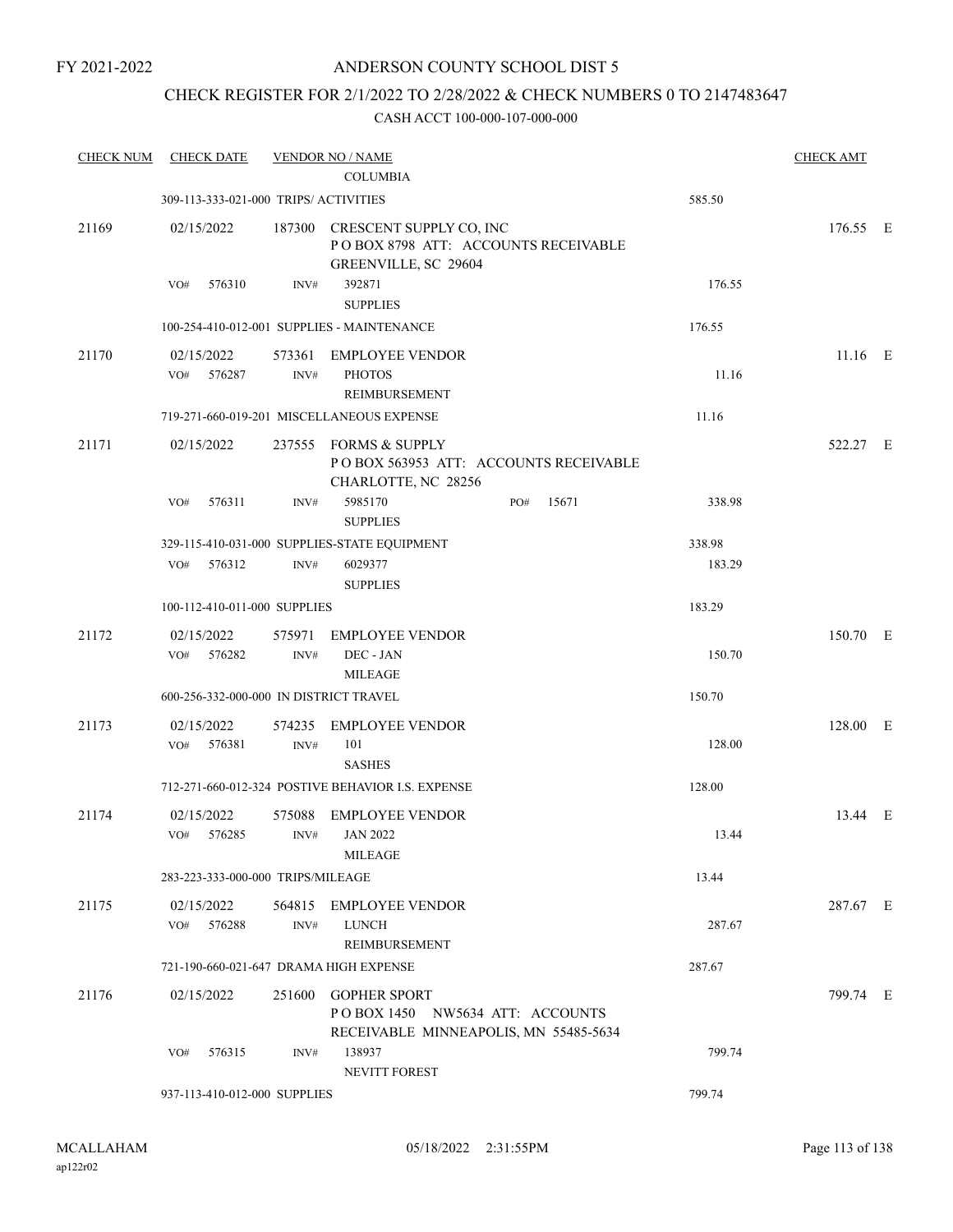FY 2021-2022

# ANDERSON COUNTY SCHOOL DIST 5

## CHECK REGISTER FOR 2/1/2022 TO 2/28/2022 & CHECK NUMBERS 0 TO 2147483647

### CASH ACCT 100-000-107-000-000

| CHECK NUM | CHECK DATE | VENDOR NO / NAME | | CHECK AMT |
|---|---|---|---|---|
| | | COLUMBIA | | |
| | 309-113-333-021-000 TRIPS/ ACTIVITIES | | 585.50 | |
| 21169 | 02/15/2022 | 187300 CRESCENT SUPPLY CO, INC<br>P O BOX 8798 ATT: ACCOUNTS RECEIVABLE<br>GREENVILLE, SC 29604 | | 176.55 E |
| | VO# 576310 | INV# 392871<br>SUPPLIES | 176.55 | |
| | 100-254-410-012-001 SUPPLIES - MAINTENANCE | | 176.55 | |
| 21170 | 02/15/2022<br>VO# 576287 | 573361 EMPLOYEE VENDOR<br>INV# PHOTOS<br>REIMBURSEMENT | 11.16 | 11.16 E |
| | 719-271-660-019-201 MISCELLANEOUS EXPENSE | | 11.16 | |
| 21171 | 02/15/2022 | 237555 FORMS & SUPPLY<br>P O BOX 563953 ATT: ACCOUNTS RECEIVABLE<br>CHARLOTTE, NC 28256 | | 522.27 E |
| | VO# 576311 | INV# 5985170 PO# 15671<br>SUPPLIES | 338.98 | |
| | 329-115-410-031-000 SUPPLIES-STATE EQUIPMENT | | 338.98 | |
| | VO# 576312 | INV# 6029377<br>SUPPLIES | 183.29 | |
| | 100-112-410-011-000 SUPPLIES | | 183.29 | |
| 21172 | 02/15/2022<br>VO# 576282 | 575971 EMPLOYEE VENDOR<br>INV# DEC - JAN<br>MILEAGE | 150.70 | 150.70 E |
| | 600-256-332-000-000 IN DISTRICT TRAVEL | | 150.70 | |
| 21173 | 02/15/2022<br>VO# 576381 | 574235 EMPLOYEE VENDOR<br>INV# 101<br>SASHES | 128.00 | 128.00 E |
| | 712-271-660-012-324 POSTIVE BEHAVIOR I.S. EXPENSE | | 128.00 | |
| 21174 | 02/15/2022<br>VO# 576285 | 575088 EMPLOYEE VENDOR<br>INV# JAN 2022<br>MILEAGE | 13.44 | 13.44 E |
| | 283-223-333-000-000 TRIPS/MILEAGE | | 13.44 | |
| 21175 | 02/15/2022<br>VO# 576288 | 564815 EMPLOYEE VENDOR<br>INV# LUNCH<br>REIMBURSEMENT | 287.67 | 287.67 E |
| | 721-190-660-021-647 DRAMA HIGH EXPENSE | | 287.67 | |
| 21176 | 02/15/2022 | 251600 GOPHER SPORT<br>P O BOX 1450 NW5634 ATT: ACCOUNTS<br>RECEIVABLE MINNEAPOLIS, MN 55485-5634 | | 799.74 E |
| | VO# 576315 | INV# 138937<br>NEVITT FOREST | 799.74 | |
| | 937-113-410-012-000 SUPPLIES | | 799.74 | |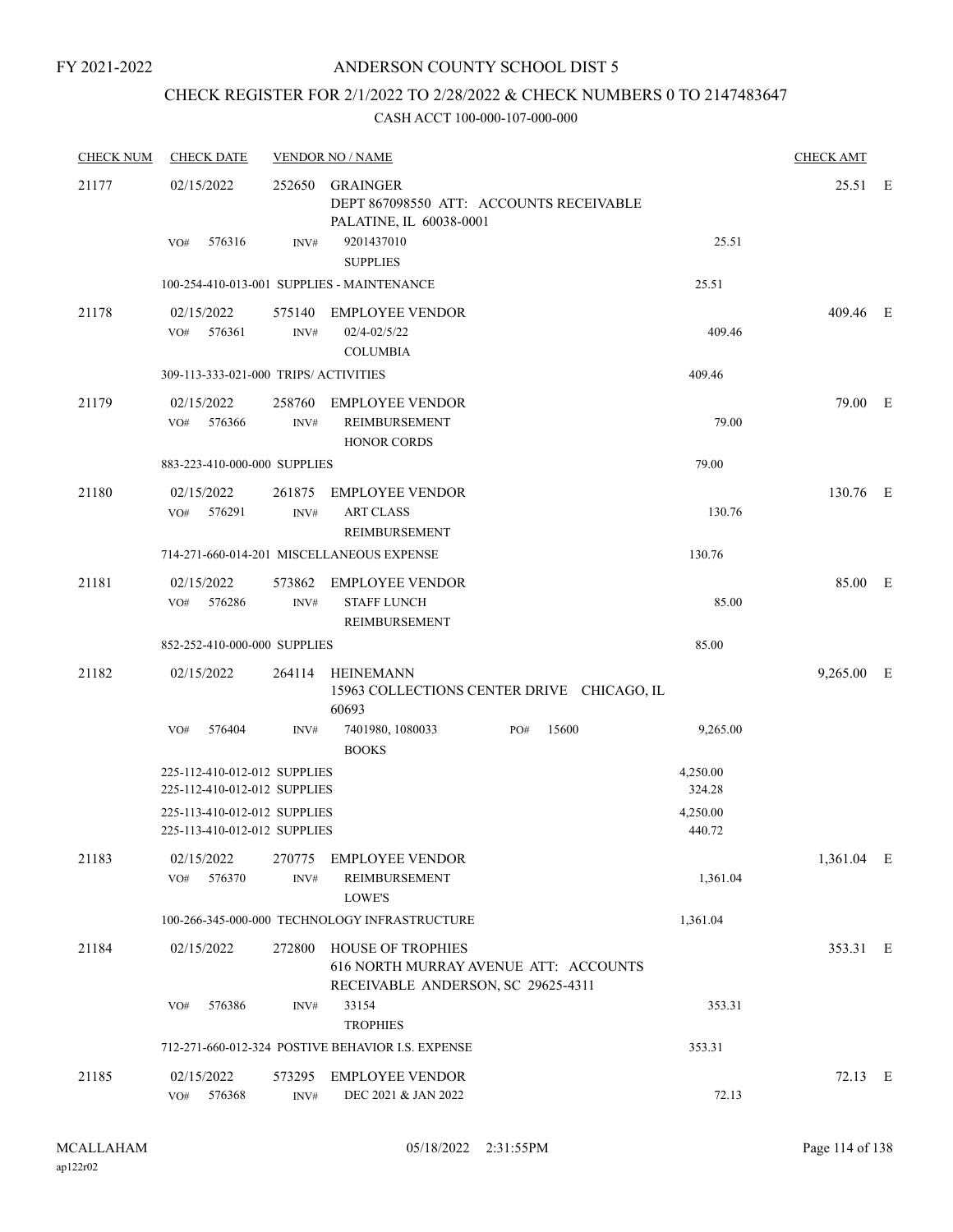FY 2021-2022

# ANDERSON COUNTY SCHOOL DIST 5

## CHECK REGISTER FOR 2/1/2022 TO 2/28/2022 & CHECK NUMBERS 0 TO 2147483647

### CASH ACCT 100-000-107-000-000

| CHECK NUM | CHECK DATE | VENDOR NO / NAME | | | CHECK AMT | |
|---|---|---|---|---|---|---|
| 21177 | 02/15/2022 | 252650 | GRAINGER<br>DEPT 867098550 ATT: ACCOUNTS RECEIVABLE<br>PALATINE, IL 60038-0001 | | 25.51 | E |
| | VO# 576316 | INV# | 9201437010<br>SUPPLIES | 25.51 | | |
| | 100-254-410-013-001 SUPPLIES - MAINTENANCE | | | 25.51 | | |
| 21178 | 02/15/2022<br>VO# 576361 | 575140<br>INV# | EMPLOYEE VENDOR<br>02/4-02/5/22<br>COLUMBIA | 409.46 | 409.46 | E |
| | 309-113-333-021-000 TRIPS/ ACTIVITIES | | | 409.46 | | |
| 21179 | 02/15/2022<br>VO# 576366 | 258760<br>INV# | EMPLOYEE VENDOR<br>REIMBURSEMENT<br>HONOR CORDS | 79.00 | 79.00 | E |
| | 883-223-410-000-000 SUPPLIES | | | 79.00 | | |
| 21180 | 02/15/2022<br>VO# 576291 | 261875<br>INV# | EMPLOYEE VENDOR<br>ART CLASS<br>REIMBURSEMENT | 130.76 | 130.76 | E |
| | 714-271-660-014-201 MISCELLANEOUS EXPENSE | | | 130.76 | | |
| 21181 | 02/15/2022<br>VO# 576286 | 573862<br>INV# | EMPLOYEE VENDOR<br>STAFF LUNCH<br>REIMBURSEMENT | 85.00 | 85.00 | E |
| | 852-252-410-000-000 SUPPLIES | | | 85.00 | | |
| 21182 | 02/15/2022 | 264114 | HEINEMANN<br>15963 COLLECTIONS CENTER DRIVE CHICAGO, IL 60693 | | 9,265.00 | E |
| | VO# 576404 | INV# | 7401980, 1080033 PO# 15600<br>BOOKS | 9,265.00 | | |
| | 225-112-410-012-012 SUPPLIES | | | 4,250.00 | | |
| | 225-112-410-012-012 SUPPLIES | | | 324.28 | | |
| | 225-113-410-012-012 SUPPLIES | | | 4,250.00 | | |
| | 225-113-410-012-012 SUPPLIES | | | 440.72 | | |
| 21183 | 02/15/2022<br>VO# 576370 | 270775<br>INV# | EMPLOYEE VENDOR<br>REIMBURSEMENT<br>LOWE'S | 1,361.04 | 1,361.04 | E |
| | 100-266-345-000-000 TECHNOLOGY INFRASTRUCTURE | | | 1,361.04 | | |
| 21184 | 02/15/2022 | 272800 | HOUSE OF TROPHIES<br>616 NORTH MURRAY AVENUE ATT: ACCOUNTS RECEIVABLE ANDERSON, SC 29625-4311 | | 353.31 | E |
| | VO# 576386 | INV# | 33154<br>TROPHIES | 353.31 | | |
| | 712-271-660-012-324 POSTIVE BEHAVIOR I.S. EXPENSE | | | 353.31 | | |
| 21185 | 02/15/2022<br>VO# 576368 | 573295<br>INV# | EMPLOYEE VENDOR<br>DEC 2021 & JAN 2022 | 72.13 | 72.13 | E |

MCALLAHAM
ap122r02

05/18/2022 2:31:55PM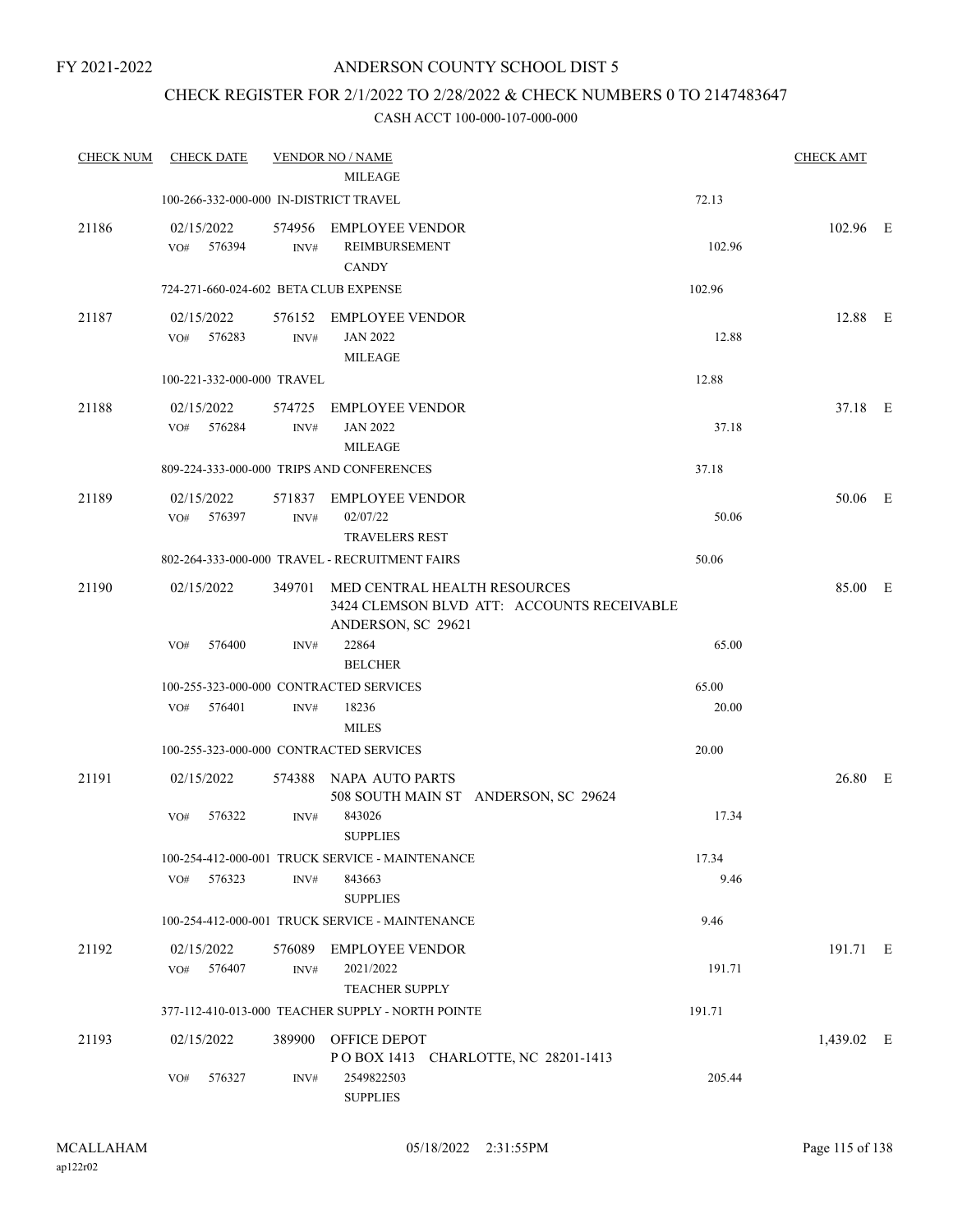FY 2021-2022

# ANDERSON COUNTY SCHOOL DIST 5

## CHECK REGISTER FOR 2/1/2022 TO 2/28/2022 & CHECK NUMBERS 0 TO 2147483647

CASH ACCT 100-000-107-000-000

| CHECK NUM | CHECK DATE | VENDOR NO / NAME | | CHECK AMT | |
|---|---|---|---|---|---|
| | | MILEAGE | | | |
| | 100-266-332-000-000 IN-DISTRICT TRAVEL | | 72.13 | | |
| 21186 | 02/15/2022 | 574956 EMPLOYEE VENDOR | | 102.96 | E |
| | VO# 576394 | INV# REIMBURSEMENT CANDY | 102.96 | | |
| | 724-271-660-024-602 BETA CLUB EXPENSE | | 102.96 | | |
| 21187 | 02/15/2022 | 576152 EMPLOYEE VENDOR | | 12.88 | E |
| | VO# 576283 | INV# JAN 2022 MILEAGE | 12.88 | | |
| | 100-221-332-000-000 TRAVEL | | 12.88 | | |
| 21188 | 02/15/2022 | 574725 EMPLOYEE VENDOR | | 37.18 | E |
| | VO# 576284 | INV# JAN 2022 MILEAGE | 37.18 | | |
| | 809-224-333-000-000 TRIPS AND CONFERENCES | | 37.18 | | |
| 21189 | 02/15/2022 | 571837 EMPLOYEE VENDOR | | 50.06 | E |
| | VO# 576397 | INV# 02/07/22 TRAVELERS REST | 50.06 | | |
| | 802-264-333-000-000 TRAVEL - RECRUITMENT FAIRS | | 50.06 | | |
| 21190 | 02/15/2022 | 349701 MED CENTRAL HEALTH RESOURCES 3424 CLEMSON BLVD ATT: ACCOUNTS RECEIVABLE ANDERSON, SC 29621 | | 85.00 | E |
| | VO# 576400 | INV# 22864 BELCHER | 65.00 | | |
| | 100-255-323-000-000 CONTRACTED SERVICES | | 65.00 | | |
| | VO# 576401 | INV# 18236 MILES | 20.00 | | |
| | 100-255-323-000-000 CONTRACTED SERVICES | | 20.00 | | |
| 21191 | 02/15/2022 | 574388 NAPA AUTO PARTS 508 SOUTH MAIN ST ANDERSON, SC 29624 | | 26.80 | E |
| | VO# 576322 | INV# 843026 SUPPLIES | 17.34 | | |
| | 100-254-412-000-001 TRUCK SERVICE - MAINTENANCE | | 17.34 | | |
| | VO# 576323 | INV# 843663 SUPPLIES | 9.46 | | |
| | 100-254-412-000-001 TRUCK SERVICE - MAINTENANCE | | 9.46 | | |
| 21192 | 02/15/2022 | 576089 EMPLOYEE VENDOR | | 191.71 | E |
| | VO# 576407 | INV# 2021/2022 TEACHER SUPPLY | 191.71 | | |
| | 377-112-410-013-000 TEACHER SUPPLY - NORTH POINTE | | 191.71 | | |
| 21193 | 02/15/2022 | 389900 OFFICE DEPOT P O BOX 1413 CHARLOTTE, NC 28201-1413 | | 1,439.02 | E |
| | VO# 576327 | INV# 2549822503 SUPPLIES | 205.44 | | |

MCALLAHAM
ap122r02

05/18/2022 2:31:55PM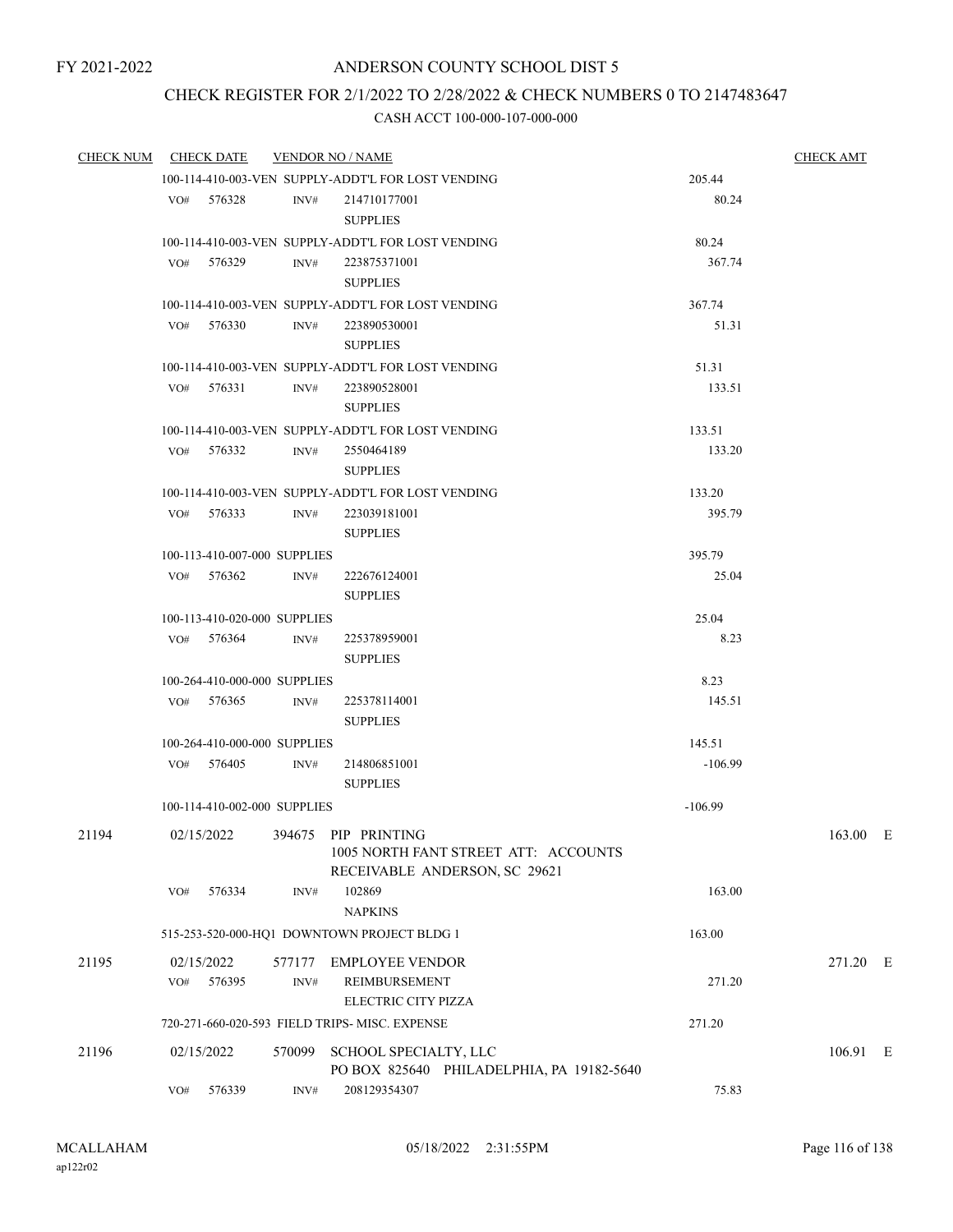FY 2021-2022

# ANDERSON COUNTY SCHOOL DIST 5

## CHECK REGISTER FOR 2/1/2022 TO 2/28/2022 & CHECK NUMBERS 0 TO 2147483647

### CASH ACCT 100-000-107-000-000

| CHECK NUM | CHECK DATE | VENDOR NO / NAME | | CHECK AMT |
|---|---|---|---|---|
| | | 100-114-410-003-VEN SUPPLY-ADDT'L FOR LOST VENDING | 205.44 | |
| | VO# 576328 | INV# 214710177001 SUPPLIES | 80.24 | |
| | | 100-114-410-003-VEN SUPPLY-ADDT'L FOR LOST VENDING | 80.24 | |
| | VO# 576329 | INV# 223875371001 SUPPLIES | 367.74 | |
| | | 100-114-410-003-VEN SUPPLY-ADDT'L FOR LOST VENDING | 367.74 | |
| | VO# 576330 | INV# 223890530001 SUPPLIES | 51.31 | |
| | | 100-114-410-003-VEN SUPPLY-ADDT'L FOR LOST VENDING | 51.31 | |
| | VO# 576331 | INV# 223890528001 SUPPLIES | 133.51 | |
| | | 100-114-410-003-VEN SUPPLY-ADDT'L FOR LOST VENDING | 133.51 | |
| | VO# 576332 | INV# 2550464189 SUPPLIES | 133.20 | |
| | | 100-114-410-003-VEN SUPPLY-ADDT'L FOR LOST VENDING | 133.20 | |
| | VO# 576333 | INV# 223039181001 SUPPLIES | 395.79 | |
| | | 100-113-410-007-000 SUPPLIES | 395.79 | |
| | VO# 576362 | INV# 222676124001 SUPPLIES | 25.04 | |
| | | 100-113-410-020-000 SUPPLIES | 25.04 | |
| | VO# 576364 | INV# 225378959001 SUPPLIES | 8.23 | |
| | | 100-264-410-000-000 SUPPLIES | 8.23 | |
| | VO# 576365 | INV# 225378114001 SUPPLIES | 145.51 | |
| | | 100-264-410-000-000 SUPPLIES | 145.51 | |
| | VO# 576405 | INV# 214806851001 SUPPLIES | -106.99 | |
| | | 100-114-410-002-000 SUPPLIES | -106.99 | |
| 21194 | 02/15/2022 | 394675 PIP PRINTING<br>1005 NORTH FANT STREET ATT: ACCOUNTS RECEIVABLE ANDERSON, SC 29621 | | 163.00 E |
| | VO# 576334 | INV# 102869 NAPKINS | 163.00 | |
| | | 515-253-520-000-HQ1 DOWNTOWN PROJECT BLDG 1 | 163.00 | |
| 21195 | 02/15/2022 | 577177 EMPLOYEE VENDOR | | 271.20 E |
| | VO# 576395 | INV# REIMBURSEMENT ELECTRIC CITY PIZZA | 271.20 | |
| | | 720-271-660-020-593 FIELD TRIPS- MISC. EXPENSE | 271.20 | |
| 21196 | 02/15/2022 | 570099 SCHOOL SPECIALTY, LLC<br>PO BOX 825640 PHILADELPHIA, PA 19182-5640 | | 106.91 E |
| | VO# 576339 | INV# 208129354307 | 75.83 | |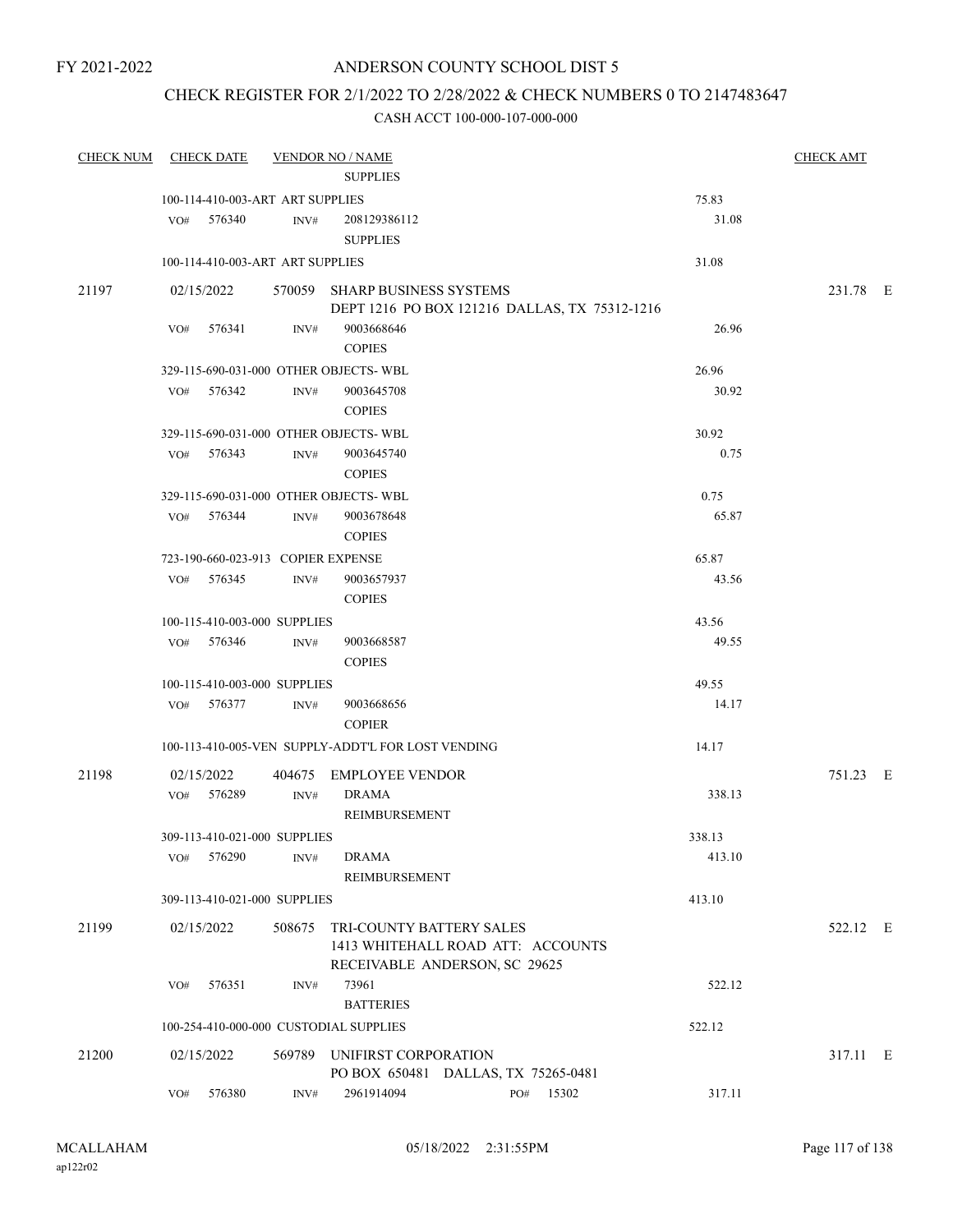FY 2021-2022

# ANDERSON COUNTY SCHOOL DIST 5

## CHECK REGISTER FOR 2/1/2022 TO 2/28/2022 & CHECK NUMBERS 0 TO 2147483647

### CASH ACCT 100-000-107-000-000

| CHECK NUM | CHECK DATE | VENDOR NO / NAME | | CHECK AMT |
|---|---|---|---|---|
| | | SUPPLIES | | |
| | 100-114-410-003-ART ART SUPPLIES | | 75.83 | |
| | VO# 576340 | INV# 208129386112<br>SUPPLIES | 31.08 | |
| | 100-114-410-003-ART ART SUPPLIES | | 31.08 | |
| 21197 | 02/15/2022 | 570059 SHARP BUSINESS SYSTEMS<br>DEPT 1216 PO BOX 121216 DALLAS, TX 75312-1216 | | 231.78 E |
| | VO# 576341 | INV# 9003668646<br>COPIES | 26.96 | |
| | 329-115-690-031-000 OTHER OBJECTS- WBL | | 26.96 | |
| | VO# 576342 | INV# 9003645708<br>COPIES | 30.92 | |
| | 329-115-690-031-000 OTHER OBJECTS- WBL | | 30.92 | |
| | VO# 576343 | INV# 9003645740<br>COPIES | 0.75 | |
| | 329-115-690-031-000 OTHER OBJECTS- WBL | | 0.75 | |
| | VO# 576344 | INV# 9003678648<br>COPIES | 65.87 | |
| | 723-190-660-023-913 COPIER EXPENSE | | 65.87 | |
| | VO# 576345 | INV# 9003657937<br>COPIES | 43.56 | |
| | 100-115-410-003-000 SUPPLIES | | 43.56 | |
| | VO# 576346 | INV# 9003668587<br>COPIES | 49.55 | |
| | 100-115-410-003-000 SUPPLIES | | 49.55 | |
| | VO# 576377 | INV# 9003668656<br>COPIER | 14.17 | |
| | 100-113-410-005-VEN SUPPLY-ADDT'L FOR LOST VENDING | | 14.17 | |
| 21198 | 02/15/2022 | 404675 EMPLOYEE VENDOR | | 751.23 E |
| | VO# 576289 | INV# DRAMA<br>REIMBURSEMENT | 338.13 | |
| | 309-113-410-021-000 SUPPLIES | | 338.13 | |
| | VO# 576290 | INV# DRAMA<br>REIMBURSEMENT | 413.10 | |
| | 309-113-410-021-000 SUPPLIES | | 413.10 | |
| 21199 | 02/15/2022 | 508675 TRI-COUNTY BATTERY SALES<br>1413 WHITEHALL ROAD ATT: ACCOUNTS<br>RECEIVABLE ANDERSON, SC 29625 | | 522.12 E |
| | VO# 576351 | INV# 73961<br>BATTERIES | 522.12 | |
| | 100-254-410-000-000 CUSTODIAL SUPPLIES | | 522.12 | |
| 21200 | 02/15/2022 | 569789 UNIFIRST CORPORATION<br>PO BOX 650481 DALLAS, TX 75265-0481 | | 317.11 E |
| | VO# 576380 | INV# 2961914094 PO# 15302 | 317.11 | |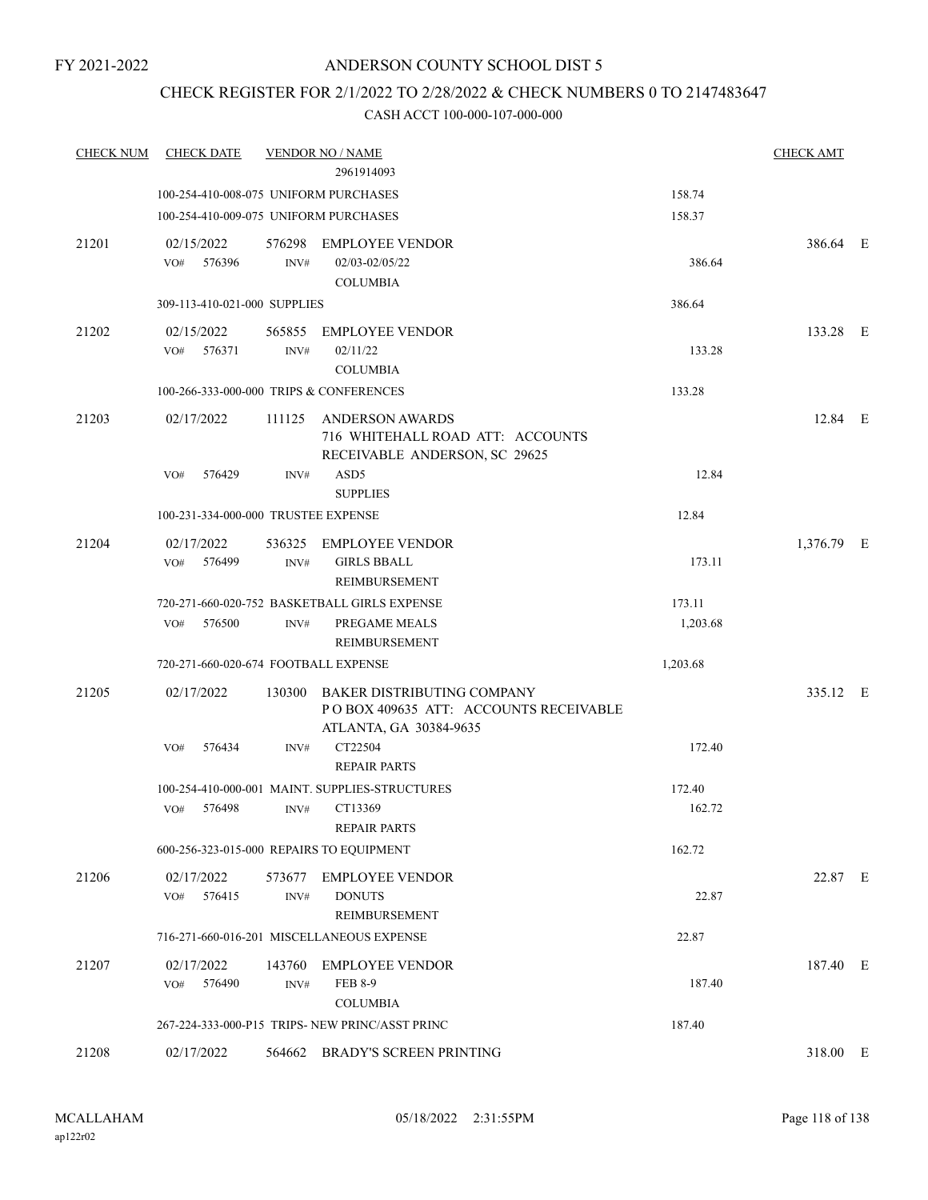FY 2021-2022

# ANDERSON COUNTY SCHOOL DIST 5

## CHECK REGISTER FOR 2/1/2022 TO 2/28/2022 & CHECK NUMBERS 0 TO 2147483647

CASH ACCT 100-000-107-000-000

| CHECK NUM | CHECK DATE | VENDOR NO / NAME | | CHECK AMT | |
|---|---|---|---|---|---|
| | | 2961914093 | | | |
| | 100-254-410-008-075 UNIFORM PURCHASES | | 158.74 | | |
| | 100-254-410-009-075 UNIFORM PURCHASES | | 158.37 | | |
| 21201 | 02/15/2022 | 576298 EMPLOYEE VENDOR | | 386.64 | E |
| | VO# 576396 | INV# 02/03-02/05/22 COLUMBIA | 386.64 | | |
| | 309-113-410-021-000 SUPPLIES | | 386.64 | | |
| 21202 | 02/15/2022 | 565855 EMPLOYEE VENDOR | | 133.28 | E |
| | VO# 576371 | INV# 02/11/22 COLUMBIA | 133.28 | | |
| | 100-266-333-000-000 TRIPS & CONFERENCES | | 133.28 | | |
| 21203 | 02/17/2022 | 111125 ANDERSON AWARDS 716 WHITEHALL ROAD ATT: ACCOUNTS RECEIVABLE ANDERSON, SC 29625 | | 12.84 | E |
| | VO# 576429 | INV# ASD5 SUPPLIES | 12.84 | | |
| | 100-231-334-000-000 TRUSTEE EXPENSE | | 12.84 | | |
| 21204 | 02/17/2022 | 536325 EMPLOYEE VENDOR | | 1,376.79 | E |
| | VO# 576499 | INV# GIRLS BBALL REIMBURSEMENT | 173.11 | | |
| | 720-271-660-020-752 BASKETBALL GIRLS EXPENSE | | 173.11 | | |
| | VO# 576500 | INV# PREGAME MEALS REIMBURSEMENT | 1,203.68 | | |
| | 720-271-660-020-674 FOOTBALL EXPENSE | | 1,203.68 | | |
| 21205 | 02/17/2022 | 130300 BAKER DISTRIBUTING COMPANY P O BOX 409635 ATT: ACCOUNTS RECEIVABLE ATLANTA, GA 30384-9635 | | 335.12 | E |
| | VO# 576434 | INV# CT22504 REPAIR PARTS | 172.40 | | |
| | 100-254-410-000-001 MAINT. SUPPLIES-STRUCTURES | | 172.40 | | |
| | VO# 576498 | INV# CT13369 REPAIR PARTS | 162.72 | | |
| | 600-256-323-015-000 REPAIRS TO EQUIPMENT | | 162.72 | | |
| 21206 | 02/17/2022 | 573677 EMPLOYEE VENDOR | | 22.87 | E |
| | VO# 576415 | INV# DONUTS REIMBURSEMENT | 22.87 | | |
| | 716-271-660-016-201 MISCELLANEOUS EXPENSE | | 22.87 | | |
| 21207 | 02/17/2022 | 143760 EMPLOYEE VENDOR | | 187.40 | E |
| | VO# 576490 | INV# FEB 8-9 COLUMBIA | 187.40 | | |
| | 267-224-333-000-P15 TRIPS- NEW PRINC/ASST PRINC | | 187.40 | | |
| 21208 | 02/17/2022 | 564662 BRADY'S SCREEN PRINTING | | 318.00 | E |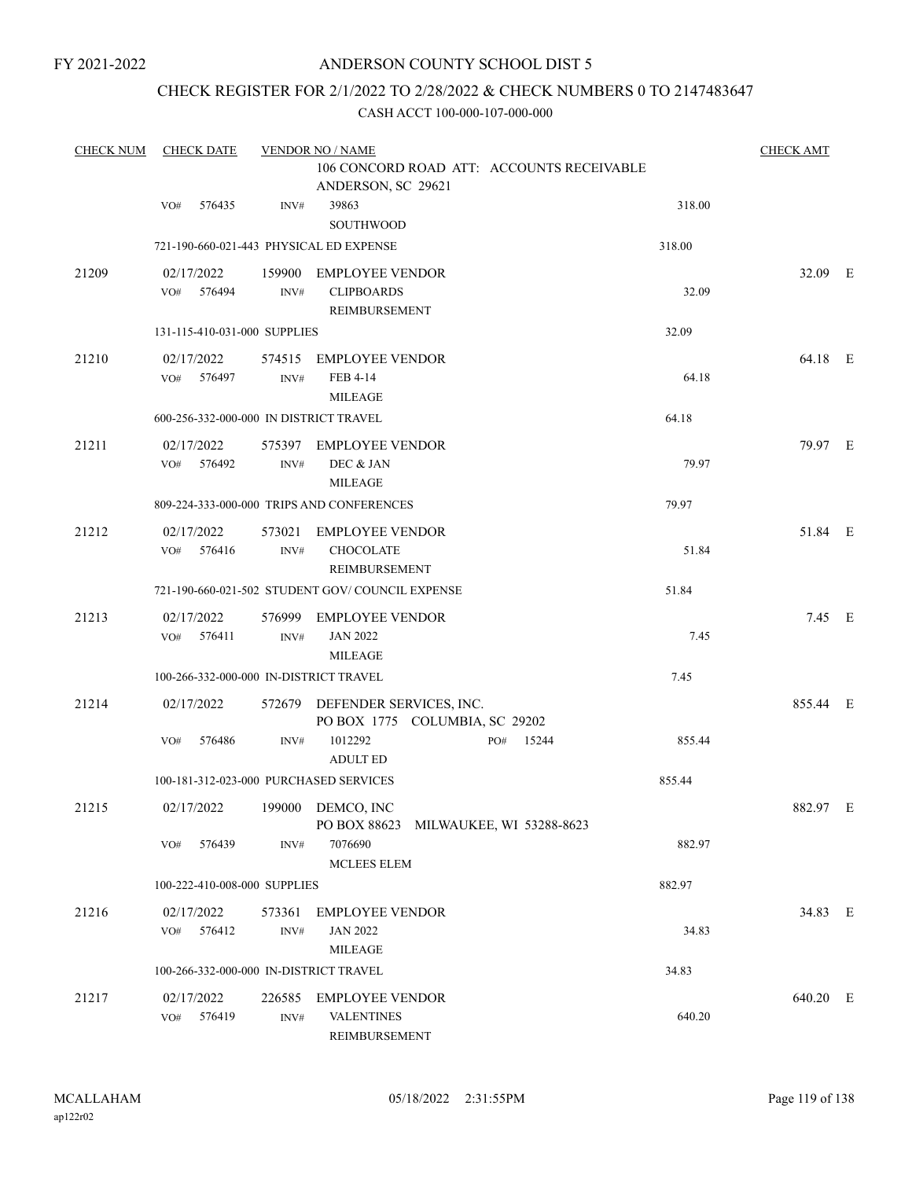FY 2021-2022

ANDERSON COUNTY SCHOOL DIST 5

CHECK REGISTER FOR 2/1/2022 TO 2/28/2022 & CHECK NUMBERS 0 TO 2147483647

CASH ACCT 100-000-107-000-000

| CHECK NUM | CHECK DATE | VENDOR NO / NAME | | CHECK AMT | |
|---|---|---|---|---|---|
| | | 106 CONCORD ROAD ATT: ACCOUNTS RECEIVABLE ANDERSON, SC 29621 | | | |
| | VO# 576435 | INV# 39863 SOUTHWOOD | 318.00 | | |
| | 721-190-660-021-443 PHYSICAL ED EXPENSE | | 318.00 | | |
| 21209 | 02/17/2022 | 159900 EMPLOYEE VENDOR | | 32.09 | E |
| | VO# 576494 | INV# CLIPBOARDS REIMBURSEMENT | 32.09 | | |
| | 131-115-410-031-000 SUPPLIES | | 32.09 | | |
| 21210 | 02/17/2022 | 574515 EMPLOYEE VENDOR | | 64.18 | E |
| | VO# 576497 | INV# FEB 4-14 MILEAGE | 64.18 | | |
| | 600-256-332-000-000 IN DISTRICT TRAVEL | | 64.18 | | |
| 21211 | 02/17/2022 | 575397 EMPLOYEE VENDOR | | 79.97 | E |
| | VO# 576492 | INV# DEC & JAN MILEAGE | 79.97 | | |
| | 809-224-333-000-000 TRIPS AND CONFERENCES | | 79.97 | | |
| 21212 | 02/17/2022 | 573021 EMPLOYEE VENDOR | | 51.84 | E |
| | VO# 576416 | INV# CHOCOLATE REIMBURSEMENT | 51.84 | | |
| | 721-190-660-021-502 STUDENT GOV/ COUNCIL EXPENSE | | 51.84 | | |
| 21213 | 02/17/2022 | 576999 EMPLOYEE VENDOR | | 7.45 | E |
| | VO# 576411 | INV# JAN 2022 MILEAGE | 7.45 | | |
| | 100-266-332-000-000 IN-DISTRICT TRAVEL | | 7.45 | | |
| 21214 | 02/17/2022 | 572679 DEFENDER SERVICES, INC. PO BOX 1775 COLUMBIA, SC 29202 | | 855.44 | E |
| | VO# 576486 | INV# 1012292 ADULT ED PO# 15244 | 855.44 | | |
| | 100-181-312-023-000 PURCHASED SERVICES | | 855.44 | | |
| 21215 | 02/17/2022 | 199000 DEMCO, INC PO BOX 88623 MILWAUKEE, WI 53288-8623 | | 882.97 | E |
| | VO# 576439 | INV# 7076690 MCLEES ELEM | 882.97 | | |
| | 100-222-410-008-000 SUPPLIES | | 882.97 | | |
| 21216 | 02/17/2022 | 573361 EMPLOYEE VENDOR | | 34.83 | E |
| | VO# 576412 | INV# JAN 2022 MILEAGE | 34.83 | | |
| | 100-266-332-000-000 IN-DISTRICT TRAVEL | | 34.83 | | |
| 21217 | 02/17/2022 | 226585 EMPLOYEE VENDOR | | 640.20 | E |
| | VO# 576419 | INV# VALENTINES REIMBURSEMENT | 640.20 | | |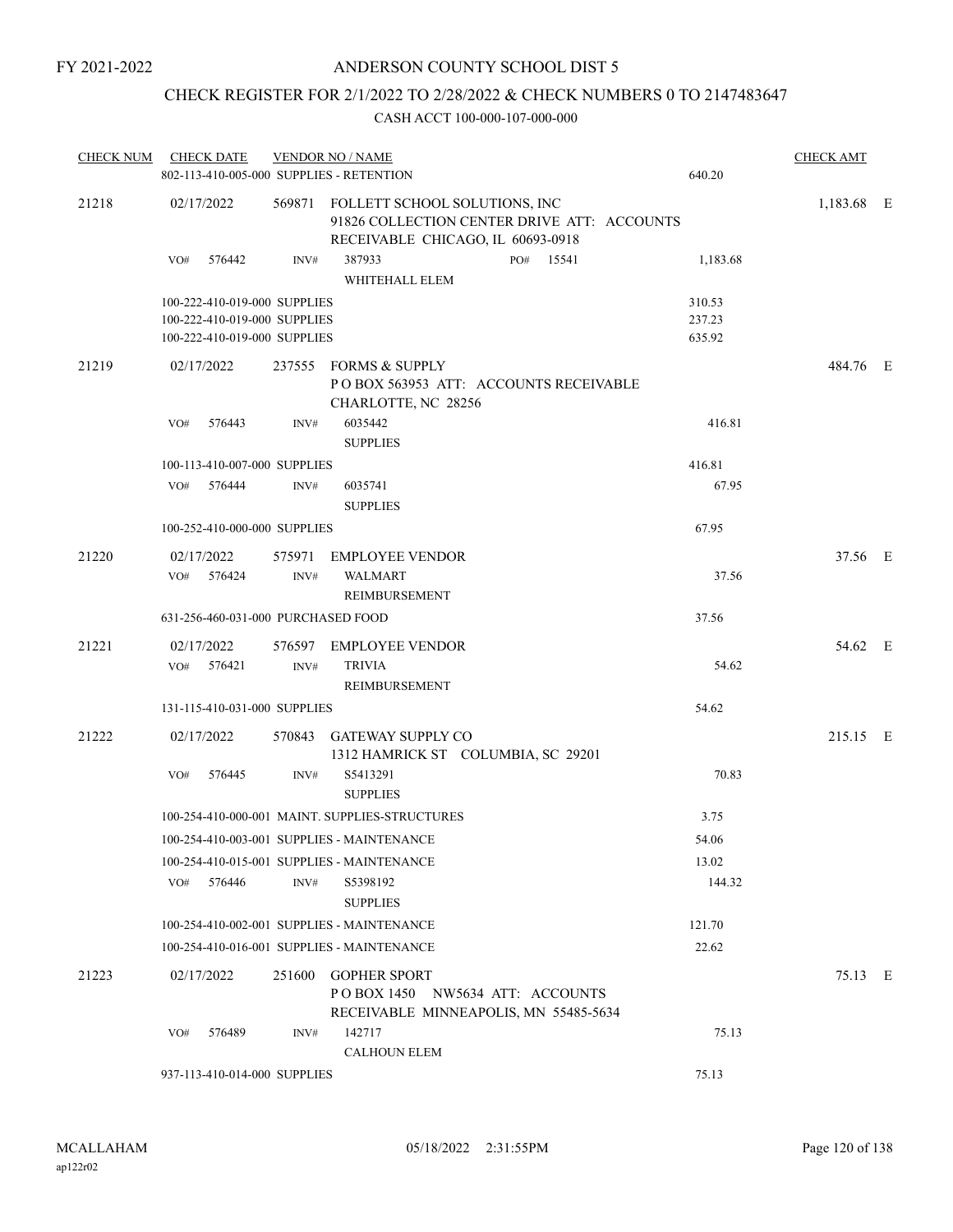FY 2021-2022

ANDERSON COUNTY SCHOOL DIST 5

CHECK REGISTER FOR 2/1/2022 TO 2/28/2022 & CHECK NUMBERS 0 TO 2147483647

CASH ACCT 100-000-107-000-000

| CHECK NUM | CHECK DATE | VENDOR NO / NAME | | CHECK AMT | |
|---|---|---|---|---|---|
| | 802-113-410-005-000 SUPPLIES - RETENTION | | 640.20 | | |
| 21218 | 02/17/2022 | 569871 FOLLETT SCHOOL SOLUTIONS, INC 91826 COLLECTION CENTER DRIVE ATT: ACCOUNTS RECEIVABLE CHICAGO, IL 60693-0918 | | 1,183.68 | E |
| | VO# 576442 | INV# 387933 PO# 15541 WHITEHALL ELEM | 1,183.68 | | |
| | 100-222-410-019-000 SUPPLIES | | 310.53 | | |
| | 100-222-410-019-000 SUPPLIES | | 237.23 | | |
| | 100-222-410-019-000 SUPPLIES | | 635.92 | | |
| 21219 | 02/17/2022 | 237555 FORMS & SUPPLY P O BOX 563953 ATT: ACCOUNTS RECEIVABLE CHARLOTTE, NC 28256 | | 484.76 | E |
| | VO# 576443 | INV# 6035442 SUPPLIES | 416.81 | | |
| | 100-113-410-007-000 SUPPLIES | | 416.81 | | |
| | VO# 576444 | INV# 6035741 SUPPLIES | 67.95 | | |
| | 100-252-410-000-000 SUPPLIES | | 67.95 | | |
| 21220 | 02/17/2022 | 575971 EMPLOYEE VENDOR | | 37.56 | E |
| | VO# 576424 | INV# WALMART REIMBURSEMENT | 37.56 | | |
| | 631-256-460-031-000 PURCHASED FOOD | | 37.56 | | |
| 21221 | 02/17/2022 | 576597 EMPLOYEE VENDOR | | 54.62 | E |
| | VO# 576421 | INV# TRIVIA REIMBURSEMENT | 54.62 | | |
| | 131-115-410-031-000 SUPPLIES | | 54.62 | | |
| 21222 | 02/17/2022 | 570843 GATEWAY SUPPLY CO 1312 HAMRICK ST COLUMBIA, SC 29201 | | 215.15 | E |
| | VO# 576445 | INV# S5413291 SUPPLIES | 70.83 | | |
| | 100-254-410-000-001 MAINT. SUPPLIES-STRUCTURES | | 3.75 | | |
| | 100-254-410-003-001 SUPPLIES - MAINTENANCE | | 54.06 | | |
| | 100-254-410-015-001 SUPPLIES - MAINTENANCE | | 13.02 | | |
| | VO# 576446 | INV# S5398192 SUPPLIES | 144.32 | | |
| | 100-254-410-002-001 SUPPLIES - MAINTENANCE | | 121.70 | | |
| | 100-254-410-016-001 SUPPLIES - MAINTENANCE | | 22.62 | | |
| 21223 | 02/17/2022 | 251600 GOPHER SPORT P O BOX 1450 NW5634 ATT: ACCOUNTS RECEIVABLE MINNEAPOLIS, MN 55485-5634 | | 75.13 | E |
| | VO# 576489 | INV# 142717 CALHOUN ELEM | 75.13 | | |
| | 937-113-410-014-000 SUPPLIES | | 75.13 | | |

MCALLAHAM ap122r02 05/18/2022 2:31:55PM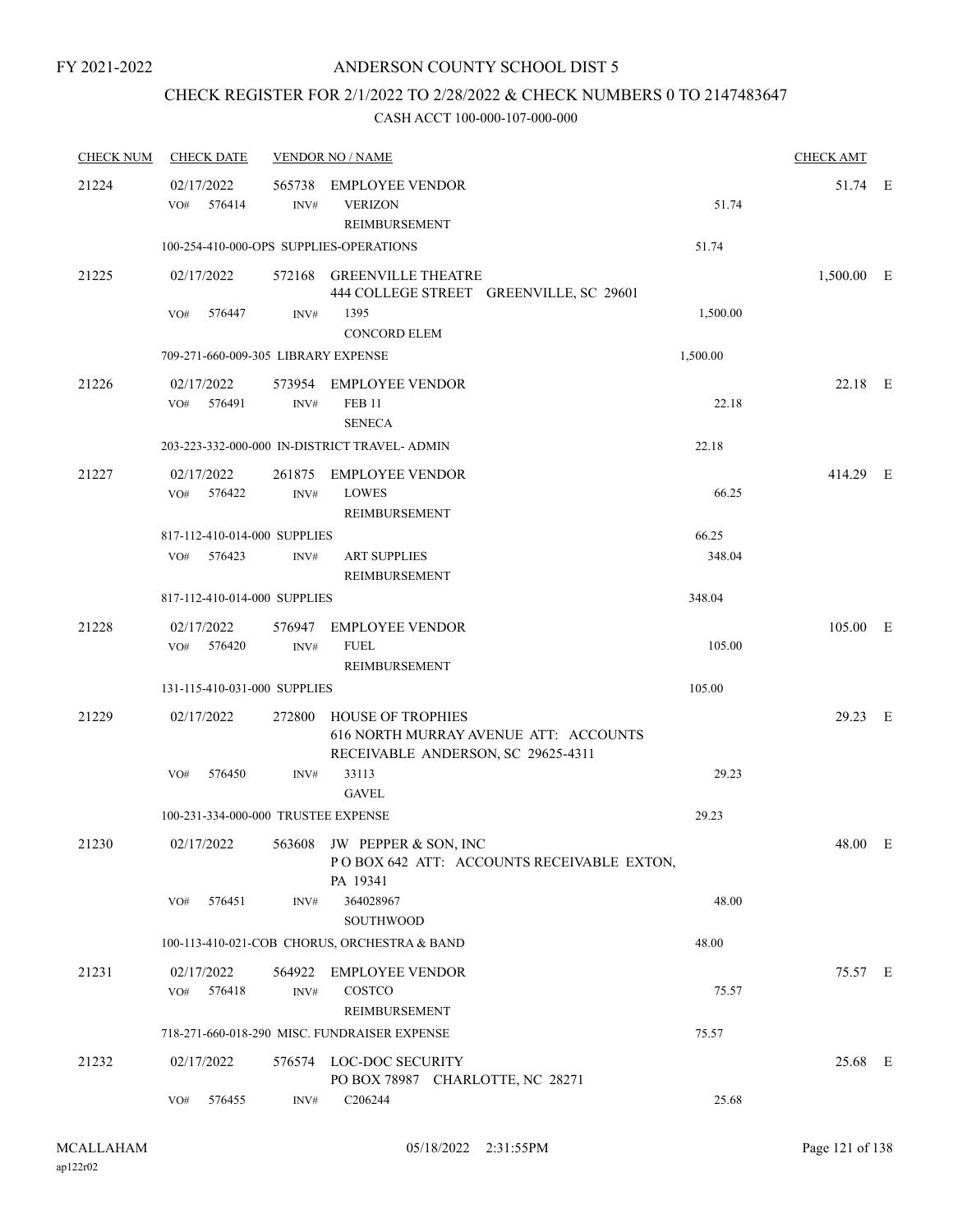FY 2021-2022

# ANDERSON COUNTY SCHOOL DIST 5

## CHECK REGISTER FOR 2/1/2022 TO 2/28/2022 & CHECK NUMBERS 0 TO 2147483647

### CASH ACCT 100-000-107-000-000

| CHECK NUM | CHECK DATE | VENDOR NO / NAME | | CHECK AMT | |
|---|---|---|---|---|---|
| 21224 | 02/17/2022 | 565738 EMPLOYEE VENDOR | | 51.74 | E |
| | VO# 576414 | INV# VERIZON REIMBURSEMENT | 51.74 | | |
| | 100-254-410-000-OPS SUPPLIES-OPERATIONS | | 51.74 | | |
| 21225 | 02/17/2022 | 572168 GREENVILLE THEATRE 444 COLLEGE STREET GREENVILLE, SC 29601 | | 1,500.00 | E |
| | VO# 576447 | INV# 1395 CONCORD ELEM | 1,500.00 | | |
| | 709-271-660-009-305 LIBRARY EXPENSE | | 1,500.00 | | |
| 21226 | 02/17/2022 | 573954 EMPLOYEE VENDOR | | 22.18 | E |
| | VO# 576491 | INV# FEB 11 SENECA | 22.18 | | |
| | 203-223-332-000-000 IN-DISTRICT TRAVEL- ADMIN | | 22.18 | | |
| 21227 | 02/17/2022 | 261875 EMPLOYEE VENDOR | | 414.29 | E |
| | VO# 576422 | INV# LOWES REIMBURSEMENT | 66.25 | | |
| | 817-112-410-014-000 SUPPLIES | | 66.25 | | |
| | VO# 576423 | INV# ART SUPPLIES REIMBURSEMENT | 348.04 | | |
| | 817-112-410-014-000 SUPPLIES | | 348.04 | | |
| 21228 | 02/17/2022 | 576947 EMPLOYEE VENDOR | | 105.00 | E |
| | VO# 576420 | INV# FUEL REIMBURSEMENT | 105.00 | | |
| | 131-115-410-031-000 SUPPLIES | | 105.00 | | |
| 21229 | 02/17/2022 | 272800 HOUSE OF TROPHIES 616 NORTH MURRAY AVENUE ATT: ACCOUNTS RECEIVABLE ANDERSON, SC 29625-4311 | | 29.23 | E |
| | VO# 576450 | INV# 33113 GAVEL | 29.23 | | |
| | 100-231-334-000-000 TRUSTEE EXPENSE | | 29.23 | | |
| 21230 | 02/17/2022 | 563608 JW PEPPER & SON, INC P O BOX 642 ATT: ACCOUNTS RECEIVABLE EXTON, PA 19341 | | 48.00 | E |
| | VO# 576451 | INV# 364028967 SOUTHWOOD | 48.00 | | |
| | 100-113-410-021-COB CHORUS, ORCHESTRA & BAND | | 48.00 | | |
| 21231 | 02/17/2022 | 564922 EMPLOYEE VENDOR | | 75.57 | E |
| | VO# 576418 | INV# COSTCO REIMBURSEMENT | 75.57 | | |
| | 718-271-660-018-290 MISC. FUNDRAISER EXPENSE | | 75.57 | | |
| 21232 | 02/17/2022 | 576574 LOC-DOC SECURITY PO BOX 78987 CHARLOTTE, NC 28271 | | 25.68 | E |
| | VO# 576455 | INV# C206244 | 25.68 | | |

MCALLAHAM
ap122r02

05/18/2022 2:31:55PM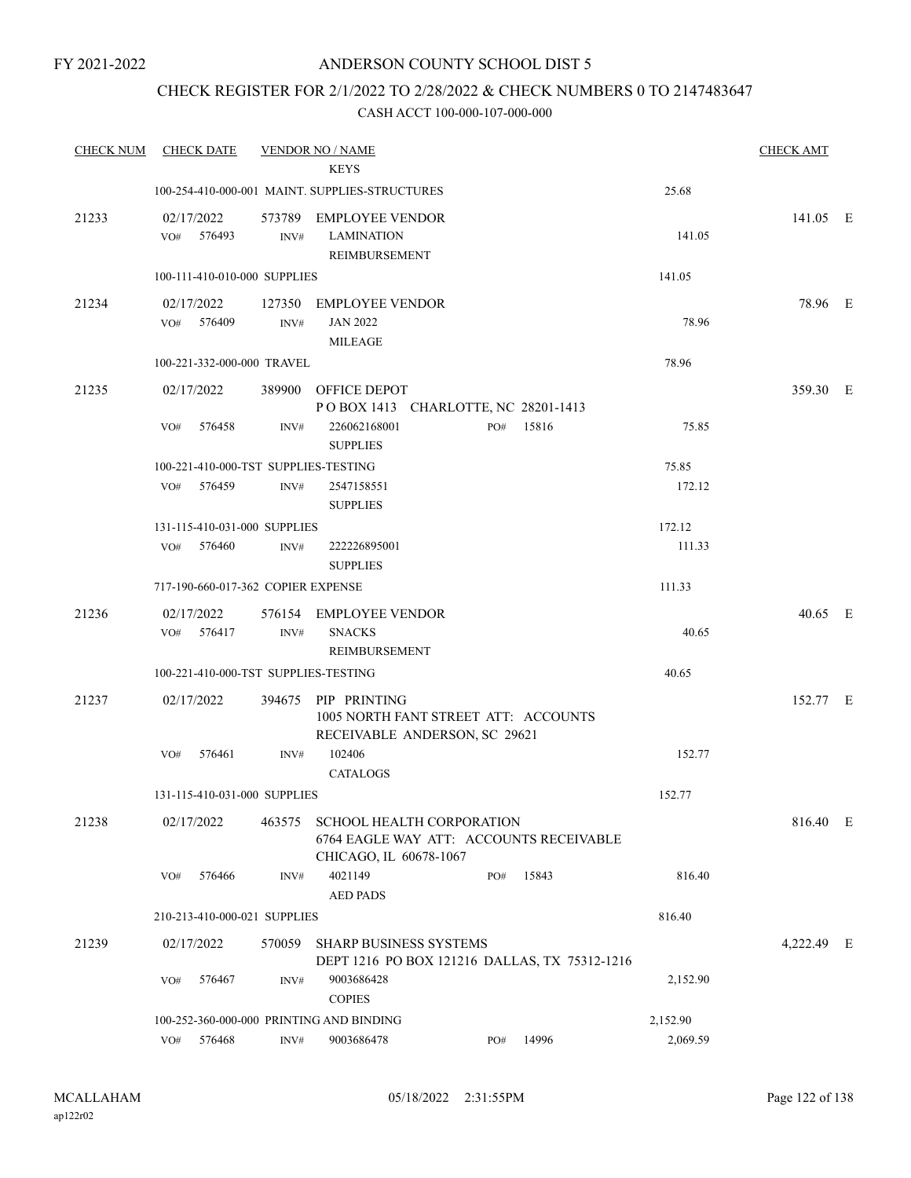FY 2021-2022

# ANDERSON COUNTY SCHOOL DIST 5

## CHECK REGISTER FOR 2/1/2022 TO 2/28/2022 & CHECK NUMBERS 0 TO 2147483647

CASH ACCT 100-000-107-000-000

| CHECK NUM | CHECK DATE | VENDOR NO / NAME | | | CHECK AMT | |
|---|---|---|---|---|---|---|
| | | KEYS | | | | |
| | 100-254-410-000-001 MAINT. SUPPLIES-STRUCTURES | | | 25.68 | | |
| 21233 | 02/17/2022 | 573789 EMPLOYEE VENDOR | | | 141.05 | E |
| | VO# 576493 | INV# LAMINATION REIMBURSEMENT | | 141.05 | | |
| | 100-111-410-010-000 SUPPLIES | | | 141.05 | | |
| 21234 | 02/17/2022 | 127350 EMPLOYEE VENDOR | | | 78.96 | E |
| | VO# 576409 | INV# JAN 2022 MILEAGE | | 78.96 | | |
| | 100-221-332-000-000 TRAVEL | | | 78.96 | | |
| 21235 | 02/17/2022 | 389900 OFFICE DEPOT P O BOX 1413 CHARLOTTE, NC 28201-1413 | | | 359.30 | E |
| | VO# 576458 | INV# 226062168001 SUPPLIES | PO# 15816 | 75.85 | | |
| | 100-221-410-000-TST SUPPLIES-TESTING | | | 75.85 | | |
| | VO# 576459 | INV# 2547158551 SUPPLIES | | 172.12 | | |
| | 131-115-410-031-000 SUPPLIES | | | 172.12 | | |
| | VO# 576460 | INV# 222226895001 SUPPLIES | | 111.33 | | |
| | 717-190-660-017-362 COPIER EXPENSE | | | 111.33 | | |
| 21236 | 02/17/2022 | 576154 EMPLOYEE VENDOR | | | 40.65 | E |
| | VO# 576417 | INV# SNACKS REIMBURSEMENT | | 40.65 | | |
| | 100-221-410-000-TST SUPPLIES-TESTING | | | 40.65 | | |
| 21237 | 02/17/2022 | 394675 PIP PRINTING 1005 NORTH FANT STREET ATT: ACCOUNTS RECEIVABLE ANDERSON, SC 29621 | | | 152.77 | E |
| | VO# 576461 | INV# 102406 CATALOGS | | 152.77 | | |
| | 131-115-410-031-000 SUPPLIES | | | 152.77 | | |
| 21238 | 02/17/2022 | 463575 SCHOOL HEALTH CORPORATION 6764 EAGLE WAY ATT: ACCOUNTS RECEIVABLE CHICAGO, IL 60678-1067 | | | 816.40 | E |
| | VO# 576466 | INV# 4021149 AED PADS | PO# 15843 | 816.40 | | |
| | 210-213-410-000-021 SUPPLIES | | | 816.40 | | |
| 21239 | 02/17/2022 | 570059 SHARP BUSINESS SYSTEMS DEPT 1216 PO BOX 121216 DALLAS, TX 75312-1216 | | | 4,222.49 | E |
| | VO# 576467 | INV# 9003686428 COPIES | | 2,152.90 | | |
| | 100-252-360-000-000 PRINTING AND BINDING | | | 2,152.90 | | |
| | VO# 576468 | INV# 9003686478 | PO# 14996 | 2,069.59 | | |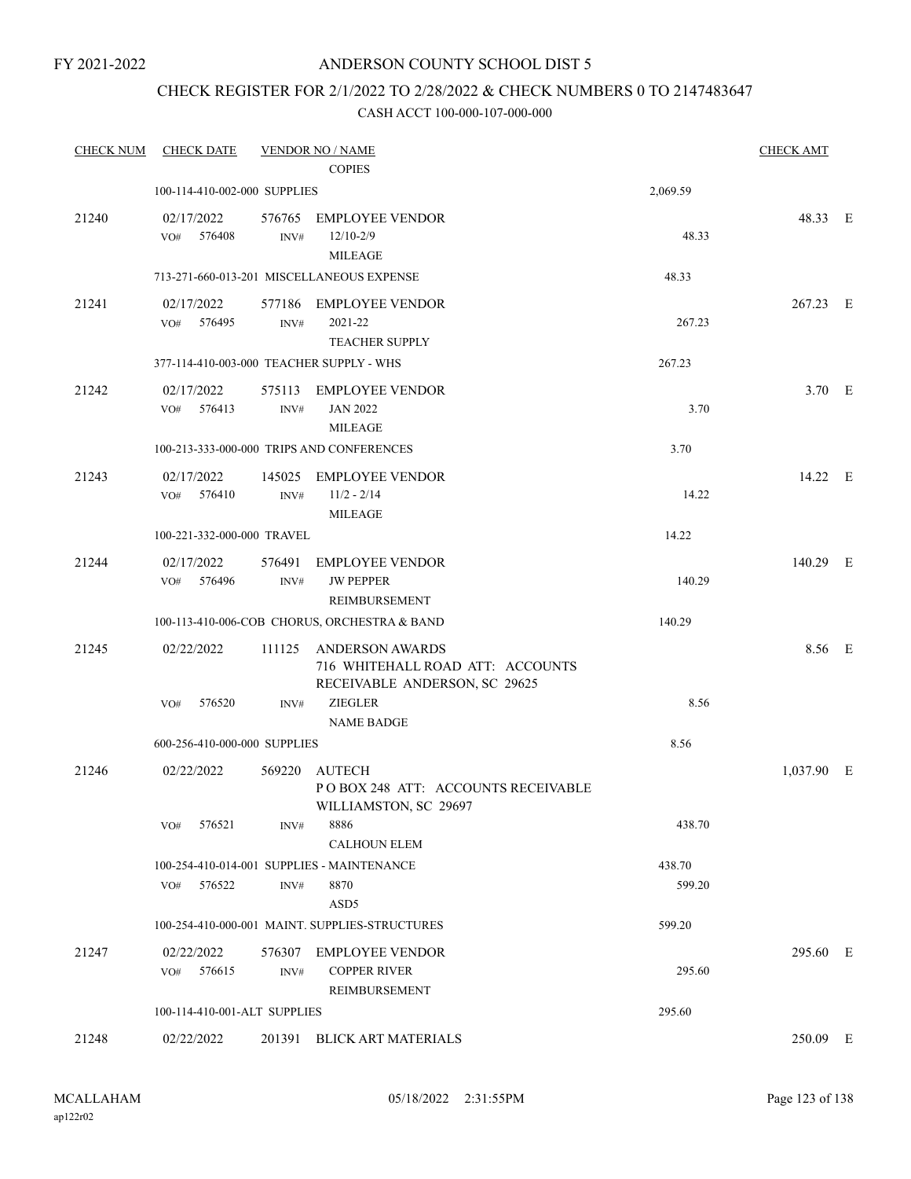FY 2021-2022

ANDERSON COUNTY SCHOOL DIST 5

CHECK REGISTER FOR 2/1/2022 TO 2/28/2022 & CHECK NUMBERS 0 TO 2147483647

CASH ACCT 100-000-107-000-000

| CHECK NUM | CHECK DATE | VENDOR NO / NAME | | CHECK AMT | |
|---|---|---|---|---|---|
| | | COPIES | | | |
| | 100-114-410-002-000 SUPPLIES | | 2,069.59 | | |
| 21240 | 02/17/2022 | 576765 EMPLOYEE VENDOR | | 48.33 | E |
| | VO# 576408 | INV# 12/10-2/9<br>MILEAGE | 48.33 | | |
| | 713-271-660-013-201 MISCELLANEOUS EXPENSE | | 48.33 | | |
| 21241 | 02/17/2022 | 577186 EMPLOYEE VENDOR | | 267.23 | E |
| | VO# 576495 | INV# 2021-22<br>TEACHER SUPPLY | 267.23 | | |
| | 377-114-410-003-000 TEACHER SUPPLY - WHS | | 267.23 | | |
| 21242 | 02/17/2022 | 575113 EMPLOYEE VENDOR | | 3.70 | E |
| | VO# 576413 | INV# JAN 2022<br>MILEAGE | 3.70 | | |
| | 100-213-333-000-000 TRIPS AND CONFERENCES | | 3.70 | | |
| 21243 | 02/17/2022 | 145025 EMPLOYEE VENDOR | | 14.22 | E |
| | VO# 576410 | INV# 11/2 - 2/14<br>MILEAGE | 14.22 | | |
| | 100-221-332-000-000 TRAVEL | | 14.22 | | |
| 21244 | 02/17/2022 | 576491 EMPLOYEE VENDOR | | 140.29 | E |
| | VO# 576496 | INV# JW PEPPER<br>REIMBURSEMENT | 140.29 | | |
| | 100-113-410-006-COB CHORUS, ORCHESTRA & BAND | | 140.29 | | |
| 21245 | 02/22/2022 | 111125 ANDERSON AWARDS<br>716 WHITEHALL ROAD ATT: ACCOUNTS RECEIVABLE ANDERSON, SC 29625 | | 8.56 | E |
| | VO# 576520 | INV# ZIEGLER<br>NAME BADGE | 8.56 | | |
| | 600-256-410-000-000 SUPPLIES | | 8.56 | | |
| 21246 | 02/22/2022 | 569220 AUTECH<br>P O BOX 248 ATT: ACCOUNTS RECEIVABLE WILLIAMSTON, SC 29697 | | 1,037.90 | E |
| | VO# 576521 | INV# 8886<br>CALHOUN ELEM | 438.70 | | |
| | 100-254-410-014-001 SUPPLIES - MAINTENANCE | | 438.70 | | |
| | VO# 576522 | INV# 8870<br>ASD5 | 599.20 | | |
| | 100-254-410-000-001 MAINT. SUPPLIES-STRUCTURES | | 599.20 | | |
| 21247 | 02/22/2022 | 576307 EMPLOYEE VENDOR | | 295.60 | E |
| | VO# 576615 | INV# COPPER RIVER<br>REIMBURSEMENT | 295.60 | | |
| | 100-114-410-001-ALT SUPPLIES | | 295.60 | | |
| 21248 | 02/22/2022 | 201391 BLICK ART MATERIALS | | 250.09 | E |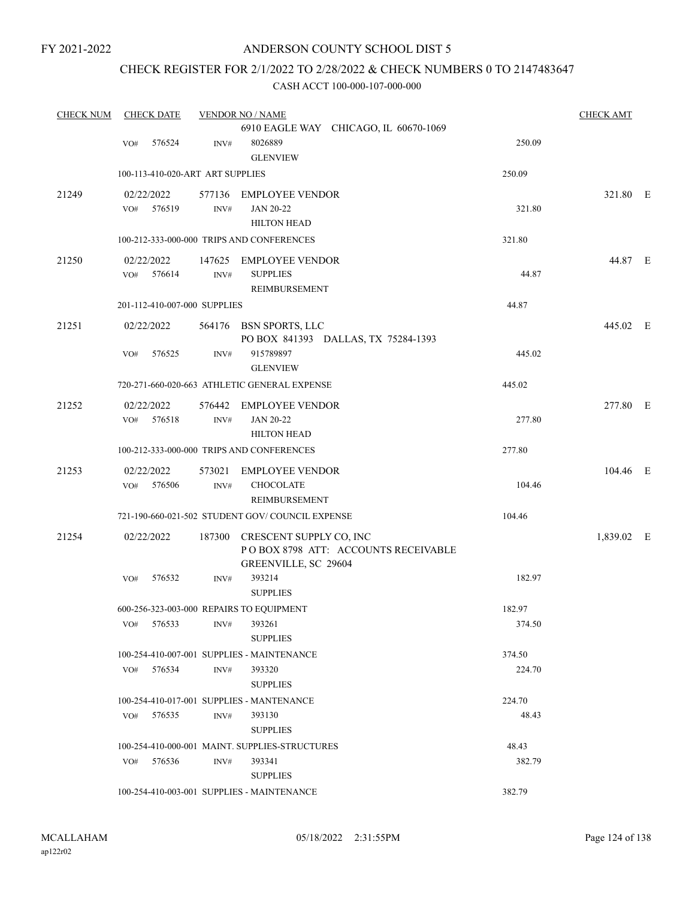FY 2021-2022

# ANDERSON COUNTY SCHOOL DIST 5

## CHECK REGISTER FOR 2/1/2022 TO 2/28/2022 & CHECK NUMBERS 0 TO 2147483647

### CASH ACCT 100-000-107-000-000

| CHECK NUM | CHECK DATE | VENDOR NO / NAME | | CHECK AMT |
|---|---|---|---|---|
| | | 6910 EAGLE WAY CHICAGO, IL 60670-1069 | | |
| | VO# 576524 | INV# 8026889 GLENVIEW | 250.09 | |
| | 100-113-410-020-ART ART SUPPLIES | | 250.09 | |
| 21249 | 02/22/2022 | 577136 EMPLOYEE VENDOR | | 321.80 E |
| | VO# 576519 | INV# JAN 20-22 HILTON HEAD | 321.80 | |
| | 100-212-333-000-000 TRIPS AND CONFERENCES | | 321.80 | |
| 21250 | 02/22/2022 | 147625 EMPLOYEE VENDOR | | 44.87 E |
| | VO# 576614 | INV# SUPPLIES REIMBURSEMENT | 44.87 | |
| | 201-112-410-007-000 SUPPLIES | | 44.87 | |
| 21251 | 02/22/2022 | 564176 BSN SPORTS, LLC PO BOX 841393 DALLAS, TX 75284-1393 | | 445.02 E |
| | VO# 576525 | INV# 915789897 GLENVIEW | 445.02 | |
| | 720-271-660-020-663 ATHLETIC GENERAL EXPENSE | | 445.02 | |
| 21252 | 02/22/2022 | 576442 EMPLOYEE VENDOR | | 277.80 E |
| | VO# 576518 | INV# JAN 20-22 HILTON HEAD | 277.80 | |
| | 100-212-333-000-000 TRIPS AND CONFERENCES | | 277.80 | |
| 21253 | 02/22/2022 | 573021 EMPLOYEE VENDOR | | 104.46 E |
| | VO# 576506 | INV# CHOCOLATE REIMBURSEMENT | 104.46 | |
| | 721-190-660-021-502 STUDENT GOV/ COUNCIL EXPENSE | | 104.46 | |
| 21254 | 02/22/2022 | 187300 CRESCENT SUPPLY CO, INC P O BOX 8798 ATT: ACCOUNTS RECEIVABLE GREENVILLE, SC 29604 | | 1,839.02 E |
| | VO# 576532 | INV# 393214 SUPPLIES | 182.97 | |
| | 600-256-323-003-000 REPAIRS TO EQUIPMENT | | 182.97 | |
| | VO# 576533 | INV# 393261 SUPPLIES | 374.50 | |
| | 100-254-410-007-001 SUPPLIES - MAINTENANCE | | 374.50 | |
| | VO# 576534 | INV# 393320 SUPPLIES | 224.70 | |
| | 100-254-410-017-001 SUPPLIES - MANTENANCE | | 224.70 | |
| | VO# 576535 | INV# 393130 SUPPLIES | 48.43 | |
| | 100-254-410-000-001 MAINT. SUPPLIES-STRUCTURES | | 48.43 | |
| | VO# 576536 | INV# 393341 SUPPLIES | 382.79 | |
| | 100-254-410-003-001 SUPPLIES - MAINTENANCE | | 382.79 | |

MCALLAHAM
ap122r02

05/18/2022 2:31:55PM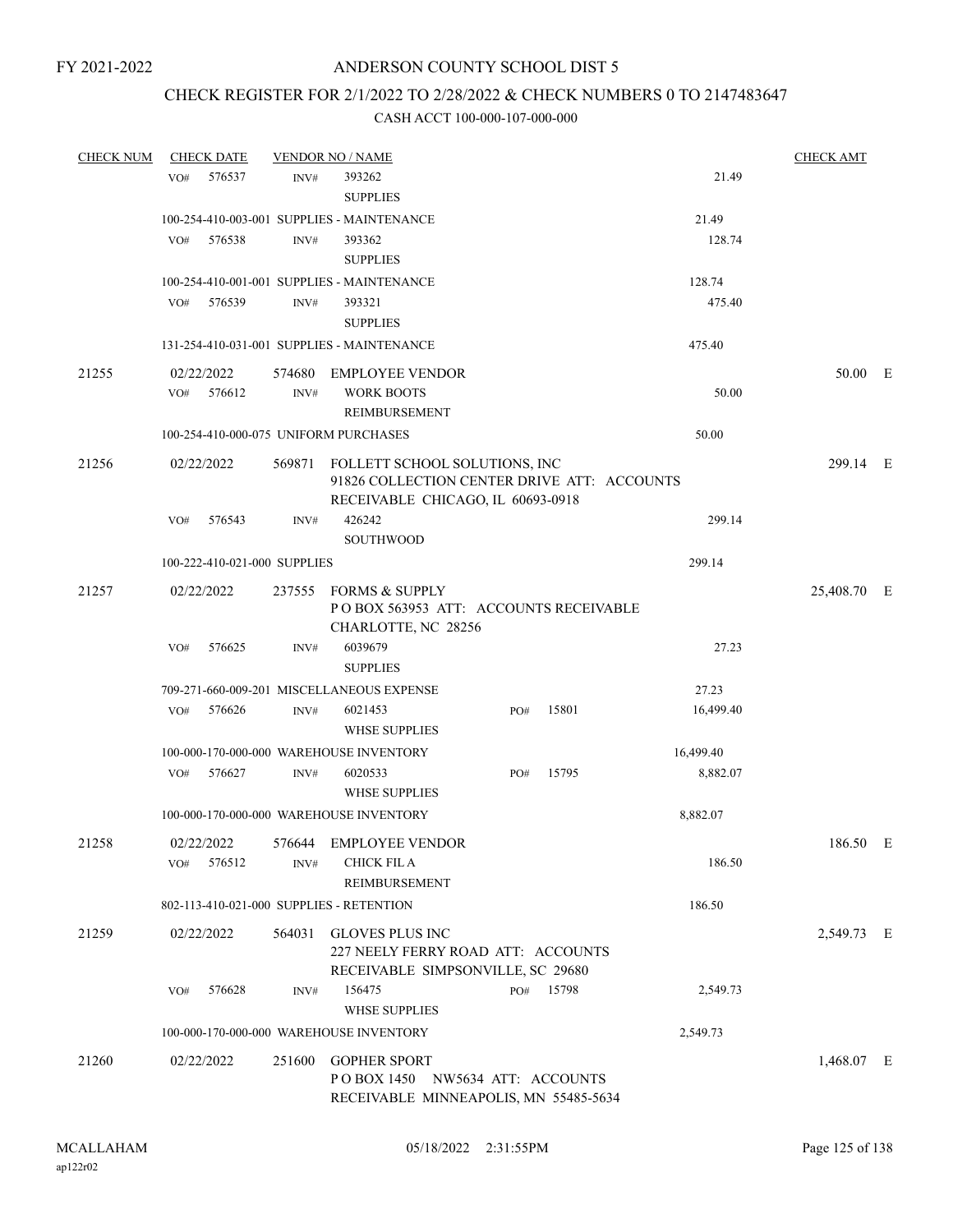FY 2021-2022

# ANDERSON COUNTY SCHOOL DIST 5

## CHECK REGISTER FOR 2/1/2022 TO 2/28/2022 & CHECK NUMBERS 0 TO 2147483647

### CASH ACCT 100-000-107-000-000

| CHECK NUM | CHECK DATE | VENDOR NO / NAME | | | CHECK AMT |
|---|---|---|---|---|---|
| | VO# 576537 | INV# 393262<br>SUPPLIES | | 21.49 | |
| | 100-254-410-003-001 SUPPLIES - MAINTENANCE | | | 21.49 | |
| | VO# 576538 | INV# 393362<br>SUPPLIES | | 128.74 | |
| | 100-254-410-001-001 SUPPLIES - MAINTENANCE | | | 128.74 | |
| | VO# 576539 | INV# 393321<br>SUPPLIES | | 475.40 | |
| | 131-254-410-031-001 SUPPLIES - MAINTENANCE | | | 475.40 | |
| 21255 | 02/22/2022 | 574680 EMPLOYEE VENDOR | | | 50.00 E |
| | VO# 576612 | INV# WORK BOOTS<br>REIMBURSEMENT | | 50.00 | |
| | 100-254-410-000-075 UNIFORM PURCHASES | | | 50.00 | |
| 21256 | 02/22/2022 | 569871 FOLLETT SCHOOL SOLUTIONS, INC<br>91826 COLLECTION CENTER DRIVE ATT: ACCOUNTS<br>RECEIVABLE CHICAGO, IL 60693-0918 | | | 299.14 E |
| | VO# 576543 | INV# 426242<br>SOUTHWOOD | | 299.14 | |
| | 100-222-410-021-000 SUPPLIES | | | 299.14 | |
| 21257 | 02/22/2022 | 237555 FORMS & SUPPLY<br>P O BOX 563953 ATT: ACCOUNTS RECEIVABLE<br>CHARLOTTE, NC 28256 | | | 25,408.70 E |
| | VO# 576625 | INV# 6039679<br>SUPPLIES | | 27.23 | |
| | 709-271-660-009-201 MISCELLANEOUS EXPENSE | | | 27.23 | |
| | VO# 576626 | INV# 6021453<br>WHSE SUPPLIES | PO# 15801 | 16,499.40 | |
| | 100-000-170-000-000 WAREHOUSE INVENTORY | | | 16,499.40 | |
| | VO# 576627 | INV# 6020533<br>WHSE SUPPLIES | PO# 15795 | 8,882.07 | |
| | 100-000-170-000-000 WAREHOUSE INVENTORY | | | 8,882.07 | |
| 21258 | 02/22/2022 | 576644 EMPLOYEE VENDOR | | | 186.50 E |
| | VO# 576512 | INV# CHICK FIL A<br>REIMBURSEMENT | | 186.50 | |
| | 802-113-410-021-000 SUPPLIES - RETENTION | | | 186.50 | |
| 21259 | 02/22/2022 | 564031 GLOVES PLUS INC<br>227 NEELY FERRY ROAD ATT: ACCOUNTS<br>RECEIVABLE SIMPSONVILLE, SC 29680 | | | 2,549.73 E |
| | VO# 576628 | INV# 156475<br>WHSE SUPPLIES | PO# 15798 | 2,549.73 | |
| | 100-000-170-000-000 WAREHOUSE INVENTORY | | | 2,549.73 | |
| 21260 | 02/22/2022 | 251600 GOPHER SPORT<br>P O BOX 1450 NW5634 ATT: ACCOUNTS<br>RECEIVABLE MINNEAPOLIS, MN 55485-5634 | | | 1,468.07 E |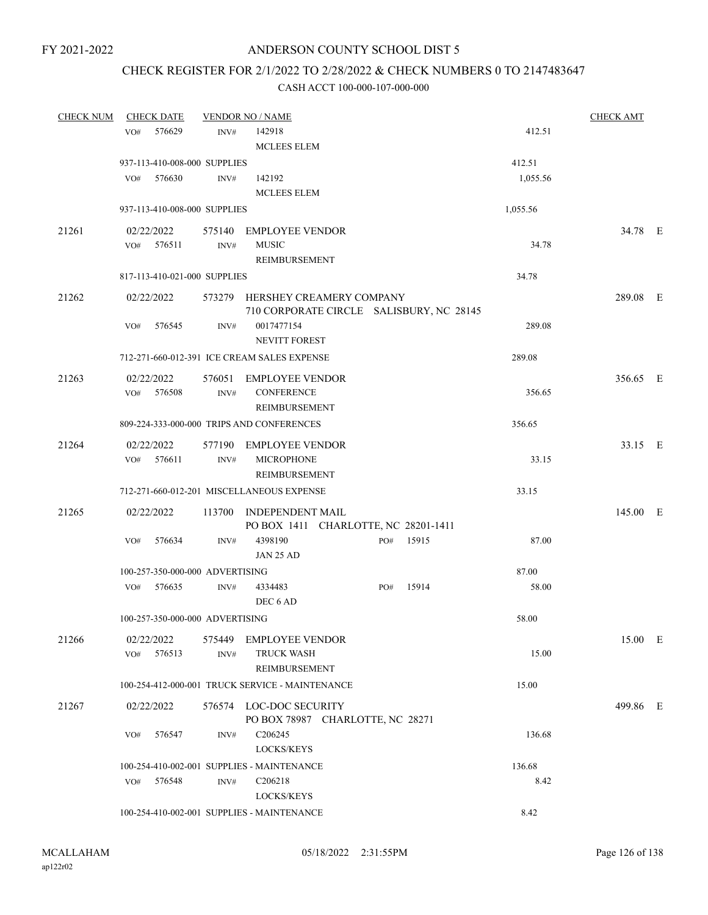FY 2021-2022

ANDERSON COUNTY SCHOOL DIST 5

CHECK REGISTER FOR 2/1/2022 TO 2/28/2022 & CHECK NUMBERS 0 TO 2147483647

CASH ACCT 100-000-107-000-000

| CHECK NUM | CHECK DATE | VENDOR NO / NAME | | CHECK AMT | |
|---|---|---|---|---|---|
| | VO# 576629 | INV# 142918 MCLEES ELEM | 412.51 | | |
| | 937-113-410-008-000 SUPPLIES | | 412.51 | | |
| | VO# 576630 | INV# 142192 MCLEES ELEM | 1,055.56 | | |
| | 937-113-410-008-000 SUPPLIES | | 1,055.56 | | |
| 21261 | 02/22/2022 | 575140 EMPLOYEE VENDOR | | 34.78 | E |
| | VO# 576511 | INV# MUSIC REIMBURSEMENT | 34.78 | | |
| | 817-113-410-021-000 SUPPLIES | | 34.78 | | |
| 21262 | 02/22/2022 | 573279 HERSHEY CREAMERY COMPANY 710 CORPORATE CIRCLE SALISBURY, NC 28145 | | 289.08 | E |
| | VO# 576545 | INV# 0017477154 NEVITT FOREST | 289.08 | | |
| | 712-271-660-012-391 ICE CREAM SALES EXPENSE | | 289.08 | | |
| 21263 | 02/22/2022 | 576051 EMPLOYEE VENDOR | | 356.65 | E |
| | VO# 576508 | INV# CONFERENCE REIMBURSEMENT | 356.65 | | |
| | 809-224-333-000-000 TRIPS AND CONFERENCES | | 356.65 | | |
| 21264 | 02/22/2022 | 577190 EMPLOYEE VENDOR | | 33.15 | E |
| | VO# 576611 | INV# MICROPHONE REIMBURSEMENT | 33.15 | | |
| | 712-271-660-012-201 MISCELLANEOUS EXPENSE | | 33.15 | | |
| 21265 | 02/22/2022 | 113700 INDEPENDENT MAIL PO BOX 1411 CHARLOTTE, NC 28201-1411 | | 145.00 | E |
| | VO# 576634 | INV# 4398190 JAN 25 AD PO# 15915 | 87.00 | | |
| | 100-257-350-000-000 ADVERTISING | | 87.00 | | |
| | VO# 576635 | INV# 4334483 DEC 6 AD PO# 15914 | 58.00 | | |
| | 100-257-350-000-000 ADVERTISING | | 58.00 | | |
| 21266 | 02/22/2022 | 575449 EMPLOYEE VENDOR | | 15.00 | E |
| | VO# 576513 | INV# TRUCK WASH REIMBURSEMENT | 15.00 | | |
| | 100-254-412-000-001 TRUCK SERVICE - MAINTENANCE | | 15.00 | | |
| 21267 | 02/22/2022 | 576574 LOC-DOC SECURITY PO BOX 78987 CHARLOTTE, NC 28271 | | 499.86 | E |
| | VO# 576547 | INV# C206245 LOCKS/KEYS | 136.68 | | |
| | 100-254-410-002-001 SUPPLIES - MAINTENANCE | | 136.68 | | |
| | VO# 576548 | INV# C206218 LOCKS/KEYS | 8.42 | | |
| | 100-254-410-002-001 SUPPLIES - MAINTENANCE | | 8.42 | | |

MCALLAHAM
ap122r02

05/18/2022 2:31:55PM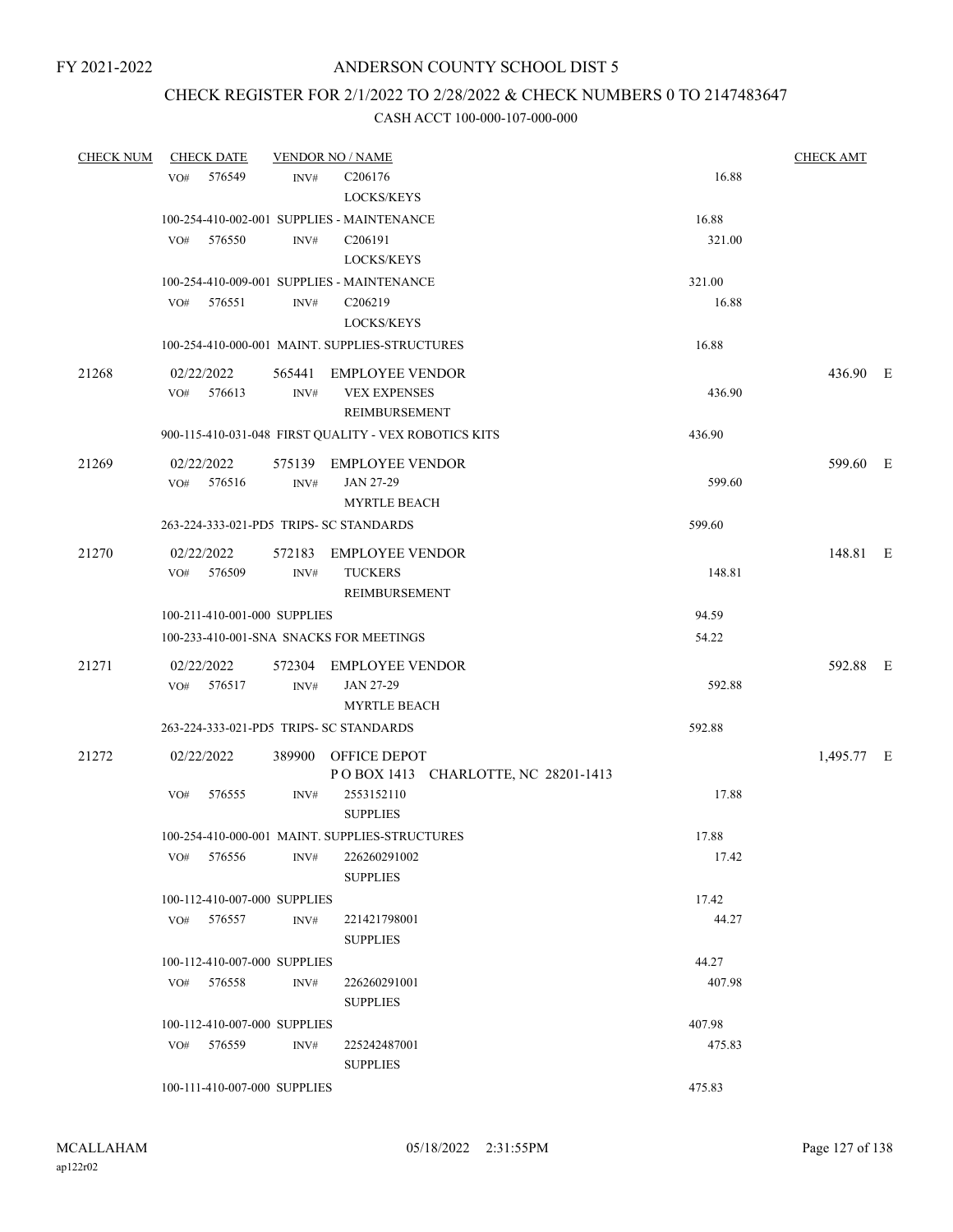FY 2021-2022

# ANDERSON COUNTY SCHOOL DIST 5

## CHECK REGISTER FOR 2/1/2022 TO 2/28/2022 & CHECK NUMBERS 0 TO 2147483647

### CASH ACCT 100-000-107-000-000

| CHECK NUM | CHECK DATE | VENDOR NO / NAME | | CHECK AMT |
|---|---|---|---|---|
| | VO# 576549 | INV# C206176 LOCKS/KEYS | 16.88 | |
| | 100-254-410-002-001 SUPPLIES - MAINTENANCE | | 16.88 | |
| | VO# 576550 | INV# C206191 LOCKS/KEYS | 321.00 | |
| | 100-254-410-009-001 SUPPLIES - MAINTENANCE | | 321.00 | |
| | VO# 576551 | INV# C206219 LOCKS/KEYS | 16.88 | |
| | 100-254-410-000-001 MAINT. SUPPLIES-STRUCTURES | | 16.88 | |
| 21268 | 02/22/2022 | 565441 EMPLOYEE VENDOR | | 436.90 E |
| | VO# 576613 | INV# VEX EXPENSES REIMBURSEMENT | 436.90 | |
| | 900-115-410-031-048 FIRST QUALITY - VEX ROBOTICS KITS | | 436.90 | |
| 21269 | 02/22/2022 | 575139 EMPLOYEE VENDOR | | 599.60 E |
| | VO# 576516 | INV# JAN 27-29 MYRTLE BEACH | 599.60 | |
| | 263-224-333-021-PD5 TRIPS- SC STANDARDS | | 599.60 | |
| 21270 | 02/22/2022 | 572183 EMPLOYEE VENDOR | | 148.81 E |
| | VO# 576509 | INV# TUCKERS REIMBURSEMENT | 148.81 | |
| | 100-211-410-001-000 SUPPLIES | | 94.59 | |
| | 100-233-410-001-SNA SNACKS FOR MEETINGS | | 54.22 | |
| 21271 | 02/22/2022 | 572304 EMPLOYEE VENDOR | | 592.88 E |
| | VO# 576517 | INV# JAN 27-29 MYRTLE BEACH | 592.88 | |
| | 263-224-333-021-PD5 TRIPS- SC STANDARDS | | 592.88 | |
| 21272 | 02/22/2022 | 389900 OFFICE DEPOT P O BOX 1413 CHARLOTTE, NC 28201-1413 | | 1,495.77 E |
| | VO# 576555 | INV# 2553152110 SUPPLIES | 17.88 | |
| | 100-254-410-000-001 MAINT. SUPPLIES-STRUCTURES | | 17.88 | |
| | VO# 576556 | INV# 226260291002 SUPPLIES | 17.42 | |
| | 100-112-410-007-000 SUPPLIES | | 17.42 | |
| | VO# 576557 | INV# 221421798001 SUPPLIES | 44.27 | |
| | 100-112-410-007-000 SUPPLIES | | 44.27 | |
| | VO# 576558 | INV# 226260291001 SUPPLIES | 407.98 | |
| | 100-112-410-007-000 SUPPLIES | | 407.98 | |
| | VO# 576559 | INV# 225242487001 SUPPLIES | 475.83 | |
| | 100-111-410-007-000 SUPPLIES | | 475.83 | |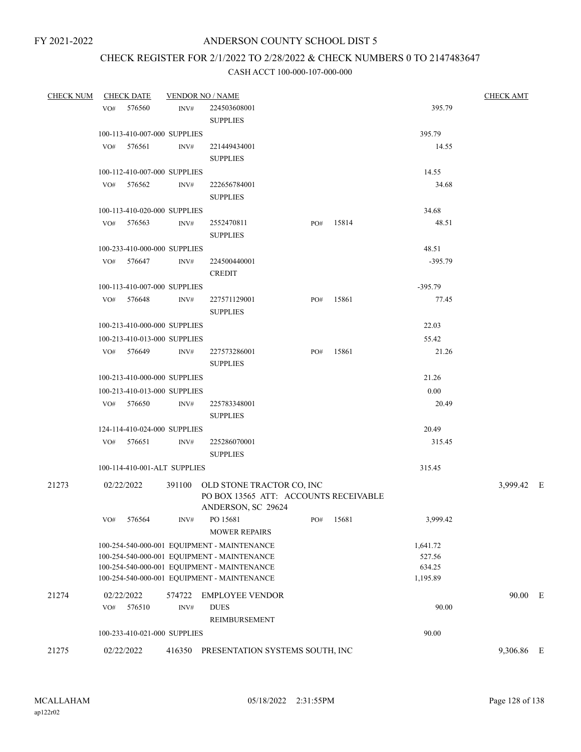FY 2021-2022

# ANDERSON COUNTY SCHOOL DIST 5

## CHECK REGISTER FOR 2/1/2022 TO 2/28/2022 & CHECK NUMBERS 0 TO 2147483647

### CASH ACCT 100-000-107-000-000

| CHECK NUM | CHECK DATE | VENDOR NO / NAME | | | | CHECK AMT | |
|---|---|---|---|---|---|---|---|
| | VO# 576560 | INV# | 224503608001 SUPPLIES | | 395.79 | | |
| | 100-113-410-007-000 SUPPLIES | | | | 395.79 | | |
| | VO# 576561 | INV# | 221449434001 SUPPLIES | | 14.55 | | |
| | 100-112-410-007-000 SUPPLIES | | | | 14.55 | | |
| | VO# 576562 | INV# | 222656784001 SUPPLIES | | 34.68 | | |
| | 100-113-410-020-000 SUPPLIES | | | | 34.68 | | |
| | VO# 576563 | INV# | 2552470811 SUPPLIES | PO# 15814 | 48.51 | | |
| | 100-233-410-000-000 SUPPLIES | | | | 48.51 | | |
| | VO# 576647 | INV# | 224500440001 CREDIT | | -395.79 | | |
| | 100-113-410-007-000 SUPPLIES | | | | -395.79 | | |
| | VO# 576648 | INV# | 227571129001 SUPPLIES | PO# 15861 | 77.45 | | |
| | 100-213-410-000-000 SUPPLIES | | | | 22.03 | | |
| | 100-213-410-013-000 SUPPLIES | | | | 55.42 | | |
| | VO# 576649 | INV# | 227573286001 SUPPLIES | PO# 15861 | 21.26 | | |
| | 100-213-410-000-000 SUPPLIES | | | | 21.26 | | |
| | 100-213-410-013-000 SUPPLIES | | | | 0.00 | | |
| | VO# 576650 | INV# | 225783348001 SUPPLIES | | 20.49 | | |
| | 124-114-410-024-000 SUPPLIES | | | | 20.49 | | |
| | VO# 576651 | INV# | 225286070001 SUPPLIES | | 315.45 | | |
| | 100-114-410-001-ALT SUPPLIES | | | | 315.45 | | |
| 21273 | 02/22/2022 | 391100 | OLD STONE TRACTOR CO, INC PO BOX 13565 ATT: ACCOUNTS RECEIVABLE ANDERSON, SC 29624 | | | 3,999.42 | E |
| | VO# 576564 | INV# | PO 15681 MOWER REPAIRS | PO# 15681 | 3,999.42 | | |
| | 100-254-540-000-001 EQUIPMENT - MAINTENANCE | | | | 1,641.72 | | |
| | 100-254-540-000-001 EQUIPMENT - MAINTENANCE | | | | 527.56 | | |
| | 100-254-540-000-001 EQUIPMENT - MAINTENANCE | | | | 634.25 | | |
| | 100-254-540-000-001 EQUIPMENT - MAINTENANCE | | | | 1,195.89 | | |
| 21274 | 02/22/2022 | 574722 | EMPLOYEE VENDOR | | | 90.00 | E |
| | VO# 576510 | INV# | DUES REIMBURSEMENT | | 90.00 | | |
| | 100-233-410-021-000 SUPPLIES | | | | 90.00 | | |
| 21275 | 02/22/2022 | 416350 | PRESENTATION SYSTEMS SOUTH, INC | | | 9,306.86 | E |

MCALLAHAM
ap122r02

05/18/2022 2:31:55PM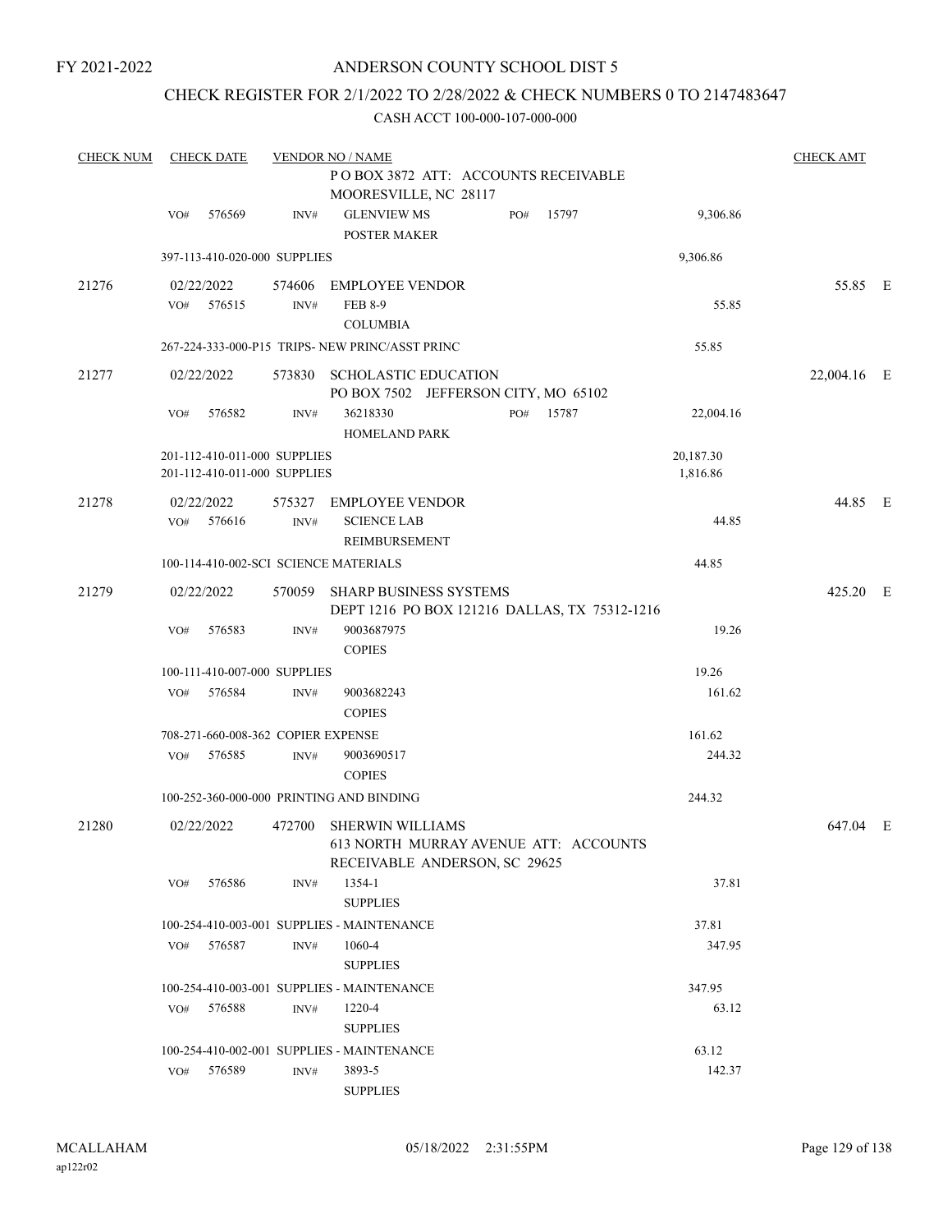FY 2021-2022

ANDERSON COUNTY SCHOOL DIST 5

CHECK REGISTER FOR 2/1/2022 TO 2/28/2022 & CHECK NUMBERS 0 TO 2147483647

CASH ACCT 100-000-107-000-000

| CHECK NUM | CHECK DATE | VENDOR NO / NAME | | | CHECK AMT |
|---|---|---|---|---|---|
| | | P O BOX 3872 ATT: ACCOUNTS RECEIVABLE MOORESVILLE, NC 28117 | | | |
| | VO# 576569 | INV# GLENVIEW MS POSTER MAKER | PO# 15797 | 9,306.86 | |
| | 397-113-410-020-000 SUPPLIES | | | 9,306.86 | |
| 21276 | 02/22/2022 | 574606 EMPLOYEE VENDOR | | | 55.85 E |
| | VO# 576515 | INV# FEB 8-9 COLUMBIA | | 55.85 | |
| | 267-224-333-000-P15 TRIPS- NEW PRINC/ASST PRINC | | | 55.85 | |
| 21277 | 02/22/2022 | 573830 SCHOLASTIC EDUCATION PO BOX 7502 JEFFERSON CITY, MO 65102 | | | 22,004.16 E |
| | VO# 576582 | INV# 36218330 HOMELAND PARK | PO# 15787 | 22,004.16 | |
| | 201-112-410-011-000 SUPPLIES | | | 20,187.30 | |
| | 201-112-410-011-000 SUPPLIES | | | 1,816.86 | |
| 21278 | 02/22/2022 | 575327 EMPLOYEE VENDOR | | | 44.85 E |
| | VO# 576616 | INV# SCIENCE LAB REIMBURSEMENT | | 44.85 | |
| | 100-114-410-002-SCI SCIENCE MATERIALS | | | 44.85 | |
| 21279 | 02/22/2022 | 570059 SHARP BUSINESS SYSTEMS DEPT 1216 PO BOX 121216 DALLAS, TX 75312-1216 | | | 425.20 E |
| | VO# 576583 | INV# 9003687975 COPIES | | 19.26 | |
| | 100-111-410-007-000 SUPPLIES | | | 19.26 | |
| | VO# 576584 | INV# 9003682243 COPIES | | 161.62 | |
| | 708-271-660-008-362 COPIER EXPENSE | | | 161.62 | |
| | VO# 576585 | INV# 9003690517 COPIES | | 244.32 | |
| | 100-252-360-000-000 PRINTING AND BINDING | | | 244.32 | |
| 21280 | 02/22/2022 | 472700 SHERWIN WILLIAMS 613 NORTH MURRAY AVENUE ATT: ACCOUNTS RECEIVABLE ANDERSON, SC 29625 | | | 647.04 E |
| | VO# 576586 | INV# 1354-1 SUPPLIES | | 37.81 | |
| | 100-254-410-003-001 SUPPLIES - MAINTENANCE | | | 37.81 | |
| | VO# 576587 | INV# 1060-4 SUPPLIES | | 347.95 | |
| | 100-254-410-003-001 SUPPLIES - MAINTENANCE | | | 347.95 | |
| | VO# 576588 | INV# 1220-4 SUPPLIES | | 63.12 | |
| | 100-254-410-002-001 SUPPLIES - MAINTENANCE | | | 63.12 | |
| | VO# 576589 | INV# 3893-5 SUPPLIES | | 142.37 | |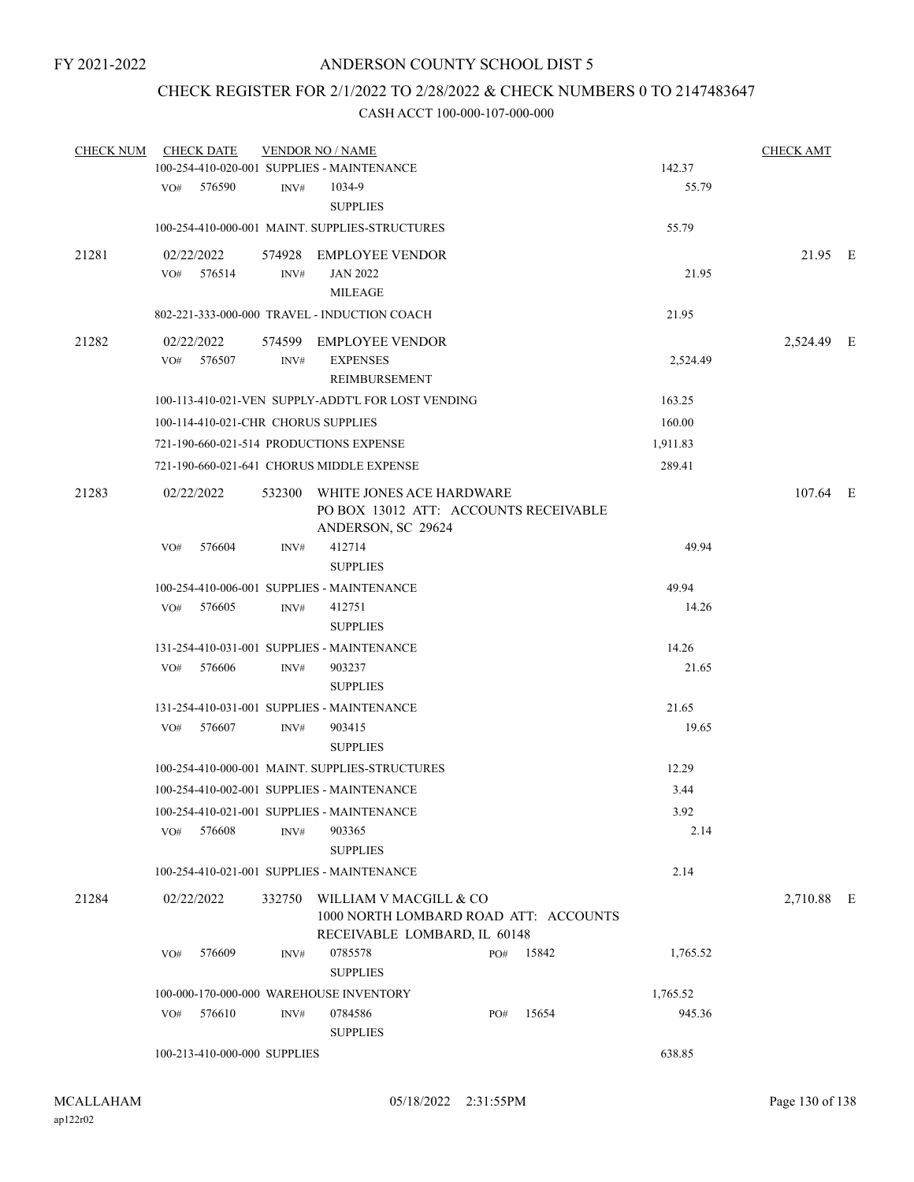FY 2021-2022

# ANDERSON COUNTY SCHOOL DIST 5

## CHECK REGISTER FOR 2/1/2022 TO 2/28/2022 & CHECK NUMBERS 0 TO 2147483647

### CASH ACCT 100-000-107-000-000

| CHECK NUM | CHECK DATE | VENDOR NO / NAME | | CHECK AMT | |
|---|---|---|---|---|---|
| | 100-254-410-020-001 SUPPLIES - MAINTENANCE | | 142.37 | | |
| | VO# 576590 | INV# 1034-9 SUPPLIES | 55.79 | | |
| | 100-254-410-000-001 MAINT. SUPPLIES-STRUCTURES | | 55.79 | | |
| 21281 | 02/22/2022 | 574928 EMPLOYEE VENDOR | | 21.95 | E |
| | VO# 576514 | INV# JAN 2022 MILEAGE | 21.95 | | |
| | 802-221-333-000-000 TRAVEL - INDUCTION COACH | | 21.95 | | |
| 21282 | 02/22/2022 | 574599 EMPLOYEE VENDOR | | 2,524.49 | E |
| | VO# 576507 | INV# EXPENSES REIMBURSEMENT | 2,524.49 | | |
| | 100-113-410-021-VEN SUPPLY-ADDT'L FOR LOST VENDING | | 163.25 | | |
| | 100-114-410-021-CHR CHORUS SUPPLIES | | 160.00 | | |
| | 721-190-660-021-514 PRODUCTIONS EXPENSE | | 1,911.83 | | |
| | 721-190-660-021-641 CHORUS MIDDLE EXPENSE | | 289.41 | | |
| 21283 | 02/22/2022 | 532300 WHITE JONES ACE HARDWARE PO BOX 13012 ATT: ACCOUNTS RECEIVABLE ANDERSON, SC 29624 | | 107.64 | E |
| | VO# 576604 | INV# 412714 SUPPLIES | 49.94 | | |
| | 100-254-410-006-001 SUPPLIES - MAINTENANCE | | 49.94 | | |
| | VO# 576605 | INV# 412751 SUPPLIES | 14.26 | | |
| | 131-254-410-031-001 SUPPLIES - MAINTENANCE | | 14.26 | | |
| | VO# 576606 | INV# 903237 SUPPLIES | 21.65 | | |
| | 131-254-410-031-001 SUPPLIES - MAINTENANCE | | 21.65 | | |
| | VO# 576607 | INV# 903415 SUPPLIES | 19.65 | | |
| | 100-254-410-000-001 MAINT. SUPPLIES-STRUCTURES | | 12.29 | | |
| | 100-254-410-002-001 SUPPLIES - MAINTENANCE | | 3.44 | | |
| | 100-254-410-021-001 SUPPLIES - MAINTENANCE | | 3.92 | | |
| | VO# 576608 | INV# 903365 SUPPLIES | 2.14 | | |
| | 100-254-410-021-001 SUPPLIES - MAINTENANCE | | 2.14 | | |
| 21284 | 02/22/2022 | 332750 WILLIAM V MACGILL & CO 1000 NORTH LOMBARD ROAD ATT: ACCOUNTS RECEIVABLE LOMBARD, IL 60148 | | 2,710.88 | E |
| | VO# 576609 | INV# 0785578 SUPPLIES PO# 15842 | 1,765.52 | | |
| | 100-000-170-000-000 WAREHOUSE INVENTORY | | 1,765.52 | | |
| | VO# 576610 | INV# 0784586 SUPPLIES PO# 15654 | 945.36 | | |
| | 100-213-410-000-000 SUPPLIES | | 638.85 | | |

MCALLAHAM
ap122r02

05/18/2022 2:31:55PM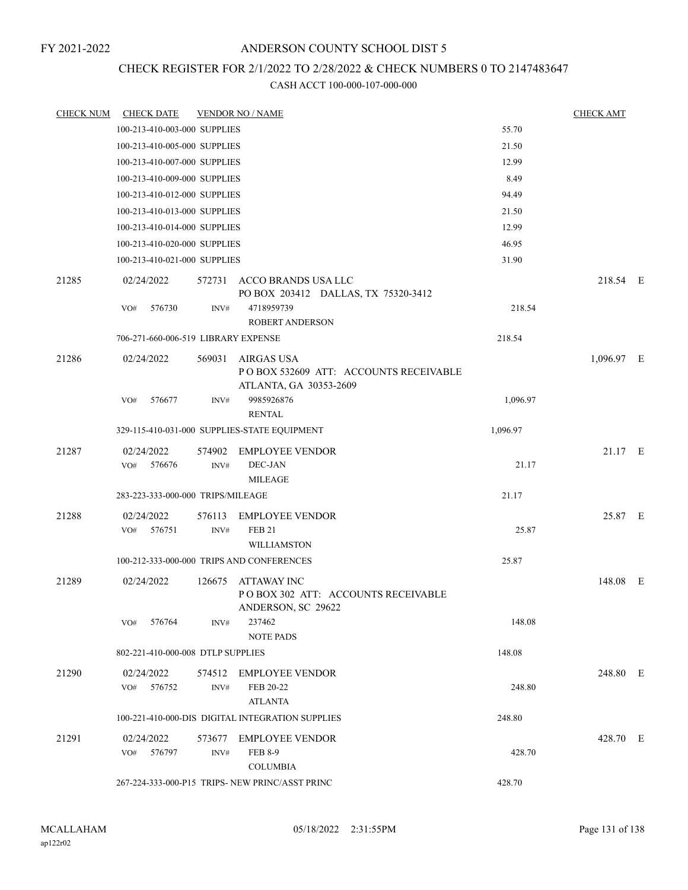FY 2021-2022

# ANDERSON COUNTY SCHOOL DIST 5

## CHECK REGISTER FOR 2/1/2022 TO 2/28/2022 & CHECK NUMBERS 0 TO 2147483647

### CASH ACCT 100-000-107-000-000

| CHECK NUM | CHECK DATE | VENDOR NO / NAME | | CHECK AMT | |
|---|---|---|---|---|---|
| | 100-213-410-003-000 SUPPLIES | | 55.70 | | |
| | 100-213-410-005-000 SUPPLIES | | 21.50 | | |
| | 100-213-410-007-000 SUPPLIES | | 12.99 | | |
| | 100-213-410-009-000 SUPPLIES | | 8.49 | | |
| | 100-213-410-012-000 SUPPLIES | | 94.49 | | |
| | 100-213-410-013-000 SUPPLIES | | 21.50 | | |
| | 100-213-410-014-000 SUPPLIES | | 12.99 | | |
| | 100-213-410-020-000 SUPPLIES | | 46.95 | | |
| | 100-213-410-021-000 SUPPLIES | | 31.90 | | |
| 21285 | 02/24/2022 | 572731 ACCO BRANDS USA LLC PO BOX 203412 DALLAS, TX 75320-3412 | | 218.54 | E |
| | VO# 576730 | INV# 4718959739 ROBERT ANDERSON | 218.54 | | |
| | 706-271-660-006-519 LIBRARY EXPENSE | | 218.54 | | |
| 21286 | 02/24/2022 | 569031 AIRGAS USA P O BOX 532609 ATT: ACCOUNTS RECEIVABLE ATLANTA, GA 30353-2609 | | 1,096.97 | E |
| | VO# 576677 | INV# 9985926876 RENTAL | 1,096.97 | | |
| | 329-115-410-031-000 SUPPLIES-STATE EQUIPMENT | | 1,096.97 | | |
| 21287 | 02/24/2022 | 574902 EMPLOYEE VENDOR | | 21.17 | E |
| | VO# 576676 | INV# DEC-JAN MILEAGE | 21.17 | | |
| | 283-223-333-000-000 TRIPS/MILEAGE | | 21.17 | | |
| 21288 | 02/24/2022 | 576113 EMPLOYEE VENDOR | | 25.87 | E |
| | VO# 576751 | INV# FEB 21 WILLIAMSTON | 25.87 | | |
| | 100-212-333-000-000 TRIPS AND CONFERENCES | | 25.87 | | |
| 21289 | 02/24/2022 | 126675 ATTAWAY INC P O BOX 302 ATT: ACCOUNTS RECEIVABLE ANDERSON, SC 29622 | | 148.08 | E |
| | VO# 576764 | INV# 237462 NOTE PADS | 148.08 | | |
| | 802-221-410-000-008 DTLP SUPPLIES | | 148.08 | | |
| 21290 | 02/24/2022 | 574512 EMPLOYEE VENDOR | | 248.80 | E |
| | VO# 576752 | INV# FEB 20-22 ATLANTA | 248.80 | | |
| | 100-221-410-000-DIS DIGITAL INTEGRATION SUPPLIES | | 248.80 | | |
| 21291 | 02/24/2022 | 573677 EMPLOYEE VENDOR | | 428.70 | E |
| | VO# 576797 | INV# FEB 8-9 COLUMBIA | 428.70 | | |
| | 267-224-333-000-P15 TRIPS- NEW PRINC/ASST PRINC | | 428.70 | | |

MCALLAHAM
ap122r02

05/18/2022 2:31:55PM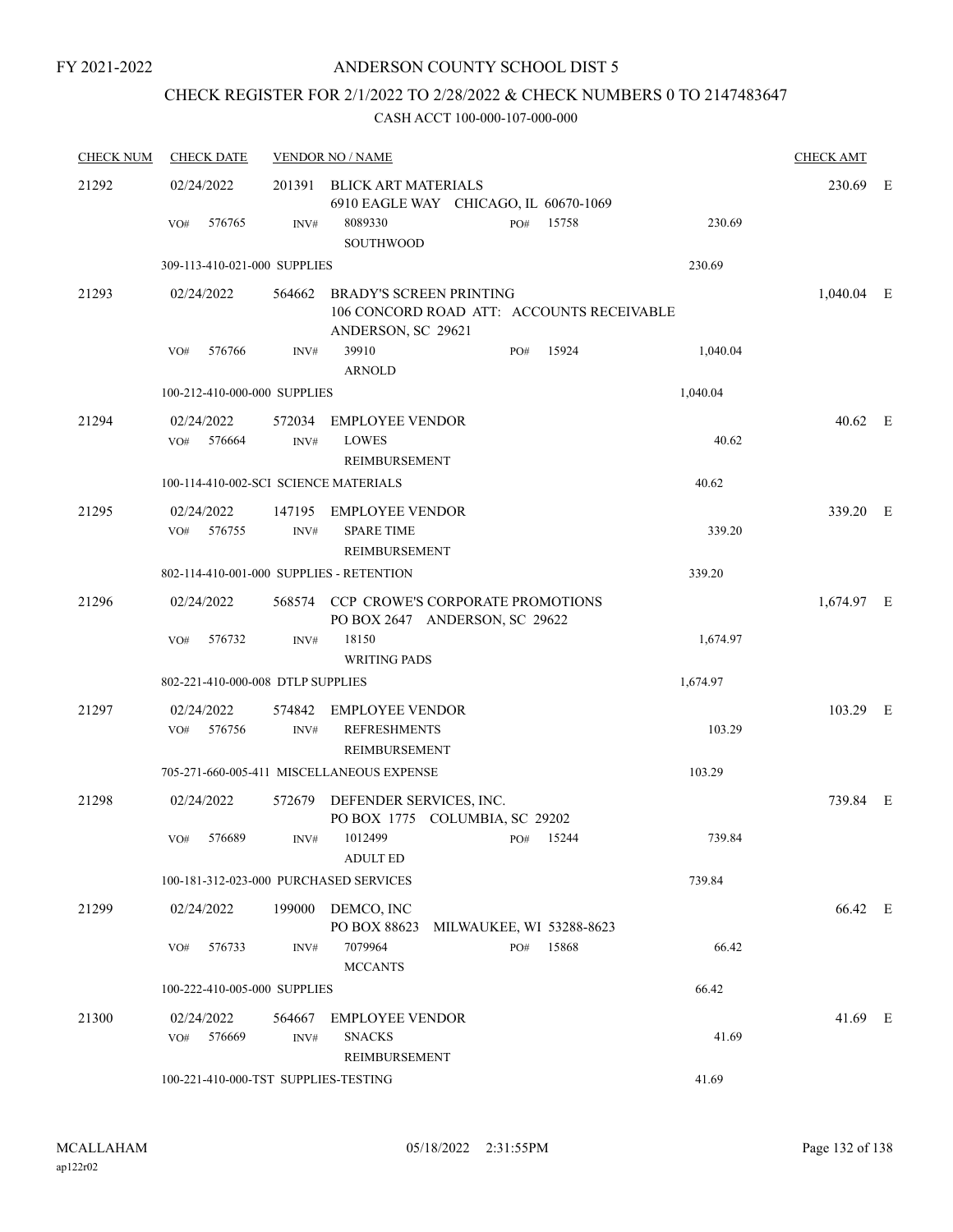FY 2021-2022

# ANDERSON COUNTY SCHOOL DIST 5

## CHECK REGISTER FOR 2/1/2022 TO 2/28/2022 & CHECK NUMBERS 0 TO 2147483647

### CASH ACCT 100-000-107-000-000

| CHECK NUM | CHECK DATE | VENDOR NO / NAME | | | CHECK AMT | |
|---|---|---|---|---|---|---|
| 21292 | 02/24/2022 | 201391 BLICK ART MATERIALS<br>6910 EAGLE WAY CHICAGO, IL 60670-1069 | | | 230.69 | E |
| | VO# 576765 | INV# 8089330<br>SOUTHWOOD | PO# 15758 | 230.69 | | |
| | 309-113-410-021-000 SUPPLIES | | | 230.69 | | |
| 21293 | 02/24/2022 | 564662 BRADY'S SCREEN PRINTING<br>106 CONCORD ROAD ATT: ACCOUNTS RECEIVABLE<br>ANDERSON, SC 29621 | | | 1,040.04 | E |
| | VO# 576766 | INV# 39910<br>ARNOLD | PO# 15924 | 1,040.04 | | |
| | 100-212-410-000-000 SUPPLIES | | | 1,040.04 | | |
| 21294 | 02/24/2022 | 572034 EMPLOYEE VENDOR | | | 40.62 | E |
| | VO# 576664 | INV# LOWES<br>REIMBURSEMENT | | 40.62 | | |
| | 100-114-410-002-SCI SCIENCE MATERIALS | | | 40.62 | | |
| 21295 | 02/24/2022 | 147195 EMPLOYEE VENDOR | | | 339.20 | E |
| | VO# 576755 | INV# SPARE TIME<br>REIMBURSEMENT | | 339.20 | | |
| | 802-114-410-001-000 SUPPLIES - RETENTION | | | 339.20 | | |
| 21296 | 02/24/2022 | 568574 CCP CROWE'S CORPORATE PROMOTIONS<br>PO BOX 2647 ANDERSON, SC 29622 | | | 1,674.97 | E |
| | VO# 576732 | INV# 18150<br>WRITING PADS | | 1,674.97 | | |
| | 802-221-410-000-008 DTLP SUPPLIES | | | 1,674.97 | | |
| 21297 | 02/24/2022 | 574842 EMPLOYEE VENDOR | | | 103.29 | E |
| | VO# 576756 | INV# REFRESHMENTS<br>REIMBURSEMENT | | 103.29 | | |
| | 705-271-660-005-411 MISCELLANEOUS EXPENSE | | | 103.29 | | |
| 21298 | 02/24/2022 | 572679 DEFENDER SERVICES, INC.<br>PO BOX 1775 COLUMBIA, SC 29202 | | | 739.84 | E |
| | VO# 576689 | INV# 1012499<br>ADULT ED | PO# 15244 | 739.84 | | |
| | 100-181-312-023-000 PURCHASED SERVICES | | | 739.84 | | |
| 21299 | 02/24/2022 | 199000 DEMCO, INC<br>PO BOX 88623 MILWAUKEE, WI 53288-8623 | | | 66.42 | E |
| | VO# 576733 | INV# 7079964<br>MCCANTS | PO# 15868 | 66.42 | | |
| | 100-222-410-005-000 SUPPLIES | | | 66.42 | | |
| 21300 | 02/24/2022 | 564667 EMPLOYEE VENDOR | | | 41.69 | E |
| | VO# 576669 | INV# SNACKS<br>REIMBURSEMENT | | 41.69 | | |
| | 100-221-410-000-TST SUPPLIES-TESTING | | | 41.69 | | |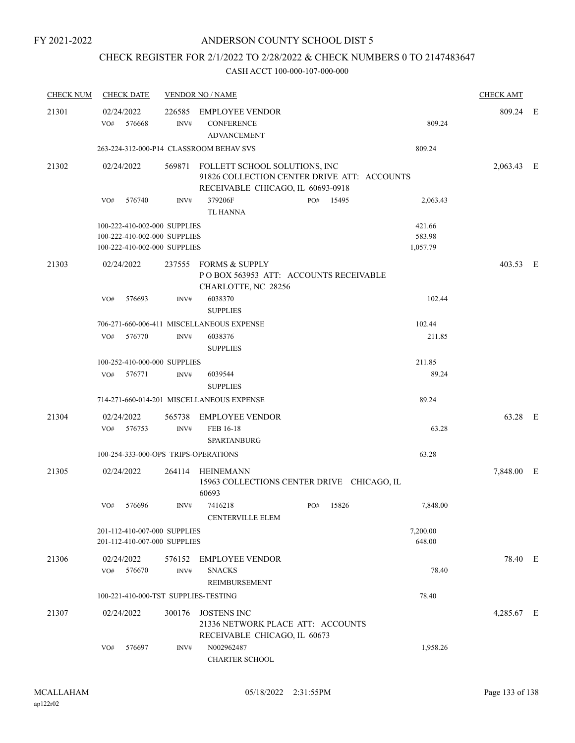FY 2021-2022

# ANDERSON COUNTY SCHOOL DIST 5

## CHECK REGISTER FOR 2/1/2022 TO 2/28/2022 & CHECK NUMBERS 0 TO 2147483647

### CASH ACCT 100-000-107-000-000

| CHECK NUM | CHECK DATE | VENDOR NO / NAME | | | CHECK AMT | |
|---|---|---|---|---|---|---|
| 21301 | 02/24/2022 | 226585 EMPLOYEE VENDOR | | | 809.24 | E |
| | VO# 576668 | INV# CONFERENCE ADVANCEMENT | | 809.24 | | |
| | 263-224-312-000-P14 CLASSROOM BEHAV SVS | | | 809.24 | | |
| 21302 | 02/24/2022 | 569871 FOLLETT SCHOOL SOLUTIONS, INC 91826 COLLECTION CENTER DRIVE ATT: ACCOUNTS RECEIVABLE CHICAGO, IL 60693-0918 | | | 2,063.43 | E |
| | VO# 576740 | INV# 379206F TL HANNA | PO# 15495 | 2,063.43 | | |
| | 100-222-410-002-000 SUPPLIES | | | 421.66 | | |
| | 100-222-410-002-000 SUPPLIES | | | 583.98 | | |
| | 100-222-410-002-000 SUPPLIES | | | 1,057.79 | | |
| 21303 | 02/24/2022 | 237555 FORMS & SUPPLY P O BOX 563953 ATT: ACCOUNTS RECEIVABLE CHARLOTTE, NC 28256 | | | 403.53 | E |
| | VO# 576693 | INV# 6038370 SUPPLIES | | 102.44 | | |
| | 706-271-660-006-411 MISCELLANEOUS EXPENSE | | | 102.44 | | |
| | VO# 576770 | INV# 6038376 SUPPLIES | | 211.85 | | |
| | 100-252-410-000-000 SUPPLIES | | | 211.85 | | |
| | VO# 576771 | INV# 6039544 SUPPLIES | | 89.24 | | |
| | 714-271-660-014-201 MISCELLANEOUS EXPENSE | | | 89.24 | | |
| 21304 | 02/24/2022 | 565738 EMPLOYEE VENDOR | | | 63.28 | E |
| | VO# 576753 | INV# FEB 16-18 SPARTANBURG | | 63.28 | | |
| | 100-254-333-000-OPS TRIPS-OPERATIONS | | | 63.28 | | |
| 21305 | 02/24/2022 | 264114 HEINEMANN 15963 COLLECTIONS CENTER DRIVE CHICAGO, IL 60693 | | | 7,848.00 | E |
| | VO# 576696 | INV# 7416218 CENTERVILLE ELEM | PO# 15826 | 7,848.00 | | |
| | 201-112-410-007-000 SUPPLIES | | | 7,200.00 | | |
| | 201-112-410-007-000 SUPPLIES | | | 648.00 | | |
| 21306 | 02/24/2022 | 576152 EMPLOYEE VENDOR | | | 78.40 | E |
| | VO# 576670 | INV# SNACKS REIMBURSEMENT | | 78.40 | | |
| | 100-221-410-000-TST SUPPLIES-TESTING | | | 78.40 | | |
| 21307 | 02/24/2022 | 300176 JOSTENS INC 21336 NETWORK PLACE ATT: ACCOUNTS RECEIVABLE CHICAGO, IL 60673 | | | 4,285.67 | E |
| | VO# 576697 | INV# N002962487 CHARTER SCHOOL | | 1,958.26 | | |

MCALLAHAM
ap122r02

05/18/2022 2:31:55PM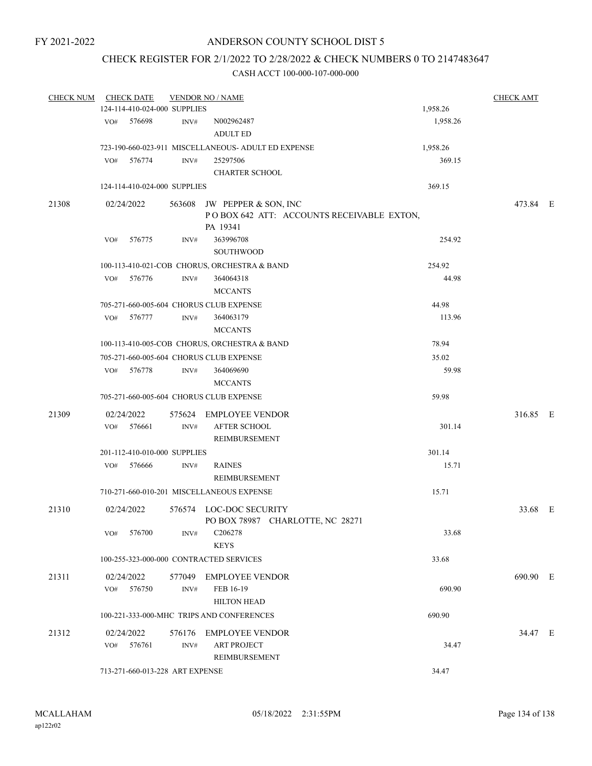FY 2021-2022

ANDERSON COUNTY SCHOOL DIST 5

CHECK REGISTER FOR 2/1/2022 TO 2/28/2022 & CHECK NUMBERS 0 TO 2147483647

CASH ACCT 100-000-107-000-000

| CHECK NUM | CHECK DATE | VENDOR NO / NAME | | CHECK AMT | |
|---|---|---|---|---|---|
| | 124-114-410-024-000 SUPPLIES | | 1,958.26 | | |
| | VO# 576698 | INV# N002962487 ADULT ED | 1,958.26 | | |
| | 723-190-660-023-911 MISCELLANEOUS- ADULT ED EXPENSE | | 1,958.26 | | |
| | VO# 576774 | INV# 25297506 CHARTER SCHOOL | 369.15 | | |
| | 124-114-410-024-000 SUPPLIES | | 369.15 | | |
| 21308 | 02/24/2022 | 563608 JW PEPPER & SON, INC P O BOX 642 ATT: ACCOUNTS RECEIVABLE EXTON, PA 19341 | | 473.84 | E |
| | VO# 576775 | INV# 363996708 SOUTHWOOD | 254.92 | | |
| | 100-113-410-021-COB CHORUS, ORCHESTRA & BAND | | 254.92 | | |
| | VO# 576776 | INV# 364064318 MCCANTS | 44.98 | | |
| | 705-271-660-005-604 CHORUS CLUB EXPENSE | | 44.98 | | |
| | VO# 576777 | INV# 364063179 MCCANTS | 113.96 | | |
| | 100-113-410-005-COB CHORUS, ORCHESTRA & BAND | | 78.94 | | |
| | 705-271-660-005-604 CHORUS CLUB EXPENSE | | 35.02 | | |
| | VO# 576778 | INV# 364069690 MCCANTS | 59.98 | | |
| | 705-271-660-005-604 CHORUS CLUB EXPENSE | | 59.98 | | |
| 21309 | 02/24/2022 | 575624 EMPLOYEE VENDOR | | 316.85 | E |
| | VO# 576661 | INV# AFTER SCHOOL REIMBURSEMENT | 301.14 | | |
| | 201-112-410-010-000 SUPPLIES | | 301.14 | | |
| | VO# 576666 | INV# RAINES REIMBURSEMENT | 15.71 | | |
| | 710-271-660-010-201 MISCELLANEOUS EXPENSE | | 15.71 | | |
| 21310 | 02/24/2022 | 576574 LOC-DOC SECURITY PO BOX 78987 CHARLOTTE, NC 28271 | | 33.68 | E |
| | VO# 576700 | INV# C206278 KEYS | 33.68 | | |
| | 100-255-323-000-000 CONTRACTED SERVICES | | 33.68 | | |
| 21311 | 02/24/2022 | 577049 EMPLOYEE VENDOR | | 690.90 | E |
| | VO# 576750 | INV# FEB 16-19 HILTON HEAD | 690.90 | | |
| | 100-221-333-000-MHC TRIPS AND CONFERENCES | | 690.90 | | |
| 21312 | 02/24/2022 | 576176 EMPLOYEE VENDOR | | 34.47 | E |
| | VO# 576761 | INV# ART PROJECT REIMBURSEMENT | 34.47 | | |
| | 713-271-660-013-228 ART EXPENSE | | 34.47 | | |

MCALLAHAM
ap122r02

05/18/2022 2:31:55PM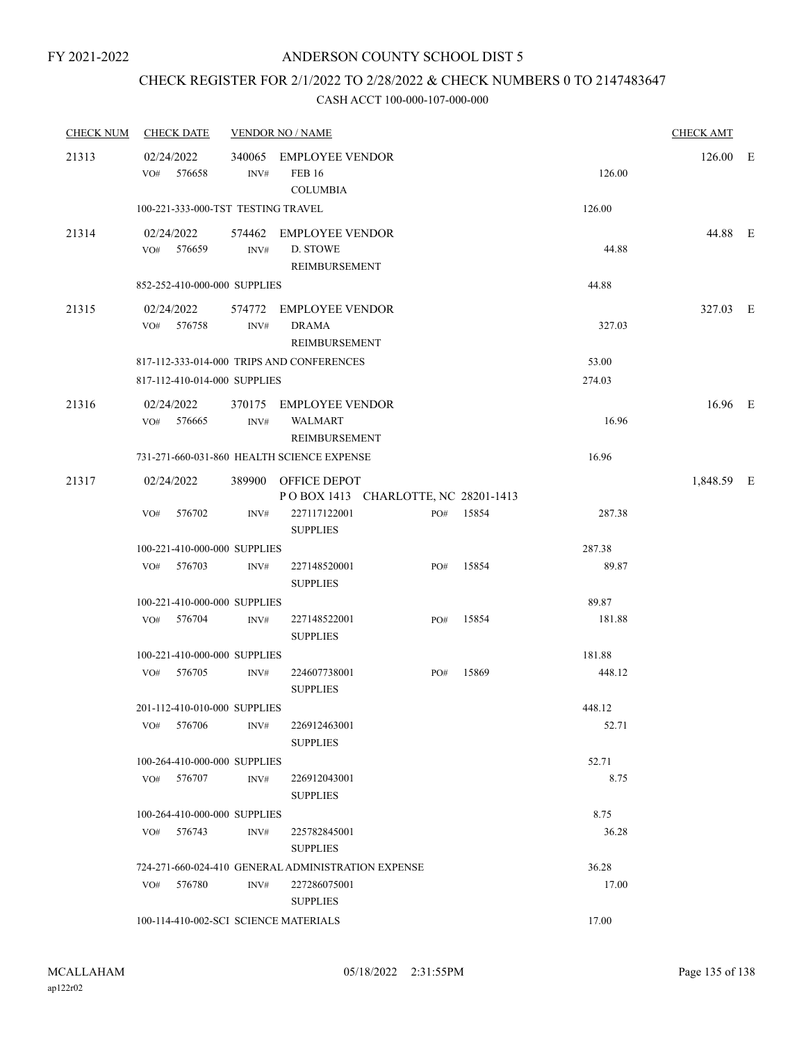FY 2021-2022

# ANDERSON COUNTY SCHOOL DIST 5

## CHECK REGISTER FOR 2/1/2022 TO 2/28/2022 & CHECK NUMBERS 0 TO 2147483647

### CASH ACCT 100-000-107-000-000

| CHECK NUM | CHECK DATE | VENDOR NO / NAME | | CHECK AMT | |
|---|---|---|---|---|---|
| 21313 | 02/24/2022 | 340065 EMPLOYEE VENDOR | | 126.00 | E |
| | VO# 576658 | INV# FEB 16 COLUMBIA | 126.00 | | |
| | 100-221-333-000-TST TESTING TRAVEL | | 126.00 | | |
| 21314 | 02/24/2022 | 574462 EMPLOYEE VENDOR | | 44.88 | E |
| | VO# 576659 | INV# D. STOWE REIMBURSEMENT | 44.88 | | |
| | 852-252-410-000-000 SUPPLIES | | 44.88 | | |
| 21315 | 02/24/2022 | 574772 EMPLOYEE VENDOR | | 327.03 | E |
| | VO# 576758 | INV# DRAMA REIMBURSEMENT | 327.03 | | |
| | 817-112-333-014-000 TRIPS AND CONFERENCES | | 53.00 | | |
| | 817-112-410-014-000 SUPPLIES | | 274.03 | | |
| 21316 | 02/24/2022 | 370175 EMPLOYEE VENDOR | | 16.96 | E |
| | VO# 576665 | INV# WALMART REIMBURSEMENT | 16.96 | | |
| | 731-271-660-031-860 HEALTH SCIENCE EXPENSE | | 16.96 | | |
| 21317 | 02/24/2022 | 389900 OFFICE DEPOT P O BOX 1413 CHARLOTTE, NC 28201-1413 | | 1,848.59 | E |
| | VO# 576702 | INV# 227117122001 SUPPLIES PO# 15854 | 287.38 | | |
| | 100-221-410-000-000 SUPPLIES | | 287.38 | | |
| | VO# 576703 | INV# 227148520001 SUPPLIES PO# 15854 | 89.87 | | |
| | 100-221-410-000-000 SUPPLIES | | 89.87 | | |
| | VO# 576704 | INV# 227148522001 SUPPLIES PO# 15854 | 181.88 | | |
| | 100-221-410-000-000 SUPPLIES | | 181.88 | | |
| | VO# 576705 | INV# 224607738001 SUPPLIES PO# 15869 | 448.12 | | |
| | 201-112-410-010-000 SUPPLIES | | 448.12 | | |
| | VO# 576706 | INV# 226912463001 SUPPLIES | 52.71 | | |
| | 100-264-410-000-000 SUPPLIES | | 52.71 | | |
| | VO# 576707 | INV# 226912043001 SUPPLIES | 8.75 | | |
| | 100-264-410-000-000 SUPPLIES | | 8.75 | | |
| | VO# 576743 | INV# 225782845001 SUPPLIES | 36.28 | | |
| | 724-271-660-024-410 GENERAL ADMINISTRATION EXPENSE | | 36.28 | | |
| | VO# 576780 | INV# 227286075001 SUPPLIES | 17.00 | | |
| | 100-114-410-002-SCI SCIENCE MATERIALS | | 17.00 | | |

MCALLAHAM
ap122r02

05/18/2022 2:31:55PM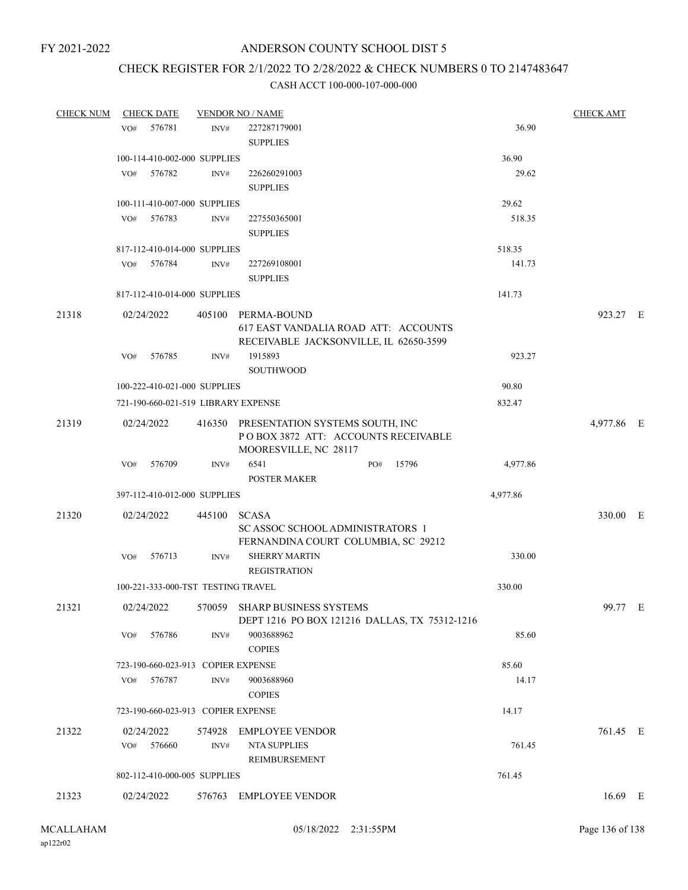FY 2021-2022

# ANDERSON COUNTY SCHOOL DIST 5

## CHECK REGISTER FOR 2/1/2022 TO 2/28/2022 & CHECK NUMBERS 0 TO 2147483647

### CASH ACCT 100-000-107-000-000

| CHECK NUM | CHECK DATE | VENDOR NO / NAME | | CHECK AMT |
|---|---|---|---|---|
| | VO# 576781 | INV# 227287179001 SUPPLIES | 36.90 | |
| | 100-114-410-002-000 SUPPLIES | | 36.90 | |
| | VO# 576782 | INV# 226260291003 SUPPLIES | 29.62 | |
| | 100-111-410-007-000 SUPPLIES | | 29.62 | |
| | VO# 576783 | INV# 227550365001 SUPPLIES | 518.35 | |
| | 817-112-410-014-000 SUPPLIES | | 518.35 | |
| | VO# 576784 | INV# 227269108001 SUPPLIES | 141.73 | |
| | 817-112-410-014-000 SUPPLIES | | 141.73 | |
| 21318 | 02/24/2022 | 405100 PERMA-BOUND 617 EAST VANDALIA ROAD ATT: ACCOUNTS RECEIVABLE JACKSONVILLE, IL 62650-3599 | | 923.27 E |
| | VO# 576785 | INV# 1915893 SOUTHWOOD | 923.27 | |
| | 100-222-410-021-000 SUPPLIES | | 90.80 | |
| | 721-190-660-021-519 LIBRARY EXPENSE | | 832.47 | |
| 21319 | 02/24/2022 | 416350 PRESENTATION SYSTEMS SOUTH, INC P O BOX 3872 ATT: ACCOUNTS RECEIVABLE MOORESVILLE, NC 28117 | | 4,977.86 E |
| | VO# 576709 | INV# 6541 PO# 15796 POSTER MAKER | 4,977.86 | |
| | 397-112-410-012-000 SUPPLIES | | 4,977.86 | |
| 21320 | 02/24/2022 | 445100 SCASA SC ASSOC SCHOOL ADMINISTRATORS 1 FERNANDINA COURT COLUMBIA, SC 29212 | | 330.00 E |
| | VO# 576713 | INV# SHERRY MARTIN REGISTRATION | 330.00 | |
| | 100-221-333-000-TST TESTING TRAVEL | | 330.00 | |
| 21321 | 02/24/2022 | 570059 SHARP BUSINESS SYSTEMS DEPT 1216 PO BOX 121216 DALLAS, TX 75312-1216 | | 99.77 E |
| | VO# 576786 | INV# 9003688962 COPIES | 85.60 | |
| | 723-190-660-023-913 COPIER EXPENSE | | 85.60 | |
| | VO# 576787 | INV# 9003688960 COPIES | 14.17 | |
| | 723-190-660-023-913 COPIER EXPENSE | | 14.17 | |
| 21322 | 02/24/2022 | 574928 EMPLOYEE VENDOR | | 761.45 E |
| | VO# 576660 | INV# NTA SUPPLIES REIMBURSEMENT | 761.45 | |
| | 802-112-410-000-005 SUPPLIES | | 761.45 | |
| 21323 | 02/24/2022 | 576763 EMPLOYEE VENDOR | | 16.69 E |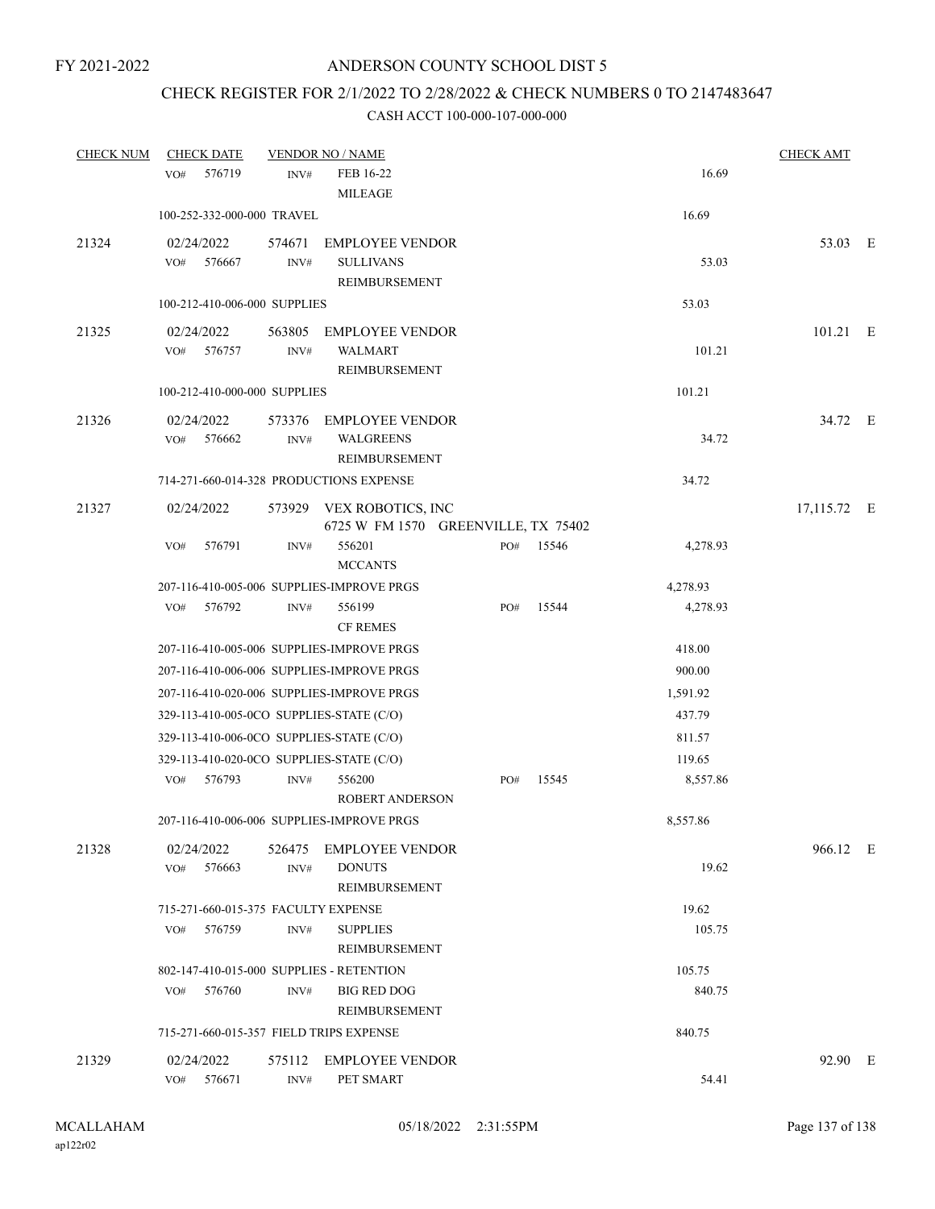FY 2021-2022

# ANDERSON COUNTY SCHOOL DIST 5

## CHECK REGISTER FOR 2/1/2022 TO 2/28/2022 & CHECK NUMBERS 0 TO 2147483647

### CASH ACCT 100-000-107-000-000

| CHECK NUM | CHECK DATE | VENDOR NO / NAME | | | CHECK AMT | |
|---|---|---|---|---|---|---|
| | VO# 576719 | INV# | FEB 16-22 MILEAGE | 16.69 | | |
| | 100-252-332-000-000 TRAVEL | | | 16.69 | | |
| 21324 | 02/24/2022 | 574671 | EMPLOYEE VENDOR | | 53.03 | E |
| | VO# 576667 | INV# | SULLIVANS REIMBURSEMENT | 53.03 | | |
| | 100-212-410-006-000 SUPPLIES | | | 53.03 | | |
| 21325 | 02/24/2022 | 563805 | EMPLOYEE VENDOR | | 101.21 | E |
| | VO# 576757 | INV# | WALMART REIMBURSEMENT | 101.21 | | |
| | 100-212-410-000-000 SUPPLIES | | | 101.21 | | |
| 21326 | 02/24/2022 | 573376 | EMPLOYEE VENDOR | | 34.72 | E |
| | VO# 576662 | INV# | WALGREENS REIMBURSEMENT | 34.72 | | |
| | 714-271-660-014-328 PRODUCTIONS EXPENSE | | | 34.72 | | |
| 21327 | 02/24/2022 | 573929 | VEX ROBOTICS, INC 6725 W FM 1570 GREENVILLE, TX 75402 | | 17,115.72 | E |
| | VO# 576791 | INV# | 556201 MCCANTS PO# 15546 | 4,278.93 | | |
| | 207-116-410-005-006 SUPPLIES-IMPROVE PRGS | | | 4,278.93 | | |
| | VO# 576792 | INV# | 556199 CF REMES PO# 15544 | 4,278.93 | | |
| | 207-116-410-005-006 SUPPLIES-IMPROVE PRGS | | | 418.00 | | |
| | 207-116-410-006-006 SUPPLIES-IMPROVE PRGS | | | 900.00 | | |
| | 207-116-410-020-006 SUPPLIES-IMPROVE PRGS | | | 1,591.92 | | |
| | 329-113-410-005-0CO SUPPLIES-STATE (C/O) | | | 437.79 | | |
| | 329-113-410-006-0CO SUPPLIES-STATE (C/O) | | | 811.57 | | |
| | 329-113-410-020-0CO SUPPLIES-STATE (C/O) | | | 119.65 | | |
| | VO# 576793 | INV# | 556200 ROBERT ANDERSON PO# 15545 | 8,557.86 | | |
| | 207-116-410-006-006 SUPPLIES-IMPROVE PRGS | | | 8,557.86 | | |
| 21328 | 02/24/2022 | 526475 | EMPLOYEE VENDOR | | 966.12 | E |
| | VO# 576663 | INV# | DONUTS REIMBURSEMENT | 19.62 | | |
| | 715-271-660-015-375 FACULTY EXPENSE | | | 19.62 | | |
| | VO# 576759 | INV# | SUPPLIES REIMBURSEMENT | 105.75 | | |
| | 802-147-410-015-000 SUPPLIES - RETENTION | | | 105.75 | | |
| | VO# 576760 | INV# | BIG RED DOG REIMBURSEMENT | 840.75 | | |
| | 715-271-660-015-357 FIELD TRIPS EXPENSE | | | 840.75 | | |
| 21329 | 02/24/2022 | 575112 | EMPLOYEE VENDOR | | 92.90 | E |
| | VO# 576671 | INV# | PET SMART | 54.41 | | |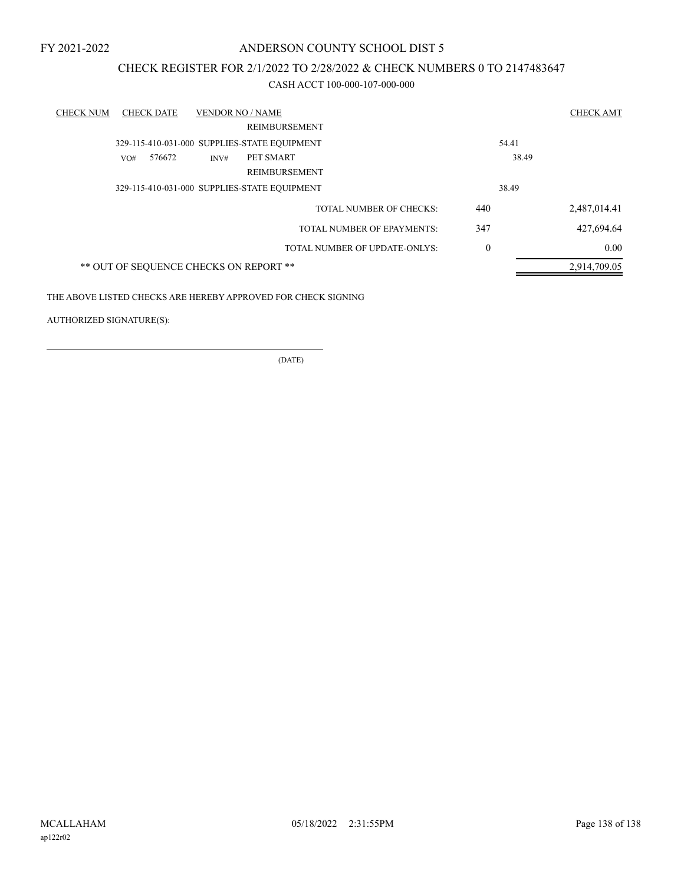FY 2021-2022

# ANDERSON COUNTY SCHOOL DIST 5

## CHECK REGISTER FOR 2/1/2022 TO 2/28/2022 & CHECK NUMBERS 0 TO 2147483647

CASH ACCT 100-000-107-000-000

| CHECK NUM | CHECK DATE | VENDOR NO / NAME | | | CHECK AMT |
|---|---|---|---|---|---|
| | | | REIMBURSEMENT | | |
| | 329-115-410-031-000 | SUPPLIES-STATE EQUIPMENT | | 54.41 | |
| | VO# 576672 | INV# | PET SMART | 38.49 | |
| | | | REIMBURSEMENT | | |
| | 329-115-410-031-000 | SUPPLIES-STATE EQUIPMENT | | 38.49 | |

| | | |
|---|---|---|
| TOTAL NUMBER OF CHECKS: | 440 | 2,487,014.41 |
| TOTAL NUMBER OF EPAYMENTS: | 347 | 427,694.64 |
| TOTAL NUMBER OF UPDATE-ONLYS: | 0 | 0.00 |
| ** OUT OF SEQUENCE CHECKS ON REPORT ** | | 2,914,709.05 |

THE ABOVE LISTED CHECKS ARE HEREBY APPROVED FOR CHECK SIGNING

AUTHORIZED SIGNATURE(S):

\_\_\_\_\_\_\_\_\_\_\_\_\_\_\_\_\_\_\_\_\_\_\_\_\_\_\_\_\_\_\_\_\_\_\_\_\_\_\_\_

(DATE)

MCALLAHAM 05/18/2022 2:31:55PM

ap122r02